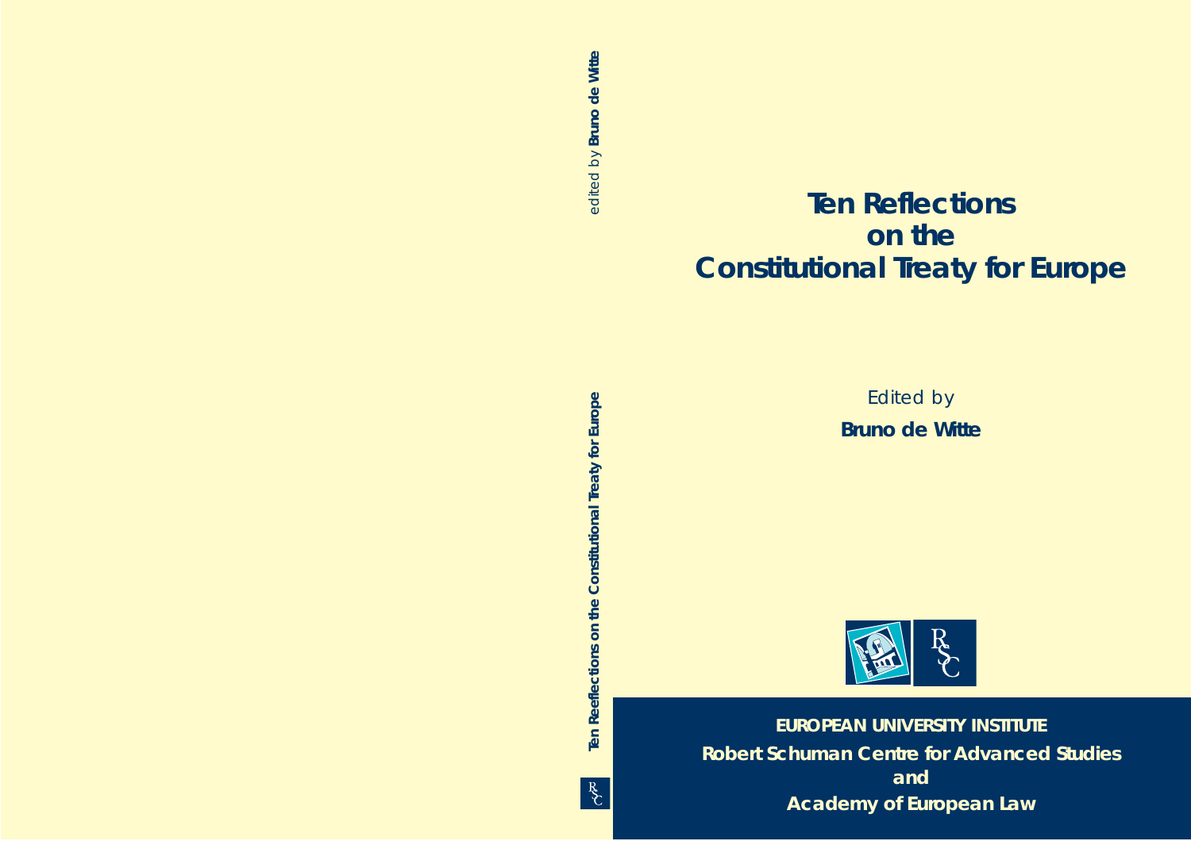# Ten Reflections on the Constitutional Treaty for Europe

Edited by

**Bruno de Witte**

**EUROPEAN UNIVERSITY INSTITUTE**

**Robert Schuman Centre for Advanced Studies**

**and**

**Academy of European Law**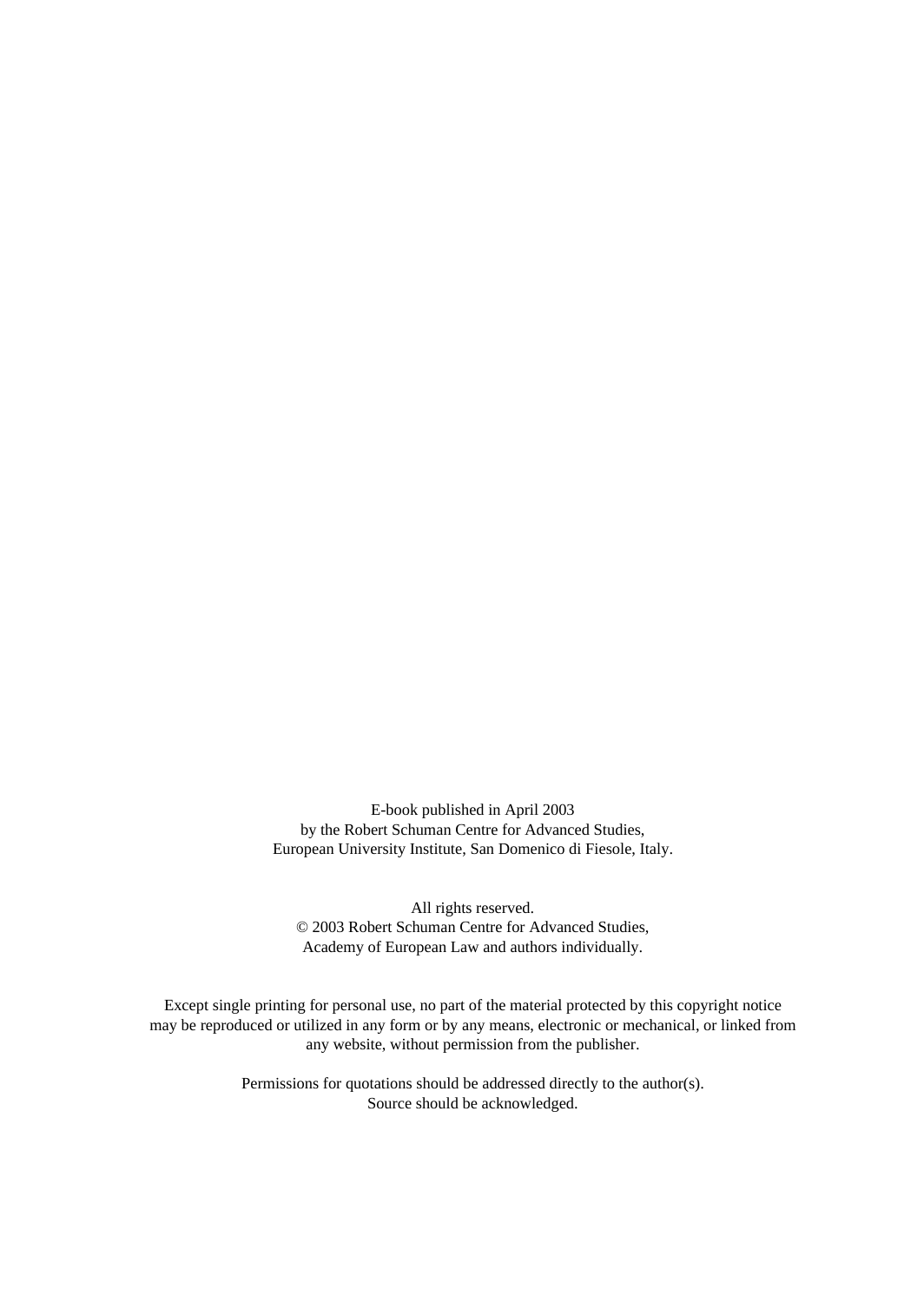E-book published in April 2003
by the Robert Schuman Centre for Advanced Studies,
European University Institute, San Domenico di Fiesole, Italy.

All rights reserved.
© 2003 Robert Schuman Centre for Advanced Studies,
Academy of European Law and authors individually.

Except single printing for personal use, no part of the material protected by this copyright notice may be reproduced or utilized in any form or by any means, electronic or mechanical, or linked from any website, without permission from the publisher.

Permissions for quotations should be addressed directly to the author(s).
Source should be acknowledged.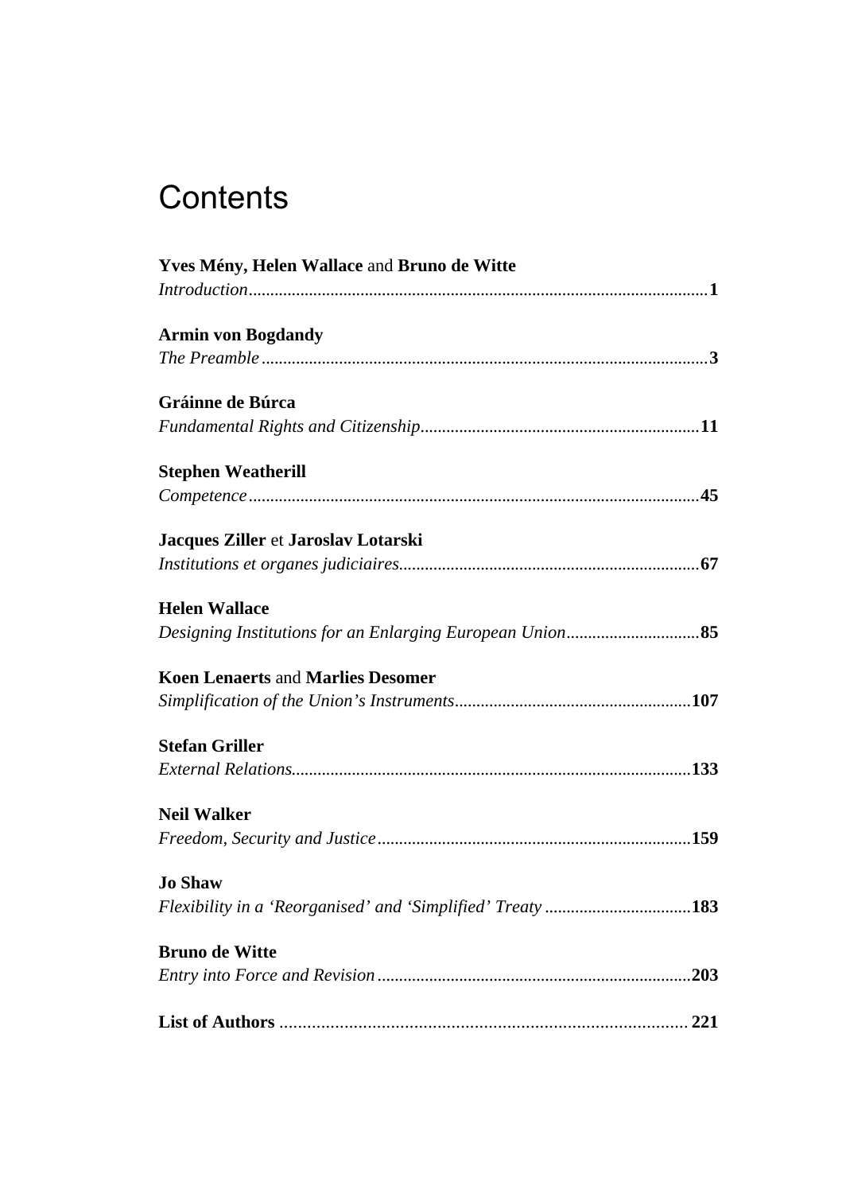# Contents

**Yves Mény, Helen Wallace** and **Bruno de Witte**
*Introduction* ........................................................................................... **1**

**Armin von Bogdandy**
*The Preamble* .......................................................................................... **3**

**Gráinne de Búrca**
*Fundamental Rights and Citizenship* ................................................................ **11**

**Stephen Weatherill**
*Competence* ........................................................................................... **45**

**Jacques Ziller** et **Jaroslav Lotarski**
*Institutions et organes judiciaires* ..................................................................... **67**

**Helen Wallace**
*Designing Institutions for an Enlarging European Union* .............................. **85**

**Koen Lenaerts** and **Marlies Desomer**
*Simplification of the Union's Instruments* ...................................................... **107**

**Stefan Griller**
*External Relations* .................................................................................... **133**

**Neil Walker**
*Freedom, Security and Justice* ........................................................................ **159**

**Jo Shaw**
*Flexibility in a 'Reorganised' and 'Simplified' Treaty* ................................. **183**

**Bruno de Witte**
*Entry into Force and Revision* ....................................................................... **203**

**List of Authors** ........................................................................................ **221**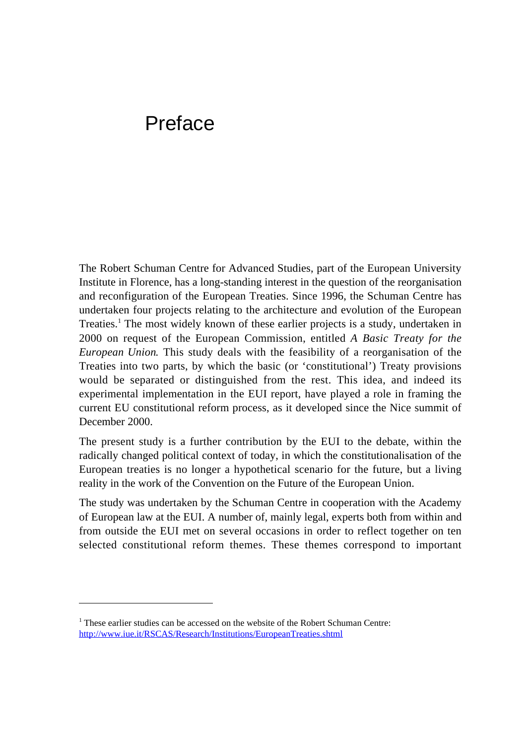# Preface

The Robert Schuman Centre for Advanced Studies, part of the European University Institute in Florence, has a long-standing interest in the question of the reorganisation and reconfiguration of the European Treaties. Since 1996, the Schuman Centre has undertaken four projects relating to the architecture and evolution of the European Treaties.[1] The most widely known of these earlier projects is a study, undertaken in 2000 on request of the European Commission, entitled *A Basic Treaty for the European Union*. This study deals with the feasibility of a reorganisation of the Treaties into two parts, by which the basic (or 'constitutional') Treaty provisions would be separated or distinguished from the rest. This idea, and indeed its experimental implementation in the EUI report, have played a role in framing the current EU constitutional reform process, as it developed since the Nice summit of December 2000.

The present study is a further contribution by the EUI to the debate, within the radically changed political context of today, in which the constitutionalisation of the European treaties is no longer a hypothetical scenario for the future, but a living reality in the work of the Convention on the Future of the European Union.

The study was undertaken by the Schuman Centre in cooperation with the Academy of European law at the EUI. A number of, mainly legal, experts both from within and from outside the EUI met on several occasions in order to reflect together on ten selected constitutional reform themes. These themes correspond to important

---

[1] These earlier studies can be accessed on the website of the Robert Schuman Centre: http://www.iue.it/RSCAS/Research/Institutions/EuropeanTreaties.shtml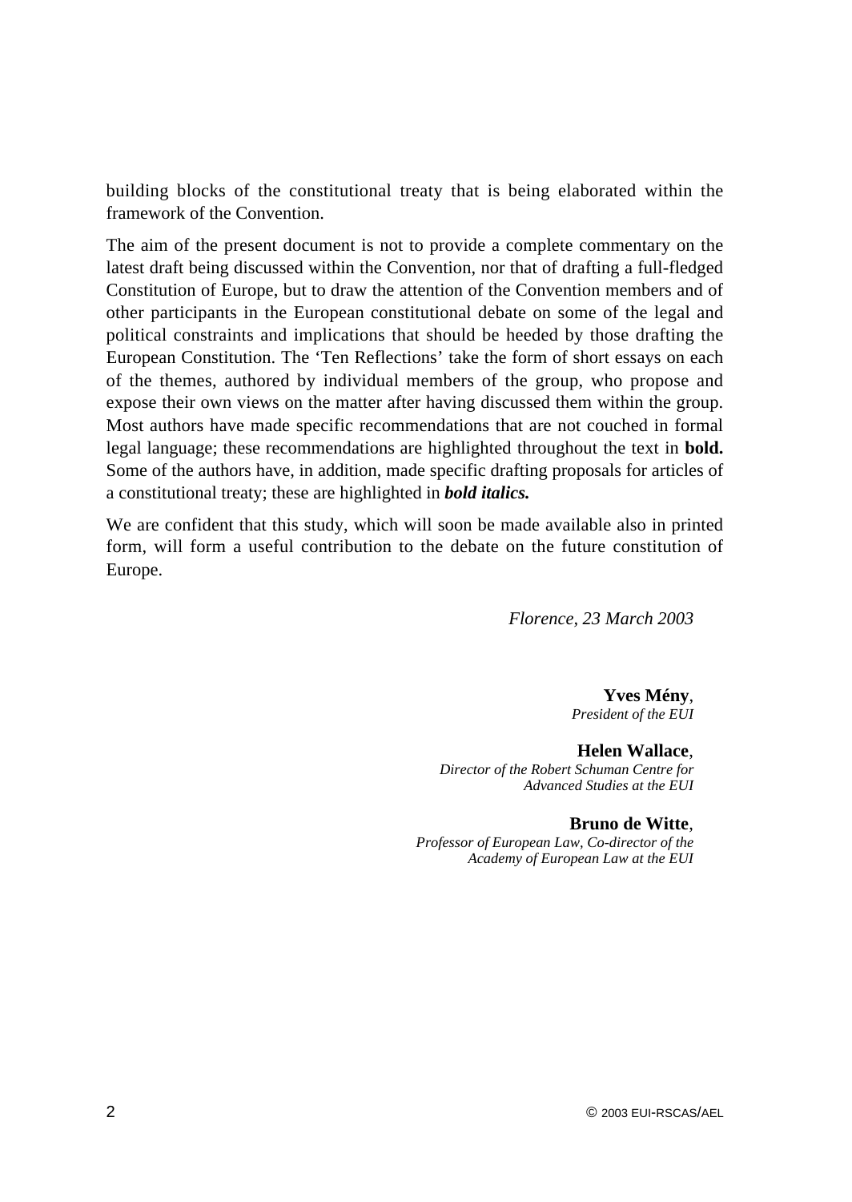building blocks of the constitutional treaty that is being elaborated within the framework of the Convention.

The aim of the present document is not to provide a complete commentary on the latest draft being discussed within the Convention, nor that of drafting a full-fledged Constitution of Europe, but to draw the attention of the Convention members and of other participants in the European constitutional debate on some of the legal and political constraints and implications that should be heeded by those drafting the European Constitution. The 'Ten Reflections' take the form of short essays on each of the themes, authored by individual members of the group, who propose and expose their own views on the matter after having discussed them within the group. Most authors have made specific recommendations that are not couched in formal legal language; these recommendations are highlighted throughout the text in **bold.** Some of the authors have, in addition, made specific drafting proposals for articles of a constitutional treaty; these are highlighted in ***bold italics.***

We are confident that this study, which will soon be made available also in printed form, will form a useful contribution to the debate on the future constitution of Europe.

*Florence, 23 March 2003*

**Yves Mény**,
*President of the EUI*

**Helen Wallace**,
*Director of the Robert Schuman Centre for Advanced Studies at the EUI*

**Bruno de Witte**,
*Professor of European Law, Co-director of the Academy of European Law at the EUI*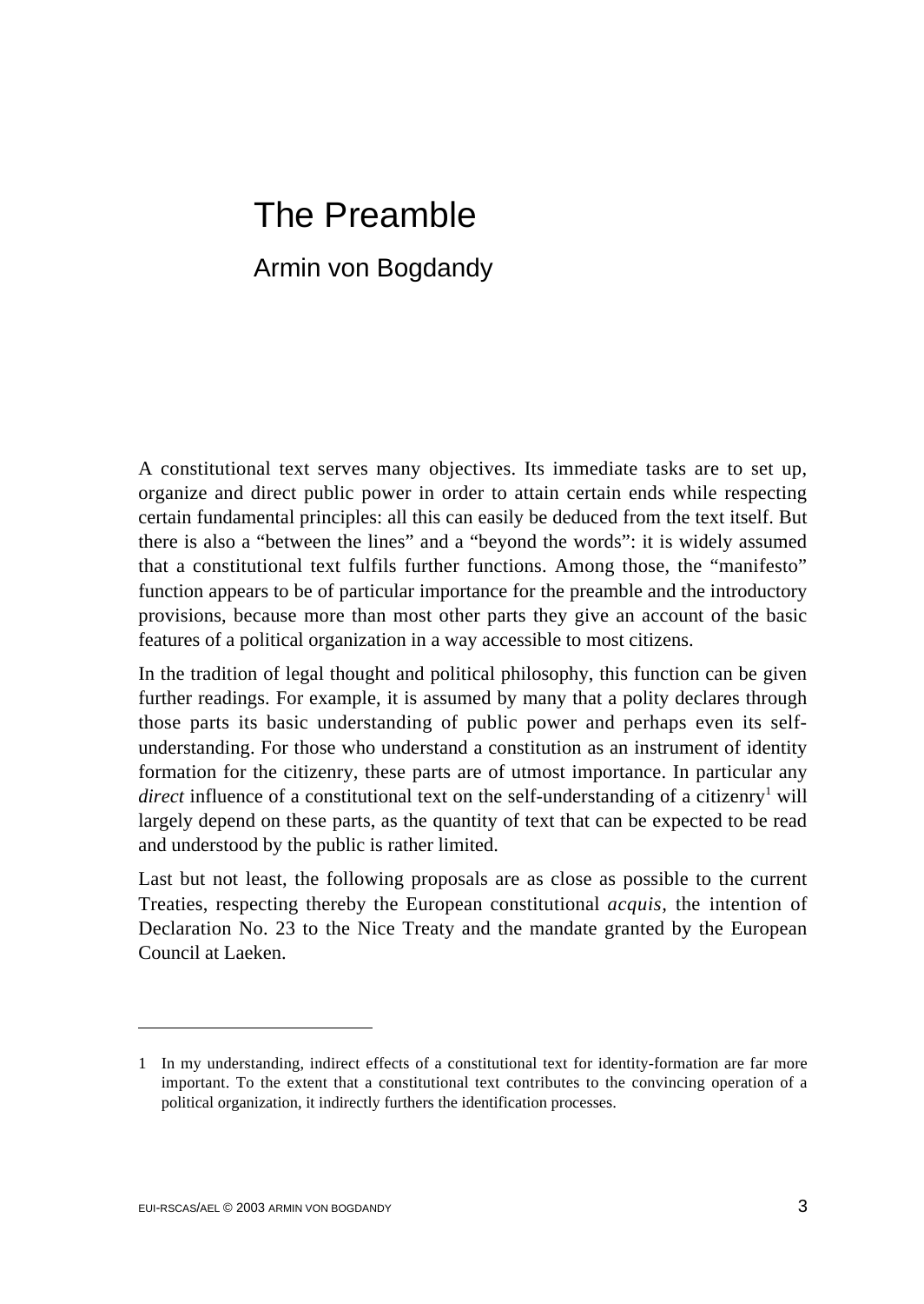# The Preamble

## Armin von Bogdandy

A constitutional text serves many objectives. Its immediate tasks are to set up, organize and direct public power in order to attain certain ends while respecting certain fundamental principles: all this can easily be deduced from the text itself. But there is also a "between the lines" and a "beyond the words": it is widely assumed that a constitutional text fulfils further functions. Among those, the "manifesto" function appears to be of particular importance for the preamble and the introductory provisions, because more than most other parts they give an account of the basic features of a political organization in a way accessible to most citizens.

In the tradition of legal thought and political philosophy, this function can be given further readings. For example, it is assumed by many that a polity declares through those parts its basic understanding of public power and perhaps even its self-understanding. For those who understand a constitution as an instrument of identity formation for the citizenry, these parts are of utmost importance. In particular any *direct* influence of a constitutional text on the self-understanding of a citizenry[1] will largely depend on these parts, as the quantity of text that can be expected to be read and understood by the public is rather limited.

Last but not least, the following proposals are as close as possible to the current Treaties, respecting thereby the European constitutional *acquis*, the intention of Declaration No. 23 to the Nice Treaty and the mandate granted by the European Council at Laeken.

1 In my understanding, indirect effects of a constitutional text for identity-formation are far more important. To the extent that a constitutional text contributes to the convincing operation of a political organization, it indirectly furthers the identification processes.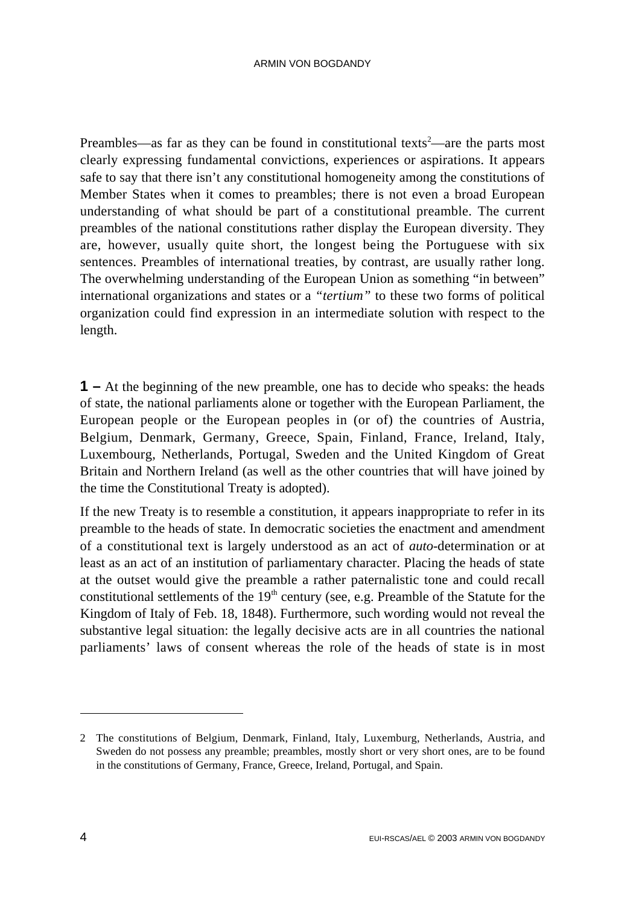Preambles—as far as they can be found in constitutional texts[2]—are the parts most clearly expressing fundamental convictions, experiences or aspirations. It appears safe to say that there isn't any constitutional homogeneity among the constitutions of Member States when it comes to preambles; there is not even a broad European understanding of what should be part of a constitutional preamble. The current preambles of the national constitutions rather display the European diversity. They are, however, usually quite short, the longest being the Portuguese with six sentences. Preambles of international treaties, by contrast, are usually rather long. The overwhelming understanding of the European Union as something "in between" international organizations and states or a *"tertium"* to these two forms of political organization could find expression in an intermediate solution with respect to the length.

**1 –** At the beginning of the new preamble, one has to decide who speaks: the heads of state, the national parliaments alone or together with the European Parliament, the European people or the European peoples in (or of) the countries of Austria, Belgium, Denmark, Germany, Greece, Spain, Finland, France, Ireland, Italy, Luxembourg, Netherlands, Portugal, Sweden and the United Kingdom of Great Britain and Northern Ireland (as well as the other countries that will have joined by the time the Constitutional Treaty is adopted).

If the new Treaty is to resemble a constitution, it appears inappropriate to refer in its preamble to the heads of state. In democratic societies the enactment and amendment of a constitutional text is largely understood as an act of *auto*-determination or at least as an act of an institution of parliamentary character. Placing the heads of state at the outset would give the preamble a rather paternalistic tone and could recall constitutional settlements of the 19th century (see, e.g. Preamble of the Statute for the Kingdom of Italy of Feb. 18, 1848). Furthermore, such wording would not reveal the substantive legal situation: the legally decisive acts are in all countries the national parliaments' laws of consent whereas the role of the heads of state is in most

---

2 The constitutions of Belgium, Denmark, Finland, Italy, Luxemburg, Netherlands, Austria, and Sweden do not possess any preamble; preambles, mostly short or very short ones, are to be found in the constitutions of Germany, France, Greece, Ireland, Portugal, and Spain.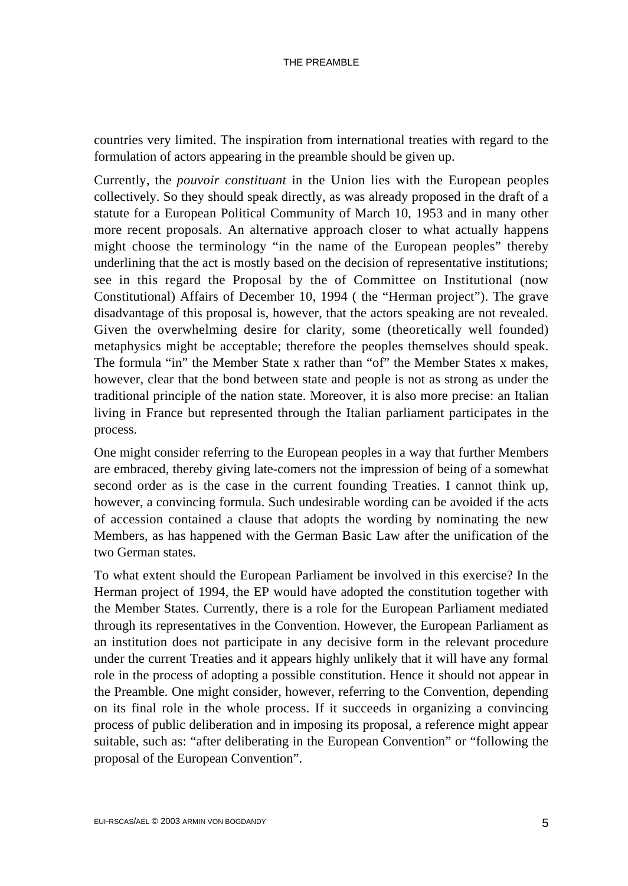countries very limited. The inspiration from international treaties with regard to the formulation of actors appearing in the preamble should be given up.

Currently, the *pouvoir constituant* in the Union lies with the European peoples collectively. So they should speak directly, as was already proposed in the draft of a statute for a European Political Community of March 10, 1953 and in many other more recent proposals. An alternative approach closer to what actually happens might choose the terminology "in the name of the European peoples" thereby underlining that the act is mostly based on the decision of representative institutions; see in this regard the Proposal by the of Committee on Institutional (now Constitutional) Affairs of December 10, 1994 ( the "Herman project"). The grave disadvantage of this proposal is, however, that the actors speaking are not revealed. Given the overwhelming desire for clarity, some (theoretically well founded) metaphysics might be acceptable; therefore the peoples themselves should speak. The formula "in" the Member State x rather than "of" the Member States x makes, however, clear that the bond between state and people is not as strong as under the traditional principle of the nation state. Moreover, it is also more precise: an Italian living in France but represented through the Italian parliament participates in the process.

One might consider referring to the European peoples in a way that further Members are embraced, thereby giving late-comers not the impression of being of a somewhat second order as is the case in the current founding Treaties. I cannot think up, however, a convincing formula. Such undesirable wording can be avoided if the acts of accession contained a clause that adopts the wording by nominating the new Members, as has happened with the German Basic Law after the unification of the two German states.

To what extent should the European Parliament be involved in this exercise? In the Herman project of 1994, the EP would have adopted the constitution together with the Member States. Currently, there is a role for the European Parliament mediated through its representatives in the Convention. However, the European Parliament as an institution does not participate in any decisive form in the relevant procedure under the current Treaties and it appears highly unlikely that it will have any formal role in the process of adopting a possible constitution. Hence it should not appear in the Preamble. One might consider, however, referring to the Convention, depending on its final role in the whole process. If it succeeds in organizing a convincing process of public deliberation and in imposing its proposal, a reference might appear suitable, such as: "after deliberating in the European Convention" or "following the proposal of the European Convention".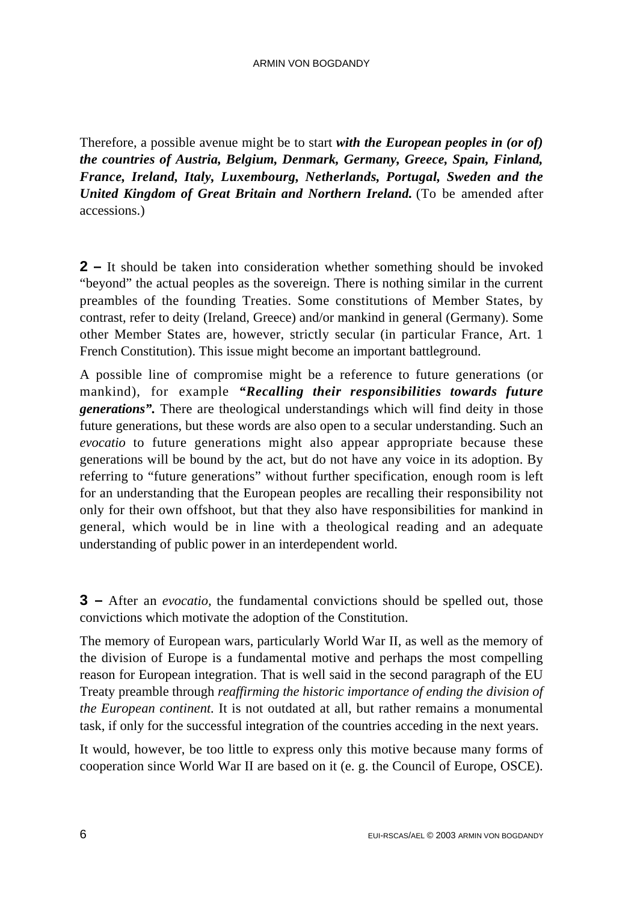Therefore, a possible avenue might be to start ***with the European peoples in (or of) the countries of Austria, Belgium, Denmark, Germany, Greece, Spain, Finland, France, Ireland, Italy, Luxembourg, Netherlands, Portugal, Sweden and the United Kingdom of Great Britain and Northern Ireland.*** (To be amended after accessions.)

**2 –** It should be taken into consideration whether something should be invoked "beyond" the actual peoples as the sovereign. There is nothing similar in the current preambles of the founding Treaties. Some constitutions of Member States, by contrast, refer to deity (Ireland, Greece) and/or mankind in general (Germany). Some other Member States are, however, strictly secular (in particular France, Art. 1 French Constitution). This issue might become an important battleground.

A possible line of compromise might be a reference to future generations (or mankind), for example ***"Recalling their responsibilities towards future generations".*** There are theological understandings which will find deity in those future generations, but these words are also open to a secular understanding. Such an *evocatio* to future generations might also appear appropriate because these generations will be bound by the act, but do not have any voice in its adoption. By referring to "future generations" without further specification, enough room is left for an understanding that the European peoples are recalling their responsibility not only for their own offshoot, but that they also have responsibilities for mankind in general, which would be in line with a theological reading and an adequate understanding of public power in an interdependent world.

**3 –** After an *evocatio*, the fundamental convictions should be spelled out, those convictions which motivate the adoption of the Constitution.

The memory of European wars, particularly World War II, as well as the memory of the division of Europe is a fundamental motive and perhaps the most compelling reason for European integration. That is well said in the second paragraph of the EU Treaty preamble through *reaffirming the historic importance of ending the division of the European continent.* It is not outdated at all, but rather remains a monumental task, if only for the successful integration of the countries acceding in the next years.

It would, however, be too little to express only this motive because many forms of cooperation since World War II are based on it (e. g. the Council of Europe, OSCE).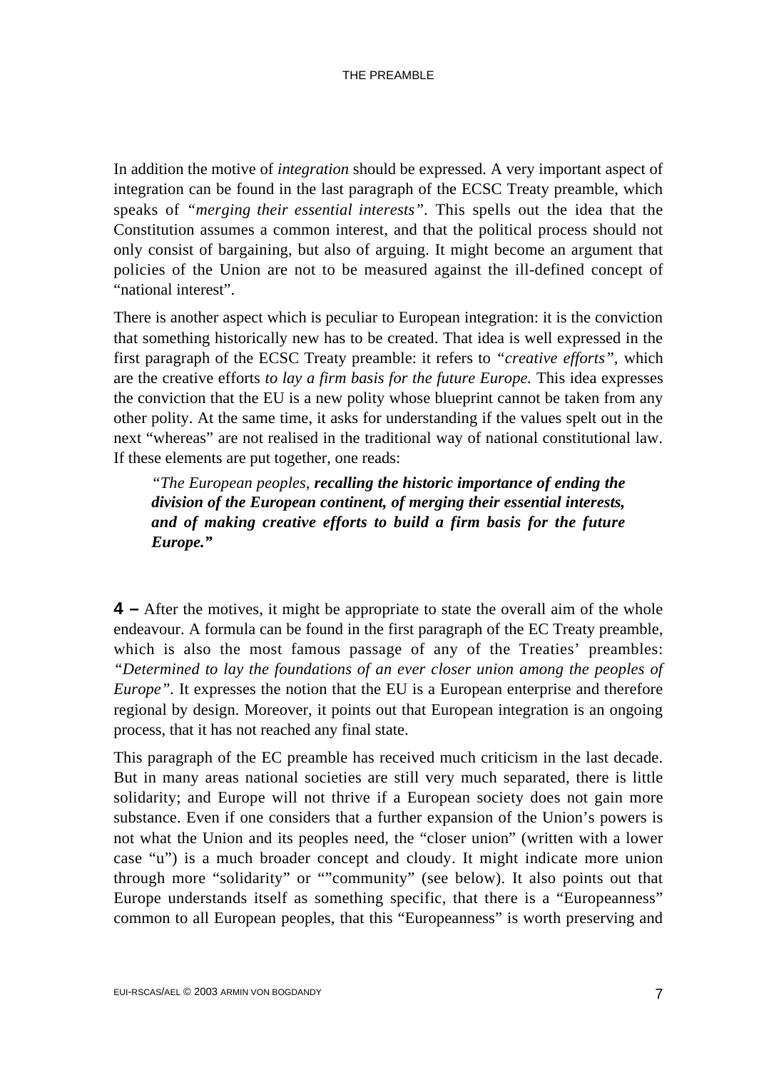In addition the motive of *integration* should be expressed. A very important aspect of integration can be found in the last paragraph of the ECSC Treaty preamble, which speaks of *"merging their essential interests"*. This spells out the idea that the Constitution assumes a common interest, and that the political process should not only consist of bargaining, but also of arguing. It might become an argument that policies of the Union are not to be measured against the ill-defined concept of "national interest".

There is another aspect which is peculiar to European integration: it is the conviction that something historically new has to be created. That idea is well expressed in the first paragraph of the ECSC Treaty preamble: it refers to *"creative efforts"*, which are the creative efforts *to lay a firm basis for the future Europe.* This idea expresses the conviction that the EU is a new polity whose blueprint cannot be taken from any other polity. At the same time, it asks for understanding if the values spelt out in the next "whereas" are not realised in the traditional way of national constitutional law. If these elements are put together, one reads:

> *"The European peoples,* ***recalling the historic importance of ending the division of the European continent, of merging their essential interests, and of making creative efforts to build a firm basis for the future Europe."***

**4 –** After the motives, it might be appropriate to state the overall aim of the whole endeavour. A formula can be found in the first paragraph of the EC Treaty preamble, which is also the most famous passage of any of the Treaties' preambles: *"Determined to lay the foundations of an ever closer union among the peoples of Europe"*. It expresses the notion that the EU is a European enterprise and therefore regional by design. Moreover, it points out that European integration is an ongoing process, that it has not reached any final state.

This paragraph of the EC preamble has received much criticism in the last decade. But in many areas national societies are still very much separated, there is little solidarity; and Europe will not thrive if a European society does not gain more substance. Even if one considers that a further expansion of the Union's powers is not what the Union and its peoples need, the "closer union" (written with a lower case "u") is a much broader concept and cloudy. It might indicate more union through more "solidarity" or ""community" (see below). It also points out that Europe understands itself as something specific, that there is a "Europeanness" common to all European peoples, that this "Europeanness" is worth preserving and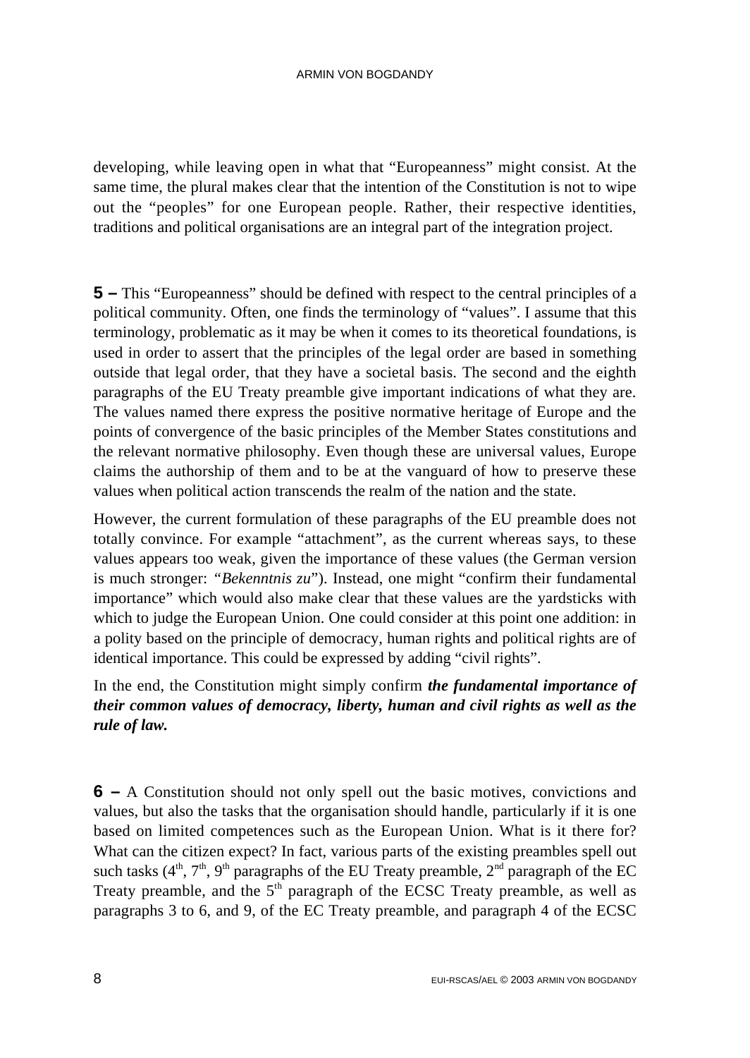developing, while leaving open in what that "Europeanness" might consist. At the same time, the plural makes clear that the intention of the Constitution is not to wipe out the "peoples" for one European people. Rather, their respective identities, traditions and political organisations are an integral part of the integration project.

**5 –** This "Europeanness" should be defined with respect to the central principles of a political community. Often, one finds the terminology of "values". I assume that this terminology, problematic as it may be when it comes to its theoretical foundations, is used in order to assert that the principles of the legal order are based in something outside that legal order, that they have a societal basis. The second and the eighth paragraphs of the EU Treaty preamble give important indications of what they are. The values named there express the positive normative heritage of Europe and the points of convergence of the basic principles of the Member States constitutions and the relevant normative philosophy. Even though these are universal values, Europe claims the authorship of them and to be at the vanguard of how to preserve these values when political action transcends the realm of the nation and the state.

However, the current formulation of these paragraphs of the EU preamble does not totally convince. For example "attachment", as the current whereas says, to these values appears too weak, given the importance of these values (the German version is much stronger: "*Bekenntnis zu*"). Instead, one might "confirm their fundamental importance" which would also make clear that these values are the yardsticks with which to judge the European Union. One could consider at this point one addition: in a polity based on the principle of democracy, human rights and political rights are of identical importance. This could be expressed by adding "civil rights".

In the end, the Constitution might simply confirm ***the fundamental importance of their common values of democracy, liberty, human and civil rights as well as the rule of law.***

**6 –** A Constitution should not only spell out the basic motives, convictions and values, but also the tasks that the organisation should handle, particularly if it is one based on limited competences such as the European Union. What is it there for? What can the citizen expect? In fact, various parts of the existing preambles spell out such tasks (4th, 7th, 9th paragraphs of the EU Treaty preamble, 2nd paragraph of the EC Treaty preamble, and the 5th paragraph of the ECSC Treaty preamble, as well as paragraphs 3 to 6, and 9, of the EC Treaty preamble, and paragraph 4 of the ECSC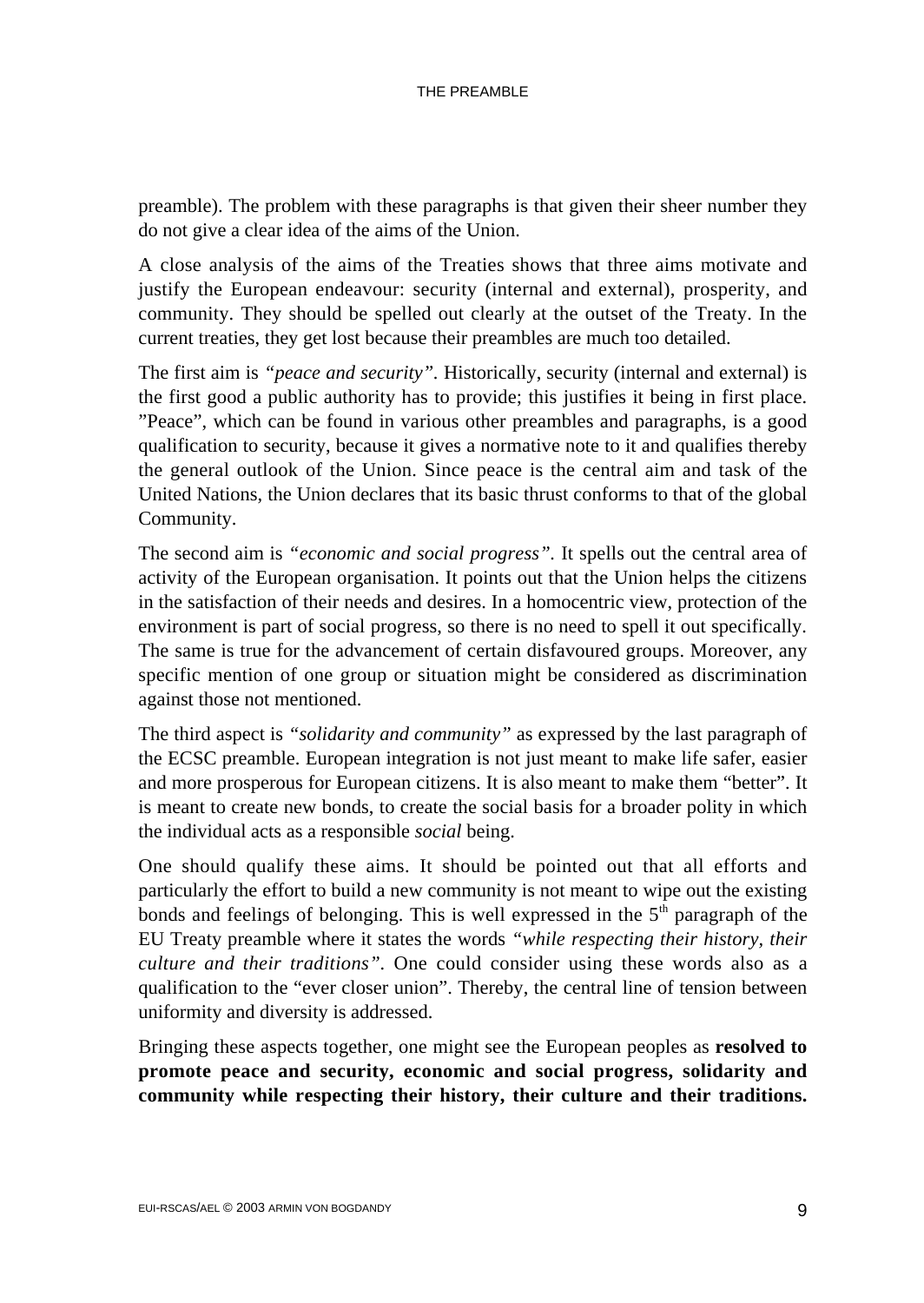preamble). The problem with these paragraphs is that given their sheer number they do not give a clear idea of the aims of the Union.

A close analysis of the aims of the Treaties shows that three aims motivate and justify the European endeavour: security (internal and external), prosperity, and community. They should be spelled out clearly at the outset of the Treaty. In the current treaties, they get lost because their preambles are much too detailed.

The first aim is *"peace and security"*. Historically, security (internal and external) is the first good a public authority has to provide; this justifies it being in first place. "Peace", which can be found in various other preambles and paragraphs, is a good qualification to security, because it gives a normative note to it and qualifies thereby the general outlook of the Union. Since peace is the central aim and task of the United Nations, the Union declares that its basic thrust conforms to that of the global Community.

The second aim is *"economic and social progress"*. It spells out the central area of activity of the European organisation. It points out that the Union helps the citizens in the satisfaction of their needs and desires. In a homocentric view, protection of the environment is part of social progress, so there is no need to spell it out specifically. The same is true for the advancement of certain disfavoured groups. Moreover, any specific mention of one group or situation might be considered as discrimination against those not mentioned.

The third aspect is *"solidarity and community"* as expressed by the last paragraph of the ECSC preamble. European integration is not just meant to make life safer, easier and more prosperous for European citizens. It is also meant to make them "better". It is meant to create new bonds, to create the social basis for a broader polity in which the individual acts as a responsible *social* being.

One should qualify these aims. It should be pointed out that all efforts and particularly the effort to build a new community is not meant to wipe out the existing bonds and feelings of belonging. This is well expressed in the 5th paragraph of the EU Treaty preamble where it states the words *"while respecting their history, their culture and their traditions"*. One could consider using these words also as a qualification to the "ever closer union". Thereby, the central line of tension between uniformity and diversity is addressed.

Bringing these aspects together, one might see the European peoples as **resolved to promote peace and security, economic and social progress, solidarity and community while respecting their history, their culture and their traditions.**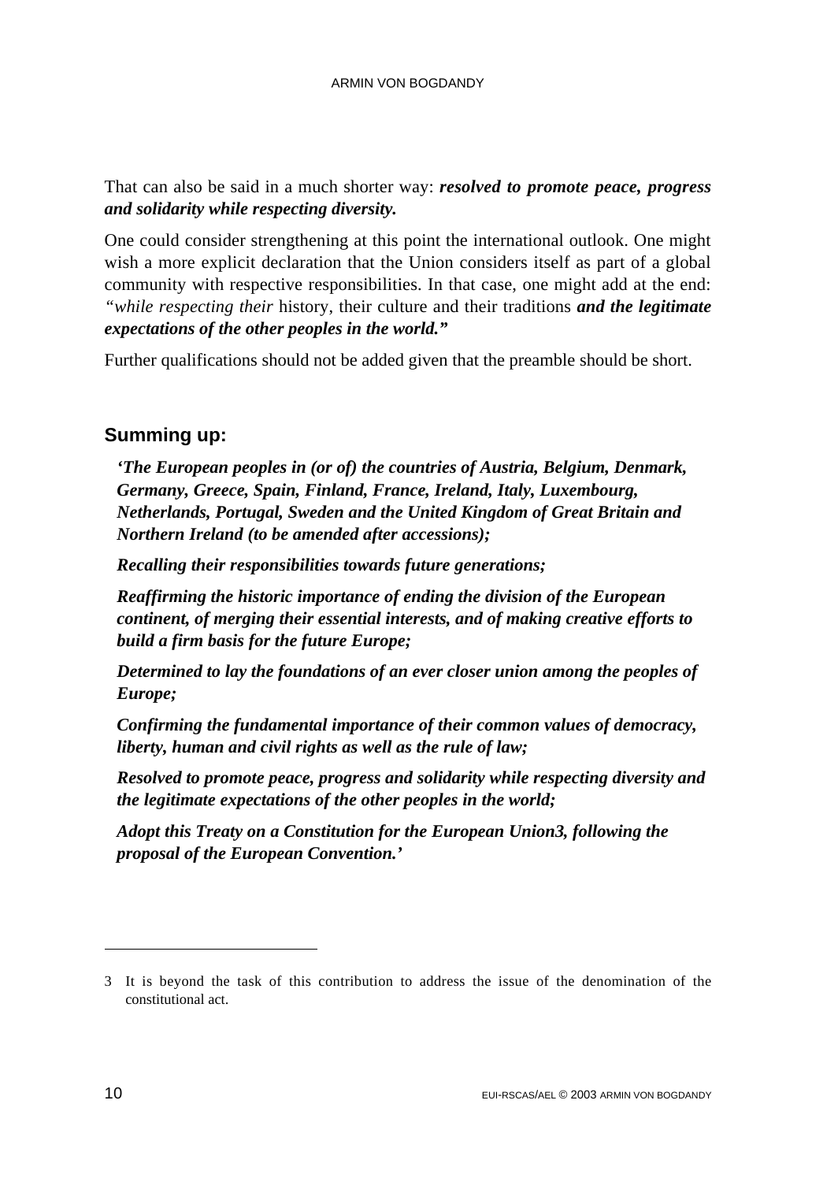That can also be said in a much shorter way: ***resolved to promote peace, progress and solidarity while respecting diversity.***

One could consider strengthening at this point the international outlook. One might wish a more explicit declaration that the Union considers itself as part of a global community with respective responsibilities. In that case, one might add at the end: *"while respecting their* history, their culture and their traditions ***and the legitimate expectations of the other peoples in the world."***

Further qualifications should not be added given that the preamble should be short.

## Summing up:

> ***'The European peoples in (or of) the countries of Austria, Belgium, Denmark, Germany, Greece, Spain, Finland, France, Ireland, Italy, Luxembourg, Netherlands, Portugal, Sweden and the United Kingdom of Great Britain and Northern Ireland (to be amended after accessions);***
>
> ***Recalling their responsibilities towards future generations;***
>
> ***Reaffirming the historic importance of ending the division of the European continent, of merging their essential interests, and of making creative efforts to build a firm basis for the future Europe;***
>
> ***Determined to lay the foundations of an ever closer union among the peoples of Europe;***
>
> ***Confirming the fundamental importance of their common values of democracy, liberty, human and civil rights as well as the rule of law;***
>
> ***Resolved to promote peace, progress and solidarity while respecting diversity and the legitimate expectations of the other peoples in the world;***
>
> ***Adopt this Treaty on a Constitution for the European Union[3], following the proposal of the European Convention.'***

---

3 It is beyond the task of this contribution to address the issue of the denomination of the constitutional act.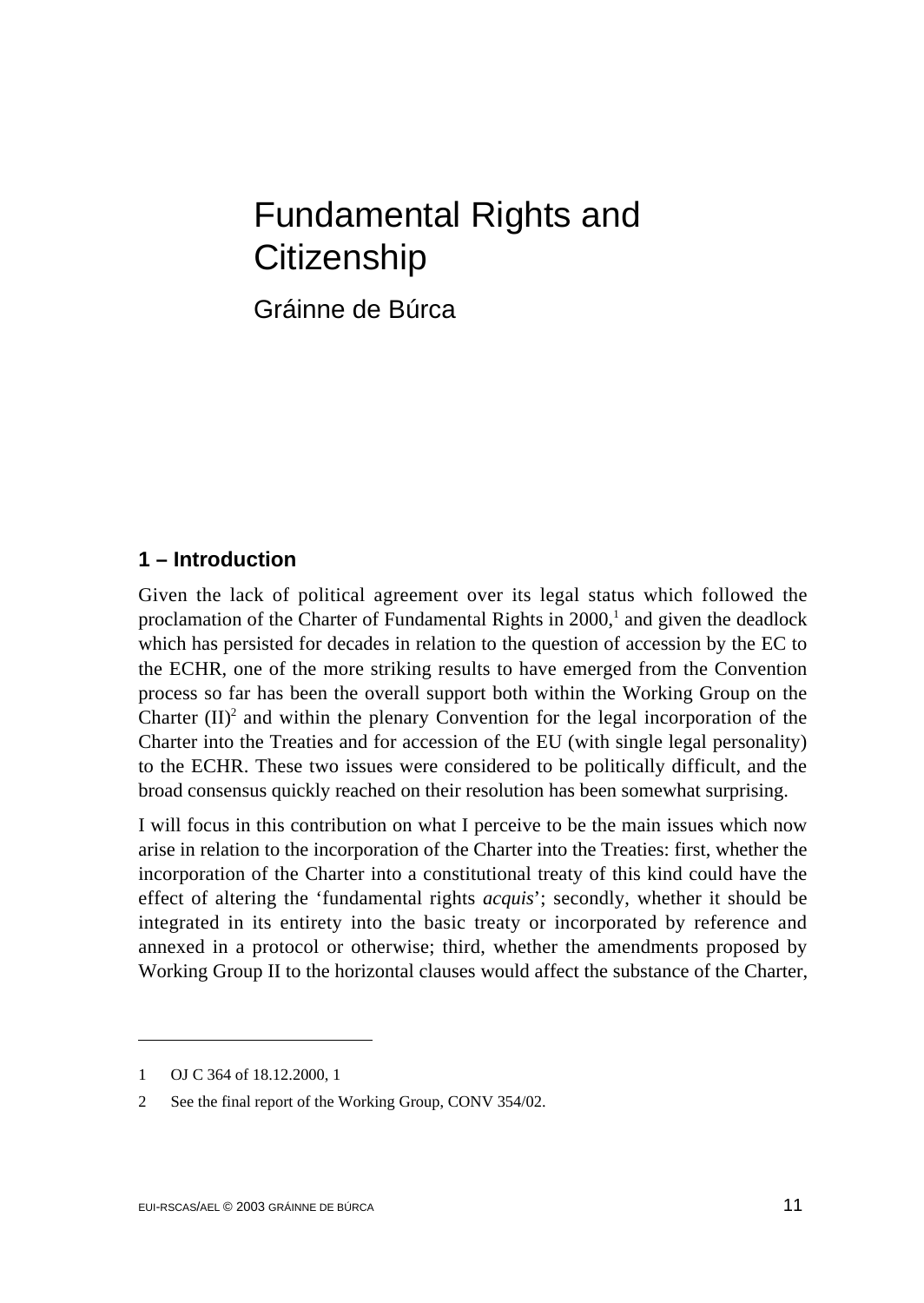# Fundamental Rights and Citizenship

Gráinne de Búrca

## 1 – Introduction

Given the lack of political agreement over its legal status which followed the proclamation of the Charter of Fundamental Rights in 2000,[1] and given the deadlock which has persisted for decades in relation to the question of accession by the EC to the ECHR, one of the more striking results to have emerged from the Convention process so far has been the overall support both within the Working Group on the Charter (II)[2] and within the plenary Convention for the legal incorporation of the Charter into the Treaties and for accession of the EU (with single legal personality) to the ECHR. These two issues were considered to be politically difficult, and the broad consensus quickly reached on their resolution has been somewhat surprising.

I will focus in this contribution on what I perceive to be the main issues which now arise in relation to the incorporation of the Charter into the Treaties: first, whether the incorporation of the Charter into a constitutional treaty of this kind could have the effect of altering the 'fundamental rights *acquis*'; secondly, whether it should be integrated in its entirety into the basic treaty or incorporated by reference and annexed in a protocol or otherwise; third, whether the amendments proposed by Working Group II to the horizontal clauses would affect the substance of the Charter,

1 OJ C 364 of 18.12.2000, 1

2 See the final report of the Working Group, CONV 354/02.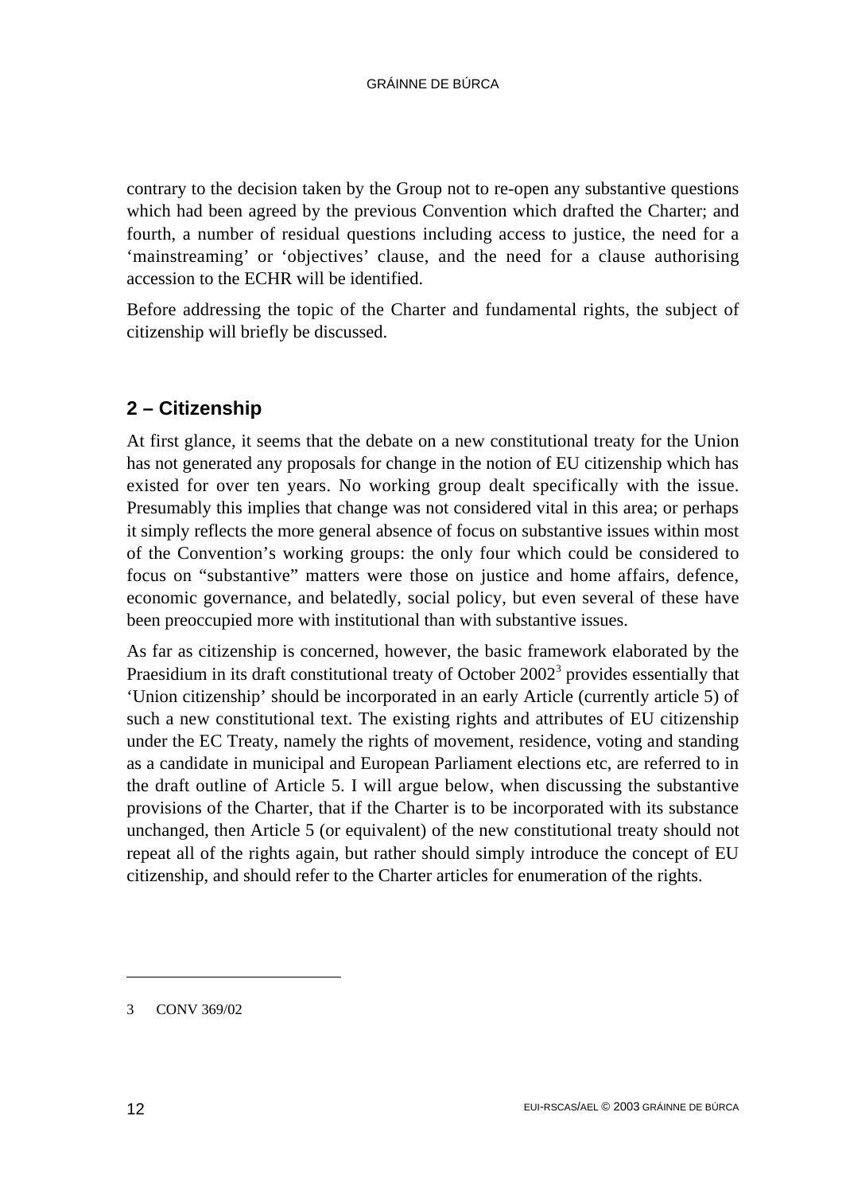contrary to the decision taken by the Group not to re-open any substantive questions which had been agreed by the previous Convention which drafted the Charter; and fourth, a number of residual questions including access to justice, the need for a 'mainstreaming' or 'objectives' clause, and the need for a clause authorising accession to the ECHR will be identified.

Before addressing the topic of the Charter and fundamental rights, the subject of citizenship will briefly be discussed.

## 2 – Citizenship

At first glance, it seems that the debate on a new constitutional treaty for the Union has not generated any proposals for change in the notion of EU citizenship which has existed for over ten years. No working group dealt specifically with the issue. Presumably this implies that change was not considered vital in this area; or perhaps it simply reflects the more general absence of focus on substantive issues within most of the Convention's working groups: the only four which could be considered to focus on "substantive" matters were those on justice and home affairs, defence, economic governance, and belatedly, social policy, but even several of these have been preoccupied more with institutional than with substantive issues.

As far as citizenship is concerned, however, the basic framework elaborated by the Praesidium in its draft constitutional treaty of October 2002[3] provides essentially that 'Union citizenship' should be incorporated in an early Article (currently article 5) of such a new constitutional text. The existing rights and attributes of EU citizenship under the EC Treaty, namely the rights of movement, residence, voting and standing as a candidate in municipal and European Parliament elections etc, are referred to in the draft outline of Article 5. I will argue below, when discussing the substantive provisions of the Charter, that if the Charter is to be incorporated with its substance unchanged, then Article 5 (or equivalent) of the new constitutional treaty should not repeat all of the rights again, but rather should simply introduce the concept of EU citizenship, and should refer to the Charter articles for enumeration of the rights.

---

3 CONV 369/02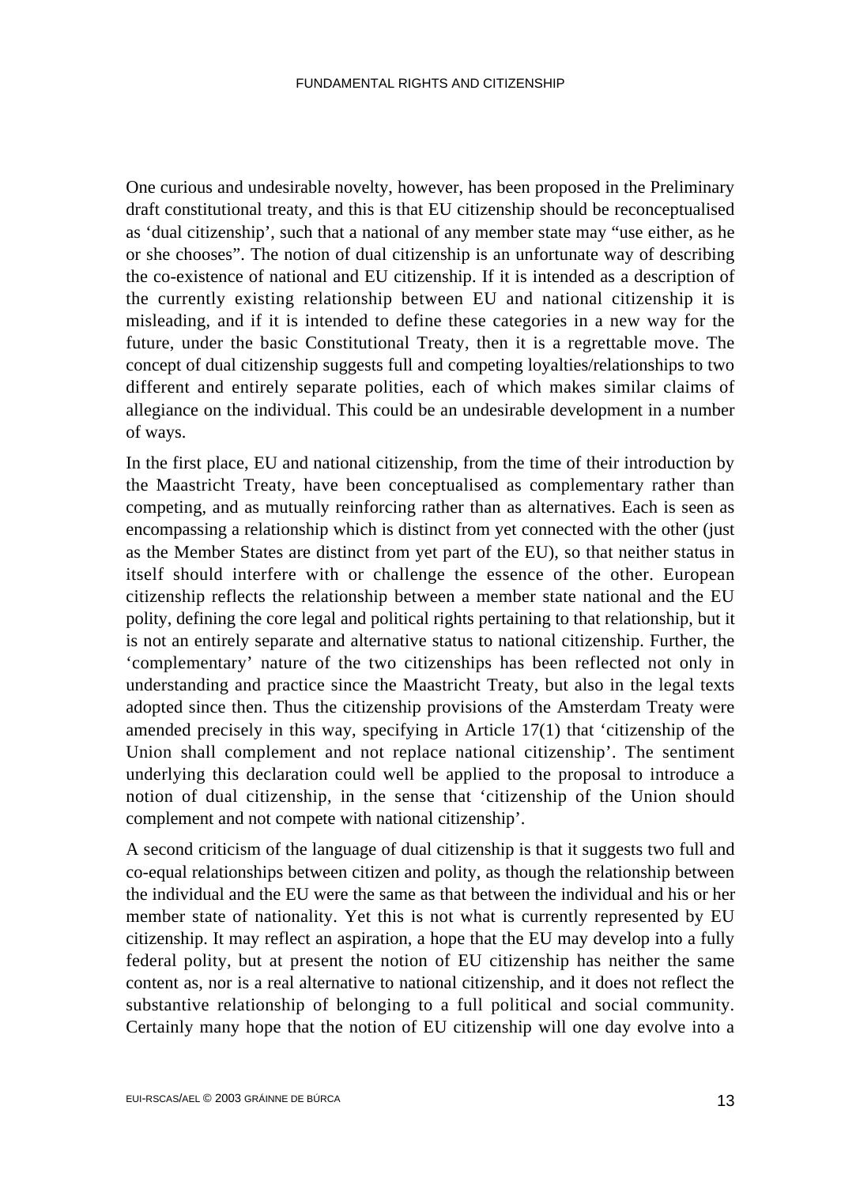One curious and undesirable novelty, however, has been proposed in the Preliminary draft constitutional treaty, and this is that EU citizenship should be reconceptualised as 'dual citizenship', such that a national of any member state may "use either, as he or she chooses". The notion of dual citizenship is an unfortunate way of describing the co-existence of national and EU citizenship. If it is intended as a description of the currently existing relationship between EU and national citizenship it is misleading, and if it is intended to define these categories in a new way for the future, under the basic Constitutional Treaty, then it is a regrettable move. The concept of dual citizenship suggests full and competing loyalties/relationships to two different and entirely separate polities, each of which makes similar claims of allegiance on the individual. This could be an undesirable development in a number of ways.

In the first place, EU and national citizenship, from the time of their introduction by the Maastricht Treaty, have been conceptualised as complementary rather than competing, and as mutually reinforcing rather than as alternatives. Each is seen as encompassing a relationship which is distinct from yet connected with the other (just as the Member States are distinct from yet part of the EU), so that neither status in itself should interfere with or challenge the essence of the other. European citizenship reflects the relationship between a member state national and the EU polity, defining the core legal and political rights pertaining to that relationship, but it is not an entirely separate and alternative status to national citizenship. Further, the 'complementary' nature of the two citizenships has been reflected not only in understanding and practice since the Maastricht Treaty, but also in the legal texts adopted since then. Thus the citizenship provisions of the Amsterdam Treaty were amended precisely in this way, specifying in Article 17(1) that 'citizenship of the Union shall complement and not replace national citizenship'. The sentiment underlying this declaration could well be applied to the proposal to introduce a notion of dual citizenship, in the sense that 'citizenship of the Union should complement and not compete with national citizenship'.

A second criticism of the language of dual citizenship is that it suggests two full and co-equal relationships between citizen and polity, as though the relationship between the individual and the EU were the same as that between the individual and his or her member state of nationality. Yet this is not what is currently represented by EU citizenship. It may reflect an aspiration, a hope that the EU may develop into a fully federal polity, but at present the notion of EU citizenship has neither the same content as, nor is a real alternative to national citizenship, and it does not reflect the substantive relationship of belonging to a full political and social community. Certainly many hope that the notion of EU citizenship will one day evolve into a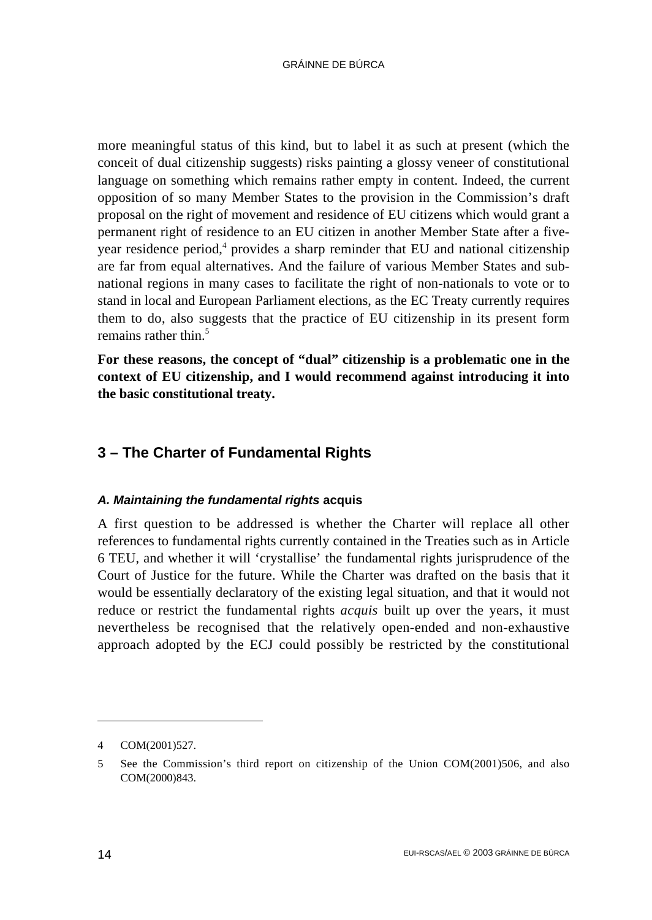more meaningful status of this kind, but to label it as such at present (which the conceit of dual citizenship suggests) risks painting a glossy veneer of constitutional language on something which remains rather empty in content. Indeed, the current opposition of so many Member States to the provision in the Commission's draft proposal on the right of movement and residence of EU citizens which would grant a permanent right of residence to an EU citizen in another Member State after a five-year residence period,[4] provides a sharp reminder that EU and national citizenship are far from equal alternatives. And the failure of various Member States and sub-national regions in many cases to facilitate the right of non-nationals to vote or to stand in local and European Parliament elections, as the EC Treaty currently requires them to do, also suggests that the practice of EU citizenship in its present form remains rather thin.[5]

**For these reasons, the concept of "dual" citizenship is a problematic one in the context of EU citizenship, and I would recommend against introducing it into the basic constitutional treaty.**

## 3 – The Charter of Fundamental Rights

### *A. Maintaining the fundamental rights* acquis

A first question to be addressed is whether the Charter will replace all other references to fundamental rights currently contained in the Treaties such as in Article 6 TEU, and whether it will 'crystallise' the fundamental rights jurisprudence of the Court of Justice for the future. While the Charter was drafted on the basis that it would be essentially declaratory of the existing legal situation, and that it would not reduce or restrict the fundamental rights *acquis* built up over the years, it must nevertheless be recognised that the relatively open-ended and non-exhaustive approach adopted by the ECJ could possibly be restricted by the constitutional

---

4 COM(2001)527.

5 See the Commission's third report on citizenship of the Union COM(2001)506, and also COM(2000)843.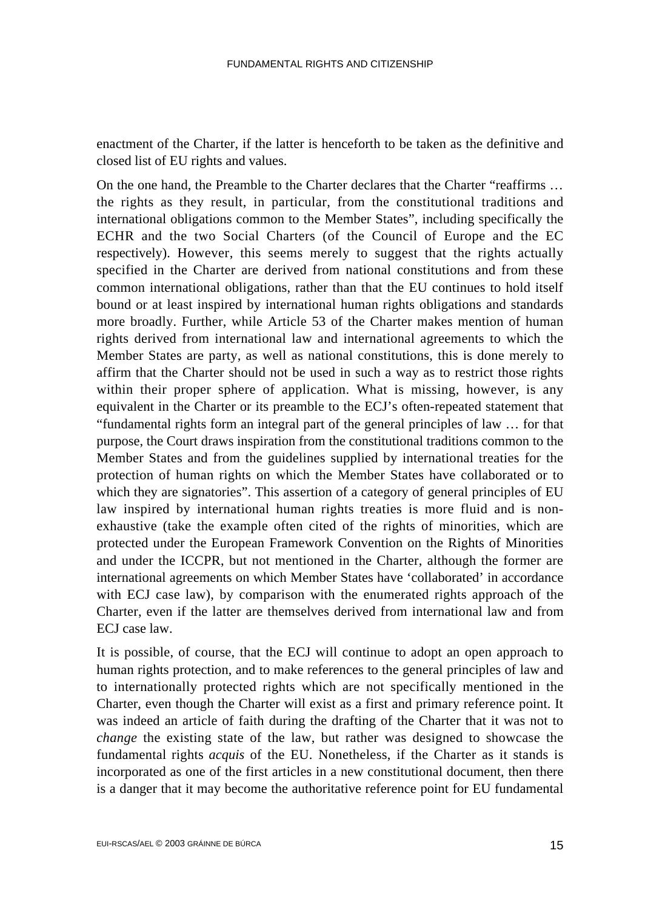enactment of the Charter, if the latter is henceforth to be taken as the definitive and closed list of EU rights and values.

On the one hand, the Preamble to the Charter declares that the Charter "reaffirms … the rights as they result, in particular, from the constitutional traditions and international obligations common to the Member States", including specifically the ECHR and the two Social Charters (of the Council of Europe and the EC respectively). However, this seems merely to suggest that the rights actually specified in the Charter are derived from national constitutions and from these common international obligations, rather than that the EU continues to hold itself bound or at least inspired by international human rights obligations and standards more broadly. Further, while Article 53 of the Charter makes mention of human rights derived from international law and international agreements to which the Member States are party, as well as national constitutions, this is done merely to affirm that the Charter should not be used in such a way as to restrict those rights within their proper sphere of application. What is missing, however, is any equivalent in the Charter or its preamble to the ECJ's often-repeated statement that "fundamental rights form an integral part of the general principles of law … for that purpose, the Court draws inspiration from the constitutional traditions common to the Member States and from the guidelines supplied by international treaties for the protection of human rights on which the Member States have collaborated or to which they are signatories". This assertion of a category of general principles of EU law inspired by international human rights treaties is more fluid and is non-exhaustive (take the example often cited of the rights of minorities, which are protected under the European Framework Convention on the Rights of Minorities and under the ICCPR, but not mentioned in the Charter, although the former are international agreements on which Member States have 'collaborated' in accordance with ECJ case law), by comparison with the enumerated rights approach of the Charter, even if the latter are themselves derived from international law and from ECJ case law.

It is possible, of course, that the ECJ will continue to adopt an open approach to human rights protection, and to make references to the general principles of law and to internationally protected rights which are not specifically mentioned in the Charter, even though the Charter will exist as a first and primary reference point. It was indeed an article of faith during the drafting of the Charter that it was not to *change* the existing state of the law, but rather was designed to showcase the fundamental rights *acquis* of the EU. Nonetheless, if the Charter as it stands is incorporated as one of the first articles in a new constitutional document, then there is a danger that it may become the authoritative reference point for EU fundamental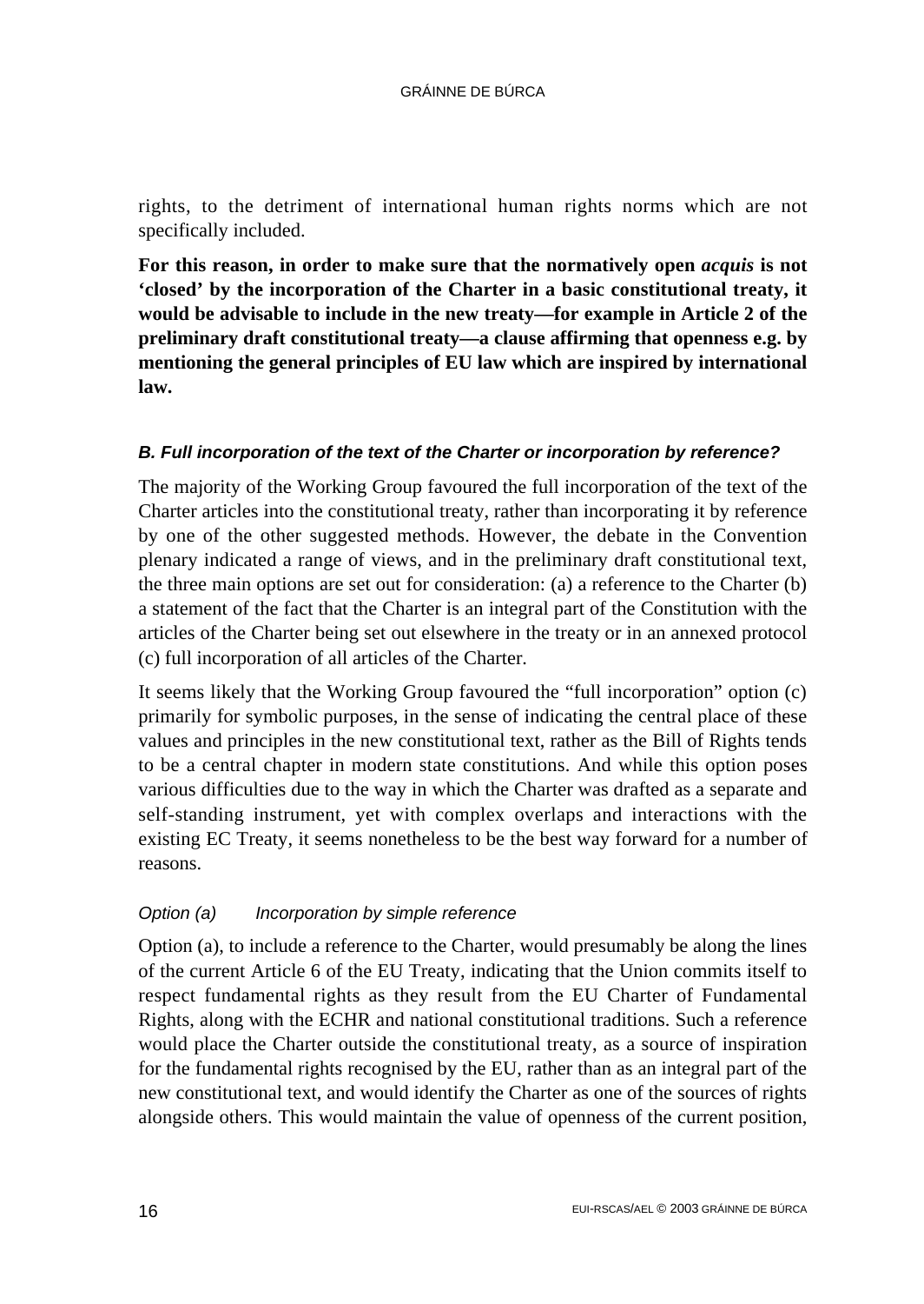rights, to the detriment of international human rights norms which are not specifically included.

**For this reason, in order to make sure that the normatively open *acquis* is not 'closed' by the incorporation of the Charter in a basic constitutional treaty, it would be advisable to include in the new treaty—for example in Article 2 of the preliminary draft constitutional treaty—a clause affirming that openness e.g. by mentioning the general principles of EU law which are inspired by international law.**

#### *B. Full incorporation of the text of the Charter or incorporation by reference?*

The majority of the Working Group favoured the full incorporation of the text of the Charter articles into the constitutional treaty, rather than incorporating it by reference by one of the other suggested methods. However, the debate in the Convention plenary indicated a range of views, and in the preliminary draft constitutional text, the three main options are set out for consideration: (a) a reference to the Charter (b) a statement of the fact that the Charter is an integral part of the Constitution with the articles of the Charter being set out elsewhere in the treaty or in an annexed protocol (c) full incorporation of all articles of the Charter.

It seems likely that the Working Group favoured the "full incorporation" option (c) primarily for symbolic purposes, in the sense of indicating the central place of these values and principles in the new constitutional text, rather as the Bill of Rights tends to be a central chapter in modern state constitutions. And while this option poses various difficulties due to the way in which the Charter was drafted as a separate and self-standing instrument, yet with complex overlaps and interactions with the existing EC Treaty, it seems nonetheless to be the best way forward for a number of reasons.

##### *Option (a) Incorporation by simple reference*

Option (a), to include a reference to the Charter, would presumably be along the lines of the current Article 6 of the EU Treaty, indicating that the Union commits itself to respect fundamental rights as they result from the EU Charter of Fundamental Rights, along with the ECHR and national constitutional traditions. Such a reference would place the Charter outside the constitutional treaty, as a source of inspiration for the fundamental rights recognised by the EU, rather than as an integral part of the new constitutional text, and would identify the Charter as one of the sources of rights alongside others. This would maintain the value of openness of the current position,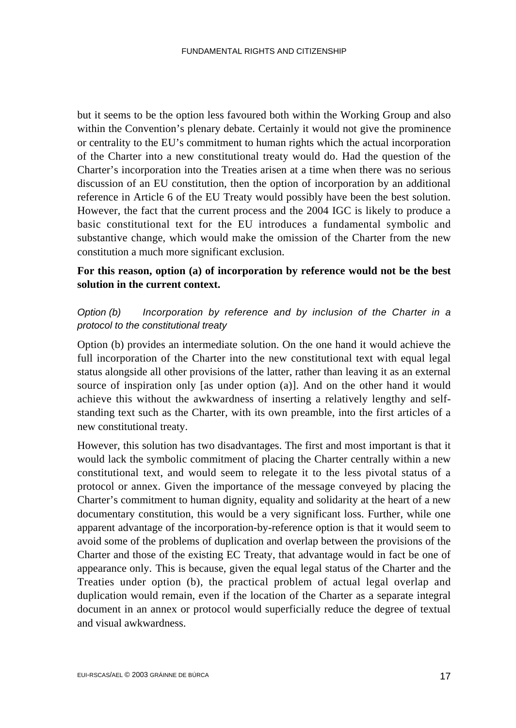but it seems to be the option less favoured both within the Working Group and also within the Convention's plenary debate. Certainly it would not give the prominence or centrality to the EU's commitment to human rights which the actual incorporation of the Charter into a new constitutional treaty would do. Had the question of the Charter's incorporation into the Treaties arisen at a time when there was no serious discussion of an EU constitution, then the option of incorporation by an additional reference in Article 6 of the EU Treaty would possibly have been the best solution. However, the fact that the current process and the 2004 IGC is likely to produce a basic constitutional text for the EU introduces a fundamental symbolic and substantive change, which would make the omission of the Charter from the new constitution a much more significant exclusion.

**For this reason, option (a) of incorporation by reference would not be the best solution in the current context.**

*Option (b) Incorporation by reference and by inclusion of the Charter in a protocol to the constitutional treaty*

Option (b) provides an intermediate solution. On the one hand it would achieve the full incorporation of the Charter into the new constitutional text with equal legal status alongside all other provisions of the latter, rather than leaving it as an external source of inspiration only [as under option (a)]. And on the other hand it would achieve this without the awkwardness of inserting a relatively lengthy and self-standing text such as the Charter, with its own preamble, into the first articles of a new constitutional treaty.

However, this solution has two disadvantages. The first and most important is that it would lack the symbolic commitment of placing the Charter centrally within a new constitutional text, and would seem to relegate it to the less pivotal status of a protocol or annex. Given the importance of the message conveyed by placing the Charter's commitment to human dignity, equality and solidarity at the heart of a new documentary constitution, this would be a very significant loss. Further, while one apparent advantage of the incorporation-by-reference option is that it would seem to avoid some of the problems of duplication and overlap between the provisions of the Charter and those of the existing EC Treaty, that advantage would in fact be one of appearance only. This is because, given the equal legal status of the Charter and the Treaties under option (b), the practical problem of actual legal overlap and duplication would remain, even if the location of the Charter as a separate integral document in an annex or protocol would superficially reduce the degree of textual and visual awkwardness.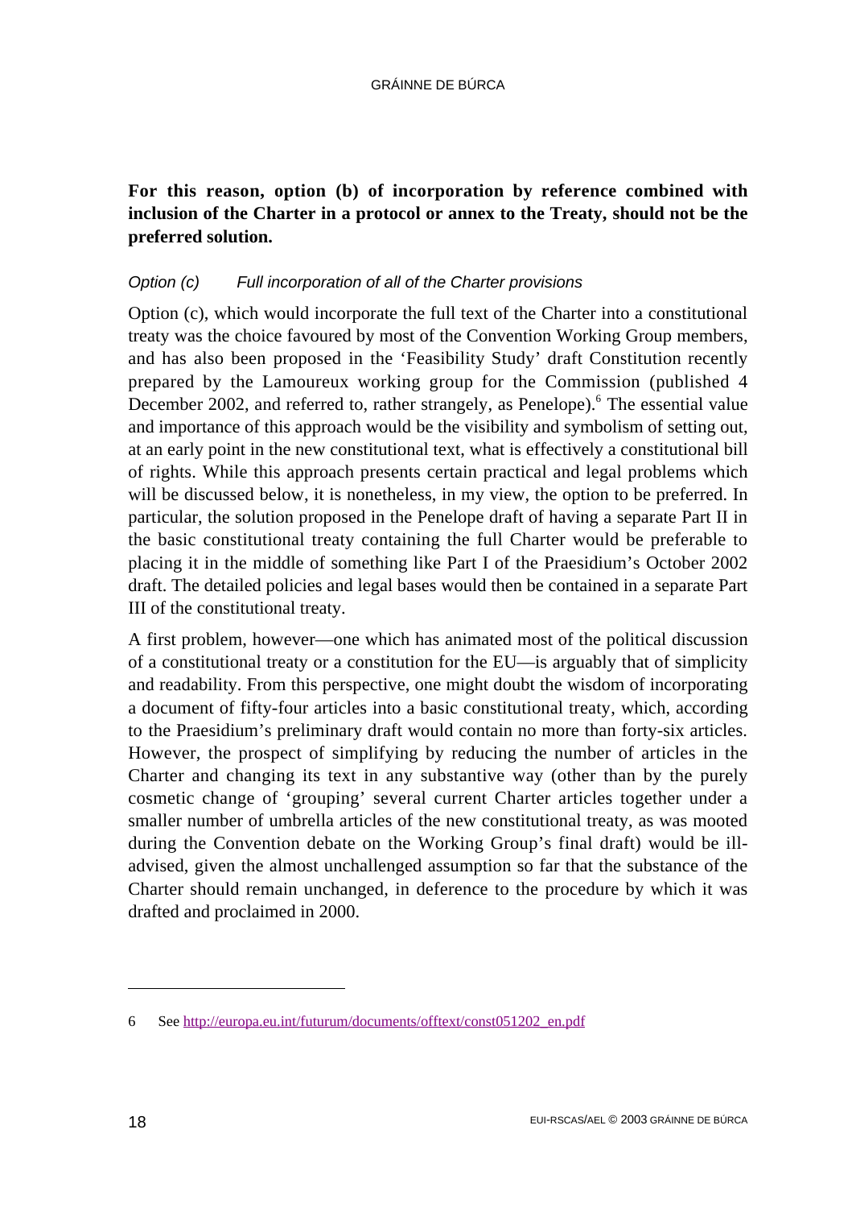**For this reason, option (b) of incorporation by reference combined with inclusion of the Charter in a protocol or annex to the Treaty, should not be the preferred solution.**

*Option (c)  Full incorporation of all of the Charter provisions*

Option (c), which would incorporate the full text of the Charter into a constitutional treaty was the choice favoured by most of the Convention Working Group members, and has also been proposed in the 'Feasibility Study' draft Constitution recently prepared by the Lamoureux working group for the Commission (published 4 December 2002, and referred to, rather strangely, as Penelope).[6] The essential value and importance of this approach would be the visibility and symbolism of setting out, at an early point in the new constitutional text, what is effectively a constitutional bill of rights. While this approach presents certain practical and legal problems which will be discussed below, it is nonetheless, in my view, the option to be preferred. In particular, the solution proposed in the Penelope draft of having a separate Part II in the basic constitutional treaty containing the full Charter would be preferable to placing it in the middle of something like Part I of the Praesidium's October 2002 draft. The detailed policies and legal bases would then be contained in a separate Part III of the constitutional treaty.

A first problem, however—one which has animated most of the political discussion of a constitutional treaty or a constitution for the EU—is arguably that of simplicity and readability. From this perspective, one might doubt the wisdom of incorporating a document of fifty-four articles into a basic constitutional treaty, which, according to the Praesidium's preliminary draft would contain no more than forty-six articles. However, the prospect of simplifying by reducing the number of articles in the Charter and changing its text in any substantive way (other than by the purely cosmetic change of 'grouping' several current Charter articles together under a smaller number of umbrella articles of the new constitutional treaty, as was mooted during the Convention debate on the Working Group's final draft) would be ill-advised, given the almost unchallenged assumption so far that the substance of the Charter should remain unchanged, in deference to the procedure by which it was drafted and proclaimed in 2000.

---

6 See http://europa.eu.int/futurum/documents/offtext/const051202_en.pdf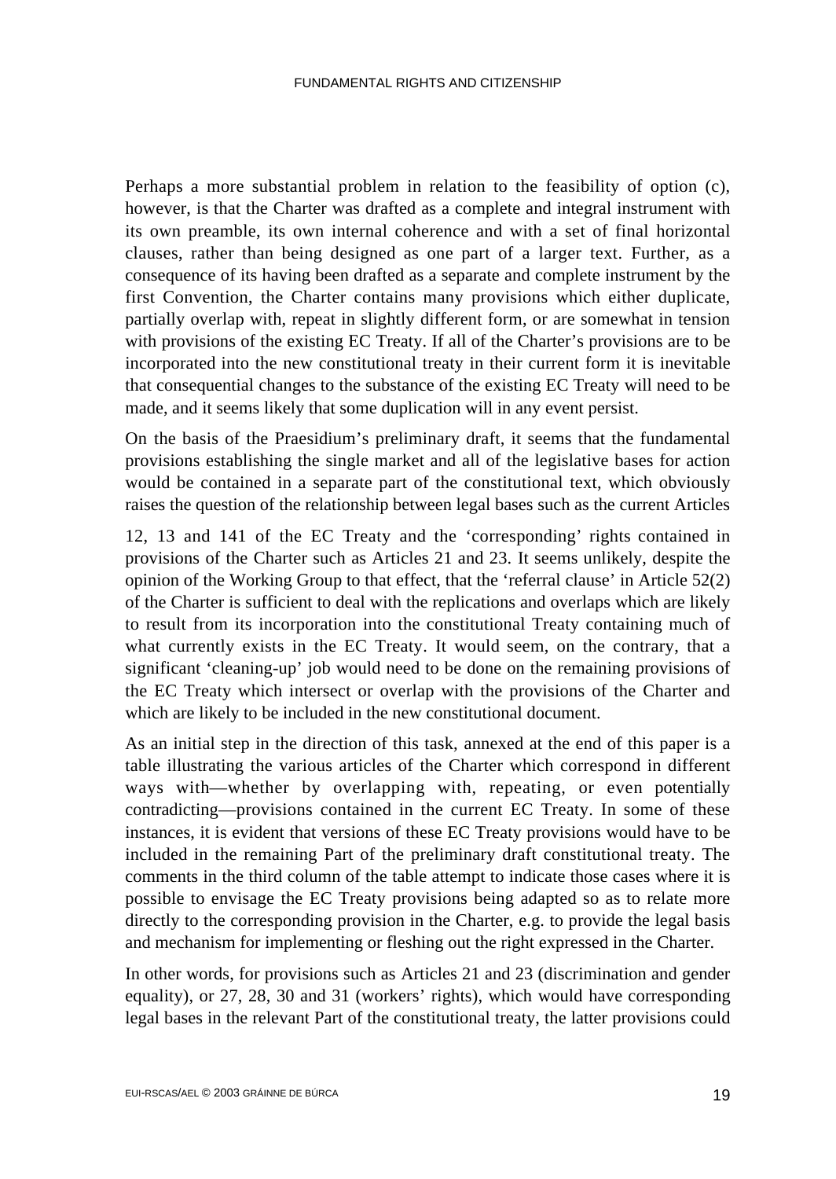Perhaps a more substantial problem in relation to the feasibility of option (c), however, is that the Charter was drafted as a complete and integral instrument with its own preamble, its own internal coherence and with a set of final horizontal clauses, rather than being designed as one part of a larger text. Further, as a consequence of its having been drafted as a separate and complete instrument by the first Convention, the Charter contains many provisions which either duplicate, partially overlap with, repeat in slightly different form, or are somewhat in tension with provisions of the existing EC Treaty. If all of the Charter's provisions are to be incorporated into the new constitutional treaty in their current form it is inevitable that consequential changes to the substance of the existing EC Treaty will need to be made, and it seems likely that some duplication will in any event persist.

On the basis of the Praesidium's preliminary draft, it seems that the fundamental provisions establishing the single market and all of the legislative bases for action would be contained in a separate part of the constitutional text, which obviously raises the question of the relationship between legal bases such as the current Articles 12, 13 and 141 of the EC Treaty and the 'corresponding' rights contained in provisions of the Charter such as Articles 21 and 23. It seems unlikely, despite the opinion of the Working Group to that effect, that the 'referral clause' in Article 52(2) of the Charter is sufficient to deal with the replications and overlaps which are likely to result from its incorporation into the constitutional Treaty containing much of what currently exists in the EC Treaty. It would seem, on the contrary, that a significant 'cleaning-up' job would need to be done on the remaining provisions of the EC Treaty which intersect or overlap with the provisions of the Charter and which are likely to be included in the new constitutional document.

As an initial step in the direction of this task, annexed at the end of this paper is a table illustrating the various articles of the Charter which correspond in different ways with—whether by overlapping with, repeating, or even potentially contradicting—provisions contained in the current EC Treaty. In some of these instances, it is evident that versions of these EC Treaty provisions would have to be included in the remaining Part of the preliminary draft constitutional treaty. The comments in the third column of the table attempt to indicate those cases where it is possible to envisage the EC Treaty provisions being adapted so as to relate more directly to the corresponding provision in the Charter, e.g. to provide the legal basis and mechanism for implementing or fleshing out the right expressed in the Charter.

In other words, for provisions such as Articles 21 and 23 (discrimination and gender equality), or 27, 28, 30 and 31 (workers' rights), which would have corresponding legal bases in the relevant Part of the constitutional treaty, the latter provisions could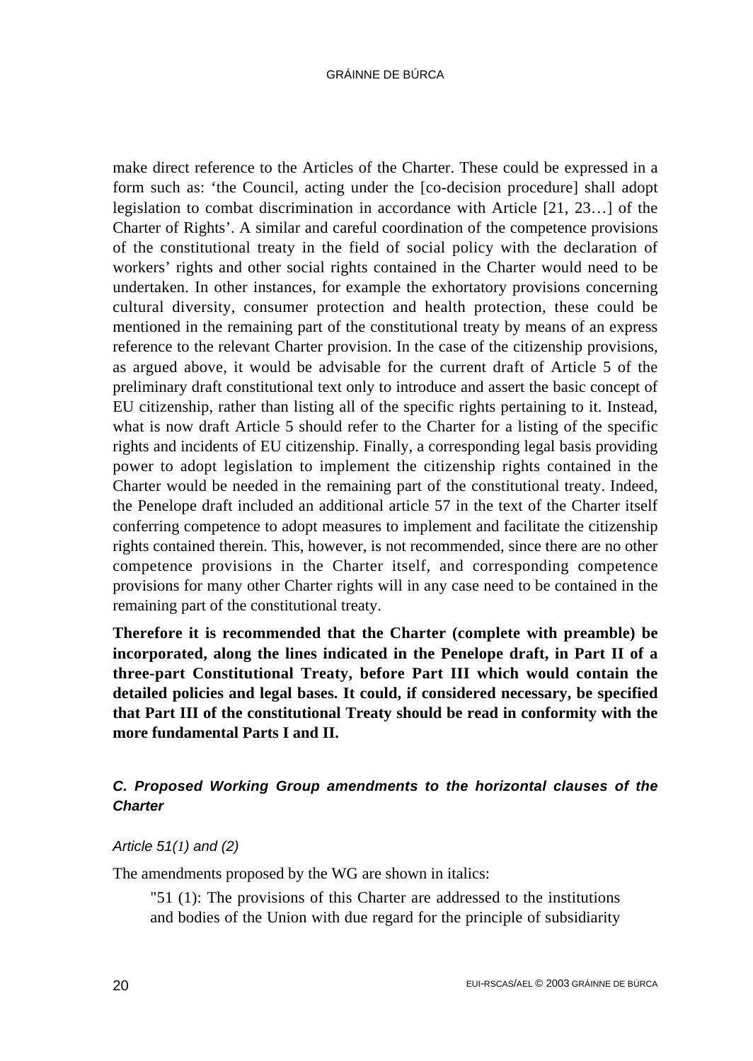make direct reference to the Articles of the Charter. These could be expressed in a form such as: 'the Council, acting under the [co-decision procedure] shall adopt legislation to combat discrimination in accordance with Article [21, 23…] of the Charter of Rights'. A similar and careful coordination of the competence provisions of the constitutional treaty in the field of social policy with the declaration of workers' rights and other social rights contained in the Charter would need to be undertaken. In other instances, for example the exhortatory provisions concerning cultural diversity, consumer protection and health protection, these could be mentioned in the remaining part of the constitutional treaty by means of an express reference to the relevant Charter provision. In the case of the citizenship provisions, as argued above, it would be advisable for the current draft of Article 5 of the preliminary draft constitutional text only to introduce and assert the basic concept of EU citizenship, rather than listing all of the specific rights pertaining to it. Instead, what is now draft Article 5 should refer to the Charter for a listing of the specific rights and incidents of EU citizenship. Finally, a corresponding legal basis providing power to adopt legislation to implement the citizenship rights contained in the Charter would be needed in the remaining part of the constitutional treaty. Indeed, the Penelope draft included an additional article 57 in the text of the Charter itself conferring competence to adopt measures to implement and facilitate the citizenship rights contained therein. This, however, is not recommended, since there are no other competence provisions in the Charter itself, and corresponding competence provisions for many other Charter rights will in any case need to be contained in the remaining part of the constitutional treaty.

**Therefore it is recommended that the Charter (complete with preamble) be incorporated, along the lines indicated in the Penelope draft, in Part II of a three-part Constitutional Treaty, before Part III which would contain the detailed policies and legal bases. It could, if considered necessary, be specified that Part III of the constitutional Treaty should be read in conformity with the more fundamental Parts I and II.**

### *C. Proposed Working Group amendments to the horizontal clauses of the Charter*

*Article 51(1) and (2)*

The amendments proposed by the WG are shown in italics:

> "51 (1): The provisions of this Charter are addressed to the institutions and bodies of the Union with due regard for the principle of subsidiarity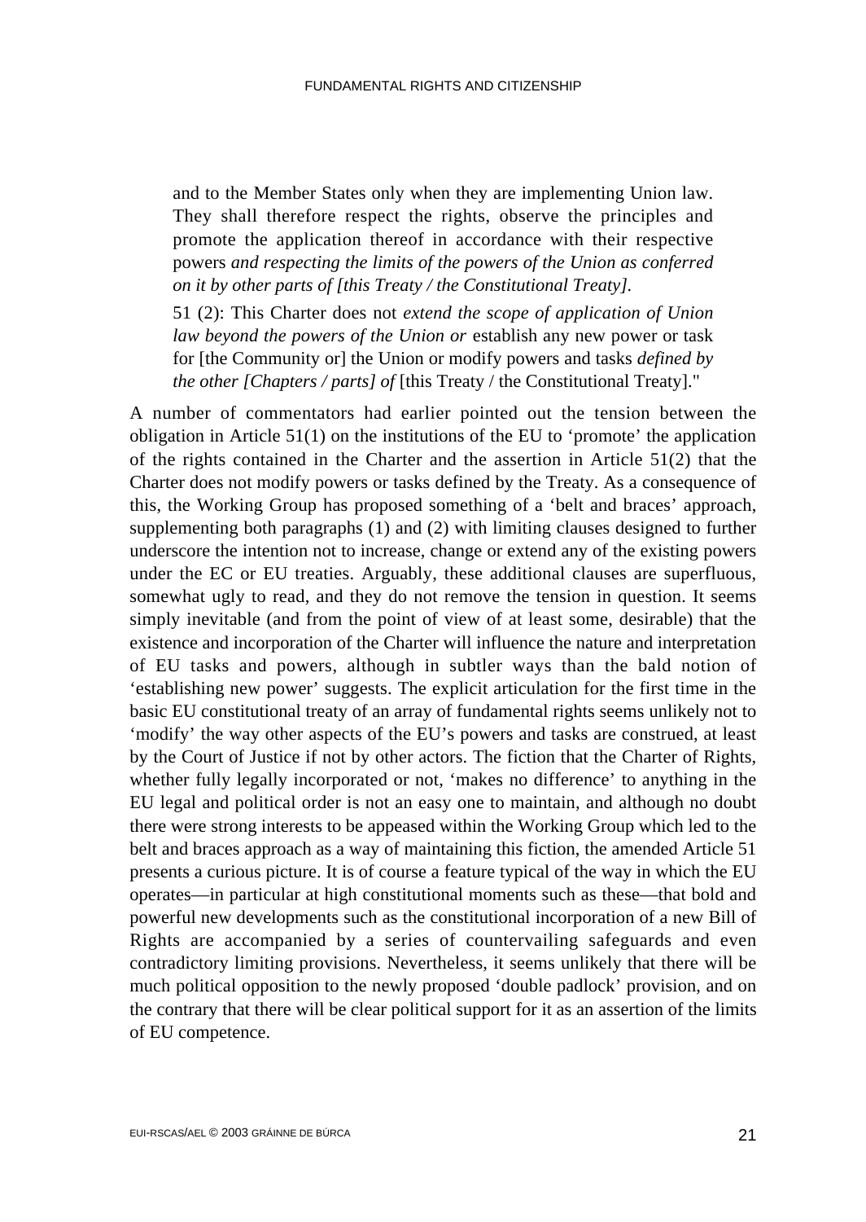and to the Member States only when they are implementing Union law. They shall therefore respect the rights, observe the principles and promote the application thereof in accordance with their respective powers *and respecting the limits of the powers of the Union as conferred on it by other parts of [this Treaty / the Constitutional Treaty].*

> 51 (2): This Charter does not *extend the scope of application of Union law beyond the powers of the Union or* establish any new power or task for [the Community or] the Union or modify powers and tasks *defined by the other [Chapters / parts] of* [this Treaty / the Constitutional Treaty]."

A number of commentators had earlier pointed out the tension between the obligation in Article 51(1) on the institutions of the EU to 'promote' the application of the rights contained in the Charter and the assertion in Article 51(2) that the Charter does not modify powers or tasks defined by the Treaty. As a consequence of this, the Working Group has proposed something of a 'belt and braces' approach, supplementing both paragraphs (1) and (2) with limiting clauses designed to further underscore the intention not to increase, change or extend any of the existing powers under the EC or EU treaties. Arguably, these additional clauses are superfluous, somewhat ugly to read, and they do not remove the tension in question. It seems simply inevitable (and from the point of view of at least some, desirable) that the existence and incorporation of the Charter will influence the nature and interpretation of EU tasks and powers, although in subtler ways than the bald notion of 'establishing new power' suggests. The explicit articulation for the first time in the basic EU constitutional treaty of an array of fundamental rights seems unlikely not to 'modify' the way other aspects of the EU's powers and tasks are construed, at least by the Court of Justice if not by other actors. The fiction that the Charter of Rights, whether fully legally incorporated or not, 'makes no difference' to anything in the EU legal and political order is not an easy one to maintain, and although no doubt there were strong interests to be appeased within the Working Group which led to the belt and braces approach as a way of maintaining this fiction, the amended Article 51 presents a curious picture. It is of course a feature typical of the way in which the EU operates—in particular at high constitutional moments such as these—that bold and powerful new developments such as the constitutional incorporation of a new Bill of Rights are accompanied by a series of countervailing safeguards and even contradictory limiting provisions. Nevertheless, it seems unlikely that there will be much political opposition to the newly proposed 'double padlock' provision, and on the contrary that there will be clear political support for it as an assertion of the limits of EU competence.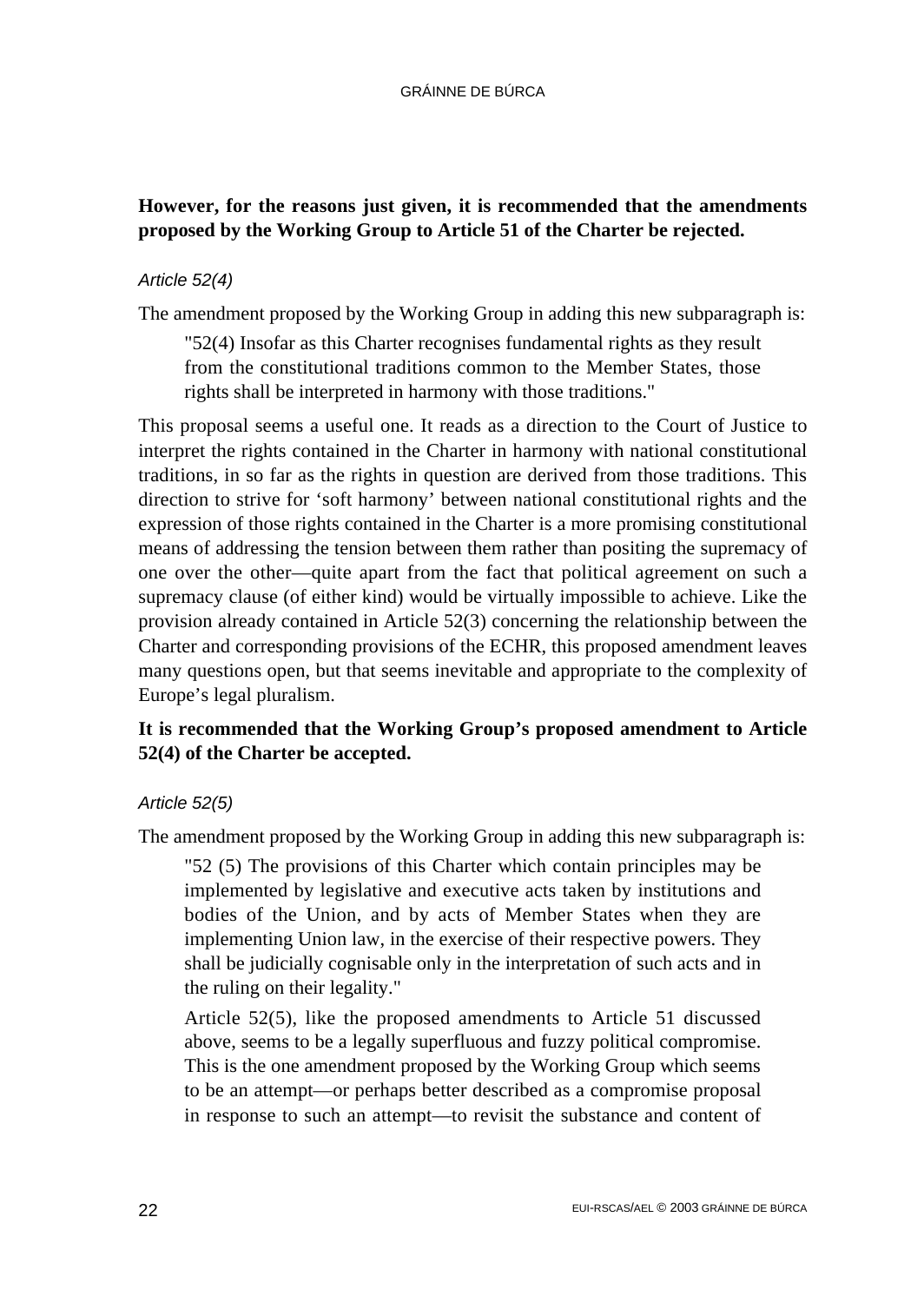**However, for the reasons just given, it is recommended that the amendments proposed by the Working Group to Article 51 of the Charter be rejected.**

*Article 52(4)*

The amendment proposed by the Working Group in adding this new subparagraph is:

> "52(4) Insofar as this Charter recognises fundamental rights as they result from the constitutional traditions common to the Member States, those rights shall be interpreted in harmony with those traditions."

This proposal seems a useful one. It reads as a direction to the Court of Justice to interpret the rights contained in the Charter in harmony with national constitutional traditions, in so far as the rights in question are derived from those traditions. This direction to strive for 'soft harmony' between national constitutional rights and the expression of those rights contained in the Charter is a more promising constitutional means of addressing the tension between them rather than positing the supremacy of one over the other—quite apart from the fact that political agreement on such a supremacy clause (of either kind) would be virtually impossible to achieve. Like the provision already contained in Article 52(3) concerning the relationship between the Charter and corresponding provisions of the ECHR, this proposed amendment leaves many questions open, but that seems inevitable and appropriate to the complexity of Europe's legal pluralism.

**It is recommended that the Working Group's proposed amendment to Article 52(4) of the Charter be accepted.**

*Article 52(5)*

The amendment proposed by the Working Group in adding this new subparagraph is:

> "52 (5) The provisions of this Charter which contain principles may be implemented by legislative and executive acts taken by institutions and bodies of the Union, and by acts of Member States when they are implementing Union law, in the exercise of their respective powers. They shall be judicially cognisable only in the interpretation of such acts and in the ruling on their legality."
>
> Article 52(5), like the proposed amendments to Article 51 discussed above, seems to be a legally superfluous and fuzzy political compromise. This is the one amendment proposed by the Working Group which seems to be an attempt—or perhaps better described as a compromise proposal in response to such an attempt—to revisit the substance and content of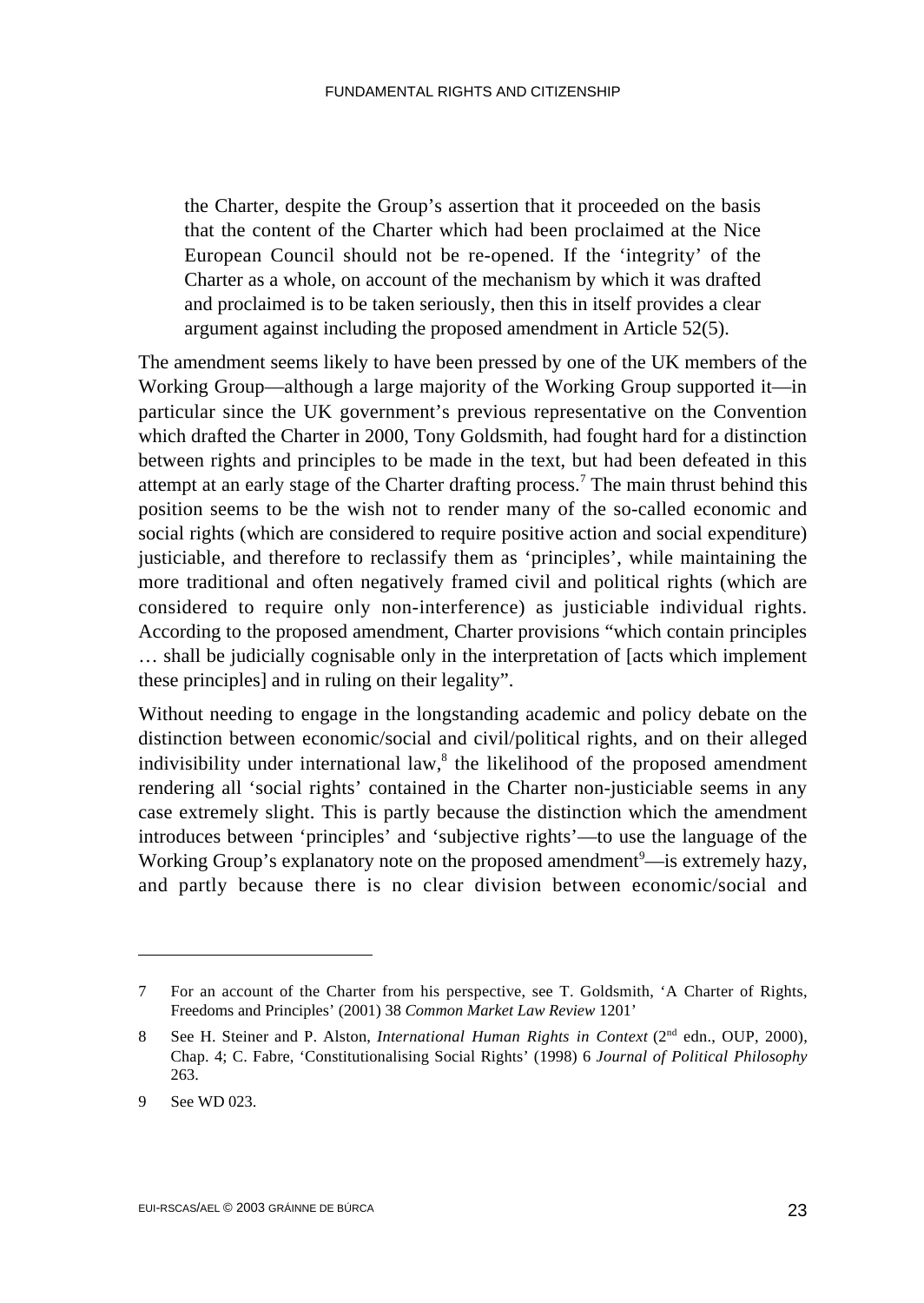> the Charter, despite the Group's assertion that it proceeded on the basis that the content of the Charter which had been proclaimed at the Nice European Council should not be re-opened. If the 'integrity' of the Charter as a whole, on account of the mechanism by which it was drafted and proclaimed is to be taken seriously, then this in itself provides a clear argument against including the proposed amendment in Article 52(5).

The amendment seems likely to have been pressed by one of the UK members of the Working Group—although a large majority of the Working Group supported it—in particular since the UK government's previous representative on the Convention which drafted the Charter in 2000, Tony Goldsmith, had fought hard for a distinction between rights and principles to be made in the text, but had been defeated in this attempt at an early stage of the Charter drafting process.[7] The main thrust behind this position seems to be the wish not to render many of the so-called economic and social rights (which are considered to require positive action and social expenditure) justiciable, and therefore to reclassify them as 'principles', while maintaining the more traditional and often negatively framed civil and political rights (which are considered to require only non-interference) as justiciable individual rights. According to the proposed amendment, Charter provisions "which contain principles … shall be judicially cognisable only in the interpretation of [acts which implement these principles] and in ruling on their legality".

Without needing to engage in the longstanding academic and policy debate on the distinction between economic/social and civil/political rights, and on their alleged indivisibility under international law,[8] the likelihood of the proposed amendment rendering all 'social rights' contained in the Charter non-justiciable seems in any case extremely slight. This is partly because the distinction which the amendment introduces between 'principles' and 'subjective rights'—to use the language of the Working Group's explanatory note on the proposed amendment[9]—is extremely hazy, and partly because there is no clear division between economic/social and

---

7 For an account of the Charter from his perspective, see T. Goldsmith, 'A Charter of Rights, Freedoms and Principles' (2001) 38 *Common Market Law Review* 1201'

8 See H. Steiner and P. Alston, *International Human Rights in Context* (2nd edn., OUP, 2000), Chap. 4; C. Fabre, 'Constitutionalising Social Rights' (1998) 6 *Journal of Political Philosophy* 263.

9 See WD 023.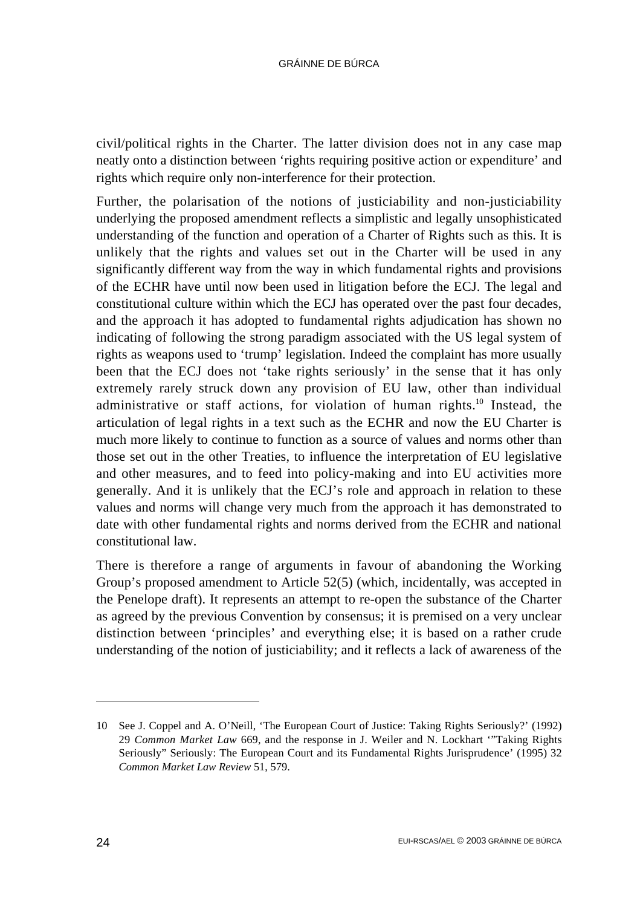civil/political rights in the Charter. The latter division does not in any case map neatly onto a distinction between 'rights requiring positive action or expenditure' and rights which require only non-interference for their protection.

Further, the polarisation of the notions of justiciability and non-justiciability underlying the proposed amendment reflects a simplistic and legally unsophisticated understanding of the function and operation of a Charter of Rights such as this. It is unlikely that the rights and values set out in the Charter will be used in any significantly different way from the way in which fundamental rights and provisions of the ECHR have until now been used in litigation before the ECJ. The legal and constitutional culture within which the ECJ has operated over the past four decades, and the approach it has adopted to fundamental rights adjudication has shown no indicating of following the strong paradigm associated with the US legal system of rights as weapons used to 'trump' legislation. Indeed the complaint has more usually been that the ECJ does not 'take rights seriously' in the sense that it has only extremely rarely struck down any provision of EU law, other than individual administrative or staff actions, for violation of human rights.[10] Instead, the articulation of legal rights in a text such as the ECHR and now the EU Charter is much more likely to continue to function as a source of values and norms other than those set out in the other Treaties, to influence the interpretation of EU legislative and other measures, and to feed into policy-making and into EU activities more generally. And it is unlikely that the ECJ's role and approach in relation to these values and norms will change very much from the approach it has demonstrated to date with other fundamental rights and norms derived from the ECHR and national constitutional law.

There is therefore a range of arguments in favour of abandoning the Working Group's proposed amendment to Article 52(5) (which, incidentally, was accepted in the Penelope draft). It represents an attempt to re-open the substance of the Charter as agreed by the previous Convention by consensus; it is premised on a very unclear distinction between 'principles' and everything else; it is based on a rather crude understanding of the notion of justiciability; and it reflects a lack of awareness of the

---

10 See J. Coppel and A. O'Neill, 'The European Court of Justice: Taking Rights Seriously?' (1992) 29 *Common Market Law* 669, and the response in J. Weiler and N. Lockhart '"Taking Rights Seriously" Seriously: The European Court and its Fundamental Rights Jurisprudence' (1995) 32 *Common Market Law Review* 51, 579.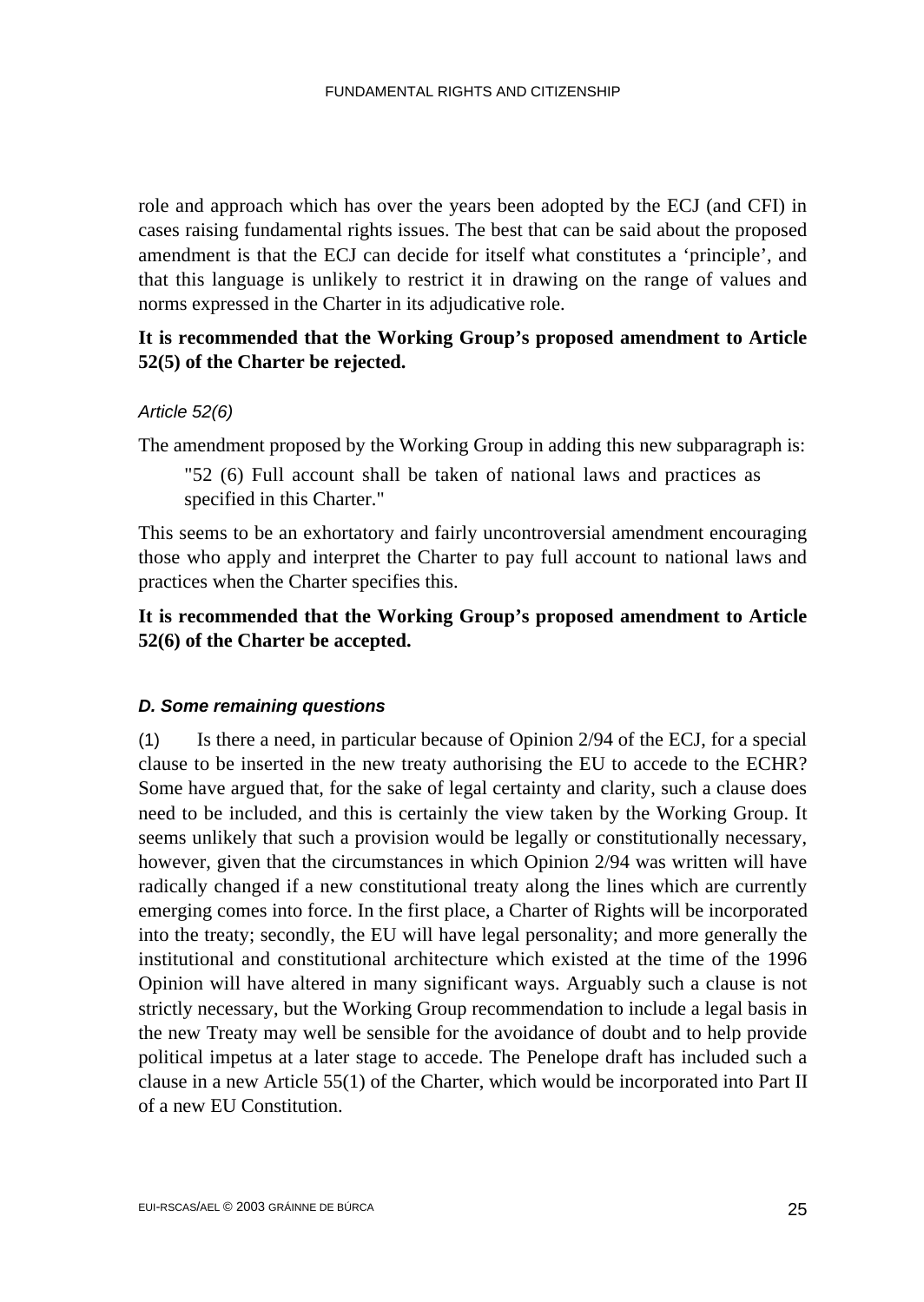role and approach which has over the years been adopted by the ECJ (and CFI) in cases raising fundamental rights issues. The best that can be said about the proposed amendment is that the ECJ can decide for itself what constitutes a 'principle', and that this language is unlikely to restrict it in drawing on the range of values and norms expressed in the Charter in its adjudicative role.

**It is recommended that the Working Group's proposed amendment to Article 52(5) of the Charter be rejected.**

*Article 52(6)*

The amendment proposed by the Working Group in adding this new subparagraph is:

> "52 (6) Full account shall be taken of national laws and practices as specified in this Charter."

This seems to be an exhortatory and fairly uncontroversial amendment encouraging those who apply and interpret the Charter to pay full account to national laws and practices when the Charter specifies this.

**It is recommended that the Working Group's proposed amendment to Article 52(6) of the Charter be accepted.**

#### *D. Some remaining questions*

(1) Is there a need, in particular because of Opinion 2/94 of the ECJ, for a special clause to be inserted in the new treaty authorising the EU to accede to the ECHR? Some have argued that, for the sake of legal certainty and clarity, such a clause does need to be included, and this is certainly the view taken by the Working Group. It seems unlikely that such a provision would be legally or constitutionally necessary, however, given that the circumstances in which Opinion 2/94 was written will have radically changed if a new constitutional treaty along the lines which are currently emerging comes into force. In the first place, a Charter of Rights will be incorporated into the treaty; secondly, the EU will have legal personality; and more generally the institutional and constitutional architecture which existed at the time of the 1996 Opinion will have altered in many significant ways. Arguably such a clause is not strictly necessary, but the Working Group recommendation to include a legal basis in the new Treaty may well be sensible for the avoidance of doubt and to help provide political impetus at a later stage to accede. The Penelope draft has included such a clause in a new Article 55(1) of the Charter, which would be incorporated into Part II of a new EU Constitution.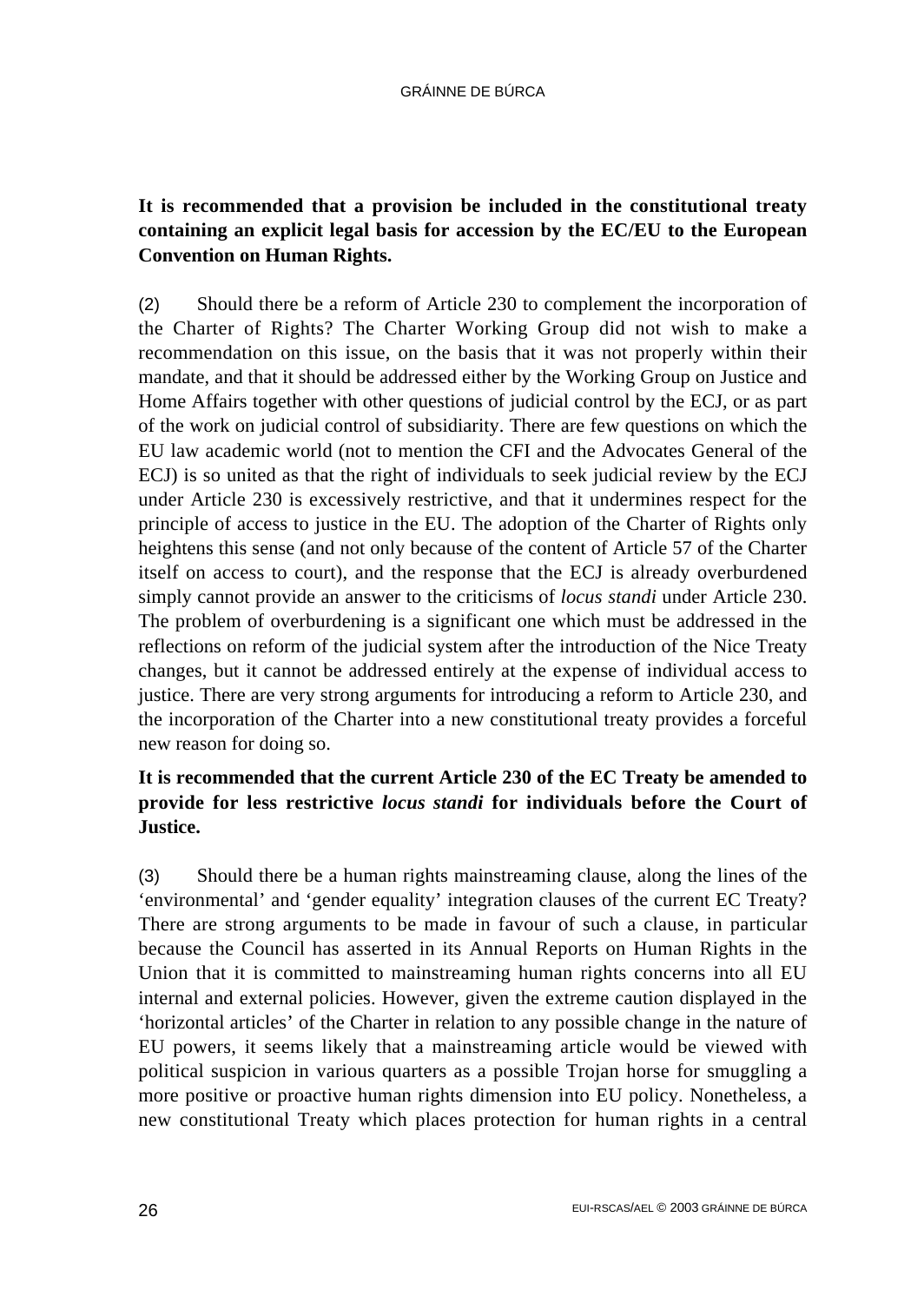**It is recommended that a provision be included in the constitutional treaty containing an explicit legal basis for accession by the EC/EU to the European Convention on Human Rights.**

(2) Should there be a reform of Article 230 to complement the incorporation of the Charter of Rights? The Charter Working Group did not wish to make a recommendation on this issue, on the basis that it was not properly within their mandate, and that it should be addressed either by the Working Group on Justice and Home Affairs together with other questions of judicial control by the ECJ, or as part of the work on judicial control of subsidiarity. There are few questions on which the EU law academic world (not to mention the CFI and the Advocates General of the ECJ) is so united as that the right of individuals to seek judicial review by the ECJ under Article 230 is excessively restrictive, and that it undermines respect for the principle of access to justice in the EU. The adoption of the Charter of Rights only heightens this sense (and not only because of the content of Article 57 of the Charter itself on access to court), and the response that the ECJ is already overburdened simply cannot provide an answer to the criticisms of *locus standi* under Article 230. The problem of overburdening is a significant one which must be addressed in the reflections on reform of the judicial system after the introduction of the Nice Treaty changes, but it cannot be addressed entirely at the expense of individual access to justice. There are very strong arguments for introducing a reform to Article 230, and the incorporation of the Charter into a new constitutional treaty provides a forceful new reason for doing so.

**It is recommended that the current Article 230 of the EC Treaty be amended to provide for less restrictive *locus standi* for individuals before the Court of Justice.**

(3) Should there be a human rights mainstreaming clause, along the lines of the 'environmental' and 'gender equality' integration clauses of the current EC Treaty? There are strong arguments to be made in favour of such a clause, in particular because the Council has asserted in its Annual Reports on Human Rights in the Union that it is committed to mainstreaming human rights concerns into all EU internal and external policies. However, given the extreme caution displayed in the 'horizontal articles' of the Charter in relation to any possible change in the nature of EU powers, it seems likely that a mainstreaming article would be viewed with political suspicion in various quarters as a possible Trojan horse for smuggling a more positive or proactive human rights dimension into EU policy. Nonetheless, a new constitutional Treaty which places protection for human rights in a central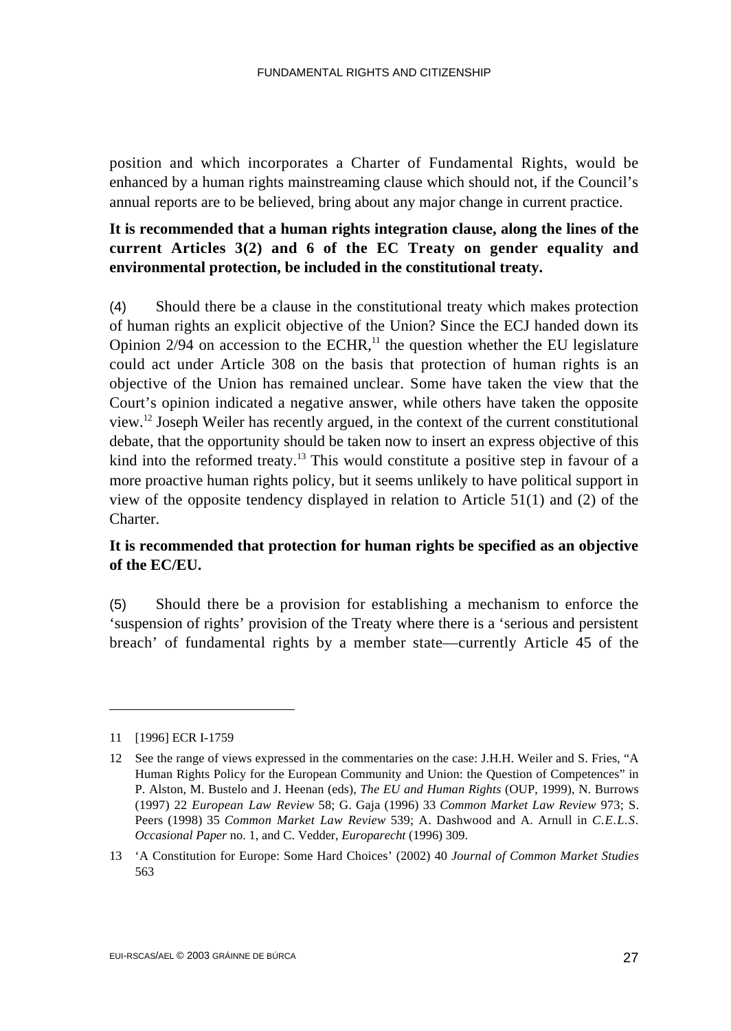position and which incorporates a Charter of Fundamental Rights, would be enhanced by a human rights mainstreaming clause which should not, if the Council's annual reports are to be believed, bring about any major change in current practice.

**It is recommended that a human rights integration clause, along the lines of the current Articles 3(2) and 6 of the EC Treaty on gender equality and environmental protection, be included in the constitutional treaty.**

(4) Should there be a clause in the constitutional treaty which makes protection of human rights an explicit objective of the Union? Since the ECJ handed down its Opinion 2/94 on accession to the ECHR,[11] the question whether the EU legislature could act under Article 308 on the basis that protection of human rights is an objective of the Union has remained unclear. Some have taken the view that the Court's opinion indicated a negative answer, while others have taken the opposite view.[12] Joseph Weiler has recently argued, in the context of the current constitutional debate, that the opportunity should be taken now to insert an express objective of this kind into the reformed treaty.[13] This would constitute a positive step in favour of a more proactive human rights policy, but it seems unlikely to have political support in view of the opposite tendency displayed in relation to Article 51(1) and (2) of the Charter.

**It is recommended that protection for human rights be specified as an objective of the EC/EU.**

(5) Should there be a provision for establishing a mechanism to enforce the 'suspension of rights' provision of the Treaty where there is a 'serious and persistent breach' of fundamental rights by a member state—currently Article 45 of the

---

11 [1996] ECR I-1759

12 See the range of views expressed in the commentaries on the case: J.H.H. Weiler and S. Fries, "A Human Rights Policy for the European Community and Union: the Question of Competences" in P. Alston, M. Bustelo and J. Heenan (eds), *The EU and Human Rights* (OUP, 1999), N. Burrows (1997) 22 *European Law Review* 58; G. Gaja (1996) 33 *Common Market Law Review* 973; S. Peers (1998) 35 *Common Market Law Review* 539; A. Dashwood and A. Arnull in *C.E.L.S. Occasional Paper* no. 1, and C. Vedder, *Europarecht* (1996) 309.

13 'A Constitution for Europe: Some Hard Choices' (2002) 40 *Journal of Common Market Studies* 563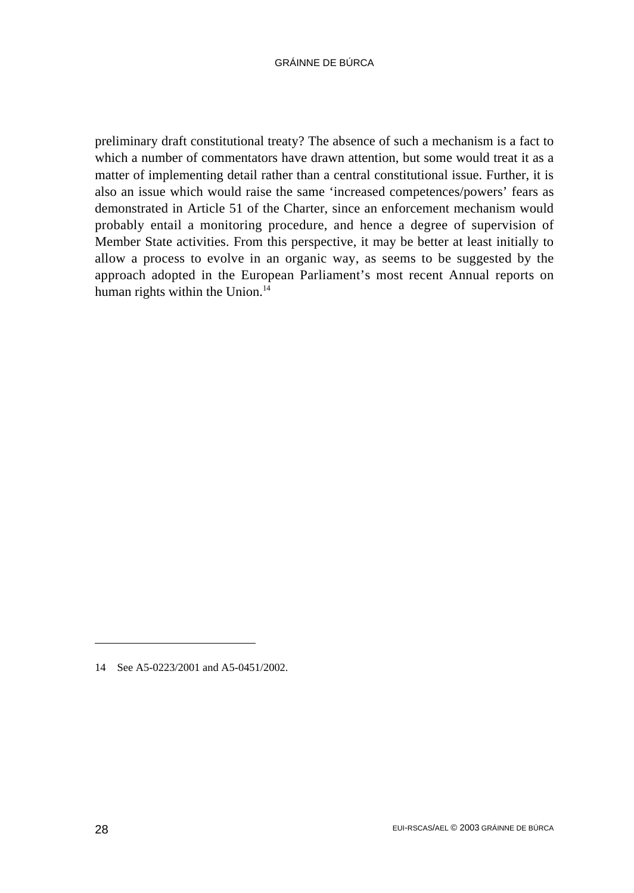preliminary draft constitutional treaty? The absence of such a mechanism is a fact to which a number of commentators have drawn attention, but some would treat it as a matter of implementing detail rather than a central constitutional issue. Further, it is also an issue which would raise the same 'increased competences/powers' fears as demonstrated in Article 51 of the Charter, since an enforcement mechanism would probably entail a monitoring procedure, and hence a degree of supervision of Member State activities. From this perspective, it may be better at least initially to allow a process to evolve in an organic way, as seems to be suggested by the approach adopted in the European Parliament's most recent Annual reports on human rights within the Union.[14]

---

14 See A5-0223/2001 and A5-0451/2002.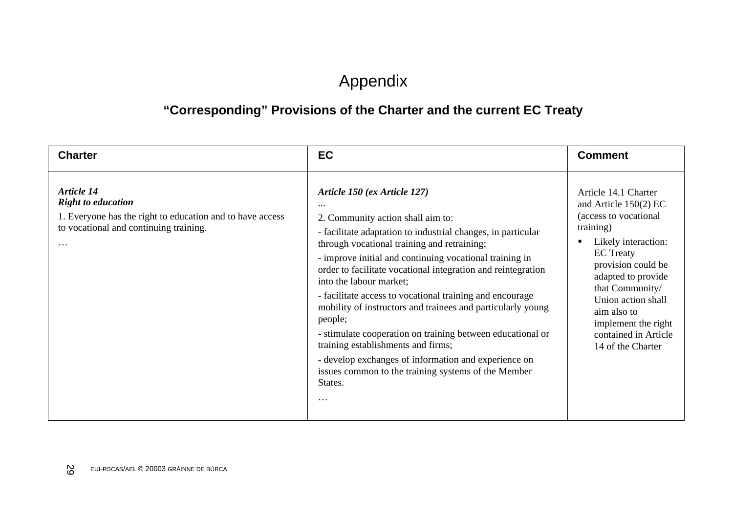# Appendix

## "Corresponding" Provisions of the Charter and the current EC Treaty

| Charter | EC | Comment |
|---|---|---|
| ***Article 14***<br>***Right to education***<br>1. Everyone has the right to education and to have access to vocational and continuing training.<br>… | ***Article 150 (ex Article 127)***<br>...<br>2. Community action shall aim to:<br>- facilitate adaptation to industrial changes, in particular through vocational training and retraining;<br>- improve initial and continuing vocational training in order to facilitate vocational integration and reintegration into the labour market;<br>- facilitate access to vocational training and encourage mobility of instructors and trainees and particularly young people;<br>- stimulate cooperation on training between educational or training establishments and firms;<br>- develop exchanges of information and experience on issues common to the training systems of the Member States.<br>… | Article 14.1 Charter and Article 150(2) EC (access to vocational training)<br>▪ Likely interaction: EC Treaty provision could be adapted to provide that Community/ Union action shall aim also to implement the right contained in Article 14 of the Charter |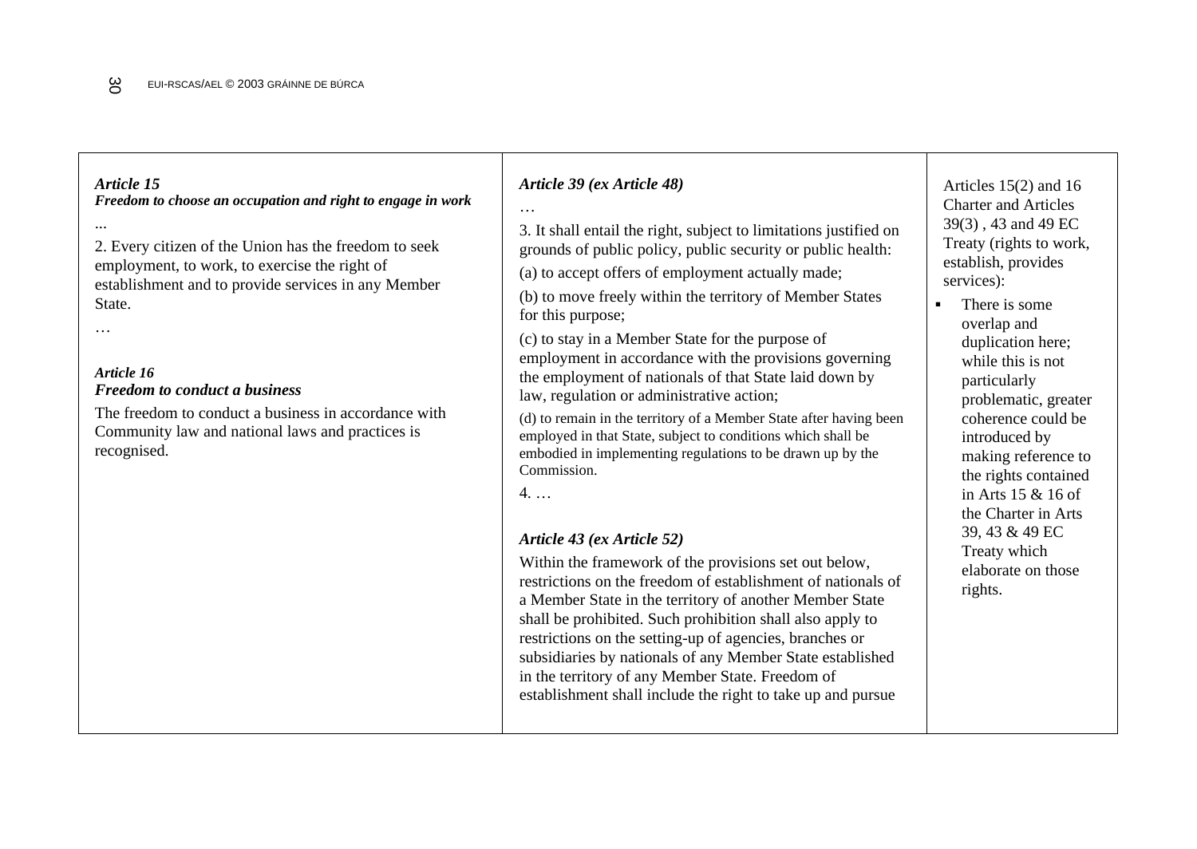| | | |
|---|---|---|
| ***Article 15***<br>***Freedom to choose an occupation and right to engage in work***<br>...<br>2. Every citizen of the Union has the freedom to seek employment, to work, to exercise the right of establishment and to provide services in any Member State.<br>…<br><br>***Article 16***<br>***Freedom to conduct a business***<br>The freedom to conduct a business in accordance with Community law and national laws and practices is recognised. | ***Article 39 (ex Article 48)***<br>…<br>3. It shall entail the right, subject to limitations justified on grounds of public policy, public security or public health:<br>(a) to accept offers of employment actually made;<br>(b) to move freely within the territory of Member States for this purpose;<br>(c) to stay in a Member State for the purpose of employment in accordance with the provisions governing the employment of nationals of that State laid down by law, regulation or administrative action;<br>(d) to remain in the territory of a Member State after having been employed in that State, subject to conditions which shall be embodied in implementing regulations to be drawn up by the Commission.<br>4. …<br><br>***Article 43 (ex Article 52)***<br>Within the framework of the provisions set out below, restrictions on the freedom of establishment of nationals of a Member State in the territory of another Member State shall be prohibited. Such prohibition shall also apply to restrictions on the setting-up of agencies, branches or subsidiaries by nationals of any Member State established in the territory of any Member State. Freedom of establishment shall include the right to take up and pursue | Articles 15(2) and 16 Charter and Articles 39(3) , 43 and 49 EC Treaty (rights to work, establish, provides services):<br>▪ There is some overlap and duplication here; while this is not particularly problematic, greater coherence could be introduced by making reference to the rights contained in Arts 15 & 16 of the Charter in Arts 39, 43 & 49 EC Treaty which elaborate on those rights. |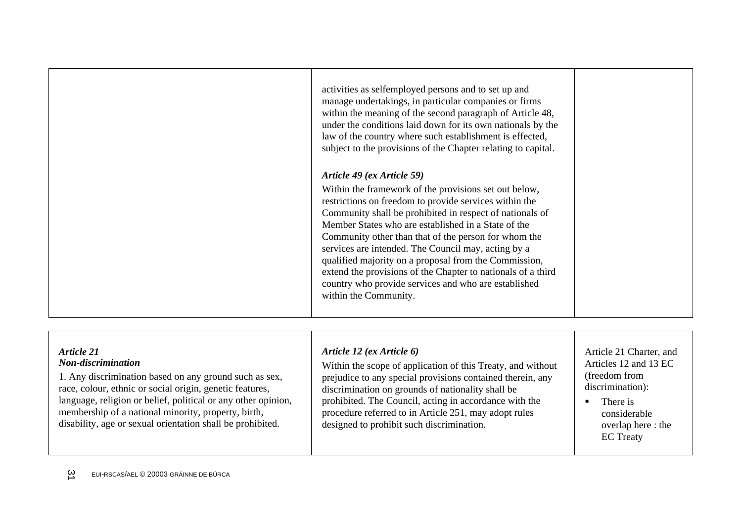| | | |
|---|---|---|
| | activities as selfemployed persons and to set up and manage undertakings, in particular companies or firms within the meaning of the second paragraph of Article 48, under the conditions laid down for its own nationals by the law of the country where such establishment is effected, subject to the provisions of the Chapter relating to capital.<br><br>***Article 49 (ex Article 59)***<br>Within the framework of the provisions set out below, restrictions on freedom to provide services within the Community shall be prohibited in respect of nationals of Member States who are established in a State of the Community other than that of the person for whom the services are intended. The Council may, acting by a qualified majority on a proposal from the Commission, extend the provisions of the Chapter to nationals of a third country who provide services and who are established within the Community. | |

| | | |
|---|---|---|
| ***Article 21***<br>***Non-discrimination***<br>1. Any discrimination based on any ground such as sex, race, colour, ethnic or social origin, genetic features, language, religion or belief, political or any other opinion, membership of a national minority, property, birth, disability, age or sexual orientation shall be prohibited. | ***Article 12 (ex Article 6)***<br>Within the scope of application of this Treaty, and without prejudice to any special provisions contained therein, any discrimination on grounds of nationality shall be prohibited. The Council, acting in accordance with the procedure referred to in Article 251, may adopt rules designed to prohibit such discrimination. | Article 21 Charter, and Articles 12 and 13 EC (freedom from discrimination):<br>▪ There is considerable overlap here : the EC Treaty |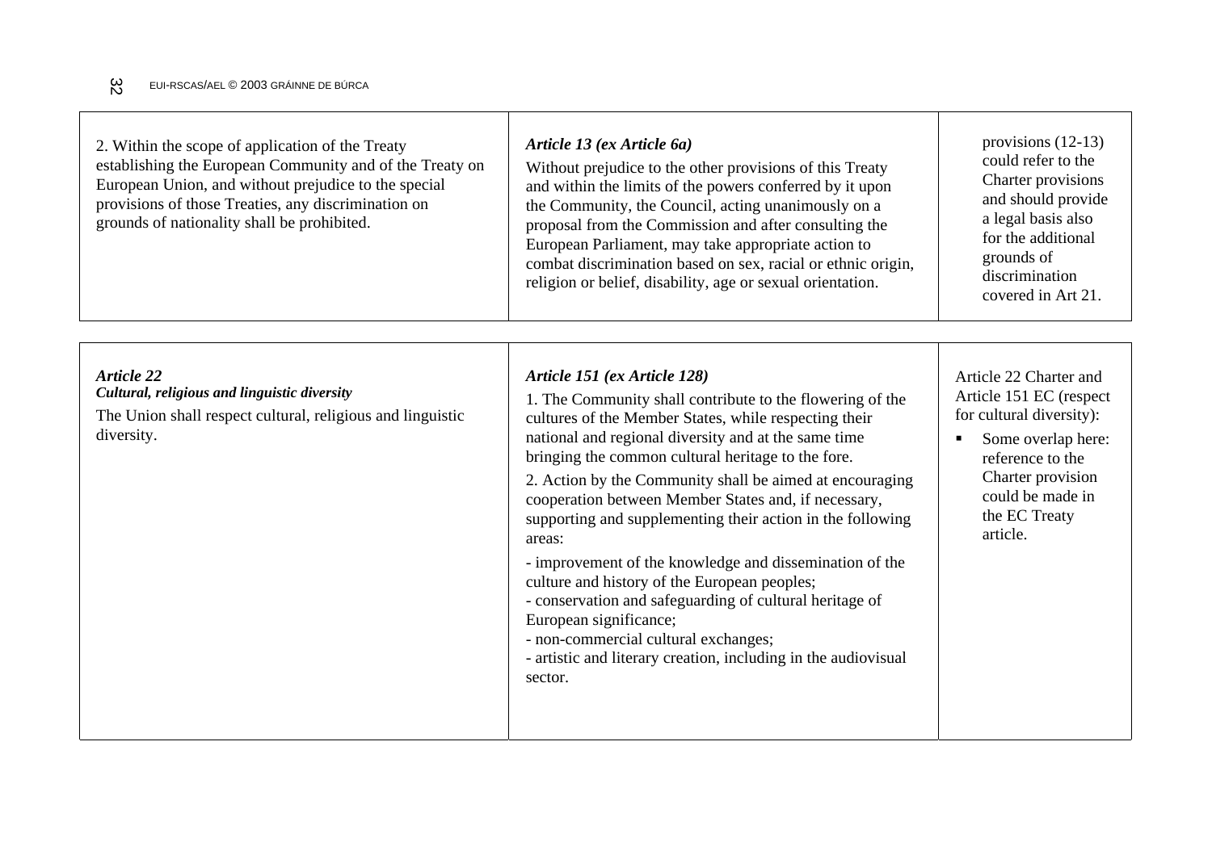| | | |
|---|---|---|
| 2. Within the scope of application of the Treaty establishing the European Community and of the Treaty on European Union, and without prejudice to the special provisions of those Treaties, any discrimination on grounds of nationality shall be prohibited. | ***Article 13 (ex Article 6a)***<br>Without prejudice to the other provisions of this Treaty and within the limits of the powers conferred by it upon the Community, the Council, acting unanimously on a proposal from the Commission and after consulting the European Parliament, may take appropriate action to combat discrimination based on sex, racial or ethnic origin, religion or belief, disability, age or sexual orientation. | provisions (12-13) could refer to the Charter provisions and should provide a legal basis also for the additional grounds of discrimination covered in Art 21. |
| ***Article 22***<br>***Cultural, religious and linguistic diversity***<br>The Union shall respect cultural, religious and linguistic diversity. | ***Article 151 (ex Article 128)***<br>1. The Community shall contribute to the flowering of the cultures of the Member States, while respecting their national and regional diversity and at the same time bringing the common cultural heritage to the fore.<br>2. Action by the Community shall be aimed at encouraging cooperation between Member States and, if necessary, supporting and supplementing their action in the following areas:<br>- improvement of the knowledge and dissemination of the culture and history of the European peoples;<br>- conservation and safeguarding of cultural heritage of European significance;<br>- non-commercial cultural exchanges;<br>- artistic and literary creation, including in the audiovisual sector. | Article 22 Charter and Article 151 EC (respect for cultural diversity):<br>▪ Some overlap here: reference to the Charter provision could be made in the EC Treaty article. |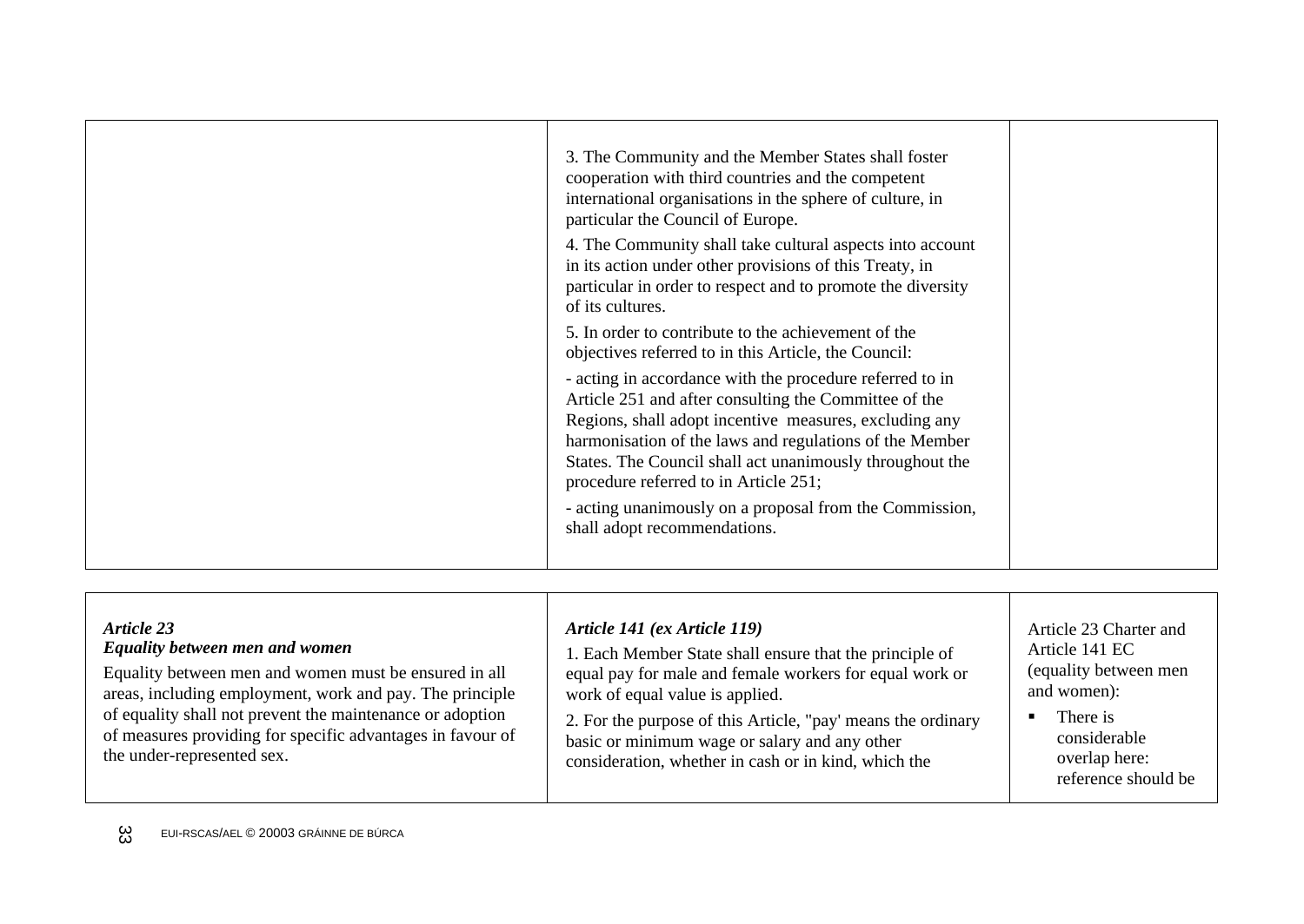| | | |
|---|---|---|
| | 3. The Community and the Member States shall foster cooperation with third countries and the competent international organisations in the sphere of culture, in particular the Council of Europe.<br>4. The Community shall take cultural aspects into account in its action under other provisions of this Treaty, in particular in order to respect and to promote the diversity of its cultures.<br>5. In order to contribute to the achievement of the objectives referred to in this Article, the Council:<br>- acting in accordance with the procedure referred to in Article 251 and after consulting the Committee of the Regions, shall adopt incentive measures, excluding any harmonisation of the laws and regulations of the Member States. The Council shall act unanimously throughout the procedure referred to in Article 251;<br>- acting unanimously on a proposal from the Commission, shall adopt recommendations. | |

| | | |
|---|---|---|
| ***Article 23***<br>***Equality between men and women***<br>Equality between men and women must be ensured in all areas, including employment, work and pay. The principle of equality shall not prevent the maintenance or adoption of measures providing for specific advantages in favour of the under-represented sex. | ***Article 141 (ex Article 119)***<br>1. Each Member State shall ensure that the principle of equal pay for male and female workers for equal work or work of equal value is applied.<br>2. For the purpose of this Article, "pay' means the ordinary basic or minimum wage or salary and any other consideration, whether in cash or in kind, which the | Article 23 Charter and Article 141 EC (equality between men and women):<br>▪ There is considerable overlap here: reference should be |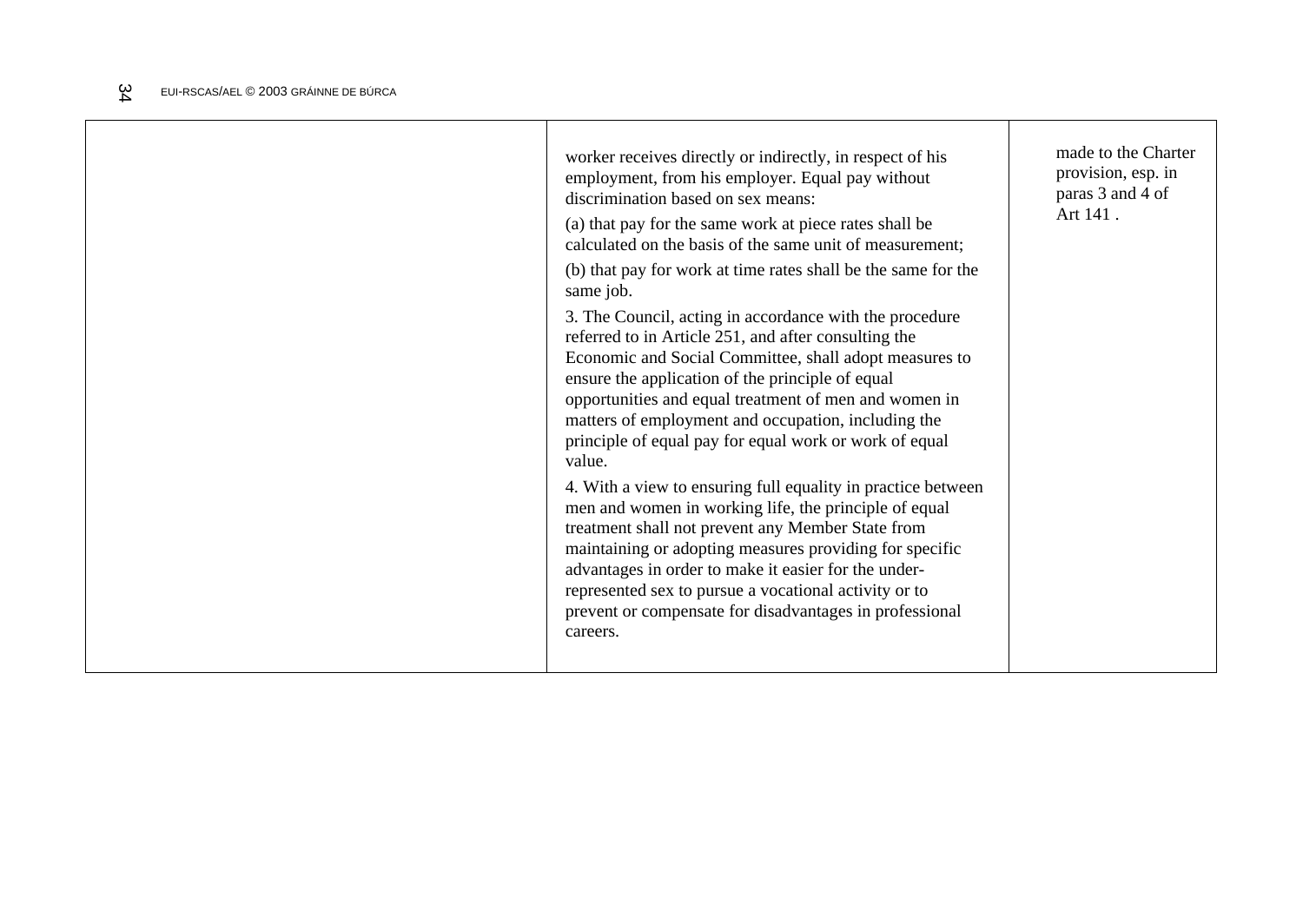| | | |
|---|---|---|
| | worker receives directly or indirectly, in respect of his employment, from his employer. Equal pay without discrimination based on sex means:<br><br>(a) that pay for the same work at piece rates shall be calculated on the basis of the same unit of measurement;<br><br>(b) that pay for work at time rates shall be the same for the same job.<br><br>3. The Council, acting in accordance with the procedure referred to in Article 251, and after consulting the Economic and Social Committee, shall adopt measures to ensure the application of the principle of equal opportunities and equal treatment of men and women in matters of employment and occupation, including the principle of equal pay for equal work or work of equal value.<br><br>4. With a view to ensuring full equality in practice between men and women in working life, the principle of equal treatment shall not prevent any Member State from maintaining or adopting measures providing for specific advantages in order to make it easier for the under-represented sex to pursue a vocational activity or to prevent or compensate for disadvantages in professional careers. | made to the Charter provision, esp. in paras 3 and 4 of Art 141 . |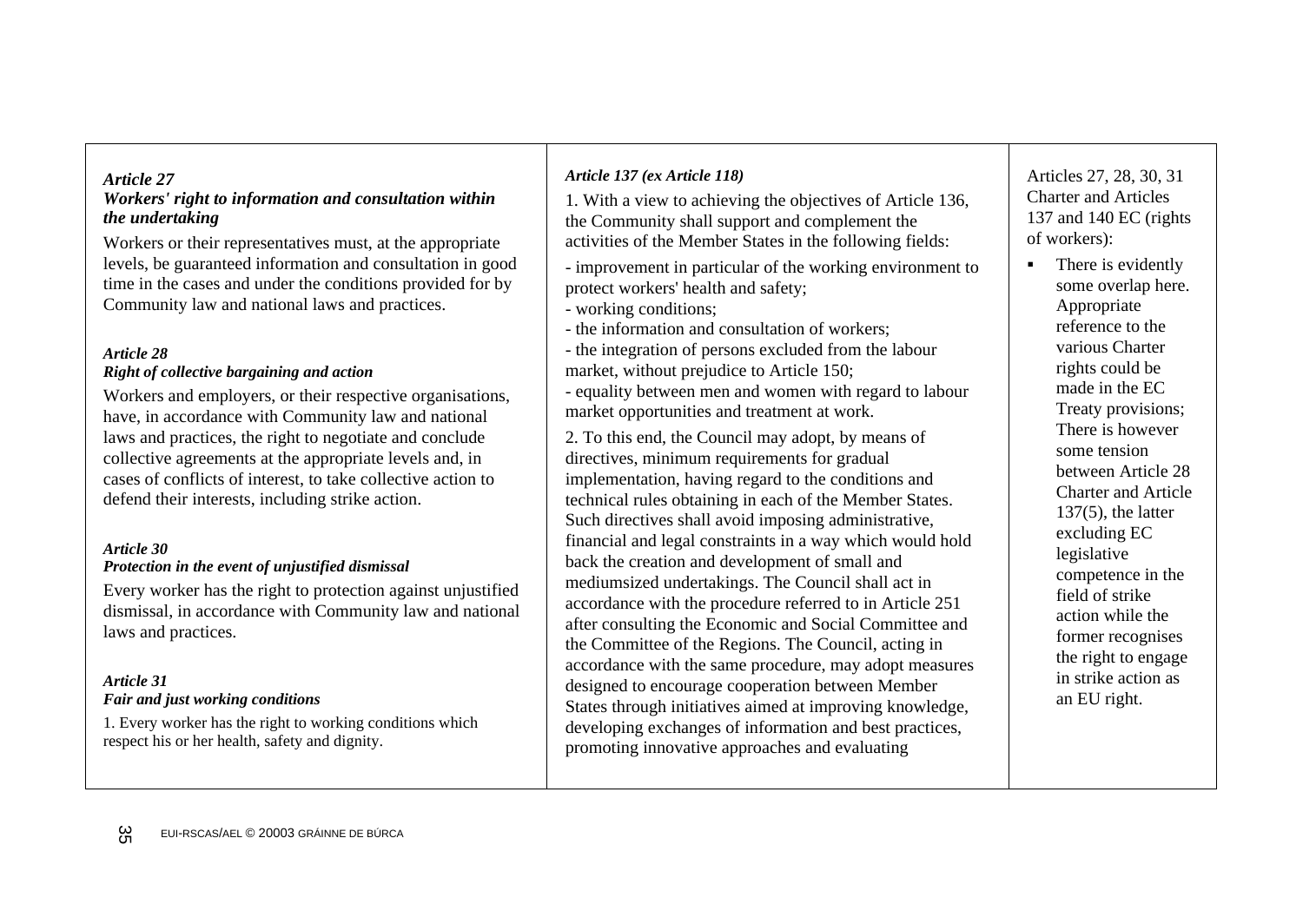| | | |
|---|---|---|
| ***Article 27***<br>***Workers' right to information and consultation within the undertaking***<br>Workers or their representatives must, at the appropriate levels, be guaranteed information and consultation in good time in the cases and under the conditions provided for by Community law and national laws and practices.<br><br>***Article 28***<br>***Right of collective bargaining and action***<br>Workers and employers, or their respective organisations, have, in accordance with Community law and national laws and practices, the right to negotiate and conclude collective agreements at the appropriate levels and, in cases of conflicts of interest, to take collective action to defend their interests, including strike action.<br><br>***Article 30***<br>***Protection in the event of unjustified dismissal***<br>Every worker has the right to protection against unjustified dismissal, in accordance with Community law and national laws and practices.<br><br>***Article 31***<br>***Fair and just working conditions***<br>1. Every worker has the right to working conditions which respect his or her health, safety and dignity. | ***Article 137 (ex Article 118)***<br>1. With a view to achieving the objectives of Article 136, the Community shall support and complement the activities of the Member States in the following fields:<br>- improvement in particular of the working environment to protect workers' health and safety;<br>- working conditions;<br>- the information and consultation of workers;<br>- the integration of persons excluded from the labour market, without prejudice to Article 150;<br>- equality between men and women with regard to labour market opportunities and treatment at work.<br>2. To this end, the Council may adopt, by means of directives, minimum requirements for gradual implementation, having regard to the conditions and technical rules obtaining in each of the Member States. Such directives shall avoid imposing administrative, financial and legal constraints in a way which would hold back the creation and development of small and mediumsized undertakings. The Council shall act in accordance with the procedure referred to in Article 251 after consulting the Economic and Social Committee and the Committee of the Regions. The Council, acting in accordance with the same procedure, may adopt measures designed to encourage cooperation between Member States through initiatives aimed at improving knowledge, developing exchanges of information and best practices, promoting innovative approaches and evaluating | Articles 27, 28, 30, 31 Charter and Articles 137 and 140 EC (rights of workers):<br>▪ There is evidently some overlap here. Appropriate reference to the various Charter rights could be made in the EC Treaty provisions; There is however some tension between Article 28 Charter and Article 137(5), the latter excluding EC legislative competence in the field of strike action while the former recognises the right to engage in strike action as an EU right. |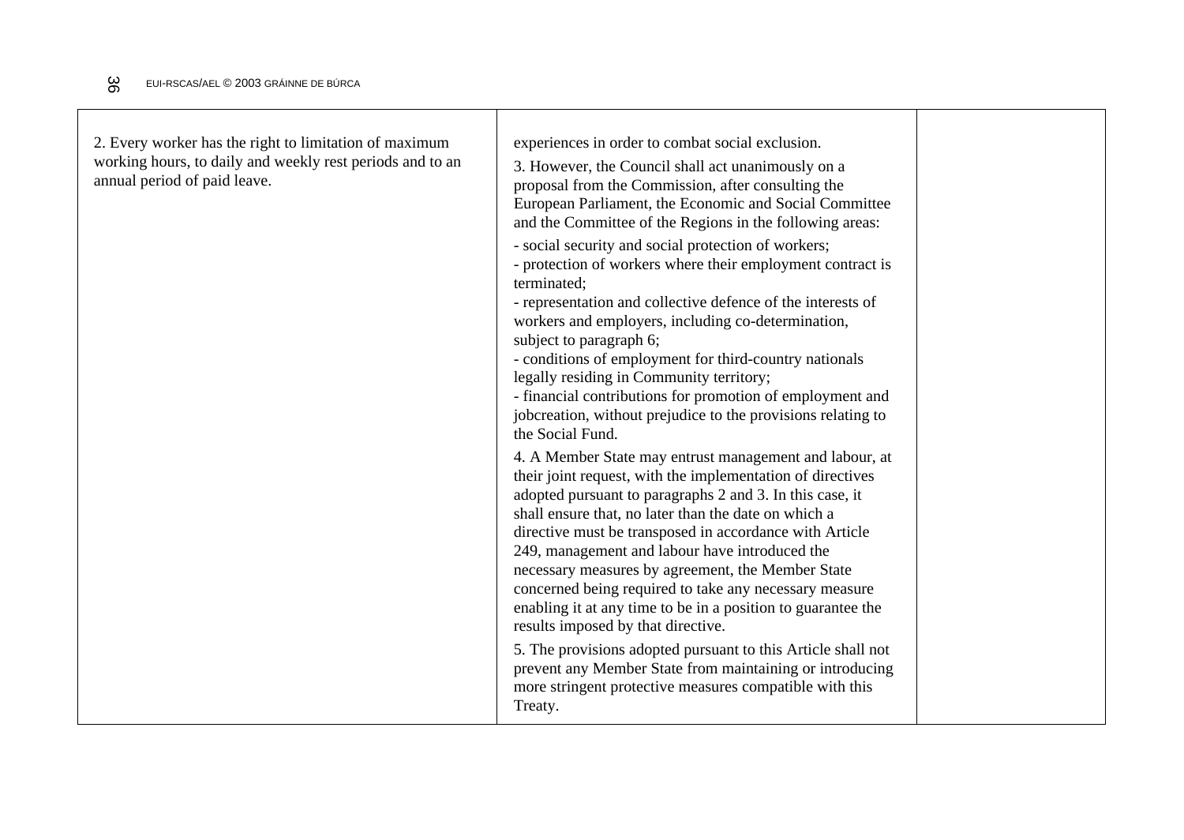| | | |
|---|---|---|
| 2. Every worker has the right to limitation of maximum working hours, to daily and weekly rest periods and to an annual period of paid leave. | experiences in order to combat social exclusion.<br><br>3. However, the Council shall act unanimously on a proposal from the Commission, after consulting the European Parliament, the Economic and Social Committee and the Committee of the Regions in the following areas:<br><br>- social security and social protection of workers;<br>- protection of workers where their employment contract is terminated;<br>- representation and collective defence of the interests of workers and employers, including co-determination, subject to paragraph 6;<br>- conditions of employment for third-country nationals legally residing in Community territory;<br>- financial contributions for promotion of employment and jobcreation, without prejudice to the provisions relating to the Social Fund.<br><br>4. A Member State may entrust management and labour, at their joint request, with the implementation of directives adopted pursuant to paragraphs 2 and 3. In this case, it shall ensure that, no later than the date on which a directive must be transposed in accordance with Article 249, management and labour have introduced the necessary measures by agreement, the Member State concerned being required to take any necessary measure enabling it at any time to be in a position to guarantee the results imposed by that directive.<br><br>5. The provisions adopted pursuant to this Article shall not prevent any Member State from maintaining or introducing more stringent protective measures compatible with this Treaty. | |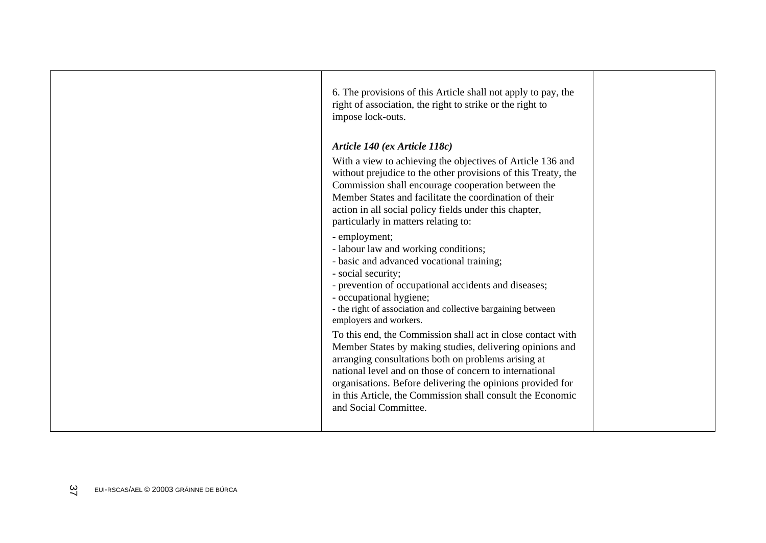|  | 6. The provisions of this Article shall not apply to pay, the right of association, the right to strike or the right to impose lock-outs.<br><br>***Article 140 (ex Article 118c)***<br>With a view to achieving the objectives of Article 136 and without prejudice to the other provisions of this Treaty, the Commission shall encourage cooperation between the Member States and facilitate the coordination of their action in all social policy fields under this chapter, particularly in matters relating to:<br>- employment;<br>- labour law and working conditions;<br>- basic and advanced vocational training;<br>- social security;<br>- prevention of occupational accidents and diseases;<br>- occupational hygiene;<br>- the right of association and collective bargaining between employers and workers.<br>To this end, the Commission shall act in close contact with Member States by making studies, delivering opinions and arranging consultations both on problems arising at national level and on those of concern to international organisations. Before delivering the opinions provided for in this Article, the Commission shall consult the Economic and Social Committee. |  |
|---|---|---|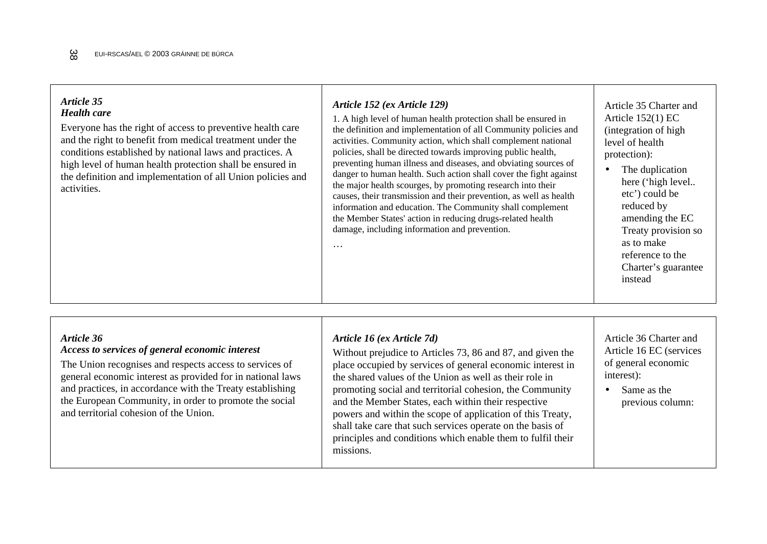| *Article 35* <br> ***Health care*** <br> Everyone has the right of access to preventive health care and the right to benefit from medical treatment under the conditions established by national laws and practices. A high level of human health protection shall be ensured in the definition and implementation of all Union policies and activities. | ***Article 152 (ex Article 129)*** <br> 1. A high level of human health protection shall be ensured in the definition and implementation of all Community policies and activities. Community action, which shall complement national policies, shall be directed towards improving public health, preventing human illness and diseases, and obviating sources of danger to human health. Such action shall cover the fight against the major health scourges, by promoting research into their causes, their transmission and their prevention, as well as health information and education. The Community shall complement the Member States' action in reducing drugs-related health damage, including information and prevention. <br> … | Article 35 Charter and Article 152(1) EC (integration of high level of health protection): <br> • The duplication here ('high level.. etc') could be reduced by amending the EC Treaty provision so as to make reference to the Charter's guarantee instead |
|---|---|---|

| *Article 36* <br> ***Access to services of general economic interest*** <br> The Union recognises and respects access to services of general economic interest as provided for in national laws and practices, in accordance with the Treaty establishing the European Community, in order to promote the social and territorial cohesion of the Union. | ***Article 16 (ex Article 7d)*** <br> Without prejudice to Articles 73, 86 and 87, and given the place occupied by services of general economic interest in the shared values of the Union as well as their role in promoting social and territorial cohesion, the Community and the Member States, each within their respective powers and within the scope of application of this Treaty, shall take care that such services operate on the basis of principles and conditions which enable them to fulfil their missions. | Article 36 Charter and Article 16 EC (services of general economic interest): <br> • Same as the previous column: |
|---|---|---|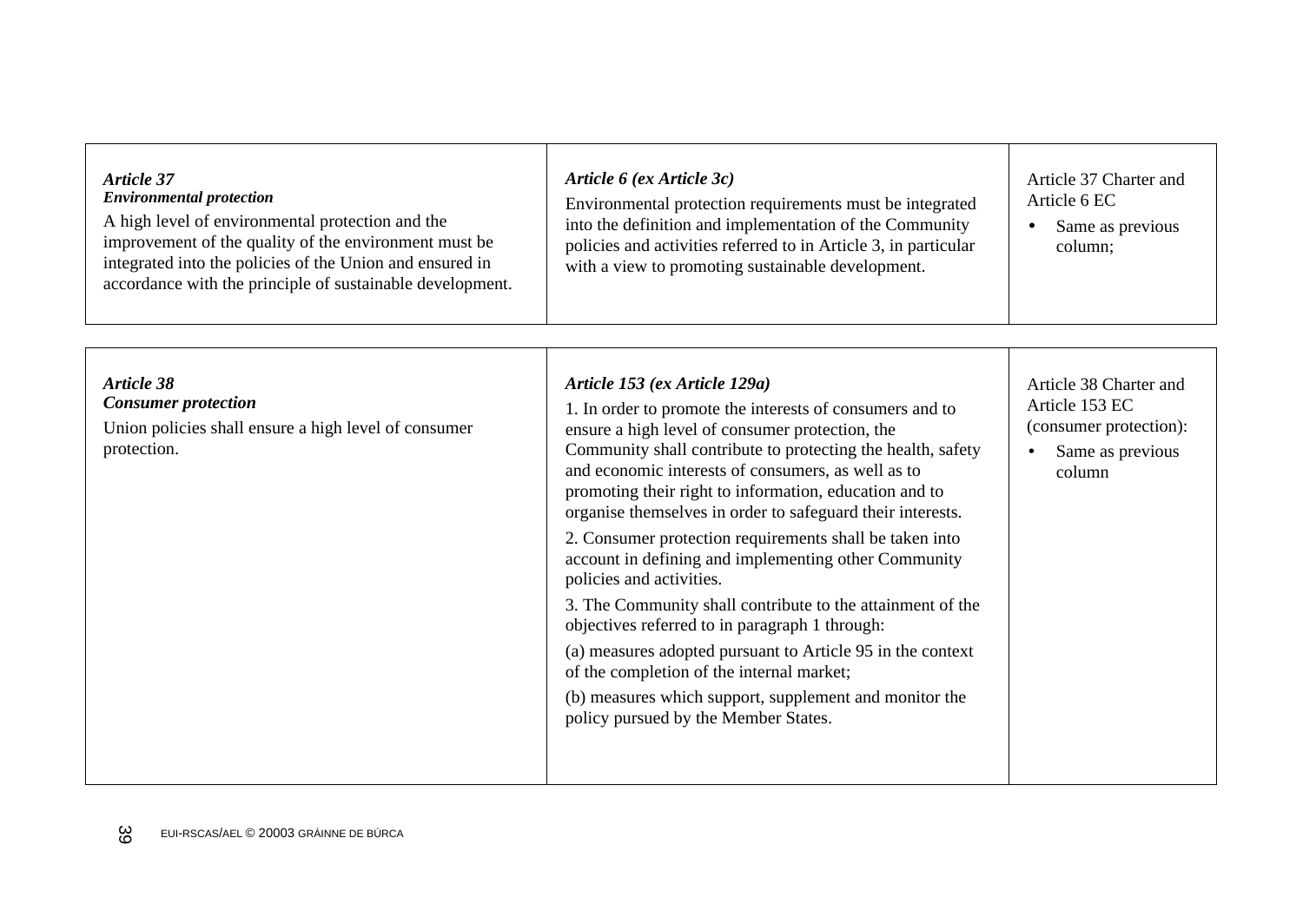| *Article 37* ***Environmental protection*** A high level of environmental protection and the improvement of the quality of the environment must be integrated into the policies of the Union and ensured in accordance with the principle of sustainable development. | *Article 6 (ex Article 3c)* Environmental protection requirements must be integrated into the definition and implementation of the Community policies and activities referred to in Article 3, in particular with a view to promoting sustainable development. | Article 37 Charter and Article 6 EC <br>• Same as previous column; |
|---|---|---|

| ***Article 38*** ***Consumer protection*** Union policies shall ensure a high level of consumer protection. | *Article 153 (ex Article 129a)* <br>1. In order to promote the interests of consumers and to ensure a high level of consumer protection, the Community shall contribute to protecting the health, safety and economic interests of consumers, as well as to promoting their right to information, education and to organise themselves in order to safeguard their interests. <br>2. Consumer protection requirements shall be taken into account in defining and implementing other Community policies and activities. <br>3. The Community shall contribute to the attainment of the objectives referred to in paragraph 1 through: <br>(a) measures adopted pursuant to Article 95 in the context of the completion of the internal market; <br>(b) measures which support, supplement and monitor the policy pursued by the Member States. | Article 38 Charter and Article 153 EC (consumer protection): <br>• Same as previous column |
|---|---|---|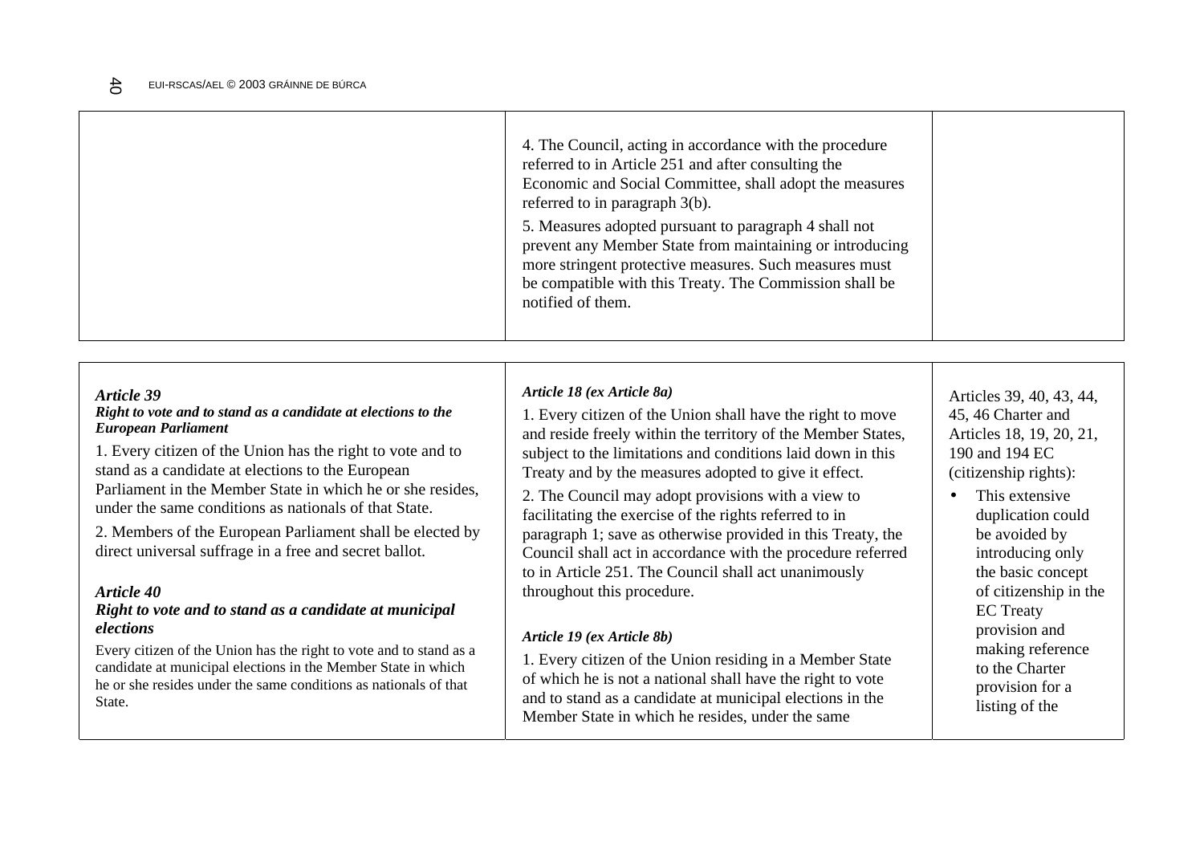| | | |
|---|---|---|
| | 4. The Council, acting in accordance with the procedure referred to in Article 251 and after consulting the Economic and Social Committee, shall adopt the measures referred to in paragraph 3(b).<br><br>5. Measures adopted pursuant to paragraph 4 shall not prevent any Member State from maintaining or introducing more stringent protective measures. Such measures must be compatible with this Treaty. The Commission shall be notified of them. | |

| | | |
|---|---|---|
| ***Article 39***<br>***Right to vote and to stand as a candidate at elections to the European Parliament***<br><br>1. Every citizen of the Union has the right to vote and to stand as a candidate at elections to the European Parliament in the Member State in which he or she resides, under the same conditions as nationals of that State.<br><br>2. Members of the European Parliament shall be elected by direct universal suffrage in a free and secret ballot.<br><br>***Article 40***<br>***Right to vote and to stand as a candidate at municipal elections***<br><br>Every citizen of the Union has the right to vote and to stand as a candidate at municipal elections in the Member State in which he or she resides under the same conditions as nationals of that State. | ***Article 18 (ex Article 8a)***<br><br>1. Every citizen of the Union shall have the right to move and reside freely within the territory of the Member States, subject to the limitations and conditions laid down in this Treaty and by the measures adopted to give it effect.<br><br>2. The Council may adopt provisions with a view to facilitating the exercise of the rights referred to in paragraph 1; save as otherwise provided in this Treaty, the Council shall act in accordance with the procedure referred to in Article 251. The Council shall act unanimously throughout this procedure.<br><br>***Article 19 (ex Article 8b)***<br><br>1. Every citizen of the Union residing in a Member State of which he is not a national shall have the right to vote and to stand as a candidate at municipal elections in the Member State in which he resides, under the same | Articles 39, 40, 43, 44, 45, 46 Charter and Articles 18, 19, 20, 21, 190 and 194 EC (citizenship rights):<br><br>• This extensive duplication could be avoided by introducing only the basic concept of citizenship in the EC Treaty provision and making reference to the Charter provision for a listing of the |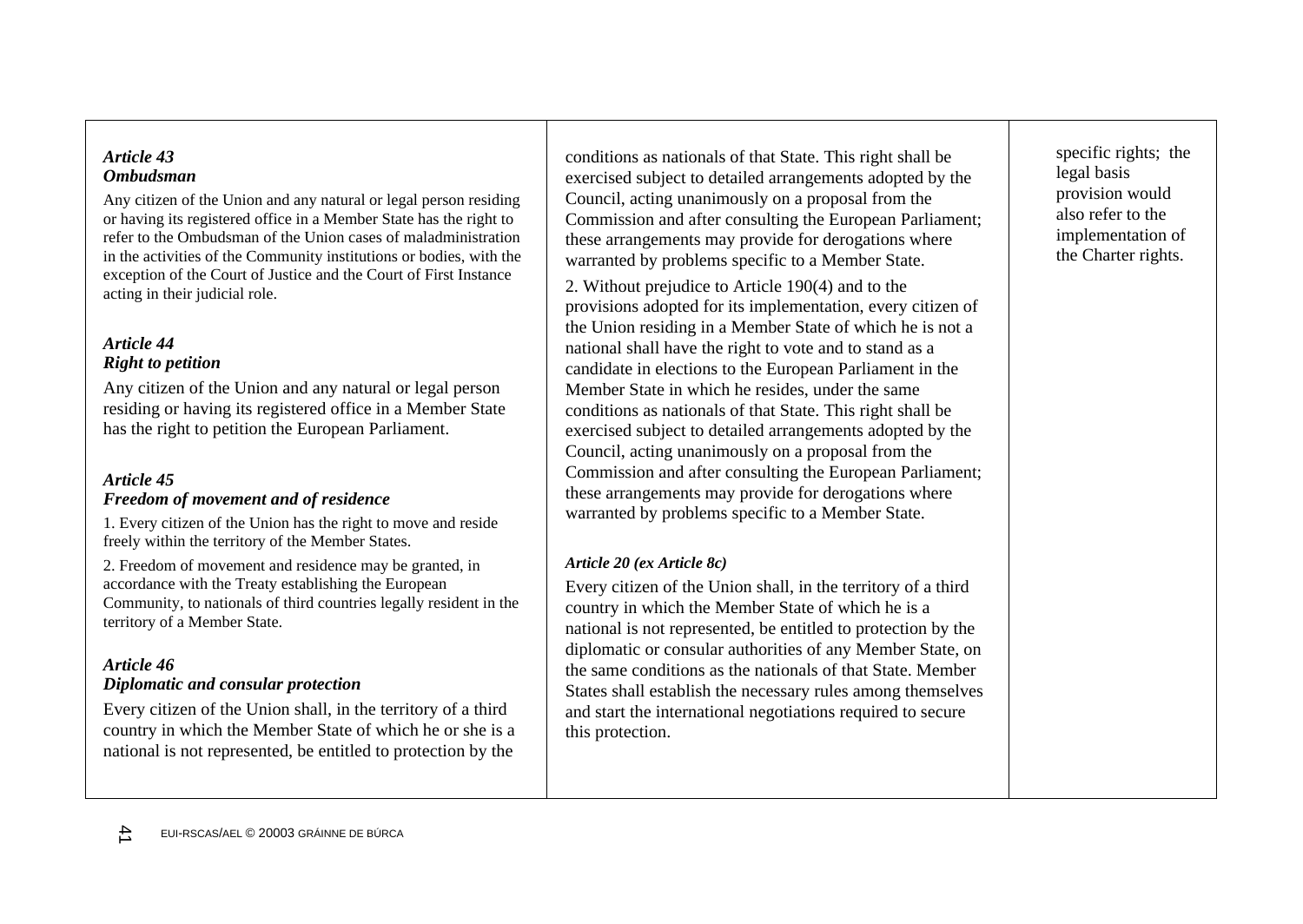| | | |
|---|---|---|
| ***Article 43***<br>***Ombudsman***<br>Any citizen of the Union and any natural or legal person residing or having its registered office in a Member State has the right to refer to the Ombudsman of the Union cases of maladministration in the activities of the Community institutions or bodies, with the exception of the Court of Justice and the Court of First Instance acting in their judicial role.<br><br>***Article 44***<br>***Right to petition***<br>Any citizen of the Union and any natural or legal person residing or having its registered office in a Member State has the right to petition the European Parliament.<br><br>***Article 45***<br>***Freedom of movement and of residence***<br>1. Every citizen of the Union has the right to move and reside freely within the territory of the Member States.<br>2. Freedom of movement and residence may be granted, in accordance with the Treaty establishing the European Community, to nationals of third countries legally resident in the territory of a Member State.<br><br>***Article 46***<br>***Diplomatic and consular protection***<br>Every citizen of the Union shall, in the territory of a third country in which the Member State of which he or she is a national is not represented, be entitled to protection by the | conditions as nationals of that State. This right shall be exercised subject to detailed arrangements adopted by the Council, acting unanimously on a proposal from the Commission and after consulting the European Parliament; these arrangements may provide for derogations where warranted by problems specific to a Member State.<br>2. Without prejudice to Article 190(4) and to the provisions adopted for its implementation, every citizen of the Union residing in a Member State of which he is not a national shall have the right to vote and to stand as a candidate in elections to the European Parliament in the Member State in which he resides, under the same conditions as nationals of that State. This right shall be exercised subject to detailed arrangements adopted by the Council, acting unanimously on a proposal from the Commission and after consulting the European Parliament; these arrangements may provide for derogations where warranted by problems specific to a Member State.<br><br>***Article 20 (ex Article 8c)***<br>Every citizen of the Union shall, in the territory of a third country in which the Member State of which he is a national is not represented, be entitled to protection by the diplomatic or consular authorities of any Member State, on the same conditions as the nationals of that State. Member States shall establish the necessary rules among themselves and start the international negotiations required to secure this protection. | specific rights; the legal basis provision would also refer to the implementation of the Charter rights. |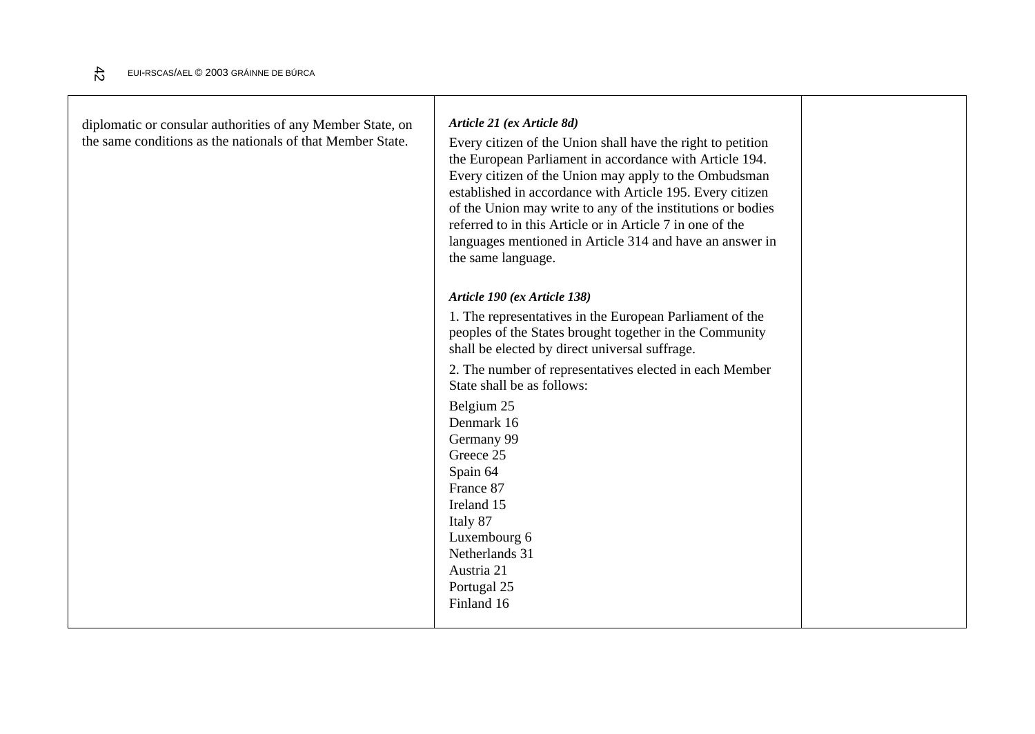| | | |
|---|---|---|
| diplomatic or consular authorities of any Member State, on the same conditions as the nationals of that Member State. | ***Article 21 (ex Article 8d)*** <br><br> Every citizen of the Union shall have the right to petition the European Parliament in accordance with Article 194. Every citizen of the Union may apply to the Ombudsman established in accordance with Article 195. Every citizen of the Union may write to any of the institutions or bodies referred to in this Article or in Article 7 in one of the languages mentioned in Article 314 and have an answer in the same language. <br><br> ***Article 190 (ex Article 138)*** <br><br> 1. The representatives in the European Parliament of the peoples of the States brought together in the Community shall be elected by direct universal suffrage. <br><br> 2. The number of representatives elected in each Member State shall be as follows: <br><br> Belgium 25 <br> Denmark 16 <br> Germany 99 <br> Greece 25 <br> Spain 64 <br> France 87 <br> Ireland 15 <br> Italy 87 <br> Luxembourg 6 <br> Netherlands 31 <br> Austria 21 <br> Portugal 25 <br> Finland 16 | |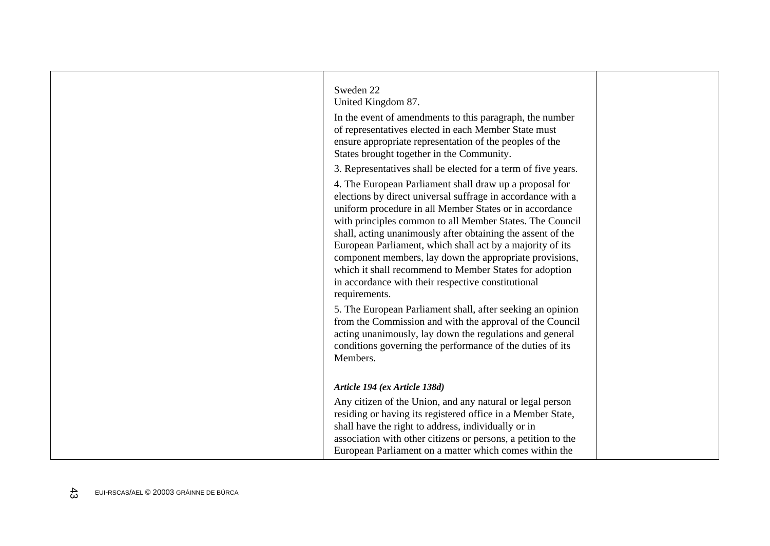| | | |
|---|---|---|
| | Sweden 22<br>United Kingdom 87.<br><br>In the event of amendments to this paragraph, the number of representatives elected in each Member State must ensure appropriate representation of the peoples of the States brought together in the Community.<br><br>3. Representatives shall be elected for a term of five years.<br><br>4. The European Parliament shall draw up a proposal for elections by direct universal suffrage in accordance with a uniform procedure in all Member States or in accordance with principles common to all Member States. The Council shall, acting unanimously after obtaining the assent of the European Parliament, which shall act by a majority of its component members, lay down the appropriate provisions, which it shall recommend to Member States for adoption in accordance with their respective constitutional requirements.<br><br>5. The European Parliament shall, after seeking an opinion from the Commission and with the approval of the Council acting unanimously, lay down the regulations and general conditions governing the performance of the duties of its Members.<br><br>***Article 194 (ex Article 138d)***<br><br>Any citizen of the Union, and any natural or legal person residing or having its registered office in a Member State, shall have the right to address, individually or in association with other citizens or persons, a petition to the European Parliament on a matter which comes within the | |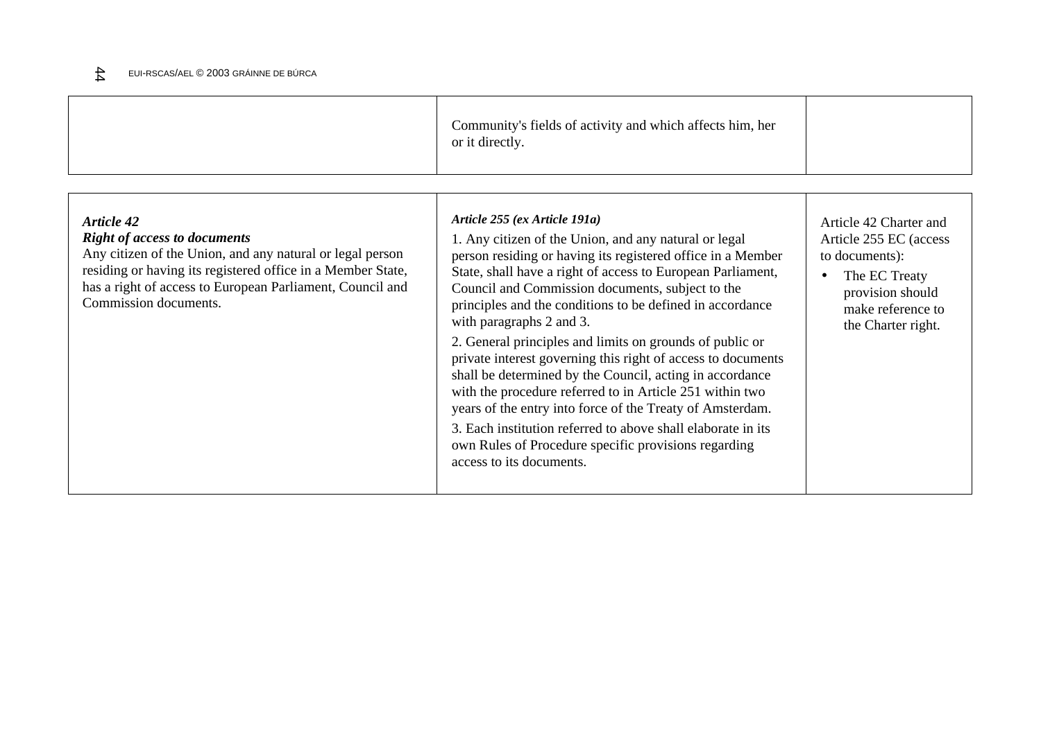| | | |
|---|---|---|
| | Community's fields of activity and which affects him, her or it directly. | |

| | | |
|---|---|---|
| ***Article 42*** <br> ***Right of access to documents*** <br> Any citizen of the Union, and any natural or legal person residing or having its registered office in a Member State, has a right of access to European Parliament, Council and Commission documents. | ***Article 255 (ex Article 191a)*** <br> 1. Any citizen of the Union, and any natural or legal person residing or having its registered office in a Member State, shall have a right of access to European Parliament, Council and Commission documents, subject to the principles and the conditions to be defined in accordance with paragraphs 2 and 3. <br> 2. General principles and limits on grounds of public or private interest governing this right of access to documents shall be determined by the Council, acting in accordance with the procedure referred to in Article 251 within two years of the entry into force of the Treaty of Amsterdam. <br> 3. Each institution referred to above shall elaborate in its own Rules of Procedure specific provisions regarding access to its documents. | Article 42 Charter and Article 255 EC (access to documents): <br> • The EC Treaty provision should make reference to the Charter right. |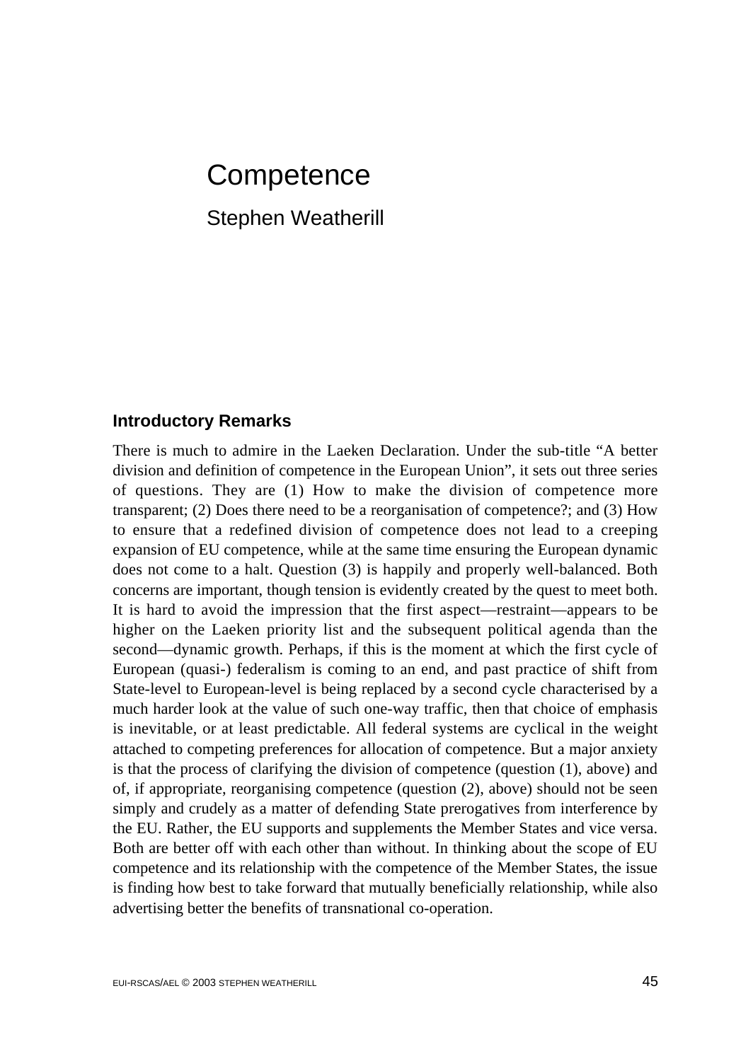# Competence

Stephen Weatherill

## Introductory Remarks

There is much to admire in the Laeken Declaration. Under the sub-title "A better division and definition of competence in the European Union", it sets out three series of questions. They are (1) How to make the division of competence more transparent; (2) Does there need to be a reorganisation of competence?; and (3) How to ensure that a redefined division of competence does not lead to a creeping expansion of EU competence, while at the same time ensuring the European dynamic does not come to a halt. Question (3) is happily and properly well-balanced. Both concerns are important, though tension is evidently created by the quest to meet both. It is hard to avoid the impression that the first aspect—restraint—appears to be higher on the Laeken priority list and the subsequent political agenda than the second—dynamic growth. Perhaps, if this is the moment at which the first cycle of European (quasi-) federalism is coming to an end, and past practice of shift from State-level to European-level is being replaced by a second cycle characterised by a much harder look at the value of such one-way traffic, then that choice of emphasis is inevitable, or at least predictable. All federal systems are cyclical in the weight attached to competing preferences for allocation of competence. But a major anxiety is that the process of clarifying the division of competence (question (1), above) and of, if appropriate, reorganising competence (question (2), above) should not be seen simply and crudely as a matter of defending State prerogatives from interference by the EU. Rather, the EU supports and supplements the Member States and vice versa. Both are better off with each other than without. In thinking about the scope of EU competence and its relationship with the competence of the Member States, the issue is finding how best to take forward that mutually beneficially relationship, while also advertising better the benefits of transnational co-operation.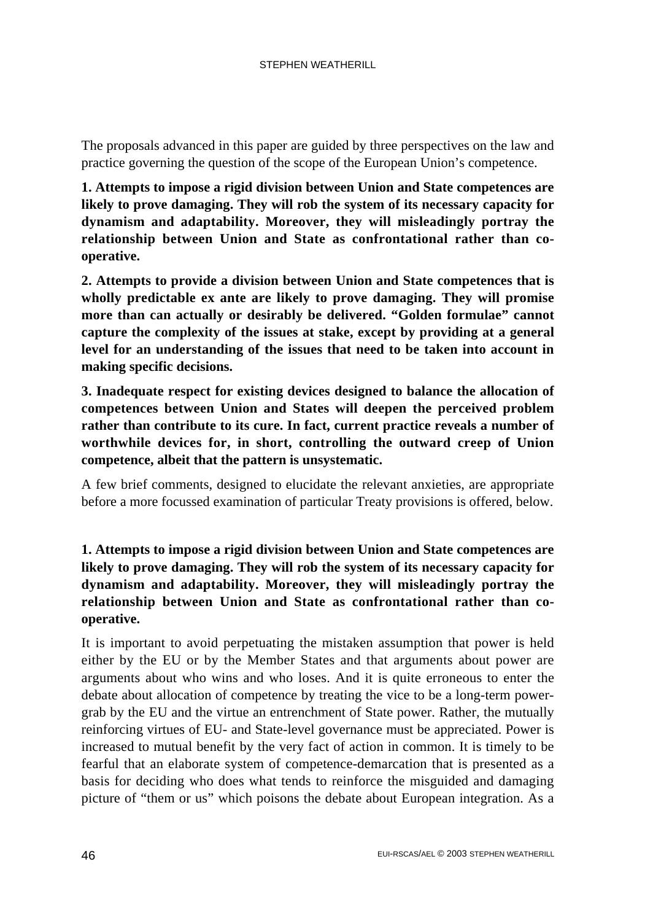The proposals advanced in this paper are guided by three perspectives on the law and practice governing the question of the scope of the European Union's competence.

**1. Attempts to impose a rigid division between Union and State competences are likely to prove damaging. They will rob the system of its necessary capacity for dynamism and adaptability. Moreover, they will misleadingly portray the relationship between Union and State as confrontational rather than co-operative.**

**2. Attempts to provide a division between Union and State competences that is wholly predictable ex ante are likely to prove damaging. They will promise more than can actually or desirably be delivered. "Golden formulae" cannot capture the complexity of the issues at stake, except by providing at a general level for an understanding of the issues that need to be taken into account in making specific decisions.**

**3. Inadequate respect for existing devices designed to balance the allocation of competences between Union and States will deepen the perceived problem rather than contribute to its cure. In fact, current practice reveals a number of worthwhile devices for, in short, controlling the outward creep of Union competence, albeit that the pattern is unsystematic.**

A few brief comments, designed to elucidate the relevant anxieties, are appropriate before a more focussed examination of particular Treaty provisions is offered, below.

**1. Attempts to impose a rigid division between Union and State competences are likely to prove damaging. They will rob the system of its necessary capacity for dynamism and adaptability. Moreover, they will misleadingly portray the relationship between Union and State as confrontational rather than co-operative.**

It is important to avoid perpetuating the mistaken assumption that power is held either by the EU or by the Member States and that arguments about power are arguments about who wins and who loses. And it is quite erroneous to enter the debate about allocation of competence by treating the vice to be a long-term power-grab by the EU and the virtue an entrenchment of State power. Rather, the mutually reinforcing virtues of EU- and State-level governance must be appreciated. Power is increased to mutual benefit by the very fact of action in common. It is timely to be fearful that an elaborate system of competence-demarcation that is presented as a basis for deciding who does what tends to reinforce the misguided and damaging picture of "them or us" which poisons the debate about European integration. As a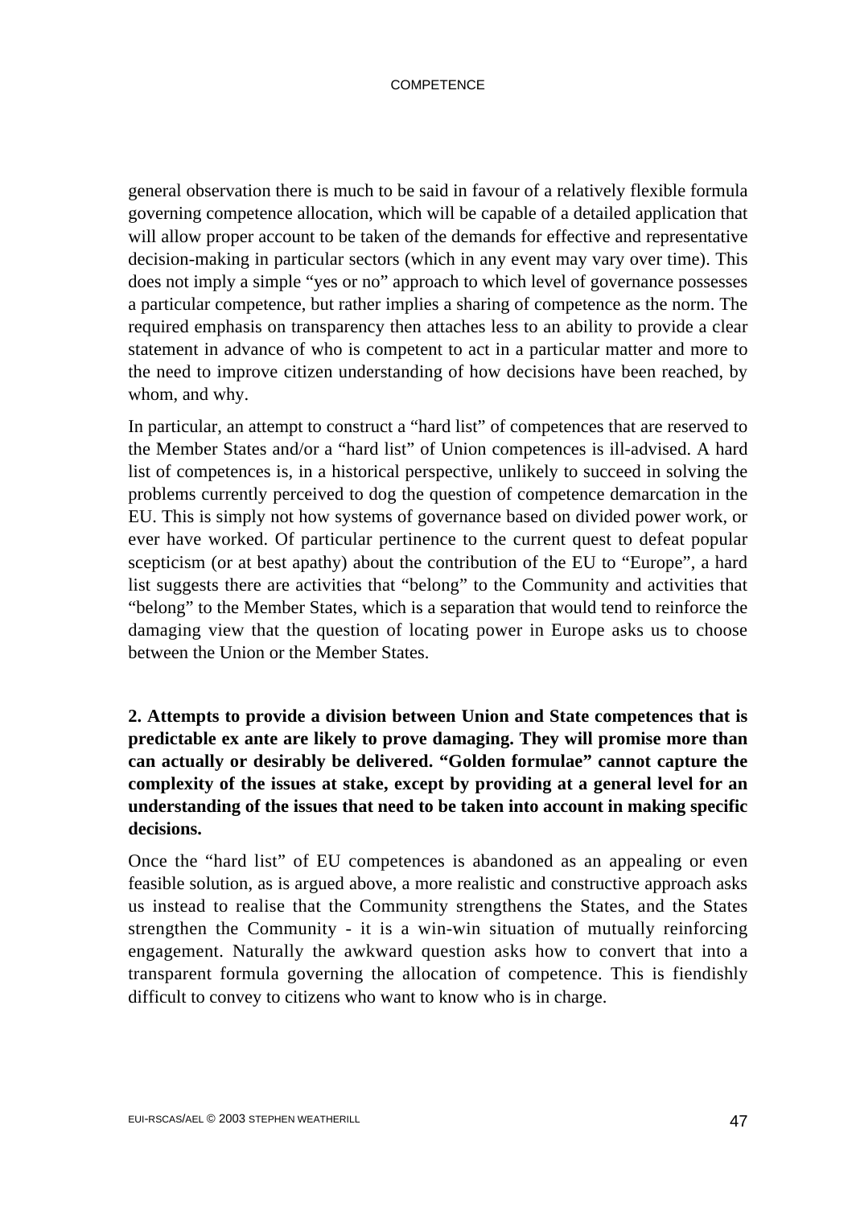general observation there is much to be said in favour of a relatively flexible formula governing competence allocation, which will be capable of a detailed application that will allow proper account to be taken of the demands for effective and representative decision-making in particular sectors (which in any event may vary over time). This does not imply a simple "yes or no" approach to which level of governance possesses a particular competence, but rather implies a sharing of competence as the norm. The required emphasis on transparency then attaches less to an ability to provide a clear statement in advance of who is competent to act in a particular matter and more to the need to improve citizen understanding of how decisions have been reached, by whom, and why.

In particular, an attempt to construct a "hard list" of competences that are reserved to the Member States and/or a "hard list" of Union competences is ill-advised. A hard list of competences is, in a historical perspective, unlikely to succeed in solving the problems currently perceived to dog the question of competence demarcation in the EU. This is simply not how systems of governance based on divided power work, or ever have worked. Of particular pertinence to the current quest to defeat popular scepticism (or at best apathy) about the contribution of the EU to "Europe", a hard list suggests there are activities that "belong" to the Community and activities that "belong" to the Member States, which is a separation that would tend to reinforce the damaging view that the question of locating power in Europe asks us to choose between the Union or the Member States.

**2. Attempts to provide a division between Union and State competences that is predictable ex ante are likely to prove damaging. They will promise more than can actually or desirably be delivered. "Golden formulae" cannot capture the complexity of the issues at stake, except by providing at a general level for an understanding of the issues that need to be taken into account in making specific decisions.**

Once the "hard list" of EU competences is abandoned as an appealing or even feasible solution, as is argued above, a more realistic and constructive approach asks us instead to realise that the Community strengthens the States, and the States strengthen the Community - it is a win-win situation of mutually reinforcing engagement. Naturally the awkward question asks how to convert that into a transparent formula governing the allocation of competence. This is fiendishly difficult to convey to citizens who want to know who is in charge.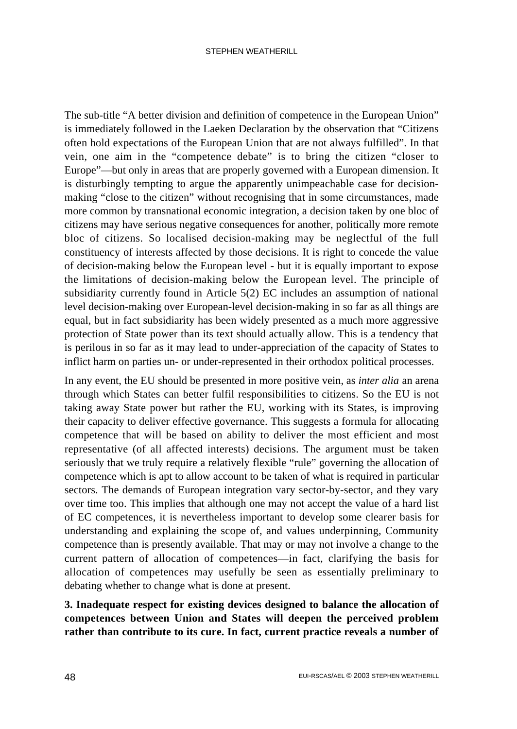The sub-title "A better division and definition of competence in the European Union" is immediately followed in the Laeken Declaration by the observation that "Citizens often hold expectations of the European Union that are not always fulfilled". In that vein, one aim in the "competence debate" is to bring the citizen "closer to Europe"—but only in areas that are properly governed with a European dimension. It is disturbingly tempting to argue the apparently unimpeachable case for decision-making "close to the citizen" without recognising that in some circumstances, made more common by transnational economic integration, a decision taken by one bloc of citizens may have serious negative consequences for another, politically more remote bloc of citizens. So localised decision-making may be neglectful of the full constituency of interests affected by those decisions. It is right to concede the value of decision-making below the European level - but it is equally important to expose the limitations of decision-making below the European level. The principle of subsidiarity currently found in Article 5(2) EC includes an assumption of national level decision-making over European-level decision-making in so far as all things are equal, but in fact subsidiarity has been widely presented as a much more aggressive protection of State power than its text should actually allow. This is a tendency that is perilous in so far as it may lead to under-appreciation of the capacity of States to inflict harm on parties un- or under-represented in their orthodox political processes.

In any event, the EU should be presented in more positive vein, as *inter alia* an arena through which States can better fulfil responsibilities to citizens. So the EU is not taking away State power but rather the EU, working with its States, is improving their capacity to deliver effective governance. This suggests a formula for allocating competence that will be based on ability to deliver the most efficient and most representative (of all affected interests) decisions. The argument must be taken seriously that we truly require a relatively flexible "rule" governing the allocation of competence which is apt to allow account to be taken of what is required in particular sectors. The demands of European integration vary sector-by-sector, and they vary over time too. This implies that although one may not accept the value of a hard list of EC competences, it is nevertheless important to develop some clearer basis for understanding and explaining the scope of, and values underpinning, Community competence than is presently available. That may or may not involve a change to the current pattern of allocation of competences—in fact, clarifying the basis for allocation of competences may usefully be seen as essentially preliminary to debating whether to change what is done at present.

**3. Inadequate respect for existing devices designed to balance the allocation of competences between Union and States will deepen the perceived problem rather than contribute to its cure. In fact, current practice reveals a number of**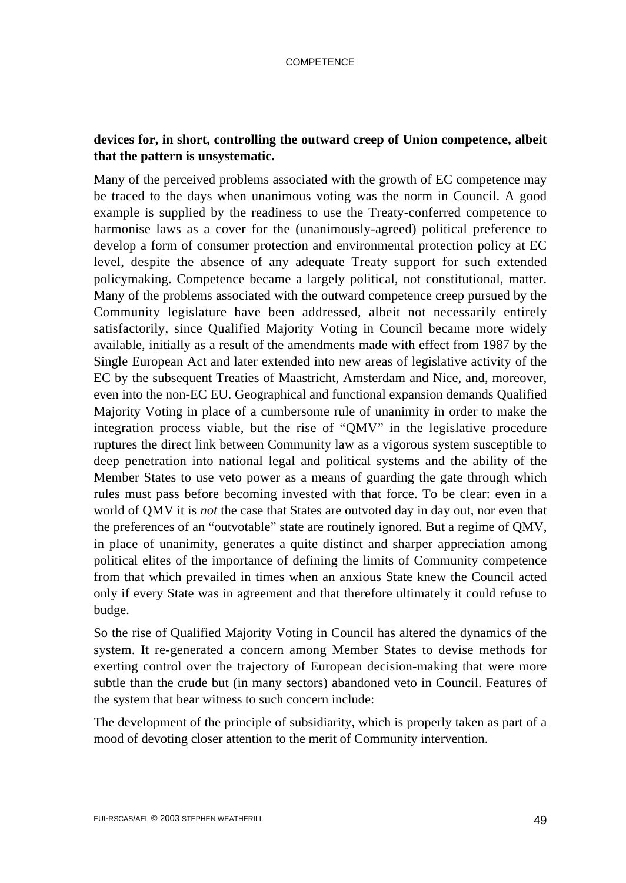**devices for, in short, controlling the outward creep of Union competence, albeit that the pattern is unsystematic.**

Many of the perceived problems associated with the growth of EC competence may be traced to the days when unanimous voting was the norm in Council. A good example is supplied by the readiness to use the Treaty-conferred competence to harmonise laws as a cover for the (unanimously-agreed) political preference to develop a form of consumer protection and environmental protection policy at EC level, despite the absence of any adequate Treaty support for such extended policymaking. Competence became a largely political, not constitutional, matter. Many of the problems associated with the outward competence creep pursued by the Community legislature have been addressed, albeit not necessarily entirely satisfactorily, since Qualified Majority Voting in Council became more widely available, initially as a result of the amendments made with effect from 1987 by the Single European Act and later extended into new areas of legislative activity of the EC by the subsequent Treaties of Maastricht, Amsterdam and Nice, and, moreover, even into the non-EC EU. Geographical and functional expansion demands Qualified Majority Voting in place of a cumbersome rule of unanimity in order to make the integration process viable, but the rise of "QMV" in the legislative procedure ruptures the direct link between Community law as a vigorous system susceptible to deep penetration into national legal and political systems and the ability of the Member States to use veto power as a means of guarding the gate through which rules must pass before becoming invested with that force. To be clear: even in a world of QMV it is *not* the case that States are outvoted day in day out, nor even that the preferences of an "outvotable" state are routinely ignored. But a regime of QMV, in place of unanimity, generates a quite distinct and sharper appreciation among political elites of the importance of defining the limits of Community competence from that which prevailed in times when an anxious State knew the Council acted only if every State was in agreement and that therefore ultimately it could refuse to budge.

So the rise of Qualified Majority Voting in Council has altered the dynamics of the system. It re-generated a concern among Member States to devise methods for exerting control over the trajectory of European decision-making that were more subtle than the crude but (in many sectors) abandoned veto in Council. Features of the system that bear witness to such concern include:

The development of the principle of subsidiarity, which is properly taken as part of a mood of devoting closer attention to the merit of Community intervention.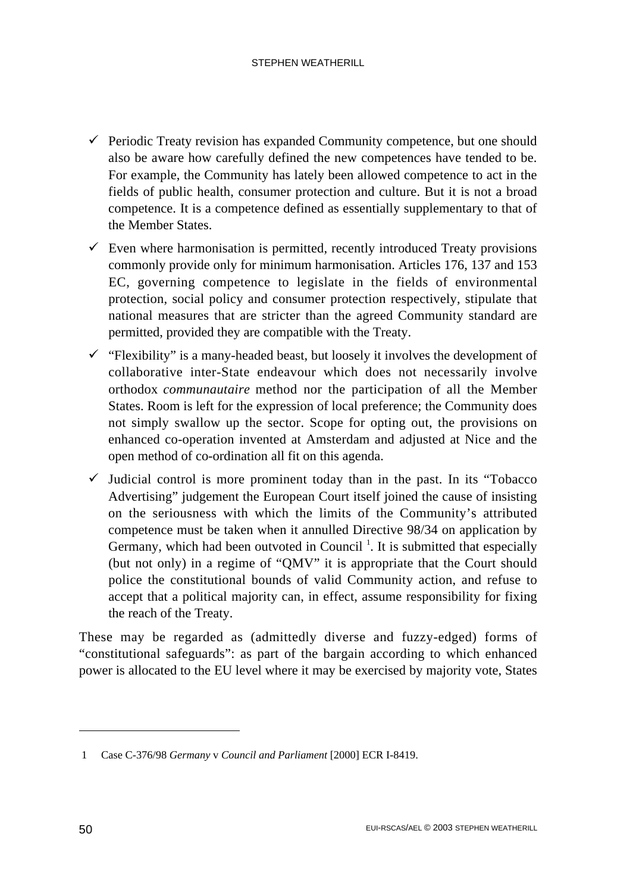- Periodic Treaty revision has expanded Community competence, but one should also be aware how carefully defined the new competences have tended to be. For example, the Community has lately been allowed competence to act in the fields of public health, consumer protection and culture. But it is not a broad competence. It is a competence defined as essentially supplementary to that of the Member States.
- Even where harmonisation is permitted, recently introduced Treaty provisions commonly provide only for minimum harmonisation. Articles 176, 137 and 153 EC, governing competence to legislate in the fields of environmental protection, social policy and consumer protection respectively, stipulate that national measures that are stricter than the agreed Community standard are permitted, provided they are compatible with the Treaty.
- "Flexibility" is a many-headed beast, but loosely it involves the development of collaborative inter-State endeavour which does not necessarily involve orthodox *communautaire* method nor the participation of all the Member States. Room is left for the expression of local preference; the Community does not simply swallow up the sector. Scope for opting out, the provisions on enhanced co-operation invented at Amsterdam and adjusted at Nice and the open method of co-ordination all fit on this agenda.
- Judicial control is more prominent today than in the past. In its "Tobacco Advertising" judgement the European Court itself joined the cause of insisting on the seriousness with which the limits of the Community's attributed competence must be taken when it annulled Directive 98/34 on application by Germany, which had been outvoted in Council [1]. It is submitted that especially (but not only) in a regime of "QMV" it is appropriate that the Court should police the constitutional bounds of valid Community action, and refuse to accept that a political majority can, in effect, assume responsibility for fixing the reach of the Treaty.

These may be regarded as (admittedly diverse and fuzzy-edged) forms of "constitutional safeguards": as part of the bargain according to which enhanced power is allocated to the EU level where it may be exercised by majority vote, States

---

1 Case C-376/98 *Germany* v *Council and Parliament* [2000] ECR I-8419.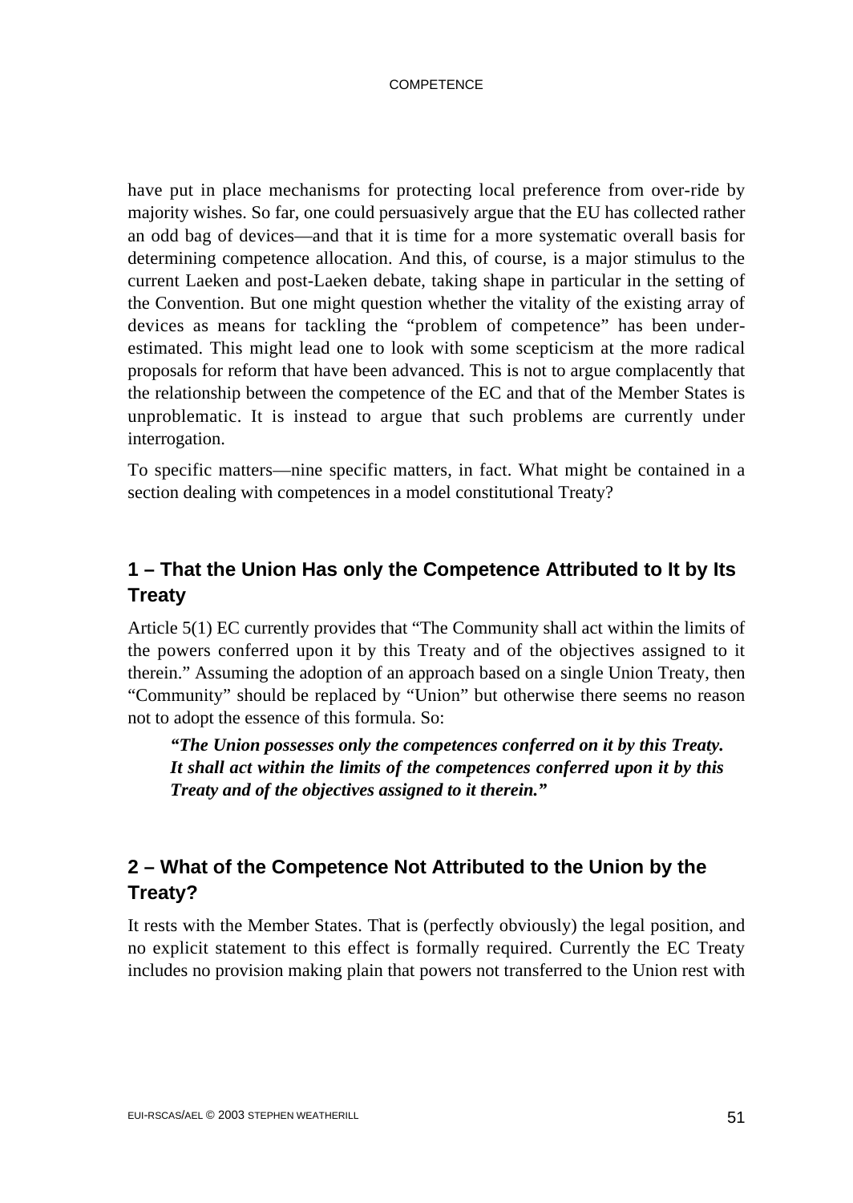have put in place mechanisms for protecting local preference from over-ride by majority wishes. So far, one could persuasively argue that the EU has collected rather an odd bag of devices—and that it is time for a more systematic overall basis for determining competence allocation. And this, of course, is a major stimulus to the current Laeken and post-Laeken debate, taking shape in particular in the setting of the Convention. But one might question whether the vitality of the existing array of devices as means for tackling the "problem of competence" has been under-estimated. This might lead one to look with some scepticism at the more radical proposals for reform that have been advanced. This is not to argue complacently that the relationship between the competence of the EC and that of the Member States is unproblematic. It is instead to argue that such problems are currently under interrogation.

To specific matters—nine specific matters, in fact. What might be contained in a section dealing with competences in a model constitutional Treaty?

## 1 – That the Union Has only the Competence Attributed to It by Its Treaty

Article 5(1) EC currently provides that "The Community shall act within the limits of the powers conferred upon it by this Treaty and of the objectives assigned to it therein." Assuming the adoption of an approach based on a single Union Treaty, then "Community" should be replaced by "Union" but otherwise there seems no reason not to adopt the essence of this formula. So:

> ***"The Union possesses only the competences conferred on it by this Treaty. It shall act within the limits of the competences conferred upon it by this Treaty and of the objectives assigned to it therein."***

## 2 – What of the Competence Not Attributed to the Union by the Treaty?

It rests with the Member States. That is (perfectly obviously) the legal position, and no explicit statement to this effect is formally required. Currently the EC Treaty includes no provision making plain that powers not transferred to the Union rest with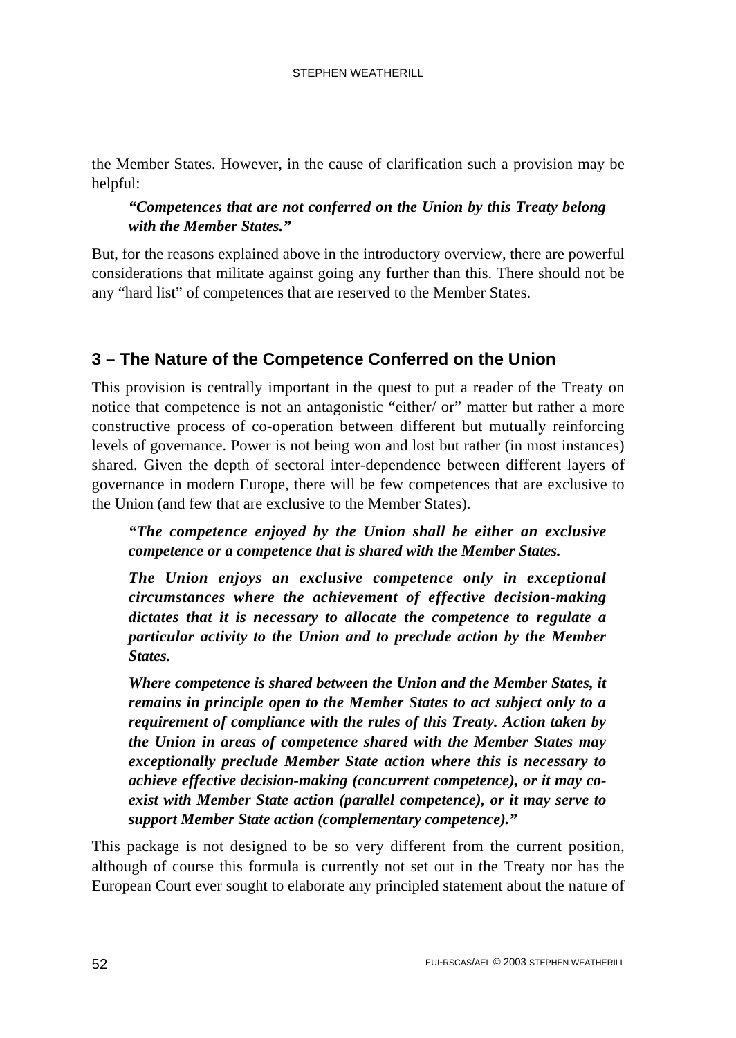the Member States. However, in the cause of clarification such a provision may be helpful:

> ***"Competences that are not conferred on the Union by this Treaty belong with the Member States."***

But, for the reasons explained above in the introductory overview, there are powerful considerations that militate against going any further than this. There should not be any "hard list" of competences that are reserved to the Member States.

## 3 – The Nature of the Competence Conferred on the Union

This provision is centrally important in the quest to put a reader of the Treaty on notice that competence is not an antagonistic "either/ or" matter but rather a more constructive process of co-operation between different but mutually reinforcing levels of governance. Power is not being won and lost but rather (in most instances) shared. Given the depth of sectoral inter-dependence between different layers of governance in modern Europe, there will be few competences that are exclusive to the Union (and few that are exclusive to the Member States).

> ***"The competence enjoyed by the Union shall be either an exclusive competence or a competence that is shared with the Member States.***
>
> ***The Union enjoys an exclusive competence only in exceptional circumstances where the achievement of effective decision-making dictates that it is necessary to allocate the competence to regulate a particular activity to the Union and to preclude action by the Member States.***
>
> ***Where competence is shared between the Union and the Member States, it remains in principle open to the Member States to act subject only to a requirement of compliance with the rules of this Treaty. Action taken by the Union in areas of competence shared with the Member States may exceptionally preclude Member State action where this is necessary to achieve effective decision-making (concurrent competence), or it may co-exist with Member State action (parallel competence), or it may serve to support Member State action (complementary competence)."***

This package is not designed to be so very different from the current position, although of course this formula is currently not set out in the Treaty nor has the European Court ever sought to elaborate any principled statement about the nature of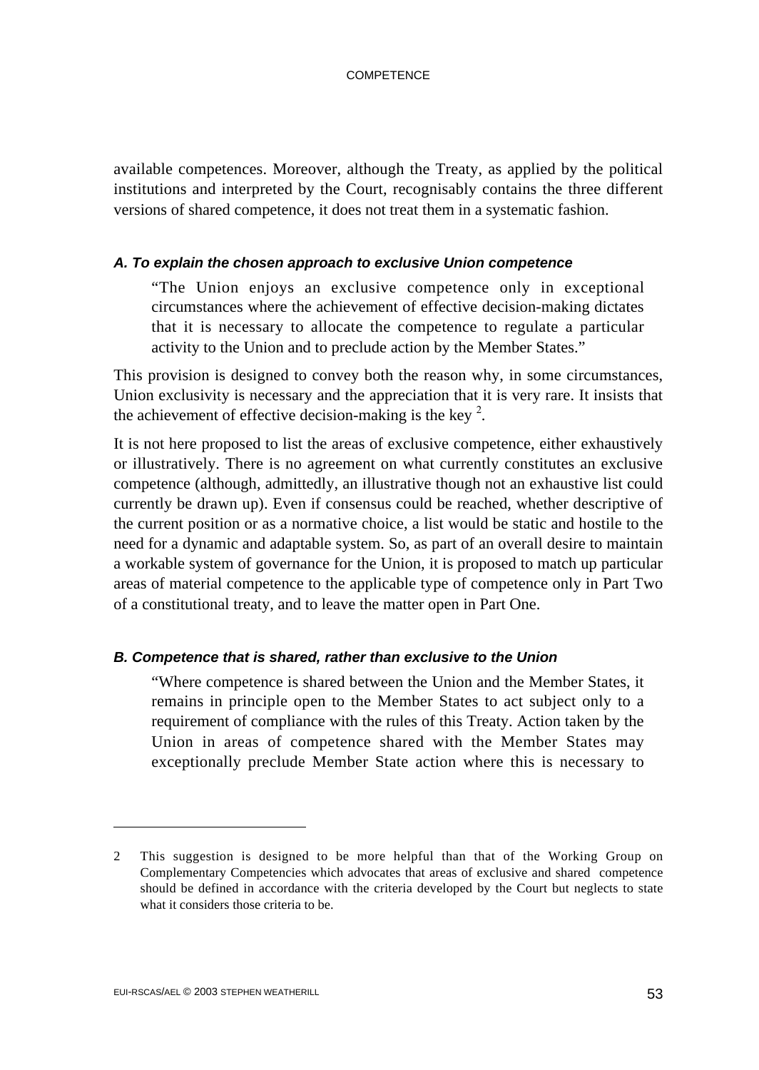available competences. Moreover, although the Treaty, as applied by the political institutions and interpreted by the Court, recognisably contains the three different versions of shared competence, it does not treat them in a systematic fashion.

#### *A. To explain the chosen approach to exclusive Union competence*

> "The Union enjoys an exclusive competence only in exceptional circumstances where the achievement of effective decision-making dictates that it is necessary to allocate the competence to regulate a particular activity to the Union and to preclude action by the Member States."

This provision is designed to convey both the reason why, in some circumstances, Union exclusivity is necessary and the appreciation that it is very rare. It insists that the achievement of effective decision-making is the key [2].

It is not here proposed to list the areas of exclusive competence, either exhaustively or illustratively. There is no agreement on what currently constitutes an exclusive competence (although, admittedly, an illustrative though not an exhaustive list could currently be drawn up). Even if consensus could be reached, whether descriptive of the current position or as a normative choice, a list would be static and hostile to the need for a dynamic and adaptable system. So, as part of an overall desire to maintain a workable system of governance for the Union, it is proposed to match up particular areas of material competence to the applicable type of competence only in Part Two of a constitutional treaty, and to leave the matter open in Part One.

#### *B. Competence that is shared, rather than exclusive to the Union*

> "Where competence is shared between the Union and the Member States, it remains in principle open to the Member States to act subject only to a requirement of compliance with the rules of this Treaty. Action taken by the Union in areas of competence shared with the Member States may exceptionally preclude Member State action where this is necessary to

---

2 This suggestion is designed to be more helpful than that of the Working Group on Complementary Competencies which advocates that areas of exclusive and shared competence should be defined in accordance with the criteria developed by the Court but neglects to state what it considers those criteria to be.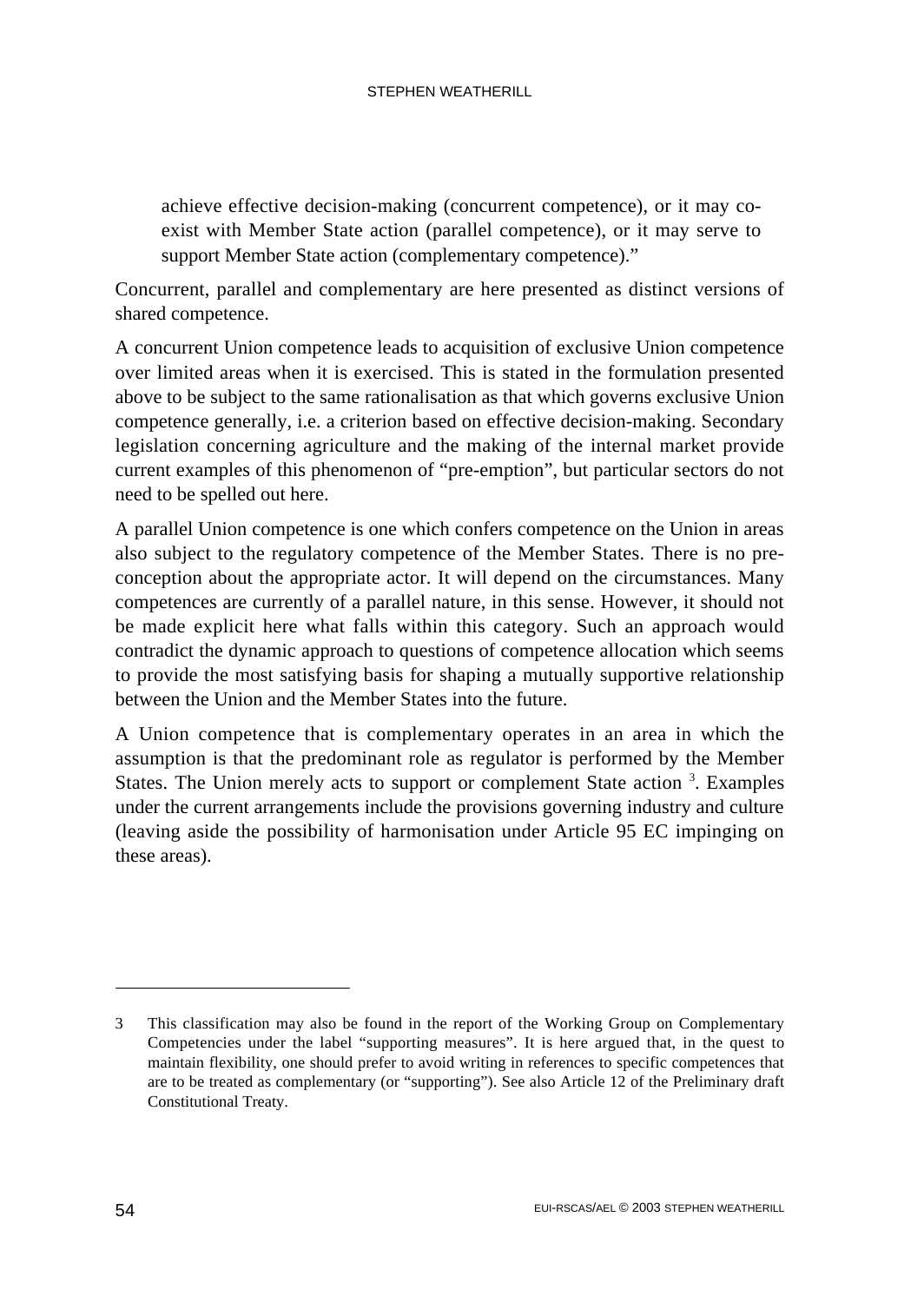> achieve effective decision-making (concurrent competence), or it may co-exist with Member State action (parallel competence), or it may serve to support Member State action (complementary competence)."

Concurrent, parallel and complementary are here presented as distinct versions of shared competence.

A concurrent Union competence leads to acquisition of exclusive Union competence over limited areas when it is exercised. This is stated in the formulation presented above to be subject to the same rationalisation as that which governs exclusive Union competence generally, i.e. a criterion based on effective decision-making. Secondary legislation concerning agriculture and the making of the internal market provide current examples of this phenomenon of "pre-emption", but particular sectors do not need to be spelled out here.

A parallel Union competence is one which confers competence on the Union in areas also subject to the regulatory competence of the Member States. There is no pre-conception about the appropriate actor. It will depend on the circumstances. Many competences are currently of a parallel nature, in this sense. However, it should not be made explicit here what falls within this category. Such an approach would contradict the dynamic approach to questions of competence allocation which seems to provide the most satisfying basis for shaping a mutually supportive relationship between the Union and the Member States into the future.

A Union competence that is complementary operates in an area in which the assumption is that the predominant role as regulator is performed by the Member States. The Union merely acts to support or complement State action [3]. Examples under the current arrangements include the provisions governing industry and culture (leaving aside the possibility of harmonisation under Article 95 EC impinging on these areas).

---

3 This classification may also be found in the report of the Working Group on Complementary Competencies under the label "supporting measures". It is here argued that, in the quest to maintain flexibility, one should prefer to avoid writing in references to specific competences that are to be treated as complementary (or "supporting"). See also Article 12 of the Preliminary draft Constitutional Treaty.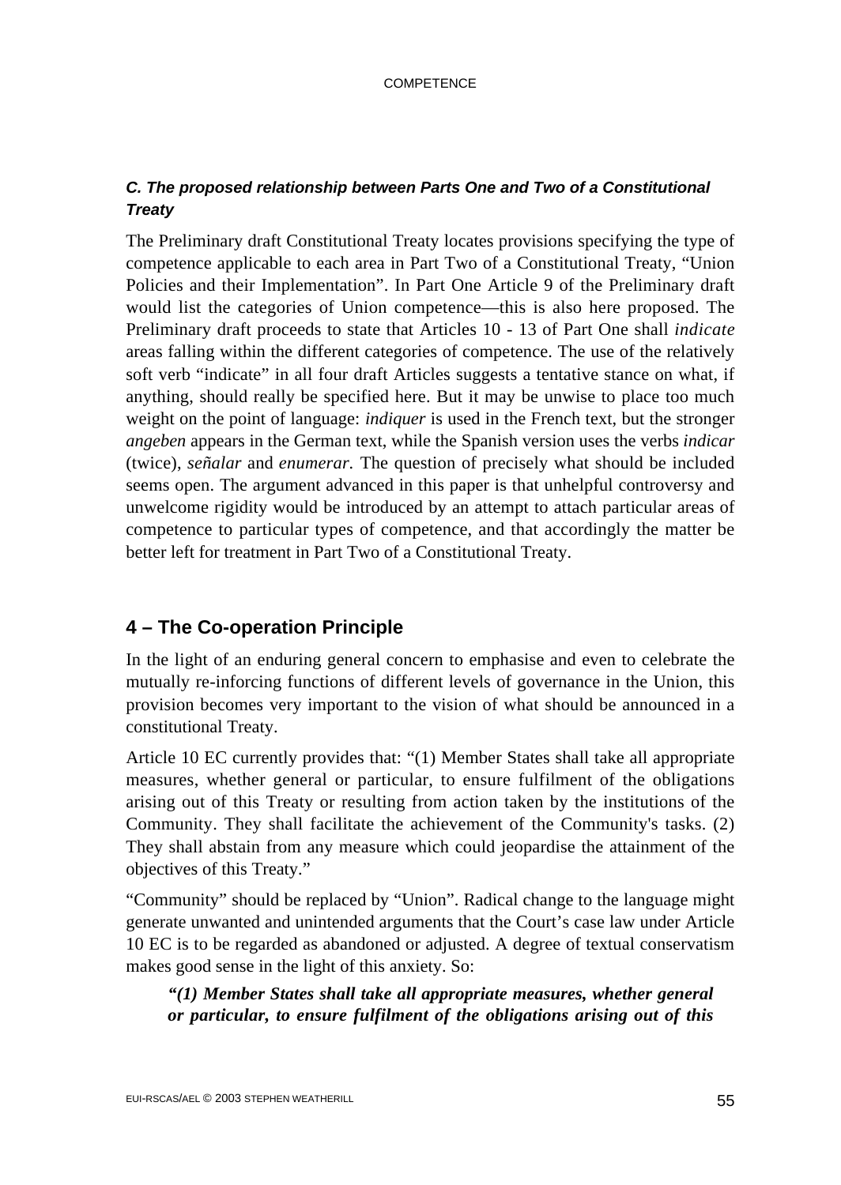### *C. The proposed relationship between Parts One and Two of a Constitutional Treaty*

The Preliminary draft Constitutional Treaty locates provisions specifying the type of competence applicable to each area in Part Two of a Constitutional Treaty, "Union Policies and their Implementation". In Part One Article 9 of the Preliminary draft would list the categories of Union competence—this is also here proposed. The Preliminary draft proceeds to state that Articles 10 - 13 of Part One shall *indicate* areas falling within the different categories of competence. The use of the relatively soft verb "indicate" in all four draft Articles suggests a tentative stance on what, if anything, should really be specified here. But it may be unwise to place too much weight on the point of language: *indiquer* is used in the French text, but the stronger *angeben* appears in the German text, while the Spanish version uses the verbs *indicar* (twice), *señalar* and *enumerar.* The question of precisely what should be included seems open. The argument advanced in this paper is that unhelpful controversy and unwelcome rigidity would be introduced by an attempt to attach particular areas of competence to particular types of competence, and that accordingly the matter be better left for treatment in Part Two of a Constitutional Treaty.

## 4 – The Co-operation Principle

In the light of an enduring general concern to emphasise and even to celebrate the mutually re-inforcing functions of different levels of governance in the Union, this provision becomes very important to the vision of what should be announced in a constitutional Treaty.

Article 10 EC currently provides that: "(1) Member States shall take all appropriate measures, whether general or particular, to ensure fulfilment of the obligations arising out of this Treaty or resulting from action taken by the institutions of the Community. They shall facilitate the achievement of the Community's tasks. (2) They shall abstain from any measure which could jeopardise the attainment of the objectives of this Treaty."

"Community" should be replaced by "Union". Radical change to the language might generate unwanted and unintended arguments that the Court's case law under Article 10 EC is to be regarded as abandoned or adjusted. A degree of textual conservatism makes good sense in the light of this anxiety. So:

> ***"(1) Member States shall take all appropriate measures, whether general or particular, to ensure fulfilment of the obligations arising out of this***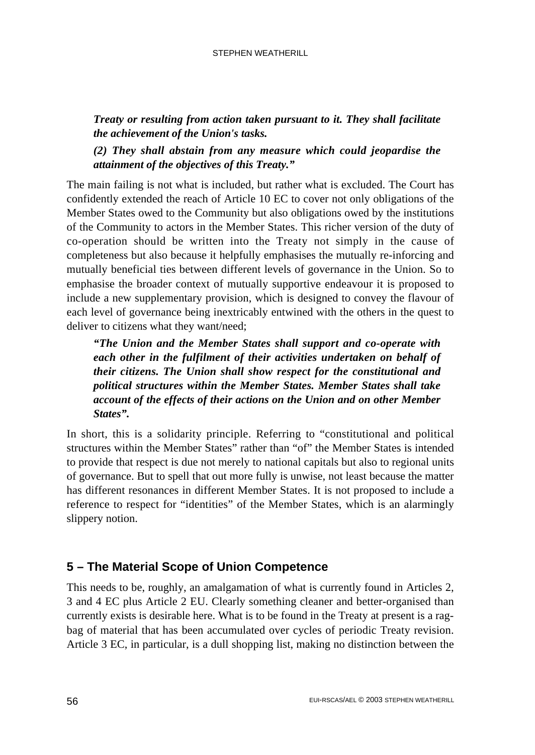> ***Treaty or resulting from action taken pursuant to it. They shall facilitate the achievement of the Union's tasks.***
>
> ***(2) They shall abstain from any measure which could jeopardise the attainment of the objectives of this Treaty."***

The main failing is not what is included, but rather what is excluded. The Court has confidently extended the reach of Article 10 EC to cover not only obligations of the Member States owed to the Community but also obligations owed by the institutions of the Community to actors in the Member States. This richer version of the duty of co-operation should be written into the Treaty not simply in the cause of completeness but also because it helpfully emphasises the mutually re-inforcing and mutually beneficial ties between different levels of governance in the Union. So to emphasise the broader context of mutually supportive endeavour it is proposed to include a new supplementary provision, which is designed to convey the flavour of each level of governance being inextricably entwined with the others in the quest to deliver to citizens what they want/need;

> ***"The Union and the Member States shall support and co-operate with each other in the fulfilment of their activities undertaken on behalf of their citizens. The Union shall show respect for the constitutional and political structures within the Member States. Member States shall take account of the effects of their actions on the Union and on other Member States".***

In short, this is a solidarity principle. Referring to "constitutional and political structures within the Member States" rather than "of" the Member States is intended to provide that respect is due not merely to national capitals but also to regional units of governance. But to spell that out more fully is unwise, not least because the matter has different resonances in different Member States. It is not proposed to include a reference to respect for "identities" of the Member States, which is an alarmingly slippery notion.

## 5 – The Material Scope of Union Competence

This needs to be, roughly, an amalgamation of what is currently found in Articles 2, 3 and 4 EC plus Article 2 EU. Clearly something cleaner and better-organised than currently exists is desirable here. What is to be found in the Treaty at present is a rag-bag of material that has been accumulated over cycles of periodic Treaty revision. Article 3 EC, in particular, is a dull shopping list, making no distinction between the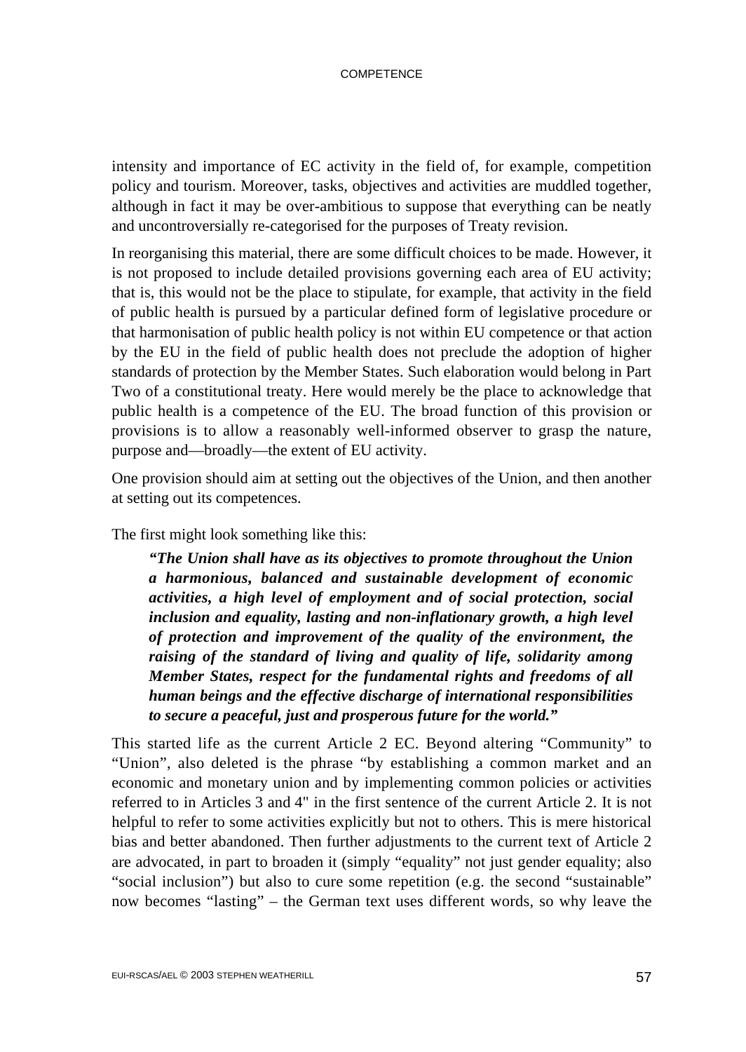intensity and importance of EC activity in the field of, for example, competition policy and tourism. Moreover, tasks, objectives and activities are muddled together, although in fact it may be over-ambitious to suppose that everything can be neatly and uncontroversially re-categorised for the purposes of Treaty revision.

In reorganising this material, there are some difficult choices to be made. However, it is not proposed to include detailed provisions governing each area of EU activity; that is, this would not be the place to stipulate, for example, that activity in the field of public health is pursued by a particular defined form of legislative procedure or that harmonisation of public health policy is not within EU competence or that action by the EU in the field of public health does not preclude the adoption of higher standards of protection by the Member States. Such elaboration would belong in Part Two of a constitutional treaty. Here would merely be the place to acknowledge that public health is a competence of the EU. The broad function of this provision or provisions is to allow a reasonably well-informed observer to grasp the nature, purpose and—broadly—the extent of EU activity.

One provision should aim at setting out the objectives of the Union, and then another at setting out its competences.

The first might look something like this:

> ***"The Union shall have as its objectives to promote throughout the Union a harmonious, balanced and sustainable development of economic activities, a high level of employment and of social protection, social inclusion and equality, lasting and non-inflationary growth, a high level of protection and improvement of the quality of the environment, the raising of the standard of living and quality of life, solidarity among Member States, respect for the fundamental rights and freedoms of all human beings and the effective discharge of international responsibilities to secure a peaceful, just and prosperous future for the world."***

This started life as the current Article 2 EC. Beyond altering "Community" to "Union", also deleted is the phrase "by establishing a common market and an economic and monetary union and by implementing common policies or activities referred to in Articles 3 and 4" in the first sentence of the current Article 2. It is not helpful to refer to some activities explicitly but not to others. This is mere historical bias and better abandoned. Then further adjustments to the current text of Article 2 are advocated, in part to broaden it (simply "equality" not just gender equality; also "social inclusion") but also to cure some repetition (e.g. the second "sustainable" now becomes "lasting" – the German text uses different words, so why leave the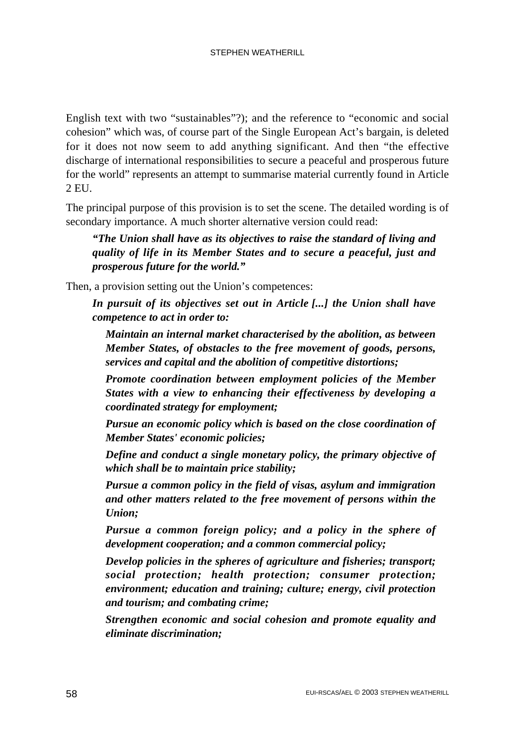English text with two "sustainables"?); and the reference to "economic and social cohesion" which was, of course part of the Single European Act's bargain, is deleted for it does not now seem to add anything significant. And then "the effective discharge of international responsibilities to secure a peaceful and prosperous future for the world" represents an attempt to summarise material currently found in Article 2 EU.

The principal purpose of this provision is to set the scene. The detailed wording is of secondary importance. A much shorter alternative version could read:

> ***"The Union shall have as its objectives to raise the standard of living and quality of life in its Member States and to secure a peaceful, just and prosperous future for the world."***

Then, a provision setting out the Union's competences:

> ***In pursuit of its objectives set out in Article [...] the Union shall have competence to act in order to:***
>
> > ***Maintain an internal market characterised by the abolition, as between Member States, of obstacles to the free movement of goods, persons, services and capital and the abolition of competitive distortions;***
> >
> > ***Promote coordination between employment policies of the Member States with a view to enhancing their effectiveness by developing a coordinated strategy for employment;***
> >
> > ***Pursue an economic policy which is based on the close coordination of Member States' economic policies;***
> >
> > ***Define and conduct a single monetary policy, the primary objective of which shall be to maintain price stability;***
> >
> > ***Pursue a common policy in the field of visas, asylum and immigration and other matters related to the free movement of persons within the Union;***
> >
> > ***Pursue a common foreign policy; and a policy in the sphere of development cooperation; and a common commercial policy;***
> >
> > ***Develop policies in the spheres of agriculture and fisheries; transport; social protection; health protection; consumer protection; environment; education and training; culture; energy, civil protection and tourism; and combating crime;***
> >
> > ***Strengthen economic and social cohesion and promote equality and eliminate discrimination;***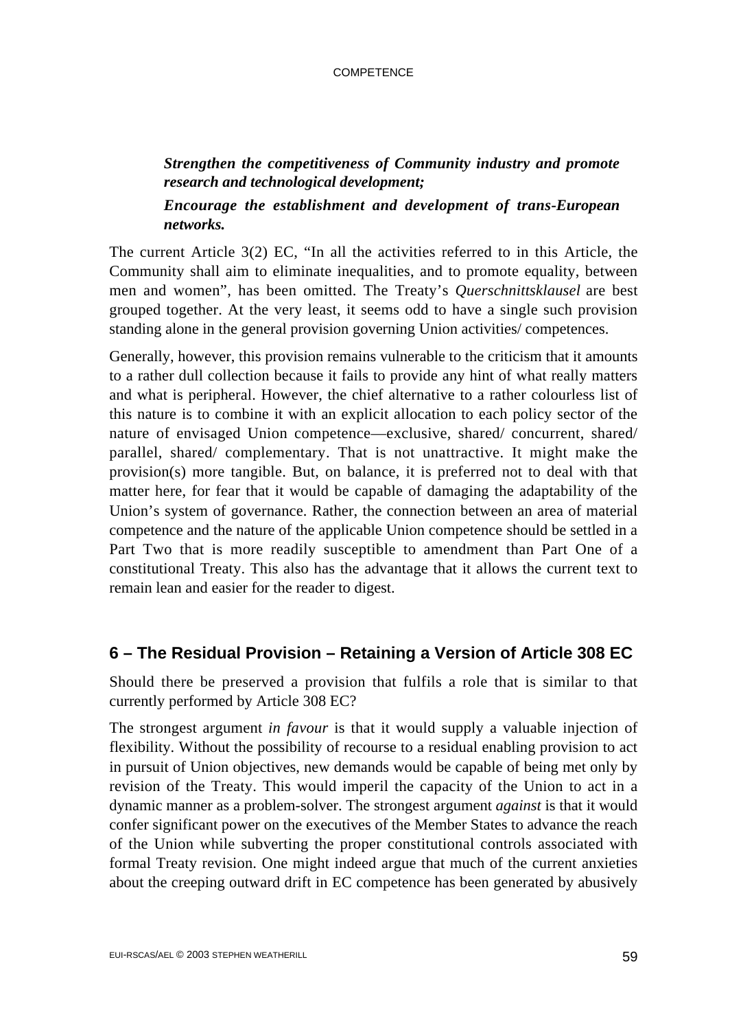***Strengthen the competitiveness of Community industry and promote research and technological development;***

***Encourage the establishment and development of trans-European networks.***

The current Article 3(2) EC, "In all the activities referred to in this Article, the Community shall aim to eliminate inequalities, and to promote equality, between men and women", has been omitted. The Treaty's *Querschnittsklausel* are best grouped together. At the very least, it seems odd to have a single such provision standing alone in the general provision governing Union activities/ competences.

Generally, however, this provision remains vulnerable to the criticism that it amounts to a rather dull collection because it fails to provide any hint of what really matters and what is peripheral. However, the chief alternative to a rather colourless list of this nature is to combine it with an explicit allocation to each policy sector of the nature of envisaged Union competence—exclusive, shared/ concurrent, shared/ parallel, shared/ complementary. That is not unattractive. It might make the provision(s) more tangible. But, on balance, it is preferred not to deal with that matter here, for fear that it would be capable of damaging the adaptability of the Union's system of governance. Rather, the connection between an area of material competence and the nature of the applicable Union competence should be settled in a Part Two that is more readily susceptible to amendment than Part One of a constitutional Treaty. This also has the advantage that it allows the current text to remain lean and easier for the reader to digest.

## 6 – The Residual Provision – Retaining a Version of Article 308 EC

Should there be preserved a provision that fulfils a role that is similar to that currently performed by Article 308 EC?

The strongest argument *in favour* is that it would supply a valuable injection of flexibility. Without the possibility of recourse to a residual enabling provision to act in pursuit of Union objectives, new demands would be capable of being met only by revision of the Treaty. This would imperil the capacity of the Union to act in a dynamic manner as a problem-solver. The strongest argument *against* is that it would confer significant power on the executives of the Member States to advance the reach of the Union while subverting the proper constitutional controls associated with formal Treaty revision. One might indeed argue that much of the current anxieties about the creeping outward drift in EC competence has been generated by abusively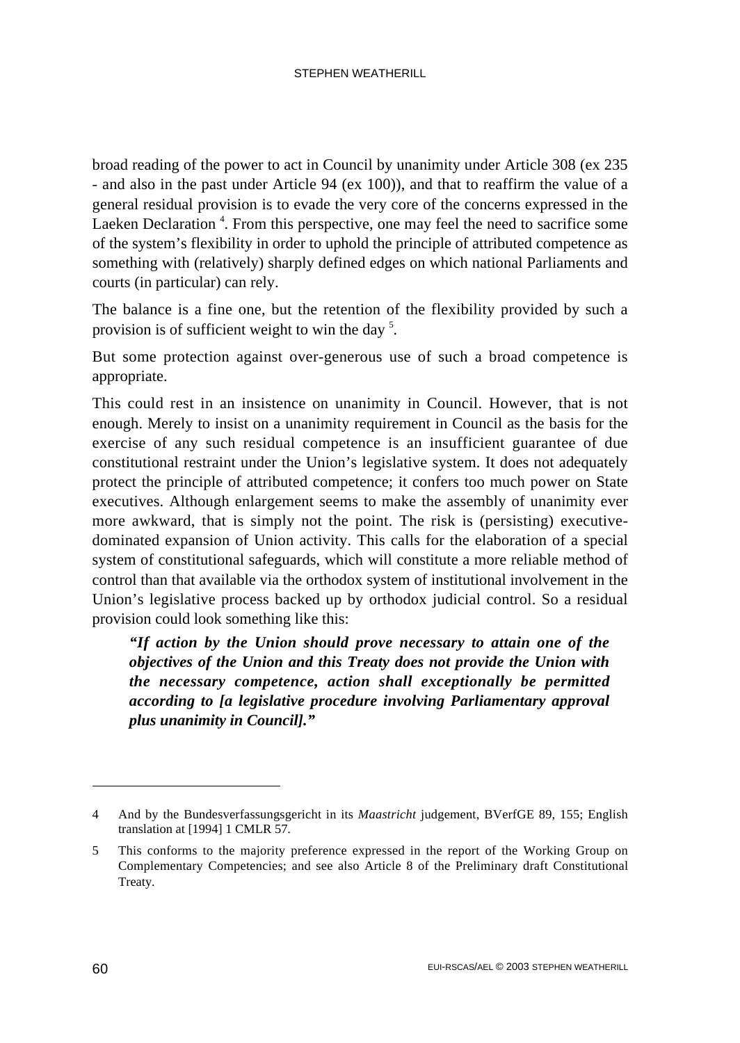broad reading of the power to act in Council by unanimity under Article 308 (ex 235 - and also in the past under Article 94 (ex 100)), and that to reaffirm the value of a general residual provision is to evade the very core of the concerns expressed in the Laeken Declaration [4]. From this perspective, one may feel the need to sacrifice some of the system's flexibility in order to uphold the principle of attributed competence as something with (relatively) sharply defined edges on which national Parliaments and courts (in particular) can rely.

The balance is a fine one, but the retention of the flexibility provided by such a provision is of sufficient weight to win the day [5].

But some protection against over-generous use of such a broad competence is appropriate.

This could rest in an insistence on unanimity in Council. However, that is not enough. Merely to insist on a unanimity requirement in Council as the basis for the exercise of any such residual competence is an insufficient guarantee of due constitutional restraint under the Union's legislative system. It does not adequately protect the principle of attributed competence; it confers too much power on State executives. Although enlargement seems to make the assembly of unanimity ever more awkward, that is simply not the point. The risk is (persisting) executive-dominated expansion of Union activity. This calls for the elaboration of a special system of constitutional safeguards, which will constitute a more reliable method of control than that available via the orthodox system of institutional involvement in the Union's legislative process backed up by orthodox judicial control. So a residual provision could look something like this:

> ***"If action by the Union should prove necessary to attain one of the objectives of the Union and this Treaty does not provide the Union with the necessary competence, action shall exceptionally be permitted according to [a legislative procedure involving Parliamentary approval plus unanimity in Council]."***

---

4 And by the Bundesverfassungsgericht in its *Maastricht* judgement, BVerfGE 89, 155; English translation at [1994] 1 CMLR 57.

5 This conforms to the majority preference expressed in the report of the Working Group on Complementary Competencies; and see also Article 8 of the Preliminary draft Constitutional Treaty.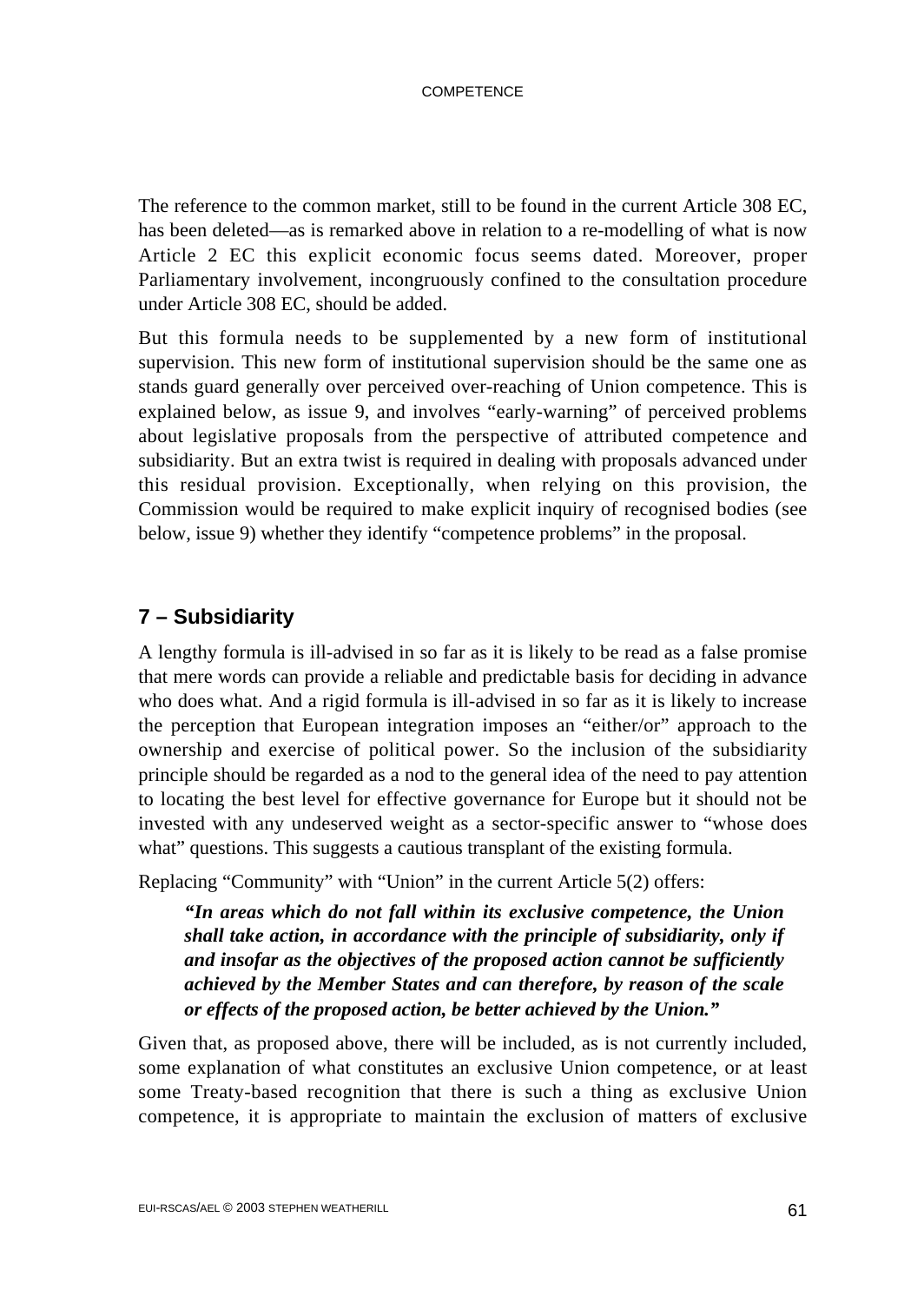The reference to the common market, still to be found in the current Article 308 EC, has been deleted—as is remarked above in relation to a re-modelling of what is now Article 2 EC this explicit economic focus seems dated. Moreover, proper Parliamentary involvement, incongruously confined to the consultation procedure under Article 308 EC, should be added.

But this formula needs to be supplemented by a new form of institutional supervision. This new form of institutional supervision should be the same one as stands guard generally over perceived over-reaching of Union competence. This is explained below, as issue 9, and involves "early-warning" of perceived problems about legislative proposals from the perspective of attributed competence and subsidiarity. But an extra twist is required in dealing with proposals advanced under this residual provision. Exceptionally, when relying on this provision, the Commission would be required to make explicit inquiry of recognised bodies (see below, issue 9) whether they identify "competence problems" in the proposal.

## 7 – Subsidiarity

A lengthy formula is ill-advised in so far as it is likely to be read as a false promise that mere words can provide a reliable and predictable basis for deciding in advance who does what. And a rigid formula is ill-advised in so far as it is likely to increase the perception that European integration imposes an "either/or" approach to the ownership and exercise of political power. So the inclusion of the subsidiarity principle should be regarded as a nod to the general idea of the need to pay attention to locating the best level for effective governance for Europe but it should not be invested with any undeserved weight as a sector-specific answer to "whose does what" questions. This suggests a cautious transplant of the existing formula.

Replacing "Community" with "Union" in the current Article 5(2) offers:

> ***"In areas which do not fall within its exclusive competence, the Union shall take action, in accordance with the principle of subsidiarity, only if and insofar as the objectives of the proposed action cannot be sufficiently achieved by the Member States and can therefore, by reason of the scale or effects of the proposed action, be better achieved by the Union."***

Given that, as proposed above, there will be included, as is not currently included, some explanation of what constitutes an exclusive Union competence, or at least some Treaty-based recognition that there is such a thing as exclusive Union competence, it is appropriate to maintain the exclusion of matters of exclusive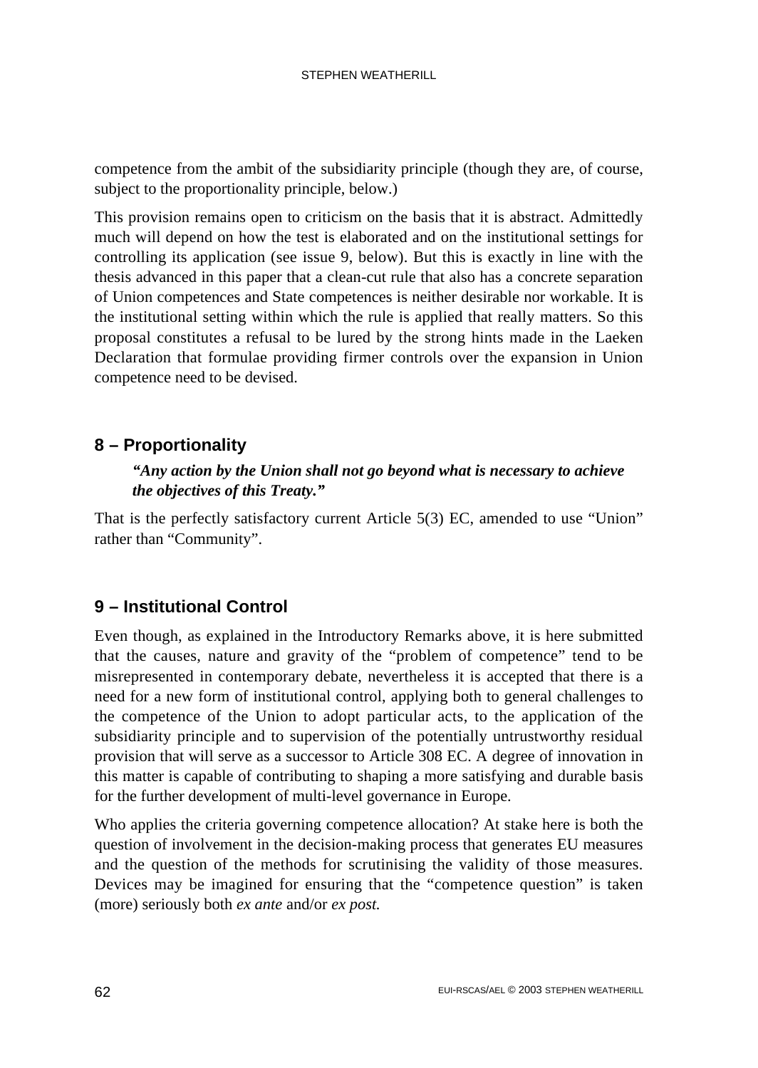competence from the ambit of the subsidiarity principle (though they are, of course, subject to the proportionality principle, below.)

This provision remains open to criticism on the basis that it is abstract. Admittedly much will depend on how the test is elaborated and on the institutional settings for controlling its application (see issue 9, below). But this is exactly in line with the thesis advanced in this paper that a clean-cut rule that also has a concrete separation of Union competences and State competences is neither desirable nor workable. It is the institutional setting within which the rule is applied that really matters. So this proposal constitutes a refusal to be lured by the strong hints made in the Laeken Declaration that formulae providing firmer controls over the expansion in Union competence need to be devised.

## 8 – Proportionality

> ***"Any action by the Union shall not go beyond what is necessary to achieve the objectives of this Treaty."***

That is the perfectly satisfactory current Article 5(3) EC, amended to use "Union" rather than "Community".

## 9 – Institutional Control

Even though, as explained in the Introductory Remarks above, it is here submitted that the causes, nature and gravity of the "problem of competence" tend to be misrepresented in contemporary debate, nevertheless it is accepted that there is a need for a new form of institutional control, applying both to general challenges to the competence of the Union to adopt particular acts, to the application of the subsidiarity principle and to supervision of the potentially untrustworthy residual provision that will serve as a successor to Article 308 EC. A degree of innovation in this matter is capable of contributing to shaping a more satisfying and durable basis for the further development of multi-level governance in Europe.

Who applies the criteria governing competence allocation? At stake here is both the question of involvement in the decision-making process that generates EU measures and the question of the methods for scrutinising the validity of those measures. Devices may be imagined for ensuring that the "competence question" is taken (more) seriously both *ex ante* and/or *ex post*.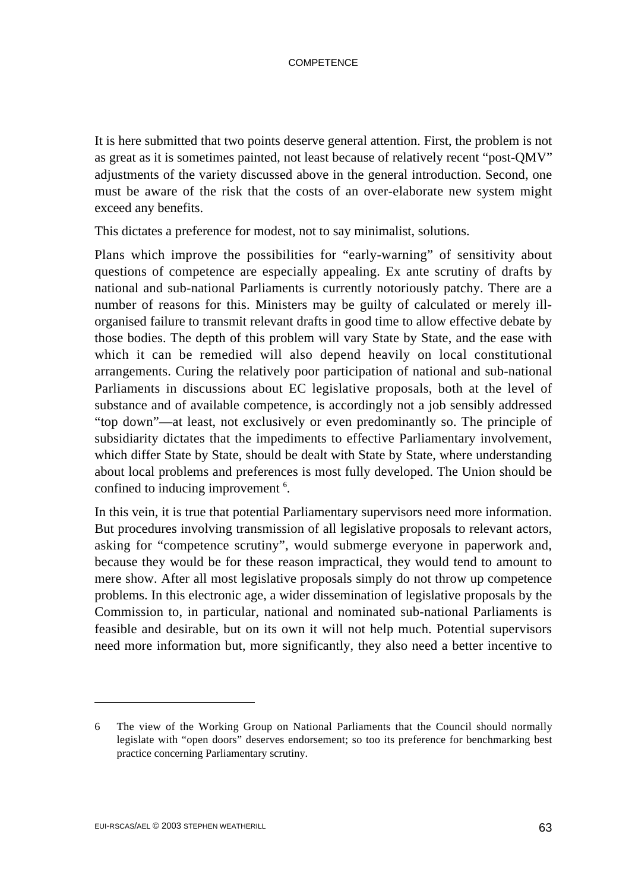It is here submitted that two points deserve general attention. First, the problem is not as great as it is sometimes painted, not least because of relatively recent "post-QMV" adjustments of the variety discussed above in the general introduction. Second, one must be aware of the risk that the costs of an over-elaborate new system might exceed any benefits.

This dictates a preference for modest, not to say minimalist, solutions.

Plans which improve the possibilities for "early-warning" of sensitivity about questions of competence are especially appealing. Ex ante scrutiny of drafts by national and sub-national Parliaments is currently notoriously patchy. There are a number of reasons for this. Ministers may be guilty of calculated or merely ill-organised failure to transmit relevant drafts in good time to allow effective debate by those bodies. The depth of this problem will vary State by State, and the ease with which it can be remedied will also depend heavily on local constitutional arrangements. Curing the relatively poor participation of national and sub-national Parliaments in discussions about EC legislative proposals, both at the level of substance and of available competence, is accordingly not a job sensibly addressed "top down"—at least, not exclusively or even predominantly so. The principle of subsidiarity dictates that the impediments to effective Parliamentary involvement, which differ State by State, should be dealt with State by State, where understanding about local problems and preferences is most fully developed. The Union should be confined to inducing improvement [6].

In this vein, it is true that potential Parliamentary supervisors need more information. But procedures involving transmission of all legislative proposals to relevant actors, asking for "competence scrutiny", would submerge everyone in paperwork and, because they would be for these reason impractical, they would tend to amount to mere show. After all most legislative proposals simply do not throw up competence problems. In this electronic age, a wider dissemination of legislative proposals by the Commission to, in particular, national and nominated sub-national Parliaments is feasible and desirable, but on its own it will not help much. Potential supervisors need more information but, more significantly, they also need a better incentive to

---

6 The view of the Working Group on National Parliaments that the Council should normally legislate with "open doors" deserves endorsement; so too its preference for benchmarking best practice concerning Parliamentary scrutiny.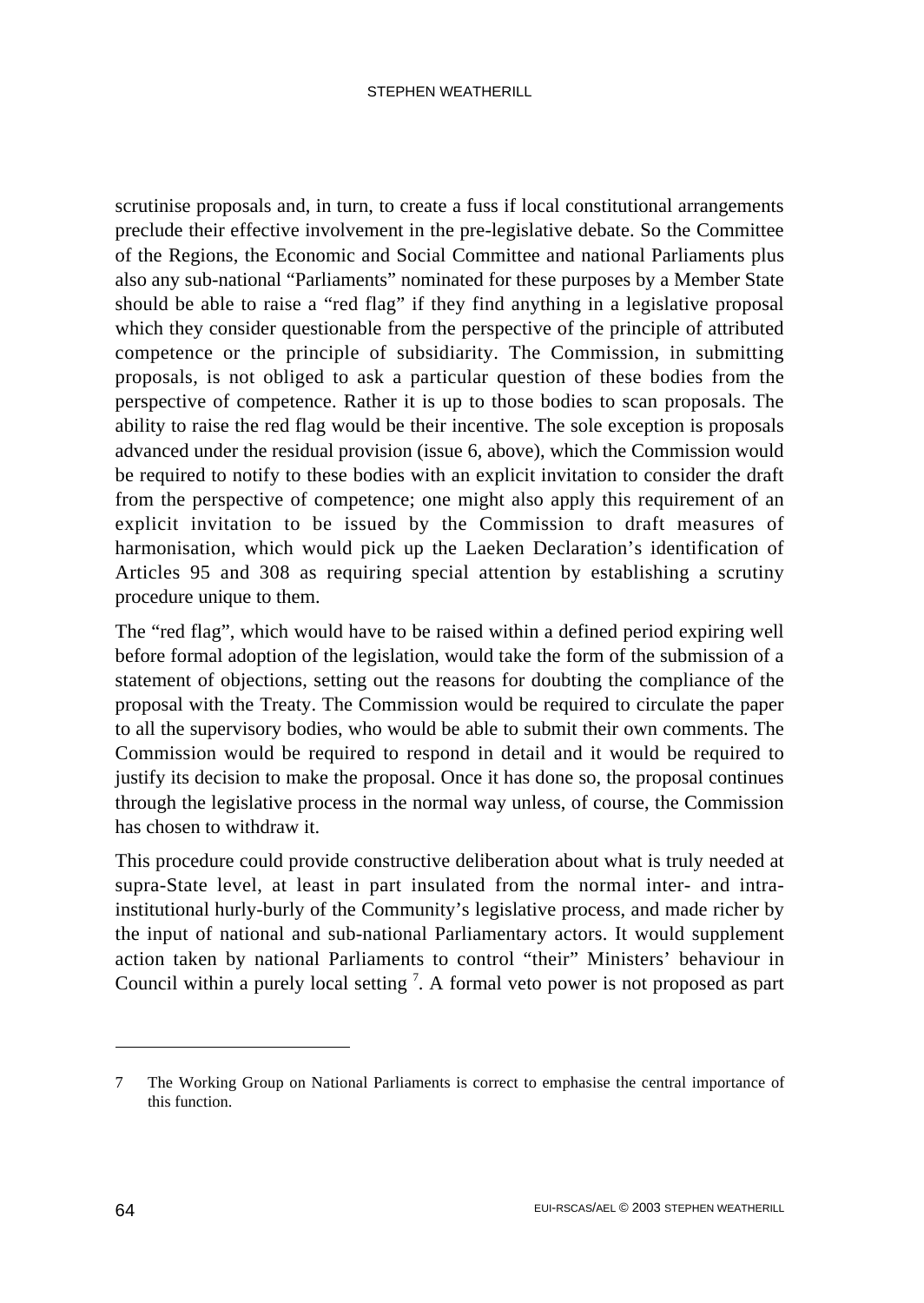scrutinise proposals and, in turn, to create a fuss if local constitutional arrangements preclude their effective involvement in the pre-legislative debate. So the Committee of the Regions, the Economic and Social Committee and national Parliaments plus also any sub-national "Parliaments" nominated for these purposes by a Member State should be able to raise a "red flag" if they find anything in a legislative proposal which they consider questionable from the perspective of the principle of attributed competence or the principle of subsidiarity. The Commission, in submitting proposals, is not obliged to ask a particular question of these bodies from the perspective of competence. Rather it is up to those bodies to scan proposals. The ability to raise the red flag would be their incentive. The sole exception is proposals advanced under the residual provision (issue 6, above), which the Commission would be required to notify to these bodies with an explicit invitation to consider the draft from the perspective of competence; one might also apply this requirement of an explicit invitation to be issued by the Commission to draft measures of harmonisation, which would pick up the Laeken Declaration's identification of Articles 95 and 308 as requiring special attention by establishing a scrutiny procedure unique to them.

The "red flag", which would have to be raised within a defined period expiring well before formal adoption of the legislation, would take the form of the submission of a statement of objections, setting out the reasons for doubting the compliance of the proposal with the Treaty. The Commission would be required to circulate the paper to all the supervisory bodies, who would be able to submit their own comments. The Commission would be required to respond in detail and it would be required to justify its decision to make the proposal. Once it has done so, the proposal continues through the legislative process in the normal way unless, of course, the Commission has chosen to withdraw it.

This procedure could provide constructive deliberation about what is truly needed at supra-State level, at least in part insulated from the normal inter- and intra-institutional hurly-burly of the Community's legislative process, and made richer by the input of national and sub-national Parliamentary actors. It would supplement action taken by national Parliaments to control "their" Ministers' behaviour in Council within a purely local setting [7]. A formal veto power is not proposed as part

---

7 The Working Group on National Parliaments is correct to emphasise the central importance of this function.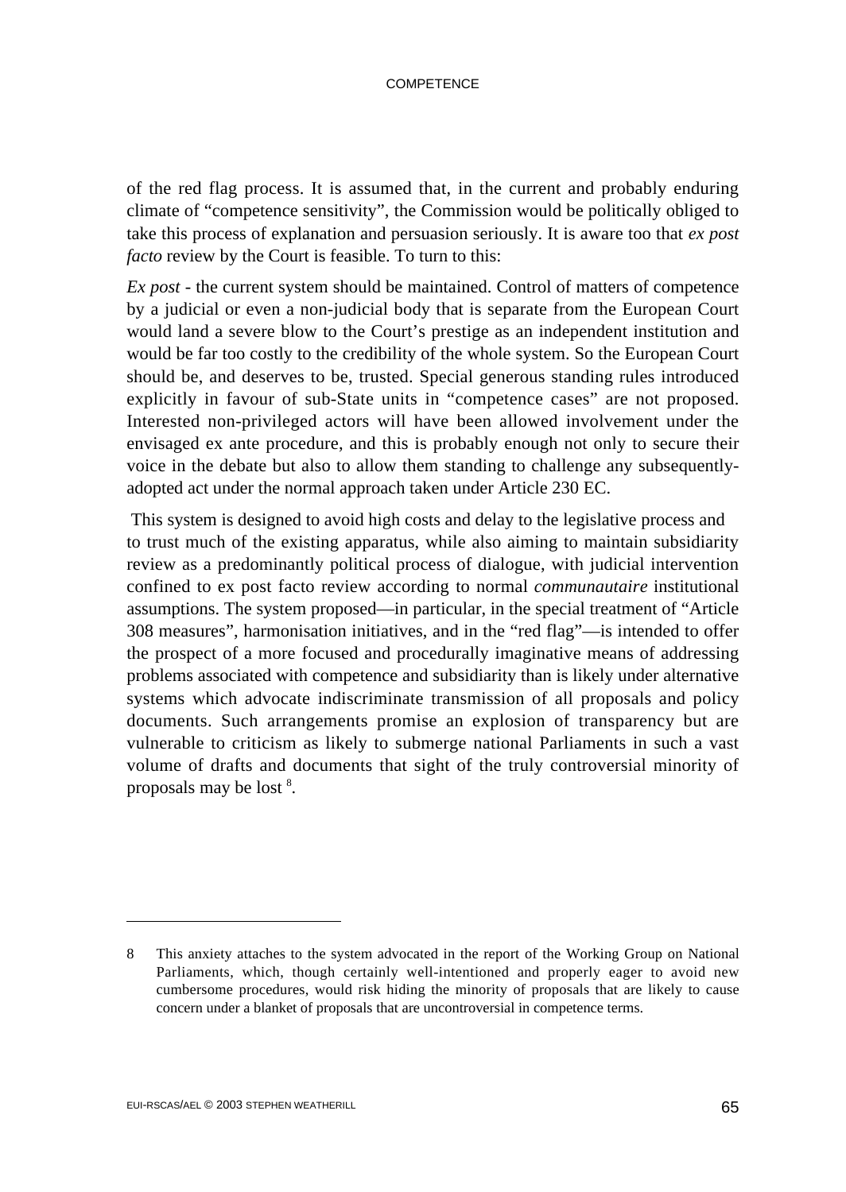of the red flag process. It is assumed that, in the current and probably enduring climate of "competence sensitivity", the Commission would be politically obliged to take this process of explanation and persuasion seriously. It is aware too that *ex post facto* review by the Court is feasible. To turn to this:

*Ex post* - the current system should be maintained. Control of matters of competence by a judicial or even a non-judicial body that is separate from the European Court would land a severe blow to the Court's prestige as an independent institution and would be far too costly to the credibility of the whole system. So the European Court should be, and deserves to be, trusted. Special generous standing rules introduced explicitly in favour of sub-State units in "competence cases" are not proposed. Interested non-privileged actors will have been allowed involvement under the envisaged ex ante procedure, and this is probably enough not only to secure their voice in the debate but also to allow them standing to challenge any subsequently-adopted act under the normal approach taken under Article 230 EC.

This system is designed to avoid high costs and delay to the legislative process and to trust much of the existing apparatus, while also aiming to maintain subsidiarity review as a predominantly political process of dialogue, with judicial intervention confined to ex post facto review according to normal *communautaire* institutional assumptions. The system proposed—in particular, in the special treatment of "Article 308 measures", harmonisation initiatives, and in the "red flag"—is intended to offer the prospect of a more focused and procedurally imaginative means of addressing problems associated with competence and subsidiarity than is likely under alternative systems which advocate indiscriminate transmission of all proposals and policy documents. Such arrangements promise an explosion of transparency but are vulnerable to criticism as likely to submerge national Parliaments in such a vast volume of drafts and documents that sight of the truly controversial minority of proposals may be lost [8].

---

8 This anxiety attaches to the system advocated in the report of the Working Group on National Parliaments, which, though certainly well-intentioned and properly eager to avoid new cumbersome procedures, would risk hiding the minority of proposals that are likely to cause concern under a blanket of proposals that are uncontroversial in competence terms.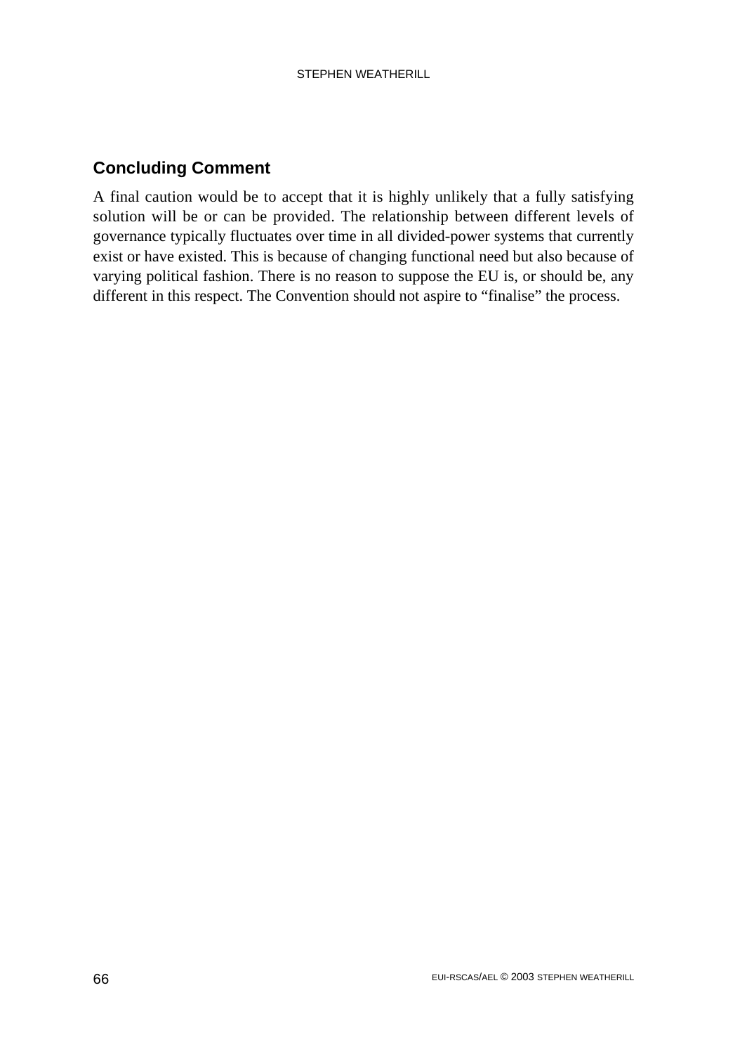## Concluding Comment

A final caution would be to accept that it is highly unlikely that a fully satisfying solution will be or can be provided. The relationship between different levels of governance typically fluctuates over time in all divided-power systems that currently exist or have existed. This is because of changing functional need but also because of varying political fashion. There is no reason to suppose the EU is, or should be, any different in this respect. The Convention should not aspire to "finalise" the process.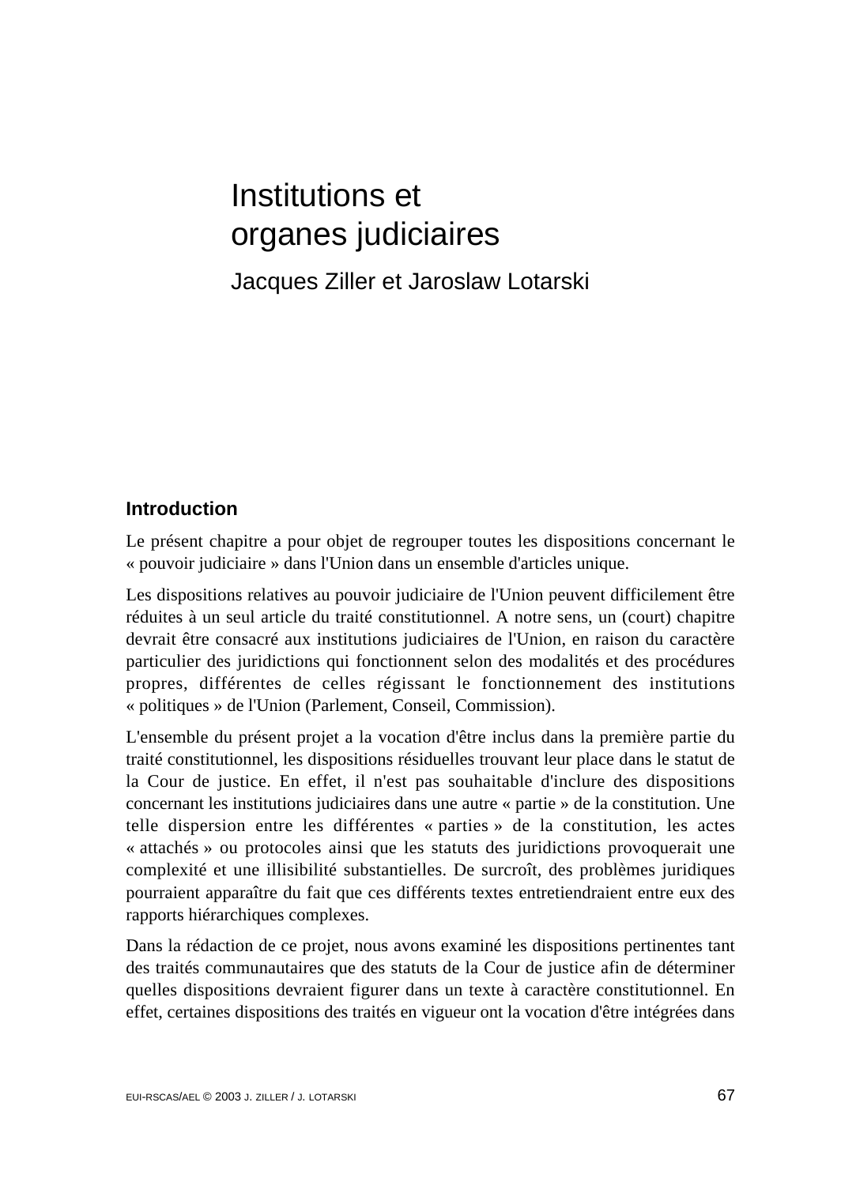# Institutions et organes judiciaires

Jacques Ziller et Jaroslaw Lotarski

## Introduction

Le présent chapitre a pour objet de regrouper toutes les dispositions concernant le « pouvoir judiciaire » dans l'Union dans un ensemble d'articles unique.

Les dispositions relatives au pouvoir judiciaire de l'Union peuvent difficilement être réduites à un seul article du traité constitutionnel. A notre sens, un (court) chapitre devrait être consacré aux institutions judiciaires de l'Union, en raison du caractère particulier des juridictions qui fonctionnent selon des modalités et des procédures propres, différentes de celles régissant le fonctionnement des institutions « politiques » de l'Union (Parlement, Conseil, Commission).

L'ensemble du présent projet a la vocation d'être inclus dans la première partie du traité constitutionnel, les dispositions résiduelles trouvant leur place dans le statut de la Cour de justice. En effet, il n'est pas souhaitable d'inclure des dispositions concernant les institutions judiciaires dans une autre « partie » de la constitution. Une telle dispersion entre les différentes « parties » de la constitution, les actes « attachés » ou protocoles ainsi que les statuts des juridictions provoquerait une complexité et une illisibilité substantielles. De surcroît, des problèmes juridiques pourraient apparaître du fait que ces différents textes entretiendraient entre eux des rapports hiérarchiques complexes.

Dans la rédaction de ce projet, nous avons examiné les dispositions pertinentes tant des traités communautaires que des statuts de la Cour de justice afin de déterminer quelles dispositions devraient figurer dans un texte à caractère constitutionnel. En effet, certaines dispositions des traités en vigueur ont la vocation d'être intégrées dans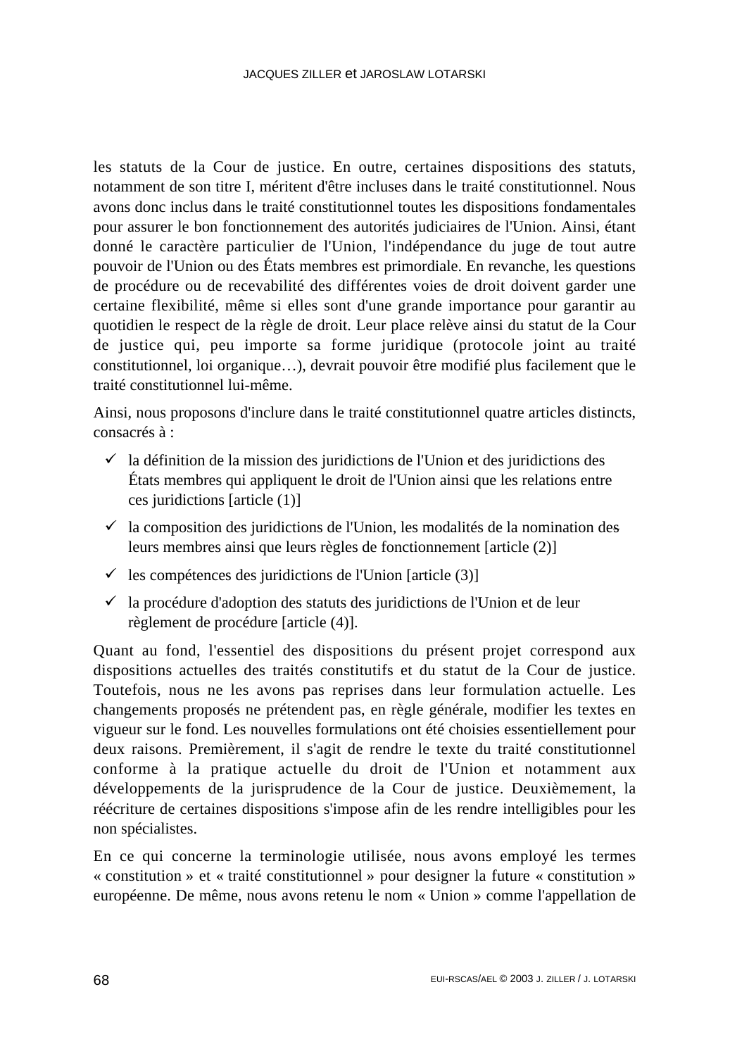les statuts de la Cour de justice. En outre, certaines dispositions des statuts, notamment de son titre I, méritent d'être incluses dans le traité constitutionnel. Nous avons donc inclus dans le traité constitutionnel toutes les dispositions fondamentales pour assurer le bon fonctionnement des autorités judiciaires de l'Union. Ainsi, étant donné le caractère particulier de l'Union, l'indépendance du juge de tout autre pouvoir de l'Union ou des États membres est primordiale. En revanche, les questions de procédure ou de recevabilité des différentes voies de droit doivent garder une certaine flexibilité, même si elles sont d'une grande importance pour garantir au quotidien le respect de la règle de droit. Leur place relève ainsi du statut de la Cour de justice qui, peu importe sa forme juridique (protocole joint au traité constitutionnel, loi organique…), devrait pouvoir être modifié plus facilement que le traité constitutionnel lui-même.

Ainsi, nous proposons d'inclure dans le traité constitutionnel quatre articles distincts, consacrés à :

- ✓ la définition de la mission des juridictions de l'Union et des juridictions des États membres qui appliquent le droit de l'Union ainsi que les relations entre ces juridictions [article (1)]
- ✓ la composition des juridictions de l'Union, les modalités de la nomination des leurs membres ainsi que leurs règles de fonctionnement [article (2)]
- ✓ les compétences des juridictions de l'Union [article (3)]
- ✓ la procédure d'adoption des statuts des juridictions de l'Union et de leur règlement de procédure [article (4)].

Quant au fond, l'essentiel des dispositions du présent projet correspond aux dispositions actuelles des traités constitutifs et du statut de la Cour de justice. Toutefois, nous ne les avons pas reprises dans leur formulation actuelle. Les changements proposés ne prétendent pas, en règle générale, modifier les textes en vigueur sur le fond. Les nouvelles formulations ont été choisies essentiellement pour deux raisons. Premièrement, il s'agit de rendre le texte du traité constitutionnel conforme à la pratique actuelle du droit de l'Union et notamment aux développements de la jurisprudence de la Cour de justice. Deuxièmement, la réécriture de certaines dispositions s'impose afin de les rendre intelligibles pour les non spécialistes.

En ce qui concerne la terminologie utilisée, nous avons employé les termes « constitution » et « traité constitutionnel » pour designer la future « constitution » européenne. De même, nous avons retenu le nom « Union » comme l'appellation de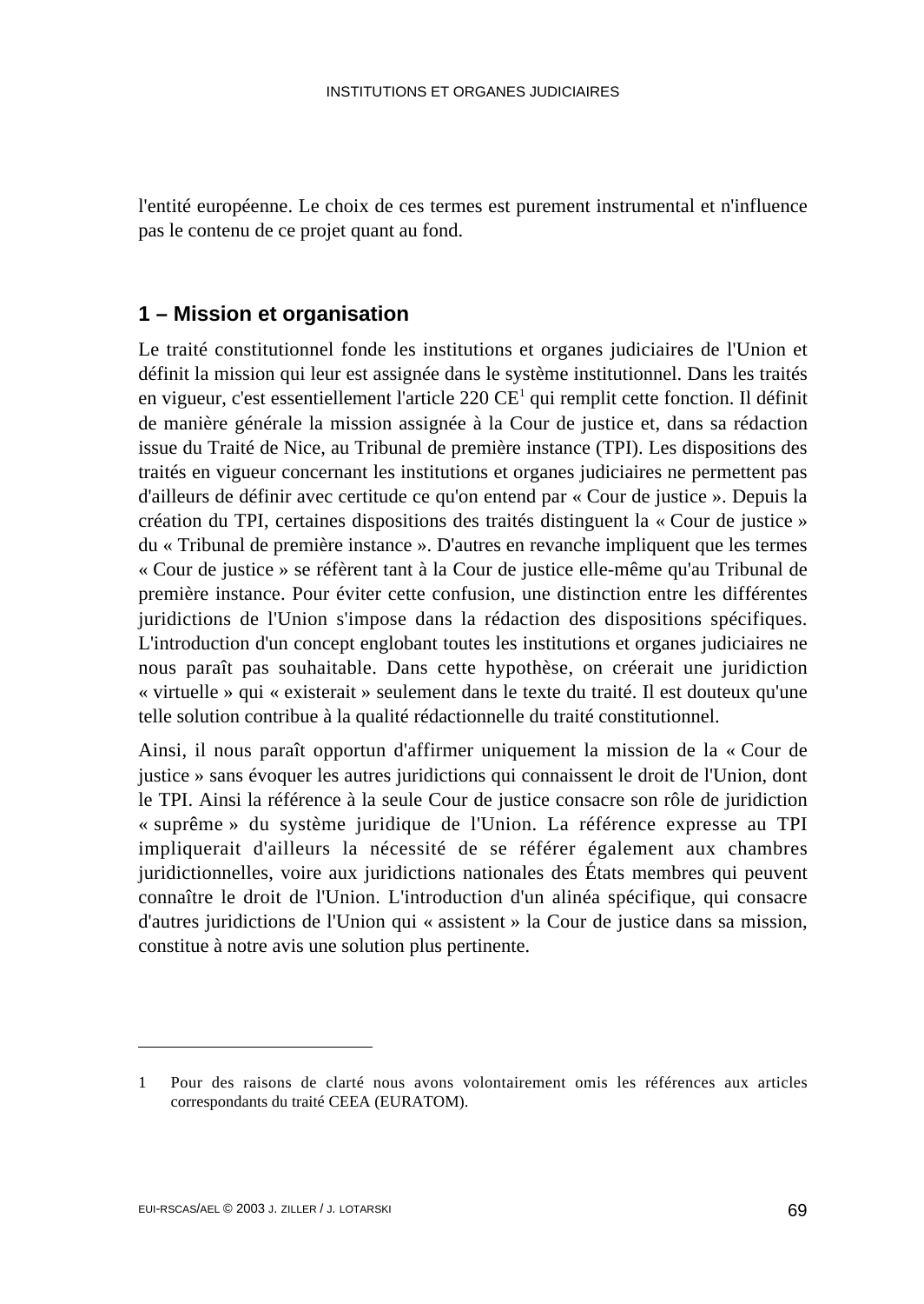l'entité européenne. Le choix de ces termes est purement instrumental et n'influence pas le contenu de ce projet quant au fond.

## 1 – Mission et organisation

Le traité constitutionnel fonde les institutions et organes judiciaires de l'Union et définit la mission qui leur est assignée dans le système institutionnel. Dans les traités en vigueur, c'est essentiellement l'article 220 CE[1] qui remplit cette fonction. Il définit de manière générale la mission assignée à la Cour de justice et, dans sa rédaction issue du Traité de Nice, au Tribunal de première instance (TPI). Les dispositions des traités en vigueur concernant les institutions et organes judiciaires ne permettent pas d'ailleurs de définir avec certitude ce qu'on entend par « Cour de justice ». Depuis la création du TPI, certaines dispositions des traités distinguent la « Cour de justice » du « Tribunal de première instance ». D'autres en revanche impliquent que les termes « Cour de justice » se réfèrent tant à la Cour de justice elle-même qu'au Tribunal de première instance. Pour éviter cette confusion, une distinction entre les différentes juridictions de l'Union s'impose dans la rédaction des dispositions spécifiques. L'introduction d'un concept englobant toutes les institutions et organes judiciaires ne nous paraît pas souhaitable. Dans cette hypothèse, on créerait une juridiction « virtuelle » qui « existerait » seulement dans le texte du traité. Il est douteux qu'une telle solution contribue à la qualité rédactionnelle du traité constitutionnel.

Ainsi, il nous paraît opportun d'affirmer uniquement la mission de la « Cour de justice » sans évoquer les autres juridictions qui connaissent le droit de l'Union, dont le TPI. Ainsi la référence à la seule Cour de justice consacre son rôle de juridiction « suprême » du système juridique de l'Union. La référence expresse au TPI impliquerait d'ailleurs la nécessité de se référer également aux chambres juridictionnelles, voire aux juridictions nationales des États membres qui peuvent connaître le droit de l'Union. L'introduction d'un alinéa spécifique, qui consacre d'autres juridictions de l'Union qui « assistent » la Cour de justice dans sa mission, constitue à notre avis une solution plus pertinente.

---

1 Pour des raisons de clarté nous avons volontairement omis les références aux articles correspondants du traité CEEA (EURATOM).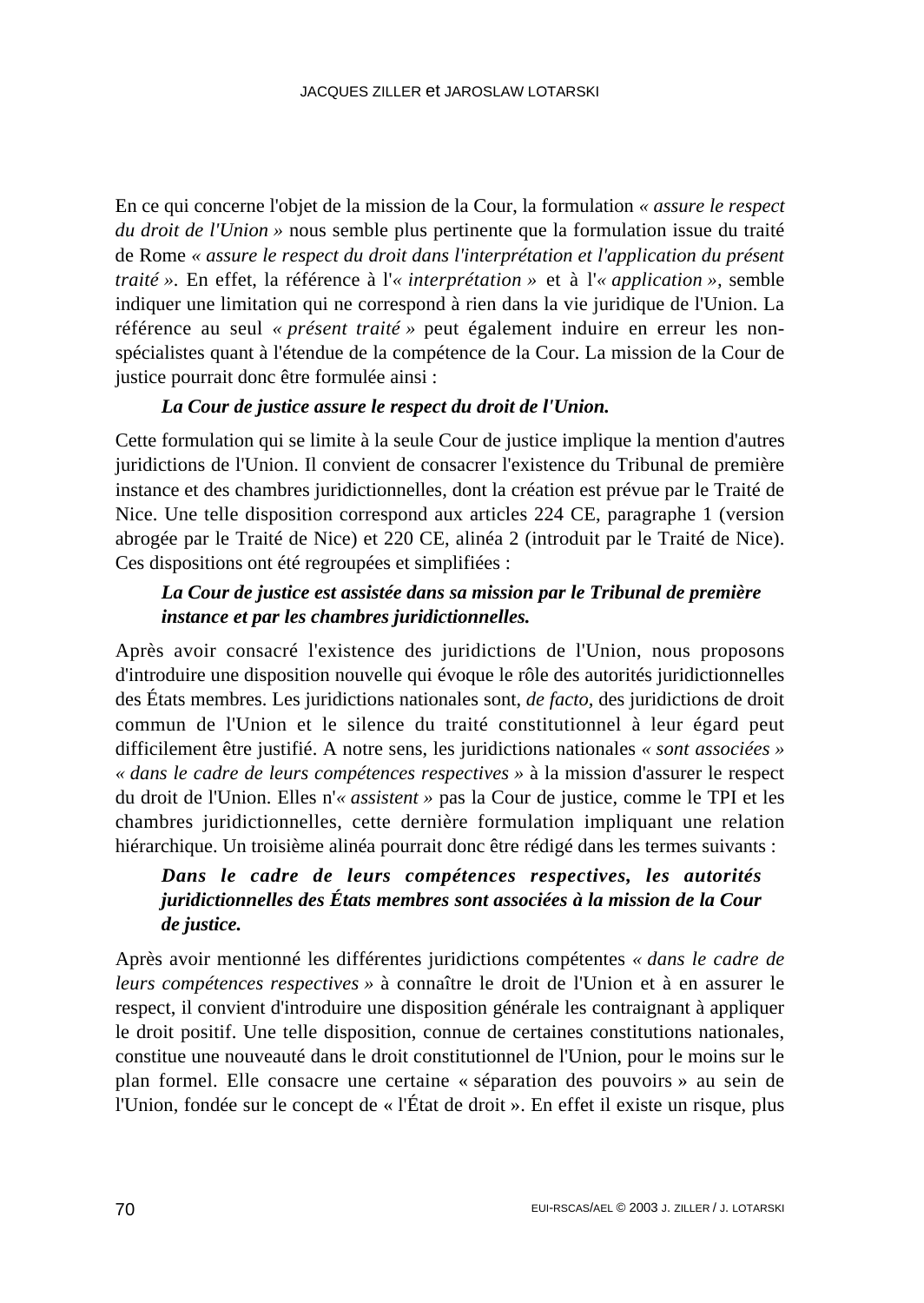En ce qui concerne l'objet de la mission de la Cour, la formulation *« assure le respect du droit de l'Union »* nous semble plus pertinente que la formulation issue du traité de Rome *« assure le respect du droit dans l'interprétation et l'application du présent traité ».* En effet, la référence à l'*« interprétation »* et à l'*« application »,* semble indiquer une limitation qui ne correspond à rien dans la vie juridique de l'Union. La référence au seul *« présent traité »* peut également induire en erreur les non-spécialistes quant à l'étendue de la compétence de la Cour. La mission de la Cour de justice pourrait donc être formulée ainsi :

> ***La Cour de justice assure le respect du droit de l'Union.***

Cette formulation qui se limite à la seule Cour de justice implique la mention d'autres juridictions de l'Union. Il convient de consacrer l'existence du Tribunal de première instance et des chambres juridictionnelles, dont la création est prévue par le Traité de Nice. Une telle disposition correspond aux articles 224 CE, paragraphe 1 (version abrogée par le Traité de Nice) et 220 CE, alinéa 2 (introduit par le Traité de Nice). Ces dispositions ont été regroupées et simplifiées :

> ***La Cour de justice est assistée dans sa mission par le Tribunal de première instance et par les chambres juridictionnelles.***

Après avoir consacré l'existence des juridictions de l'Union, nous proposons d'introduire une disposition nouvelle qui évoque le rôle des autorités juridictionnelles des États membres. Les juridictions nationales sont, *de facto,* des juridictions de droit commun de l'Union et le silence du traité constitutionnel à leur égard peut difficilement être justifié. A notre sens, les juridictions nationales *« sont associées » « dans le cadre de leurs compétences respectives »* à la mission d'assurer le respect du droit de l'Union. Elles n'*« assistent »* pas la Cour de justice, comme le TPI et les chambres juridictionnelles, cette dernière formulation impliquant une relation hiérarchique. Un troisième alinéa pourrait donc être rédigé dans les termes suivants :

> ***Dans le cadre de leurs compétences respectives, les autorités juridictionnelles des États membres sont associées à la mission de la Cour de justice.***

Après avoir mentionné les différentes juridictions compétentes *« dans le cadre de leurs compétences respectives »* à connaître le droit de l'Union et à en assurer le respect, il convient d'introduire une disposition générale les contraignant à appliquer le droit positif. Une telle disposition, connue de certaines constitutions nationales, constitue une nouveauté dans le droit constitutionnel de l'Union, pour le moins sur le plan formel. Elle consacre une certaine « séparation des pouvoirs » au sein de l'Union, fondée sur le concept de « l'État de droit ». En effet il existe un risque, plus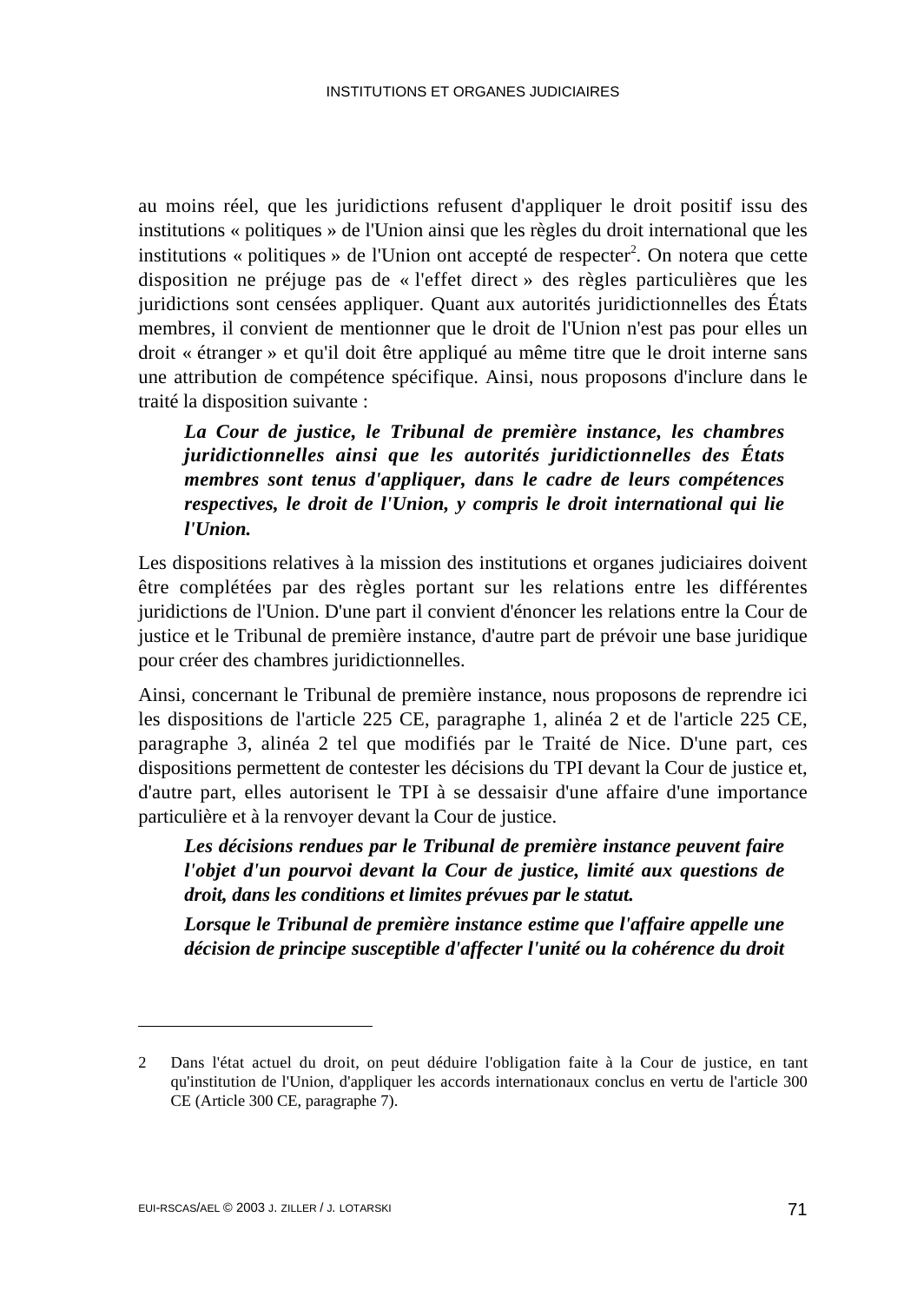au moins réel, que les juridictions refusent d'appliquer le droit positif issu des institutions « politiques » de l'Union ainsi que les règles du droit international que les institutions « politiques » de l'Union ont accepté de respecter[2]. On notera que cette disposition ne préjuge pas de « l'effet direct » des règles particulières que les juridictions sont censées appliquer. Quant aux autorités juridictionnelles des États membres, il convient de mentionner que le droit de l'Union n'est pas pour elles un droit « étranger » et qu'il doit être appliqué au même titre que le droit interne sans une attribution de compétence spécifique. Ainsi, nous proposons d'inclure dans le traité la disposition suivante :

> ***La Cour de justice, le Tribunal de première instance, les chambres juridictionnelles ainsi que les autorités juridictionnelles des États membres sont tenus d'appliquer, dans le cadre de leurs compétences respectives, le droit de l'Union, y compris le droit international qui lie l'Union.***

Les dispositions relatives à la mission des institutions et organes judiciaires doivent être complétées par des règles portant sur les relations entre les différentes juridictions de l'Union. D'une part il convient d'énoncer les relations entre la Cour de justice et le Tribunal de première instance, d'autre part de prévoir une base juridique pour créer des chambres juridictionnelles.

Ainsi, concernant le Tribunal de première instance, nous proposons de reprendre ici les dispositions de l'article 225 CE, paragraphe 1, alinéa 2 et de l'article 225 CE, paragraphe 3, alinéa 2 tel que modifiés par le Traité de Nice. D'une part, ces dispositions permettent de contester les décisions du TPI devant la Cour de justice et, d'autre part, elles autorisent le TPI à se dessaisir d'une affaire d'une importance particulière et à la renvoyer devant la Cour de justice.

> ***Les décisions rendues par le Tribunal de première instance peuvent faire l'objet d'un pourvoi devant la Cour de justice, limité aux questions de droit, dans les conditions et limites prévues par le statut.***
>
> ***Lorsque le Tribunal de première instance estime que l'affaire appelle une décision de principe susceptible d'affecter l'unité ou la cohérence du droit***

---

2 Dans l'état actuel du droit, on peut déduire l'obligation faite à la Cour de justice, en tant qu'institution de l'Union, d'appliquer les accords internationaux conclus en vertu de l'article 300 CE (Article 300 CE, paragraphe 7).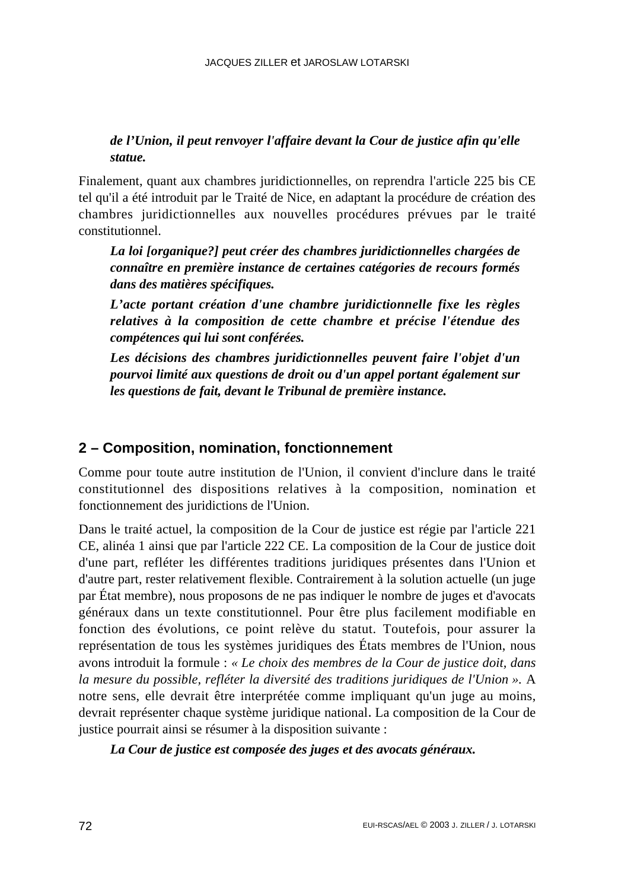***de l’Union, il peut renvoyer l'affaire devant la Cour de justice afin qu'elle statue.***

Finalement, quant aux chambres juridictionnelles, on reprendra l'article 225 bis CE tel qu'il a été introduit par le Traité de Nice, en adaptant la procédure de création des chambres juridictionnelles aux nouvelles procédures prévues par le traité constitutionnel.

> ***La loi [organique?] peut créer des chambres juridictionnelles chargées de connaître en première instance de certaines catégories de recours formés dans des matières spécifiques.***
>
> ***L’acte portant création d'une chambre juridictionnelle fixe les règles relatives à la composition de cette chambre et précise l'étendue des compétences qui lui sont conférées.***
>
> ***Les décisions des chambres juridictionnelles peuvent faire l'objet d'un pourvoi limité aux questions de droit ou d'un appel portant également sur les questions de fait, devant le Tribunal de première instance.***

## 2 – Composition, nomination, fonctionnement

Comme pour toute autre institution de l'Union, il convient d'inclure dans le traité constitutionnel des dispositions relatives à la composition, nomination et fonctionnement des juridictions de l'Union.

Dans le traité actuel, la composition de la Cour de justice est régie par l'article 221 CE, alinéa 1 ainsi que par l'article 222 CE. La composition de la Cour de justice doit d'une part, refléter les différentes traditions juridiques présentes dans l'Union et d'autre part, rester relativement flexible. Contrairement à la solution actuelle (un juge par État membre), nous proposons de ne pas indiquer le nombre de juges et d'avocats généraux dans un texte constitutionnel. Pour être plus facilement modifiable en fonction des évolutions, ce point relève du statut. Toutefois, pour assurer la représentation de tous les systèmes juridiques des États membres de l'Union, nous avons introduit la formule : *« Le choix des membres de la Cour de justice doit, dans la mesure du possible, refléter la diversité des traditions juridiques de l'Union ».* A notre sens, elle devrait être interprétée comme impliquant qu'un juge au moins, devrait représenter chaque système juridique national. La composition de la Cour de justice pourrait ainsi se résumer à la disposition suivante :

> ***La Cour de justice est composée des juges et des avocats généraux.***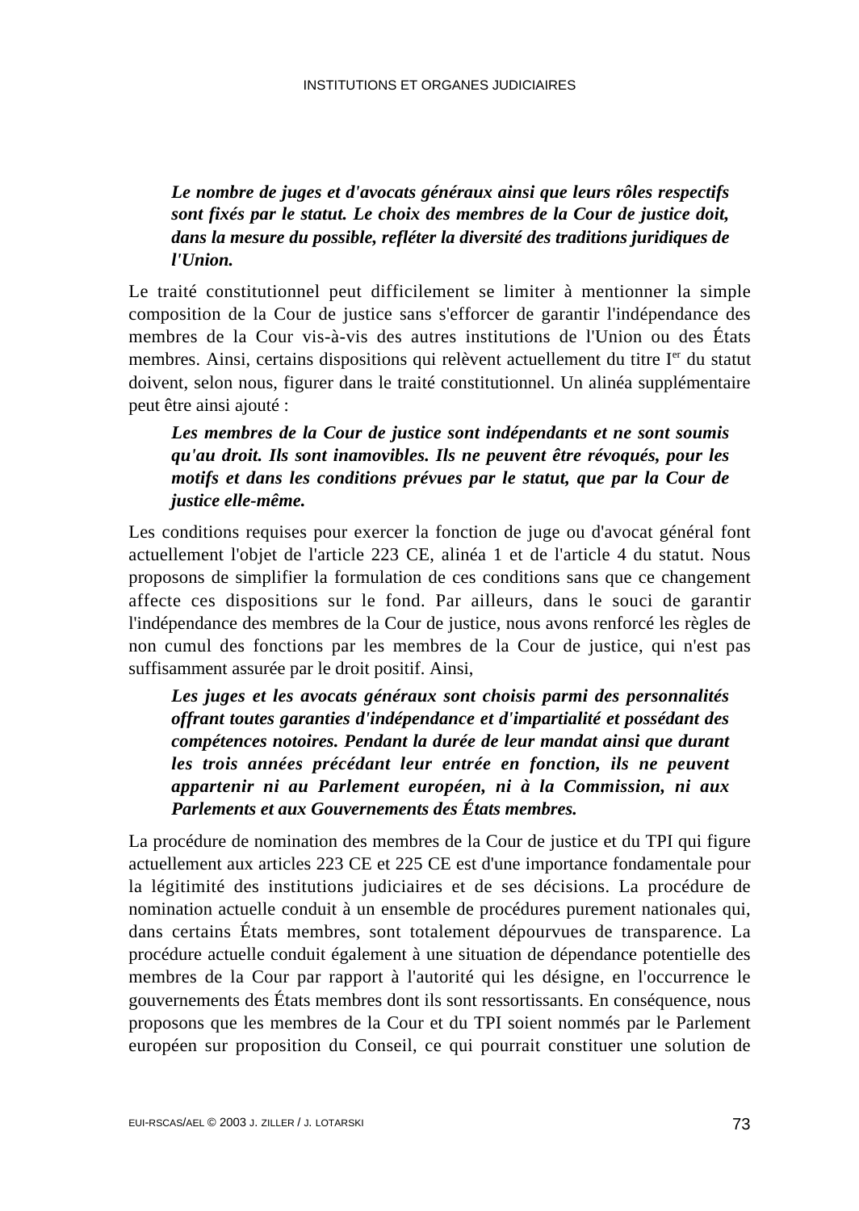> ***Le nombre de juges et d'avocats généraux ainsi que leurs rôles respectifs sont fixés par le statut. Le choix des membres de la Cour de justice doit, dans la mesure du possible, refléter la diversité des traditions juridiques de l'Union.***

Le traité constitutionnel peut difficilement se limiter à mentionner la simple composition de la Cour de justice sans s'efforcer de garantir l'indépendance des membres de la Cour vis-à-vis des autres institutions de l'Union ou des États membres. Ainsi, certains dispositions qui relèvent actuellement du titre I[er] du statut doivent, selon nous, figurer dans le traité constitutionnel. Un alinéa supplémentaire peut être ainsi ajouté :

> ***Les membres de la Cour de justice sont indépendants et ne sont soumis qu'au droit. Ils sont inamovibles. Ils ne peuvent être révoqués, pour les motifs et dans les conditions prévues par le statut, que par la Cour de justice elle-même.***

Les conditions requises pour exercer la fonction de juge ou d'avocat général font actuellement l'objet de l'article 223 CE, alinéa 1 et de l'article 4 du statut. Nous proposons de simplifier la formulation de ces conditions sans que ce changement affecte ces dispositions sur le fond. Par ailleurs, dans le souci de garantir l'indépendance des membres de la Cour de justice, nous avons renforcé les règles de non cumul des fonctions par les membres de la Cour de justice, qui n'est pas suffisamment assurée par le droit positif. Ainsi,

> ***Les juges et les avocats généraux sont choisis parmi des personnalités offrant toutes garanties d'indépendance et d'impartialité et possédant des compétences notoires. Pendant la durée de leur mandat ainsi que durant les trois années précédant leur entrée en fonction, ils ne peuvent appartenir ni au Parlement européen, ni à la Commission, ni aux Parlements et aux Gouvernements des États membres.***

La procédure de nomination des membres de la Cour de justice et du TPI qui figure actuellement aux articles 223 CE et 225 CE est d'une importance fondamentale pour la légitimité des institutions judiciaires et de ses décisions. La procédure de nomination actuelle conduit à un ensemble de procédures purement nationales qui, dans certains États membres, sont totalement dépourvues de transparence. La procédure actuelle conduit également à une situation de dépendance potentielle des membres de la Cour par rapport à l'autorité qui les désigne, en l'occurrence le gouvernements des États membres dont ils sont ressortissants. En conséquence, nous proposons que les membres de la Cour et du TPI soient nommés par le Parlement européen sur proposition du Conseil, ce qui pourrait constituer une solution de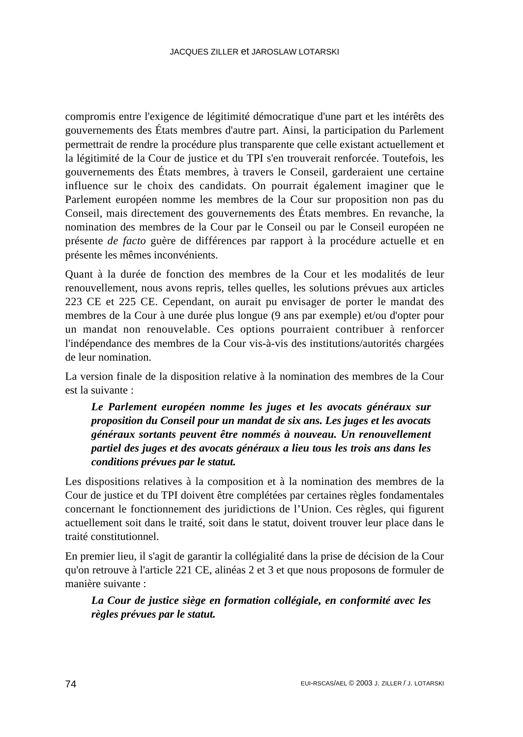compromis entre l'exigence de légitimité démocratique d'une part et les intérêts des gouvernements des États membres d'autre part. Ainsi, la participation du Parlement permettrait de rendre la procédure plus transparente que celle existant actuellement et la légitimité de la Cour de justice et du TPI s'en trouverait renforcée. Toutefois, les gouvernements des États membres, à travers le Conseil, garderaient une certaine influence sur le choix des candidats. On pourrait également imaginer que le Parlement européen nomme les membres de la Cour sur proposition non pas du Conseil, mais directement des gouvernements des États membres. En revanche, la nomination des membres de la Cour par le Conseil ou par le Conseil européen ne présente *de facto* guère de différences par rapport à la procédure actuelle et en présente les mêmes inconvénients.

Quant à la durée de fonction des membres de la Cour et les modalités de leur renouvellement, nous avons repris, telles quelles, les solutions prévues aux articles 223 CE et 225 CE. Cependant, on aurait pu envisager de porter le mandat des membres de la Cour à une durée plus longue (9 ans par exemple) et/ou d'opter pour un mandat non renouvelable. Ces options pourraient contribuer à renforcer l'indépendance des membres de la Cour vis-à-vis des institutions/autorités chargées de leur nomination.

La version finale de la disposition relative à la nomination des membres de la Cour est la suivante :

> ***Le Parlement européen nomme les juges et les avocats généraux sur proposition du Conseil pour un mandat de six ans. Les juges et les avocats généraux sortants peuvent être nommés à nouveau. Un renouvellement partiel des juges et des avocats généraux a lieu tous les trois ans dans les conditions prévues par le statut.***

Les dispositions relatives à la composition et à la nomination des membres de la Cour de justice et du TPI doivent être complétées par certaines règles fondamentales concernant le fonctionnement des juridictions de l'Union. Ces règles, qui figurent actuellement soit dans le traité, soit dans le statut, doivent trouver leur place dans le traité constitutionnel.

En premier lieu, il s'agit de garantir la collégialité dans la prise de décision de la Cour qu'on retrouve à l'article 221 CE, alinéas 2 et 3 et que nous proposons de formuler de manière suivante :

> ***La Cour de justice siège en formation collégiale, en conformité avec les règles prévues par le statut.***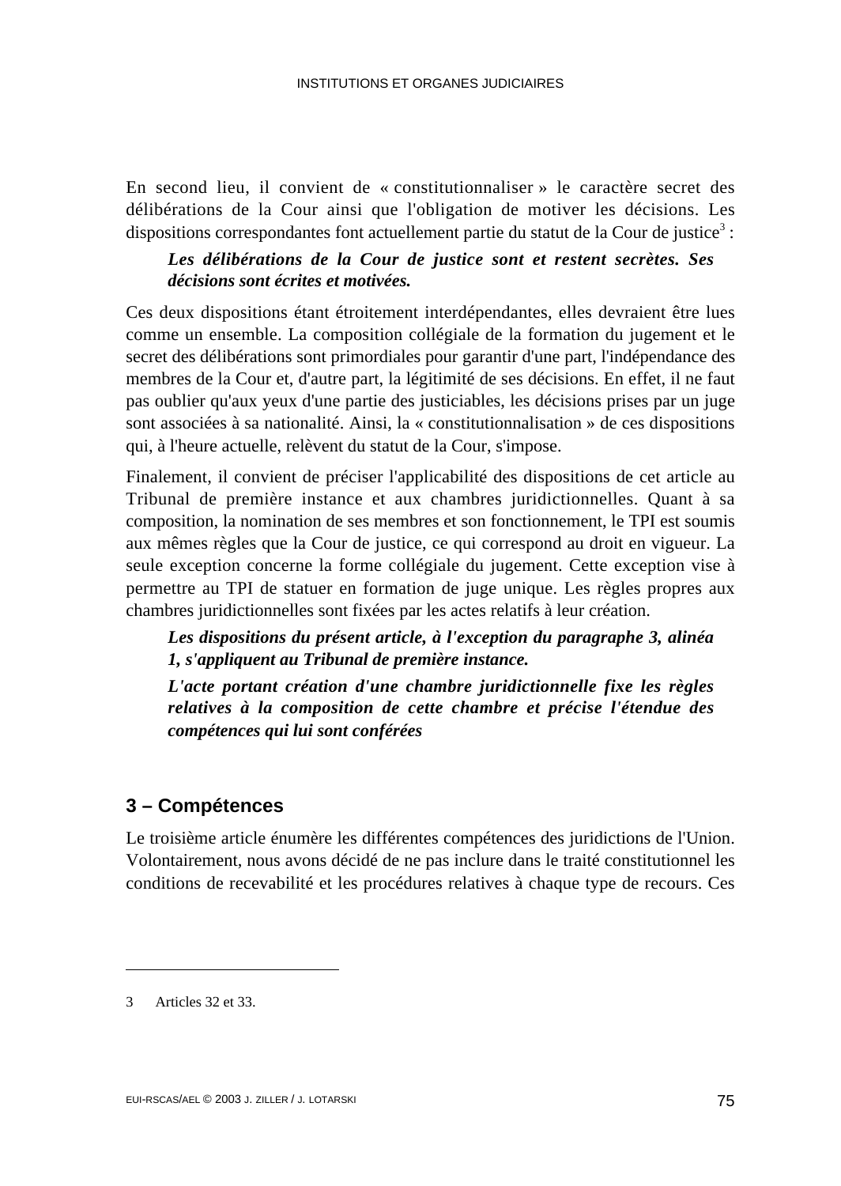En second lieu, il convient de « constitutionnaliser » le caractère secret des délibérations de la Cour ainsi que l'obligation de motiver les décisions. Les dispositions correspondantes font actuellement partie du statut de la Cour de justice[3] :

> ***Les délibérations de la Cour de justice sont et restent secrètes. Ses décisions sont écrites et motivées.***

Ces deux dispositions étant étroitement interdépendantes, elles devraient être lues comme un ensemble. La composition collégiale de la formation du jugement et le secret des délibérations sont primordiales pour garantir d'une part, l'indépendance des membres de la Cour et, d'autre part, la légitimité de ses décisions. En effet, il ne faut pas oublier qu'aux yeux d'une partie des justiciables, les décisions prises par un juge sont associées à sa nationalité. Ainsi, la « constitutionnalisation » de ces dispositions qui, à l'heure actuelle, relèvent du statut de la Cour, s'impose.

Finalement, il convient de préciser l'applicabilité des dispositions de cet article au Tribunal de première instance et aux chambres juridictionnelles. Quant à sa composition, la nomination de ses membres et son fonctionnement, le TPI est soumis aux mêmes règles que la Cour de justice, ce qui correspond au droit en vigueur. La seule exception concerne la forme collégiale du jugement. Cette exception vise à permettre au TPI de statuer en formation de juge unique. Les règles propres aux chambres juridictionnelles sont fixées par les actes relatifs à leur création.

> ***Les dispositions du présent article, à l'exception du paragraphe 3, alinéa 1, s'appliquent au Tribunal de première instance.***
>
> ***L'acte portant création d'une chambre juridictionnelle fixe les règles relatives à la composition de cette chambre et précise l'étendue des compétences qui lui sont conférées***

## 3 – Compétences

Le troisième article énumère les différentes compétences des juridictions de l'Union. Volontairement, nous avons décidé de ne pas inclure dans le traité constitutionnel les conditions de recevabilité et les procédures relatives à chaque type de recours. Ces

---

3 Articles 32 et 33.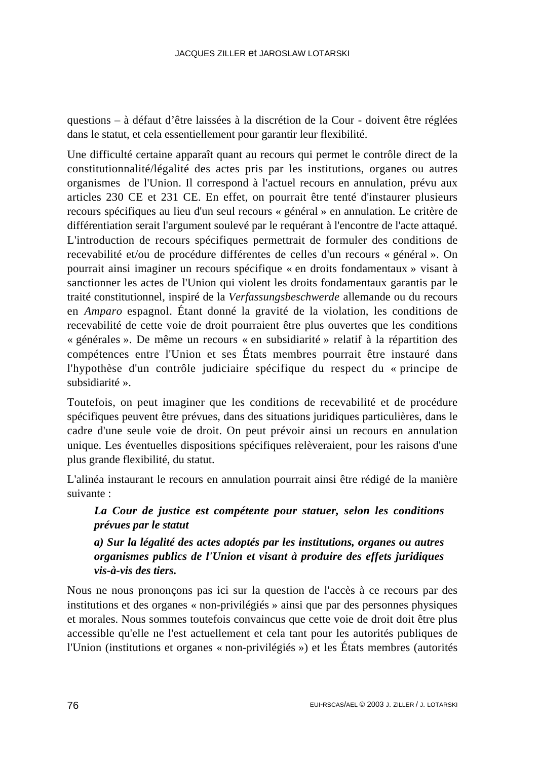questions – à défaut d'être laissées à la discrétion de la Cour - doivent être réglées dans le statut, et cela essentiellement pour garantir leur flexibilité.

Une difficulté certaine apparaît quant au recours qui permet le contrôle direct de la constitutionnalité/légalité des actes pris par les institutions, organes ou autres organismes de l'Union. Il correspond à l'actuel recours en annulation, prévu aux articles 230 CE et 231 CE. En effet, on pourrait être tenté d'instaurer plusieurs recours spécifiques au lieu d'un seul recours « général » en annulation. Le critère de différentiation serait l'argument soulevé par le requérant à l'encontre de l'acte attaqué. L'introduction de recours spécifiques permettrait de formuler des conditions de recevabilité et/ou de procédure différentes de celles d'un recours « général ». On pourrait ainsi imaginer un recours spécifique « en droits fondamentaux » visant à sanctionner les actes de l'Union qui violent les droits fondamentaux garantis par le traité constitutionnel, inspiré de la *Verfassungsbeschwerde* allemande ou du recours en *Amparo* espagnol. Étant donné la gravité de la violation, les conditions de recevabilité de cette voie de droit pourraient être plus ouvertes que les conditions « générales ». De même un recours « en subsidiarité » relatif à la répartition des compétences entre l'Union et ses États membres pourrait être instauré dans l'hypothèse d'un contrôle judiciaire spécifique du respect du « principe de subsidiarité ».

Toutefois, on peut imaginer que les conditions de recevabilité et de procédure spécifiques peuvent être prévues, dans des situations juridiques particulières, dans le cadre d'une seule voie de droit. On peut prévoir ainsi un recours en annulation unique. Les éventuelles dispositions spécifiques relèveraient, pour les raisons d'une plus grande flexibilité, du statut.

L'alinéa instaurant le recours en annulation pourrait ainsi être rédigé de la manière suivante :

> ***La Cour de justice est compétente pour statuer, selon les conditions prévues par le statut***
>
> ***a) Sur la légalité des actes adoptés par les institutions, organes ou autres organismes publics de l'Union et visant à produire des effets juridiques vis-à-vis des tiers.***

Nous ne nous prononçons pas ici sur la question de l'accès à ce recours par des institutions et des organes « non-privilégiés » ainsi que par des personnes physiques et morales. Nous sommes toutefois convaincus que cette voie de droit doit être plus accessible qu'elle ne l'est actuellement et cela tant pour les autorités publiques de l'Union (institutions et organes « non-privilégiés ») et les États membres (autorités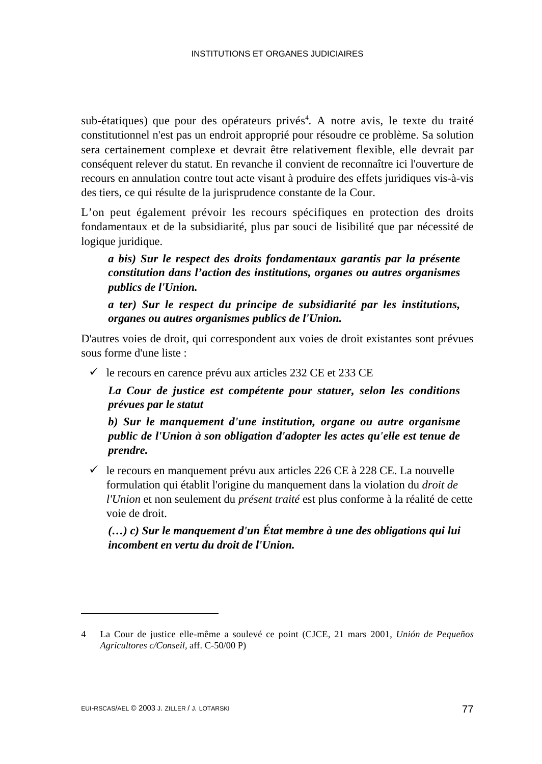sub-étatiques) que pour des opérateurs privés[4]. A notre avis, le texte du traité constitutionnel n'est pas un endroit approprié pour résoudre ce problème. Sa solution sera certainement complexe et devrait être relativement flexible, elle devrait par conséquent relever du statut. En revanche il convient de reconnaître ici l'ouverture de recours en annulation contre tout acte visant à produire des effets juridiques vis-à-vis des tiers, ce qui résulte de la jurisprudence constante de la Cour.

L'on peut également prévoir les recours spécifiques en protection des droits fondamentaux et de la subsidiarité, plus par souci de lisibilité que par nécessité de logique juridique.

> ***a bis) Sur le respect des droits fondamentaux garantis par la présente constitution dans l'action des institutions, organes ou autres organismes publics de l'Union.***
>
> ***a ter) Sur le respect du principe de subsidiarité par les institutions, organes ou autres organismes publics de l'Union.***

D'autres voies de droit, qui correspondent aux voies de droit existantes sont prévues sous forme d'une liste :

- ✓ le recours en carence prévu aux articles 232 CE et 233 CE

  ***La Cour de justice est compétente pour statuer, selon les conditions prévues par le statut***

  ***b) Sur le manquement d'une institution, organe ou autre organisme public de l'Union à son obligation d'adopter les actes qu'elle est tenue de prendre.***

- ✓ le recours en manquement prévu aux articles 226 CE à 228 CE. La nouvelle formulation qui établit l'origine du manquement dans la violation du *droit de l'Union* et non seulement du *présent traité* est plus conforme à la réalité de cette voie de droit.

  ***(…) c) Sur le manquement d'un État membre à une des obligations qui lui incombent en vertu du droit de l'Union.***

---

4 La Cour de justice elle-même a soulevé ce point (CJCE, 21 mars 2001, *Unión de Pequeños Agricultores c/Conseil*, aff. C-50/00 P)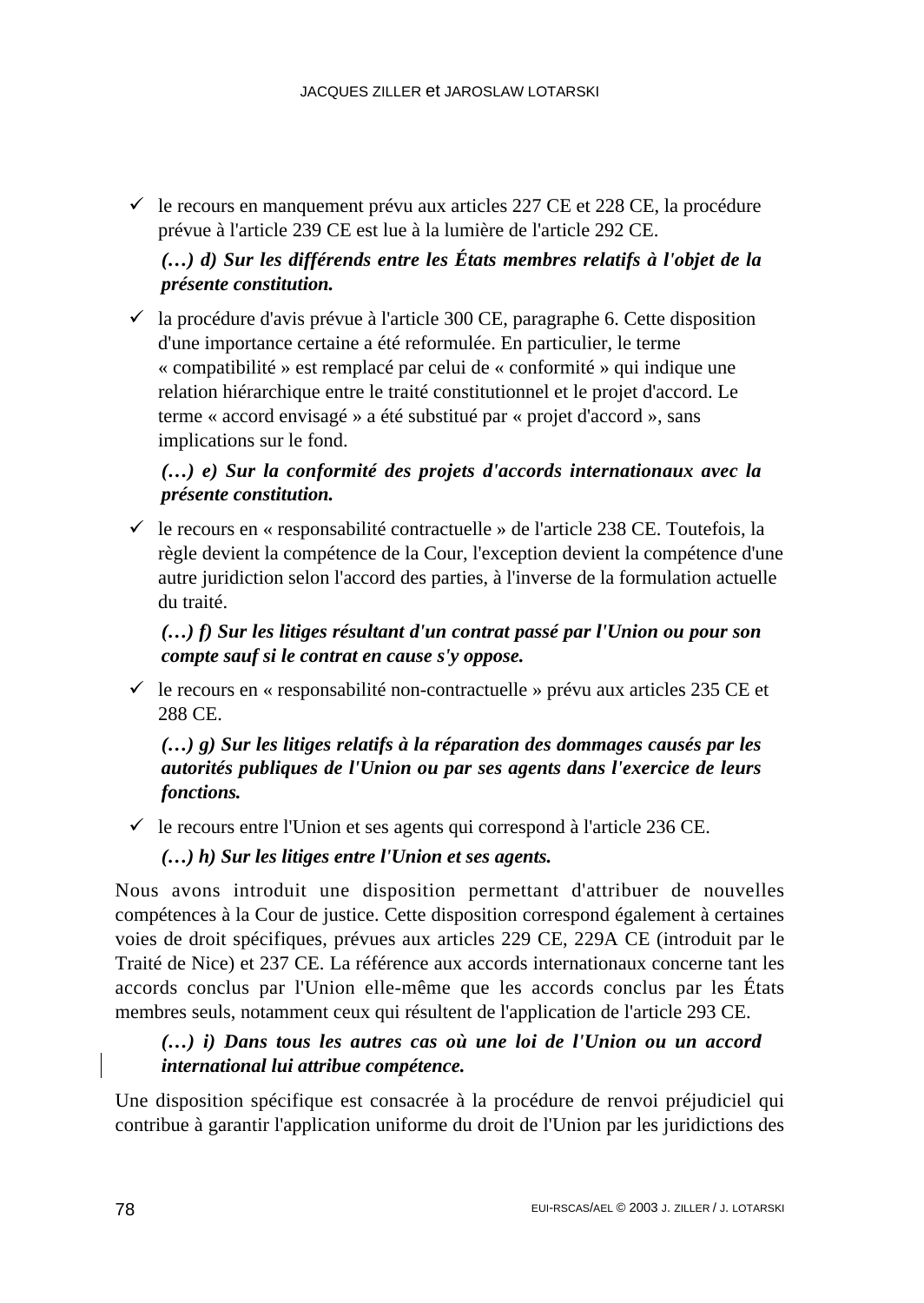- le recours en manquement prévu aux articles 227 CE et 228 CE, la procédure prévue à l'article 239 CE est lue à la lumière de l'article 292 CE.

  ***(…) d) Sur les différends entre les États membres relatifs à l'objet de la présente constitution.***

- la procédure d'avis prévue à l'article 300 CE, paragraphe 6. Cette disposition d'une importance certaine a été reformulée. En particulier, le terme « compatibilité » est remplacé par celui de « conformité » qui indique une relation hiérarchique entre le traité constitutionnel et le projet d'accord. Le terme « accord envisagé » a été substitué par « projet d'accord », sans implications sur le fond.

  ***(…) e) Sur la conformité des projets d'accords internationaux avec la présente constitution.***

- le recours en « responsabilité contractuelle » de l'article 238 CE. Toutefois, la règle devient la compétence de la Cour, l'exception devient la compétence d'une autre juridiction selon l'accord des parties, à l'inverse de la formulation actuelle du traité.

  ***(…) f) Sur les litiges résultant d'un contrat passé par l'Union ou pour son compte sauf si le contrat en cause s'y oppose.***

- le recours en « responsabilité non-contractuelle » prévu aux articles 235 CE et 288 CE.

  ***(…) g) Sur les litiges relatifs à la réparation des dommages causés par les autorités publiques de l'Union ou par ses agents dans l'exercice de leurs fonctions.***

- le recours entre l'Union et ses agents qui correspond à l'article 236 CE.

  ***(…) h) Sur les litiges entre l'Union et ses agents.***

Nous avons introduit une disposition permettant d'attribuer de nouvelles compétences à la Cour de justice. Cette disposition correspond également à certaines voies de droit spécifiques, prévues aux articles 229 CE, 229A CE (introduit par le Traité de Nice) et 237 CE. La référence aux accords internationaux concerne tant les accords conclus par l'Union elle-même que les accords conclus par les États membres seuls, notamment ceux qui résultent de l'application de l'article 293 CE.

> ***(…) i) Dans tous les autres cas où une loi de l'Union ou un accord international lui attribue compétence.***

Une disposition spécifique est consacrée à la procédure de renvoi préjudiciel qui contribue à garantir l'application uniforme du droit de l'Union par les juridictions des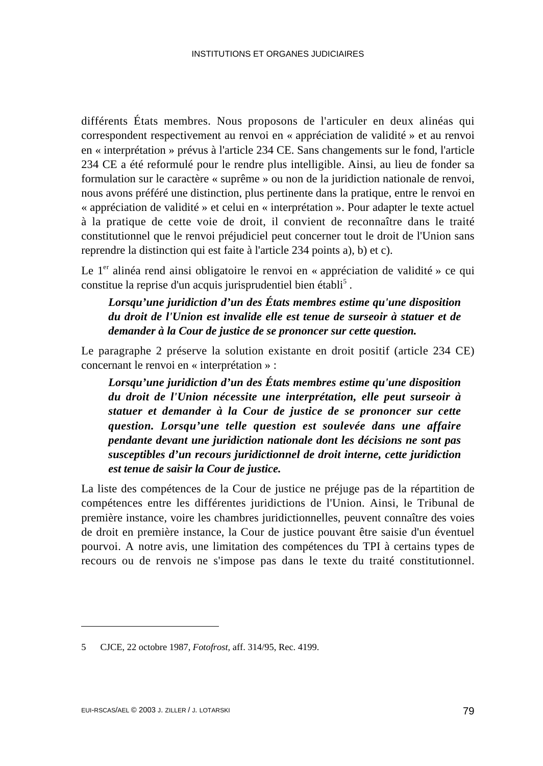différents États membres. Nous proposons de l'articuler en deux alinéas qui correspondent respectivement au renvoi en « appréciation de validité » et au renvoi en « interprétation » prévus à l'article 234 CE. Sans changements sur le fond, l'article 234 CE a été reformulé pour le rendre plus intelligible. Ainsi, au lieu de fonder sa formulation sur le caractère « suprême » ou non de la juridiction nationale de renvoi, nous avons préféré une distinction, plus pertinente dans la pratique, entre le renvoi en « appréciation de validité » et celui en « interprétation ». Pour adapter le texte actuel à la pratique de cette voie de droit, il convient de reconnaître dans le traité constitutionnel que le renvoi préjudiciel peut concerner tout le droit de l'Union sans reprendre la distinction qui est faite à l'article 234 points a), b) et c).

Le 1er alinéa rend ainsi obligatoire le renvoi en « appréciation de validité » ce qui constitue la reprise d'un acquis jurisprudentiel bien établi[5] .

> ***Lorsqu'une juridiction d'un des États membres estime qu'une disposition du droit de l'Union est invalide elle est tenue de surseoir à statuer et de demander à la Cour de justice de se prononcer sur cette question.***

Le paragraphe 2 préserve la solution existante en droit positif (article 234 CE) concernant le renvoi en « interprétation » :

> ***Lorsqu'une juridiction d'un des États membres estime qu'une disposition du droit de l'Union nécessite une interprétation, elle peut surseoir à statuer et demander à la Cour de justice de se prononcer sur cette question. Lorsqu'une telle question est soulevée dans une affaire pendante devant une juridiction nationale dont les décisions ne sont pas susceptibles d'un recours juridictionnel de droit interne, cette juridiction est tenue de saisir la Cour de justice.***

La liste des compétences de la Cour de justice ne préjuge pas de la répartition de compétences entre les différentes juridictions de l'Union. Ainsi, le Tribunal de première instance, voire les chambres juridictionnelles, peuvent connaître des voies de droit en première instance, la Cour de justice pouvant être saisie d'un éventuel pourvoi. A notre avis, une limitation des compétences du TPI à certains types de recours ou de renvois ne s'impose pas dans le texte du traité constitutionnel.

---

5 CJCE, 22 octobre 1987, *Fotofrost*, aff. 314/95, Rec. 4199.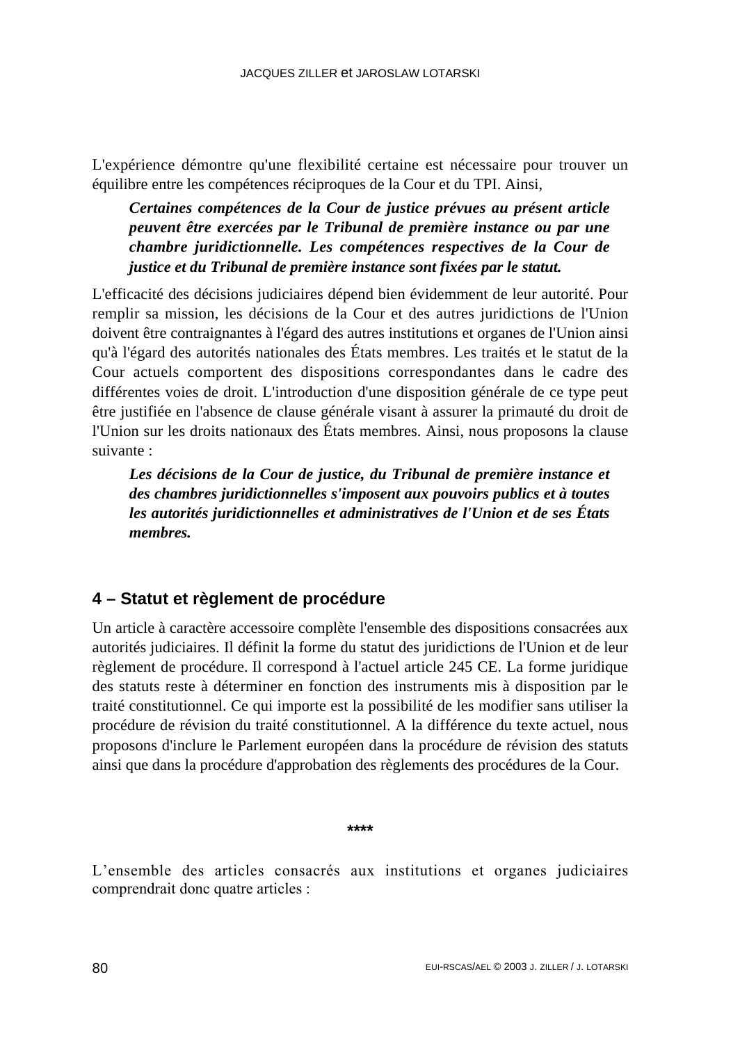L'expérience démontre qu'une flexibilité certaine est nécessaire pour trouver un équilibre entre les compétences réciproques de la Cour et du TPI. Ainsi,

> ***Certaines compétences de la Cour de justice prévues au présent article peuvent être exercées par le Tribunal de première instance ou par une chambre juridictionnelle. Les compétences respectives de la Cour de justice et du Tribunal de première instance sont fixées par le statut.***

L'efficacité des décisions judiciaires dépend bien évidemment de leur autorité. Pour remplir sa mission, les décisions de la Cour et des autres juridictions de l'Union doivent être contraignantes à l'égard des autres institutions et organes de l'Union ainsi qu'à l'égard des autorités nationales des États membres. Les traités et le statut de la Cour actuels comportent des dispositions correspondantes dans le cadre des différentes voies de droit. L'introduction d'une disposition générale de ce type peut être justifiée en l'absence de clause générale visant à assurer la primauté du droit de l'Union sur les droits nationaux des États membres. Ainsi, nous proposons la clause suivante :

> ***Les décisions de la Cour de justice, du Tribunal de première instance et des chambres juridictionnelles s'imposent aux pouvoirs publics et à toutes les autorités juridictionnelles et administratives de l'Union et de ses États membres.***

## 4 – Statut et règlement de procédure

Un article à caractère accessoire complète l'ensemble des dispositions consacrées aux autorités judiciaires. Il définit la forme du statut des juridictions de l'Union et de leur règlement de procédure. Il correspond à l'actuel article 245 CE. La forme juridique des statuts reste à déterminer en fonction des instruments mis à disposition par le traité constitutionnel. Ce qui importe est la possibilité de les modifier sans utiliser la procédure de révision du traité constitutionnel. A la différence du texte actuel, nous proposons d'inclure le Parlement européen dans la procédure de révision des statuts ainsi que dans la procédure d'approbation des règlements des procédures de la Cour.

****

L'ensemble des articles consacrés aux institutions et organes judiciaires comprendrait donc quatre articles :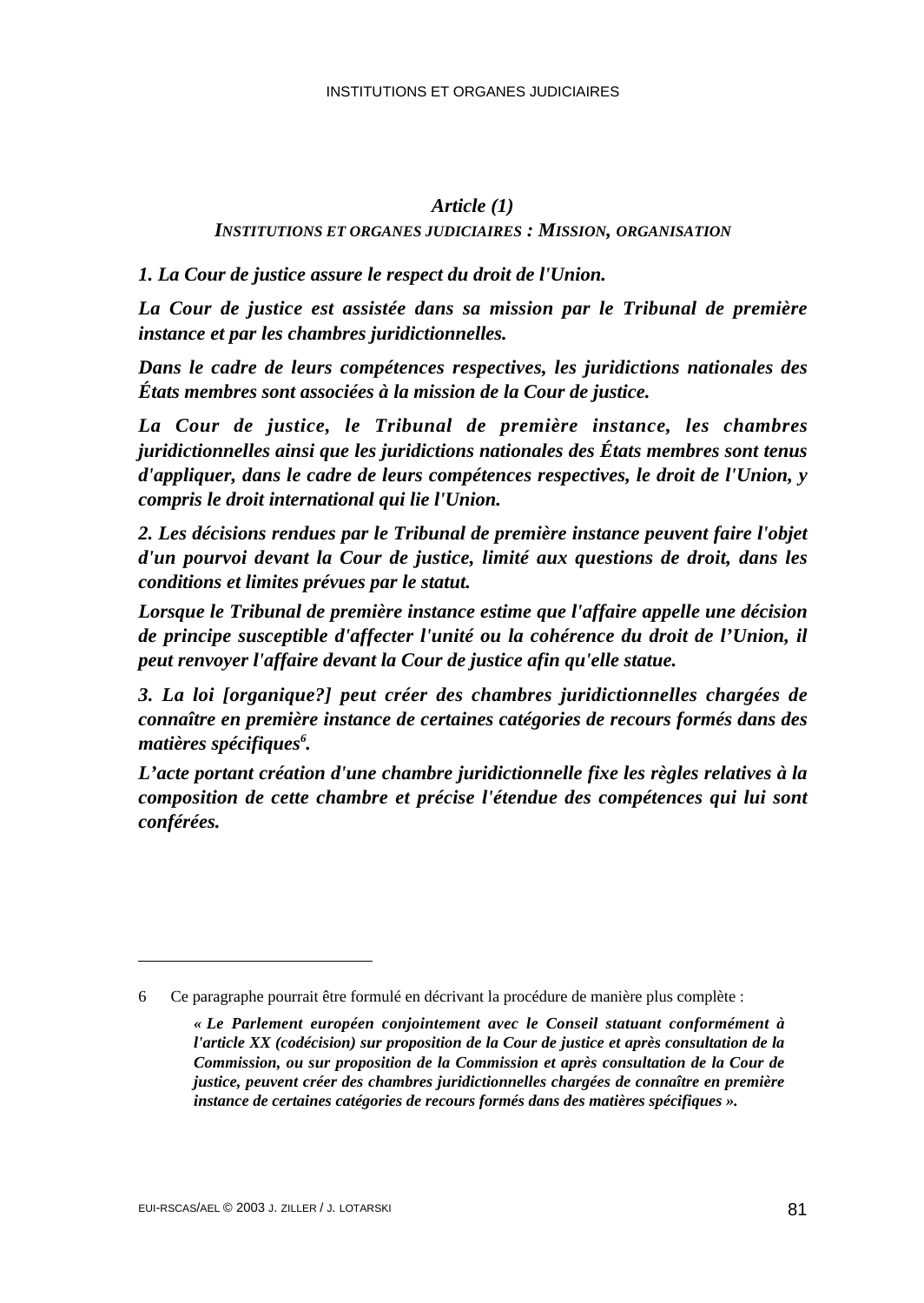### *Article (1)*

#### *INSTITUTIONS ET ORGANES JUDICIAIRES : MISSION, ORGANISATION*

***1. La Cour de justice assure le respect du droit de l'Union.***

***La Cour de justice est assistée dans sa mission par le Tribunal de première instance et par les chambres juridictionnelles.***

***Dans le cadre de leurs compétences respectives, les juridictions nationales des États membres sont associées à la mission de la Cour de justice.***

***La Cour de justice, le Tribunal de première instance, les chambres juridictionnelles ainsi que les juridictions nationales des États membres sont tenus d'appliquer, dans le cadre de leurs compétences respectives, le droit de l'Union, y compris le droit international qui lie l'Union.***

***2. Les décisions rendues par le Tribunal de première instance peuvent faire l'objet d'un pourvoi devant la Cour de justice, limité aux questions de droit, dans les conditions et limites prévues par le statut.***

***Lorsque le Tribunal de première instance estime que l'affaire appelle une décision de principe susceptible d'affecter l'unité ou la cohérence du droit de l'Union, il peut renvoyer l'affaire devant la Cour de justice afin qu'elle statue.***

***3. La loi [organique?] peut créer des chambres juridictionnelles chargées de connaître en première instance de certaines catégories de recours formés dans des matières spécifiques[6].***

***L'acte portant création d'une chambre juridictionnelle fixe les règles relatives à la composition de cette chambre et précise l'étendue des compétences qui lui sont conférées.***

---

6 Ce paragraphe pourrait être formulé en décrivant la procédure de manière plus complète :

> ***« Le Parlement européen conjointement avec le Conseil statuant conformément à l'article XX (codécision) sur proposition de la Cour de justice et après consultation de la Commission, ou sur proposition de la Commission et après consultation de la Cour de justice, peuvent créer des chambres juridictionnelles chargées de connaître en première instance de certaines catégories de recours formés dans des matières spécifiques ».***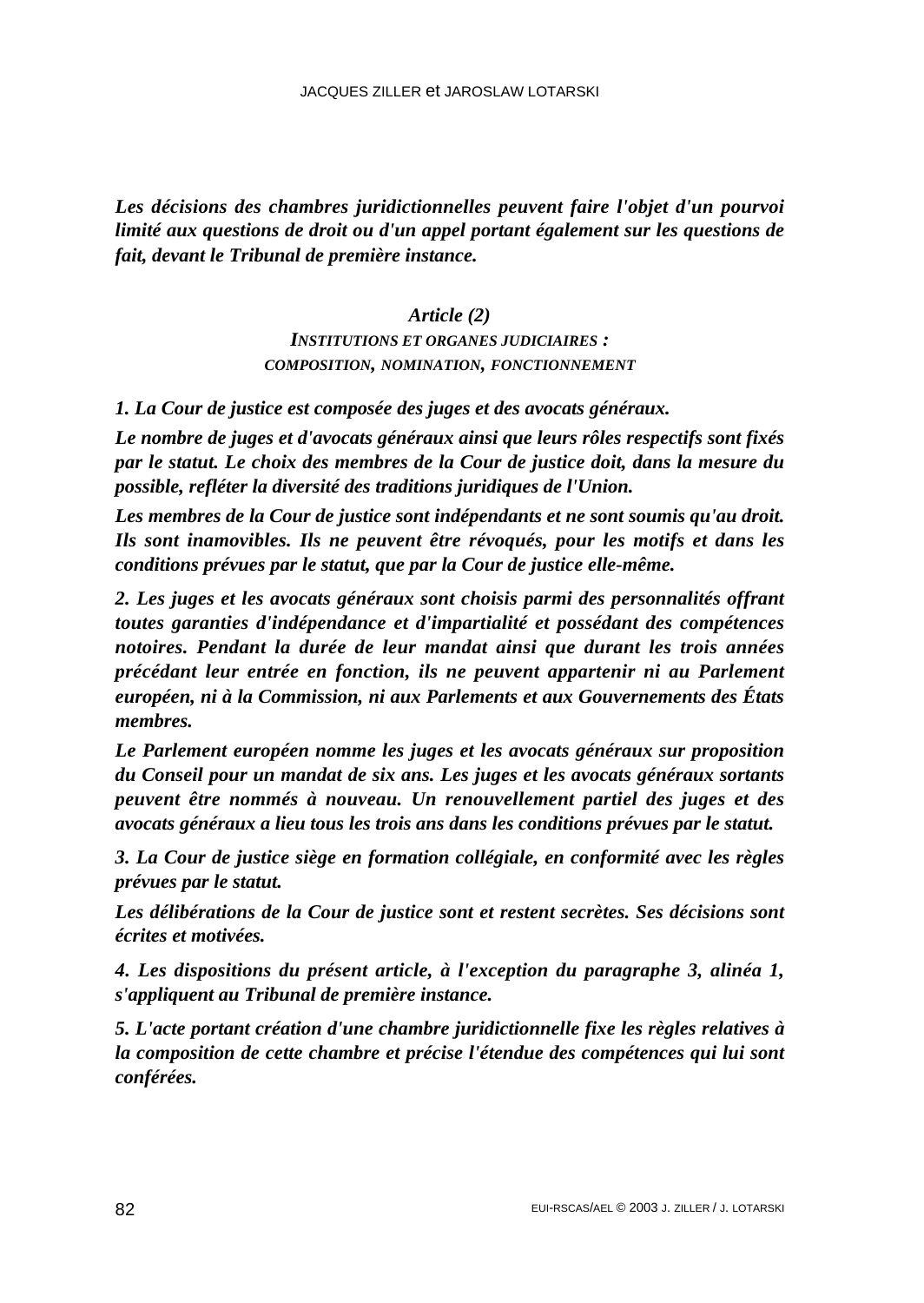*Les décisions des chambres juridictionnelles peuvent faire l'objet d'un pourvoi limité aux questions de droit ou d'un appel portant également sur les questions de fait, devant le Tribunal de première instance.*

### *Article (2)*
#### *INSTITUTIONS ET ORGANES JUDICIAIRES : COMPOSITION, NOMINATION, FONCTIONNEMENT*

***1. La Cour de justice est composée des juges et des avocats généraux.***

***Le nombre de juges et d'avocats généraux ainsi que leurs rôles respectifs sont fixés par le statut. Le choix des membres de la Cour de justice doit, dans la mesure du possible, refléter la diversité des traditions juridiques de l'Union.***

***Les membres de la Cour de justice sont indépendants et ne sont soumis qu'au droit. Ils sont inamovibles. Ils ne peuvent être révoqués, pour les motifs et dans les conditions prévues par le statut, que par la Cour de justice elle-même.***

***2. Les juges et les avocats généraux sont choisis parmi des personnalités offrant toutes garanties d'indépendance et d'impartialité et possédant des compétences notoires. Pendant la durée de leur mandat ainsi que durant les trois années précédant leur entrée en fonction, ils ne peuvent appartenir ni au Parlement européen, ni à la Commission, ni aux Parlements et aux Gouvernements des États membres.***

***Le Parlement européen nomme les juges et les avocats généraux sur proposition du Conseil pour un mandat de six ans. Les juges et les avocats généraux sortants peuvent être nommés à nouveau. Un renouvellement partiel des juges et des avocats généraux a lieu tous les trois ans dans les conditions prévues par le statut.***

***3. La Cour de justice siège en formation collégiale, en conformité avec les règles prévues par le statut.***

***Les délibérations de la Cour de justice sont et restent secrètes. Ses décisions sont écrites et motivées.***

***4. Les dispositions du présent article, à l'exception du paragraphe 3, alinéa 1, s'appliquent au Tribunal de première instance.***

***5. L'acte portant création d'une chambre juridictionnelle fixe les règles relatives à la composition de cette chambre et précise l'étendue des compétences qui lui sont conférées.***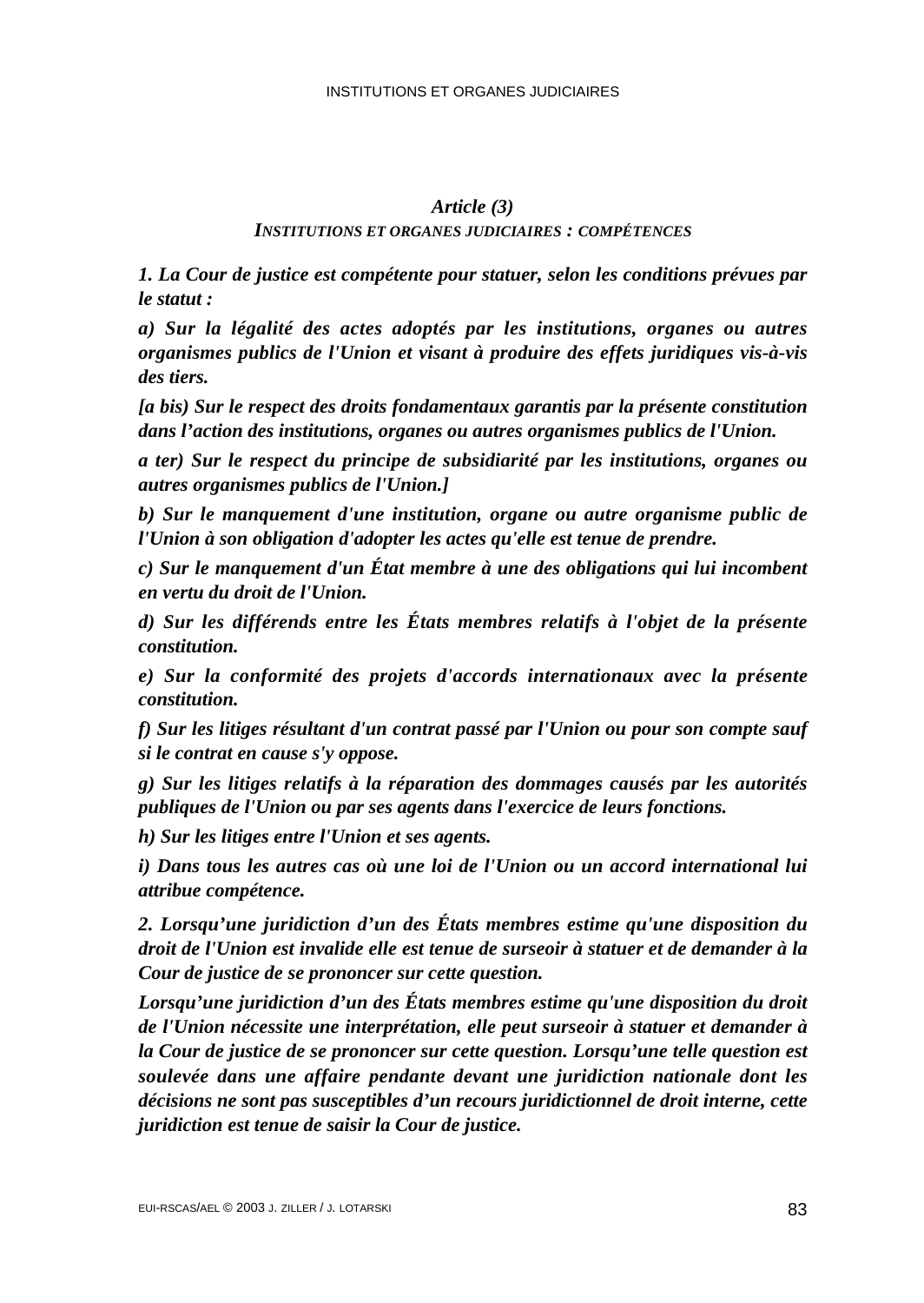### *Article (3)*

***INSTITUTIONS ET ORGANES JUDICIAIRES : COMPÉTENCES***

***1. La Cour de justice est compétente pour statuer, selon les conditions prévues par le statut :***

***a) Sur la légalité des actes adoptés par les institutions, organes ou autres organismes publics de l'Union et visant à produire des effets juridiques vis-à-vis des tiers.***

***[a bis) Sur le respect des droits fondamentaux garantis par la présente constitution dans l'action des institutions, organes ou autres organismes publics de l'Union.***

***a ter) Sur le respect du principe de subsidiarité par les institutions, organes ou autres organismes publics de l'Union.]***

***b) Sur le manquement d'une institution, organe ou autre organisme public de l'Union à son obligation d'adopter les actes qu'elle est tenue de prendre.***

***c) Sur le manquement d'un État membre à une des obligations qui lui incombent en vertu du droit de l'Union.***

***d) Sur les différends entre les États membres relatifs à l'objet de la présente constitution.***

***e) Sur la conformité des projets d'accords internationaux avec la présente constitution.***

***f) Sur les litiges résultant d'un contrat passé par l'Union ou pour son compte sauf si le contrat en cause s'y oppose.***

***g) Sur les litiges relatifs à la réparation des dommages causés par les autorités publiques de l'Union ou par ses agents dans l'exercice de leurs fonctions.***

***h) Sur les litiges entre l'Union et ses agents.***

***i) Dans tous les autres cas où une loi de l'Union ou un accord international lui attribue compétence.***

***2. Lorsqu'une juridiction d'un des États membres estime qu'une disposition du droit de l'Union est invalide elle est tenue de surseoir à statuer et de demander à la Cour de justice de se prononcer sur cette question.***

***Lorsqu'une juridiction d'un des États membres estime qu'une disposition du droit de l'Union nécessite une interprétation, elle peut surseoir à statuer et demander à la Cour de justice de se prononcer sur cette question. Lorsqu'une telle question est soulevée dans une affaire pendante devant une juridiction nationale dont les décisions ne sont pas susceptibles d'un recours juridictionnel de droit interne, cette juridiction est tenue de saisir la Cour de justice.***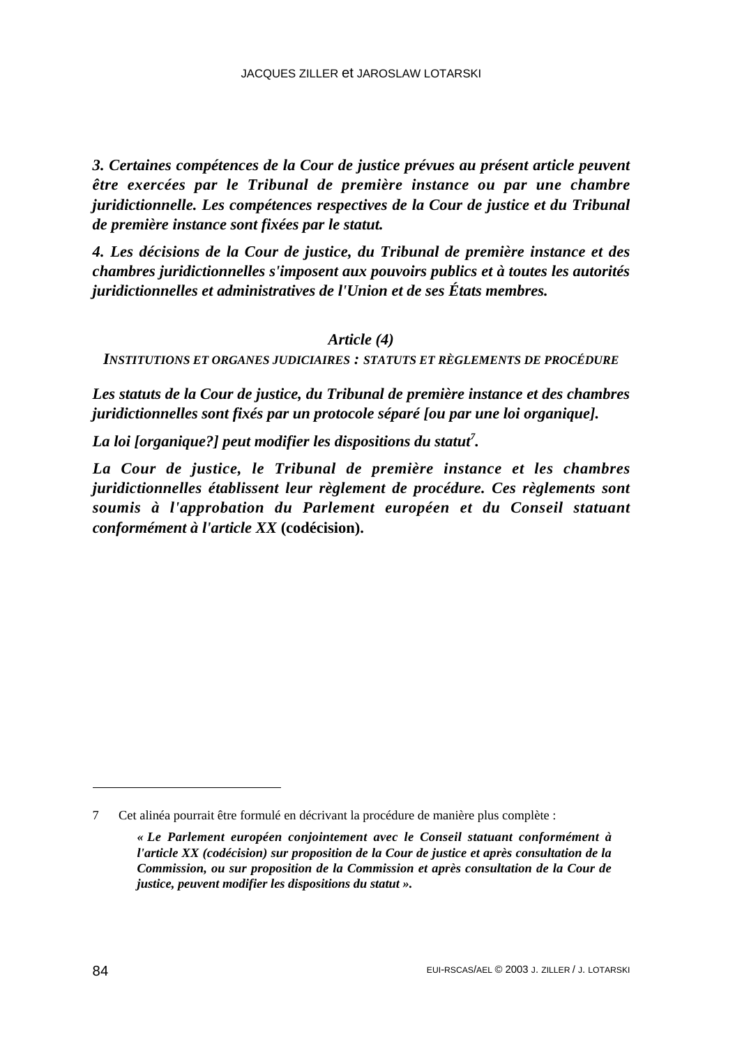***3. Certaines compétences de la Cour de justice prévues au présent article peuvent être exercées par le Tribunal de première instance ou par une chambre juridictionnelle. Les compétences respectives de la Cour de justice et du Tribunal de première instance sont fixées par le statut.***

***4. Les décisions de la Cour de justice, du Tribunal de première instance et des chambres juridictionnelles s'imposent aux pouvoirs publics et à toutes les autorités juridictionnelles et administratives de l'Union et de ses États membres.***

### *Article (4)*

#### *INSTITUTIONS ET ORGANES JUDICIAIRES : STATUTS ET RÈGLEMENTS DE PROCÉDURE*

***Les statuts de la Cour de justice, du Tribunal de première instance et des chambres juridictionnelles sont fixés par un protocole séparé [ou par une loi organique].***

***La loi [organique?] peut modifier les dispositions du statut[7].***

***La Cour de justice, le Tribunal de première instance et les chambres juridictionnelles établissent leur règlement de procédure. Ces règlements sont soumis à l'approbation du Parlement européen et du Conseil statuant conformément à l'article XX*** **(codécision).**

---

7 Cet alinéa pourrait être formulé en décrivant la procédure de manière plus complète :

> ***« Le Parlement européen conjointement avec le Conseil statuant conformément à l'article XX (codécision) sur proposition de la Cour de justice et après consultation de la Commission, ou sur proposition de la Commission et après consultation de la Cour de justice, peuvent modifier les dispositions du statut ».***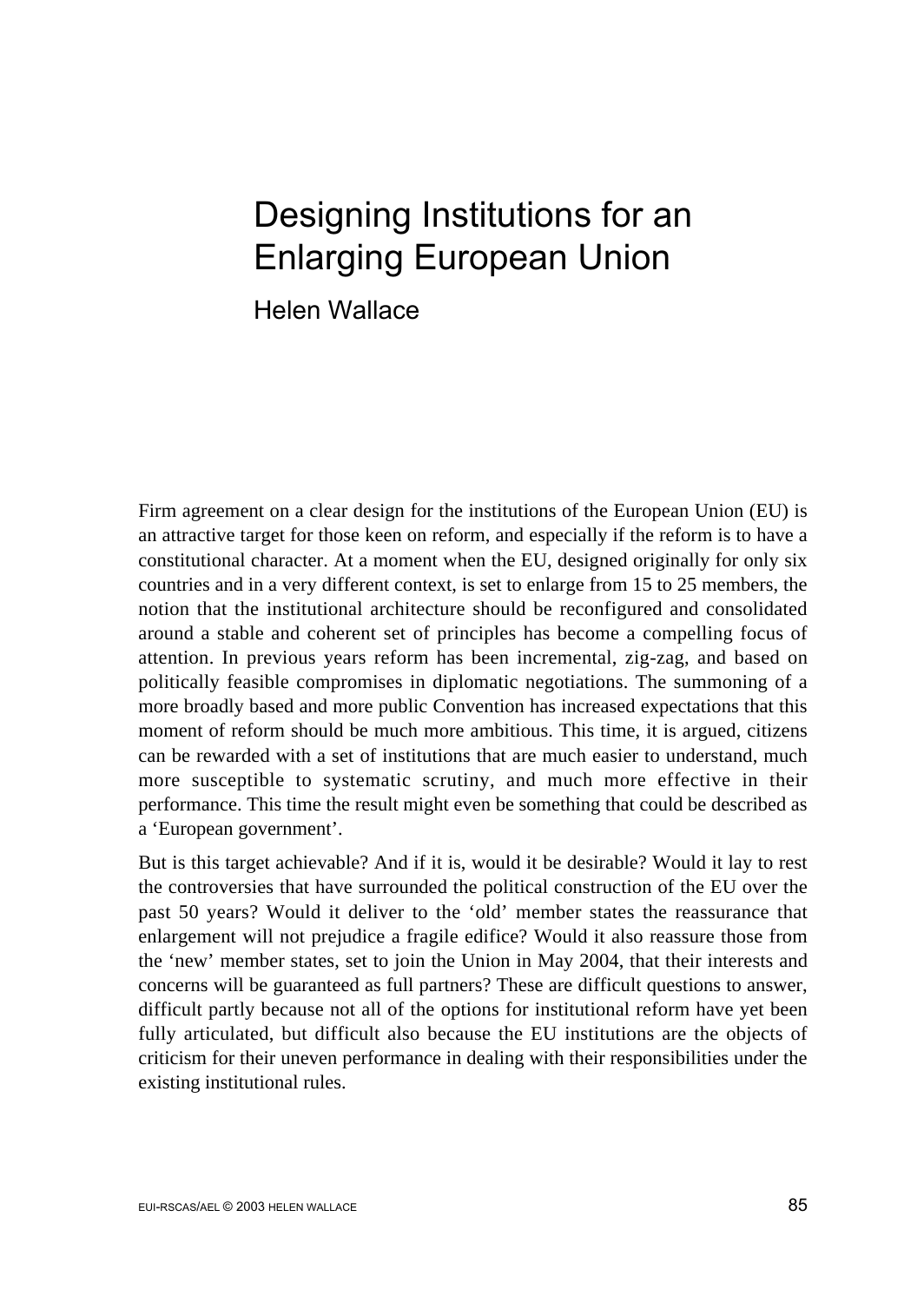# Designing Institutions for an Enlarging European Union

Helen Wallace

Firm agreement on a clear design for the institutions of the European Union (EU) is an attractive target for those keen on reform, and especially if the reform is to have a constitutional character. At a moment when the EU, designed originally for only six countries and in a very different context, is set to enlarge from 15 to 25 members, the notion that the institutional architecture should be reconfigured and consolidated around a stable and coherent set of principles has become a compelling focus of attention. In previous years reform has been incremental, zig-zag, and based on politically feasible compromises in diplomatic negotiations. The summoning of a more broadly based and more public Convention has increased expectations that this moment of reform should be much more ambitious. This time, it is argued, citizens can be rewarded with a set of institutions that are much easier to understand, much more susceptible to systematic scrutiny, and much more effective in their performance. This time the result might even be something that could be described as a 'European government'.

But is this target achievable? And if it is, would it be desirable? Would it lay to rest the controversies that have surrounded the political construction of the EU over the past 50 years? Would it deliver to the 'old' member states the reassurance that enlargement will not prejudice a fragile edifice? Would it also reassure those from the 'new' member states, set to join the Union in May 2004, that their interests and concerns will be guaranteed as full partners? These are difficult questions to answer, difficult partly because not all of the options for institutional reform have yet been fully articulated, but difficult also because the EU institutions are the objects of criticism for their uneven performance in dealing with their responsibilities under the existing institutional rules.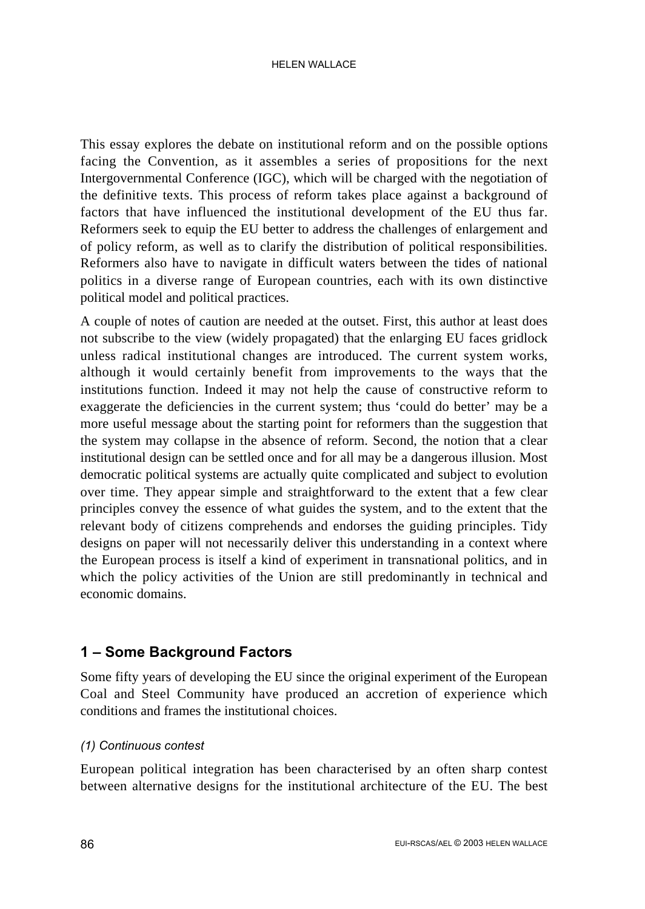This essay explores the debate on institutional reform and on the possible options facing the Convention, as it assembles a series of propositions for the next Intergovernmental Conference (IGC), which will be charged with the negotiation of the definitive texts. This process of reform takes place against a background of factors that have influenced the institutional development of the EU thus far. Reformers seek to equip the EU better to address the challenges of enlargement and of policy reform, as well as to clarify the distribution of political responsibilities. Reformers also have to navigate in difficult waters between the tides of national politics in a diverse range of European countries, each with its own distinctive political model and political practices.

A couple of notes of caution are needed at the outset. First, this author at least does not subscribe to the view (widely propagated) that the enlarging EU faces gridlock unless radical institutional changes are introduced. The current system works, although it would certainly benefit from improvements to the ways that the institutions function. Indeed it may not help the cause of constructive reform to exaggerate the deficiencies in the current system; thus 'could do better' may be a more useful message about the starting point for reformers than the suggestion that the system may collapse in the absence of reform. Second, the notion that a clear institutional design can be settled once and for all may be a dangerous illusion. Most democratic political systems are actually quite complicated and subject to evolution over time. They appear simple and straightforward to the extent that a few clear principles convey the essence of what guides the system, and to the extent that the relevant body of citizens comprehends and endorses the guiding principles. Tidy designs on paper will not necessarily deliver this understanding in a context where the European process is itself a kind of experiment in transnational politics, and in which the policy activities of the Union are still predominantly in technical and economic domains.

## 1 – Some Background Factors

Some fifty years of developing the EU since the original experiment of the European Coal and Steel Community have produced an accretion of experience which conditions and frames the institutional choices.

*(1) Continuous contest*

European political integration has been characterised by an often sharp contest between alternative designs for the institutional architecture of the EU. The best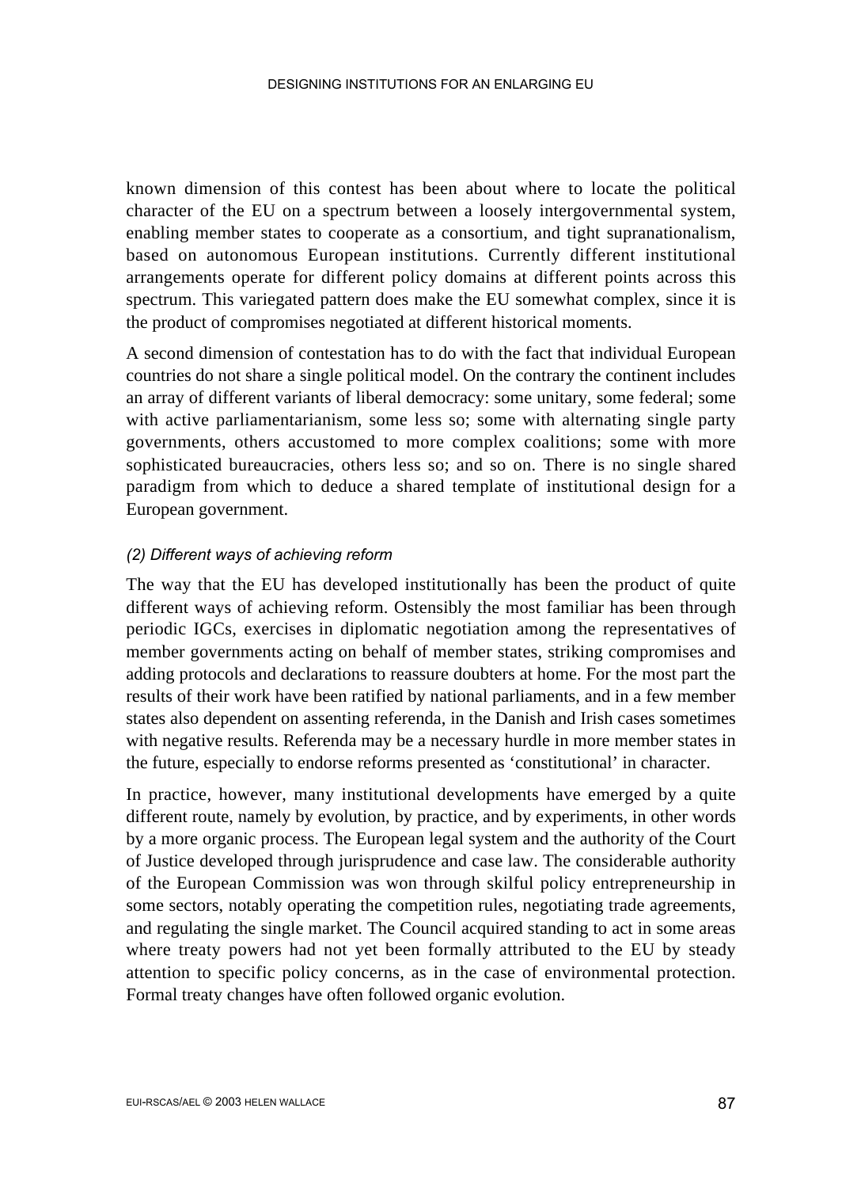known dimension of this contest has been about where to locate the political character of the EU on a spectrum between a loosely intergovernmental system, enabling member states to cooperate as a consortium, and tight supranationalism, based on autonomous European institutions. Currently different institutional arrangements operate for different policy domains at different points across this spectrum. This variegated pattern does make the EU somewhat complex, since it is the product of compromises negotiated at different historical moments.

A second dimension of contestation has to do with the fact that individual European countries do not share a single political model. On the contrary the continent includes an array of different variants of liberal democracy: some unitary, some federal; some with active parliamentarianism, some less so; some with alternating single party governments, others accustomed to more complex coalitions; some with more sophisticated bureaucracies, others less so; and so on. There is no single shared paradigm from which to deduce a shared template of institutional design for a European government.

*(2) Different ways of achieving reform*

The way that the EU has developed institutionally has been the product of quite different ways of achieving reform. Ostensibly the most familiar has been through periodic IGCs, exercises in diplomatic negotiation among the representatives of member governments acting on behalf of member states, striking compromises and adding protocols and declarations to reassure doubters at home. For the most part the results of their work have been ratified by national parliaments, and in a few member states also dependent on assenting referenda, in the Danish and Irish cases sometimes with negative results. Referenda may be a necessary hurdle in more member states in the future, especially to endorse reforms presented as 'constitutional' in character.

In practice, however, many institutional developments have emerged by a quite different route, namely by evolution, by practice, and by experiments, in other words by a more organic process. The European legal system and the authority of the Court of Justice developed through jurisprudence and case law. The considerable authority of the European Commission was won through skilful policy entrepreneurship in some sectors, notably operating the competition rules, negotiating trade agreements, and regulating the single market. The Council acquired standing to act in some areas where treaty powers had not yet been formally attributed to the EU by steady attention to specific policy concerns, as in the case of environmental protection. Formal treaty changes have often followed organic evolution.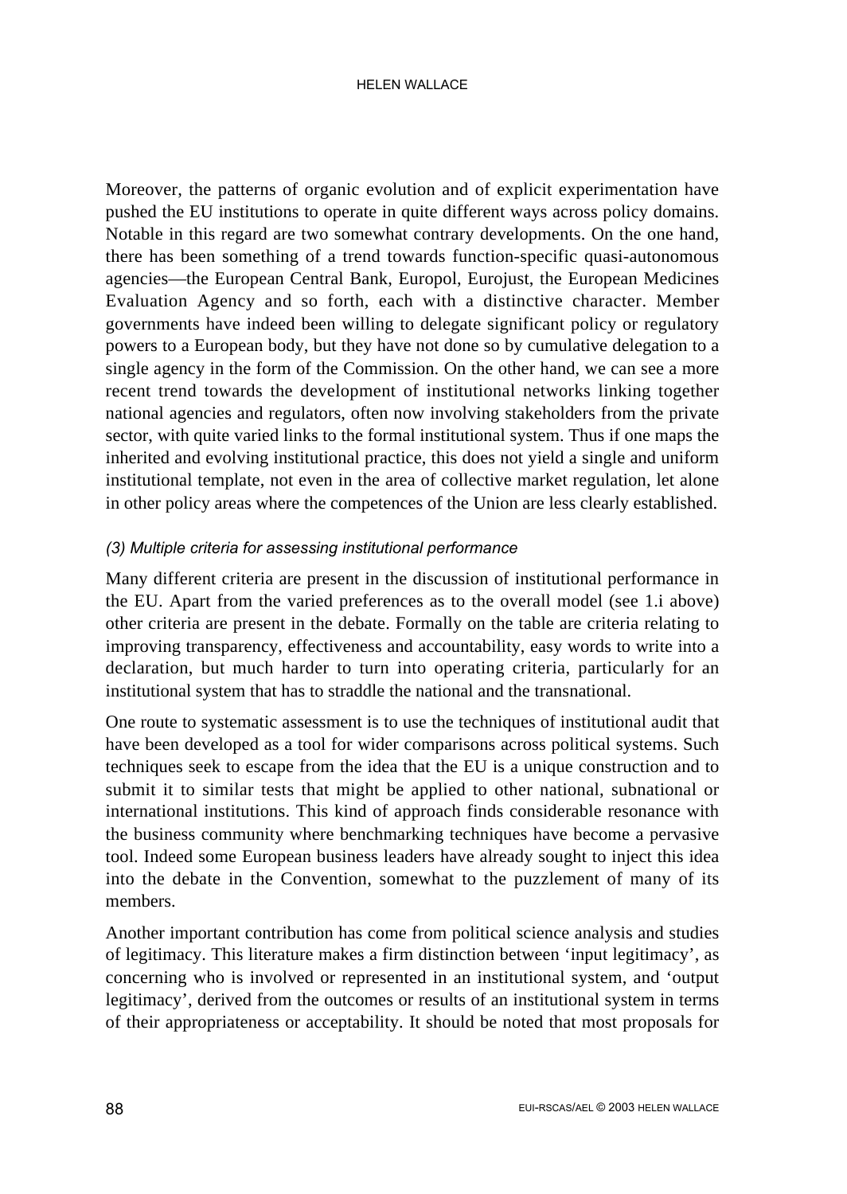Moreover, the patterns of organic evolution and of explicit experimentation have pushed the EU institutions to operate in quite different ways across policy domains. Notable in this regard are two somewhat contrary developments. On the one hand, there has been something of a trend towards function-specific quasi-autonomous agencies—the European Central Bank, Europol, Eurojust, the European Medicines Evaluation Agency and so forth, each with a distinctive character. Member governments have indeed been willing to delegate significant policy or regulatory powers to a European body, but they have not done so by cumulative delegation to a single agency in the form of the Commission. On the other hand, we can see a more recent trend towards the development of institutional networks linking together national agencies and regulators, often now involving stakeholders from the private sector, with quite varied links to the formal institutional system. Thus if one maps the inherited and evolving institutional practice, this does not yield a single and uniform institutional template, not even in the area of collective market regulation, let alone in other policy areas where the competences of the Union are less clearly established.

#### *(3) Multiple criteria for assessing institutional performance*

Many different criteria are present in the discussion of institutional performance in the EU. Apart from the varied preferences as to the overall model (see 1.i above) other criteria are present in the debate. Formally on the table are criteria relating to improving transparency, effectiveness and accountability, easy words to write into a declaration, but much harder to turn into operating criteria, particularly for an institutional system that has to straddle the national and the transnational.

One route to systematic assessment is to use the techniques of institutional audit that have been developed as a tool for wider comparisons across political systems. Such techniques seek to escape from the idea that the EU is a unique construction and to submit it to similar tests that might be applied to other national, subnational or international institutions. This kind of approach finds considerable resonance with the business community where benchmarking techniques have become a pervasive tool. Indeed some European business leaders have already sought to inject this idea into the debate in the Convention, somewhat to the puzzlement of many of its members.

Another important contribution has come from political science analysis and studies of legitimacy. This literature makes a firm distinction between 'input legitimacy', as concerning who is involved or represented in an institutional system, and 'output legitimacy', derived from the outcomes or results of an institutional system in terms of their appropriateness or acceptability. It should be noted that most proposals for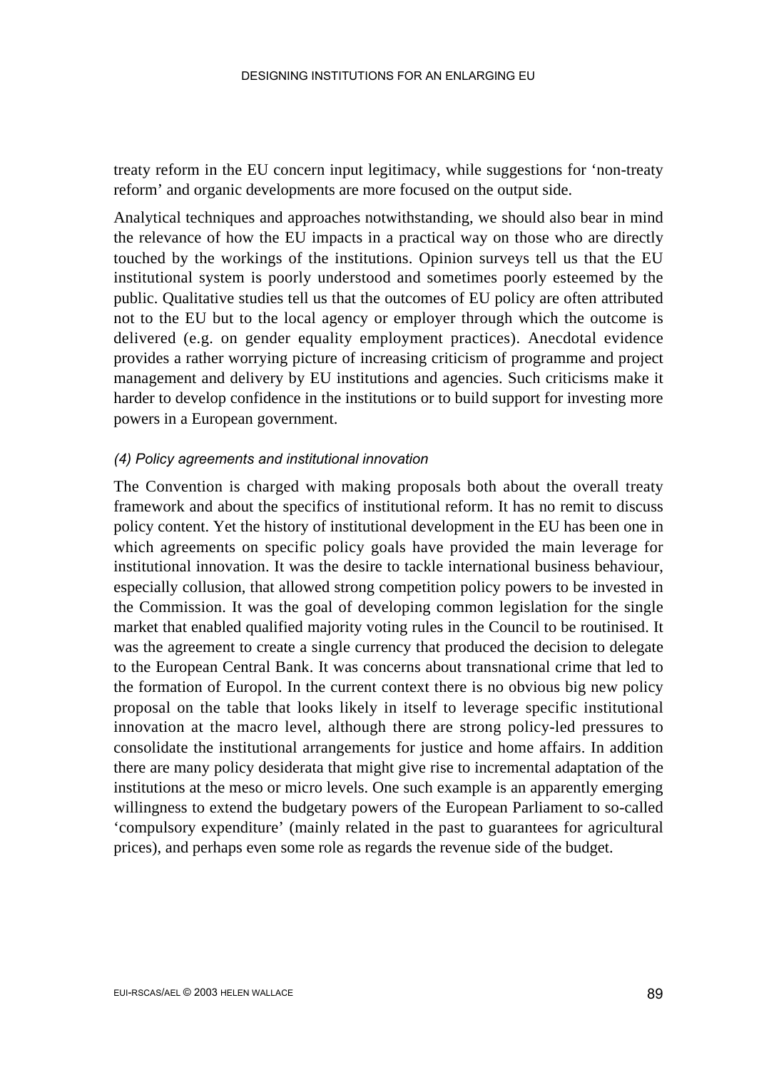treaty reform in the EU concern input legitimacy, while suggestions for 'non-treaty reform' and organic developments are more focused on the output side.

Analytical techniques and approaches notwithstanding, we should also bear in mind the relevance of how the EU impacts in a practical way on those who are directly touched by the workings of the institutions. Opinion surveys tell us that the EU institutional system is poorly understood and sometimes poorly esteemed by the public. Qualitative studies tell us that the outcomes of EU policy are often attributed not to the EU but to the local agency or employer through which the outcome is delivered (e.g. on gender equality employment practices). Anecdotal evidence provides a rather worrying picture of increasing criticism of programme and project management and delivery by EU institutions and agencies. Such criticisms make it harder to develop confidence in the institutions or to build support for investing more powers in a European government.

#### *(4) Policy agreements and institutional innovation*

The Convention is charged with making proposals both about the overall treaty framework and about the specifics of institutional reform. It has no remit to discuss policy content. Yet the history of institutional development in the EU has been one in which agreements on specific policy goals have provided the main leverage for institutional innovation. It was the desire to tackle international business behaviour, especially collusion, that allowed strong competition policy powers to be invested in the Commission. It was the goal of developing common legislation for the single market that enabled qualified majority voting rules in the Council to be routinised. It was the agreement to create a single currency that produced the decision to delegate to the European Central Bank. It was concerns about transnational crime that led to the formation of Europol. In the current context there is no obvious big new policy proposal on the table that looks likely in itself to leverage specific institutional innovation at the macro level, although there are strong policy-led pressures to consolidate the institutional arrangements for justice and home affairs. In addition there are many policy desiderata that might give rise to incremental adaptation of the institutions at the meso or micro levels. One such example is an apparently emerging willingness to extend the budgetary powers of the European Parliament to so-called 'compulsory expenditure' (mainly related in the past to guarantees for agricultural prices), and perhaps even some role as regards the revenue side of the budget.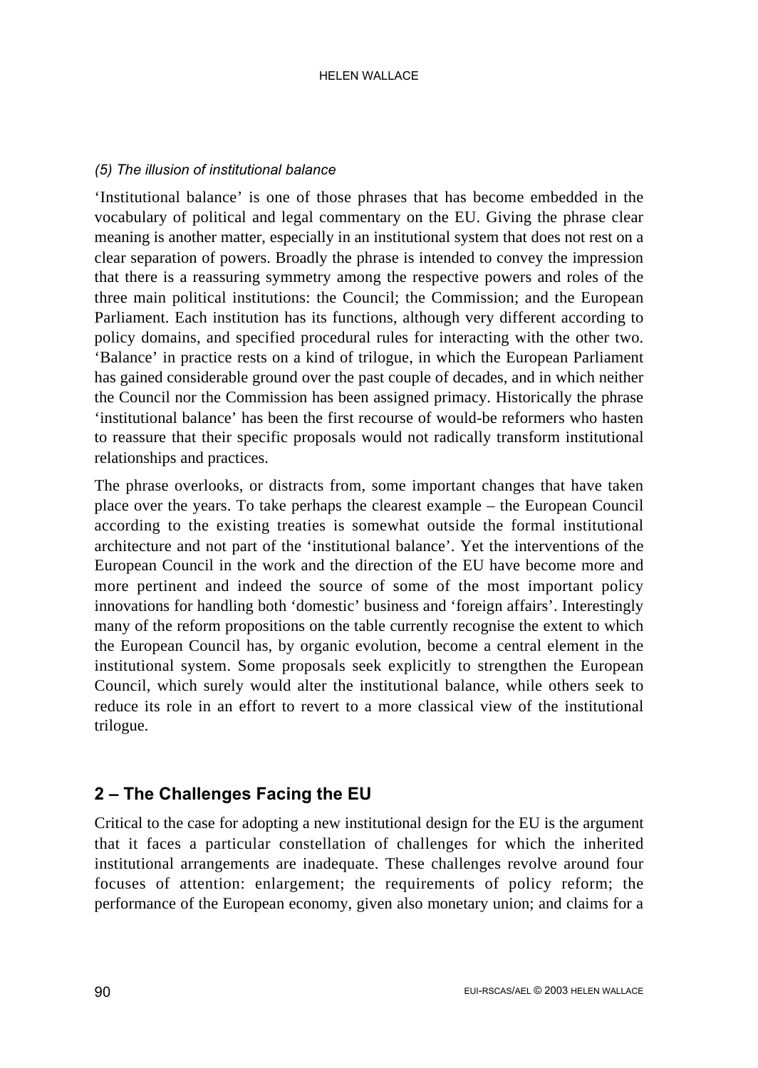*(5) The illusion of institutional balance*

'Institutional balance' is one of those phrases that has become embedded in the vocabulary of political and legal commentary on the EU. Giving the phrase clear meaning is another matter, especially in an institutional system that does not rest on a clear separation of powers. Broadly the phrase is intended to convey the impression that there is a reassuring symmetry among the respective powers and roles of the three main political institutions: the Council; the Commission; and the European Parliament. Each institution has its functions, although very different according to policy domains, and specified procedural rules for interacting with the other two. 'Balance' in practice rests on a kind of trilogue, in which the European Parliament has gained considerable ground over the past couple of decades, and in which neither the Council nor the Commission has been assigned primacy. Historically the phrase 'institutional balance' has been the first recourse of would-be reformers who hasten to reassure that their specific proposals would not radically transform institutional relationships and practices.

The phrase overlooks, or distracts from, some important changes that have taken place over the years. To take perhaps the clearest example – the European Council according to the existing treaties is somewhat outside the formal institutional architecture and not part of the 'institutional balance'. Yet the interventions of the European Council in the work and the direction of the EU have become more and more pertinent and indeed the source of some of the most important policy innovations for handling both 'domestic' business and 'foreign affairs'. Interestingly many of the reform propositions on the table currently recognise the extent to which the European Council has, by organic evolution, become a central element in the institutional system. Some proposals seek explicitly to strengthen the European Council, which surely would alter the institutional balance, while others seek to reduce its role in an effort to revert to a more classical view of the institutional trilogue.

## 2 – The Challenges Facing the EU

Critical to the case for adopting a new institutional design for the EU is the argument that it faces a particular constellation of challenges for which the inherited institutional arrangements are inadequate. These challenges revolve around four focuses of attention: enlargement; the requirements of policy reform; the performance of the European economy, given also monetary union; and claims for a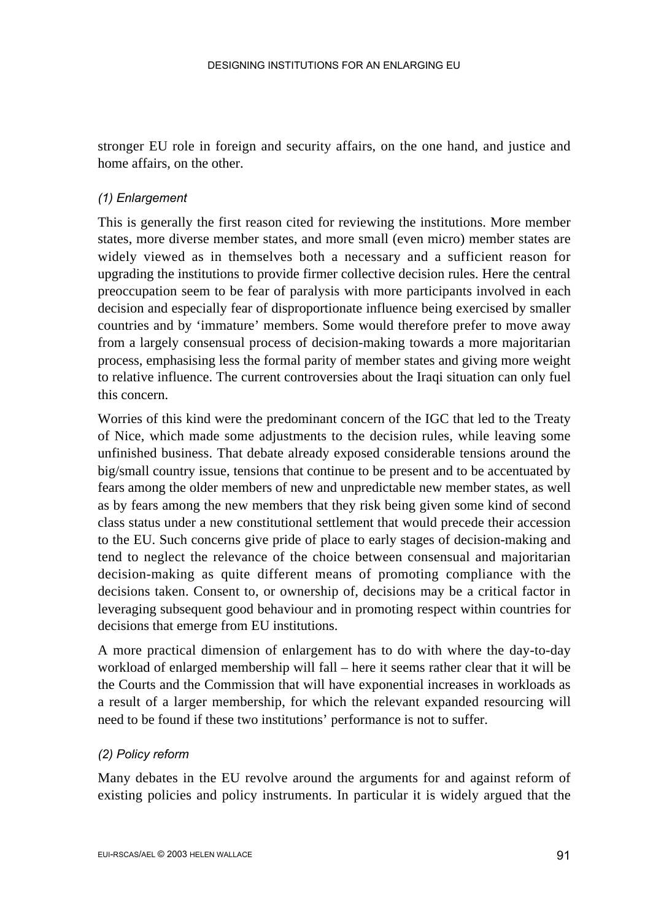stronger EU role in foreign and security affairs, on the one hand, and justice and home affairs, on the other.

### *(1) Enlargement*

This is generally the first reason cited for reviewing the institutions. More member states, more diverse member states, and more small (even micro) member states are widely viewed as in themselves both a necessary and a sufficient reason for upgrading the institutions to provide firmer collective decision rules. Here the central preoccupation seem to be fear of paralysis with more participants involved in each decision and especially fear of disproportionate influence being exercised by smaller countries and by 'immature' members. Some would therefore prefer to move away from a largely consensual process of decision-making towards a more majoritarian process, emphasising less the formal parity of member states and giving more weight to relative influence. The current controversies about the Iraqi situation can only fuel this concern.

Worries of this kind were the predominant concern of the IGC that led to the Treaty of Nice, which made some adjustments to the decision rules, while leaving some unfinished business. That debate already exposed considerable tensions around the big/small country issue, tensions that continue to be present and to be accentuated by fears among the older members of new and unpredictable new member states, as well as by fears among the new members that they risk being given some kind of second class status under a new constitutional settlement that would precede their accession to the EU. Such concerns give pride of place to early stages of decision-making and tend to neglect the relevance of the choice between consensual and majoritarian decision-making as quite different means of promoting compliance with the decisions taken. Consent to, or ownership of, decisions may be a critical factor in leveraging subsequent good behaviour and in promoting respect within countries for decisions that emerge from EU institutions.

A more practical dimension of enlargement has to do with where the day-to-day workload of enlarged membership will fall – here it seems rather clear that it will be the Courts and the Commission that will have exponential increases in workloads as a result of a larger membership, for which the relevant expanded resourcing will need to be found if these two institutions' performance is not to suffer.

### *(2) Policy reform*

Many debates in the EU revolve around the arguments for and against reform of existing policies and policy instruments. In particular it is widely argued that the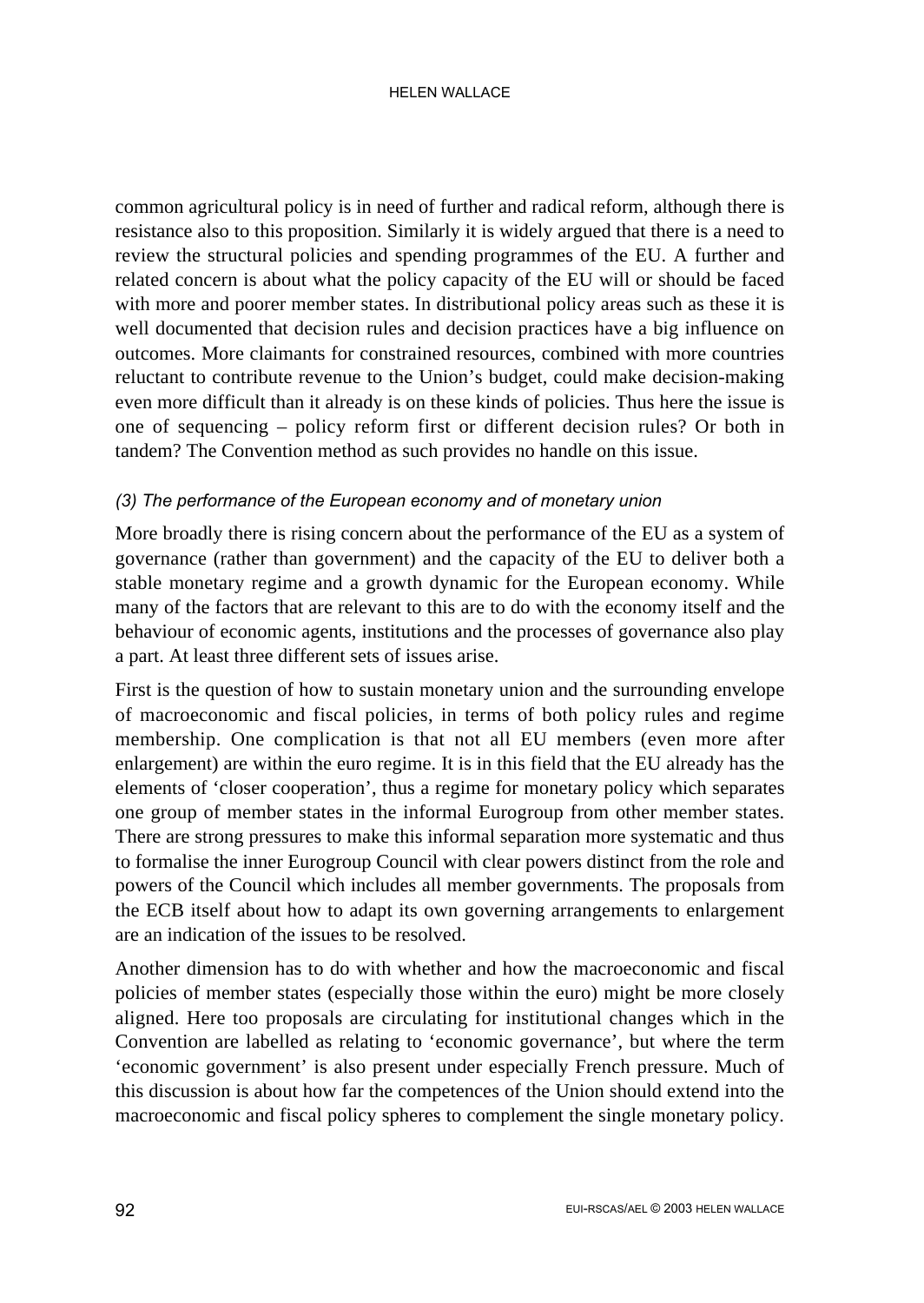common agricultural policy is in need of further and radical reform, although there is resistance also to this proposition. Similarly it is widely argued that there is a need to review the structural policies and spending programmes of the EU. A further and related concern is about what the policy capacity of the EU will or should be faced with more and poorer member states. In distributional policy areas such as these it is well documented that decision rules and decision practices have a big influence on outcomes. More claimants for constrained resources, combined with more countries reluctant to contribute revenue to the Union's budget, could make decision-making even more difficult than it already is on these kinds of policies. Thus here the issue is one of sequencing – policy reform first or different decision rules? Or both in tandem? The Convention method as such provides no handle on this issue.

*(3) The performance of the European economy and of monetary union*

More broadly there is rising concern about the performance of the EU as a system of governance (rather than government) and the capacity of the EU to deliver both a stable monetary regime and a growth dynamic for the European economy. While many of the factors that are relevant to this are to do with the economy itself and the behaviour of economic agents, institutions and the processes of governance also play a part. At least three different sets of issues arise.

First is the question of how to sustain monetary union and the surrounding envelope of macroeconomic and fiscal policies, in terms of both policy rules and regime membership. One complication is that not all EU members (even more after enlargement) are within the euro regime. It is in this field that the EU already has the elements of 'closer cooperation', thus a regime for monetary policy which separates one group of member states in the informal Eurogroup from other member states. There are strong pressures to make this informal separation more systematic and thus to formalise the inner Eurogroup Council with clear powers distinct from the role and powers of the Council which includes all member governments. The proposals from the ECB itself about how to adapt its own governing arrangements to enlargement are an indication of the issues to be resolved.

Another dimension has to do with whether and how the macroeconomic and fiscal policies of member states (especially those within the euro) might be more closely aligned. Here too proposals are circulating for institutional changes which in the Convention are labelled as relating to 'economic governance', but where the term 'economic government' is also present under especially French pressure. Much of this discussion is about how far the competences of the Union should extend into the macroeconomic and fiscal policy spheres to complement the single monetary policy.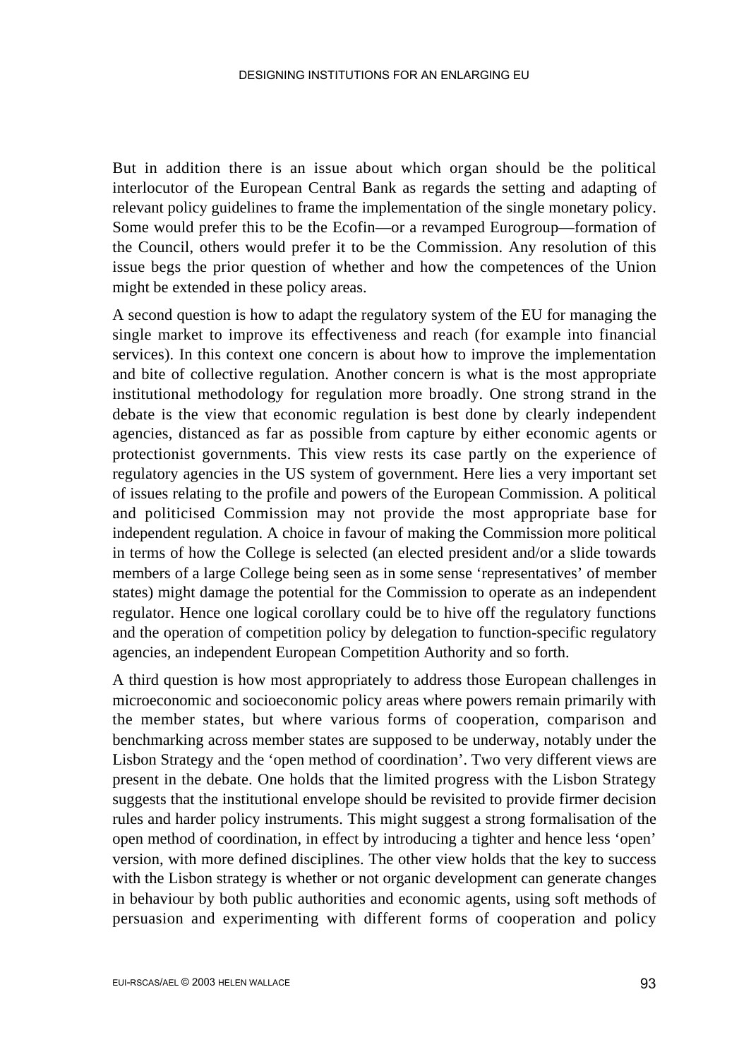But in addition there is an issue about which organ should be the political interlocutor of the European Central Bank as regards the setting and adapting of relevant policy guidelines to frame the implementation of the single monetary policy. Some would prefer this to be the Ecofin—or a revamped Eurogroup—formation of the Council, others would prefer it to be the Commission. Any resolution of this issue begs the prior question of whether and how the competences of the Union might be extended in these policy areas.

A second question is how to adapt the regulatory system of the EU for managing the single market to improve its effectiveness and reach (for example into financial services). In this context one concern is about how to improve the implementation and bite of collective regulation. Another concern is what is the most appropriate institutional methodology for regulation more broadly. One strong strand in the debate is the view that economic regulation is best done by clearly independent agencies, distanced as far as possible from capture by either economic agents or protectionist governments. This view rests its case partly on the experience of regulatory agencies in the US system of government. Here lies a very important set of issues relating to the profile and powers of the European Commission. A political and politicised Commission may not provide the most appropriate base for independent regulation. A choice in favour of making the Commission more political in terms of how the College is selected (an elected president and/or a slide towards members of a large College being seen as in some sense 'representatives' of member states) might damage the potential for the Commission to operate as an independent regulator. Hence one logical corollary could be to hive off the regulatory functions and the operation of competition policy by delegation to function-specific regulatory agencies, an independent European Competition Authority and so forth.

A third question is how most appropriately to address those European challenges in microeconomic and socioeconomic policy areas where powers remain primarily with the member states, but where various forms of cooperation, comparison and benchmarking across member states are supposed to be underway, notably under the Lisbon Strategy and the 'open method of coordination'. Two very different views are present in the debate. One holds that the limited progress with the Lisbon Strategy suggests that the institutional envelope should be revisited to provide firmer decision rules and harder policy instruments. This might suggest a strong formalisation of the open method of coordination, in effect by introducing a tighter and hence less 'open' version, with more defined disciplines. The other view holds that the key to success with the Lisbon strategy is whether or not organic development can generate changes in behaviour by both public authorities and economic agents, using soft methods of persuasion and experimenting with different forms of cooperation and policy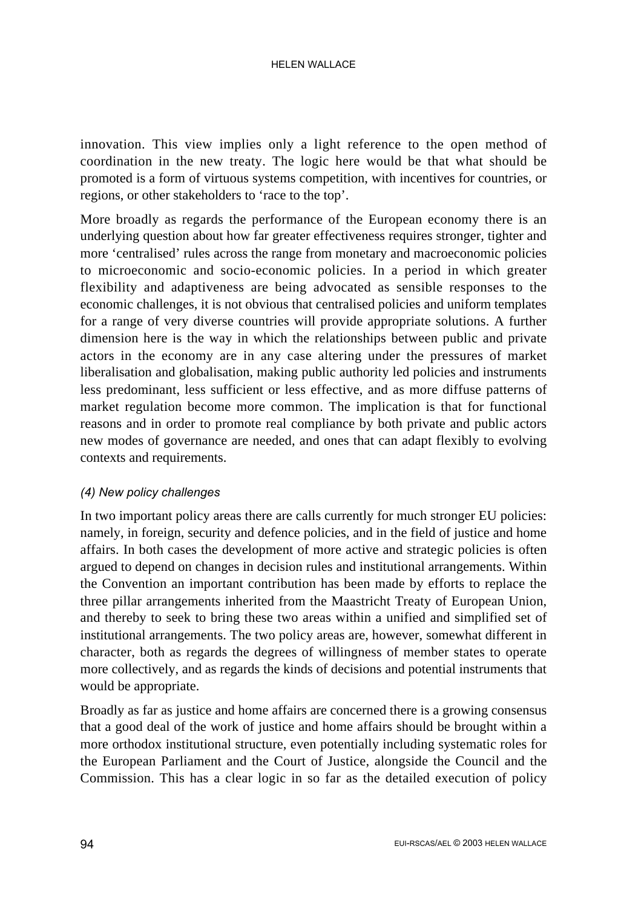innovation. This view implies only a light reference to the open method of coordination in the new treaty. The logic here would be that what should be promoted is a form of virtuous systems competition, with incentives for countries, or regions, or other stakeholders to 'race to the top'.

More broadly as regards the performance of the European economy there is an underlying question about how far greater effectiveness requires stronger, tighter and more 'centralised' rules across the range from monetary and macroeconomic policies to microeconomic and socio-economic policies. In a period in which greater flexibility and adaptiveness are being advocated as sensible responses to the economic challenges, it is not obvious that centralised policies and uniform templates for a range of very diverse countries will provide appropriate solutions. A further dimension here is the way in which the relationships between public and private actors in the economy are in any case altering under the pressures of market liberalisation and globalisation, making public authority led policies and instruments less predominant, less sufficient or less effective, and as more diffuse patterns of market regulation become more common. The implication is that for functional reasons and in order to promote real compliance by both private and public actors new modes of governance are needed, and ones that can adapt flexibly to evolving contexts and requirements.

#### *(4) New policy challenges*

In two important policy areas there are calls currently for much stronger EU policies: namely, in foreign, security and defence policies, and in the field of justice and home affairs. In both cases the development of more active and strategic policies is often argued to depend on changes in decision rules and institutional arrangements. Within the Convention an important contribution has been made by efforts to replace the three pillar arrangements inherited from the Maastricht Treaty of European Union, and thereby to seek to bring these two areas within a unified and simplified set of institutional arrangements. The two policy areas are, however, somewhat different in character, both as regards the degrees of willingness of member states to operate more collectively, and as regards the kinds of decisions and potential instruments that would be appropriate.

Broadly as far as justice and home affairs are concerned there is a growing consensus that a good deal of the work of justice and home affairs should be brought within a more orthodox institutional structure, even potentially including systematic roles for the European Parliament and the Court of Justice, alongside the Council and the Commission. This has a clear logic in so far as the detailed execution of policy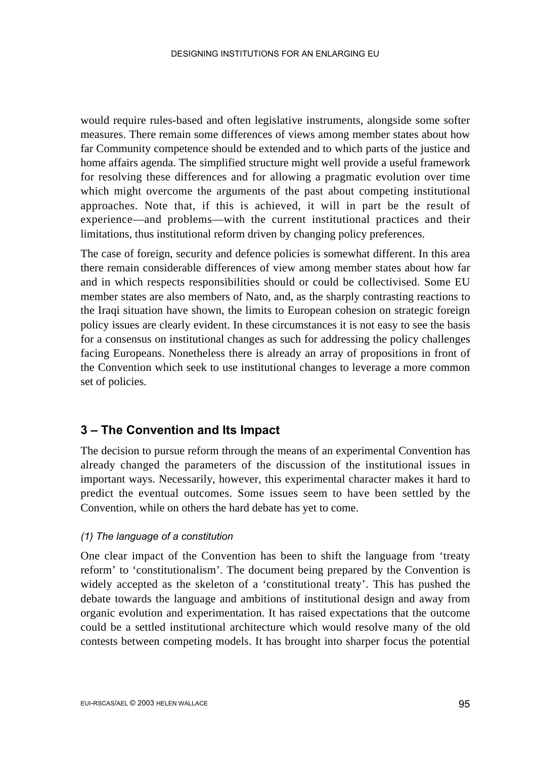would require rules-based and often legislative instruments, alongside some softer measures. There remain some differences of views among member states about how far Community competence should be extended and to which parts of the justice and home affairs agenda. The simplified structure might well provide a useful framework for resolving these differences and for allowing a pragmatic evolution over time which might overcome the arguments of the past about competing institutional approaches. Note that, if this is achieved, it will in part be the result of experience—and problems—with the current institutional practices and their limitations, thus institutional reform driven by changing policy preferences.

The case of foreign, security and defence policies is somewhat different. In this area there remain considerable differences of view among member states about how far and in which respects responsibilities should or could be collectivised. Some EU member states are also members of Nato, and, as the sharply contrasting reactions to the Iraqi situation have shown, the limits to European cohesion on strategic foreign policy issues are clearly evident. In these circumstances it is not easy to see the basis for a consensus on institutional changes as such for addressing the policy challenges facing Europeans. Nonetheless there is already an array of propositions in front of the Convention which seek to use institutional changes to leverage a more common set of policies.

## 3 – The Convention and Its Impact

The decision to pursue reform through the means of an experimental Convention has already changed the parameters of the discussion of the institutional issues in important ways. Necessarily, however, this experimental character makes it hard to predict the eventual outcomes. Some issues seem to have been settled by the Convention, while on others the hard debate has yet to come.

### *(1) The language of a constitution*

One clear impact of the Convention has been to shift the language from 'treaty reform' to 'constitutionalism'. The document being prepared by the Convention is widely accepted as the skeleton of a 'constitutional treaty'. This has pushed the debate towards the language and ambitions of institutional design and away from organic evolution and experimentation. It has raised expectations that the outcome could be a settled institutional architecture which would resolve many of the old contests between competing models. It has brought into sharper focus the potential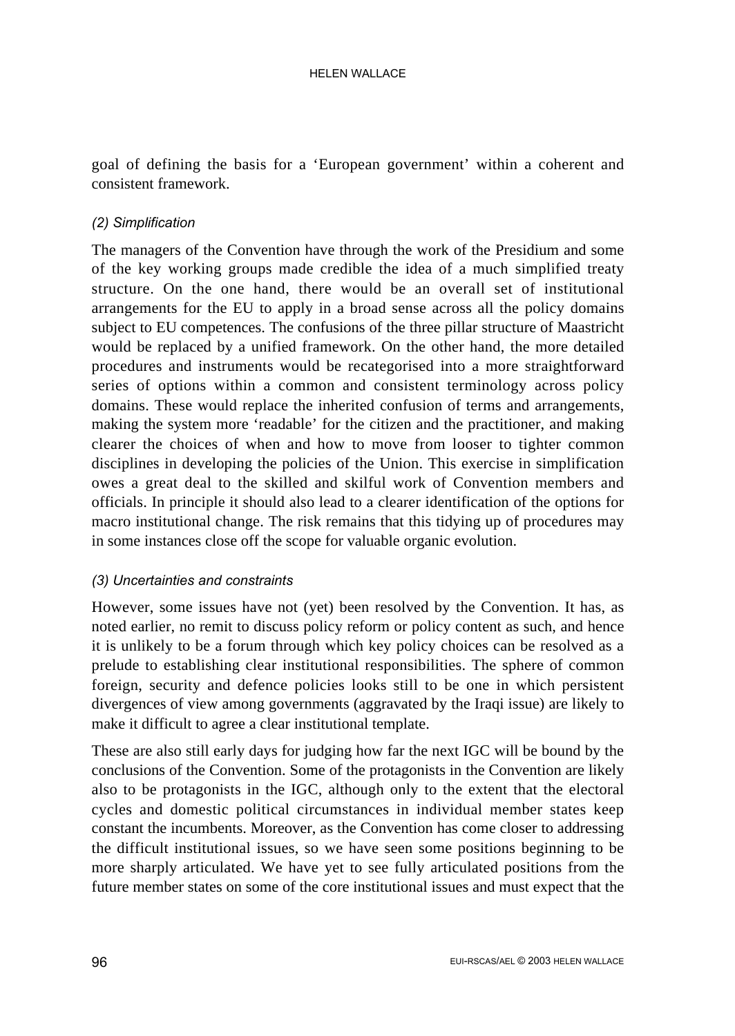goal of defining the basis for a 'European government' within a coherent and consistent framework.

*(2) Simplification*

The managers of the Convention have through the work of the Presidium and some of the key working groups made credible the idea of a much simplified treaty structure. On the one hand, there would be an overall set of institutional arrangements for the EU to apply in a broad sense across all the policy domains subject to EU competences. The confusions of the three pillar structure of Maastricht would be replaced by a unified framework. On the other hand, the more detailed procedures and instruments would be recategorised into a more straightforward series of options within a common and consistent terminology across policy domains. These would replace the inherited confusion of terms and arrangements, making the system more 'readable' for the citizen and the practitioner, and making clearer the choices of when and how to move from looser to tighter common disciplines in developing the policies of the Union. This exercise in simplification owes a great deal to the skilled and skilful work of Convention members and officials. In principle it should also lead to a clearer identification of the options for macro institutional change. The risk remains that this tidying up of procedures may in some instances close off the scope for valuable organic evolution.

*(3) Uncertainties and constraints*

However, some issues have not (yet) been resolved by the Convention. It has, as noted earlier, no remit to discuss policy reform or policy content as such, and hence it is unlikely to be a forum through which key policy choices can be resolved as a prelude to establishing clear institutional responsibilities. The sphere of common foreign, security and defence policies looks still to be one in which persistent divergences of view among governments (aggravated by the Iraqi issue) are likely to make it difficult to agree a clear institutional template.

These are also still early days for judging how far the next IGC will be bound by the conclusions of the Convention. Some of the protagonists in the Convention are likely also to be protagonists in the IGC, although only to the extent that the electoral cycles and domestic political circumstances in individual member states keep constant the incumbents. Moreover, as the Convention has come closer to addressing the difficult institutional issues, so we have seen some positions beginning to be more sharply articulated. We have yet to see fully articulated positions from the future member states on some of the core institutional issues and must expect that the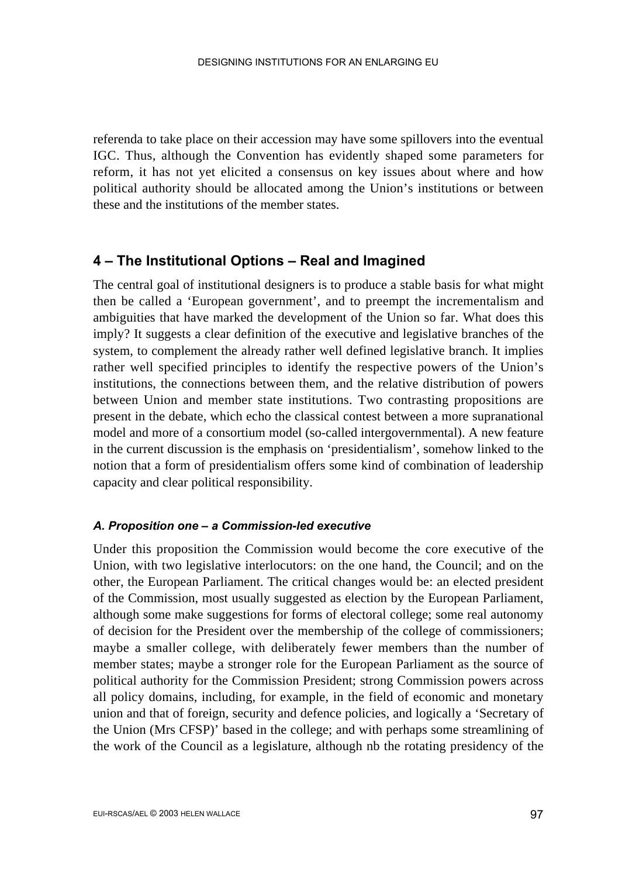referenda to take place on their accession may have some spillovers into the eventual IGC. Thus, although the Convention has evidently shaped some parameters for reform, it has not yet elicited a consensus on key issues about where and how political authority should be allocated among the Union's institutions or between these and the institutions of the member states.

## 4 – The Institutional Options – Real and Imagined

The central goal of institutional designers is to produce a stable basis for what might then be called a 'European government', and to preempt the incrementalism and ambiguities that have marked the development of the Union so far. What does this imply? It suggests a clear definition of the executive and legislative branches of the system, to complement the already rather well defined legislative branch. It implies rather well specified principles to identify the respective powers of the Union's institutions, the connections between them, and the relative distribution of powers between Union and member state institutions. Two contrasting propositions are present in the debate, which echo the classical contest between a more supranational model and more of a consortium model (so-called intergovernmental). A new feature in the current discussion is the emphasis on 'presidentialism', somehow linked to the notion that a form of presidentialism offers some kind of combination of leadership capacity and clear political responsibility.

### *A. Proposition one – a Commission-led executive*

Under this proposition the Commission would become the core executive of the Union, with two legislative interlocutors: on the one hand, the Council; and on the other, the European Parliament. The critical changes would be: an elected president of the Commission, most usually suggested as election by the European Parliament, although some make suggestions for forms of electoral college; some real autonomy of decision for the President over the membership of the college of commissioners; maybe a smaller college, with deliberately fewer members than the number of member states; maybe a stronger role for the European Parliament as the source of political authority for the Commission President; strong Commission powers across all policy domains, including, for example, in the field of economic and monetary union and that of foreign, security and defence policies, and logically a 'Secretary of the Union (Mrs CFSP)' based in the college; and with perhaps some streamlining of the work of the Council as a legislature, although nb the rotating presidency of the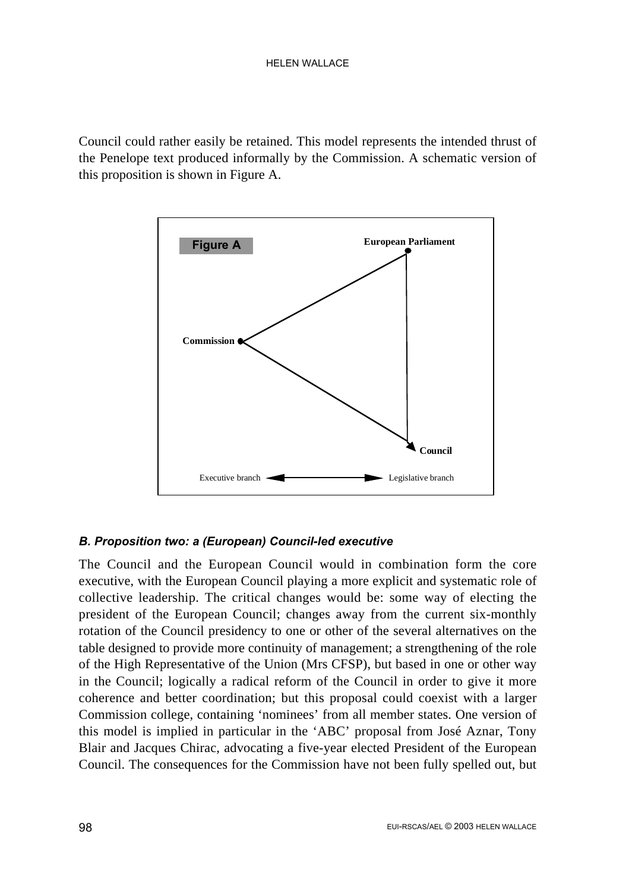Council could rather easily be retained. This model represents the intended thrust of the Penelope text produced informally by the Commission. A schematic version of this proposition is shown in Figure A.

Figure A

European Parliament

Commission

Council

Executive branch ◄────► Legislative branch

### *B. Proposition two: a (European) Council-led executive*

The Council and the European Council would in combination form the core executive, with the European Council playing a more explicit and systematic role of collective leadership. The critical changes would be: some way of electing the president of the European Council; changes away from the current six-monthly rotation of the Council presidency to one or other of the several alternatives on the table designed to provide more continuity of management; a strengthening of the role of the High Representative of the Union (Mrs CFSP), but based in one or other way in the Council; logically a radical reform of the Council in order to give it more coherence and better coordination; but this proposal could coexist with a larger Commission college, containing 'nominees' from all member states. One version of this model is implied in particular in the 'ABC' proposal from José Aznar, Tony Blair and Jacques Chirac, advocating a five-year elected President of the European Council. The consequences for the Commission have not been fully spelled out, but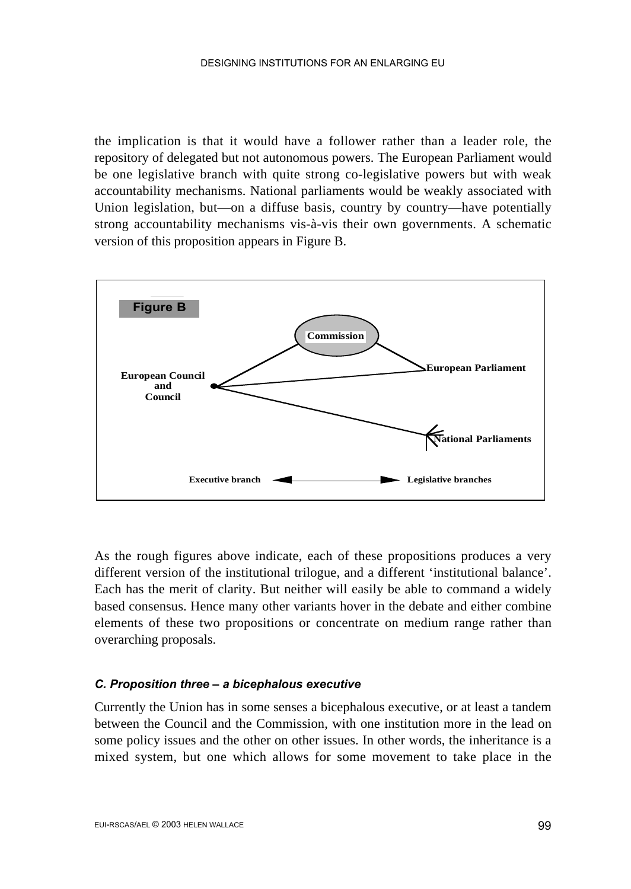the implication is that it would have a follower rather than a leader role, the repository of delegated but not autonomous powers. The European Parliament would be one legislative branch with quite strong co-legislative powers but with weak accountability mechanisms. National parliaments would be weakly associated with Union legislation, but—on a diffuse basis, country by country—have potentially strong accountability mechanisms vis-à-vis their own governments. A schematic version of this proposition appears in Figure B.

**Figure B**

Commission

European Council and Council

European Parliament

National Parliaments

Executive branch ◄—————► Legislative branches

As the rough figures above indicate, each of these propositions produces a very different version of the institutional trilogue, and a different 'institutional balance'. Each has the merit of clarity. But neither will easily be able to command a widely based consensus. Hence many other variants hover in the debate and either combine elements of these two propositions or concentrate on medium range rather than overarching proposals.

#### *C. Proposition three – a bicephalous executive*

Currently the Union has in some senses a bicephalous executive, or at least a tandem between the Council and the Commission, with one institution more in the lead on some policy issues and the other on other issues. In other words, the inheritance is a mixed system, but one which allows for some movement to take place in the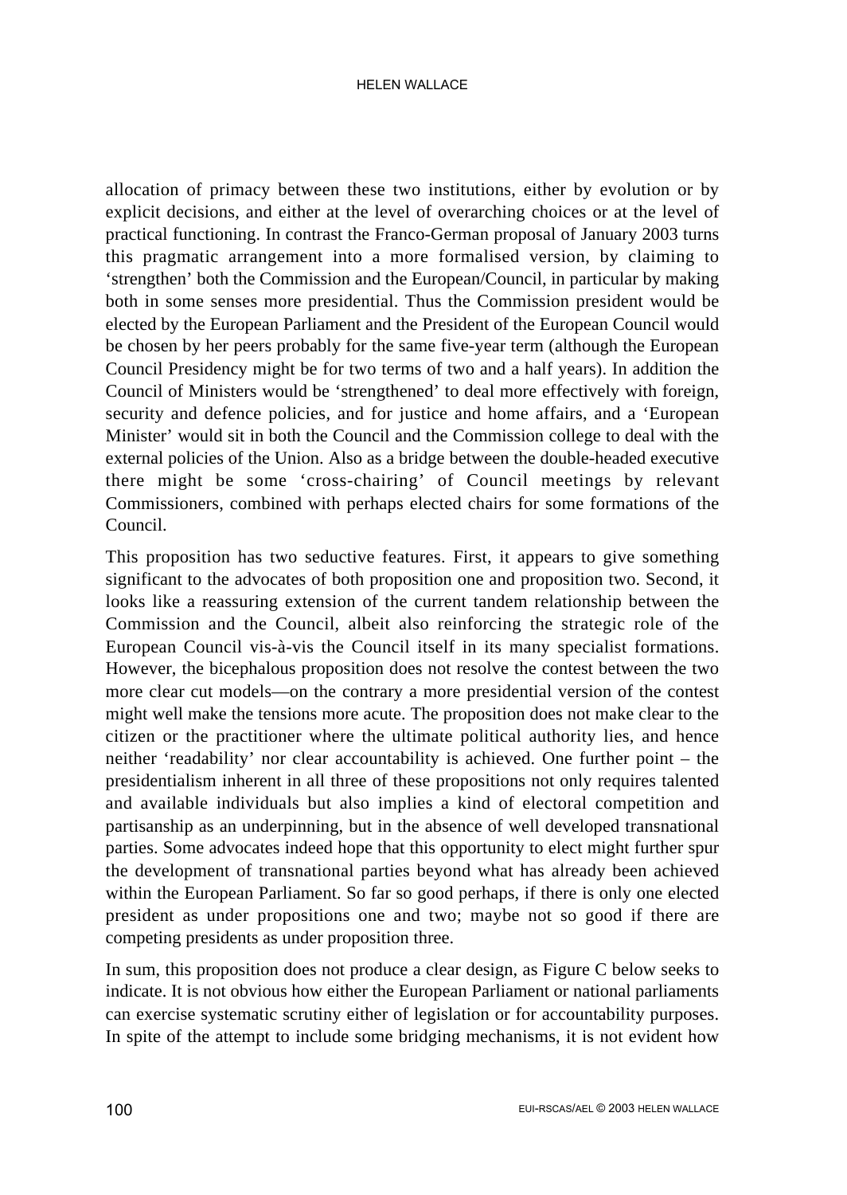allocation of primacy between these two institutions, either by evolution or by explicit decisions, and either at the level of overarching choices or at the level of practical functioning. In contrast the Franco-German proposal of January 2003 turns this pragmatic arrangement into a more formalised version, by claiming to 'strengthen' both the Commission and the European/Council, in particular by making both in some senses more presidential. Thus the Commission president would be elected by the European Parliament and the President of the European Council would be chosen by her peers probably for the same five-year term (although the European Council Presidency might be for two terms of two and a half years). In addition the Council of Ministers would be 'strengthened' to deal more effectively with foreign, security and defence policies, and for justice and home affairs, and a 'European Minister' would sit in both the Council and the Commission college to deal with the external policies of the Union. Also as a bridge between the double-headed executive there might be some 'cross-chairing' of Council meetings by relevant Commissioners, combined with perhaps elected chairs for some formations of the Council.

This proposition has two seductive features. First, it appears to give something significant to the advocates of both proposition one and proposition two. Second, it looks like a reassuring extension of the current tandem relationship between the Commission and the Council, albeit also reinforcing the strategic role of the European Council vis-à-vis the Council itself in its many specialist formations. However, the bicephalous proposition does not resolve the contest between the two more clear cut models—on the contrary a more presidential version of the contest might well make the tensions more acute. The proposition does not make clear to the citizen or the practitioner where the ultimate political authority lies, and hence neither 'readability' nor clear accountability is achieved. One further point – the presidentialism inherent in all three of these propositions not only requires talented and available individuals but also implies a kind of electoral competition and partisanship as an underpinning, but in the absence of well developed transnational parties. Some advocates indeed hope that this opportunity to elect might further spur the development of transnational parties beyond what has already been achieved within the European Parliament. So far so good perhaps, if there is only one elected president as under propositions one and two; maybe not so good if there are competing presidents as under proposition three.

In sum, this proposition does not produce a clear design, as Figure C below seeks to indicate. It is not obvious how either the European Parliament or national parliaments can exercise systematic scrutiny either of legislation or for accountability purposes. In spite of the attempt to include some bridging mechanisms, it is not evident how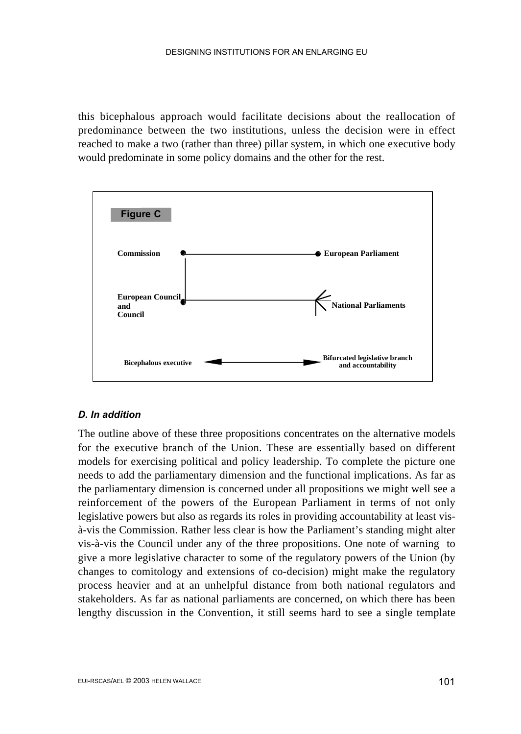this bicephalous approach would facilitate decisions about the reallocation of predominance between the two institutions, unless the decision were in effect reached to make a two (rather than three) pillar system, in which one executive body would predominate in some policy domains and the other for the rest.

**Figure C**

Commission — European Parliament

European Council and Council — National Parliaments

Bicephalous executive ⟷ Bifurcated legislative branch and accountability

#### *D. In addition*

The outline above of these three propositions concentrates on the alternative models for the executive branch of the Union. These are essentially based on different models for exercising political and policy leadership. To complete the picture one needs to add the parliamentary dimension and the functional implications. As far as the parliamentary dimension is concerned under all propositions we might well see a reinforcement of the powers of the European Parliament in terms of not only legislative powers but also as regards its roles in providing accountability at least vis-à-vis the Commission. Rather less clear is how the Parliament's standing might alter vis-à-vis the Council under any of the three propositions. One note of warning to give a more legislative character to some of the regulatory powers of the Union (by changes to comitology and extensions of co-decision) might make the regulatory process heavier and at an unhelpful distance from both national regulators and stakeholders. As far as national parliaments are concerned, on which there has been lengthy discussion in the Convention, it still seems hard to see a single template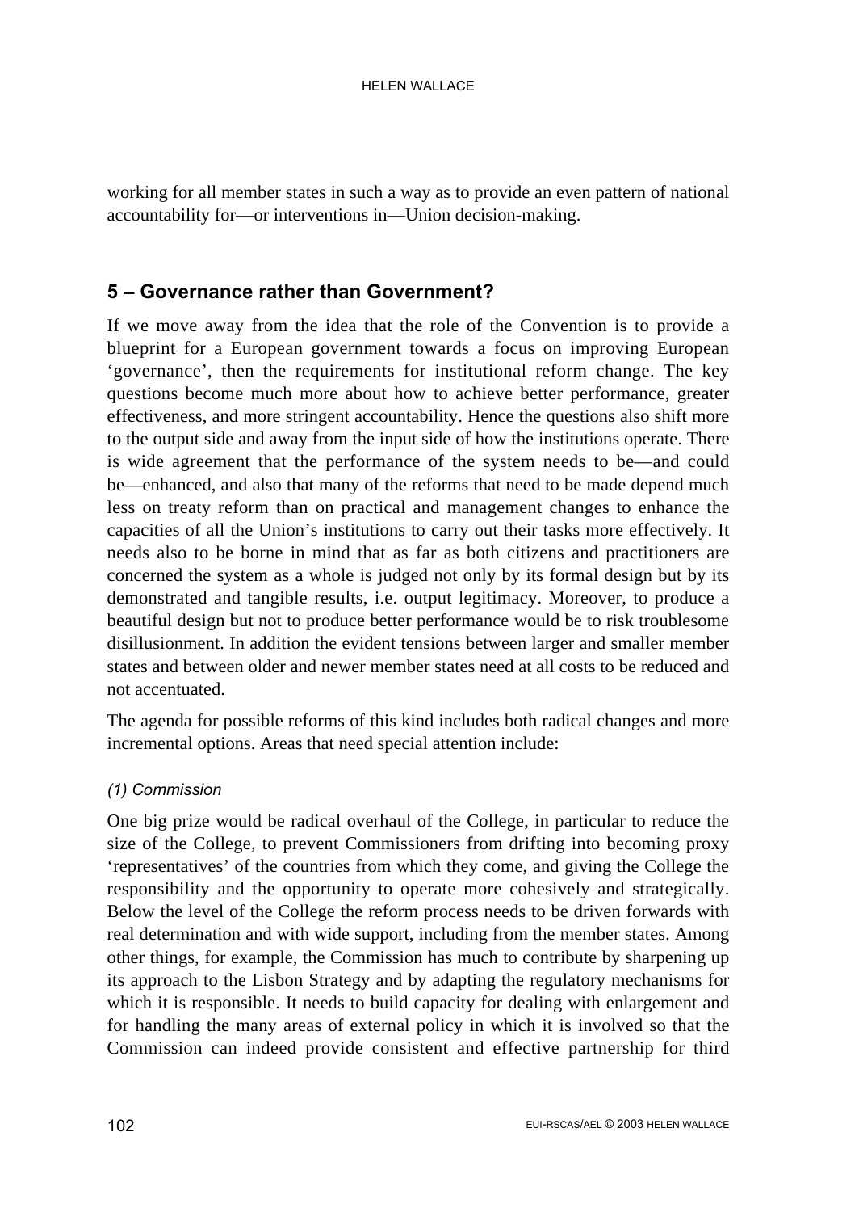working for all member states in such a way as to provide an even pattern of national accountability for—or interventions in—Union decision-making.

## 5 – Governance rather than Government?

If we move away from the idea that the role of the Convention is to provide a blueprint for a European government towards a focus on improving European 'governance', then the requirements for institutional reform change. The key questions become much more about how to achieve better performance, greater effectiveness, and more stringent accountability. Hence the questions also shift more to the output side and away from the input side of how the institutions operate. There is wide agreement that the performance of the system needs to be—and could be—enhanced, and also that many of the reforms that need to be made depend much less on treaty reform than on practical and management changes to enhance the capacities of all the Union's institutions to carry out their tasks more effectively. It needs also to be borne in mind that as far as both citizens and practitioners are concerned the system as a whole is judged not only by its formal design but by its demonstrated and tangible results, i.e. output legitimacy. Moreover, to produce a beautiful design but not to produce better performance would be to risk troublesome disillusionment. In addition the evident tensions between larger and smaller member states and between older and newer member states need at all costs to be reduced and not accentuated.

The agenda for possible reforms of this kind includes both radical changes and more incremental options. Areas that need special attention include:

*(1) Commission*

One big prize would be radical overhaul of the College, in particular to reduce the size of the College, to prevent Commissioners from drifting into becoming proxy 'representatives' of the countries from which they come, and giving the College the responsibility and the opportunity to operate more cohesively and strategically. Below the level of the College the reform process needs to be driven forwards with real determination and with wide support, including from the member states. Among other things, for example, the Commission has much to contribute by sharpening up its approach to the Lisbon Strategy and by adapting the regulatory mechanisms for which it is responsible. It needs to build capacity for dealing with enlargement and for handling the many areas of external policy in which it is involved so that the Commission can indeed provide consistent and effective partnership for third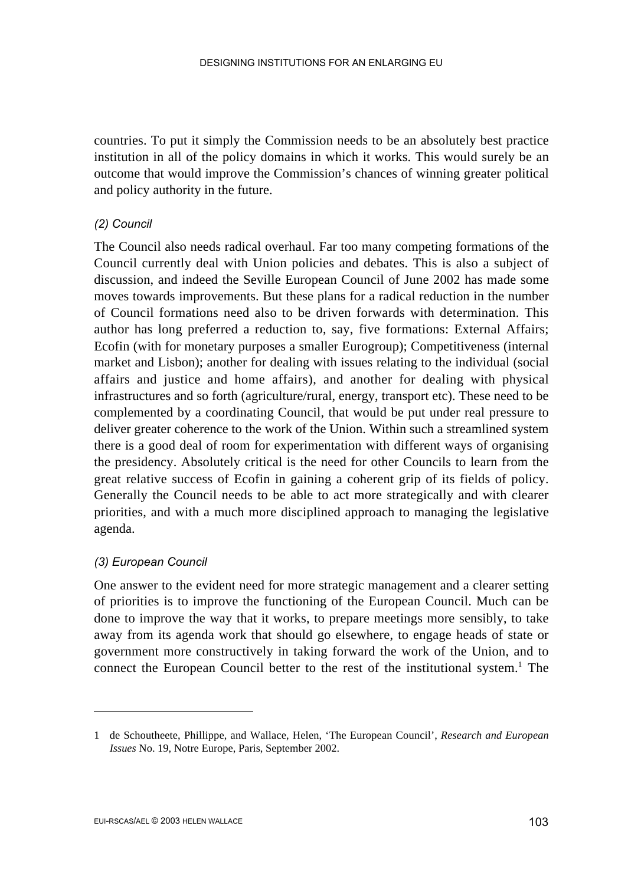countries. To put it simply the Commission needs to be an absolutely best practice institution in all of the policy domains in which it works. This would surely be an outcome that would improve the Commission's chances of winning greater political and policy authority in the future.

*(2) Council*

The Council also needs radical overhaul. Far too many competing formations of the Council currently deal with Union policies and debates. This is also a subject of discussion, and indeed the Seville European Council of June 2002 has made some moves towards improvements. But these plans for a radical reduction in the number of Council formations need also to be driven forwards with determination. This author has long preferred a reduction to, say, five formations: External Affairs; Ecofin (with for monetary purposes a smaller Eurogroup); Competitiveness (internal market and Lisbon); another for dealing with issues relating to the individual (social affairs and justice and home affairs), and another for dealing with physical infrastructures and so forth (agriculture/rural, energy, transport etc). These need to be complemented by a coordinating Council, that would be put under real pressure to deliver greater coherence to the work of the Union. Within such a streamlined system there is a good deal of room for experimentation with different ways of organising the presidency. Absolutely critical is the need for other Councils to learn from the great relative success of Ecofin in gaining a coherent grip of its fields of policy. Generally the Council needs to be able to act more strategically and with clearer priorities, and with a much more disciplined approach to managing the legislative agenda.

*(3) European Council*

One answer to the evident need for more strategic management and a clearer setting of priorities is to improve the functioning of the European Council. Much can be done to improve the way that it works, to prepare meetings more sensibly, to take away from its agenda work that should go elsewhere, to engage heads of state or government more constructively in taking forward the work of the Union, and to connect the European Council better to the rest of the institutional system.[1] The

---

1 de Schoutheete, Phillippe, and Wallace, Helen, 'The European Council', *Research and European Issues* No. 19, Notre Europe, Paris, September 2002.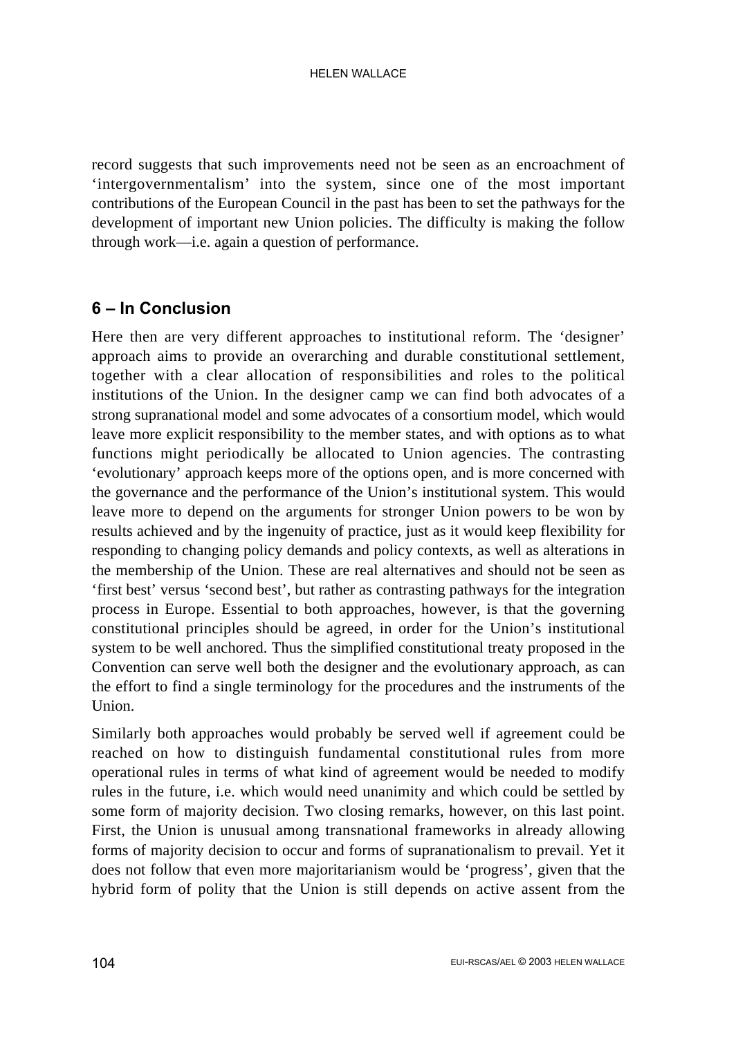record suggests that such improvements need not be seen as an encroachment of 'intergovernmentalism' into the system, since one of the most important contributions of the European Council in the past has been to set the pathways for the development of important new Union policies. The difficulty is making the follow through work—i.e. again a question of performance.

## 6 – In Conclusion

Here then are very different approaches to institutional reform. The 'designer' approach aims to provide an overarching and durable constitutional settlement, together with a clear allocation of responsibilities and roles to the political institutions of the Union. In the designer camp we can find both advocates of a strong supranational model and some advocates of a consortium model, which would leave more explicit responsibility to the member states, and with options as to what functions might periodically be allocated to Union agencies. The contrasting 'evolutionary' approach keeps more of the options open, and is more concerned with the governance and the performance of the Union's institutional system. This would leave more to depend on the arguments for stronger Union powers to be won by results achieved and by the ingenuity of practice, just as it would keep flexibility for responding to changing policy demands and policy contexts, as well as alterations in the membership of the Union. These are real alternatives and should not be seen as 'first best' versus 'second best', but rather as contrasting pathways for the integration process in Europe. Essential to both approaches, however, is that the governing constitutional principles should be agreed, in order for the Union's institutional system to be well anchored. Thus the simplified constitutional treaty proposed in the Convention can serve well both the designer and the evolutionary approach, as can the effort to find a single terminology for the procedures and the instruments of the Union.

Similarly both approaches would probably be served well if agreement could be reached on how to distinguish fundamental constitutional rules from more operational rules in terms of what kind of agreement would be needed to modify rules in the future, i.e. which would need unanimity and which could be settled by some form of majority decision. Two closing remarks, however, on this last point. First, the Union is unusual among transnational frameworks in already allowing forms of majority decision to occur and forms of supranationalism to prevail. Yet it does not follow that even more majoritarianism would be 'progress', given that the hybrid form of polity that the Union is still depends on active assent from the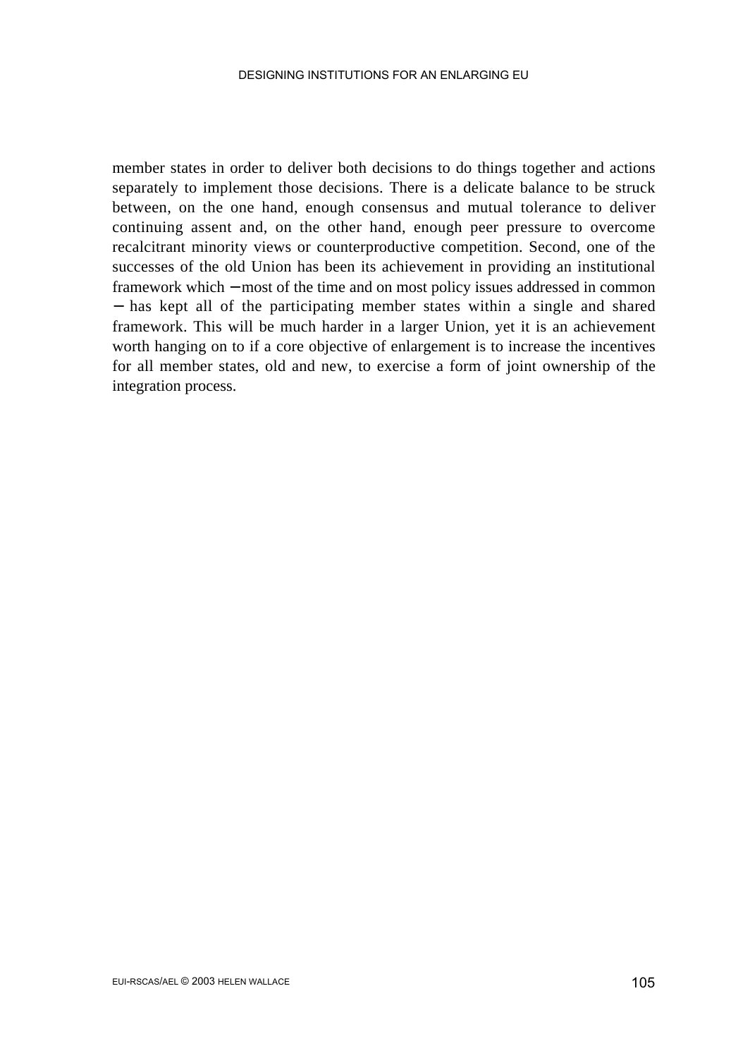member states in order to deliver both decisions to do things together and actions separately to implement those decisions. There is a delicate balance to be struck between, on the one hand, enough consensus and mutual tolerance to deliver continuing assent and, on the other hand, enough peer pressure to overcome recalcitrant minority views or counterproductive competition. Second, one of the successes of the old Union has been its achievement in providing an institutional framework which – most of the time and on most policy issues addressed in common – has kept all of the participating member states within a single and shared framework. This will be much harder in a larger Union, yet it is an achievement worth hanging on to if a core objective of enlargement is to increase the incentives for all member states, old and new, to exercise a form of joint ownership of the integration process.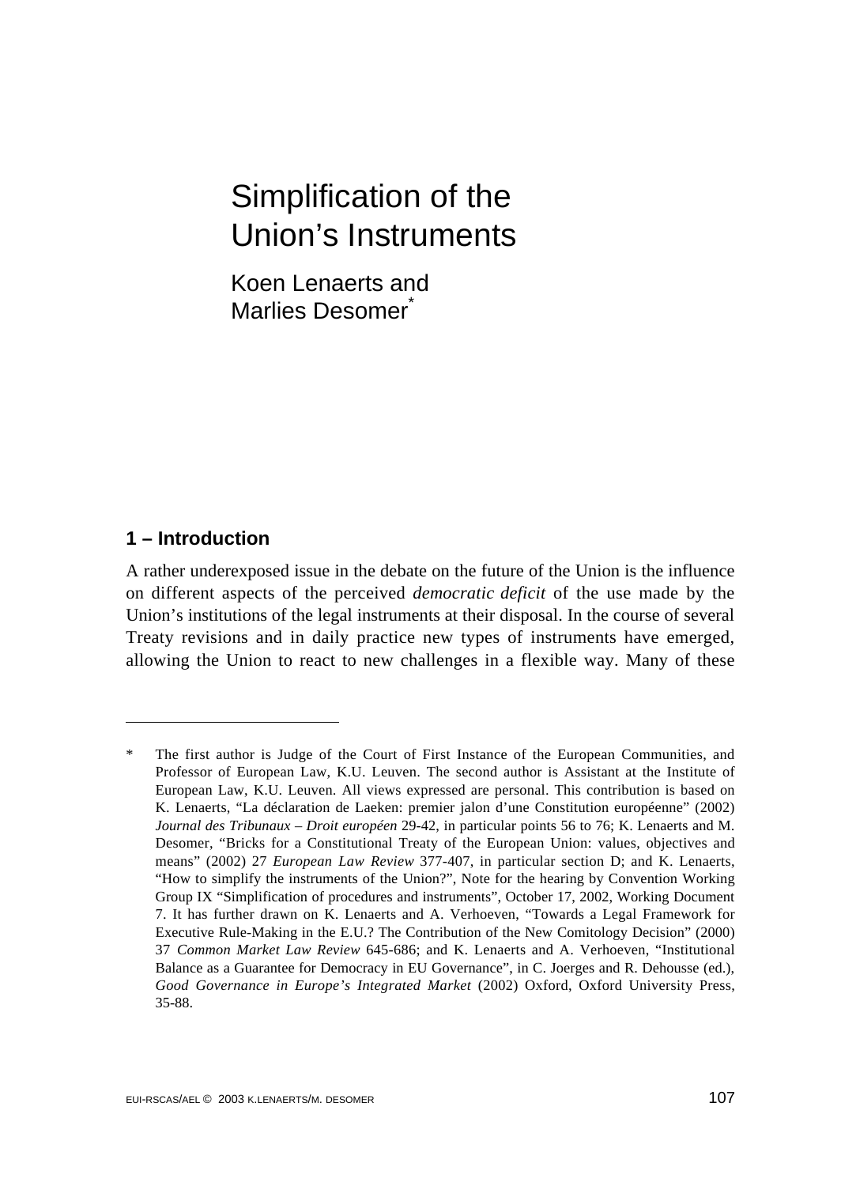# Simplification of the Union's Instruments

Koen Lenaerts and Marlies Desomer*

## 1 – Introduction

A rather underexposed issue in the debate on the future of the Union is the influence on different aspects of the perceived *democratic deficit* of the use made by the Union's institutions of the legal instruments at their disposal. In the course of several Treaty revisions and in daily practice new types of instruments have emerged, allowing the Union to react to new challenges in a flexible way. Many of these

---

\* The first author is Judge of the Court of First Instance of the European Communities, and Professor of European Law, K.U. Leuven. The second author is Assistant at the Institute of European Law, K.U. Leuven. All views expressed are personal. This contribution is based on K. Lenaerts, "La déclaration de Laeken: premier jalon d'une Constitution européenne" (2002) *Journal des Tribunaux – Droit européen* 29-42, in particular points 56 to 76; K. Lenaerts and M. Desomer, "Bricks for a Constitutional Treaty of the European Union: values, objectives and means" (2002) 27 *European Law Review* 377-407, in particular section D; and K. Lenaerts, "How to simplify the instruments of the Union?", Note for the hearing by Convention Working Group IX "Simplification of procedures and instruments", October 17, 2002, Working Document 7. It has further drawn on K. Lenaerts and A. Verhoeven, "Towards a Legal Framework for Executive Rule-Making in the E.U.? The Contribution of the New Comitology Decision" (2000) 37 *Common Market Law Review* 645-686; and K. Lenaerts and A. Verhoeven, "Institutional Balance as a Guarantee for Democracy in EU Governance", in C. Joerges and R. Dehousse (ed.), *Good Governance in Europe's Integrated Market* (2002) Oxford, Oxford University Press, 35-88.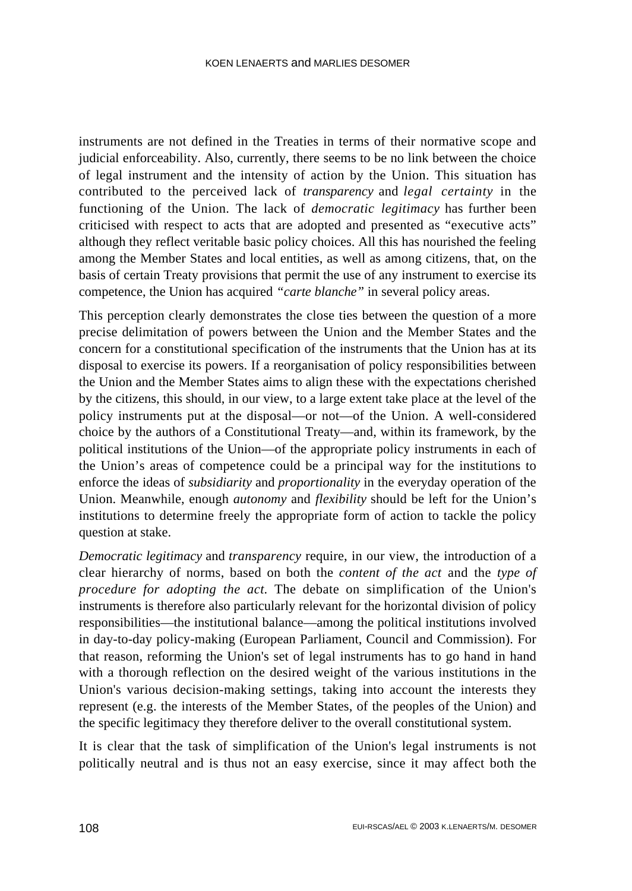instruments are not defined in the Treaties in terms of their normative scope and judicial enforceability. Also, currently, there seems to be no link between the choice of legal instrument and the intensity of action by the Union. This situation has contributed to the perceived lack of *transparency* and *legal certainty* in the functioning of the Union. The lack of *democratic legitimacy* has further been criticised with respect to acts that are adopted and presented as "executive acts" although they reflect veritable basic policy choices. All this has nourished the feeling among the Member States and local entities, as well as among citizens, that, on the basis of certain Treaty provisions that permit the use of any instrument to exercise its competence, the Union has acquired *"carte blanche"* in several policy areas.

This perception clearly demonstrates the close ties between the question of a more precise delimitation of powers between the Union and the Member States and the concern for a constitutional specification of the instruments that the Union has at its disposal to exercise its powers. If a reorganisation of policy responsibilities between the Union and the Member States aims to align these with the expectations cherished by the citizens, this should, in our view, to a large extent take place at the level of the policy instruments put at the disposal—or not—of the Union. A well-considered choice by the authors of a Constitutional Treaty—and, within its framework, by the political institutions of the Union—of the appropriate policy instruments in each of the Union's areas of competence could be a principal way for the institutions to enforce the ideas of *subsidiarity* and *proportionality* in the everyday operation of the Union. Meanwhile, enough *autonomy* and *flexibility* should be left for the Union's institutions to determine freely the appropriate form of action to tackle the policy question at stake.

*Democratic legitimacy* and *transparency* require, in our view, the introduction of a clear hierarchy of norms, based on both the *content of the act* and the *type of procedure for adopting the act.* The debate on simplification of the Union's instruments is therefore also particularly relevant for the horizontal division of policy responsibilities—the institutional balance—among the political institutions involved in day-to-day policy-making (European Parliament, Council and Commission). For that reason, reforming the Union's set of legal instruments has to go hand in hand with a thorough reflection on the desired weight of the various institutions in the Union's various decision-making settings, taking into account the interests they represent (e.g. the interests of the Member States, of the peoples of the Union) and the specific legitimacy they therefore deliver to the overall constitutional system.

It is clear that the task of simplification of the Union's legal instruments is not politically neutral and is thus not an easy exercise, since it may affect both the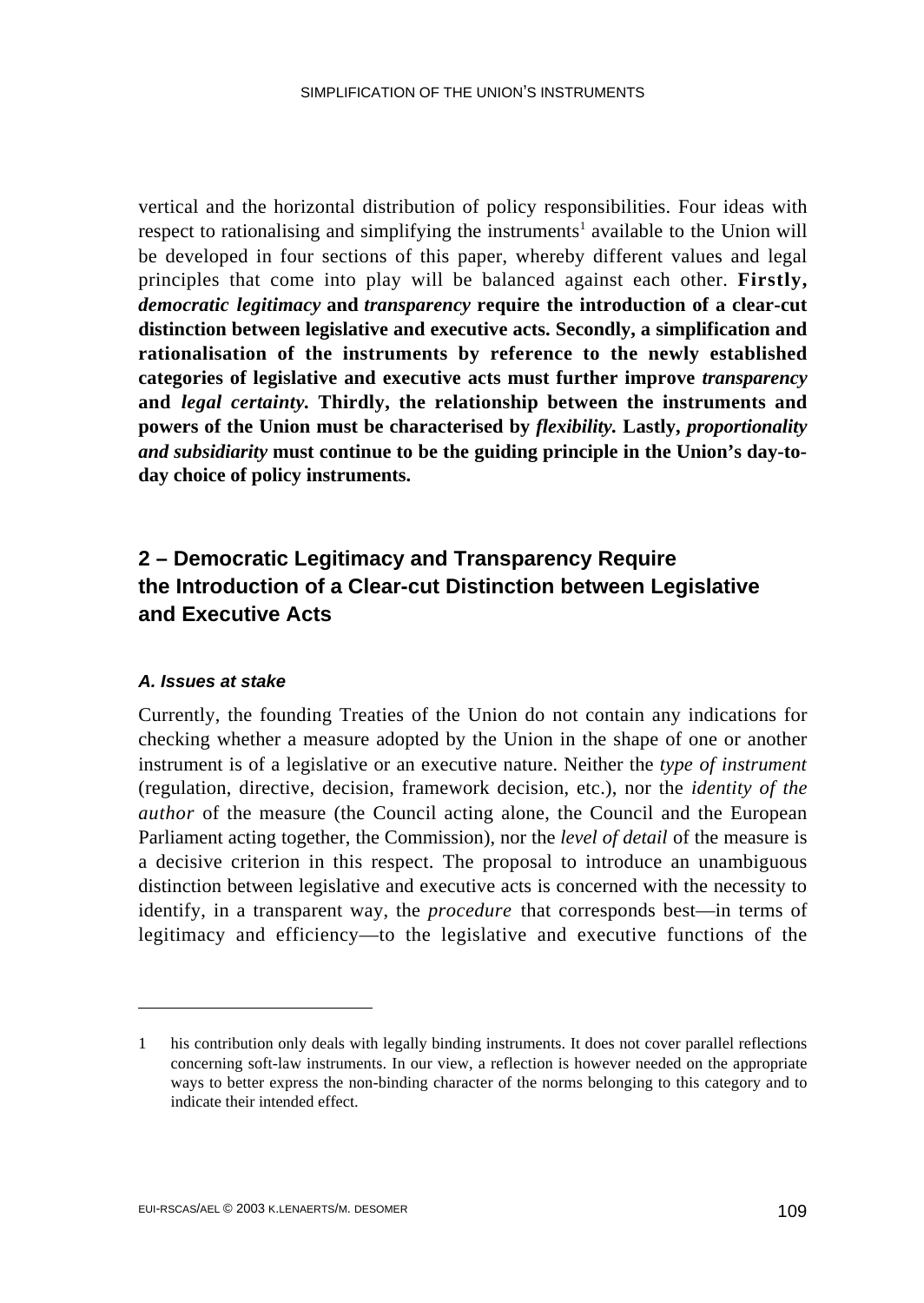vertical and the horizontal distribution of policy responsibilities. Four ideas with respect to rationalising and simplifying the instruments[1] available to the Union will be developed in four sections of this paper, whereby different values and legal principles that come into play will be balanced against each other. **Firstly, *democratic legitimacy* and *transparency* require the introduction of a clear-cut distinction between legislative and executive acts. Secondly, a simplification and rationalisation of the instruments by reference to the newly established categories of legislative and executive acts must further improve *transparency* and *legal certainty.* Thirdly, the relationship between the instruments and powers of the Union must be characterised by *flexibility.* Lastly, *proportionality and subsidiarity* must continue to be the guiding principle in the Union's day-to-day choice of policy instruments.**

## 2 – Democratic Legitimacy and Transparency Require the Introduction of a Clear-cut Distinction between Legislative and Executive Acts

### *A. Issues at stake*

Currently, the founding Treaties of the Union do not contain any indications for checking whether a measure adopted by the Union in the shape of one or another instrument is of a legislative or an executive nature. Neither the *type of instrument* (regulation, directive, decision, framework decision, etc.), nor the *identity of the author* of the measure (the Council acting alone, the Council and the European Parliament acting together, the Commission), nor the *level of detail* of the measure is a decisive criterion in this respect. The proposal to introduce an unambiguous distinction between legislative and executive acts is concerned with the necessity to identify, in a transparent way, the *procedure* that corresponds best—in terms of legitimacy and efficiency—to the legislative and executive functions of the

---

1 his contribution only deals with legally binding instruments. It does not cover parallel reflections concerning soft-law instruments. In our view, a reflection is however needed on the appropriate ways to better express the non-binding character of the norms belonging to this category and to indicate their intended effect.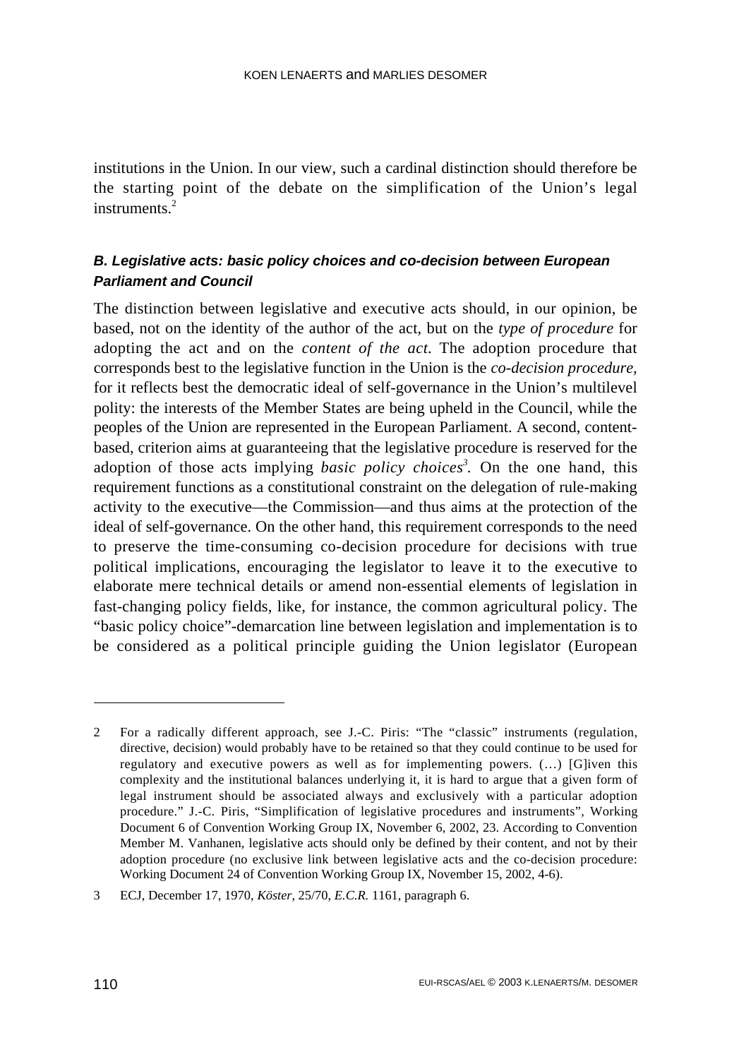institutions in the Union. In our view, such a cardinal distinction should therefore be the starting point of the debate on the simplification of the Union's legal instruments.[2]

### *B. Legislative acts: basic policy choices and co-decision between European Parliament and Council*

The distinction between legislative and executive acts should, in our opinion, be based, not on the identity of the author of the act, but on the *type of procedure* for adopting the act and on the *content of the act.* The adoption procedure that corresponds best to the legislative function in the Union is the *co-decision procedure,* for it reflects best the democratic ideal of self-governance in the Union's multilevel polity: the interests of the Member States are being upheld in the Council, while the peoples of the Union are represented in the European Parliament. A second, content-based, criterion aims at guaranteeing that the legislative procedure is reserved for the adoption of those acts implying *basic policy choices*[3]. On the one hand, this requirement functions as a constitutional constraint on the delegation of rule-making activity to the executive—the Commission—and thus aims at the protection of the ideal of self-governance. On the other hand, this requirement corresponds to the need to preserve the time-consuming co-decision procedure for decisions with true political implications, encouraging the legislator to leave it to the executive to elaborate mere technical details or amend non-essential elements of legislation in fast-changing policy fields, like, for instance, the common agricultural policy. The "basic policy choice"-demarcation line between legislation and implementation is to be considered as a political principle guiding the Union legislator (European

---

2 For a radically different approach, see J.-C. Piris: "The "classic" instruments (regulation, directive, decision) would probably have to be retained so that they could continue to be used for regulatory and executive powers as well as for implementing powers. (…) [G]iven this complexity and the institutional balances underlying it, it is hard to argue that a given form of legal instrument should be associated always and exclusively with a particular adoption procedure." J.-C. Piris, "Simplification of legislative procedures and instruments", Working Document 6 of Convention Working Group IX, November 6, 2002, 23. According to Convention Member M. Vanhanen, legislative acts should only be defined by their content, and not by their adoption procedure (no exclusive link between legislative acts and the co-decision procedure: Working Document 24 of Convention Working Group IX, November 15, 2002, 4-6).

3 ECJ, December 17, 1970, *Köster,* 25/70, *E.C.R.* 1161, paragraph 6.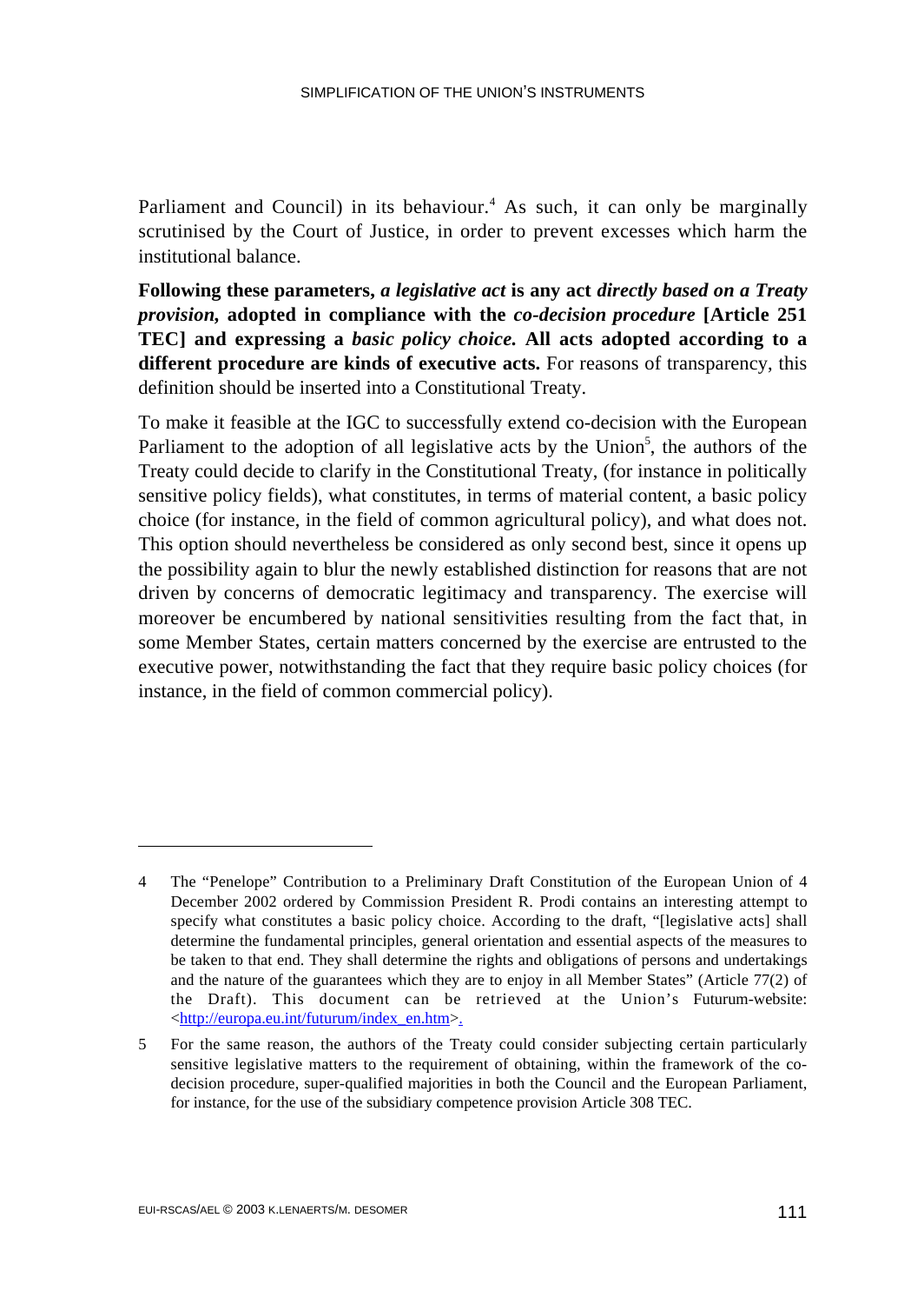Parliament and Council) in its behaviour.[4] As such, it can only be marginally scrutinised by the Court of Justice, in order to prevent excesses which harm the institutional balance.

**Following these parameters,** ***a legislative act*** **is any act** ***directly based on a Treaty provision,*** **adopted in compliance with the** ***co-decision procedure*** **[Article 251 TEC] and expressing a** ***basic policy choice.*** **All acts adopted according to a different procedure are kinds of executive acts.** For reasons of transparency, this definition should be inserted into a Constitutional Treaty.

To make it feasible at the IGC to successfully extend co-decision with the European Parliament to the adoption of all legislative acts by the Union[5], the authors of the Treaty could decide to clarify in the Constitutional Treaty, (for instance in politically sensitive policy fields), what constitutes, in terms of material content, a basic policy choice (for instance, in the field of common agricultural policy), and what does not. This option should nevertheless be considered as only second best, since it opens up the possibility again to blur the newly established distinction for reasons that are not driven by concerns of democratic legitimacy and transparency. The exercise will moreover be encumbered by national sensitivities resulting from the fact that, in some Member States, certain matters concerned by the exercise are entrusted to the executive power, notwithstanding the fact that they require basic policy choices (for instance, in the field of common commercial policy).

---

4 The "Penelope" Contribution to a Preliminary Draft Constitution of the European Union of 4 December 2002 ordered by Commission President R. Prodi contains an interesting attempt to specify what constitutes a basic policy choice. According to the draft, "[legislative acts] shall determine the fundamental principles, general orientation and essential aspects of the measures to be taken to that end. They shall determine the rights and obligations of persons and undertakings and the nature of the guarantees which they are to enjoy in all Member States" (Article 77(2) of the Draft). This document can be retrieved at the Union's Futurum-website: <http://europa.eu.int/futurum/index_en.htm>.

5 For the same reason, the authors of the Treaty could consider subjecting certain particularly sensitive legislative matters to the requirement of obtaining, within the framework of the co-decision procedure, super-qualified majorities in both the Council and the European Parliament, for instance, for the use of the subsidiary competence provision Article 308 TEC.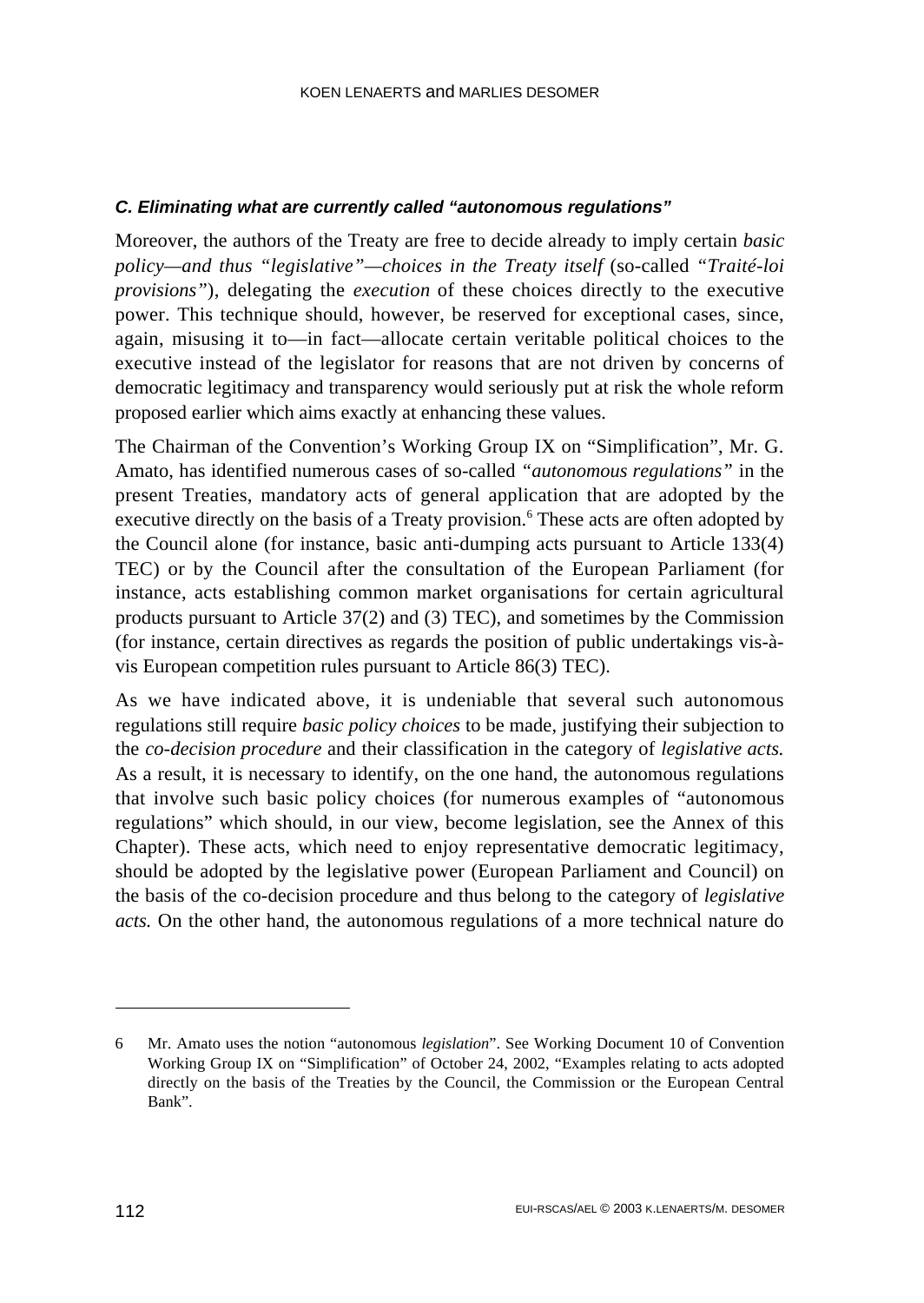### *C. Eliminating what are currently called "autonomous regulations"*

Moreover, the authors of the Treaty are free to decide already to imply certain *basic policy—and thus "legislative"—choices in the Treaty itself* (so-called *"Traité-loi provisions"*), delegating the *execution* of these choices directly to the executive power. This technique should, however, be reserved for exceptional cases, since, again, misusing it to—in fact—allocate certain veritable political choices to the executive instead of the legislator for reasons that are not driven by concerns of democratic legitimacy and transparency would seriously put at risk the whole reform proposed earlier which aims exactly at enhancing these values.

The Chairman of the Convention's Working Group IX on "Simplification", Mr. G. Amato, has identified numerous cases of so-called *"autonomous regulations"* in the present Treaties, mandatory acts of general application that are adopted by the executive directly on the basis of a Treaty provision.[6] These acts are often adopted by the Council alone (for instance, basic anti-dumping acts pursuant to Article 133(4) TEC) or by the Council after the consultation of the European Parliament (for instance, acts establishing common market organisations for certain agricultural products pursuant to Article 37(2) and (3) TEC), and sometimes by the Commission (for instance, certain directives as regards the position of public undertakings vis-à-vis European competition rules pursuant to Article 86(3) TEC).

As we have indicated above, it is undeniable that several such autonomous regulations still require *basic policy choices* to be made, justifying their subjection to the *co-decision procedure* and their classification in the category of *legislative acts.* As a result, it is necessary to identify, on the one hand, the autonomous regulations that involve such basic policy choices (for numerous examples of "autonomous regulations" which should, in our view, become legislation, see the Annex of this Chapter). These acts, which need to enjoy representative democratic legitimacy, should be adopted by the legislative power (European Parliament and Council) on the basis of the co-decision procedure and thus belong to the category of *legislative acts.* On the other hand, the autonomous regulations of a more technical nature do

---

6 Mr. Amato uses the notion "autonomous *legislation*". See Working Document 10 of Convention Working Group IX on "Simplification" of October 24, 2002, "Examples relating to acts adopted directly on the basis of the Treaties by the Council, the Commission or the European Central Bank".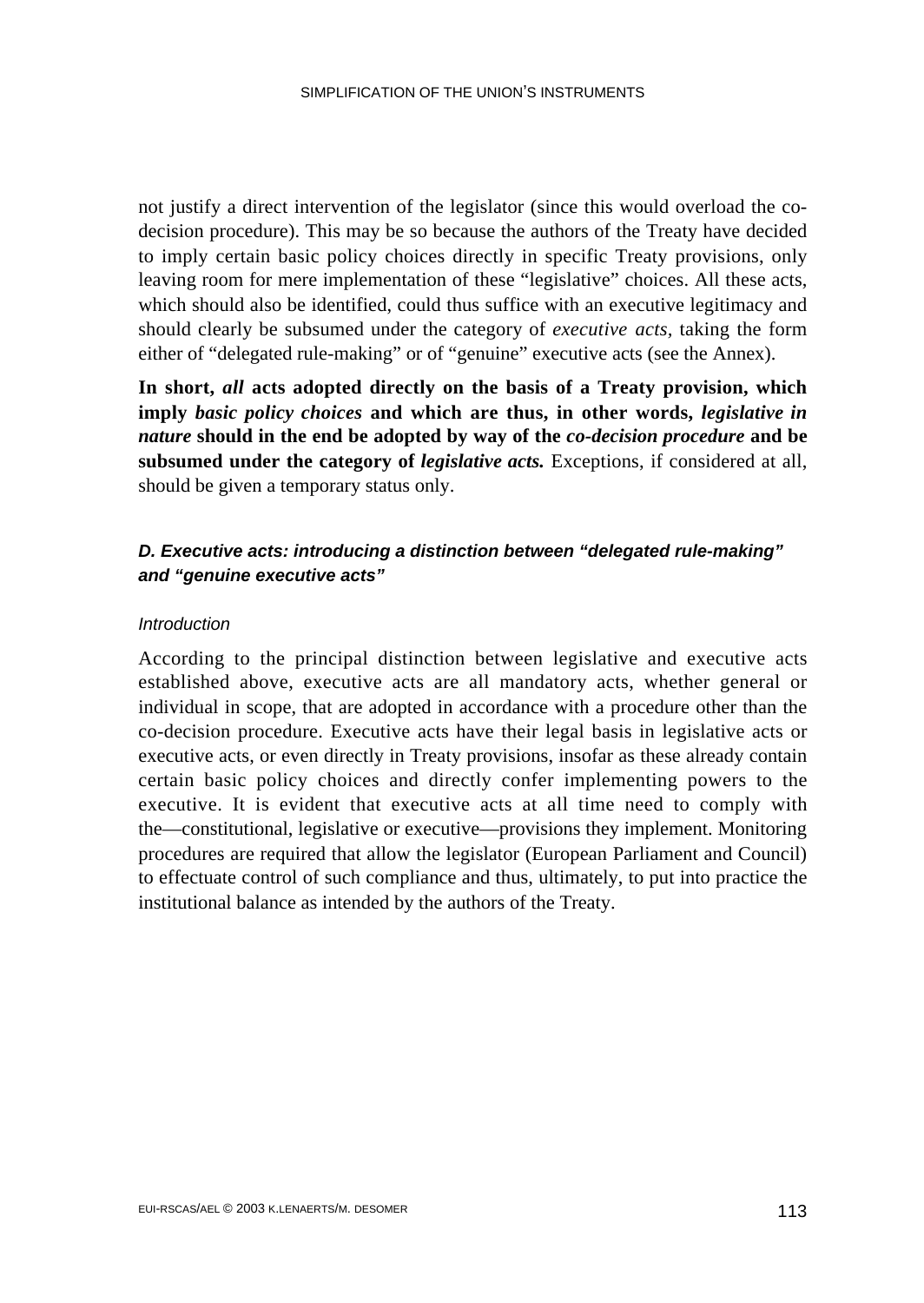not justify a direct intervention of the legislator (since this would overload the co-decision procedure). This may be so because the authors of the Treaty have decided to imply certain basic policy choices directly in specific Treaty provisions, only leaving room for mere implementation of these "legislative" choices. All these acts, which should also be identified, could thus suffice with an executive legitimacy and should clearly be subsumed under the category of *executive acts,* taking the form either of "delegated rule-making" or of "genuine" executive acts (see the Annex).

**In short, *all* acts adopted directly on the basis of a Treaty provision, which imply *basic policy choices* and which are thus, in other words, *legislative in nature* should in the end be adopted by way of the *co-decision procedure* and be subsumed under the category of *legislative acts.*** Exceptions, if considered at all, should be given a temporary status only.

### *D. Executive acts: introducing a distinction between "delegated rule-making" and "genuine executive acts"*

*Introduction*

According to the principal distinction between legislative and executive acts established above, executive acts are all mandatory acts, whether general or individual in scope, that are adopted in accordance with a procedure other than the co-decision procedure. Executive acts have their legal basis in legislative acts or executive acts, or even directly in Treaty provisions, insofar as these already contain certain basic policy choices and directly confer implementing powers to the executive. It is evident that executive acts at all time need to comply with the—constitutional, legislative or executive—provisions they implement. Monitoring procedures are required that allow the legislator (European Parliament and Council) to effectuate control of such compliance and thus, ultimately, to put into practice the institutional balance as intended by the authors of the Treaty.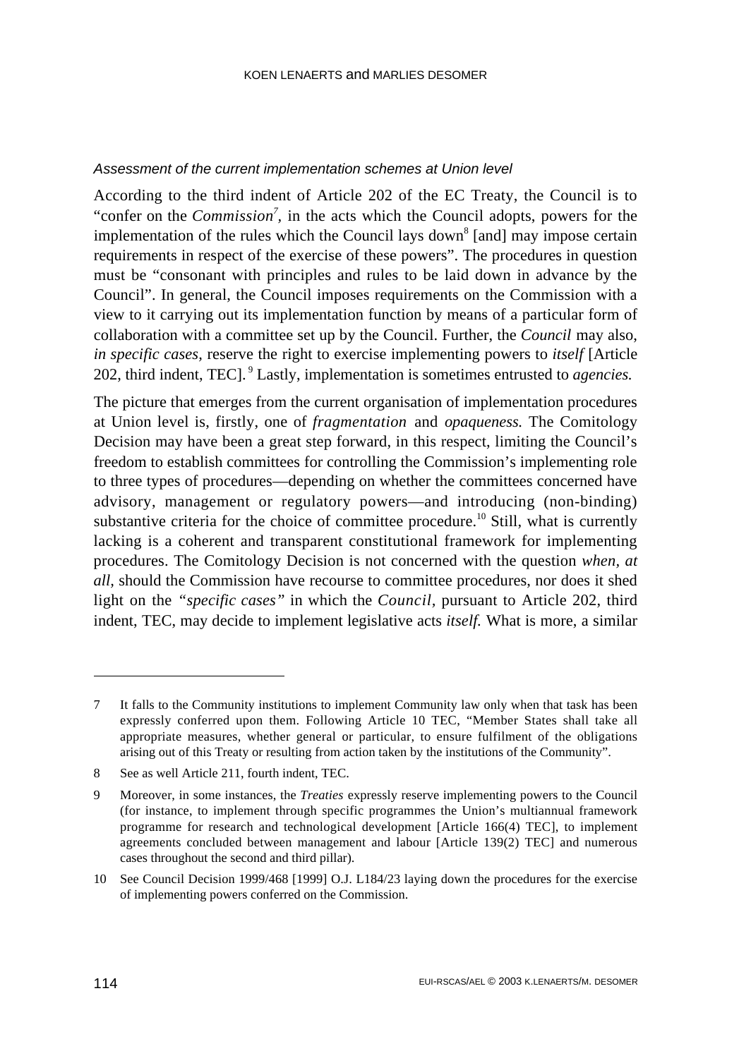*Assessment of the current implementation schemes at Union level*

According to the third indent of Article 202 of the EC Treaty, the Council is to "confer on the *Commission*[7], in the acts which the Council adopts, powers for the implementation of the rules which the Council lays down[8] [and] may impose certain requirements in respect of the exercise of these powers". The procedures in question must be "consonant with principles and rules to be laid down in advance by the Council". In general, the Council imposes requirements on the Commission with a view to it carrying out its implementation function by means of a particular form of collaboration with a committee set up by the Council. Further, the *Council* may also, *in specific cases,* reserve the right to exercise implementing powers to *itself* [Article 202, third indent, TEC].[9] Lastly, implementation is sometimes entrusted to *agencies.*

The picture that emerges from the current organisation of implementation procedures at Union level is, firstly, one of *fragmentation* and *opaqueness.* The Comitology Decision may have been a great step forward, in this respect, limiting the Council's freedom to establish committees for controlling the Commission's implementing role to three types of procedures—depending on whether the committees concerned have advisory, management or regulatory powers—and introducing (non-binding) substantive criteria for the choice of committee procedure.[10] Still, what is currently lacking is a coherent and transparent constitutional framework for implementing procedures. The Comitology Decision is not concerned with the question *when, at all,* should the Commission have recourse to committee procedures, nor does it shed light on the *"specific cases"* in which the *Council*, pursuant to Article 202, third indent, TEC, may decide to implement legislative acts *itself.* What is more, a similar

---

7 It falls to the Community institutions to implement Community law only when that task has been expressly conferred upon them. Following Article 10 TEC, "Member States shall take all appropriate measures, whether general or particular, to ensure fulfilment of the obligations arising out of this Treaty or resulting from action taken by the institutions of the Community".

8 See as well Article 211, fourth indent, TEC.

9 Moreover, in some instances, the *Treaties* expressly reserve implementing powers to the Council (for instance, to implement through specific programmes the Union's multiannual framework programme for research and technological development [Article 166(4) TEC], to implement agreements concluded between management and labour [Article 139(2) TEC] and numerous cases throughout the second and third pillar).

10 See Council Decision 1999/468 [1999] O.J. L184/23 laying down the procedures for the exercise of implementing powers conferred on the Commission.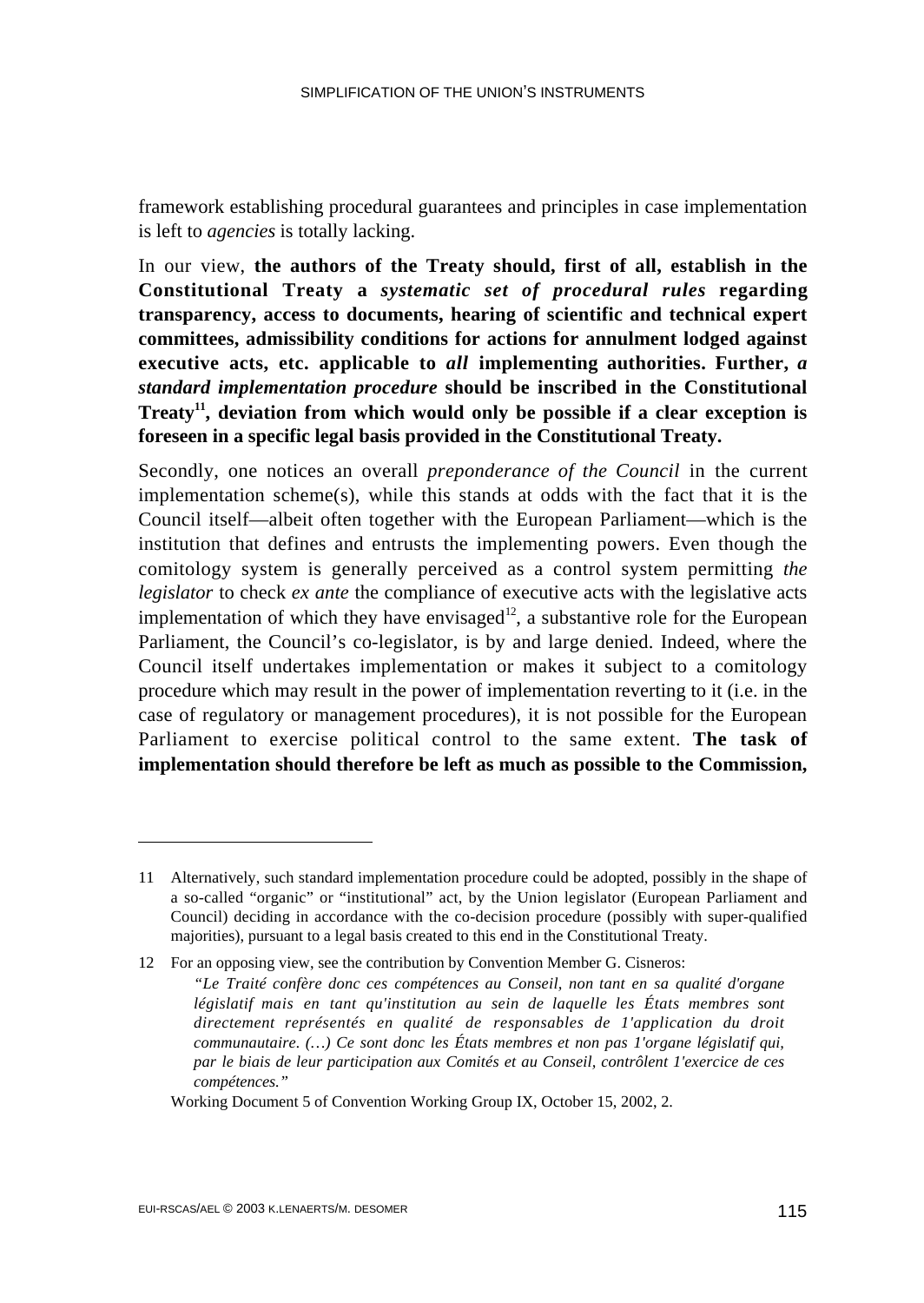framework establishing procedural guarantees and principles in case implementation is left to *agencies* is totally lacking.

In our view, **the authors of the Treaty should, first of all, establish in the Constitutional Treaty a *systematic set of procedural rules* regarding transparency, access to documents, hearing of scientific and technical expert committees, admissibility conditions for actions for annulment lodged against executive acts, etc. applicable to *all* implementing authorities. Further, *a standard implementation procedure* should be inscribed in the Constitutional Treaty[11], deviation from which would only be possible if a clear exception is foreseen in a specific legal basis provided in the Constitutional Treaty.**

Secondly, one notices an overall *preponderance of the Council* in the current implementation scheme(s), while this stands at odds with the fact that it is the Council itself—albeit often together with the European Parliament—which is the institution that defines and entrusts the implementing powers. Even though the comitology system is generally perceived as a control system permitting *the legislator* to check *ex ante* the compliance of executive acts with the legislative acts implementation of which they have envisaged[12], a substantive role for the European Parliament, the Council's co-legislator, is by and large denied. Indeed, where the Council itself undertakes implementation or makes it subject to a comitology procedure which may result in the power of implementation reverting to it (i.e. in the case of regulatory or management procedures), it is not possible for the European Parliament to exercise political control to the same extent. **The task of implementation should therefore be left as much as possible to the Commission,**

---

11 Alternatively, such standard implementation procedure could be adopted, possibly in the shape of a so-called "organic" or "institutional" act, by the Union legislator (European Parliament and Council) deciding in accordance with the co-decision procedure (possibly with super-qualified majorities), pursuant to a legal basis created to this end in the Constitutional Treaty.

12 For an opposing view, see the contribution by Convention Member G. Cisneros:

*"Le Traité confère donc ces compétences au Conseil, non tant en sa qualité d'organe législatif mais en tant qu'institution au sein de laquelle les États membres sont directement représentés en qualité de responsables de 1'application du droit communautaire. (…) Ce sont donc les États membres et non pas 1'organe législatif qui, par le biais de leur participation aux Comités et au Conseil, contrôlent 1'exercice de ces compétences."*

Working Document 5 of Convention Working Group IX, October 15, 2002, 2.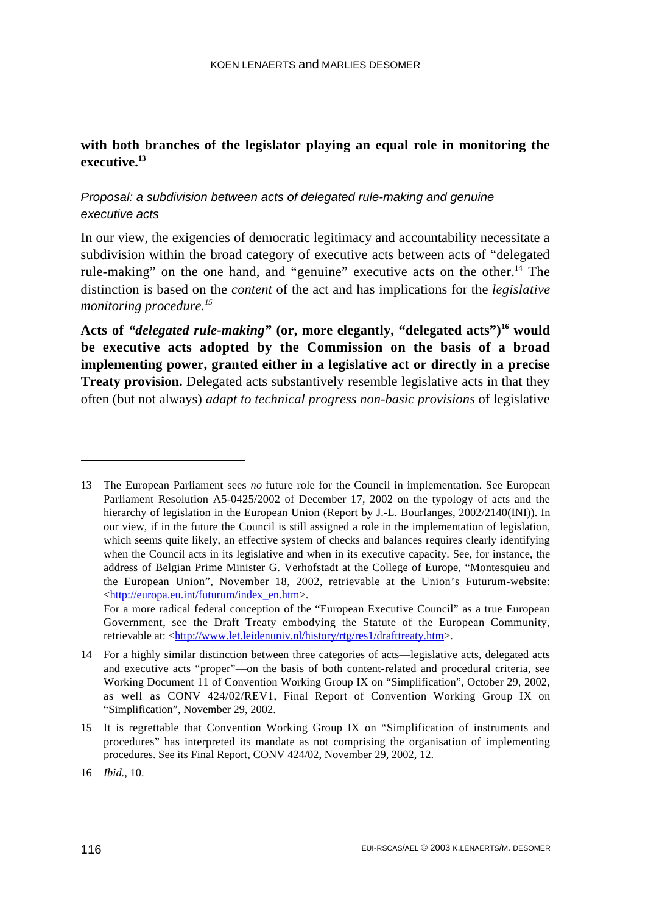**with both branches of the legislator playing an equal role in monitoring the executive.**[13]

*Proposal: a subdivision between acts of delegated rule-making and genuine executive acts*

In our view, the exigencies of democratic legitimacy and accountability necessitate a subdivision within the broad category of executive acts between acts of "delegated rule-making" on the one hand, and "genuine" executive acts on the other.[14] The distinction is based on the *content* of the act and has implications for the *legislative monitoring procedure.*[15]

**Acts of *"delegated rule-making"* (or, more elegantly, "delegated acts")**[16] **would be executive acts adopted by the Commission on the basis of a broad implementing power, granted either in a legislative act or directly in a precise Treaty provision.** Delegated acts substantively resemble legislative acts in that they often (but not always) *adapt to technical progress non-basic provisions* of legislative

---

13 The European Parliament sees *no* future role for the Council in implementation. See European Parliament Resolution A5-0425/2002 of December 17, 2002 on the typology of acts and the hierarchy of legislation in the European Union (Report by J.-L. Bourlanges, 2002/2140(INI)). In our view, if in the future the Council is still assigned a role in the implementation of legislation, which seems quite likely, an effective system of checks and balances requires clearly identifying when the Council acts in its legislative and when in its executive capacity. See, for instance, the address of Belgian Prime Minister G. Verhofstadt at the College of Europe, "Montesquieu and the European Union", November 18, 2002, retrievable at the Union's Futurum-website: <http://europa.eu.int/futurum/index_en.htm>.
For a more radical federal conception of the "European Executive Council" as a true European Government, see the Draft Treaty embodying the Statute of the European Community, retrievable at: <http://www.let.leidenuniv.nl/history/rtg/res1/drafttreaty.htm>.

14 For a highly similar distinction between three categories of acts—legislative acts, delegated acts and executive acts "proper"—on the basis of both content-related and procedural criteria, see Working Document 11 of Convention Working Group IX on "Simplification", October 29, 2002, as well as CONV 424/02/REV1, Final Report of Convention Working Group IX on "Simplification", November 29, 2002.

15 It is regrettable that Convention Working Group IX on "Simplification of instruments and procedures" has interpreted its mandate as not comprising the organisation of implementing procedures. See its Final Report, CONV 424/02, November 29, 2002, 12.

16 *Ibid.*, 10.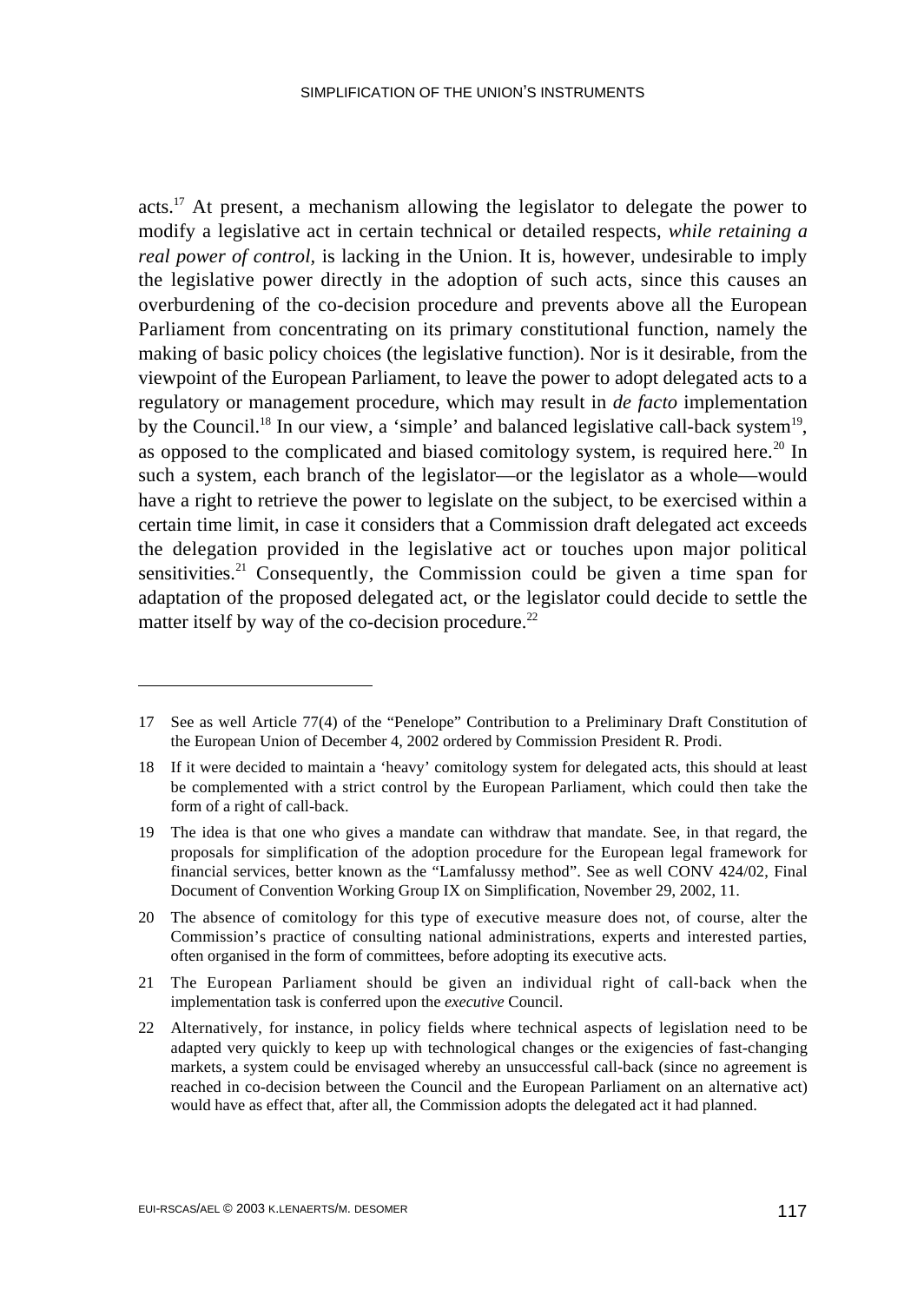acts.[17] At present, a mechanism allowing the legislator to delegate the power to modify a legislative act in certain technical or detailed respects, *while retaining a real power of control*, is lacking in the Union. It is, however, undesirable to imply the legislative power directly in the adoption of such acts, since this causes an overburdening of the co-decision procedure and prevents above all the European Parliament from concentrating on its primary constitutional function, namely the making of basic policy choices (the legislative function). Nor is it desirable, from the viewpoint of the European Parliament, to leave the power to adopt delegated acts to a regulatory or management procedure, which may result in *de facto* implementation by the Council.[18] In our view, a 'simple' and balanced legislative call-back system[19], as opposed to the complicated and biased comitology system, is required here.[20] In such a system, each branch of the legislator—or the legislator as a whole—would have a right to retrieve the power to legislate on the subject, to be exercised within a certain time limit, in case it considers that a Commission draft delegated act exceeds the delegation provided in the legislative act or touches upon major political sensitivities.[21] Consequently, the Commission could be given a time span for adaptation of the proposed delegated act, or the legislator could decide to settle the matter itself by way of the co-decision procedure.[22]

---

17 See as well Article 77(4) of the "Penelope" Contribution to a Preliminary Draft Constitution of the European Union of December 4, 2002 ordered by Commission President R. Prodi.

18 If it were decided to maintain a 'heavy' comitology system for delegated acts, this should at least be complemented with a strict control by the European Parliament, which could then take the form of a right of call-back.

19 The idea is that one who gives a mandate can withdraw that mandate. See, in that regard, the proposals for simplification of the adoption procedure for the European legal framework for financial services, better known as the "Lamfalussy method". See as well CONV 424/02, Final Document of Convention Working Group IX on Simplification, November 29, 2002, 11.

20 The absence of comitology for this type of executive measure does not, of course, alter the Commission's practice of consulting national administrations, experts and interested parties, often organised in the form of committees, before adopting its executive acts.

21 The European Parliament should be given an individual right of call-back when the implementation task is conferred upon the *executive* Council.

22 Alternatively, for instance, in policy fields where technical aspects of legislation need to be adapted very quickly to keep up with technological changes or the exigencies of fast-changing markets, a system could be envisaged whereby an unsuccessful call-back (since no agreement is reached in co-decision between the Council and the European Parliament on an alternative act) would have as effect that, after all, the Commission adopts the delegated act it had planned.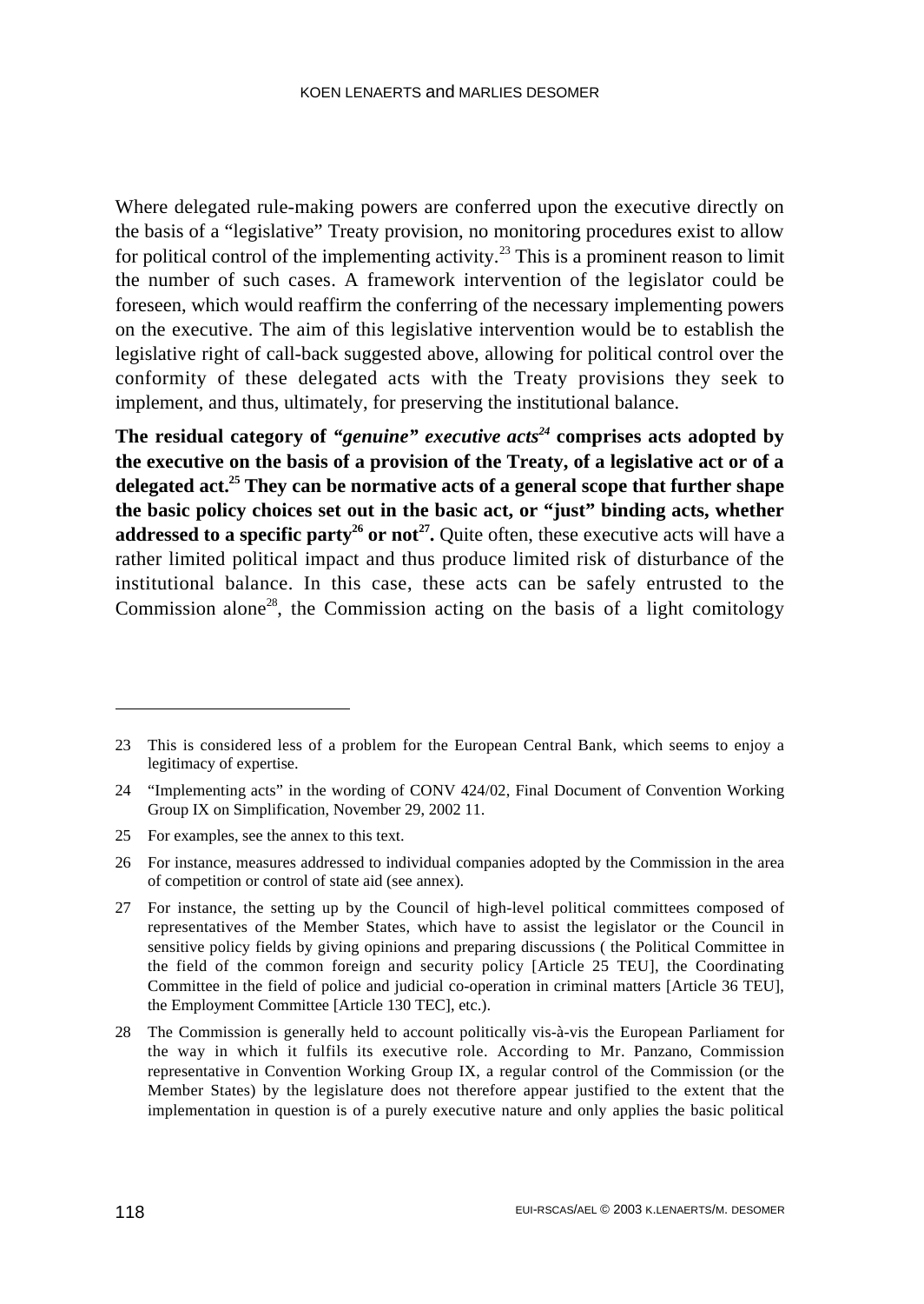Where delegated rule-making powers are conferred upon the executive directly on the basis of a "legislative" Treaty provision, no monitoring procedures exist to allow for political control of the implementing activity.[23] This is a prominent reason to limit the number of such cases. A framework intervention of the legislator could be foreseen, which would reaffirm the conferring of the necessary implementing powers on the executive. The aim of this legislative intervention would be to establish the legislative right of call-back suggested above, allowing for political control over the conformity of these delegated acts with the Treaty provisions they seek to implement, and thus, ultimately, for preserving the institutional balance.

**The residual category of *"genuine" executive acts*[24] comprises acts adopted by the executive on the basis of a provision of the Treaty, of a legislative act or of a delegated act.[25] They can be normative acts of a general scope that further shape the basic policy choices set out in the basic act, or "just" binding acts, whether addressed to a specific party[26] or not[27].** Quite often, these executive acts will have a rather limited political impact and thus produce limited risk of disturbance of the institutional balance. In this case, these acts can be safely entrusted to the Commission alone[28], the Commission acting on the basis of a light comitology

---

23 This is considered less of a problem for the European Central Bank, which seems to enjoy a legitimacy of expertise.

24 "Implementing acts" in the wording of CONV 424/02, Final Document of Convention Working Group IX on Simplification, November 29, 2002 11.

25 For examples, see the annex to this text.

26 For instance, measures addressed to individual companies adopted by the Commission in the area of competition or control of state aid (see annex).

27 For instance, the setting up by the Council of high-level political committees composed of representatives of the Member States, which have to assist the legislator or the Council in sensitive policy fields by giving opinions and preparing discussions ( the Political Committee in the field of the common foreign and security policy [Article 25 TEU], the Coordinating Committee in the field of police and judicial co-operation in criminal matters [Article 36 TEU], the Employment Committee [Article 130 TEC], etc.).

28 The Commission is generally held to account politically vis-à-vis the European Parliament for the way in which it fulfils its executive role. According to Mr. Panzano, Commission representative in Convention Working Group IX, a regular control of the Commission (or the Member States) by the legislature does not therefore appear justified to the extent that the implementation in question is of a purely executive nature and only applies the basic political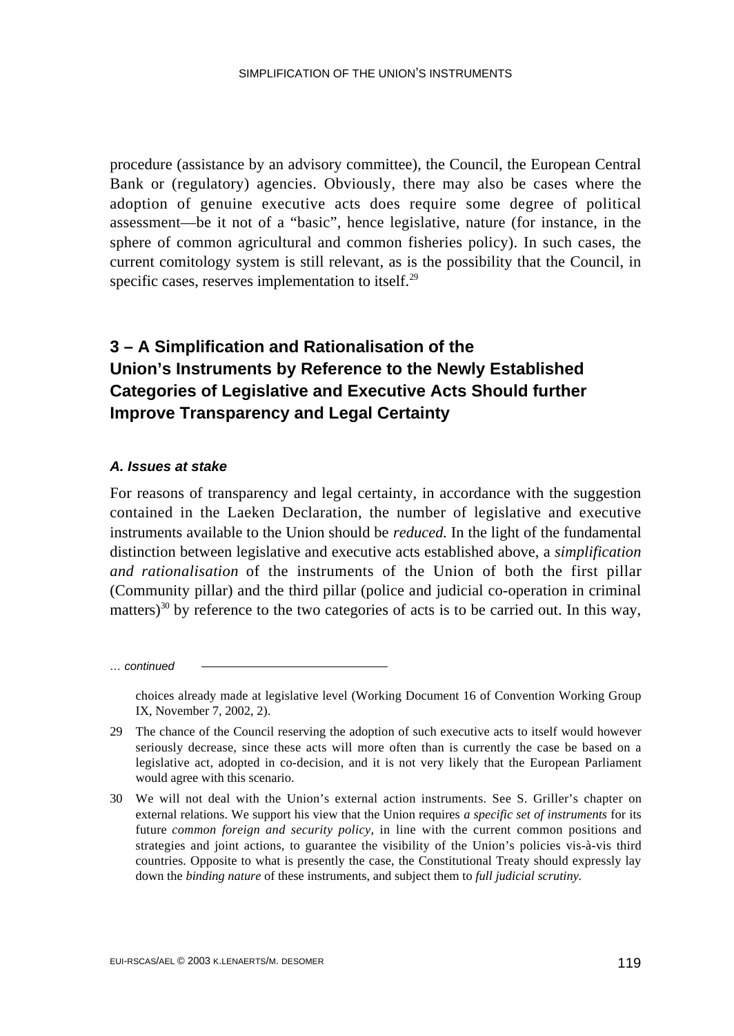procedure (assistance by an advisory committee), the Council, the European Central Bank or (regulatory) agencies. Obviously, there may also be cases where the adoption of genuine executive acts does require some degree of political assessment—be it not of a "basic", hence legislative, nature (for instance, in the sphere of common agricultural and common fisheries policy). In such cases, the current comitology system is still relevant, as is the possibility that the Council, in specific cases, reserves implementation to itself.[29]

## 3 – A Simplification and Rationalisation of the Union's Instruments by Reference to the Newly Established Categories of Legislative and Executive Acts Should further Improve Transparency and Legal Certainty

### *A. Issues at stake*

For reasons of transparency and legal certainty, in accordance with the suggestion contained in the Laeken Declaration, the number of legislative and executive instruments available to the Union should be *reduced.* In the light of the fundamental distinction between legislative and executive acts established above, a *simplification and rationalisation* of the instruments of the Union of both the first pillar (Community pillar) and the third pillar (police and judicial co-operation in criminal matters)[30] by reference to the two categories of acts is to be carried out. In this way,

*… continued*

choices already made at legislative level (Working Document 16 of Convention Working Group IX, November 7, 2002, 2).

29 The chance of the Council reserving the adoption of such executive acts to itself would however seriously decrease, since these acts will more often than is currently the case be based on a legislative act, adopted in co-decision, and it is not very likely that the European Parliament would agree with this scenario.

30 We will not deal with the Union's external action instruments. See S. Griller's chapter on external relations. We support his view that the Union requires *a specific set of instruments* for its future *common foreign and security policy,* in line with the current common positions and strategies and joint actions, to guarantee the visibility of the Union's policies vis-à-vis third countries. Opposite to what is presently the case, the Constitutional Treaty should expressly lay down the *binding nature* of these instruments, and subject them to *full judicial scrutiny.*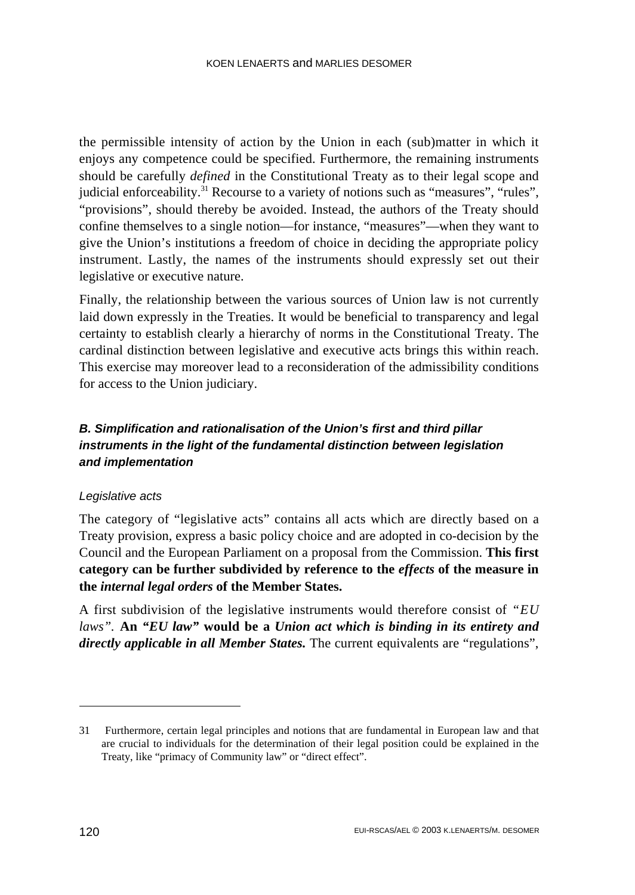the permissible intensity of action by the Union in each (sub)matter in which it enjoys any competence could be specified. Furthermore, the remaining instruments should be carefully *defined* in the Constitutional Treaty as to their legal scope and judicial enforceability.[31] Recourse to a variety of notions such as "measures", "rules", "provisions", should thereby be avoided. Instead, the authors of the Treaty should confine themselves to a single notion—for instance, "measures"—when they want to give the Union's institutions a freedom of choice in deciding the appropriate policy instrument. Lastly, the names of the instruments should expressly set out their legislative or executive nature.

Finally, the relationship between the various sources of Union law is not currently laid down expressly in the Treaties. It would be beneficial to transparency and legal certainty to establish clearly a hierarchy of norms in the Constitutional Treaty. The cardinal distinction between legislative and executive acts brings this within reach. This exercise may moreover lead to a reconsideration of the admissibility conditions for access to the Union judiciary.

### *B. Simplification and rationalisation of the Union's first and third pillar instruments in the light of the fundamental distinction between legislation and implementation*

#### *Legislative acts*

The category of "legislative acts" contains all acts which are directly based on a Treaty provision, express a basic policy choice and are adopted in co-decision by the Council and the European Parliament on a proposal from the Commission. **This first category can be further subdivided by reference to the *effects* of the measure in the *internal legal orders* of the Member States.**

A first subdivision of the legislative instruments would therefore consist of *"EU laws"*. **An *"EU law"* would be a *Union act which is binding in its entirety and directly applicable in all Member States.*** The current equivalents are "regulations",

---

31 Furthermore, certain legal principles and notions that are fundamental in European law and that are crucial to individuals for the determination of their legal position could be explained in the Treaty, like "primacy of Community law" or "direct effect".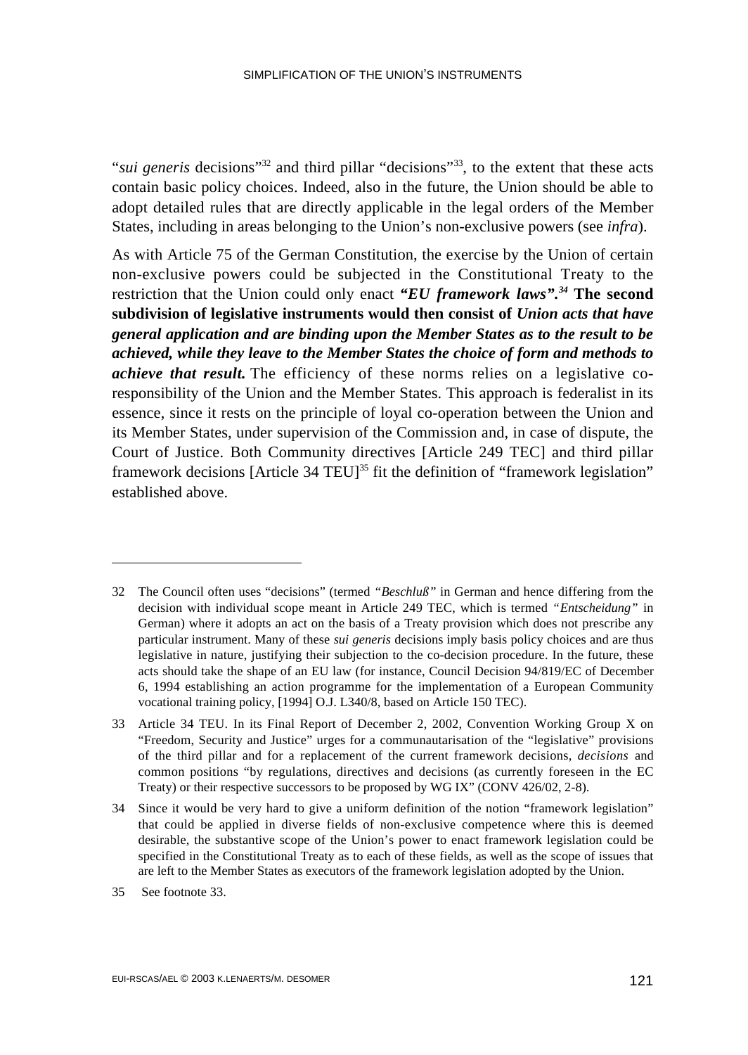"*sui generis* decisions"[32] and third pillar "decisions"[33], to the extent that these acts contain basic policy choices. Indeed, also in the future, the Union should be able to adopt detailed rules that are directly applicable in the legal orders of the Member States, including in areas belonging to the Union's non-exclusive powers (see *infra*).

As with Article 75 of the German Constitution, the exercise by the Union of certain non-exclusive powers could be subjected in the Constitutional Treaty to the restriction that the Union could only enact ***"EU framework laws".***[34] **The second subdivision of legislative instruments would then consist of *Union acts that have general application and are binding upon the Member States as to the result to be achieved, while they leave to the Member States the choice of form and methods to achieve that result.*** The efficiency of these norms relies on a legislative co-responsibility of the Union and the Member States. This approach is federalist in its essence, since it rests on the principle of loyal co-operation between the Union and its Member States, under supervision of the Commission and, in case of dispute, the Court of Justice. Both Community directives [Article 249 TEC] and third pillar framework decisions [Article 34 TEU][35] fit the definition of "framework legislation" established above.

---

32 The Council often uses "decisions" (termed *"Beschluß"* in German and hence differing from the decision with individual scope meant in Article 249 TEC, which is termed *"Entscheidung"* in German) where it adopts an act on the basis of a Treaty provision which does not prescribe any particular instrument. Many of these *sui generis* decisions imply basis policy choices and are thus legislative in nature, justifying their subjection to the co-decision procedure. In the future, these acts should take the shape of an EU law (for instance, Council Decision 94/819/EC of December 6, 1994 establishing an action programme for the implementation of a European Community vocational training policy, [1994] O.J. L340/8, based on Article 150 TEC).

33 Article 34 TEU. In its Final Report of December 2, 2002, Convention Working Group X on "Freedom, Security and Justice" urges for a communautarisation of the "legislative" provisions of the third pillar and for a replacement of the current framework decisions, *decisions* and common positions "by regulations, directives and decisions (as currently foreseen in the EC Treaty) or their respective successors to be proposed by WG IX" (CONV 426/02, 2-8).

34 Since it would be very hard to give a uniform definition of the notion "framework legislation" that could be applied in diverse fields of non-exclusive competence where this is deemed desirable, the substantive scope of the Union's power to enact framework legislation could be specified in the Constitutional Treaty as to each of these fields, as well as the scope of issues that are left to the Member States as executors of the framework legislation adopted by the Union.

35 See footnote 33.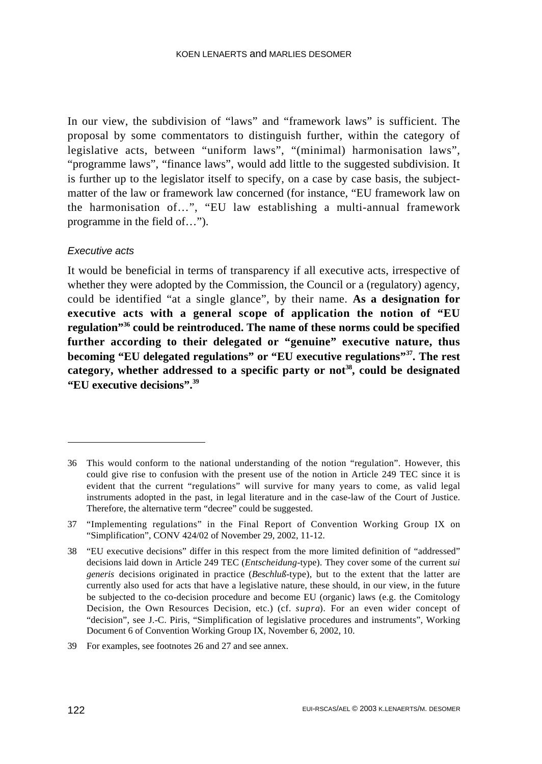In our view, the subdivision of "laws" and "framework laws" is sufficient. The proposal by some commentators to distinguish further, within the category of legislative acts, between "uniform laws", "(minimal) harmonisation laws", "programme laws", "finance laws", would add little to the suggested subdivision. It is further up to the legislator itself to specify, on a case by case basis, the subject-matter of the law or framework law concerned (for instance, "EU framework law on the harmonisation of…", "EU law establishing a multi-annual framework programme in the field of…").

### *Executive acts*

It would be beneficial in terms of transparency if all executive acts, irrespective of whether they were adopted by the Commission, the Council or a (regulatory) agency, could be identified "at a single glance", by their name. **As a designation for executive acts with a general scope of application the notion of "EU regulation"[36] could be reintroduced. The name of these norms could be specified further according to their delegated or "genuine" executive nature, thus becoming "EU delegated regulations" or "EU executive regulations"[37]. The rest category, whether addressed to a specific party or not[38], could be designated "EU executive decisions".[39]**

---

36 This would conform to the national understanding of the notion "regulation". However, this could give rise to confusion with the present use of the notion in Article 249 TEC since it is evident that the current "regulations" will survive for many years to come, as valid legal instruments adopted in the past, in legal literature and in the case-law of the Court of Justice. Therefore, the alternative term "decree" could be suggested.

37 "Implementing regulations" in the Final Report of Convention Working Group IX on "Simplification", CONV 424/02 of November 29, 2002, 11-12.

38 "EU executive decisions" differ in this respect from the more limited definition of "addressed" decisions laid down in Article 249 TEC (*Entscheidung*-type). They cover some of the current *sui generis* decisions originated in practice (*Beschluß*-type), but to the extent that the latter are currently also used for acts that have a legislative nature, these should, in our view, in the future be subjected to the co-decision procedure and become EU (organic) laws (e.g. the Comitology Decision, the Own Resources Decision, etc.) (cf. *supra*). For an even wider concept of "decision", see J.-C. Piris, "Simplification of legislative procedures and instruments", Working Document 6 of Convention Working Group IX, November 6, 2002, 10.

39 For examples, see footnotes 26 and 27 and see annex.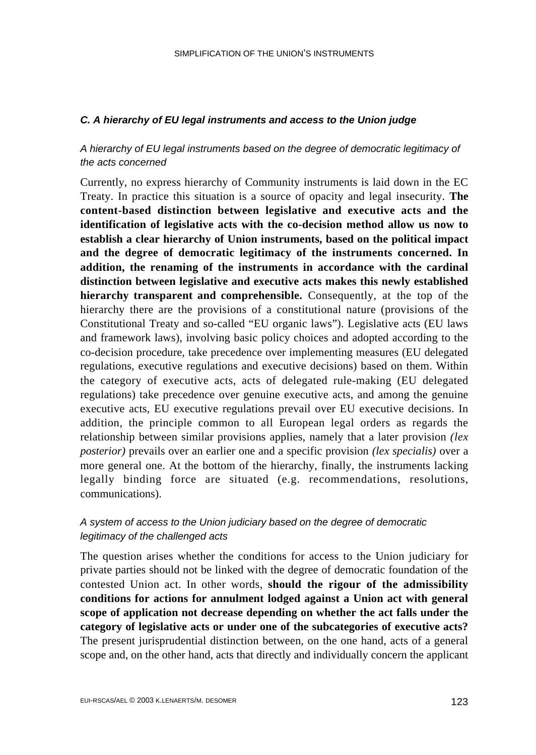### *C. A hierarchy of EU legal instruments and access to the Union judge*

*A hierarchy of EU legal instruments based on the degree of democratic legitimacy of the acts concerned*

Currently, no express hierarchy of Community instruments is laid down in the EC Treaty. In practice this situation is a source of opacity and legal insecurity. **The content-based distinction between legislative and executive acts and the identification of legislative acts with the co-decision method allow us now to establish a clear hierarchy of Union instruments, based on the political impact and the degree of democratic legitimacy of the instruments concerned. In addition, the renaming of the instruments in accordance with the cardinal distinction between legislative and executive acts makes this newly established hierarchy transparent and comprehensible.** Consequently, at the top of the hierarchy there are the provisions of a constitutional nature (provisions of the Constitutional Treaty and so-called "EU organic laws"). Legislative acts (EU laws and framework laws), involving basic policy choices and adopted according to the co-decision procedure, take precedence over implementing measures (EU delegated regulations, executive regulations and executive decisions) based on them. Within the category of executive acts, acts of delegated rule-making (EU delegated regulations) take precedence over genuine executive acts, and among the genuine executive acts, EU executive regulations prevail over EU executive decisions. In addition, the principle common to all European legal orders as regards the relationship between similar provisions applies, namely that a later provision *(lex posterior)* prevails over an earlier one and a specific provision *(lex specialis)* over a more general one. At the bottom of the hierarchy, finally, the instruments lacking legally binding force are situated (e.g. recommendations, resolutions, communications).

*A system of access to the Union judiciary based on the degree of democratic legitimacy of the challenged acts*

The question arises whether the conditions for access to the Union judiciary for private parties should not be linked with the degree of democratic foundation of the contested Union act. In other words, **should the rigour of the admissibility conditions for actions for annulment lodged against a Union act with general scope of application not decrease depending on whether the act falls under the category of legislative acts or under one of the subcategories of executive acts?** The present jurisprudential distinction between, on the one hand, acts of a general scope and, on the other hand, acts that directly and individually concern the applicant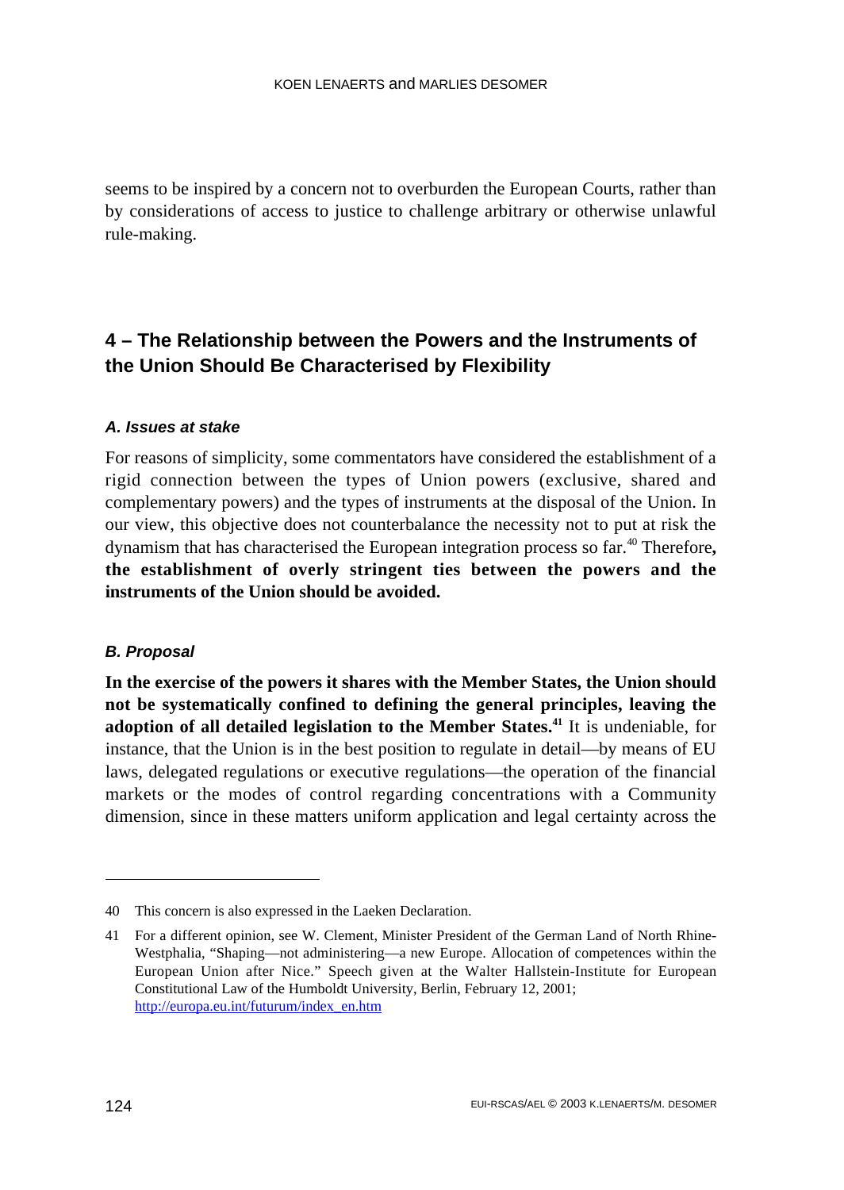seems to be inspired by a concern not to overburden the European Courts, rather than by considerations of access to justice to challenge arbitrary or otherwise unlawful rule-making.

## 4 – The Relationship between the Powers and the Instruments of the Union Should Be Characterised by Flexibility

### *A. Issues at stake*

For reasons of simplicity, some commentators have considered the establishment of a rigid connection between the types of Union powers (exclusive, shared and complementary powers) and the types of instruments at the disposal of the Union. In our view, this objective does not counterbalance the necessity not to put at risk the dynamism that has characterised the European integration process so far.[40] Therefore**, the establishment of overly stringent ties between the powers and the instruments of the Union should be avoided.**

### *B. Proposal*

**In the exercise of the powers it shares with the Member States, the Union should not be systematically confined to defining the general principles, leaving the adoption of all detailed legislation to the Member States.**[41] It is undeniable, for instance, that the Union is in the best position to regulate in detail—by means of EU laws, delegated regulations or executive regulations—the operation of the financial markets or the modes of control regarding concentrations with a Community dimension, since in these matters uniform application and legal certainty across the

---

40 This concern is also expressed in the Laeken Declaration.

41 For a different opinion, see W. Clement, Minister President of the German Land of North Rhine-Westphalia, "Shaping—not administering—a new Europe. Allocation of competences within the European Union after Nice." Speech given at the Walter Hallstein-Institute for European Constitutional Law of the Humboldt University, Berlin, February 12, 2001; http://europa.eu.int/futurum/index_en.htm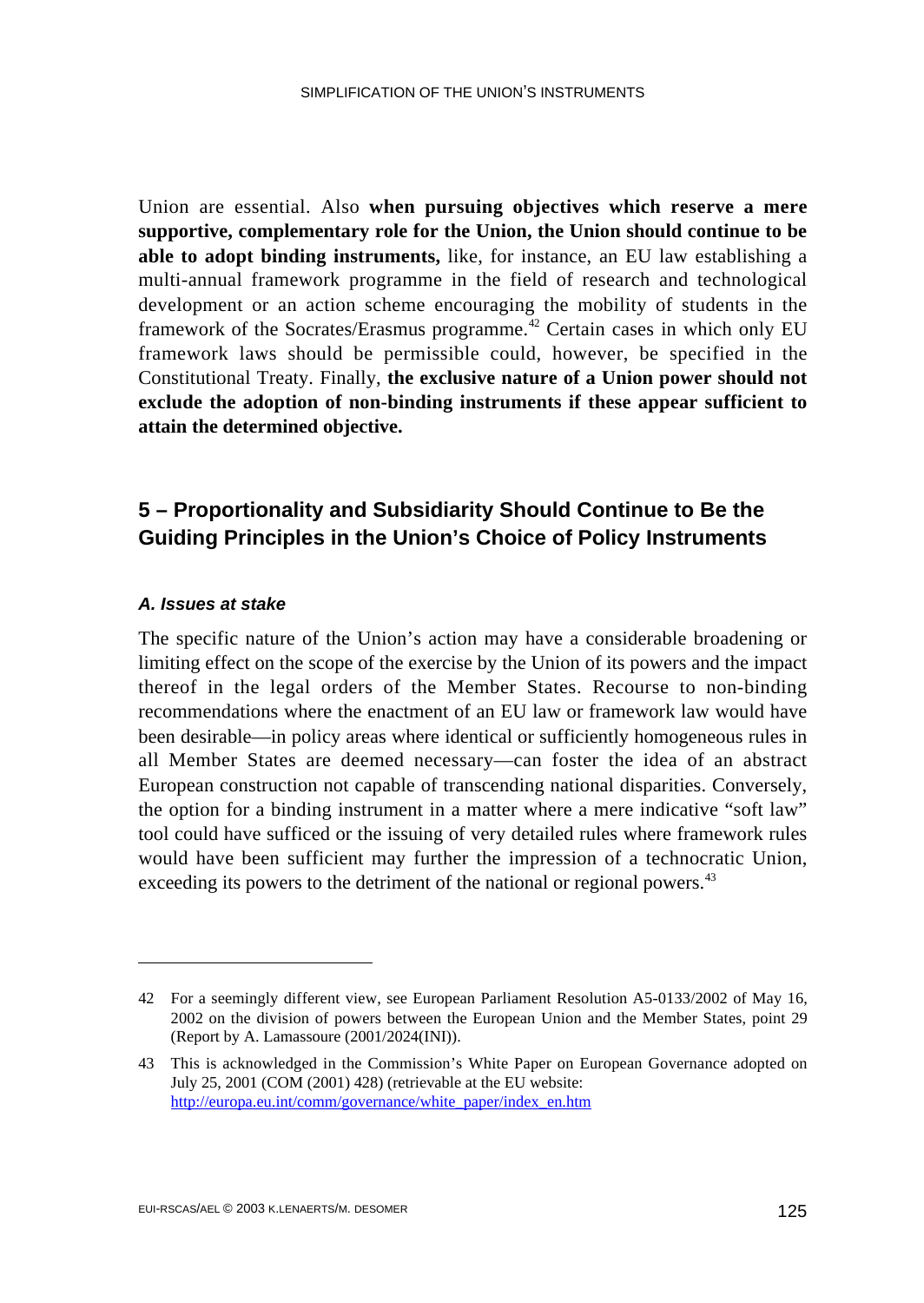Union are essential. Also **when pursuing objectives which reserve a mere supportive, complementary role for the Union, the Union should continue to be able to adopt binding instruments,** like, for instance, an EU law establishing a multi-annual framework programme in the field of research and technological development or an action scheme encouraging the mobility of students in the framework of the Socrates/Erasmus programme.[42] Certain cases in which only EU framework laws should be permissible could, however, be specified in the Constitutional Treaty. Finally, **the exclusive nature of a Union power should not exclude the adoption of non-binding instruments if these appear sufficient to attain the determined objective.**

## 5 – Proportionality and Subsidiarity Should Continue to Be the Guiding Principles in the Union's Choice of Policy Instruments

### *A. Issues at stake*

The specific nature of the Union's action may have a considerable broadening or limiting effect on the scope of the exercise by the Union of its powers and the impact thereof in the legal orders of the Member States. Recourse to non-binding recommendations where the enactment of an EU law or framework law would have been desirable—in policy areas where identical or sufficiently homogeneous rules in all Member States are deemed necessary—can foster the idea of an abstract European construction not capable of transcending national disparities. Conversely, the option for a binding instrument in a matter where a mere indicative "soft law" tool could have sufficed or the issuing of very detailed rules where framework rules would have been sufficient may further the impression of a technocratic Union, exceeding its powers to the detriment of the national or regional powers.[43]

---

42 For a seemingly different view, see European Parliament Resolution A5-0133/2002 of May 16, 2002 on the division of powers between the European Union and the Member States, point 29 (Report by A. Lamassoure (2001/2024(INI)).

43 This is acknowledged in the Commission's White Paper on European Governance adopted on July 25, 2001 (COM (2001) 428) (retrievable at the EU website: http://europa.eu.int/comm/governance/white_paper/index_en.htm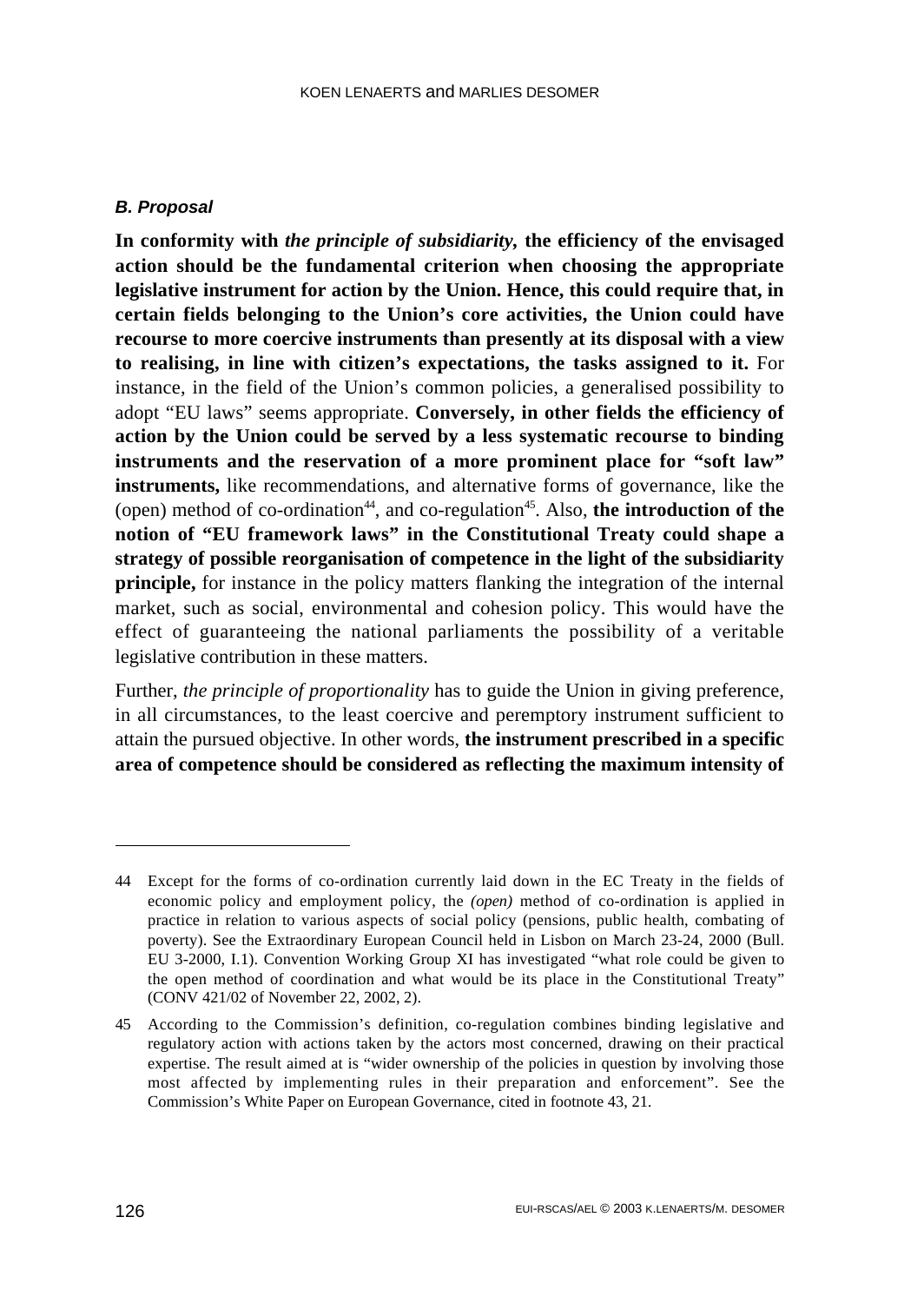### *B. Proposal*

**In conformity with *the principle of subsidiarity*, the efficiency of the envisaged action should be the fundamental criterion when choosing the appropriate legislative instrument for action by the Union. Hence, this could require that, in certain fields belonging to the Union's core activities, the Union could have recourse to more coercive instruments than presently at its disposal with a view to realising, in line with citizen's expectations, the tasks assigned to it.** For instance, in the field of the Union's common policies, a generalised possibility to adopt "EU laws" seems appropriate. **Conversely, in other fields the efficiency of action by the Union could be served by a less systematic recourse to binding instruments and the reservation of a more prominent place for "soft law" instruments,** like recommendations, and alternative forms of governance, like the (open) method of co-ordination[44], and co-regulation[45]. Also, **the introduction of the notion of "EU framework laws" in the Constitutional Treaty could shape a strategy of possible reorganisation of competence in the light of the subsidiarity principle,** for instance in the policy matters flanking the integration of the internal market, such as social, environmental and cohesion policy. This would have the effect of guaranteeing the national parliaments the possibility of a veritable legislative contribution in these matters.

Further, *the principle of proportionality* has to guide the Union in giving preference, in all circumstances, to the least coercive and peremptory instrument sufficient to attain the pursued objective. In other words, **the instrument prescribed in a specific area of competence should be considered as reflecting the maximum intensity of**

---

44 Except for the forms of co-ordination currently laid down in the EC Treaty in the fields of economic policy and employment policy, the *(open)* method of co-ordination is applied in practice in relation to various aspects of social policy (pensions, public health, combating of poverty). See the Extraordinary European Council held in Lisbon on March 23-24, 2000 (Bull. EU 3-2000, I.1). Convention Working Group XI has investigated "what role could be given to the open method of coordination and what would be its place in the Constitutional Treaty" (CONV 421/02 of November 22, 2002, 2).

45 According to the Commission's definition, co-regulation combines binding legislative and regulatory action with actions taken by the actors most concerned, drawing on their practical expertise. The result aimed at is "wider ownership of the policies in question by involving those most affected by implementing rules in their preparation and enforcement". See the Commission's White Paper on European Governance, cited in footnote 43, 21.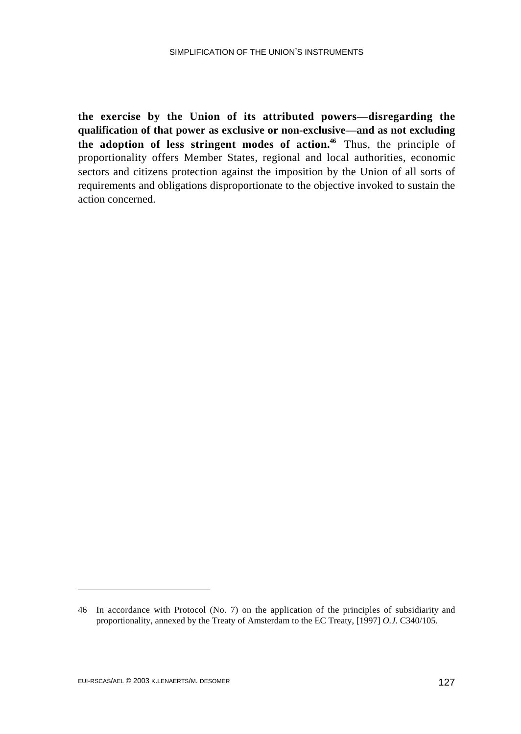**the exercise by the Union of its attributed powers—disregarding the qualification of that power as exclusive or non-exclusive—and as not excluding the adoption of less stringent modes of action.**[46] Thus, the principle of proportionality offers Member States, regional and local authorities, economic sectors and citizens protection against the imposition by the Union of all sorts of requirements and obligations disproportionate to the objective invoked to sustain the action concerned.

---

46 In accordance with Protocol (No. 7) on the application of the principles of subsidiarity and proportionality, annexed by the Treaty of Amsterdam to the EC Treaty, [1997] *O.J.* C340/105.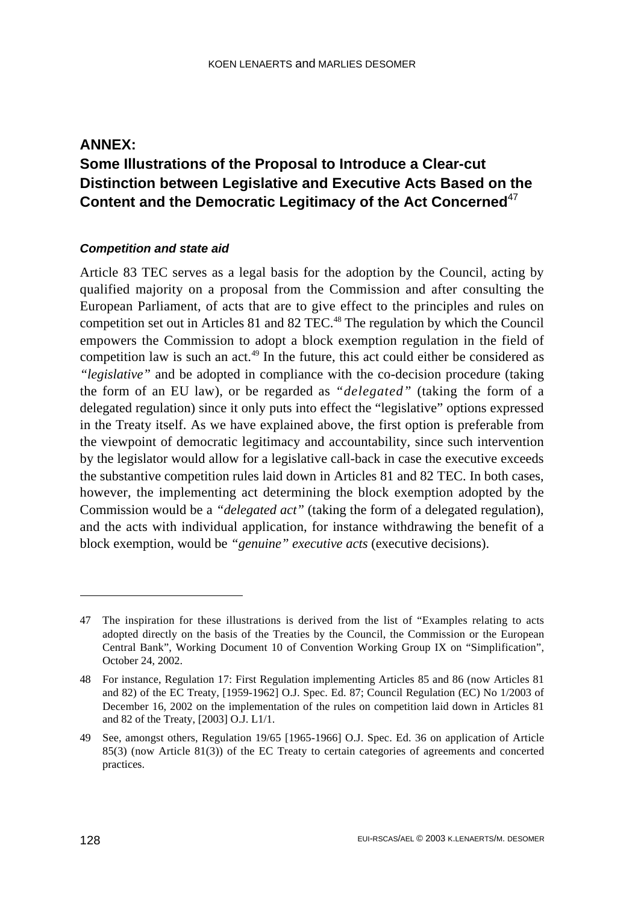## ANNEX:
## Some Illustrations of the Proposal to Introduce a Clear-cut Distinction between Legislative and Executive Acts Based on the Content and the Democratic Legitimacy of the Act Concerned[47]

### *Competition and state aid*

Article 83 TEC serves as a legal basis for the adoption by the Council, acting by qualified majority on a proposal from the Commission and after consulting the European Parliament, of acts that are to give effect to the principles and rules on competition set out in Articles 81 and 82 TEC.[48] The regulation by which the Council empowers the Commission to adopt a block exemption regulation in the field of competition law is such an act.[49] In the future, this act could either be considered as *"legislative"* and be adopted in compliance with the co-decision procedure (taking the form of an EU law), or be regarded as *"delegated"* (taking the form of a delegated regulation) since it only puts into effect the "legislative" options expressed in the Treaty itself. As we have explained above, the first option is preferable from the viewpoint of democratic legitimacy and accountability, since such intervention by the legislator would allow for a legislative call-back in case the executive exceeds the substantive competition rules laid down in Articles 81 and 82 TEC. In both cases, however, the implementing act determining the block exemption adopted by the Commission would be a *"delegated act"* (taking the form of a delegated regulation), and the acts with individual application, for instance withdrawing the benefit of a block exemption, would be *"genuine" executive acts* (executive decisions).

---

47 The inspiration for these illustrations is derived from the list of "Examples relating to acts adopted directly on the basis of the Treaties by the Council, the Commission or the European Central Bank", Working Document 10 of Convention Working Group IX on "Simplification", October 24, 2002.

48 For instance, Regulation 17: First Regulation implementing Articles 85 and 86 (now Articles 81 and 82) of the EC Treaty, [1959-1962] O.J. Spec. Ed. 87; Council Regulation (EC) No 1/2003 of December 16, 2002 on the implementation of the rules on competition laid down in Articles 81 and 82 of the Treaty, [2003] O.J. L1/1.

49 See, amongst others, Regulation 19/65 [1965-1966] O.J. Spec. Ed. 36 on application of Article 85(3) (now Article 81(3)) of the EC Treaty to certain categories of agreements and concerted practices.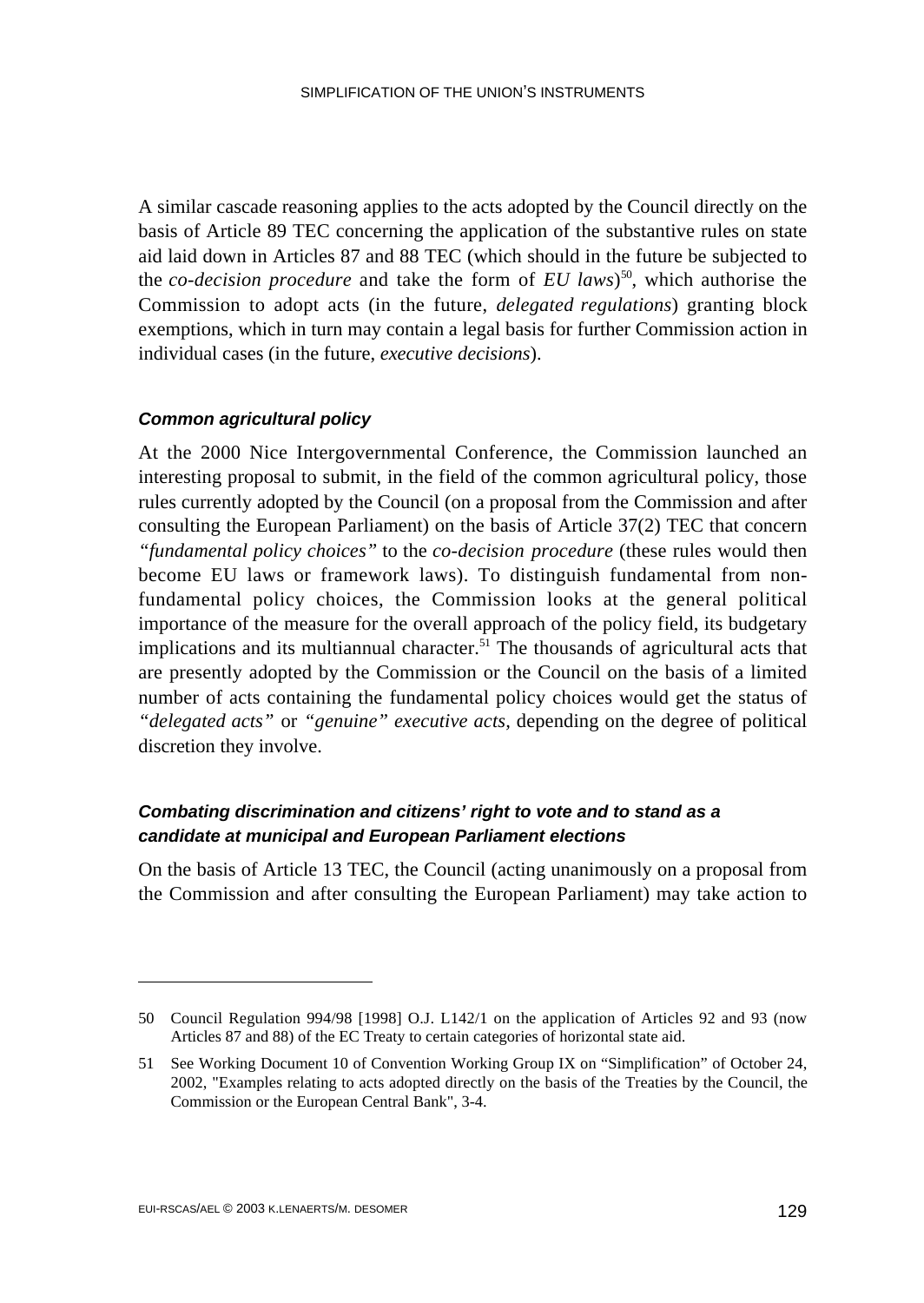A similar cascade reasoning applies to the acts adopted by the Council directly on the basis of Article 89 TEC concerning the application of the substantive rules on state aid laid down in Articles 87 and 88 TEC (which should in the future be subjected to the *co-decision procedure* and take the form of *EU laws*)[50], which authorise the Commission to adopt acts (in the future, *delegated regulations*) granting block exemptions, which in turn may contain a legal basis for further Commission action in individual cases (in the future, *executive decisions*).

#### *Common agricultural policy*

At the 2000 Nice Intergovernmental Conference, the Commission launched an interesting proposal to submit, in the field of the common agricultural policy, those rules currently adopted by the Council (on a proposal from the Commission and after consulting the European Parliament) on the basis of Article 37(2) TEC that concern *"fundamental policy choices"* to the *co-decision procedure* (these rules would then become EU laws or framework laws). To distinguish fundamental from non-fundamental policy choices, the Commission looks at the general political importance of the measure for the overall approach of the policy field, its budgetary implications and its multiannual character.[51] The thousands of agricultural acts that are presently adopted by the Commission or the Council on the basis of a limited number of acts containing the fundamental policy choices would get the status of *"delegated acts"* or *"genuine" executive acts*, depending on the degree of political discretion they involve.

#### *Combating discrimination and citizens' right to vote and to stand as a candidate at municipal and European Parliament elections*

On the basis of Article 13 TEC, the Council (acting unanimously on a proposal from the Commission and after consulting the European Parliament) may take action to

---

50 Council Regulation 994/98 [1998] O.J. L142/1 on the application of Articles 92 and 93 (now Articles 87 and 88) of the EC Treaty to certain categories of horizontal state aid.

51 See Working Document 10 of Convention Working Group IX on "Simplification" of October 24, 2002, "Examples relating to acts adopted directly on the basis of the Treaties by the Council, the Commission or the European Central Bank", 3-4.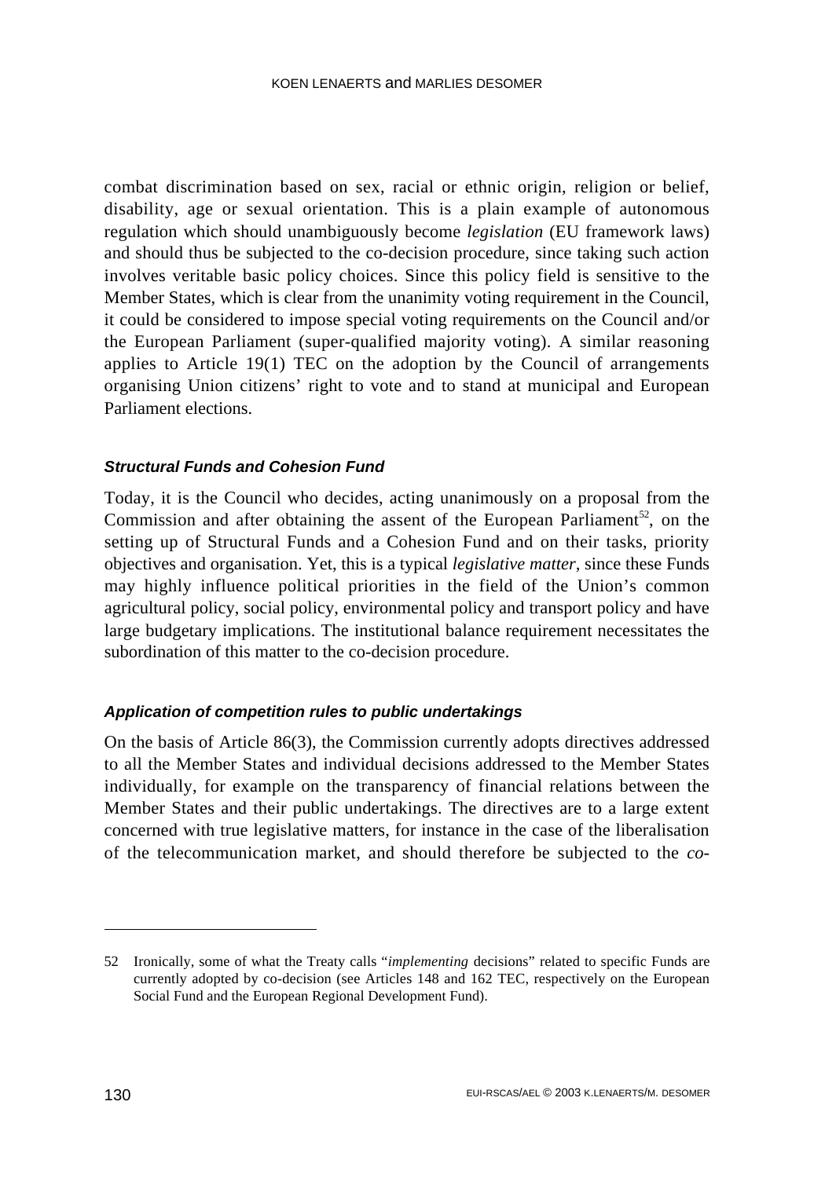combat discrimination based on sex, racial or ethnic origin, religion or belief, disability, age or sexual orientation. This is a plain example of autonomous regulation which should unambiguously become *legislation* (EU framework laws) and should thus be subjected to the co-decision procedure, since taking such action involves veritable basic policy choices. Since this policy field is sensitive to the Member States, which is clear from the unanimity voting requirement in the Council, it could be considered to impose special voting requirements on the Council and/or the European Parliament (super-qualified majority voting). A similar reasoning applies to Article 19(1) TEC on the adoption by the Council of arrangements organising Union citizens' right to vote and to stand at municipal and European Parliament elections.

#### *Structural Funds and Cohesion Fund*

Today, it is the Council who decides, acting unanimously on a proposal from the Commission and after obtaining the assent of the European Parliament[52], on the setting up of Structural Funds and a Cohesion Fund and on their tasks, priority objectives and organisation. Yet, this is a typical *legislative matter,* since these Funds may highly influence political priorities in the field of the Union's common agricultural policy, social policy, environmental policy and transport policy and have large budgetary implications. The institutional balance requirement necessitates the subordination of this matter to the co-decision procedure.

#### *Application of competition rules to public undertakings*

On the basis of Article 86(3), the Commission currently adopts directives addressed to all the Member States and individual decisions addressed to the Member States individually, for example on the transparency of financial relations between the Member States and their public undertakings. The directives are to a large extent concerned with true legislative matters, for instance in the case of the liberalisation of the telecommunication market, and should therefore be subjected to the *co-*

---

52 Ironically, some of what the Treaty calls "*implementing* decisions" related to specific Funds are currently adopted by co-decision (see Articles 148 and 162 TEC, respectively on the European Social Fund and the European Regional Development Fund).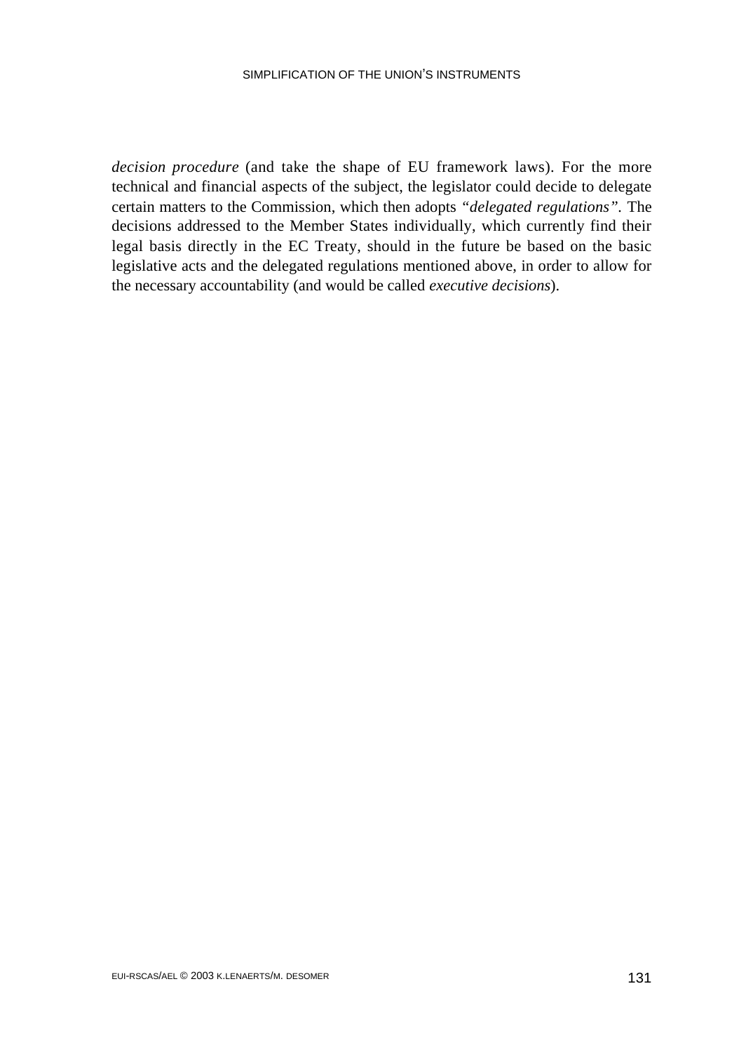*decision procedure* (and take the shape of EU framework laws). For the more technical and financial aspects of the subject, the legislator could decide to delegate certain matters to the Commission, which then adopts *"delegated regulations"*. The decisions addressed to the Member States individually, which currently find their legal basis directly in the EC Treaty, should in the future be based on the basic legislative acts and the delegated regulations mentioned above, in order to allow for the necessary accountability (and would be called *executive decisions*).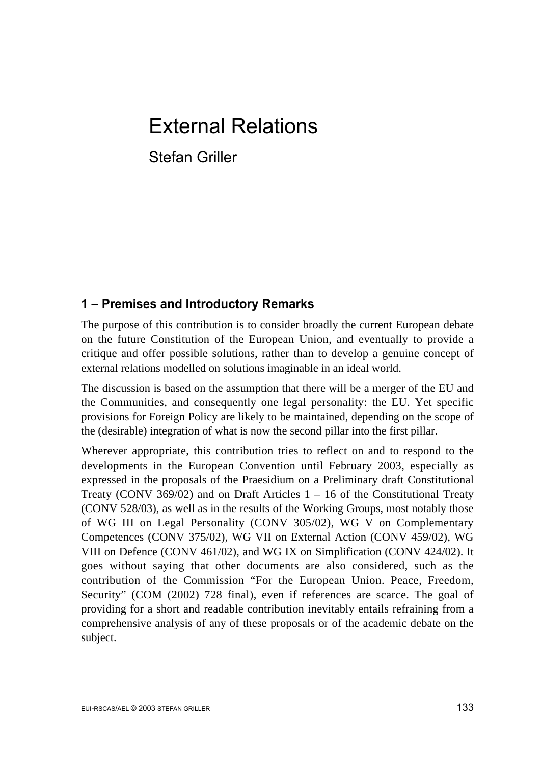# External Relations

Stefan Griller

## 1 – Premises and Introductory Remarks

The purpose of this contribution is to consider broadly the current European debate on the future Constitution of the European Union, and eventually to provide a critique and offer possible solutions, rather than to develop a genuine concept of external relations modelled on solutions imaginable in an ideal world.

The discussion is based on the assumption that there will be a merger of the EU and the Communities, and consequently one legal personality: the EU. Yet specific provisions for Foreign Policy are likely to be maintained, depending on the scope of the (desirable) integration of what is now the second pillar into the first pillar.

Wherever appropriate, this contribution tries to reflect on and to respond to the developments in the European Convention until February 2003, especially as expressed in the proposals of the Praesidium on a Preliminary draft Constitutional Treaty (CONV 369/02) and on Draft Articles 1 – 16 of the Constitutional Treaty (CONV 528/03), as well as in the results of the Working Groups, most notably those of WG III on Legal Personality (CONV 305/02), WG V on Complementary Competences (CONV 375/02), WG VII on External Action (CONV 459/02), WG VIII on Defence (CONV 461/02), and WG IX on Simplification (CONV 424/02). It goes without saying that other documents are also considered, such as the contribution of the Commission "For the European Union. Peace, Freedom, Security" (COM (2002) 728 final), even if references are scarce. The goal of providing for a short and readable contribution inevitably entails refraining from a comprehensive analysis of any of these proposals or of the academic debate on the subject.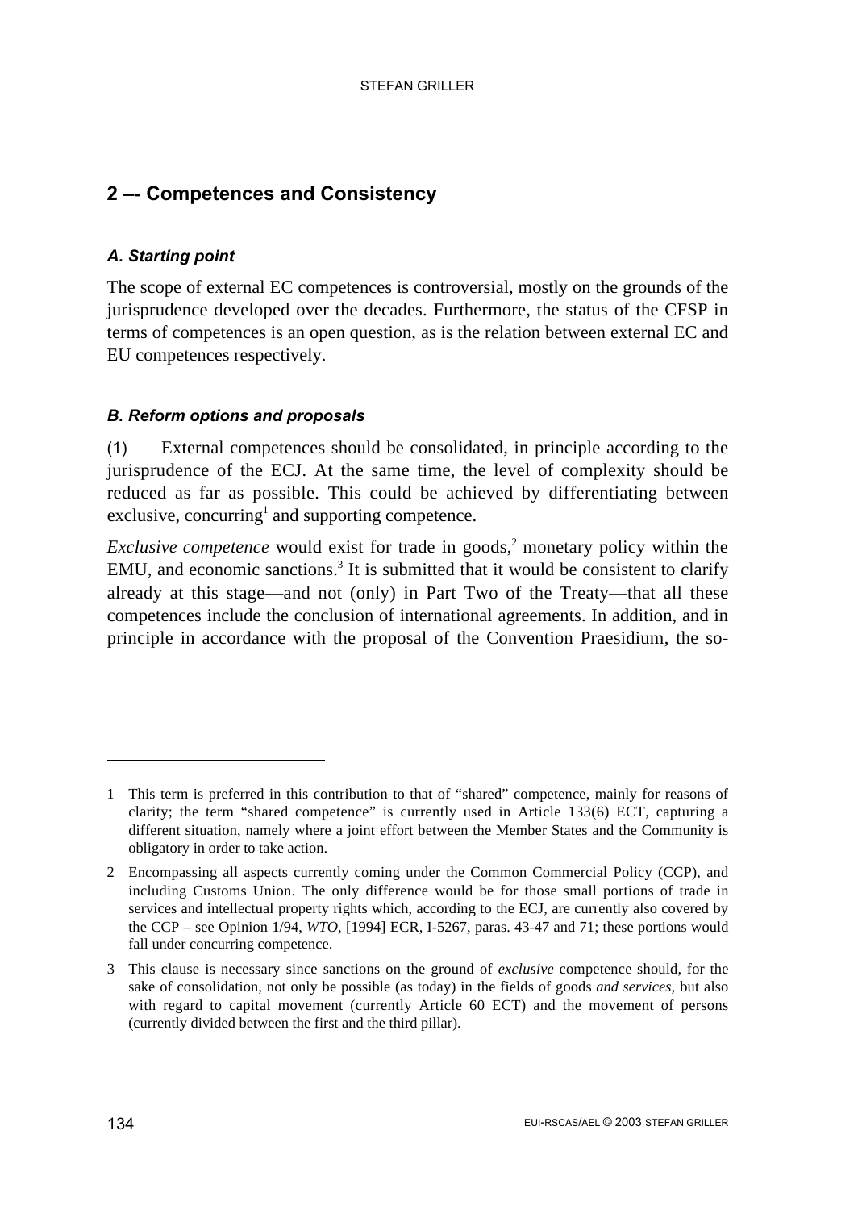## 2 –- Competences and Consistency

### *A. Starting point*

The scope of external EC competences is controversial, mostly on the grounds of the jurisprudence developed over the decades. Furthermore, the status of the CFSP in terms of competences is an open question, as is the relation between external EC and EU competences respectively.

### *B. Reform options and proposals*

(1) External competences should be consolidated, in principle according to the jurisprudence of the ECJ. At the same time, the level of complexity should be reduced as far as possible. This could be achieved by differentiating between exclusive, concurring[1] and supporting competence.

*Exclusive competence* would exist for trade in goods,[2] monetary policy within the EMU, and economic sanctions.[3] It is submitted that it would be consistent to clarify already at this stage—and not (only) in Part Two of the Treaty—that all these competences include the conclusion of international agreements. In addition, and in principle in accordance with the proposal of the Convention Praesidium, the so-

---

1 This term is preferred in this contribution to that of "shared" competence, mainly for reasons of clarity; the term "shared competence" is currently used in Article 133(6) ECT, capturing a different situation, namely where a joint effort between the Member States and the Community is obligatory in order to take action.

2 Encompassing all aspects currently coming under the Common Commercial Policy (CCP), and including Customs Union. The only difference would be for those small portions of trade in services and intellectual property rights which, according to the ECJ, are currently also covered by the CCP – see Opinion 1/94, *WTO*, [1994] ECR, I-5267, paras. 43-47 and 71; these portions would fall under concurring competence.

3 This clause is necessary since sanctions on the ground of *exclusive* competence should, for the sake of consolidation, not only be possible (as today) in the fields of goods *and services*, but also with regard to capital movement (currently Article 60 ECT) and the movement of persons (currently divided between the first and the third pillar).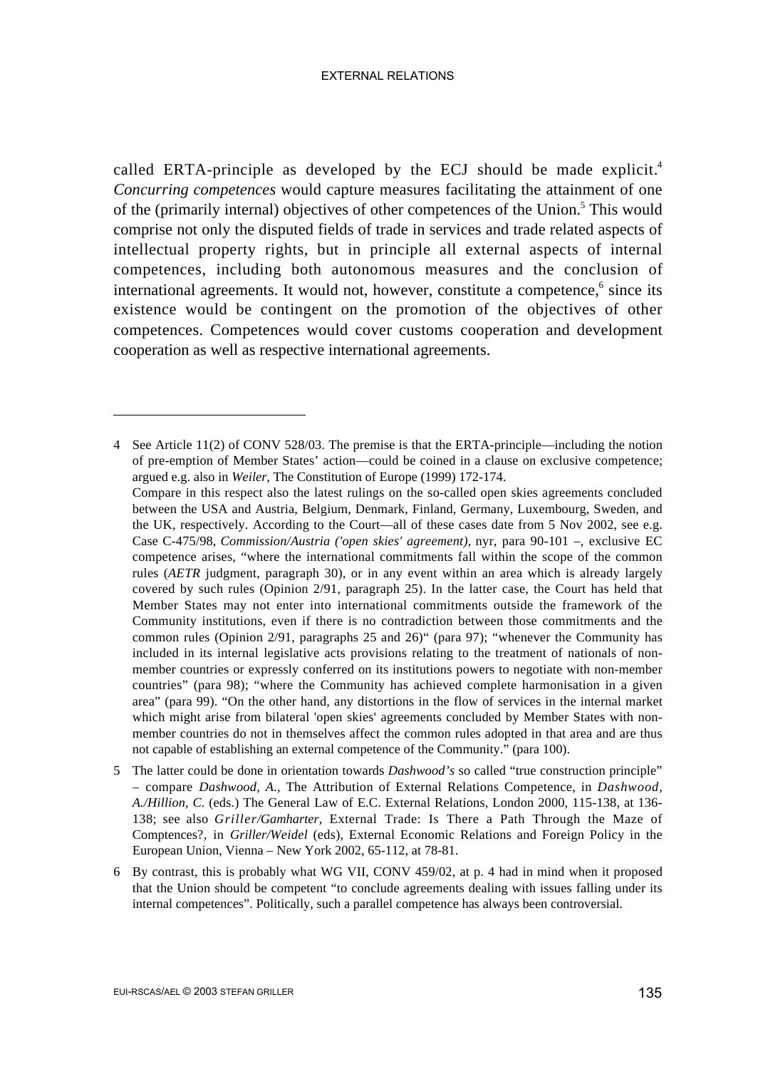called ERTA-principle as developed by the ECJ should be made explicit.[4] *Concurring competences* would capture measures facilitating the attainment of one of the (primarily internal) objectives of other competences of the Union.[5] This would comprise not only the disputed fields of trade in services and trade related aspects of intellectual property rights, but in principle all external aspects of internal competences, including both autonomous measures and the conclusion of international agreements. It would not, however, constitute a competence,[6] since its existence would be contingent on the promotion of the objectives of other competences. Competences would cover customs cooperation and development cooperation as well as respective international agreements.

---

4 See Article 11(2) of CONV 528/03. The premise is that the ERTA-principle—including the notion of pre-emption of Member States' action—could be coined in a clause on exclusive competence; argued e.g. also in *Weiler*, The Constitution of Europe (1999) 172-174.
Compare in this respect also the latest rulings on the so-called open skies agreements concluded between the USA and Austria, Belgium, Denmark, Finland, Germany, Luxembourg, Sweden, and the UK, respectively. According to the Court—all of these cases date from 5 Nov 2002, see e.g. Case C-475/98, *Commission/Austria ('open skies' agreement)*, nyr, para 90-101 –, exclusive EC competence arises, "where the international commitments fall within the scope of the common rules (*AETR* judgment, paragraph 30), or in any event within an area which is already largely covered by such rules (Opinion 2/91, paragraph 25). In the latter case, the Court has held that Member States may not enter into international commitments outside the framework of the Community institutions, even if there is no contradiction between those commitments and the common rules (Opinion 2/91, paragraphs 25 and 26)" (para 97); "whenever the Community has included in its internal legislative acts provisions relating to the treatment of nationals of non-member countries or expressly conferred on its institutions powers to negotiate with non-member countries" (para 98); "where the Community has achieved complete harmonisation in a given area" (para 99). "On the other hand, any distortions in the flow of services in the internal market which might arise from bilateral 'open skies' agreements concluded by Member States with non-member countries do not in themselves affect the common rules adopted in that area and are thus not capable of establishing an external competence of the Community." (para 100).

5 The latter could be done in orientation towards *Dashwood's* so called "true construction principle" – compare *Dashwood, A.*, The Attribution of External Relations Competence, in *Dashwood, A./Hillion, C.* (eds.) The General Law of E.C. External Relations, London 2000, 115-138, at 136-138; see also *Griller/Gamharter*, External Trade: Is There a Path Through the Maze of Comptences?, in *Griller/Weidel* (eds), External Economic Relations and Foreign Policy in the European Union, Vienna – New York 2002, 65-112, at 78-81.

6 By contrast, this is probably what WG VII, CONV 459/02, at p. 4 had in mind when it proposed that the Union should be competent "to conclude agreements dealing with issues falling under its internal competences". Politically, such a parallel competence has always been controversial.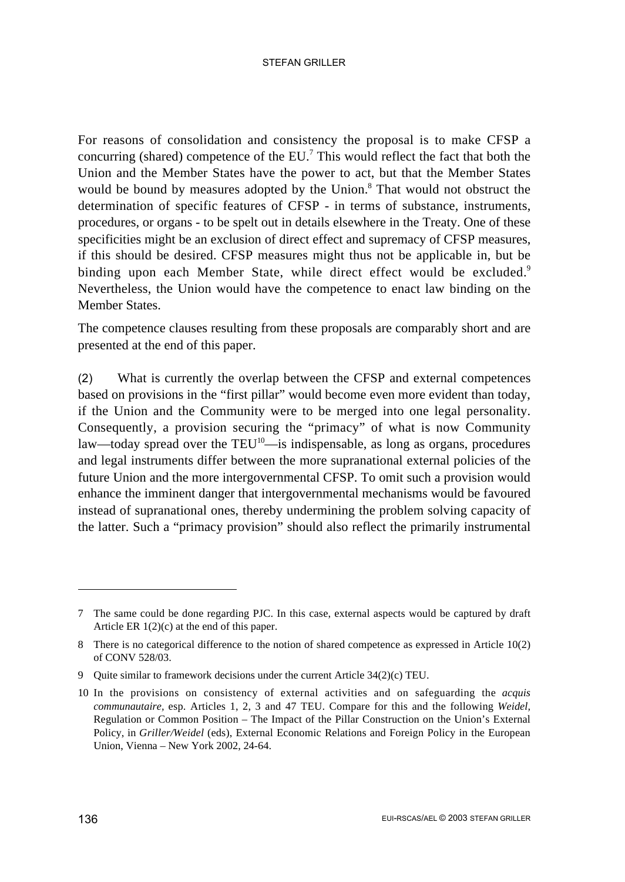For reasons of consolidation and consistency the proposal is to make CFSP a concurring (shared) competence of the EU.[7] This would reflect the fact that both the Union and the Member States have the power to act, but that the Member States would be bound by measures adopted by the Union.[8] That would not obstruct the determination of specific features of CFSP - in terms of substance, instruments, procedures, or organs - to be spelt out in details elsewhere in the Treaty. One of these specificities might be an exclusion of direct effect and supremacy of CFSP measures, if this should be desired. CFSP measures might thus not be applicable in, but be binding upon each Member State, while direct effect would be excluded.[9] Nevertheless, the Union would have the competence to enact law binding on the Member States.

The competence clauses resulting from these proposals are comparably short and are presented at the end of this paper.

(2) What is currently the overlap between the CFSP and external competences based on provisions in the "first pillar" would become even more evident than today, if the Union and the Community were to be merged into one legal personality. Consequently, a provision securing the "primacy" of what is now Community law—today spread over the TEU[10]—is indispensable, as long as organs, procedures and legal instruments differ between the more supranational external policies of the future Union and the more intergovernmental CFSP. To omit such a provision would enhance the imminent danger that intergovernmental mechanisms would be favoured instead of supranational ones, thereby undermining the problem solving capacity of the latter. Such a "primacy provision" should also reflect the primarily instrumental

---

7 The same could be done regarding PJC. In this case, external aspects would be captured by draft Article ER 1(2)(c) at the end of this paper.

8 There is no categorical difference to the notion of shared competence as expressed in Article 10(2) of CONV 528/03.

9 Quite similar to framework decisions under the current Article 34(2)(c) TEU.

10 In the provisions on consistency of external activities and on safeguarding the *acquis communautaire*, esp. Articles 1, 2, 3 and 47 TEU. Compare for this and the following *Weidel*, Regulation or Common Position – The Impact of the Pillar Construction on the Union's External Policy, in *Griller/Weidel* (eds), External Economic Relations and Foreign Policy in the European Union, Vienna – New York 2002, 24-64.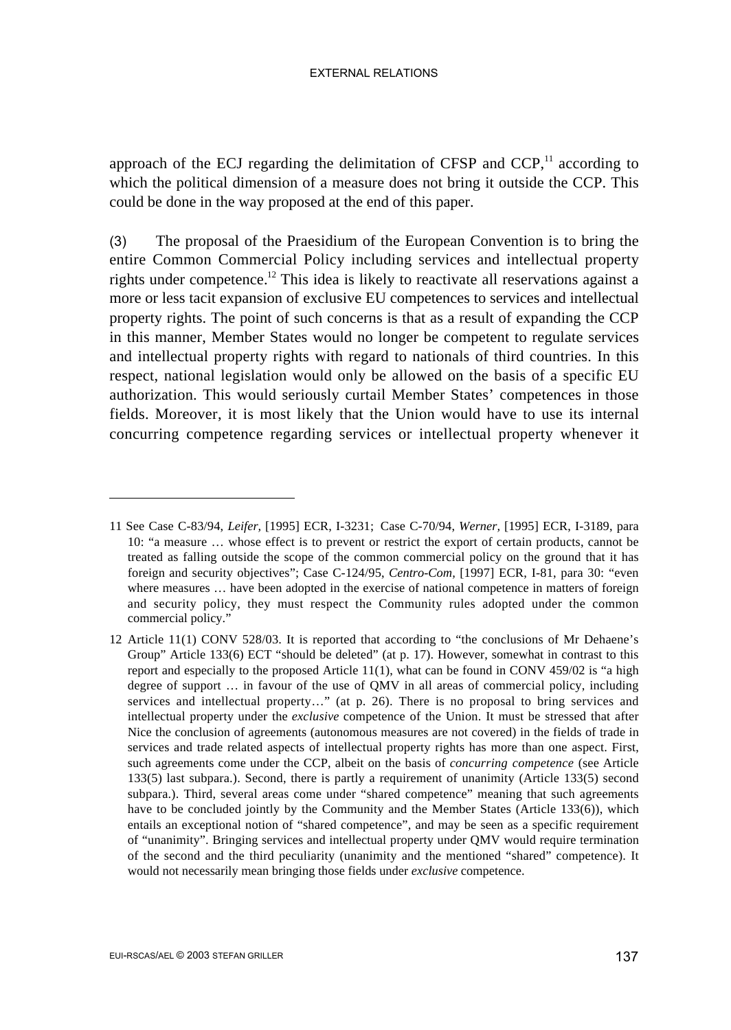approach of the ECJ regarding the delimitation of CFSP and CCP,[11] according to which the political dimension of a measure does not bring it outside the CCP. This could be done in the way proposed at the end of this paper.

(3) The proposal of the Praesidium of the European Convention is to bring the entire Common Commercial Policy including services and intellectual property rights under competence.[12] This idea is likely to reactivate all reservations against a more or less tacit expansion of exclusive EU competences to services and intellectual property rights. The point of such concerns is that as a result of expanding the CCP in this manner, Member States would no longer be competent to regulate services and intellectual property rights with regard to nationals of third countries. In this respect, national legislation would only be allowed on the basis of a specific EU authorization. This would seriously curtail Member States' competences in those fields. Moreover, it is most likely that the Union would have to use its internal concurring competence regarding services or intellectual property whenever it

---

11 See Case C-83/94, *Leifer*, [1995] ECR, I-3231; Case C-70/94, *Werner*, [1995] ECR, I-3189, para 10: "a measure … whose effect is to prevent or restrict the export of certain products, cannot be treated as falling outside the scope of the common commercial policy on the ground that it has foreign and security objectives"; Case C-124/95, *Centro-Com*, [1997] ECR, I-81, para 30: "even where measures … have been adopted in the exercise of national competence in matters of foreign and security policy, they must respect the Community rules adopted under the common commercial policy."

12 Article 11(1) CONV 528/03. It is reported that according to "the conclusions of Mr Dehaene's Group" Article 133(6) ECT "should be deleted" (at p. 17). However, somewhat in contrast to this report and especially to the proposed Article 11(1), what can be found in CONV 459/02 is "a high degree of support … in favour of the use of QMV in all areas of commercial policy, including services and intellectual property…" (at p. 26). There is no proposal to bring services and intellectual property under the *exclusive* competence of the Union. It must be stressed that after Nice the conclusion of agreements (autonomous measures are not covered) in the fields of trade in services and trade related aspects of intellectual property rights has more than one aspect. First, such agreements come under the CCP, albeit on the basis of *concurring competence* (see Article 133(5) last subpara.). Second, there is partly a requirement of unanimity (Article 133(5) second subpara.). Third, several areas come under "shared competence" meaning that such agreements have to be concluded jointly by the Community and the Member States (Article 133(6)), which entails an exceptional notion of "shared competence", and may be seen as a specific requirement of "unanimity". Bringing services and intellectual property under QMV would require termination of the second and the third peculiarity (unanimity and the mentioned "shared" competence). It would not necessarily mean bringing those fields under *exclusive* competence.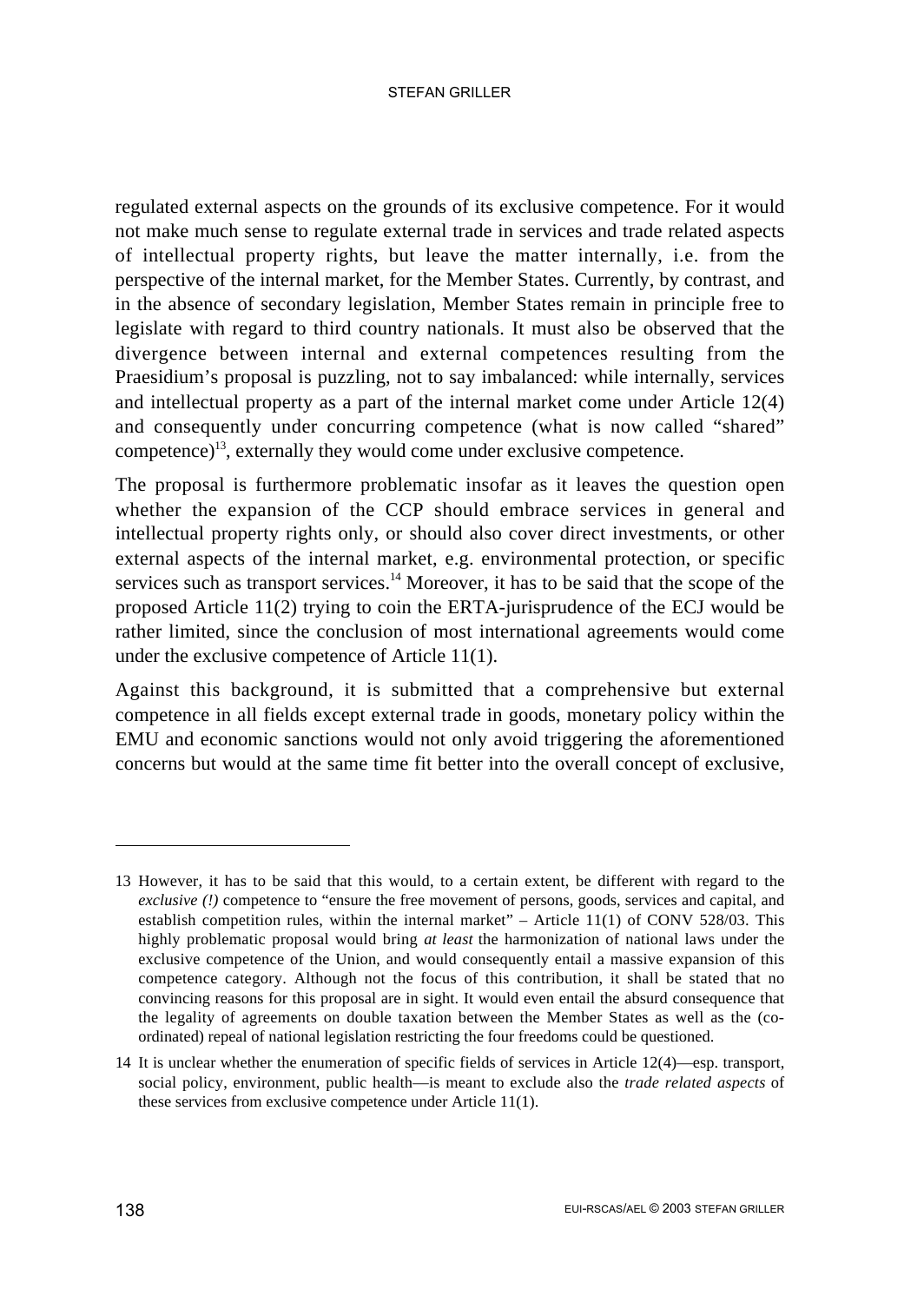regulated external aspects on the grounds of its exclusive competence. For it would not make much sense to regulate external trade in services and trade related aspects of intellectual property rights, but leave the matter internally, i.e. from the perspective of the internal market, for the Member States. Currently, by contrast, and in the absence of secondary legislation, Member States remain in principle free to legislate with regard to third country nationals. It must also be observed that the divergence between internal and external competences resulting from the Praesidium's proposal is puzzling, not to say imbalanced: while internally, services and intellectual property as a part of the internal market come under Article 12(4) and consequently under concurring competence (what is now called "shared" competence)[13], externally they would come under exclusive competence.

The proposal is furthermore problematic insofar as it leaves the question open whether the expansion of the CCP should embrace services in general and intellectual property rights only, or should also cover direct investments, or other external aspects of the internal market, e.g. environmental protection, or specific services such as transport services.[14] Moreover, it has to be said that the scope of the proposed Article 11(2) trying to coin the ERTA-jurisprudence of the ECJ would be rather limited, since the conclusion of most international agreements would come under the exclusive competence of Article 11(1).

Against this background, it is submitted that a comprehensive but external competence in all fields except external trade in goods, monetary policy within the EMU and economic sanctions would not only avoid triggering the aforementioned concerns but would at the same time fit better into the overall concept of exclusive,

---

13 However, it has to be said that this would, to a certain extent, be different with regard to the *exclusive (!)* competence to "ensure the free movement of persons, goods, services and capital, and establish competition rules, within the internal market" – Article 11(1) of CONV 528/03. This highly problematic proposal would bring *at least* the harmonization of national laws under the exclusive competence of the Union, and would consequently entail a massive expansion of this competence category. Although not the focus of this contribution, it shall be stated that no convincing reasons for this proposal are in sight. It would even entail the absurd consequence that the legality of agreements on double taxation between the Member States as well as the (co-ordinated) repeal of national legislation restricting the four freedoms could be questioned.

14 It is unclear whether the enumeration of specific fields of services in Article 12(4)—esp. transport, social policy, environment, public health—is meant to exclude also the *trade related aspects* of these services from exclusive competence under Article 11(1).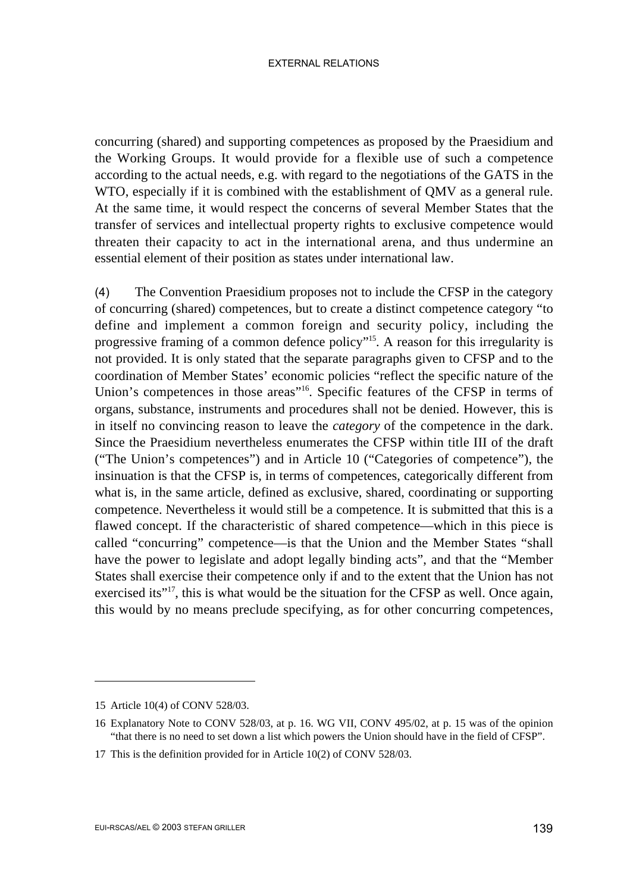concurring (shared) and supporting competences as proposed by the Praesidium and the Working Groups. It would provide for a flexible use of such a competence according to the actual needs, e.g. with regard to the negotiations of the GATS in the WTO, especially if it is combined with the establishment of QMV as a general rule. At the same time, it would respect the concerns of several Member States that the transfer of services and intellectual property rights to exclusive competence would threaten their capacity to act in the international arena, and thus undermine an essential element of their position as states under international law.

(4) The Convention Praesidium proposes not to include the CFSP in the category of concurring (shared) competences, but to create a distinct competence category "to define and implement a common foreign and security policy, including the progressive framing of a common defence policy"[15]. A reason for this irregularity is not provided. It is only stated that the separate paragraphs given to CFSP and to the coordination of Member States' economic policies "reflect the specific nature of the Union's competences in those areas"[16]. Specific features of the CFSP in terms of organs, substance, instruments and procedures shall not be denied. However, this is in itself no convincing reason to leave the *category* of the competence in the dark. Since the Praesidium nevertheless enumerates the CFSP within title III of the draft ("The Union's competences") and in Article 10 ("Categories of competence"), the insinuation is that the CFSP is, in terms of competences, categorically different from what is, in the same article, defined as exclusive, shared, coordinating or supporting competence. Nevertheless it would still be a competence. It is submitted that this is a flawed concept. If the characteristic of shared competence—which in this piece is called "concurring" competence—is that the Union and the Member States "shall have the power to legislate and adopt legally binding acts", and that the "Member States shall exercise their competence only if and to the extent that the Union has not exercised its"[17], this is what would be the situation for the CFSP as well. Once again, this would by no means preclude specifying, as for other concurring competences,

---

15 Article 10(4) of CONV 528/03.

16 Explanatory Note to CONV 528/03, at p. 16. WG VII, CONV 495/02, at p. 15 was of the opinion "that there is no need to set down a list which powers the Union should have in the field of CFSP".

17 This is the definition provided for in Article 10(2) of CONV 528/03.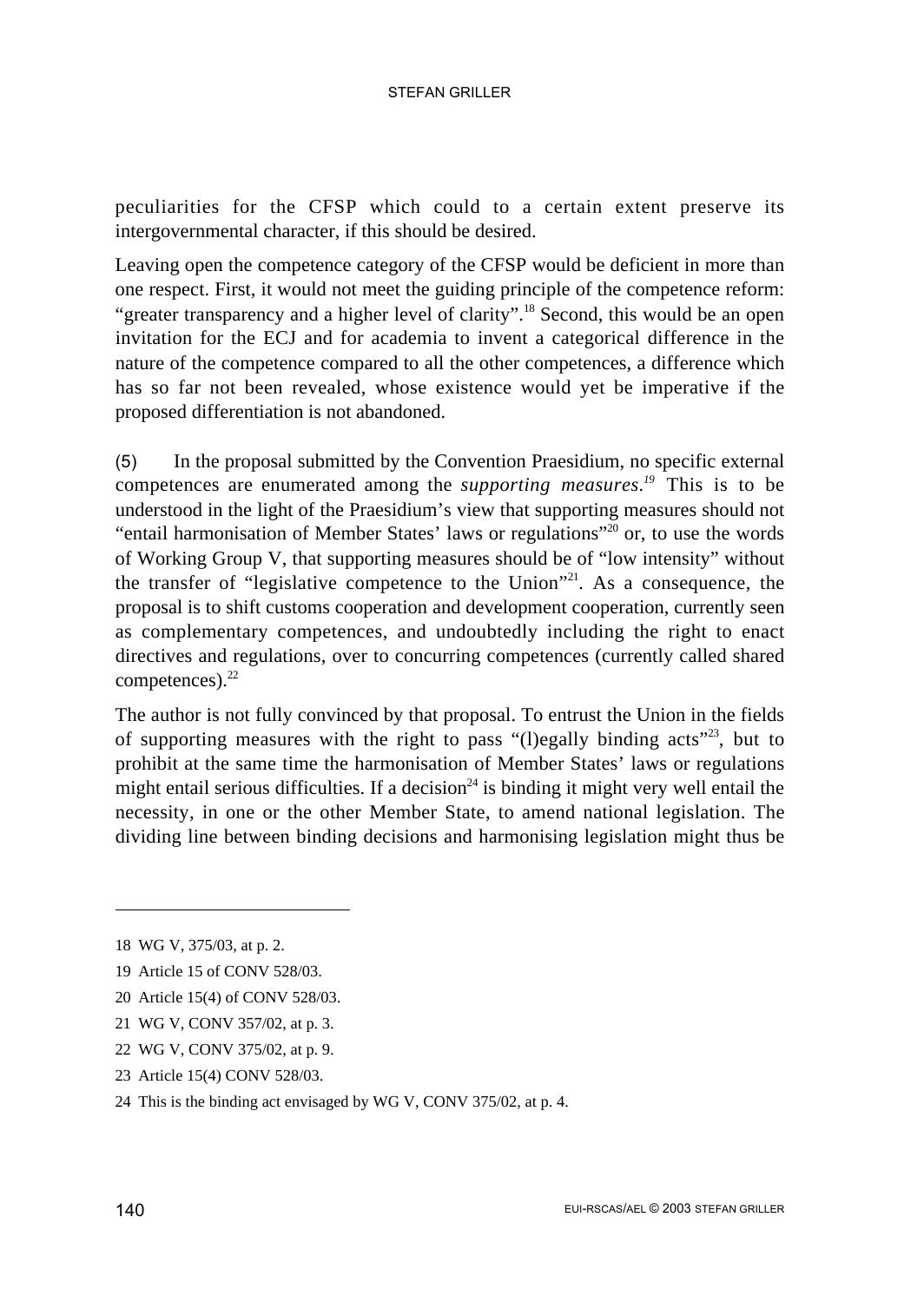peculiarities for the CFSP which could to a certain extent preserve its intergovernmental character, if this should be desired.

Leaving open the competence category of the CFSP would be deficient in more than one respect. First, it would not meet the guiding principle of the competence reform: "greater transparency and a higher level of clarity".[18] Second, this would be an open invitation for the ECJ and for academia to invent a categorical difference in the nature of the competence compared to all the other competences, a difference which has so far not been revealed, whose existence would yet be imperative if the proposed differentiation is not abandoned.

(5) In the proposal submitted by the Convention Praesidium, no specific external competences are enumerated among the *supporting measures*.[19] This is to be understood in the light of the Praesidium's view that supporting measures should not "entail harmonisation of Member States' laws or regulations"[20] or, to use the words of Working Group V, that supporting measures should be of "low intensity" without the transfer of "legislative competence to the Union"[21]. As a consequence, the proposal is to shift customs cooperation and development cooperation, currently seen as complementary competences, and undoubtedly including the right to enact directives and regulations, over to concurring competences (currently called shared competences).[22]

The author is not fully convinced by that proposal. To entrust the Union in the fields of supporting measures with the right to pass "(l)egally binding acts"[23], but to prohibit at the same time the harmonisation of Member States' laws or regulations might entail serious difficulties. If a decision[24] is binding it might very well entail the necessity, in one or the other Member State, to amend national legislation. The dividing line between binding decisions and harmonising legislation might thus be

---

18 WG V, 375/03, at p. 2.

19 Article 15 of CONV 528/03.

20 Article 15(4) of CONV 528/03.

21 WG V, CONV 357/02, at p. 3.

22 WG V, CONV 375/02, at p. 9.

23 Article 15(4) CONV 528/03.

24 This is the binding act envisaged by WG V, CONV 375/02, at p. 4.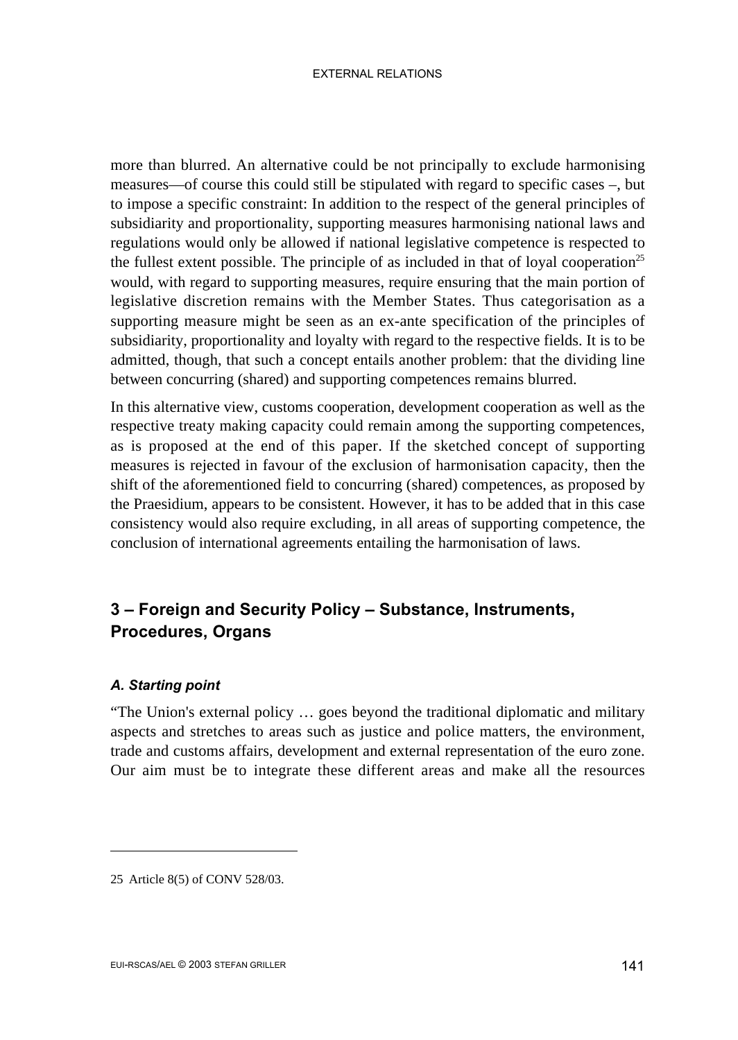more than blurred. An alternative could be not principally to exclude harmonising measures—of course this could still be stipulated with regard to specific cases –, but to impose a specific constraint: In addition to the respect of the general principles of subsidiarity and proportionality, supporting measures harmonising national laws and regulations would only be allowed if national legislative competence is respected to the fullest extent possible. The principle of as included in that of loyal cooperation[25] would, with regard to supporting measures, require ensuring that the main portion of legislative discretion remains with the Member States. Thus categorisation as a supporting measure might be seen as an ex-ante specification of the principles of subsidiarity, proportionality and loyalty with regard to the respective fields. It is to be admitted, though, that such a concept entails another problem: that the dividing line between concurring (shared) and supporting competences remains blurred.

In this alternative view, customs cooperation, development cooperation as well as the respective treaty making capacity could remain among the supporting competences, as is proposed at the end of this paper. If the sketched concept of supporting measures is rejected in favour of the exclusion of harmonisation capacity, then the shift of the aforementioned field to concurring (shared) competences, as proposed by the Praesidium, appears to be consistent. However, it has to be added that in this case consistency would also require excluding, in all areas of supporting competence, the conclusion of international agreements entailing the harmonisation of laws.

## 3 – Foreign and Security Policy – Substance, Instruments, Procedures, Organs

### *A. Starting point*

"The Union's external policy … goes beyond the traditional diplomatic and military aspects and stretches to areas such as justice and police matters, the environment, trade and customs affairs, development and external representation of the euro zone. Our aim must be to integrate these different areas and make all the resources

---

25 Article 8(5) of CONV 528/03.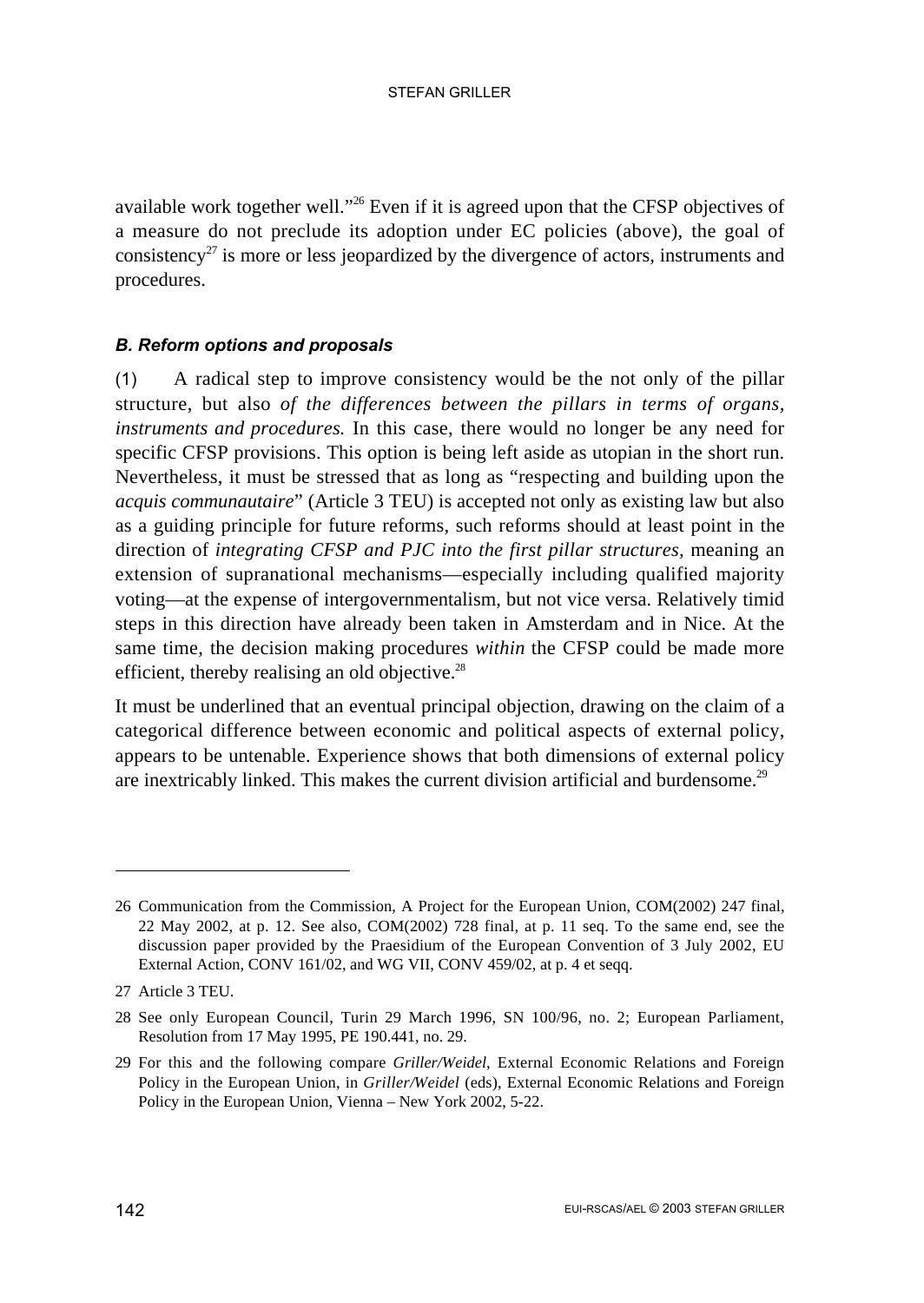available work together well."[26] Even if it is agreed upon that the CFSP objectives of a measure do not preclude its adoption under EC policies (above), the goal of consistency[27] is more or less jeopardized by the divergence of actors, instruments and procedures.

### *B. Reform options and proposals*

(1) A radical step to improve consistency would be the not only of the pillar structure, but also *of the differences between the pillars in terms of organs, instruments and procedures.* In this case, there would no longer be any need for specific CFSP provisions. This option is being left aside as utopian in the short run. Nevertheless, it must be stressed that as long as "respecting and building upon the *acquis communautaire*" (Article 3 TEU) is accepted not only as existing law but also as a guiding principle for future reforms, such reforms should at least point in the direction of *integrating CFSP and PJC into the first pillar structures*, meaning an extension of supranational mechanisms—especially including qualified majority voting—at the expense of intergovernmentalism, but not vice versa. Relatively timid steps in this direction have already been taken in Amsterdam and in Nice. At the same time, the decision making procedures *within* the CFSP could be made more efficient, thereby realising an old objective.[28]

It must be underlined that an eventual principal objection, drawing on the claim of a categorical difference between economic and political aspects of external policy, appears to be untenable. Experience shows that both dimensions of external policy are inextricably linked. This makes the current division artificial and burdensome.[29]

---

26 Communication from the Commission, A Project for the European Union, COM(2002) 247 final, 22 May 2002, at p. 12. See also, COM(2002) 728 final, at p. 11 seq. To the same end, see the discussion paper provided by the Praesidium of the European Convention of 3 July 2002, EU External Action, CONV 161/02, and WG VII, CONV 459/02, at p. 4 et seqq.

27 Article 3 TEU.

28 See only European Council, Turin 29 March 1996, SN 100/96, no. 2; European Parliament, Resolution from 17 May 1995, PE 190.441, no. 29.

29 For this and the following compare *Griller/Weidel*, External Economic Relations and Foreign Policy in the European Union, in *Griller/Weidel* (eds), External Economic Relations and Foreign Policy in the European Union, Vienna – New York 2002, 5-22.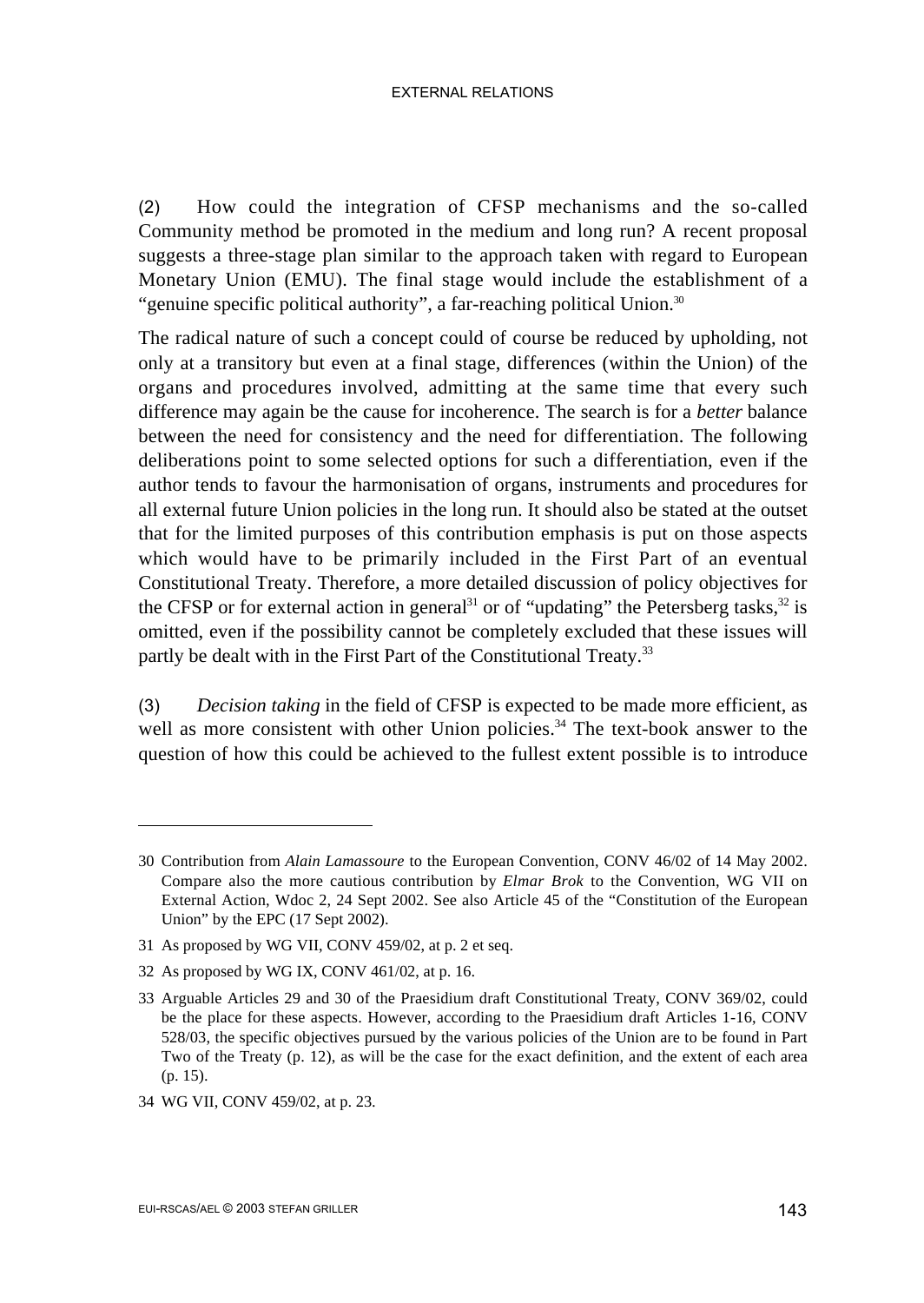(2) How could the integration of CFSP mechanisms and the so-called Community method be promoted in the medium and long run? A recent proposal suggests a three-stage plan similar to the approach taken with regard to European Monetary Union (EMU). The final stage would include the establishment of a "genuine specific political authority", a far-reaching political Union.[30]

The radical nature of such a concept could of course be reduced by upholding, not only at a transitory but even at a final stage, differences (within the Union) of the organs and procedures involved, admitting at the same time that every such difference may again be the cause for incoherence. The search is for a *better* balance between the need for consistency and the need for differentiation. The following deliberations point to some selected options for such a differentiation, even if the author tends to favour the harmonisation of organs, instruments and procedures for all external future Union policies in the long run. It should also be stated at the outset that for the limited purposes of this contribution emphasis is put on those aspects which would have to be primarily included in the First Part of an eventual Constitutional Treaty. Therefore, a more detailed discussion of policy objectives for the CFSP or for external action in general[31] or of "updating" the Petersberg tasks,[32] is omitted, even if the possibility cannot be completely excluded that these issues will partly be dealt with in the First Part of the Constitutional Treaty.[33]

(3) *Decision taking* in the field of CFSP is expected to be made more efficient, as well as more consistent with other Union policies.[34] The text-book answer to the question of how this could be achieved to the fullest extent possible is to introduce

---

30 Contribution from *Alain Lamassoure* to the European Convention, CONV 46/02 of 14 May 2002. Compare also the more cautious contribution by *Elmar Brok* to the Convention, WG VII on External Action, Wdoc 2, 24 Sept 2002. See also Article 45 of the "Constitution of the European Union" by the EPC (17 Sept 2002).

31 As proposed by WG VII, CONV 459/02, at p. 2 et seq.

32 As proposed by WG IX, CONV 461/02, at p. 16.

33 Arguable Articles 29 and 30 of the Praesidium draft Constitutional Treaty, CONV 369/02, could be the place for these aspects. However, according to the Praesidium draft Articles 1-16, CONV 528/03, the specific objectives pursued by the various policies of the Union are to be found in Part Two of the Treaty (p. 12), as will be the case for the exact definition, and the extent of each area (p. 15).

34 WG VII, CONV 459/02, at p. 23.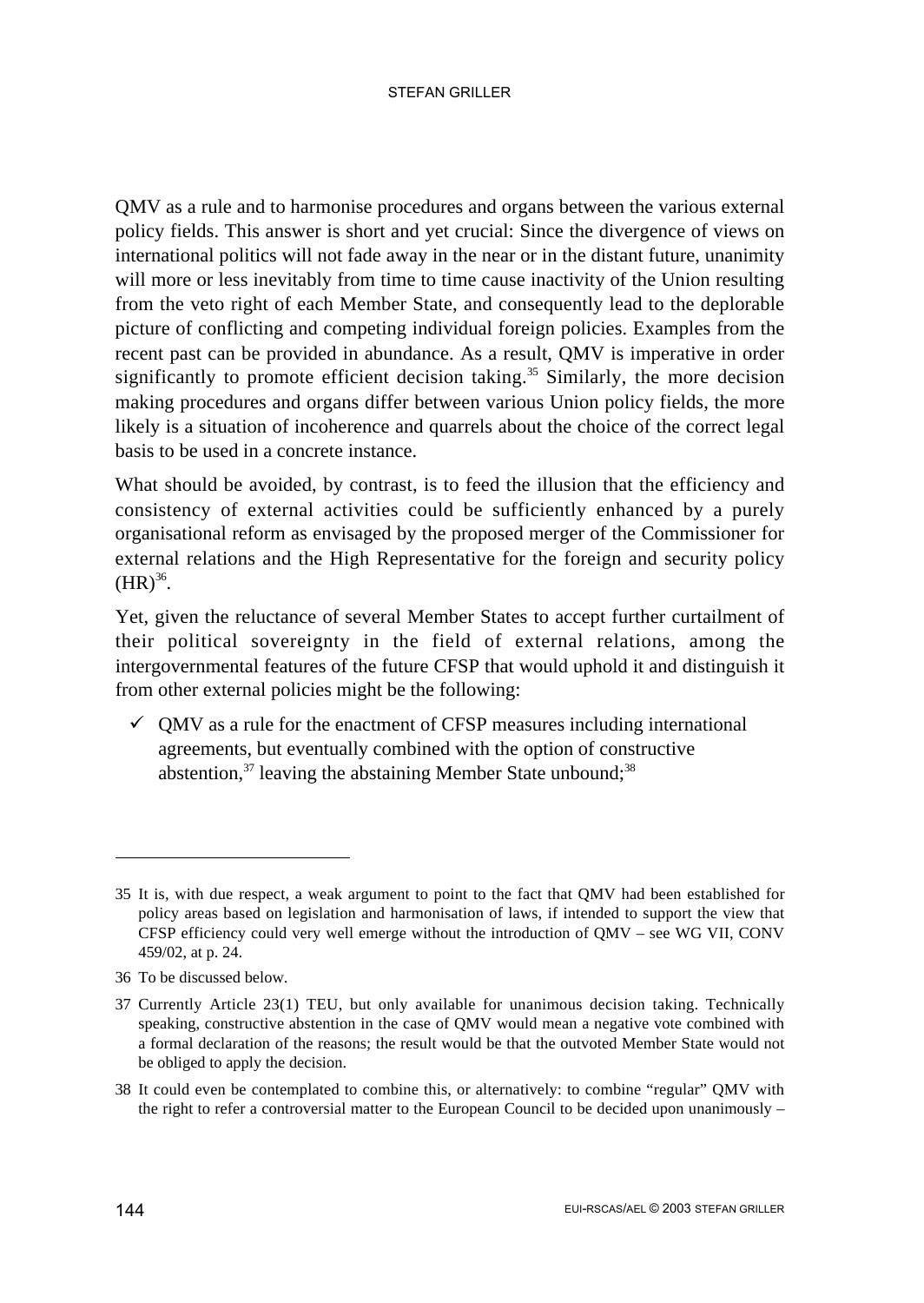QMV as a rule and to harmonise procedures and organs between the various external policy fields. This answer is short and yet crucial: Since the divergence of views on international politics will not fade away in the near or in the distant future, unanimity will more or less inevitably from time to time cause inactivity of the Union resulting from the veto right of each Member State, and consequently lead to the deplorable picture of conflicting and competing individual foreign policies. Examples from the recent past can be provided in abundance. As a result, QMV is imperative in order significantly to promote efficient decision taking.[35] Similarly, the more decision making procedures and organs differ between various Union policy fields, the more likely is a situation of incoherence and quarrels about the choice of the correct legal basis to be used in a concrete instance.

What should be avoided, by contrast, is to feed the illusion that the efficiency and consistency of external activities could be sufficiently enhanced by a purely organisational reform as envisaged by the proposed merger of the Commissioner for external relations and the High Representative for the foreign and security policy (HR)[36].

Yet, given the reluctance of several Member States to accept further curtailment of their political sovereignty in the field of external relations, among the intergovernmental features of the future CFSP that would uphold it and distinguish it from other external policies might be the following:

- ✓ QMV as a rule for the enactment of CFSP measures including international agreements, but eventually combined with the option of constructive abstention,[37] leaving the abstaining Member State unbound;[38]

---

35 It is, with due respect, a weak argument to point to the fact that QMV had been established for policy areas based on legislation and harmonisation of laws, if intended to support the view that CFSP efficiency could very well emerge without the introduction of QMV – see WG VII, CONV 459/02, at p. 24.

36 To be discussed below.

37 Currently Article 23(1) TEU, but only available for unanimous decision taking. Technically speaking, constructive abstention in the case of QMV would mean a negative vote combined with a formal declaration of the reasons; the result would be that the outvoted Member State would not be obliged to apply the decision.

38 It could even be contemplated to combine this, or alternatively: to combine "regular" QMV with the right to refer a controversial matter to the European Council to be decided upon unanimously –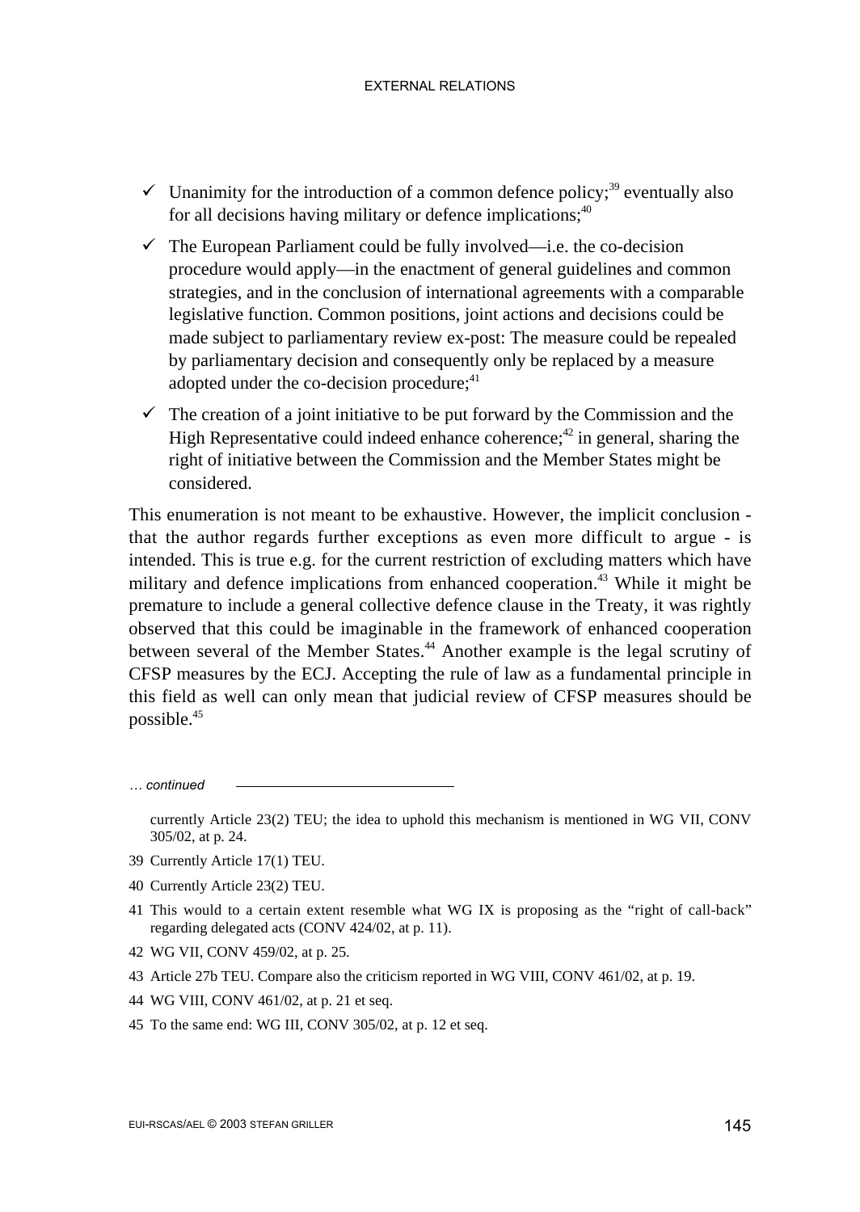- ✓ Unanimity for the introduction of a common defence policy;[39] eventually also for all decisions having military or defence implications;[40]
- ✓ The European Parliament could be fully involved—i.e. the co-decision procedure would apply—in the enactment of general guidelines and common strategies, and in the conclusion of international agreements with a comparable legislative function. Common positions, joint actions and decisions could be made subject to parliamentary review ex-post: The measure could be repealed by parliamentary decision and consequently only be replaced by a measure adopted under the co-decision procedure;[41]
- ✓ The creation of a joint initiative to be put forward by the Commission and the High Representative could indeed enhance coherence;[42] in general, sharing the right of initiative between the Commission and the Member States might be considered.

This enumeration is not meant to be exhaustive. However, the implicit conclusion - that the author regards further exceptions as even more difficult to argue - is intended. This is true e.g. for the current restriction of excluding matters which have military and defence implications from enhanced cooperation.[43] While it might be premature to include a general collective defence clause in the Treaty, it was rightly observed that this could be imaginable in the framework of enhanced cooperation between several of the Member States.[44] Another example is the legal scrutiny of CFSP measures by the ECJ. Accepting the rule of law as a fundamental principle in this field as well can only mean that judicial review of CFSP measures should be possible.[45]

*… continued*

currently Article 23(2) TEU; the idea to uphold this mechanism is mentioned in WG VII, CONV 305/02, at p. 24.

39 Currently Article 17(1) TEU.

40 Currently Article 23(2) TEU.

41 This would to a certain extent resemble what WG IX is proposing as the "right of call-back" regarding delegated acts (CONV 424/02, at p. 11).

42 WG VII, CONV 459/02, at p. 25.

43 Article 27b TEU. Compare also the criticism reported in WG VIII, CONV 461/02, at p. 19.

44 WG VIII, CONV 461/02, at p. 21 et seq.

45 To the same end: WG III, CONV 305/02, at p. 12 et seq.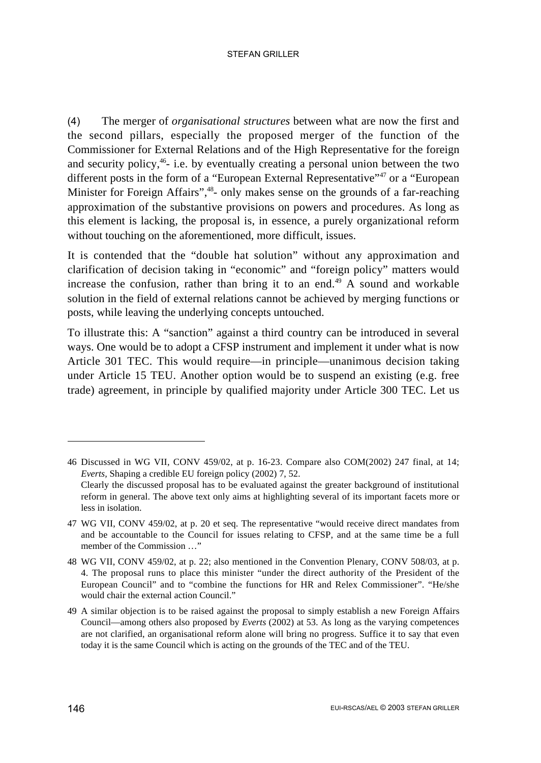(4) The merger of *organisational structures* between what are now the first and the second pillars, especially the proposed merger of the function of the Commissioner for External Relations and of the High Representative for the foreign and security policy,[46]- i.e. by eventually creating a personal union between the two different posts in the form of a "European External Representative"[47] or a "European Minister for Foreign Affairs",[48]- only makes sense on the grounds of a far-reaching approximation of the substantive provisions on powers and procedures. As long as this element is lacking, the proposal is, in essence, a purely organizational reform without touching on the aforementioned, more difficult, issues.

It is contended that the "double hat solution" without any approximation and clarification of decision taking in "economic" and "foreign policy" matters would increase the confusion, rather than bring it to an end.[49] A sound and workable solution in the field of external relations cannot be achieved by merging functions or posts, while leaving the underlying concepts untouched.

To illustrate this: A "sanction" against a third country can be introduced in several ways. One would be to adopt a CFSP instrument and implement it under what is now Article 301 TEC. This would require—in principle—unanimous decision taking under Article 15 TEU. Another option would be to suspend an existing (e.g. free trade) agreement, in principle by qualified majority under Article 300 TEC. Let us

---

46 Discussed in WG VII, CONV 459/02, at p. 16-23. Compare also COM(2002) 247 final, at 14; *Everts*, Shaping a credible EU foreign policy (2002) 7, 52.
Clearly the discussed proposal has to be evaluated against the greater background of institutional reform in general. The above text only aims at highlighting several of its important facets more or less in isolation.

47 WG VII, CONV 459/02, at p. 20 et seq. The representative "would receive direct mandates from and be accountable to the Council for issues relating to CFSP, and at the same time be a full member of the Commission …"

48 WG VII, CONV 459/02, at p. 22; also mentioned in the Convention Plenary, CONV 508/03, at p. 4. The proposal runs to place this minister "under the direct authority of the President of the European Council" and to "combine the functions for HR and Relex Commissioner". "He/she would chair the external action Council."

49 A similar objection is to be raised against the proposal to simply establish a new Foreign Affairs Council—among others also proposed by *Everts* (2002) at 53. As long as the varying competences are not clarified, an organisational reform alone will bring no progress. Suffice it to say that even today it is the same Council which is acting on the grounds of the TEC and of the TEU.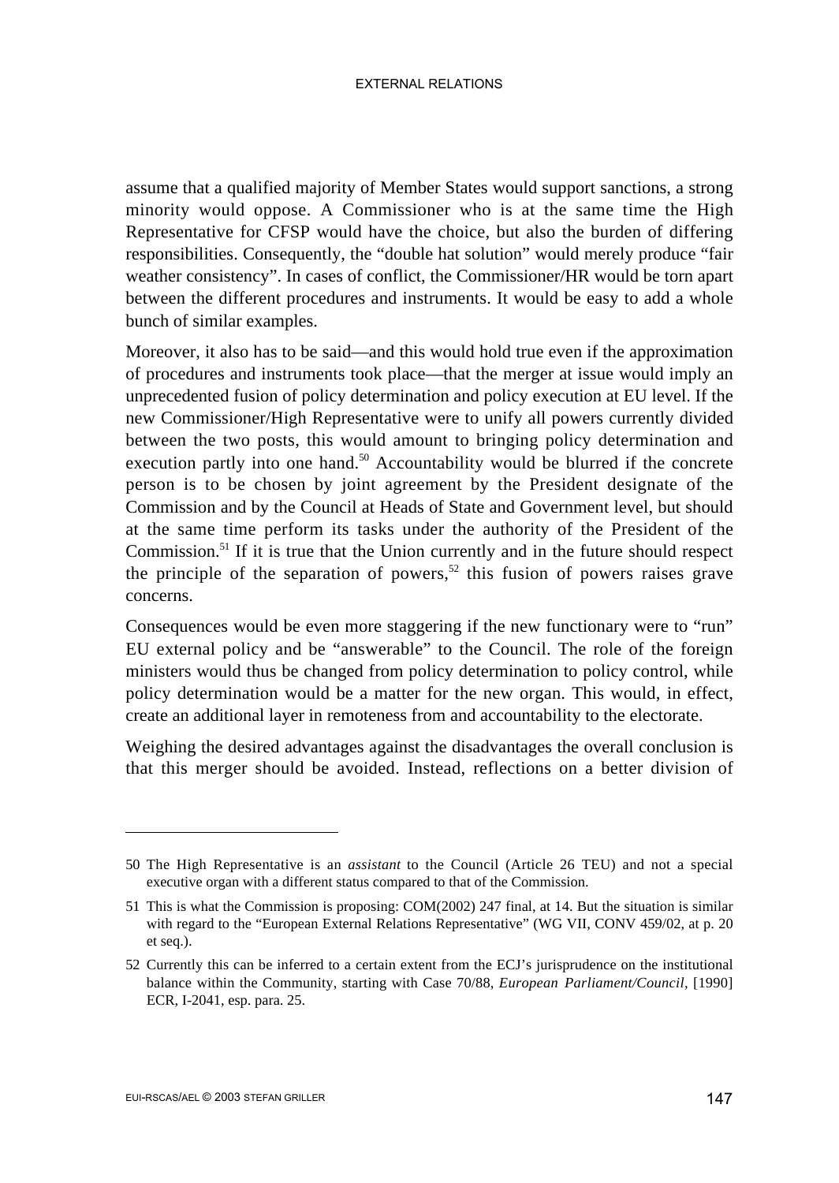assume that a qualified majority of Member States would support sanctions, a strong minority would oppose. A Commissioner who is at the same time the High Representative for CFSP would have the choice, but also the burden of differing responsibilities. Consequently, the "double hat solution" would merely produce "fair weather consistency". In cases of conflict, the Commissioner/HR would be torn apart between the different procedures and instruments. It would be easy to add a whole bunch of similar examples.

Moreover, it also has to be said—and this would hold true even if the approximation of procedures and instruments took place—that the merger at issue would imply an unprecedented fusion of policy determination and policy execution at EU level. If the new Commissioner/High Representative were to unify all powers currently divided between the two posts, this would amount to bringing policy determination and execution partly into one hand.[50] Accountability would be blurred if the concrete person is to be chosen by joint agreement by the President designate of the Commission and by the Council at Heads of State and Government level, but should at the same time perform its tasks under the authority of the President of the Commission.[51] If it is true that the Union currently and in the future should respect the principle of the separation of powers,[52] this fusion of powers raises grave concerns.

Consequences would be even more staggering if the new functionary were to "run" EU external policy and be "answerable" to the Council. The role of the foreign ministers would thus be changed from policy determination to policy control, while policy determination would be a matter for the new organ. This would, in effect, create an additional layer in remoteness from and accountability to the electorate.

Weighing the desired advantages against the disadvantages the overall conclusion is that this merger should be avoided. Instead, reflections on a better division of

---

50 The High Representative is an *assistant* to the Council (Article 26 TEU) and not a special executive organ with a different status compared to that of the Commission.

51 This is what the Commission is proposing: COM(2002) 247 final, at 14. But the situation is similar with regard to the "European External Relations Representative" (WG VII, CONV 459/02, at p. 20 et seq.).

52 Currently this can be inferred to a certain extent from the ECJ's jurisprudence on the institutional balance within the Community, starting with Case 70/88, *European Parliament/Council*, [1990] ECR, I-2041, esp. para. 25.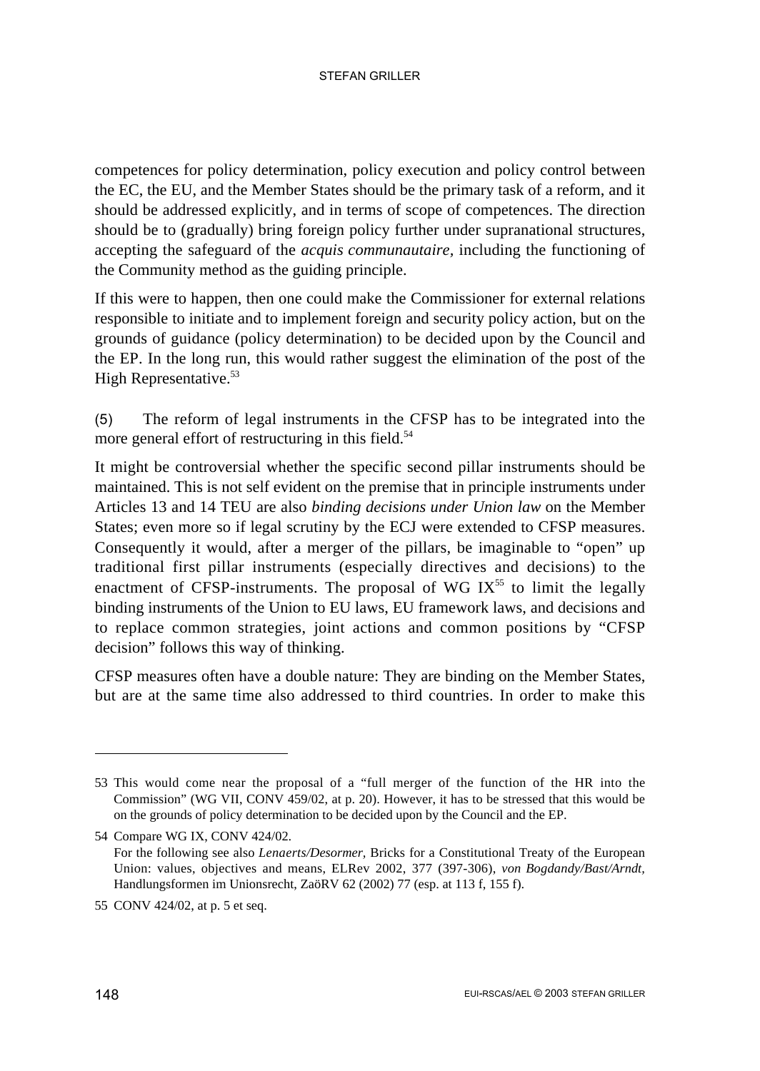competences for policy determination, policy execution and policy control between the EC, the EU, and the Member States should be the primary task of a reform, and it should be addressed explicitly, and in terms of scope of competences. The direction should be to (gradually) bring foreign policy further under supranational structures, accepting the safeguard of the *acquis communautaire*, including the functioning of the Community method as the guiding principle.

If this were to happen, then one could make the Commissioner for external relations responsible to initiate and to implement foreign and security policy action, but on the grounds of guidance (policy determination) to be decided upon by the Council and the EP. In the long run, this would rather suggest the elimination of the post of the High Representative.[53]

(5) The reform of legal instruments in the CFSP has to be integrated into the more general effort of restructuring in this field.[54]

It might be controversial whether the specific second pillar instruments should be maintained. This is not self evident on the premise that in principle instruments under Articles 13 and 14 TEU are also *binding decisions under Union law* on the Member States; even more so if legal scrutiny by the ECJ were extended to CFSP measures. Consequently it would, after a merger of the pillars, be imaginable to "open" up traditional first pillar instruments (especially directives and decisions) to the enactment of CFSP-instruments. The proposal of WG IX[55] to limit the legally binding instruments of the Union to EU laws, EU framework laws, and decisions and to replace common strategies, joint actions and common positions by "CFSP decision" follows this way of thinking.

CFSP measures often have a double nature: They are binding on the Member States, but are at the same time also addressed to third countries. In order to make this

---

53 This would come near the proposal of a "full merger of the function of the HR into the Commission" (WG VII, CONV 459/02, at p. 20). However, it has to be stressed that this would be on the grounds of policy determination to be decided upon by the Council and the EP.

54 Compare WG IX, CONV 424/02.
For the following see also *Lenaerts/Desormer*, Bricks for a Constitutional Treaty of the European Union: values, objectives and means, ELRev 2002, 377 (397-306), *von Bogdandy/Bast/Arndt*, Handlungsformen im Unionsrecht, ZaöRV 62 (2002) 77 (esp. at 113 f, 155 f).

55 CONV 424/02, at p. 5 et seq.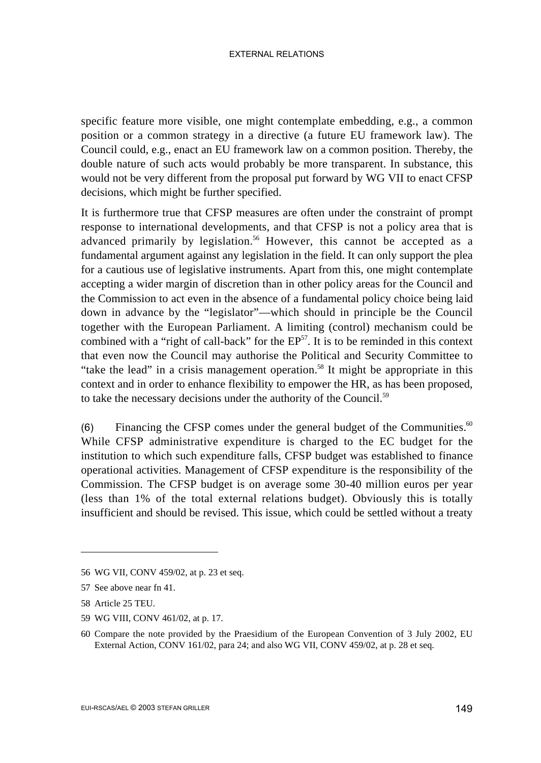specific feature more visible, one might contemplate embedding, e.g., a common position or a common strategy in a directive (a future EU framework law). The Council could, e.g., enact an EU framework law on a common position. Thereby, the double nature of such acts would probably be more transparent. In substance, this would not be very different from the proposal put forward by WG VII to enact CFSP decisions, which might be further specified.

It is furthermore true that CFSP measures are often under the constraint of prompt response to international developments, and that CFSP is not a policy area that is advanced primarily by legislation.[56] However, this cannot be accepted as a fundamental argument against any legislation in the field. It can only support the plea for a cautious use of legislative instruments. Apart from this, one might contemplate accepting a wider margin of discretion than in other policy areas for the Council and the Commission to act even in the absence of a fundamental policy choice being laid down in advance by the "legislator"—which should in principle be the Council together with the European Parliament. A limiting (control) mechanism could be combined with a "right of call-back" for the EP[57]. It is to be reminded in this context that even now the Council may authorise the Political and Security Committee to "take the lead" in a crisis management operation.[58] It might be appropriate in this context and in order to enhance flexibility to empower the HR, as has been proposed, to take the necessary decisions under the authority of the Council.[59]

(6) Financing the CFSP comes under the general budget of the Communities.[60] While CFSP administrative expenditure is charged to the EC budget for the institution to which such expenditure falls, CFSP budget was established to finance operational activities. Management of CFSP expenditure is the responsibility of the Commission. The CFSP budget is on average some 30-40 million euros per year (less than 1% of the total external relations budget). Obviously this is totally insufficient and should be revised. This issue, which could be settled without a treaty

---

56 WG VII, CONV 459/02, at p. 23 et seq.

57 See above near fn 41.

58 Article 25 TEU.

59 WG VIII, CONV 461/02, at p. 17.

60 Compare the note provided by the Praesidium of the European Convention of 3 July 2002, EU External Action, CONV 161/02, para 24; and also WG VII, CONV 459/02, at p. 28 et seq.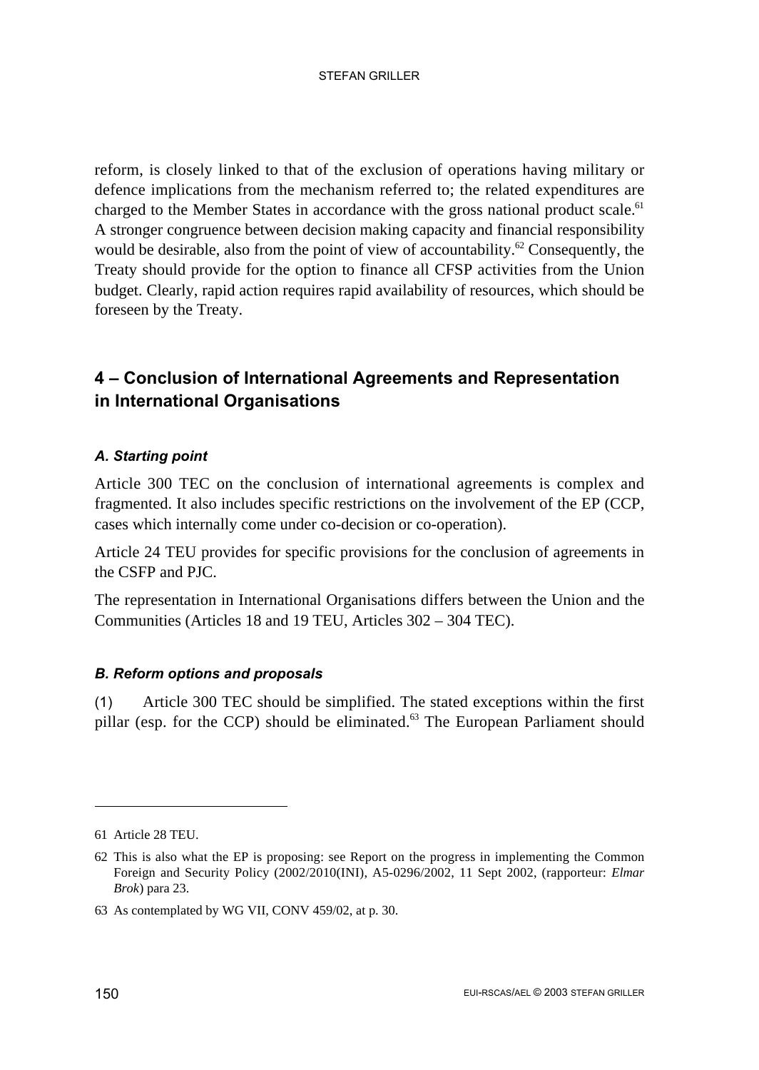reform, is closely linked to that of the exclusion of operations having military or defence implications from the mechanism referred to; the related expenditures are charged to the Member States in accordance with the gross national product scale.[61] A stronger congruence between decision making capacity and financial responsibility would be desirable, also from the point of view of accountability.[62] Consequently, the Treaty should provide for the option to finance all CFSP activities from the Union budget. Clearly, rapid action requires rapid availability of resources, which should be foreseen by the Treaty.

## 4 – Conclusion of International Agreements and Representation in International Organisations

### *A. Starting point*

Article 300 TEC on the conclusion of international agreements is complex and fragmented. It also includes specific restrictions on the involvement of the EP (CCP, cases which internally come under co-decision or co-operation).

Article 24 TEU provides for specific provisions for the conclusion of agreements in the CSFP and PJC.

The representation in International Organisations differs between the Union and the Communities (Articles 18 and 19 TEU, Articles 302 – 304 TEC).

### *B. Reform options and proposals*

(1) Article 300 TEC should be simplified. The stated exceptions within the first pillar (esp. for the CCP) should be eliminated.[63] The European Parliament should

---

61 Article 28 TEU.

62 This is also what the EP is proposing: see Report on the progress in implementing the Common Foreign and Security Policy (2002/2010(INI), A5-0296/2002, 11 Sept 2002, (rapporteur: *Elmar Brok*) para 23.

63 As contemplated by WG VII, CONV 459/02, at p. 30.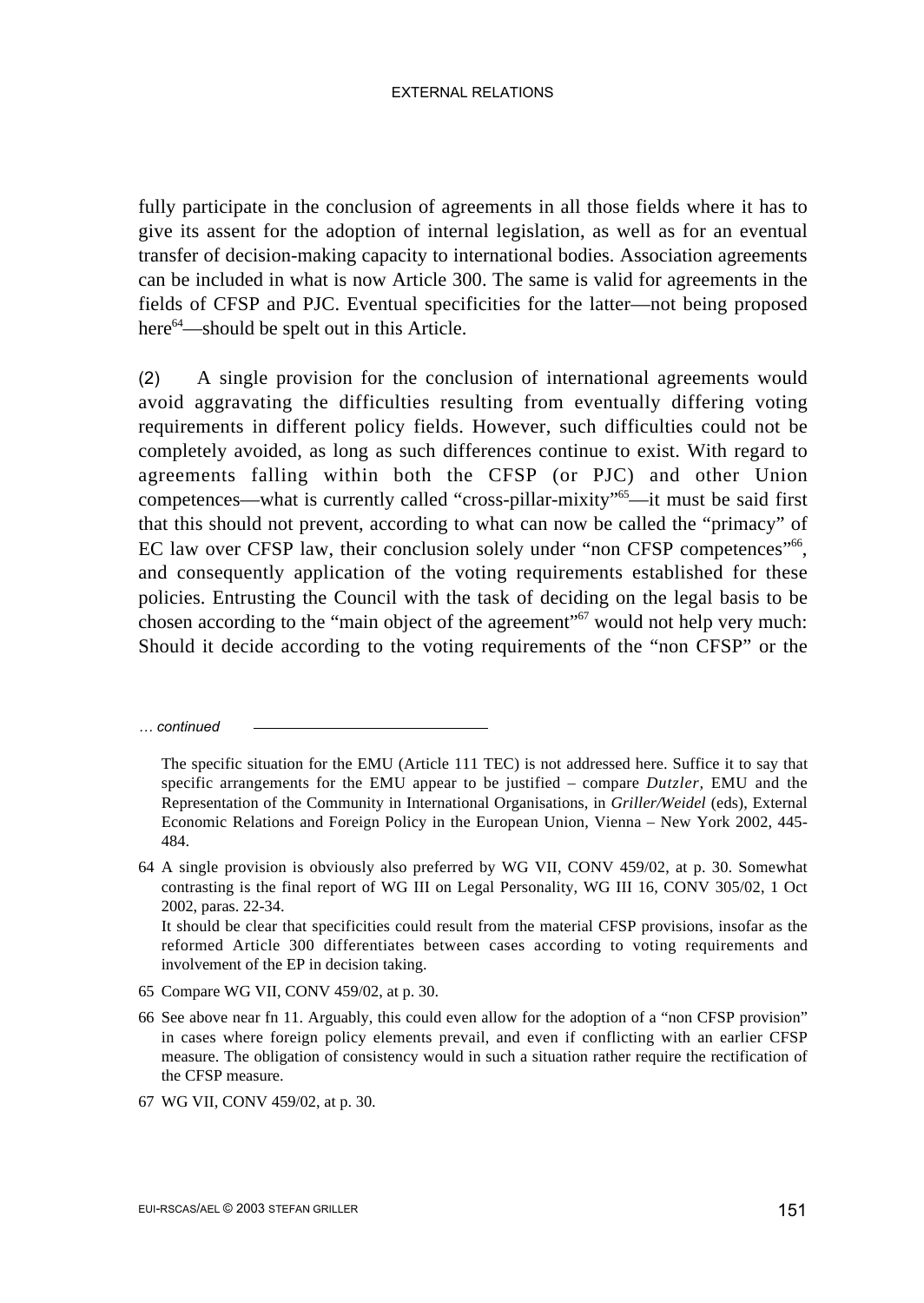fully participate in the conclusion of agreements in all those fields where it has to give its assent for the adoption of internal legislation, as well as for an eventual transfer of decision-making capacity to international bodies. Association agreements can be included in what is now Article 300. The same is valid for agreements in the fields of CFSP and PJC. Eventual specificities for the latter—not being proposed here[64]—should be spelt out in this Article.

(2) A single provision for the conclusion of international agreements would avoid aggravating the difficulties resulting from eventually differing voting requirements in different policy fields. However, such difficulties could not be completely avoided, as long as such differences continue to exist. With regard to agreements falling within both the CFSP (or PJC) and other Union competences—what is currently called "cross-pillar-mixity"[65]—it must be said first that this should not prevent, according to what can now be called the "primacy" of EC law over CFSP law, their conclusion solely under "non CFSP competences"[66], and consequently application of the voting requirements established for these policies. Entrusting the Council with the task of deciding on the legal basis to be chosen according to the "main object of the agreement"[67] would not help very much: Should it decide according to the voting requirements of the "non CFSP" or the

*… continued*

The specific situation for the EMU (Article 111 TEC) is not addressed here. Suffice it to say that specific arrangements for the EMU appear to be justified – compare *Dutzler,* EMU and the Representation of the Community in International Organisations, in *Griller/Weidel* (eds), External Economic Relations and Foreign Policy in the European Union, Vienna – New York 2002, 445-484.

64 A single provision is obviously also preferred by WG VII, CONV 459/02, at p. 30. Somewhat contrasting is the final report of WG III on Legal Personality, WG III 16, CONV 305/02, 1 Oct 2002, paras. 22-34.
It should be clear that specificities could result from the material CFSP provisions, insofar as the reformed Article 300 differentiates between cases according to voting requirements and involvement of the EP in decision taking.

65 Compare WG VII, CONV 459/02, at p. 30.

66 See above near fn 11. Arguably, this could even allow for the adoption of a "non CFSP provision" in cases where foreign policy elements prevail, and even if conflicting with an earlier CFSP measure. The obligation of consistency would in such a situation rather require the rectification of the CFSP measure.

67 WG VII, CONV 459/02, at p. 30.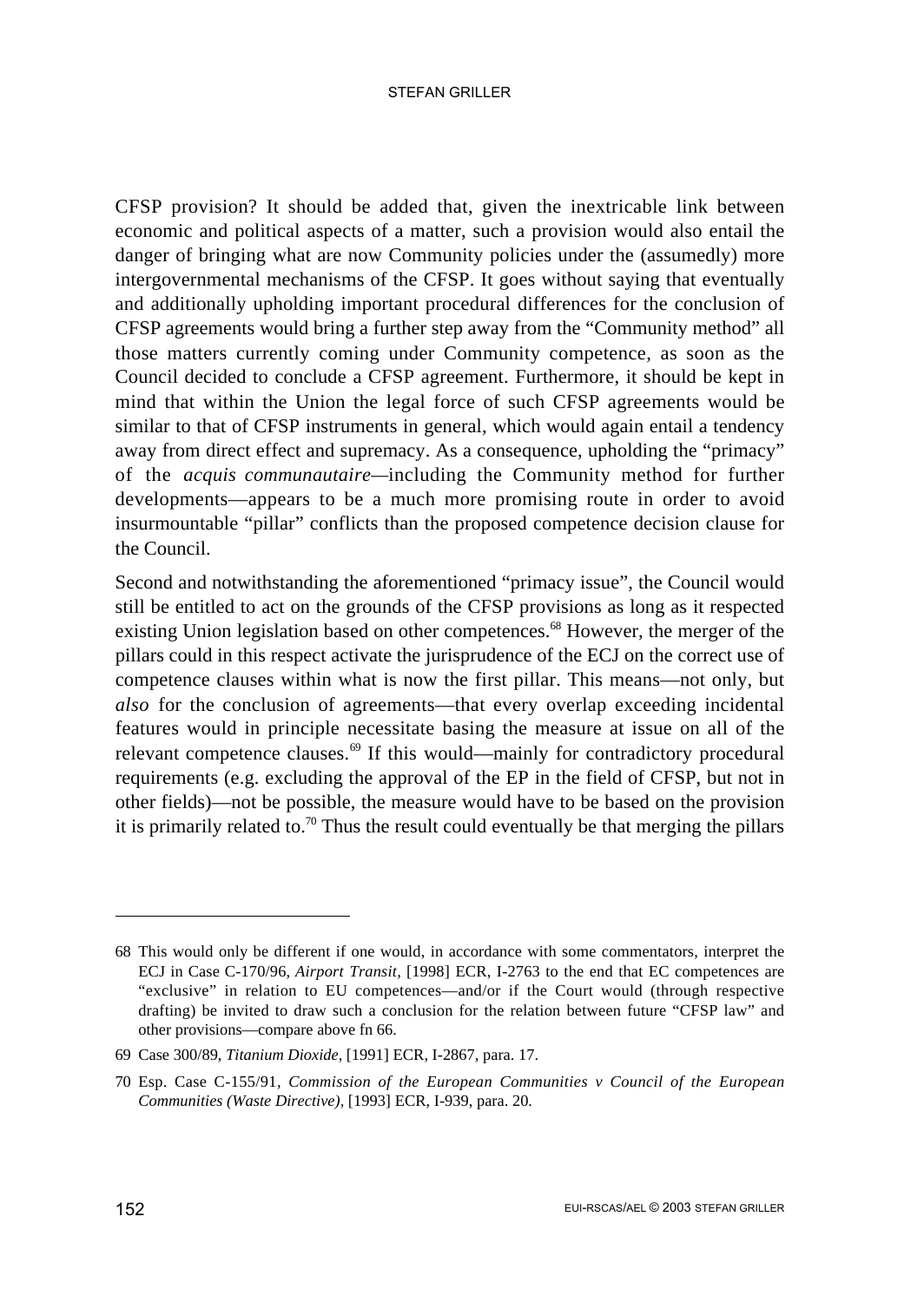CFSP provision? It should be added that, given the inextricable link between economic and political aspects of a matter, such a provision would also entail the danger of bringing what are now Community policies under the (assumedly) more intergovernmental mechanisms of the CFSP. It goes without saying that eventually and additionally upholding important procedural differences for the conclusion of CFSP agreements would bring a further step away from the "Community method" all those matters currently coming under Community competence, as soon as the Council decided to conclude a CFSP agreement. Furthermore, it should be kept in mind that within the Union the legal force of such CFSP agreements would be similar to that of CFSP instruments in general, which would again entail a tendency away from direct effect and supremacy. As a consequence, upholding the "primacy" of the *acquis communautaire*—including the Community method for further developments—appears to be a much more promising route in order to avoid insurmountable "pillar" conflicts than the proposed competence decision clause for the Council.

Second and notwithstanding the aforementioned "primacy issue", the Council would still be entitled to act on the grounds of the CFSP provisions as long as it respected existing Union legislation based on other competences.[68] However, the merger of the pillars could in this respect activate the jurisprudence of the ECJ on the correct use of competence clauses within what is now the first pillar. This means—not only, but *also* for the conclusion of agreements—that every overlap exceeding incidental features would in principle necessitate basing the measure at issue on all of the relevant competence clauses.[69] If this would—mainly for contradictory procedural requirements (e.g. excluding the approval of the EP in the field of CFSP, but not in other fields)—not be possible, the measure would have to be based on the provision it is primarily related to.[70] Thus the result could eventually be that merging the pillars

---

68 This would only be different if one would, in accordance with some commentators, interpret the ECJ in Case C-170/96, *Airport Transit*, [1998] ECR, I-2763 to the end that EC competences are "exclusive" in relation to EU competences—and/or if the Court would (through respective drafting) be invited to draw such a conclusion for the relation between future "CFSP law" and other provisions—compare above fn 66.

69 Case 300/89, *Titanium Dioxide*, [1991] ECR, I-2867, para. 17.

70 Esp. Case C-155/91, *Commission of the European Communities v Council of the European Communities (Waste Directive)*, [1993] ECR, I-939, para. 20.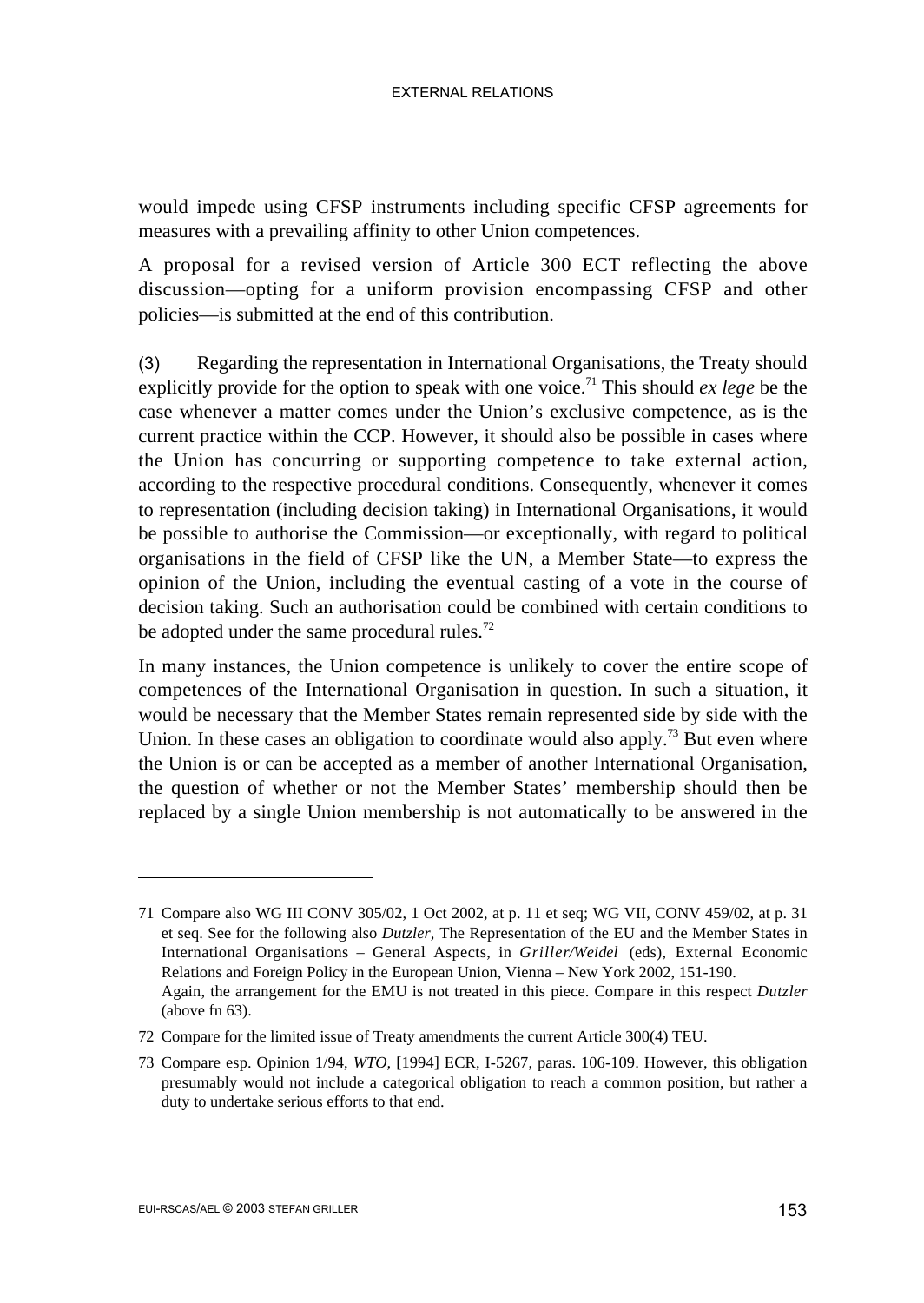would impede using CFSP instruments including specific CFSP agreements for measures with a prevailing affinity to other Union competences.

A proposal for a revised version of Article 300 ECT reflecting the above discussion—opting for a uniform provision encompassing CFSP and other policies—is submitted at the end of this contribution.

(3) Regarding the representation in International Organisations, the Treaty should explicitly provide for the option to speak with one voice.[71] This should *ex lege* be the case whenever a matter comes under the Union's exclusive competence, as is the current practice within the CCP. However, it should also be possible in cases where the Union has concurring or supporting competence to take external action, according to the respective procedural conditions. Consequently, whenever it comes to representation (including decision taking) in International Organisations, it would be possible to authorise the Commission—or exceptionally, with regard to political organisations in the field of CFSP like the UN, a Member State—to express the opinion of the Union, including the eventual casting of a vote in the course of decision taking. Such an authorisation could be combined with certain conditions to be adopted under the same procedural rules.[72]

In many instances, the Union competence is unlikely to cover the entire scope of competences of the International Organisation in question. In such a situation, it would be necessary that the Member States remain represented side by side with the Union. In these cases an obligation to coordinate would also apply.[73] But even where the Union is or can be accepted as a member of another International Organisation, the question of whether or not the Member States' membership should then be replaced by a single Union membership is not automatically to be answered in the

---

71 Compare also WG III CONV 305/02, 1 Oct 2002, at p. 11 et seq; WG VII, CONV 459/02, at p. 31 et seq. See for the following also *Dutzler,* The Representation of the EU and the Member States in International Organisations – General Aspects, in *Griller/Weidel* (eds), External Economic Relations and Foreign Policy in the European Union, Vienna – New York 2002, 151-190.
Again, the arrangement for the EMU is not treated in this piece. Compare in this respect *Dutzler* (above fn 63).

72 Compare for the limited issue of Treaty amendments the current Article 300(4) TEU.

73 Compare esp. Opinion 1/94, *WTO*, [1994] ECR, I-5267, paras. 106-109. However, this obligation presumably would not include a categorical obligation to reach a common position, but rather a duty to undertake serious efforts to that end.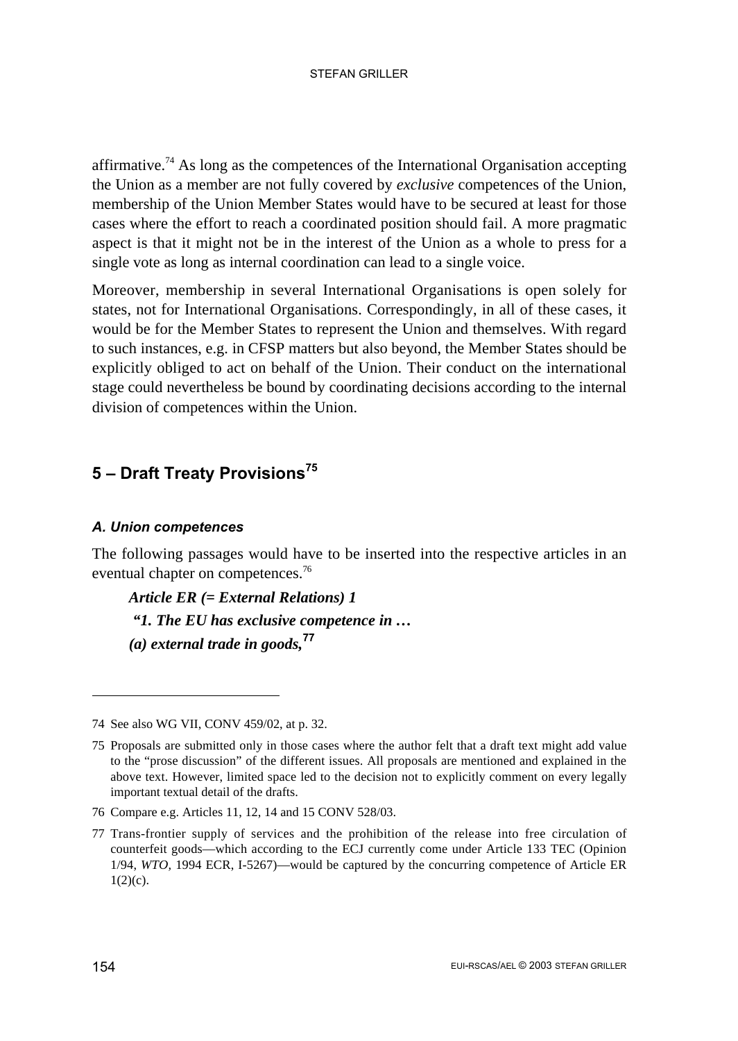affirmative.[74] As long as the competences of the International Organisation accepting the Union as a member are not fully covered by *exclusive* competences of the Union, membership of the Union Member States would have to be secured at least for those cases where the effort to reach a coordinated position should fail. A more pragmatic aspect is that it might not be in the interest of the Union as a whole to press for a single vote as long as internal coordination can lead to a single voice.

Moreover, membership in several International Organisations is open solely for states, not for International Organisations. Correspondingly, in all of these cases, it would be for the Member States to represent the Union and themselves. With regard to such instances, e.g. in CFSP matters but also beyond, the Member States should be explicitly obliged to act on behalf of the Union. Their conduct on the international stage could nevertheless be bound by coordinating decisions according to the internal division of competences within the Union.

## 5 – Draft Treaty Provisions[75]

### *A. Union competences*

The following passages would have to be inserted into the respective articles in an eventual chapter on competences.[76]

> ***Article ER (= External Relations) 1***
>
> ***"1. The EU has exclusive competence in …***
>
> ***(a) external trade in goods,***[77]

---

74 See also WG VII, CONV 459/02, at p. 32.

75 Proposals are submitted only in those cases where the author felt that a draft text might add value to the "prose discussion" of the different issues. All proposals are mentioned and explained in the above text. However, limited space led to the decision not to explicitly comment on every legally important textual detail of the drafts.

76 Compare e.g. Articles 11, 12, 14 and 15 CONV 528/03.

77 Trans-frontier supply of services and the prohibition of the release into free circulation of counterfeit goods—which according to the ECJ currently come under Article 133 TEC (Opinion 1/94, *WTO*, 1994 ECR, I-5267)—would be captured by the concurring competence of Article ER 1(2)(c).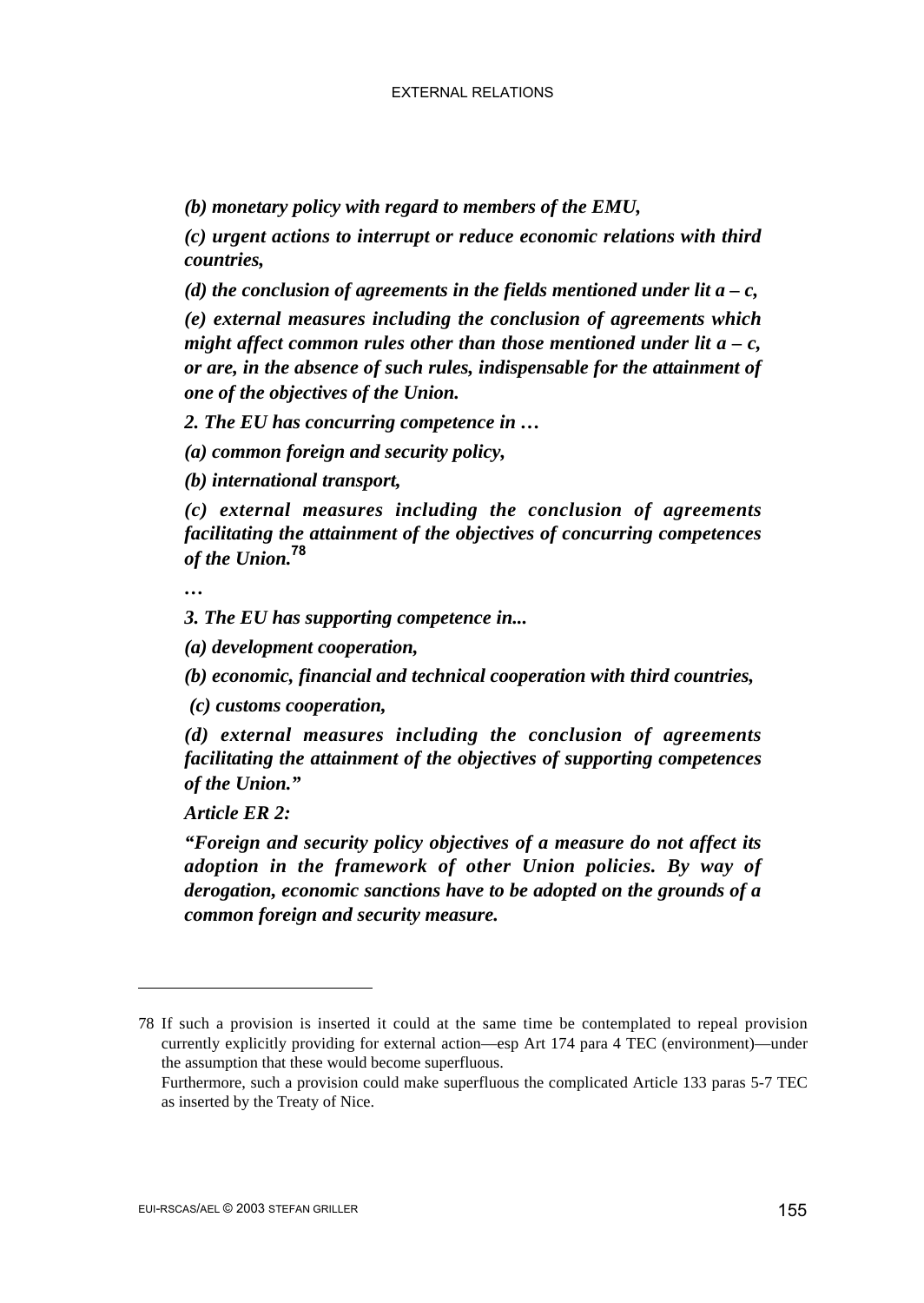*(b) monetary policy with regard to members of the EMU,*

***(c) urgent actions to interrupt or reduce economic relations with third countries,***

***(d) the conclusion of agreements in the fields mentioned under lit a – c,***

***(e) external measures including the conclusion of agreements which might affect common rules other than those mentioned under lit a – c, or are, in the absence of such rules, indispensable for the attainment of one of the objectives of the Union.***

***2. The EU has concurring competence in …***

***(a) common foreign and security policy,***

***(b) international transport,***

***(c) external measures including the conclusion of agreements facilitating the attainment of the objectives of concurring competences of the Union.***[78]

***…***

***3. The EU has supporting competence in...***

***(a) development cooperation,***

***(b) economic, financial and technical cooperation with third countries,***

***(c) customs cooperation,***

***(d) external measures including the conclusion of agreements facilitating the attainment of the objectives of supporting competences of the Union."***

***Article ER 2:***

***"Foreign and security policy objectives of a measure do not affect its adoption in the framework of other Union policies. By way of derogation, economic sanctions have to be adopted on the grounds of a common foreign and security measure.***

---

78 If such a provision is inserted it could at the same time be contemplated to repeal provision currently explicitly providing for external action—esp Art 174 para 4 TEC (environment)—under the assumption that these would become superfluous.
Furthermore, such a provision could make superfluous the complicated Article 133 paras 5-7 TEC as inserted by the Treaty of Nice.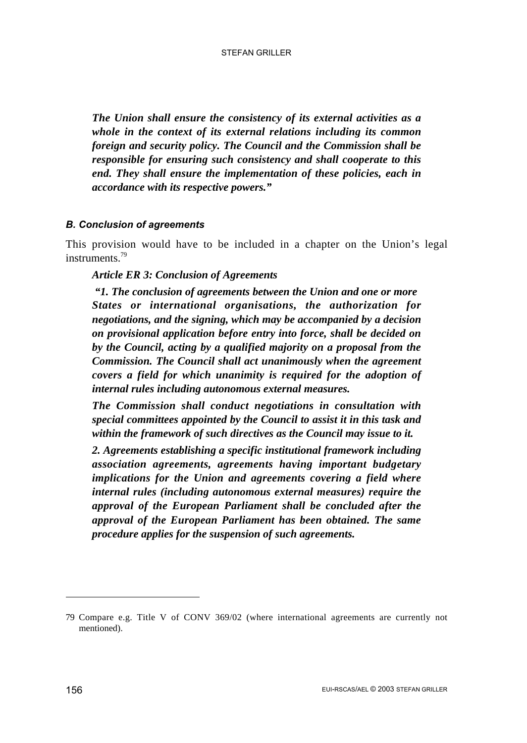***The Union shall ensure the consistency of its external activities as a whole in the context of its external relations including its common foreign and security policy. The Council and the Commission shall be responsible for ensuring such consistency and shall cooperate to this end. They shall ensure the implementation of these policies, each in accordance with its respective powers."***

### *B. Conclusion of agreements*

This provision would have to be included in a chapter on the Union's legal instruments.[79]

***Article ER 3: Conclusion of Agreements***

***"1. The conclusion of agreements between the Union and one or more States or international organisations, the authorization for negotiations, and the signing, which may be accompanied by a decision on provisional application before entry into force, shall be decided on by the Council, acting by a qualified majority on a proposal from the Commission. The Council shall act unanimously when the agreement covers a field for which unanimity is required for the adoption of internal rules including autonomous external measures.***

***The Commission shall conduct negotiations in consultation with special committees appointed by the Council to assist it in this task and within the framework of such directives as the Council may issue to it.***

***2. Agreements establishing a specific institutional framework including association agreements, agreements having important budgetary implications for the Union and agreements covering a field where internal rules (including autonomous external measures) require the approval of the European Parliament shall be concluded after the approval of the European Parliament has been obtained. The same procedure applies for the suspension of such agreements.***

---

79 Compare e.g. Title V of CONV 369/02 (where international agreements are currently not mentioned).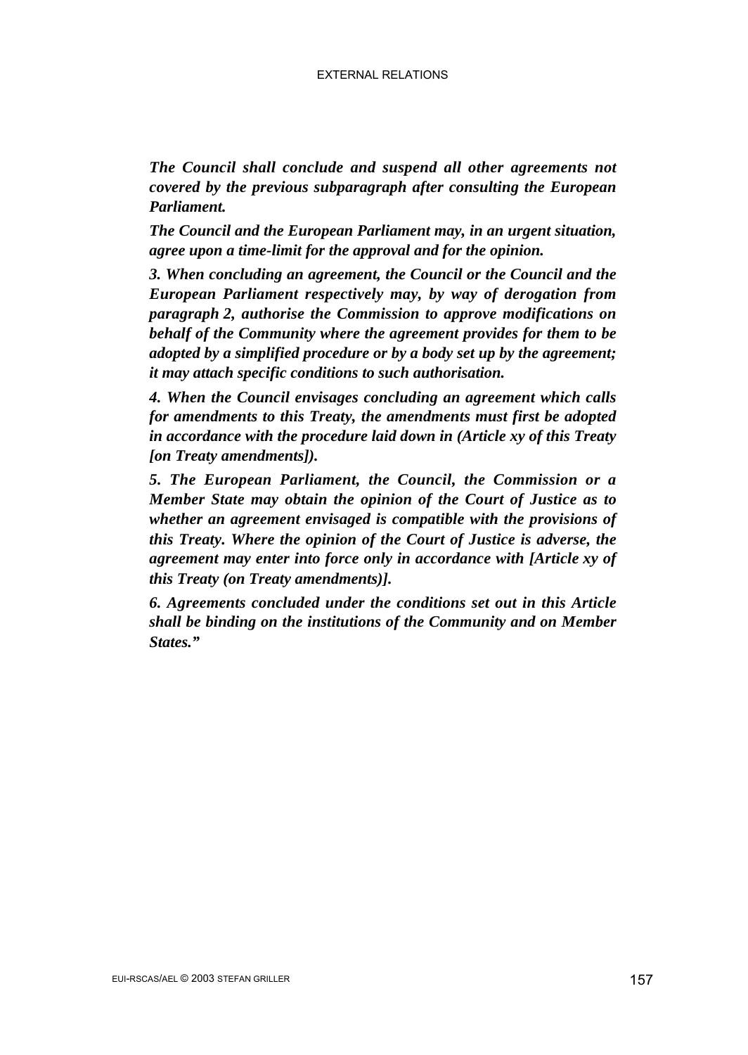***The Council shall conclude and suspend all other agreements not covered by the previous subparagraph after consulting the European Parliament.***

***The Council and the European Parliament may, in an urgent situation, agree upon a time-limit for the approval and for the opinion.***

***3. When concluding an agreement, the Council or the Council and the European Parliament respectively may, by way of derogation from paragraph 2, authorise the Commission to approve modifications on behalf of the Community where the agreement provides for them to be adopted by a simplified procedure or by a body set up by the agreement; it may attach specific conditions to such authorisation.***

***4. When the Council envisages concluding an agreement which calls for amendments to this Treaty, the amendments must first be adopted in accordance with the procedure laid down in (Article xy of this Treaty [on Treaty amendments]).***

***5. The European Parliament, the Council, the Commission or a Member State may obtain the opinion of the Court of Justice as to whether an agreement envisaged is compatible with the provisions of this Treaty. Where the opinion of the Court of Justice is adverse, the agreement may enter into force only in accordance with [Article xy of this Treaty (on Treaty amendments)].***

***6. Agreements concluded under the conditions set out in this Article shall be binding on the institutions of the Community and on Member States."***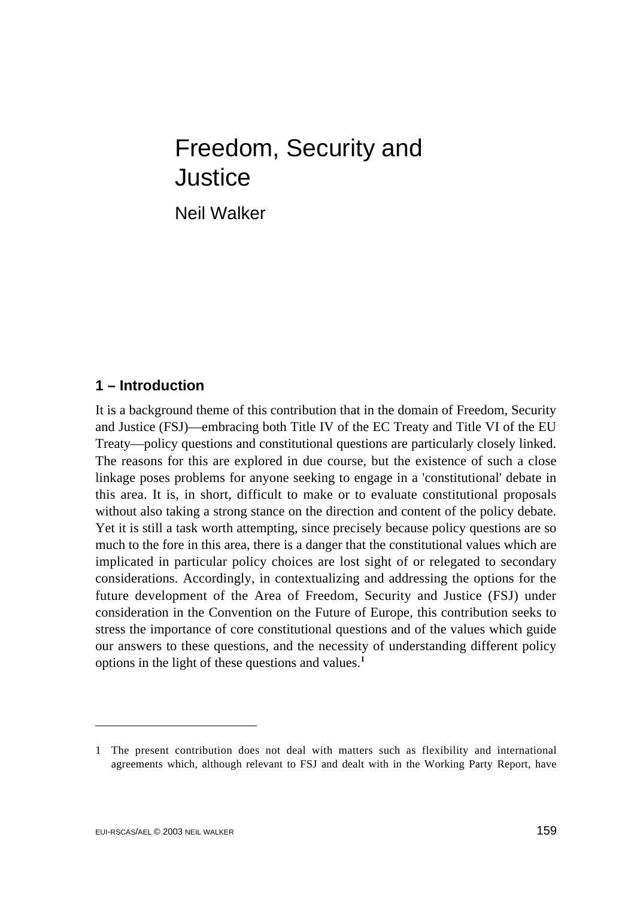# Freedom, Security and Justice

Neil Walker

## 1 – Introduction

It is a background theme of this contribution that in the domain of Freedom, Security and Justice (FSJ)—embracing both Title IV of the EC Treaty and Title VI of the EU Treaty—policy questions and constitutional questions are particularly closely linked. The reasons for this are explored in due course, but the existence of such a close linkage poses problems for anyone seeking to engage in a 'constitutional' debate in this area. It is, in short, difficult to make or to evaluate constitutional proposals without also taking a strong stance on the direction and content of the policy debate. Yet it is still a task worth attempting, since precisely because policy questions are so much to the fore in this area, there is a danger that the constitutional values which are implicated in particular policy choices are lost sight of or relegated to secondary considerations. Accordingly, in contextualizing and addressing the options for the future development of the Area of Freedom, Security and Justice (FSJ) under consideration in the Convention on the Future of Europe, this contribution seeks to stress the importance of core constitutional questions and of the values which guide our answers to these questions, and the necessity of understanding different policy options in the light of these questions and values.[1]

---

1 The present contribution does not deal with matters such as flexibility and international agreements which, although relevant to FSJ and dealt with in the Working Party Report, have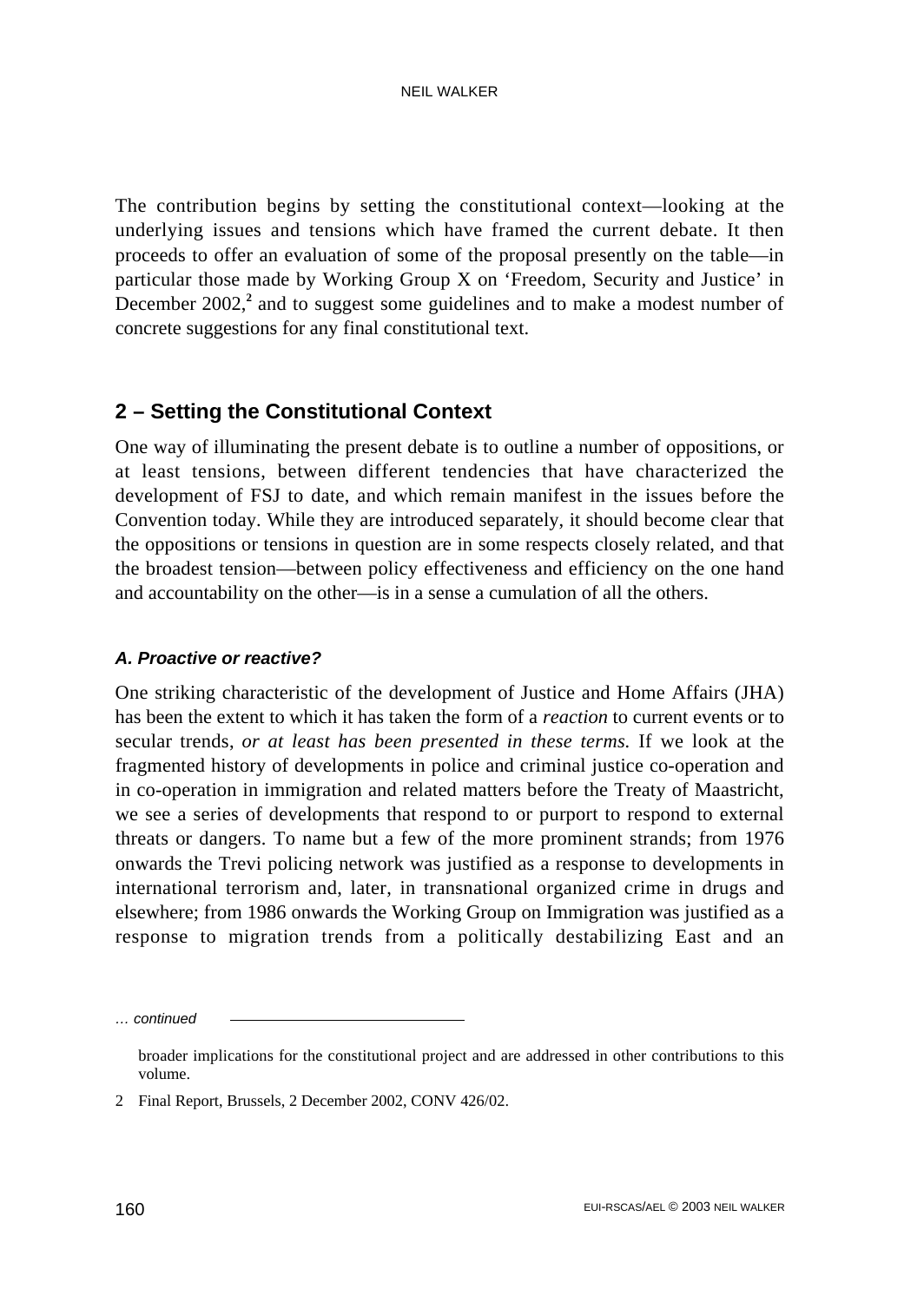The contribution begins by setting the constitutional context—looking at the underlying issues and tensions which have framed the current debate. It then proceeds to offer an evaluation of some of the proposal presently on the table—in particular those made by Working Group X on 'Freedom, Security and Justice' in December 2002,[2] and to suggest some guidelines and to make a modest number of concrete suggestions for any final constitutional text.

## 2 – Setting the Constitutional Context

One way of illuminating the present debate is to outline a number of oppositions, or at least tensions, between different tendencies that have characterized the development of FSJ to date, and which remain manifest in the issues before the Convention today. While they are introduced separately, it should become clear that the oppositions or tensions in question are in some respects closely related, and that the broadest tension—between policy effectiveness and efficiency on the one hand and accountability on the other—is in a sense a cumulation of all the others.

### *A. Proactive or reactive?*

One striking characteristic of the development of Justice and Home Affairs (JHA) has been the extent to which it has taken the form of a *reaction* to current events or to secular trends, *or at least has been presented in these terms.* If we look at the fragmented history of developments in police and criminal justice co-operation and in co-operation in immigration and related matters before the Treaty of Maastricht, we see a series of developments that respond to or purport to respond to external threats or dangers. To name but a few of the more prominent strands; from 1976 onwards the Trevi policing network was justified as a response to developments in international terrorism and, later, in transnational organized crime in drugs and elsewhere; from 1986 onwards the Working Group on Immigration was justified as a response to migration trends from a politically destabilizing East and an

*… continued*

broader implications for the constitutional project and are addressed in other contributions to this volume.

2 Final Report, Brussels, 2 December 2002, CONV 426/02.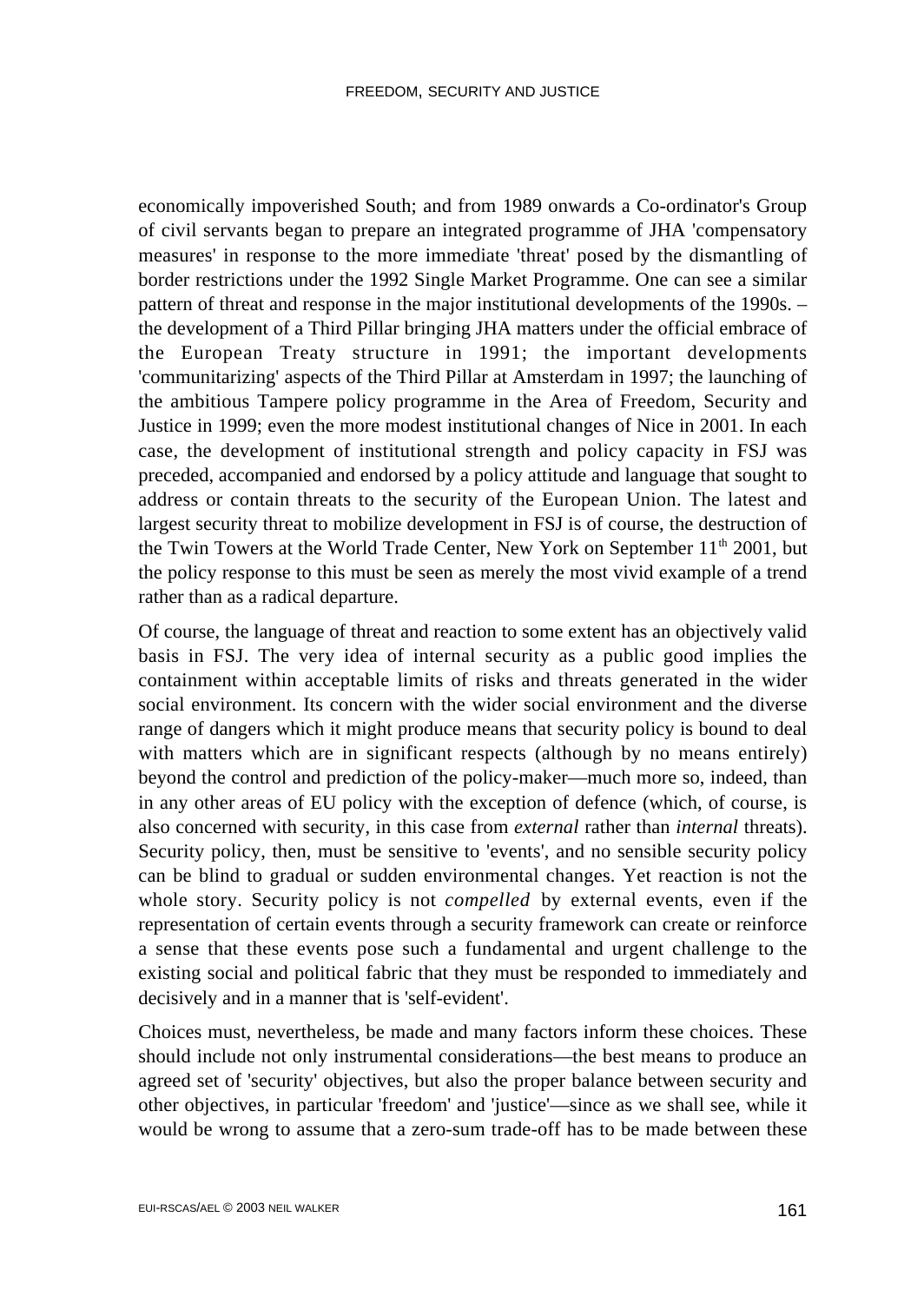economically impoverished South; and from 1989 onwards a Co-ordinator's Group of civil servants began to prepare an integrated programme of JHA 'compensatory measures' in response to the more immediate 'threat' posed by the dismantling of border restrictions under the 1992 Single Market Programme. One can see a similar pattern of threat and response in the major institutional developments of the 1990s. – the development of a Third Pillar bringing JHA matters under the official embrace of the European Treaty structure in 1991; the important developments 'communitarizing' aspects of the Third Pillar at Amsterdam in 1997; the launching of the ambitious Tampere policy programme in the Area of Freedom, Security and Justice in 1999; even the more modest institutional changes of Nice in 2001. In each case, the development of institutional strength and policy capacity in FSJ was preceded, accompanied and endorsed by a policy attitude and language that sought to address or contain threats to the security of the European Union. The latest and largest security threat to mobilize development in FSJ is of course, the destruction of the Twin Towers at the World Trade Center, New York on September 11th 2001, but the policy response to this must be seen as merely the most vivid example of a trend rather than as a radical departure.

Of course, the language of threat and reaction to some extent has an objectively valid basis in FSJ. The very idea of internal security as a public good implies the containment within acceptable limits of risks and threats generated in the wider social environment. Its concern with the wider social environment and the diverse range of dangers which it might produce means that security policy is bound to deal with matters which are in significant respects (although by no means entirely) beyond the control and prediction of the policy-maker—much more so, indeed, than in any other areas of EU policy with the exception of defence (which, of course, is also concerned with security, in this case from *external* rather than *internal* threats). Security policy, then, must be sensitive to 'events', and no sensible security policy can be blind to gradual or sudden environmental changes. Yet reaction is not the whole story. Security policy is not *compelled* by external events, even if the representation of certain events through a security framework can create or reinforce a sense that these events pose such a fundamental and urgent challenge to the existing social and political fabric that they must be responded to immediately and decisively and in a manner that is 'self-evident'.

Choices must, nevertheless, be made and many factors inform these choices. These should include not only instrumental considerations—the best means to produce an agreed set of 'security' objectives, but also the proper balance between security and other objectives, in particular 'freedom' and 'justice'—since as we shall see, while it would be wrong to assume that a zero-sum trade-off has to be made between these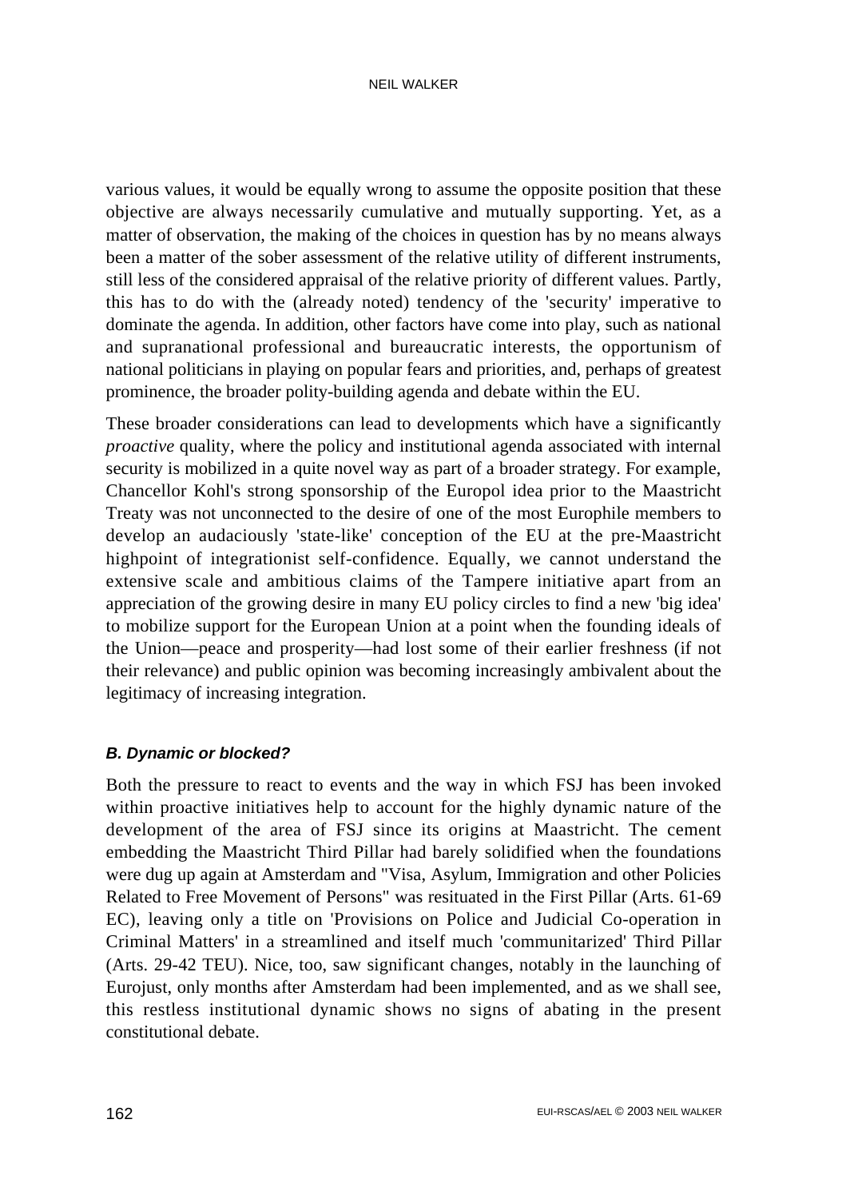various values, it would be equally wrong to assume the opposite position that these objective are always necessarily cumulative and mutually supporting. Yet, as a matter of observation, the making of the choices in question has by no means always been a matter of the sober assessment of the relative utility of different instruments, still less of the considered appraisal of the relative priority of different values. Partly, this has to do with the (already noted) tendency of the 'security' imperative to dominate the agenda. In addition, other factors have come into play, such as national and supranational professional and bureaucratic interests, the opportunism of national politicians in playing on popular fears and priorities, and, perhaps of greatest prominence, the broader polity-building agenda and debate within the EU.

These broader considerations can lead to developments which have a significantly *proactive* quality, where the policy and institutional agenda associated with internal security is mobilized in a quite novel way as part of a broader strategy. For example, Chancellor Kohl's strong sponsorship of the Europol idea prior to the Maastricht Treaty was not unconnected to the desire of one of the most Europhile members to develop an audaciously 'state-like' conception of the EU at the pre-Maastricht highpoint of integrationist self-confidence. Equally, we cannot understand the extensive scale and ambitious claims of the Tampere initiative apart from an appreciation of the growing desire in many EU policy circles to find a new 'big idea' to mobilize support for the European Union at a point when the founding ideals of the Union—peace and prosperity—had lost some of their earlier freshness (if not their relevance) and public opinion was becoming increasingly ambivalent about the legitimacy of increasing integration.

### *B. Dynamic or blocked?*

Both the pressure to react to events and the way in which FSJ has been invoked within proactive initiatives help to account for the highly dynamic nature of the development of the area of FSJ since its origins at Maastricht. The cement embedding the Maastricht Third Pillar had barely solidified when the foundations were dug up again at Amsterdam and "Visa, Asylum, Immigration and other Policies Related to Free Movement of Persons" was resituated in the First Pillar (Arts. 61-69 EC), leaving only a title on 'Provisions on Police and Judicial Co-operation in Criminal Matters' in a streamlined and itself much 'communitarized' Third Pillar (Arts. 29-42 TEU). Nice, too, saw significant changes, notably in the launching of Eurojust, only months after Amsterdam had been implemented, and as we shall see, this restless institutional dynamic shows no signs of abating in the present constitutional debate.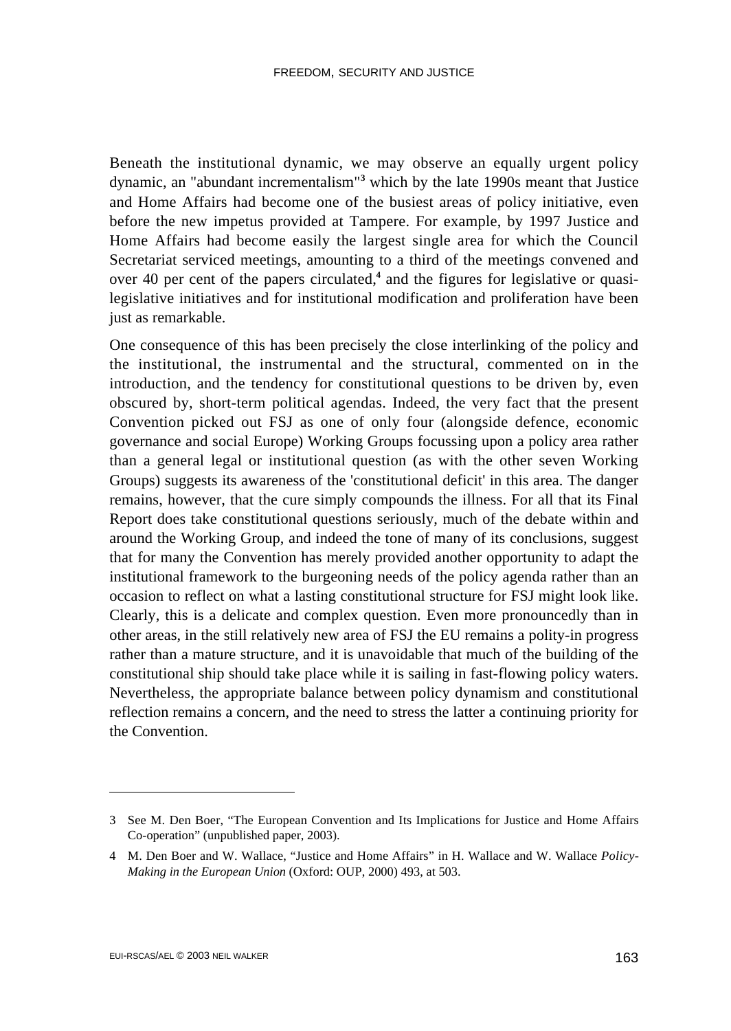Beneath the institutional dynamic, we may observe an equally urgent policy dynamic, an "abundant incrementalism"[3] which by the late 1990s meant that Justice and Home Affairs had become one of the busiest areas of policy initiative, even before the new impetus provided at Tampere. For example, by 1997 Justice and Home Affairs had become easily the largest single area for which the Council Secretariat serviced meetings, amounting to a third of the meetings convened and over 40 per cent of the papers circulated,[4] and the figures for legislative or quasi-legislative initiatives and for institutional modification and proliferation have been just as remarkable.

One consequence of this has been precisely the close interlinking of the policy and the institutional, the instrumental and the structural, commented on in the introduction, and the tendency for constitutional questions to be driven by, even obscured by, short-term political agendas. Indeed, the very fact that the present Convention picked out FSJ as one of only four (alongside defence, economic governance and social Europe) Working Groups focussing upon a policy area rather than a general legal or institutional question (as with the other seven Working Groups) suggests its awareness of the 'constitutional deficit' in this area. The danger remains, however, that the cure simply compounds the illness. For all that its Final Report does take constitutional questions seriously, much of the debate within and around the Working Group, and indeed the tone of many of its conclusions, suggest that for many the Convention has merely provided another opportunity to adapt the institutional framework to the burgeoning needs of the policy agenda rather than an occasion to reflect on what a lasting constitutional structure for FSJ might look like. Clearly, this is a delicate and complex question. Even more pronouncedly than in other areas, in the still relatively new area of FSJ the EU remains a polity-in progress rather than a mature structure, and it is unavoidable that much of the building of the constitutional ship should take place while it is sailing in fast-flowing policy waters. Nevertheless, the appropriate balance between policy dynamism and constitutional reflection remains a concern, and the need to stress the latter a continuing priority for the Convention.

---

3 See M. Den Boer, "The European Convention and Its Implications for Justice and Home Affairs Co-operation" (unpublished paper, 2003).

4 M. Den Boer and W. Wallace, "Justice and Home Affairs" in H. Wallace and W. Wallace *Policy-Making in the European Union* (Oxford: OUP, 2000) 493, at 503.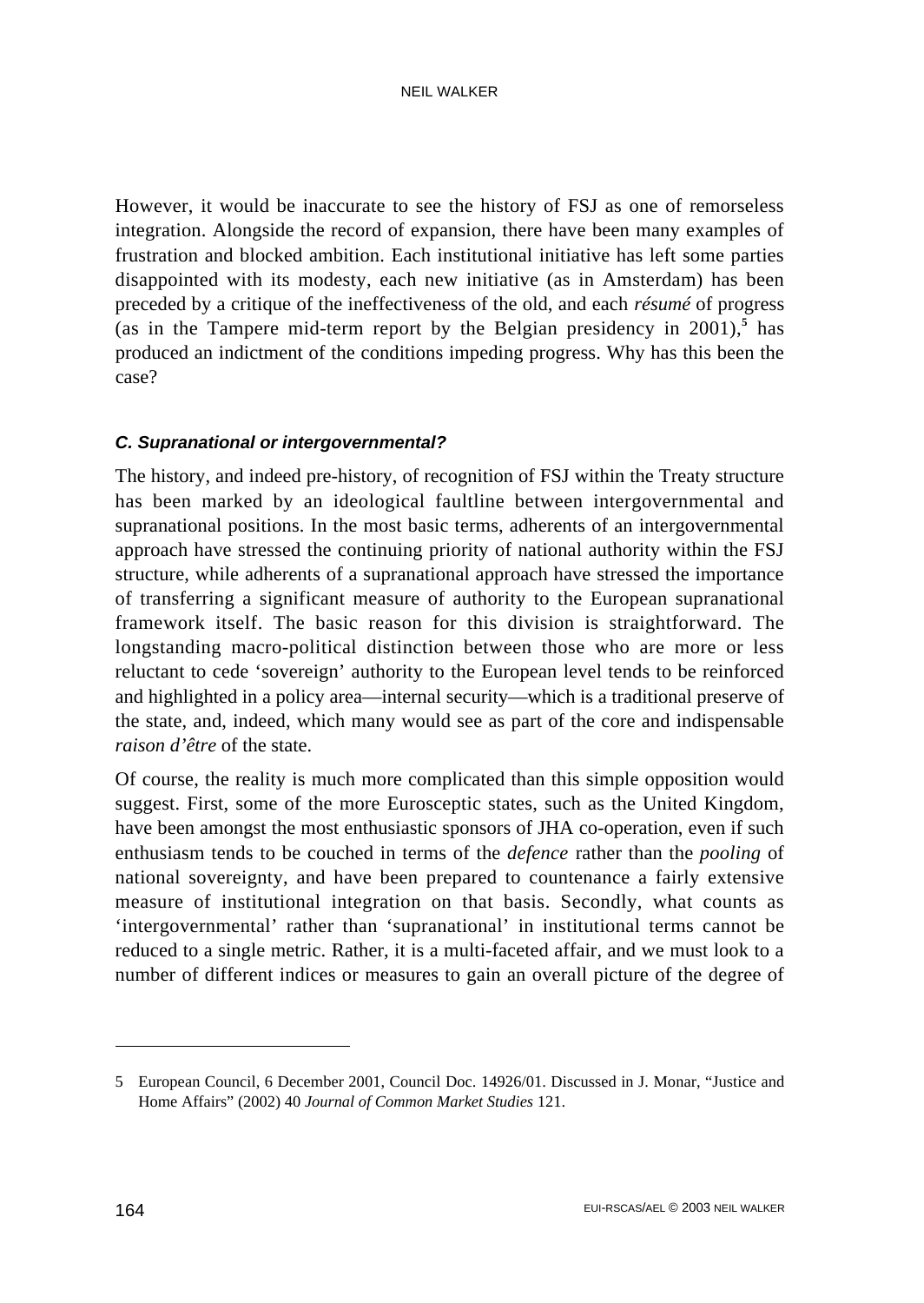However, it would be inaccurate to see the history of FSJ as one of remorseless integration. Alongside the record of expansion, there have been many examples of frustration and blocked ambition. Each institutional initiative has left some parties disappointed with its modesty, each new initiative (as in Amsterdam) has been preceded by a critique of the ineffectiveness of the old, and each *résumé* of progress (as in the Tampere mid-term report by the Belgian presidency in 2001),[5] has produced an indictment of the conditions impeding progress. Why has this been the case?

### *C. Supranational or intergovernmental?*

The history, and indeed pre-history, of recognition of FSJ within the Treaty structure has been marked by an ideological faultline between intergovernmental and supranational positions. In the most basic terms, adherents of an intergovernmental approach have stressed the continuing priority of national authority within the FSJ structure, while adherents of a supranational approach have stressed the importance of transferring a significant measure of authority to the European supranational framework itself. The basic reason for this division is straightforward. The longstanding macro-political distinction between those who are more or less reluctant to cede 'sovereign' authority to the European level tends to be reinforced and highlighted in a policy area—internal security—which is a traditional preserve of the state, and, indeed, which many would see as part of the core and indispensable *raison d'être* of the state.

Of course, the reality is much more complicated than this simple opposition would suggest. First, some of the more Eurosceptic states, such as the United Kingdom, have been amongst the most enthusiastic sponsors of JHA co-operation, even if such enthusiasm tends to be couched in terms of the *defence* rather than the *pooling* of national sovereignty, and have been prepared to countenance a fairly extensive measure of institutional integration on that basis. Secondly, what counts as 'intergovernmental' rather than 'supranational' in institutional terms cannot be reduced to a single metric. Rather, it is a multi-faceted affair, and we must look to a number of different indices or measures to gain an overall picture of the degree of

---

5 European Council, 6 December 2001, Council Doc. 14926/01. Discussed in J. Monar, "Justice and Home Affairs" (2002) 40 *Journal of Common Market Studies* 121.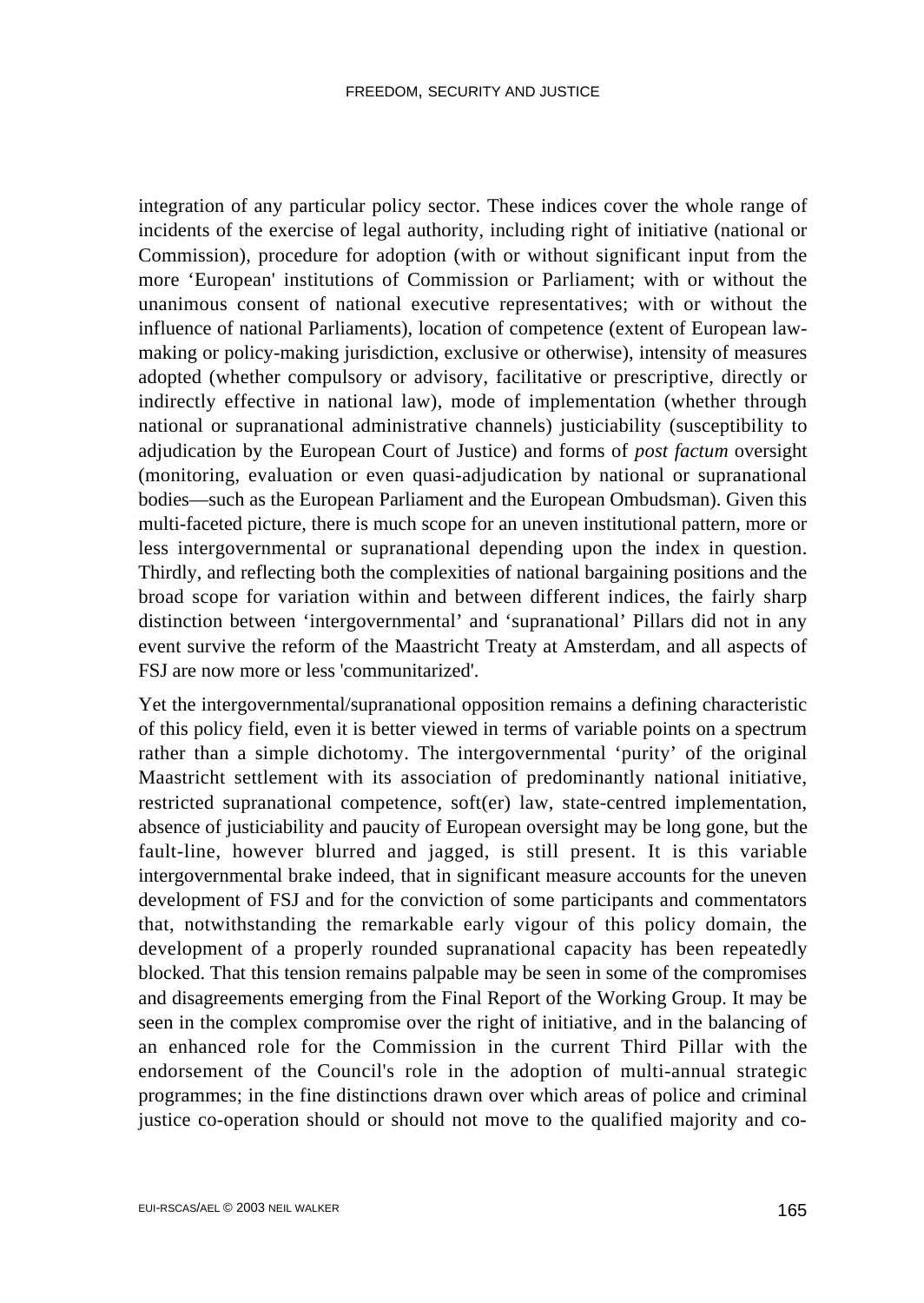integration of any particular policy sector. These indices cover the whole range of incidents of the exercise of legal authority, including right of initiative (national or Commission), procedure for adoption (with or without significant input from the more 'European' institutions of Commission or Parliament; with or without the unanimous consent of national executive representatives; with or without the influence of national Parliaments), location of competence (extent of European law-making or policy-making jurisdiction, exclusive or otherwise), intensity of measures adopted (whether compulsory or advisory, facilitative or prescriptive, directly or indirectly effective in national law), mode of implementation (whether through national or supranational administrative channels) justiciability (susceptibility to adjudication by the European Court of Justice) and forms of *post factum* oversight (monitoring, evaluation or even quasi-adjudication by national or supranational bodies—such as the European Parliament and the European Ombudsman). Given this multi-faceted picture, there is much scope for an uneven institutional pattern, more or less intergovernmental or supranational depending upon the index in question. Thirdly, and reflecting both the complexities of national bargaining positions and the broad scope for variation within and between different indices, the fairly sharp distinction between 'intergovernmental' and 'supranational' Pillars did not in any event survive the reform of the Maastricht Treaty at Amsterdam, and all aspects of FSJ are now more or less 'communitarized'.

Yet the intergovernmental/supranational opposition remains a defining characteristic of this policy field, even it is better viewed in terms of variable points on a spectrum rather than a simple dichotomy. The intergovernmental 'purity' of the original Maastricht settlement with its association of predominantly national initiative, restricted supranational competence, soft(er) law, state-centred implementation, absence of justiciability and paucity of European oversight may be long gone, but the fault-line, however blurred and jagged, is still present. It is this variable intergovernmental brake indeed, that in significant measure accounts for the uneven development of FSJ and for the conviction of some participants and commentators that, notwithstanding the remarkable early vigour of this policy domain, the development of a properly rounded supranational capacity has been repeatedly blocked. That this tension remains palpable may be seen in some of the compromises and disagreements emerging from the Final Report of the Working Group. It may be seen in the complex compromise over the right of initiative, and in the balancing of an enhanced role for the Commission in the current Third Pillar with the endorsement of the Council's role in the adoption of multi-annual strategic programmes; in the fine distinctions drawn over which areas of police and criminal justice co-operation should or should not move to the qualified majority and co-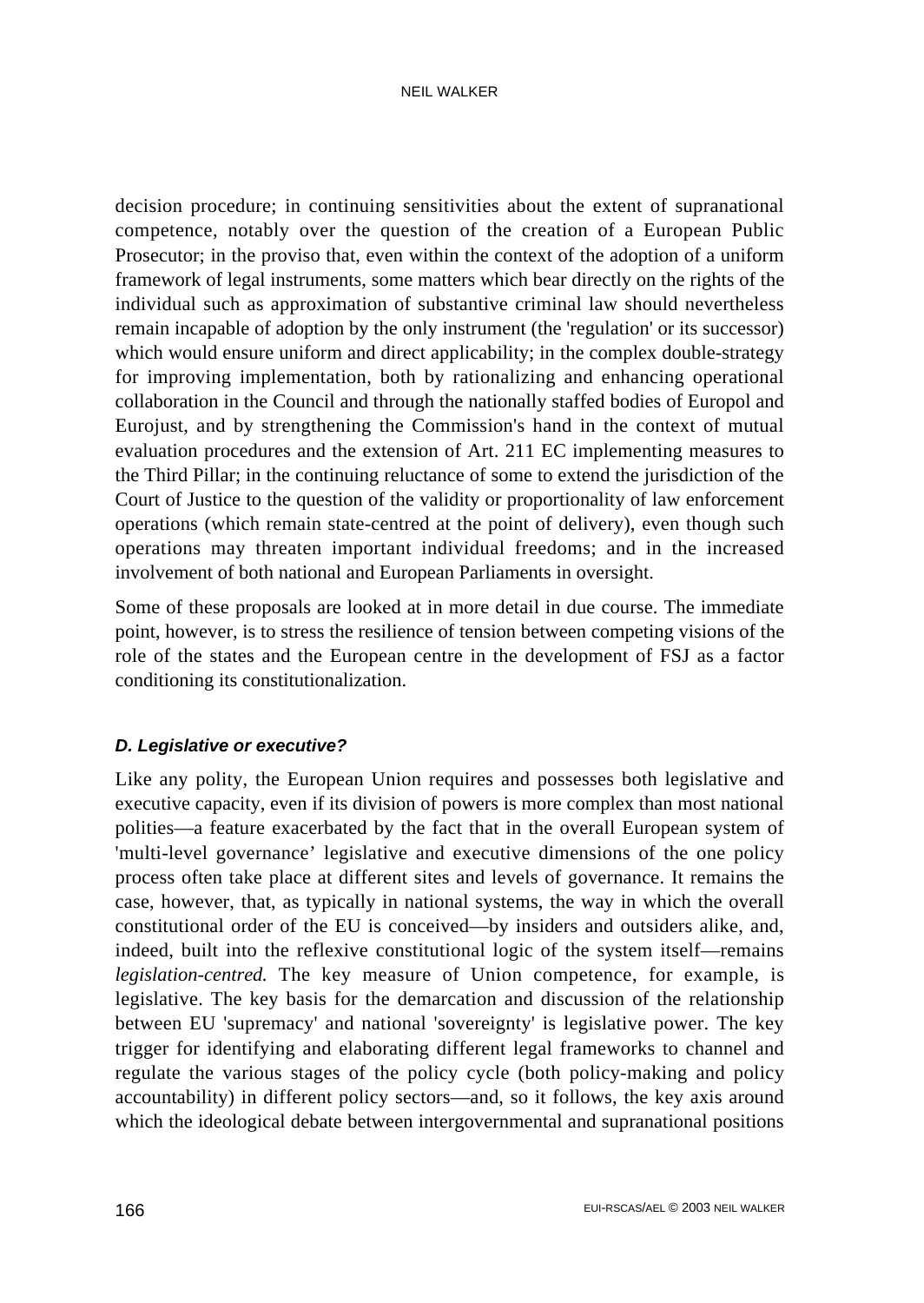decision procedure; in continuing sensitivities about the extent of supranational competence, notably over the question of the creation of a European Public Prosecutor; in the proviso that, even within the context of the adoption of a uniform framework of legal instruments, some matters which bear directly on the rights of the individual such as approximation of substantive criminal law should nevertheless remain incapable of adoption by the only instrument (the 'regulation' or its successor) which would ensure uniform and direct applicability; in the complex double-strategy for improving implementation, both by rationalizing and enhancing operational collaboration in the Council and through the nationally staffed bodies of Europol and Eurojust, and by strengthening the Commission's hand in the context of mutual evaluation procedures and the extension of Art. 211 EC implementing measures to the Third Pillar; in the continuing reluctance of some to extend the jurisdiction of the Court of Justice to the question of the validity or proportionality of law enforcement operations (which remain state-centred at the point of delivery), even though such operations may threaten important individual freedoms; and in the increased involvement of both national and European Parliaments in oversight.

Some of these proposals are looked at in more detail in due course. The immediate point, however, is to stress the resilience of tension between competing visions of the role of the states and the European centre in the development of FSJ as a factor conditioning its constitutionalization.

#### *D. Legislative or executive?*

Like any polity, the European Union requires and possesses both legislative and executive capacity, even if its division of powers is more complex than most national polities—a feature exacerbated by the fact that in the overall European system of 'multi-level governance' legislative and executive dimensions of the one policy process often take place at different sites and levels of governance. It remains the case, however, that, as typically in national systems, the way in which the overall constitutional order of the EU is conceived—by insiders and outsiders alike, and, indeed, built into the reflexive constitutional logic of the system itself—remains *legislation-centred.* The key measure of Union competence, for example, is legislative. The key basis for the demarcation and discussion of the relationship between EU 'supremacy' and national 'sovereignty' is legislative power. The key trigger for identifying and elaborating different legal frameworks to channel and regulate the various stages of the policy cycle (both policy-making and policy accountability) in different policy sectors—and, so it follows, the key axis around which the ideological debate between intergovernmental and supranational positions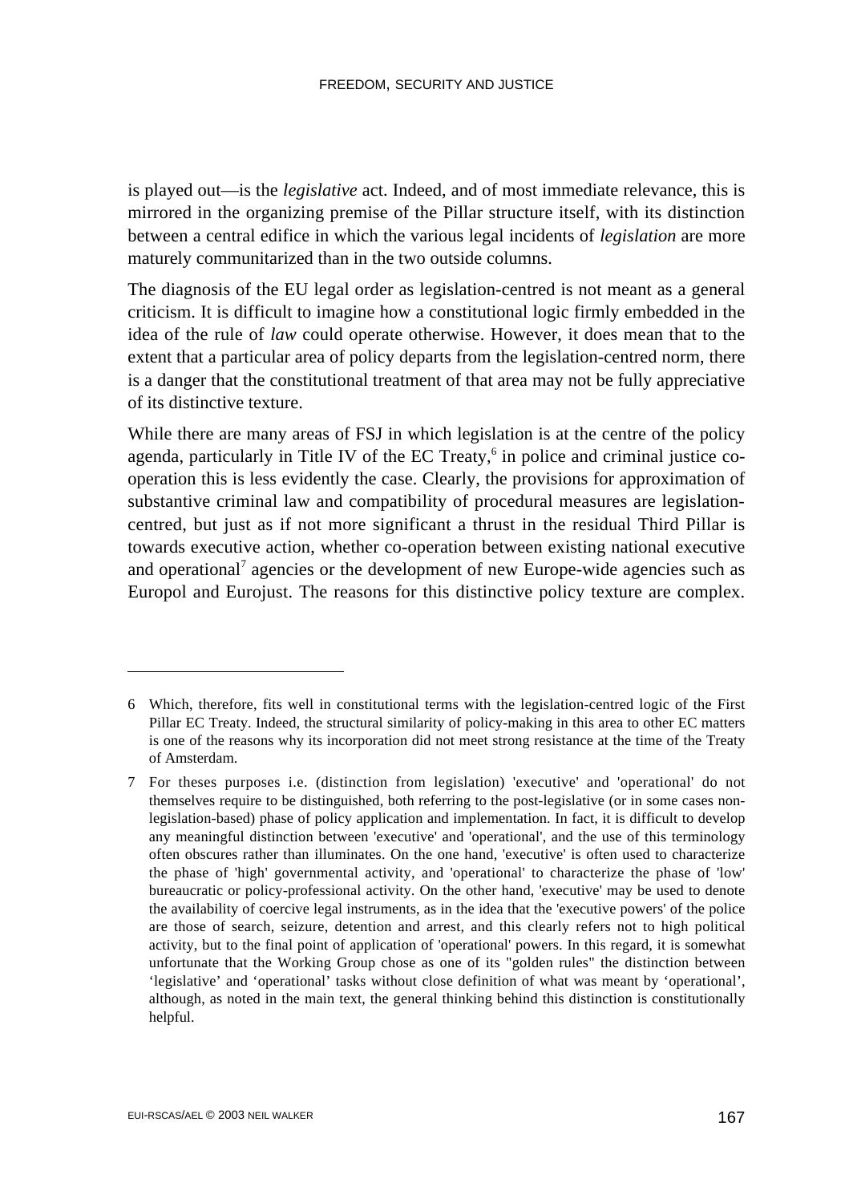is played out—is the *legislative* act. Indeed, and of most immediate relevance, this is mirrored in the organizing premise of the Pillar structure itself, with its distinction between a central edifice in which the various legal incidents of *legislation* are more maturely communitarized than in the two outside columns.

The diagnosis of the EU legal order as legislation-centred is not meant as a general criticism. It is difficult to imagine how a constitutional logic firmly embedded in the idea of the rule of *law* could operate otherwise. However, it does mean that to the extent that a particular area of policy departs from the legislation-centred norm, there is a danger that the constitutional treatment of that area may not be fully appreciative of its distinctive texture.

While there are many areas of FSJ in which legislation is at the centre of the policy agenda, particularly in Title IV of the EC Treaty,[6] in police and criminal justice co-operation this is less evidently the case. Clearly, the provisions for approximation of substantive criminal law and compatibility of procedural measures are legislation-centred, but just as if not more significant a thrust in the residual Third Pillar is towards executive action, whether co-operation between existing national executive and operational[7] agencies or the development of new Europe-wide agencies such as Europol and Eurojust. The reasons for this distinctive policy texture are complex.

---

6 Which, therefore, fits well in constitutional terms with the legislation-centred logic of the First Pillar EC Treaty. Indeed, the structural similarity of policy-making in this area to other EC matters is one of the reasons why its incorporation did not meet strong resistance at the time of the Treaty of Amsterdam.

7 For theses purposes i.e. (distinction from legislation) 'executive' and 'operational' do not themselves require to be distinguished, both referring to the post-legislative (or in some cases non-legislation-based) phase of policy application and implementation. In fact, it is difficult to develop any meaningful distinction between 'executive' and 'operational', and the use of this terminology often obscures rather than illuminates. On the one hand, 'executive' is often used to characterize the phase of 'high' governmental activity, and 'operational' to characterize the phase of 'low' bureaucratic or policy-professional activity. On the other hand, 'executive' may be used to denote the availability of coercive legal instruments, as in the idea that the 'executive powers' of the police are those of search, seizure, detention and arrest, and this clearly refers not to high political activity, but to the final point of application of 'operational' powers. In this regard, it is somewhat unfortunate that the Working Group chose as one of its "golden rules" the distinction between 'legislative' and 'operational' tasks without close definition of what was meant by 'operational', although, as noted in the main text, the general thinking behind this distinction is constitutionally helpful.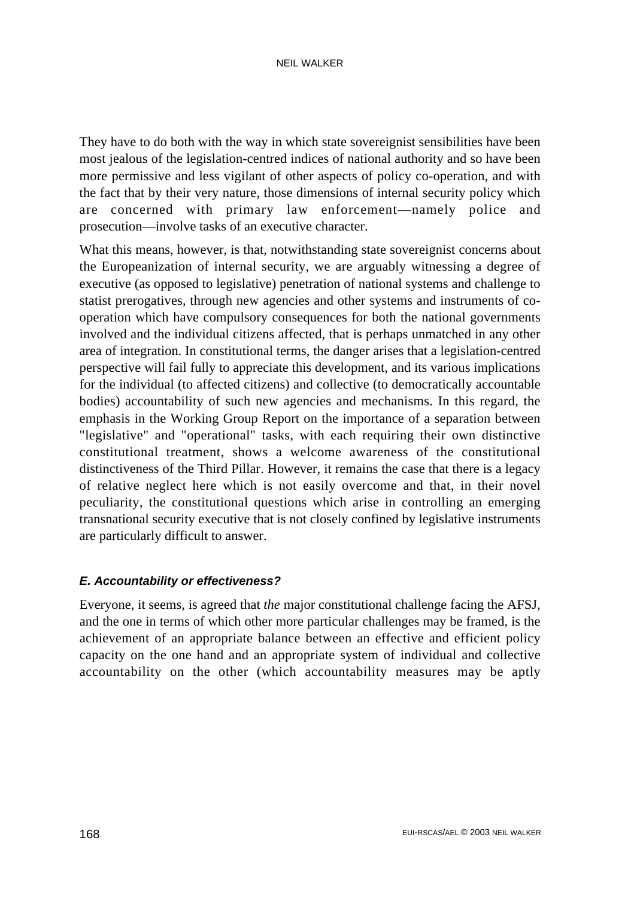They have to do both with the way in which state sovereignist sensibilities have been most jealous of the legislation-centred indices of national authority and so have been more permissive and less vigilant of other aspects of policy co-operation, and with the fact that by their very nature, those dimensions of internal security policy which are concerned with primary law enforcement—namely police and prosecution—involve tasks of an executive character.

What this means, however, is that, notwithstanding state sovereignist concerns about the Europeanization of internal security, we are arguably witnessing a degree of executive (as opposed to legislative) penetration of national systems and challenge to statist prerogatives, through new agencies and other systems and instruments of co-operation which have compulsory consequences for both the national governments involved and the individual citizens affected, that is perhaps unmatched in any other area of integration. In constitutional terms, the danger arises that a legislation-centred perspective will fail fully to appreciate this development, and its various implications for the individual (to affected citizens) and collective (to democratically accountable bodies) accountability of such new agencies and mechanisms. In this regard, the emphasis in the Working Group Report on the importance of a separation between "legislative" and "operational" tasks, with each requiring their own distinctive constitutional treatment, shows a welcome awareness of the constitutional distinctiveness of the Third Pillar. However, it remains the case that there is a legacy of relative neglect here which is not easily overcome and that, in their novel peculiarity, the constitutional questions which arise in controlling an emerging transnational security executive that is not closely confined by legislative instruments are particularly difficult to answer.

#### *E. Accountability or effectiveness?*

Everyone, it seems, is agreed that *the* major constitutional challenge facing the AFSJ, and the one in terms of which other more particular challenges may be framed, is the achievement of an appropriate balance between an effective and efficient policy capacity on the one hand and an appropriate system of individual and collective accountability on the other (which accountability measures may be aptly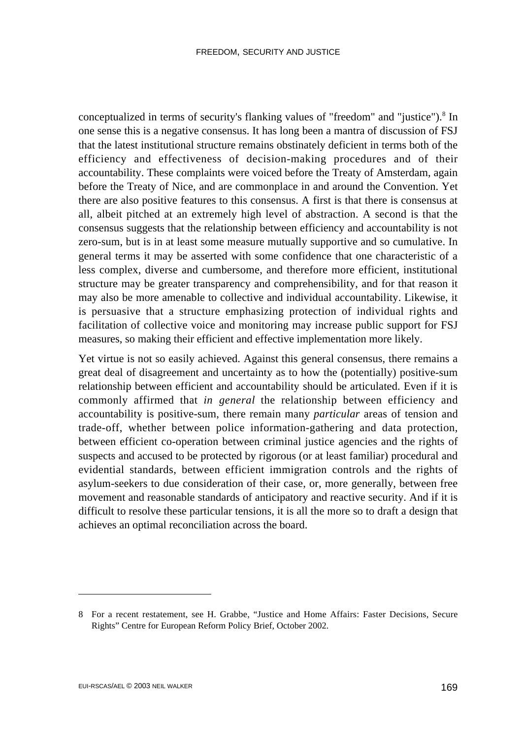conceptualized in terms of security's flanking values of "freedom" and "justice").[8] In one sense this is a negative consensus. It has long been a mantra of discussion of FSJ that the latest institutional structure remains obstinately deficient in terms both of the efficiency and effectiveness of decision-making procedures and of their accountability. These complaints were voiced before the Treaty of Amsterdam, again before the Treaty of Nice, and are commonplace in and around the Convention. Yet there are also positive features to this consensus. A first is that there is consensus at all, albeit pitched at an extremely high level of abstraction. A second is that the consensus suggests that the relationship between efficiency and accountability is not zero-sum, but is in at least some measure mutually supportive and so cumulative. In general terms it may be asserted with some confidence that one characteristic of a less complex, diverse and cumbersome, and therefore more efficient, institutional structure may be greater transparency and comprehensibility, and for that reason it may also be more amenable to collective and individual accountability. Likewise, it is persuasive that a structure emphasizing protection of individual rights and facilitation of collective voice and monitoring may increase public support for FSJ measures, so making their efficient and effective implementation more likely.

Yet virtue is not so easily achieved. Against this general consensus, there remains a great deal of disagreement and uncertainty as to how the (potentially) positive-sum relationship between efficient and accountability should be articulated. Even if it is commonly affirmed that *in general* the relationship between efficiency and accountability is positive-sum, there remain many *particular* areas of tension and trade-off, whether between police information-gathering and data protection, between efficient co-operation between criminal justice agencies and the rights of suspects and accused to be protected by rigorous (or at least familiar) procedural and evidential standards, between efficient immigration controls and the rights of asylum-seekers to due consideration of their case, or, more generally, between free movement and reasonable standards of anticipatory and reactive security. And if it is difficult to resolve these particular tensions, it is all the more so to draft a design that achieves an optimal reconciliation across the board.

---

8 For a recent restatement, see H. Grabbe, "Justice and Home Affairs: Faster Decisions, Secure Rights" Centre for European Reform Policy Brief, October 2002.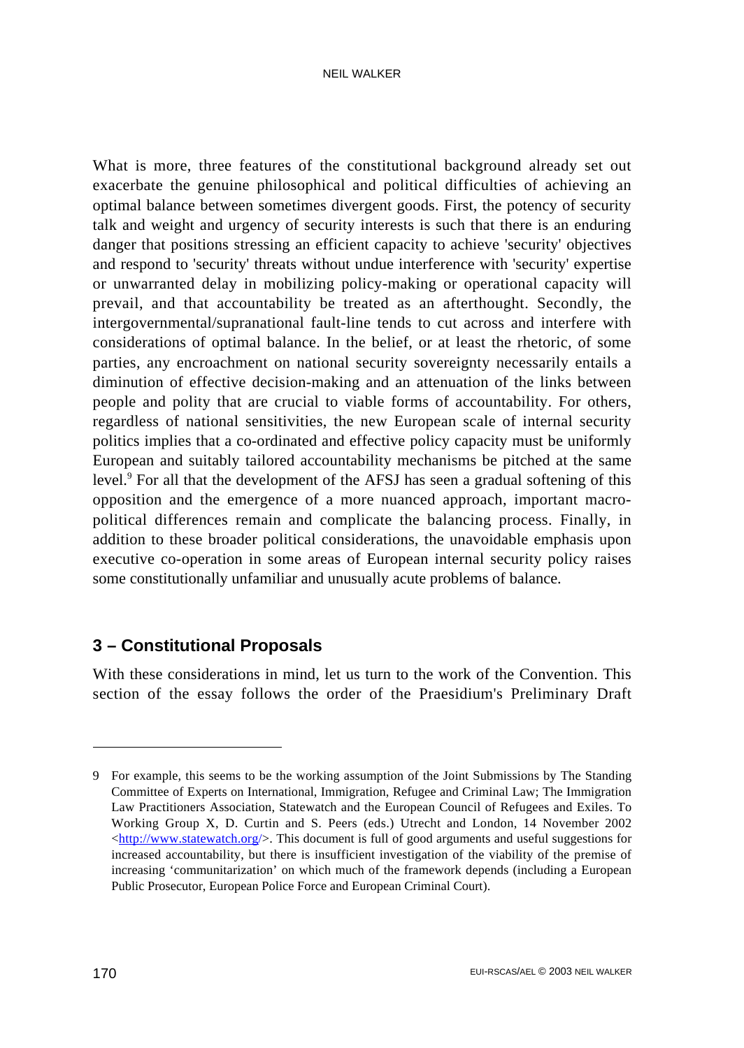What is more, three features of the constitutional background already set out exacerbate the genuine philosophical and political difficulties of achieving an optimal balance between sometimes divergent goods. First, the potency of security talk and weight and urgency of security interests is such that there is an enduring danger that positions stressing an efficient capacity to achieve 'security' objectives and respond to 'security' threats without undue interference with 'security' expertise or unwarranted delay in mobilizing policy-making or operational capacity will prevail, and that accountability be treated as an afterthought. Secondly, the intergovernmental/supranational fault-line tends to cut across and interfere with considerations of optimal balance. In the belief, or at least the rhetoric, of some parties, any encroachment on national security sovereignty necessarily entails a diminution of effective decision-making and an attenuation of the links between people and polity that are crucial to viable forms of accountability. For others, regardless of national sensitivities, the new European scale of internal security politics implies that a co-ordinated and effective policy capacity must be uniformly European and suitably tailored accountability mechanisms be pitched at the same level.[9] For all that the development of the AFSJ has seen a gradual softening of this opposition and the emergence of a more nuanced approach, important macro-political differences remain and complicate the balancing process. Finally, in addition to these broader political considerations, the unavoidable emphasis upon executive co-operation in some areas of European internal security policy raises some constitutionally unfamiliar and unusually acute problems of balance.

## 3 – Constitutional Proposals

With these considerations in mind, let us turn to the work of the Convention. This section of the essay follows the order of the Praesidium's Preliminary Draft

---

9 For example, this seems to be the working assumption of the Joint Submissions by The Standing Committee of Experts on International, Immigration, Refugee and Criminal Law; The Immigration Law Practitioners Association, Statewatch and the European Council of Refugees and Exiles. To Working Group X, D. Curtin and S. Peers (eds.) Utrecht and London, 14 November 2002 <http://www.statewatch.org/>. This document is full of good arguments and useful suggestions for increased accountability, but there is insufficient investigation of the viability of the premise of increasing 'communitarization' on which much of the framework depends (including a European Public Prosecutor, European Police Force and European Criminal Court).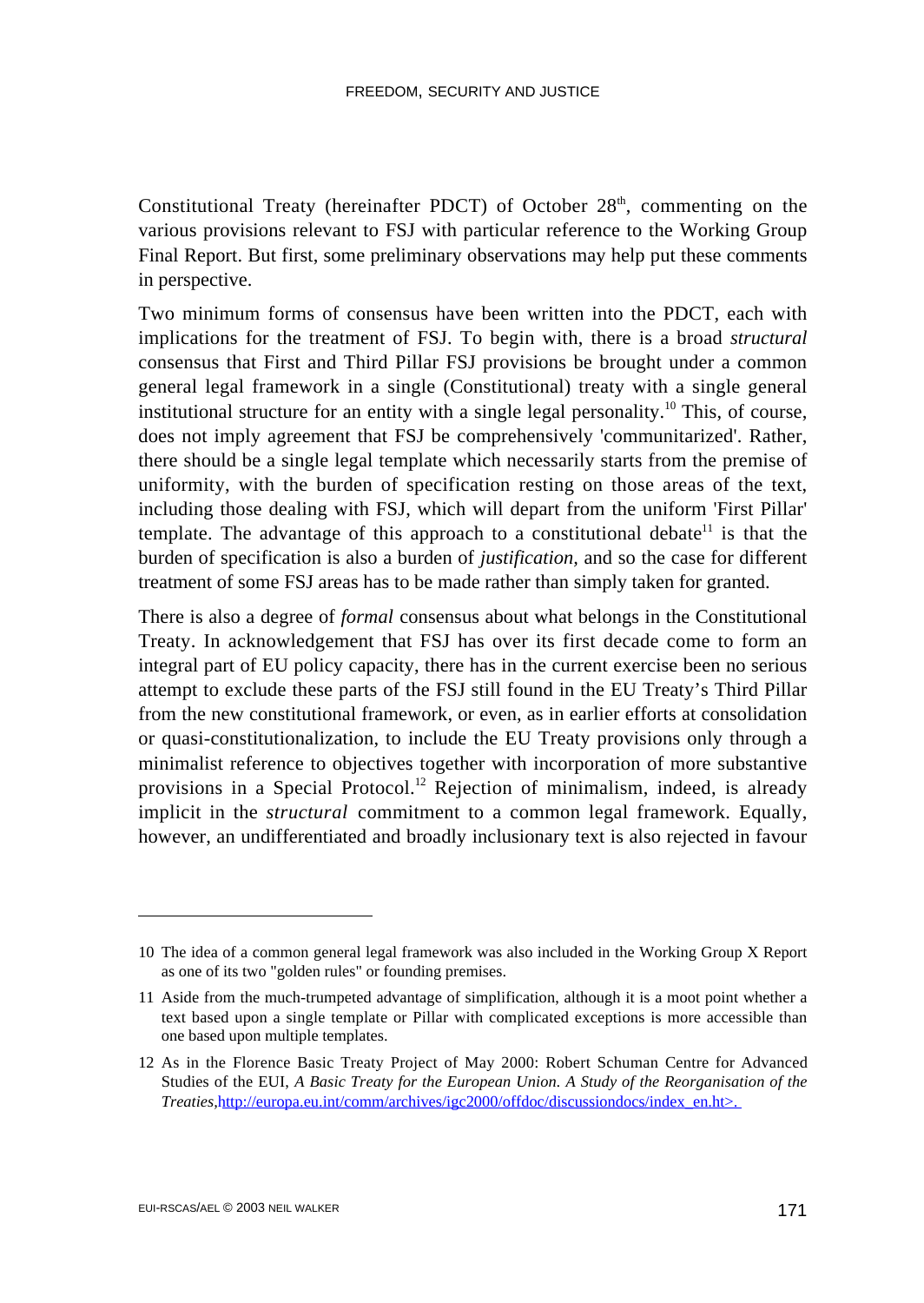Constitutional Treaty (hereinafter PDCT) of October 28th, commenting on the various provisions relevant to FSJ with particular reference to the Working Group Final Report. But first, some preliminary observations may help put these comments in perspective.

Two minimum forms of consensus have been written into the PDCT, each with implications for the treatment of FSJ. To begin with, there is a broad *structural* consensus that First and Third Pillar FSJ provisions be brought under a common general legal framework in a single (Constitutional) treaty with a single general institutional structure for an entity with a single legal personality.[10] This, of course, does not imply agreement that FSJ be comprehensively 'communitarized'. Rather, there should be a single legal template which necessarily starts from the premise of uniformity, with the burden of specification resting on those areas of the text, including those dealing with FSJ, which will depart from the uniform 'First Pillar' template. The advantage of this approach to a constitutional debate[11] is that the burden of specification is also a burden of *justification,* and so the case for different treatment of some FSJ areas has to be made rather than simply taken for granted.

There is also a degree of *formal* consensus about what belongs in the Constitutional Treaty. In acknowledgement that FSJ has over its first decade come to form an integral part of EU policy capacity, there has in the current exercise been no serious attempt to exclude these parts of the FSJ still found in the EU Treaty's Third Pillar from the new constitutional framework, or even, as in earlier efforts at consolidation or quasi-constitutionalization, to include the EU Treaty provisions only through a minimalist reference to objectives together with incorporation of more substantive provisions in a Special Protocol.[12] Rejection of minimalism, indeed, is already implicit in the *structural* commitment to a common legal framework. Equally, however, an undifferentiated and broadly inclusionary text is also rejected in favour

---

10 The idea of a common general legal framework was also included in the Working Group X Report as one of its two "golden rules" or founding premises.

11 Aside from the much-trumpeted advantage of simplification, although it is a moot point whether a text based upon a single template or Pillar with complicated exceptions is more accessible than one based upon multiple templates.

12 As in the Florence Basic Treaty Project of May 2000: Robert Schuman Centre for Advanced Studies of the EUI, *A Basic Treaty for the European Union. A Study of the Reorganisation of the Treaties*,http://europa.eu.int/comm/archives/igc2000/offdoc/discussiondocs/index_en.ht>.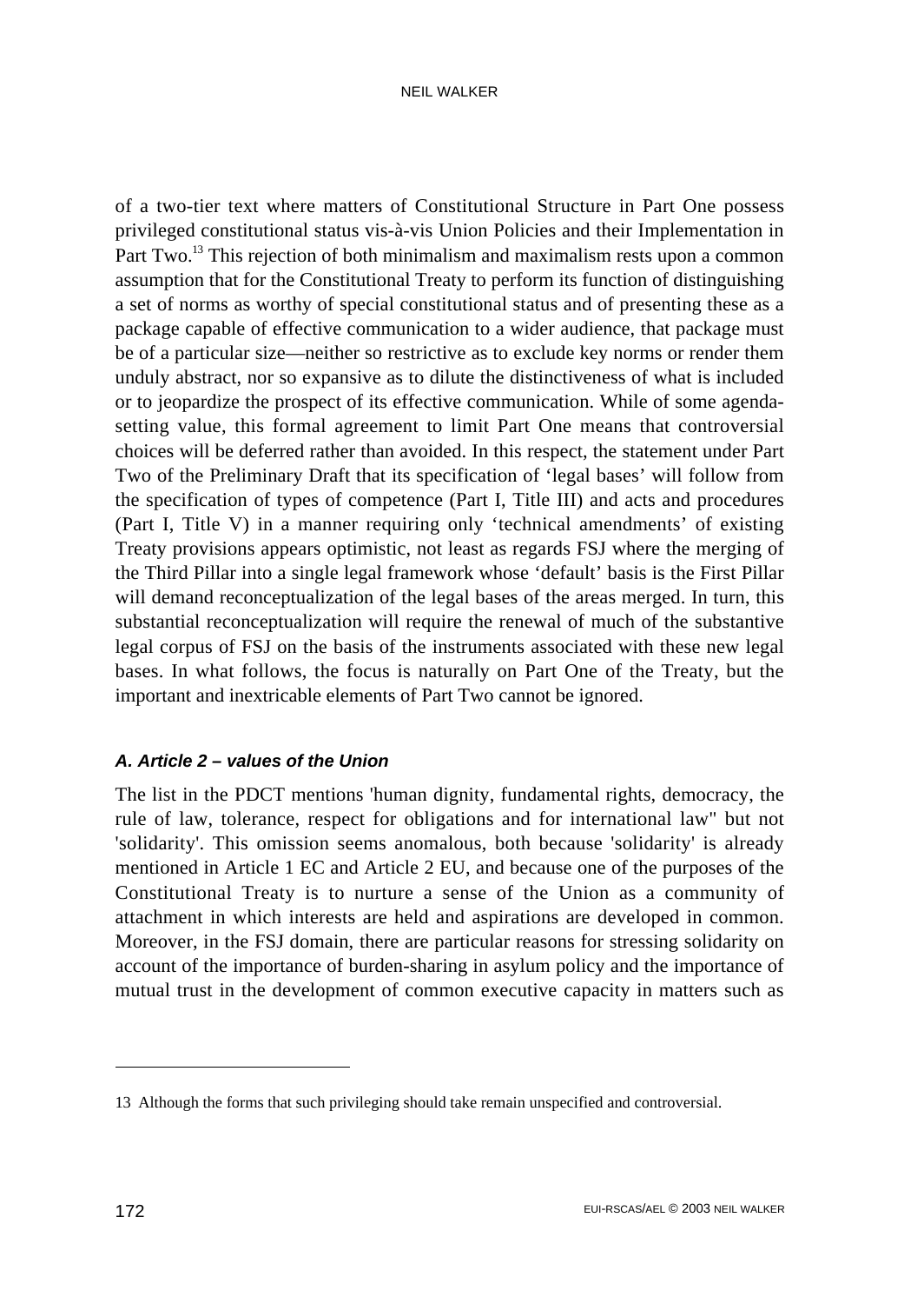of a two-tier text where matters of Constitutional Structure in Part One possess privileged constitutional status vis-à-vis Union Policies and their Implementation in Part Two.[13] This rejection of both minimalism and maximalism rests upon a common assumption that for the Constitutional Treaty to perform its function of distinguishing a set of norms as worthy of special constitutional status and of presenting these as a package capable of effective communication to a wider audience, that package must be of a particular size—neither so restrictive as to exclude key norms or render them unduly abstract, nor so expansive as to dilute the distinctiveness of what is included or to jeopardize the prospect of its effective communication. While of some agenda-setting value, this formal agreement to limit Part One means that controversial choices will be deferred rather than avoided. In this respect, the statement under Part Two of the Preliminary Draft that its specification of 'legal bases' will follow from the specification of types of competence (Part I, Title III) and acts and procedures (Part I, Title V) in a manner requiring only 'technical amendments' of existing Treaty provisions appears optimistic, not least as regards FSJ where the merging of the Third Pillar into a single legal framework whose 'default' basis is the First Pillar will demand reconceptualization of the legal bases of the areas merged. In turn, this substantial reconceptualization will require the renewal of much of the substantive legal corpus of FSJ on the basis of the instruments associated with these new legal bases. In what follows, the focus is naturally on Part One of the Treaty, but the important and inextricable elements of Part Two cannot be ignored.

### *A. Article 2 – values of the Union*

The list in the PDCT mentions 'human dignity, fundamental rights, democracy, the rule of law, tolerance, respect for obligations and for international law" but not 'solidarity'. This omission seems anomalous, both because 'solidarity' is already mentioned in Article 1 EC and Article 2 EU, and because one of the purposes of the Constitutional Treaty is to nurture a sense of the Union as a community of attachment in which interests are held and aspirations are developed in common. Moreover, in the FSJ domain, there are particular reasons for stressing solidarity on account of the importance of burden-sharing in asylum policy and the importance of mutual trust in the development of common executive capacity in matters such as

13 Although the forms that such privileging should take remain unspecified and controversial.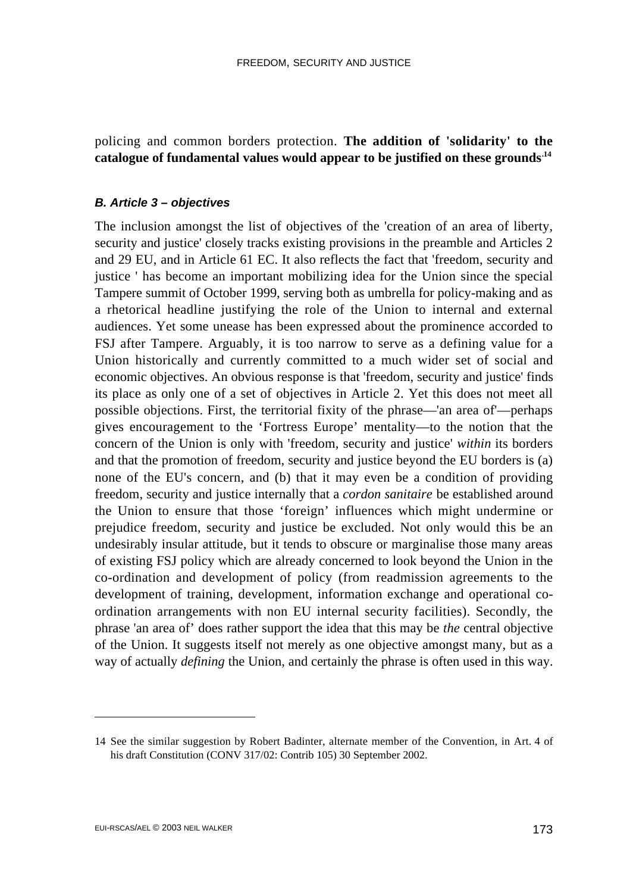policing and common borders protection. **The addition of 'solidarity' to the catalogue of fundamental values would appear to be justified on these grounds**.[14]

#### *B. Article 3 – objectives*

The inclusion amongst the list of objectives of the 'creation of an area of liberty, security and justice' closely tracks existing provisions in the preamble and Articles 2 and 29 EU, and in Article 61 EC. It also reflects the fact that 'freedom, security and justice ' has become an important mobilizing idea for the Union since the special Tampere summit of October 1999, serving both as umbrella for policy-making and as a rhetorical headline justifying the role of the Union to internal and external audiences. Yet some unease has been expressed about the prominence accorded to FSJ after Tampere. Arguably, it is too narrow to serve as a defining value for a Union historically and currently committed to a much wider set of social and economic objectives. An obvious response is that 'freedom, security and justice' finds its place as only one of a set of objectives in Article 2. Yet this does not meet all possible objections. First, the territorial fixity of the phrase—'an area of'—perhaps gives encouragement to the 'Fortress Europe' mentality—to the notion that the concern of the Union is only with 'freedom, security and justice' *within* its borders and that the promotion of freedom, security and justice beyond the EU borders is (a) none of the EU's concern, and (b) that it may even be a condition of providing freedom, security and justice internally that a *cordon sanitaire* be established around the Union to ensure that those 'foreign' influences which might undermine or prejudice freedom, security and justice be excluded. Not only would this be an undesirably insular attitude, but it tends to obscure or marginalise those many areas of existing FSJ policy which are already concerned to look beyond the Union in the co-ordination and development of policy (from readmission agreements to the development of training, development, information exchange and operational co-ordination arrangements with non EU internal security facilities). Secondly, the phrase 'an area of' does rather support the idea that this may be *the* central objective of the Union. It suggests itself not merely as one objective amongst many, but as a way of actually *defining* the Union, and certainly the phrase is often used in this way.

---

14 See the similar suggestion by Robert Badinter, alternate member of the Convention, in Art. 4 of his draft Constitution (CONV 317/02: Contrib 105) 30 September 2002.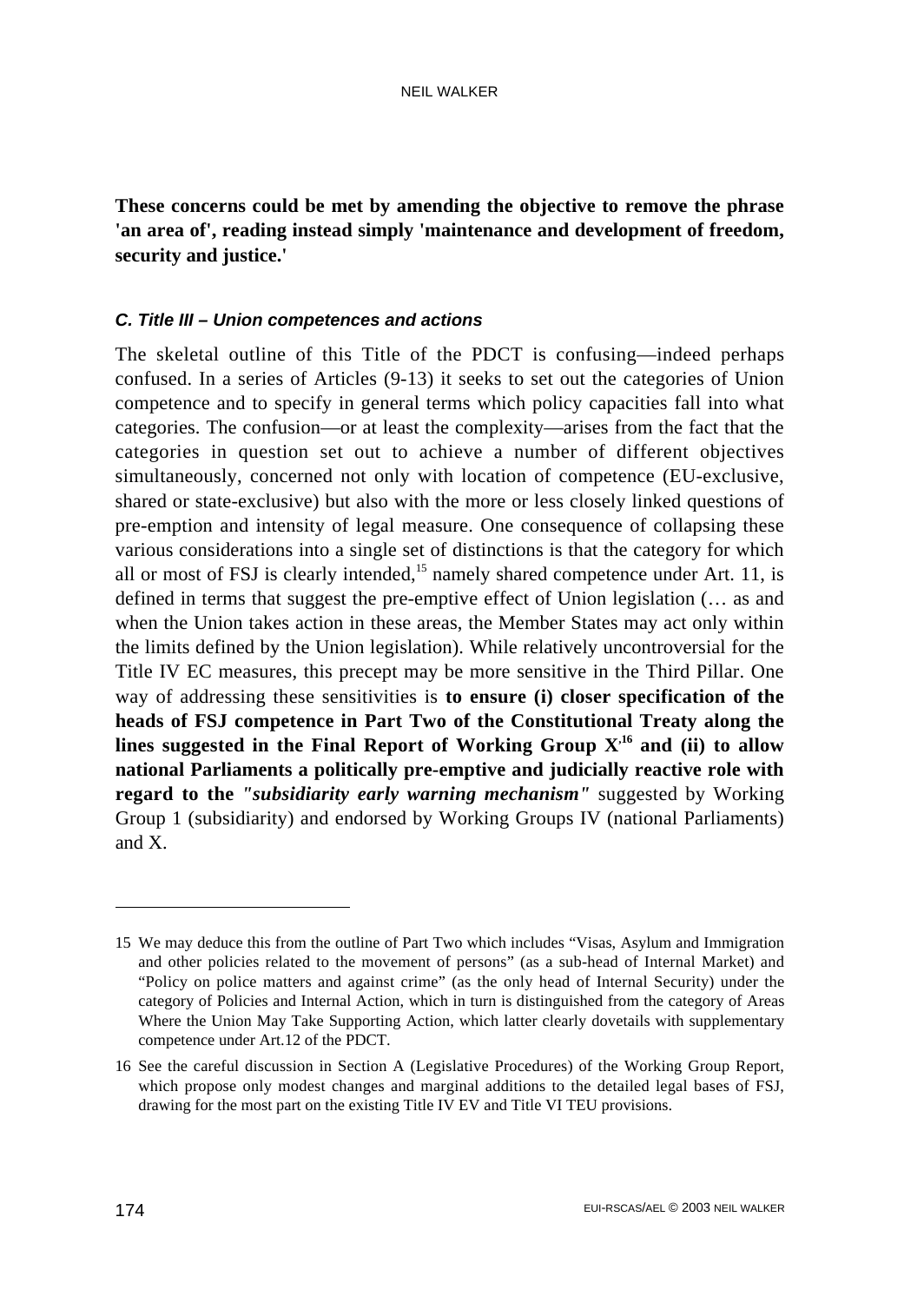**These concerns could be met by amending the objective to remove the phrase 'an area of', reading instead simply 'maintenance and development of freedom, security and justice.'**

### *C. Title III – Union competences and actions*

The skeletal outline of this Title of the PDCT is confusing—indeed perhaps confused. In a series of Articles (9-13) it seeks to set out the categories of Union competence and to specify in general terms which policy capacities fall into what categories. The confusion—or at least the complexity—arises from the fact that the categories in question set out to achieve a number of different objectives simultaneously, concerned not only with location of competence (EU-exclusive, shared or state-exclusive) but also with the more or less closely linked questions of pre-emption and intensity of legal measure. One consequence of collapsing these various considerations into a single set of distinctions is that the category for which all or most of FSJ is clearly intended,[15] namely shared competence under Art. 11, is defined in terms that suggest the pre-emptive effect of Union legislation (… as and when the Union takes action in these areas, the Member States may act only within the limits defined by the Union legislation). While relatively uncontroversial for the Title IV EC measures, this precept may be more sensitive in the Third Pillar. One way of addressing these sensitivities is **to ensure (i) closer specification of the heads of FSJ competence in Part Two of the Constitutional Treaty along the lines suggested in the Final Report of Working Group X'[16] and (ii) to allow national Parliaments a politically pre-emptive and judicially reactive role with regard to the *"subsidiarity early warning mechanism"*** suggested by Working Group 1 (subsidiarity) and endorsed by Working Groups IV (national Parliaments) and X.

---

15 We may deduce this from the outline of Part Two which includes "Visas, Asylum and Immigration and other policies related to the movement of persons" (as a sub-head of Internal Market) and "Policy on police matters and against crime" (as the only head of Internal Security) under the category of Policies and Internal Action, which in turn is distinguished from the category of Areas Where the Union May Take Supporting Action, which latter clearly dovetails with supplementary competence under Art.12 of the PDCT.

16 See the careful discussion in Section A (Legislative Procedures) of the Working Group Report, which propose only modest changes and marginal additions to the detailed legal bases of FSJ, drawing for the most part on the existing Title IV EV and Title VI TEU provisions.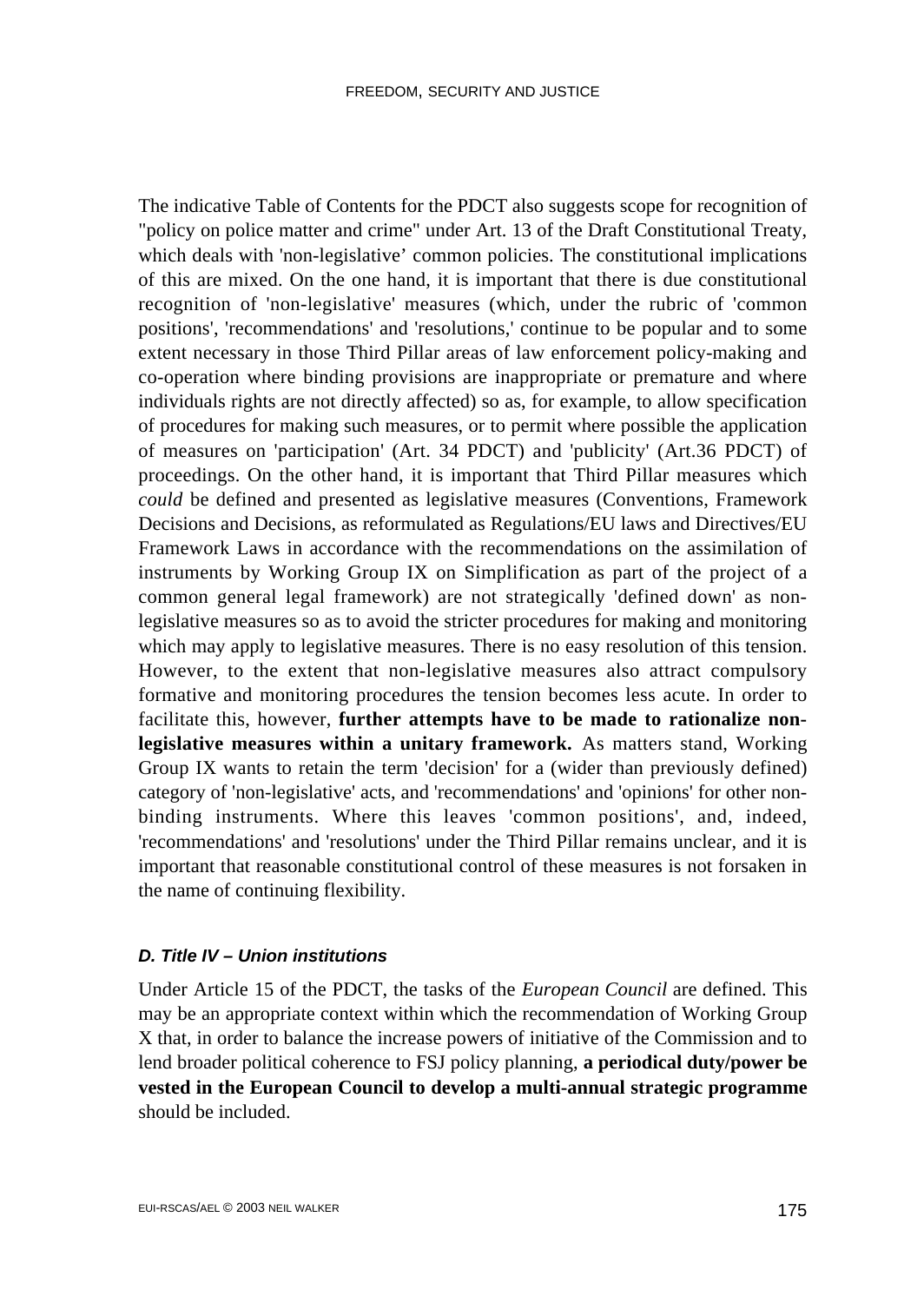The indicative Table of Contents for the PDCT also suggests scope for recognition of "policy on police matter and crime" under Art. 13 of the Draft Constitutional Treaty, which deals with 'non-legislative' common policies. The constitutional implications of this are mixed. On the one hand, it is important that there is due constitutional recognition of 'non-legislative' measures (which, under the rubric of 'common positions', 'recommendations' and 'resolutions,' continue to be popular and to some extent necessary in those Third Pillar areas of law enforcement policy-making and co-operation where binding provisions are inappropriate or premature and where individuals rights are not directly affected) so as, for example, to allow specification of procedures for making such measures, or to permit where possible the application of measures on 'participation' (Art. 34 PDCT) and 'publicity' (Art.36 PDCT) of proceedings. On the other hand, it is important that Third Pillar measures which *could* be defined and presented as legislative measures (Conventions, Framework Decisions and Decisions, as reformulated as Regulations/EU laws and Directives/EU Framework Laws in accordance with the recommendations on the assimilation of instruments by Working Group IX on Simplification as part of the project of a common general legal framework) are not strategically 'defined down' as non-legislative measures so as to avoid the stricter procedures for making and monitoring which may apply to legislative measures. There is no easy resolution of this tension. However, to the extent that non-legislative measures also attract compulsory formative and monitoring procedures the tension becomes less acute. In order to facilitate this, however, **further attempts have to be made to rationalize non-legislative measures within a unitary framework.** As matters stand, Working Group IX wants to retain the term 'decision' for a (wider than previously defined) category of 'non-legislative' acts, and 'recommendations' and 'opinions' for other non-binding instruments. Where this leaves 'common positions', and, indeed, 'recommendations' and 'resolutions' under the Third Pillar remains unclear, and it is important that reasonable constitutional control of these measures is not forsaken in the name of continuing flexibility.

#### *D. Title IV – Union institutions*

Under Article 15 of the PDCT, the tasks of the *European Council* are defined. This may be an appropriate context within which the recommendation of Working Group X that, in order to balance the increase powers of initiative of the Commission and to lend broader political coherence to FSJ policy planning, **a periodical duty/power be vested in the European Council to develop a multi-annual strategic programme** should be included.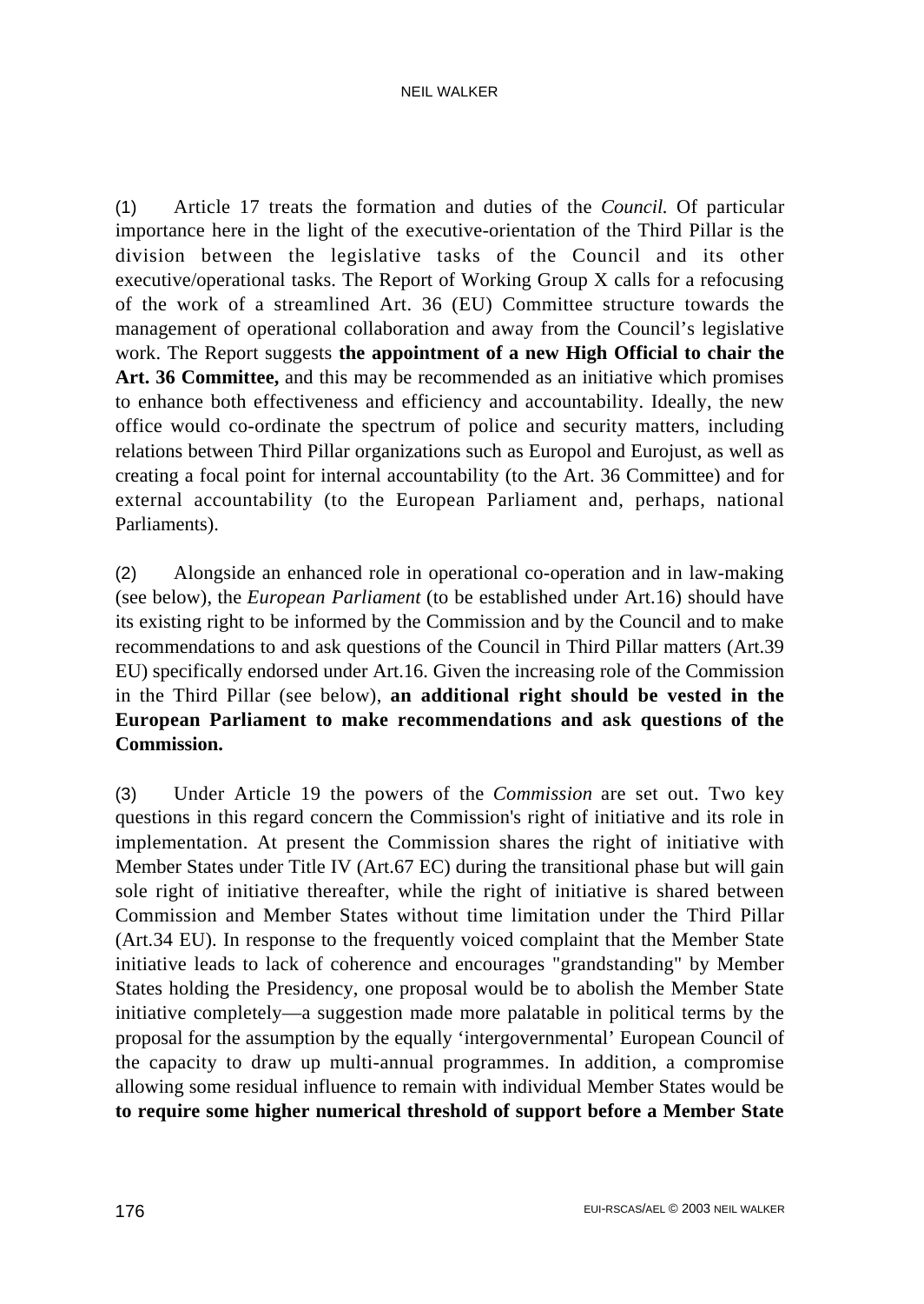(1) Article 17 treats the formation and duties of the *Council.* Of particular importance here in the light of the executive-orientation of the Third Pillar is the division between the legislative tasks of the Council and its other executive/operational tasks. The Report of Working Group X calls for a refocusing of the work of a streamlined Art. 36 (EU) Committee structure towards the management of operational collaboration and away from the Council's legislative work. The Report suggests **the appointment of a new High Official to chair the Art. 36 Committee,** and this may be recommended as an initiative which promises to enhance both effectiveness and efficiency and accountability. Ideally, the new office would co-ordinate the spectrum of police and security matters, including relations between Third Pillar organizations such as Europol and Eurojust, as well as creating a focal point for internal accountability (to the Art. 36 Committee) and for external accountability (to the European Parliament and, perhaps, national Parliaments).

(2) Alongside an enhanced role in operational co-operation and in law-making (see below), the *European Parliament* (to be established under Art.16) should have its existing right to be informed by the Commission and by the Council and to make recommendations to and ask questions of the Council in Third Pillar matters (Art.39 EU) specifically endorsed under Art.16. Given the increasing role of the Commission in the Third Pillar (see below), **an additional right should be vested in the European Parliament to make recommendations and ask questions of the Commission.**

(3) Under Article 19 the powers of the *Commission* are set out. Two key questions in this regard concern the Commission's right of initiative and its role in implementation. At present the Commission shares the right of initiative with Member States under Title IV (Art.67 EC) during the transitional phase but will gain sole right of initiative thereafter, while the right of initiative is shared between Commission and Member States without time limitation under the Third Pillar (Art.34 EU). In response to the frequently voiced complaint that the Member State initiative leads to lack of coherence and encourages "grandstanding" by Member States holding the Presidency, one proposal would be to abolish the Member State initiative completely—a suggestion made more palatable in political terms by the proposal for the assumption by the equally 'intergovernmental' European Council of the capacity to draw up multi-annual programmes. In addition, a compromise allowing some residual influence to remain with individual Member States would be **to require some higher numerical threshold of support before a Member State**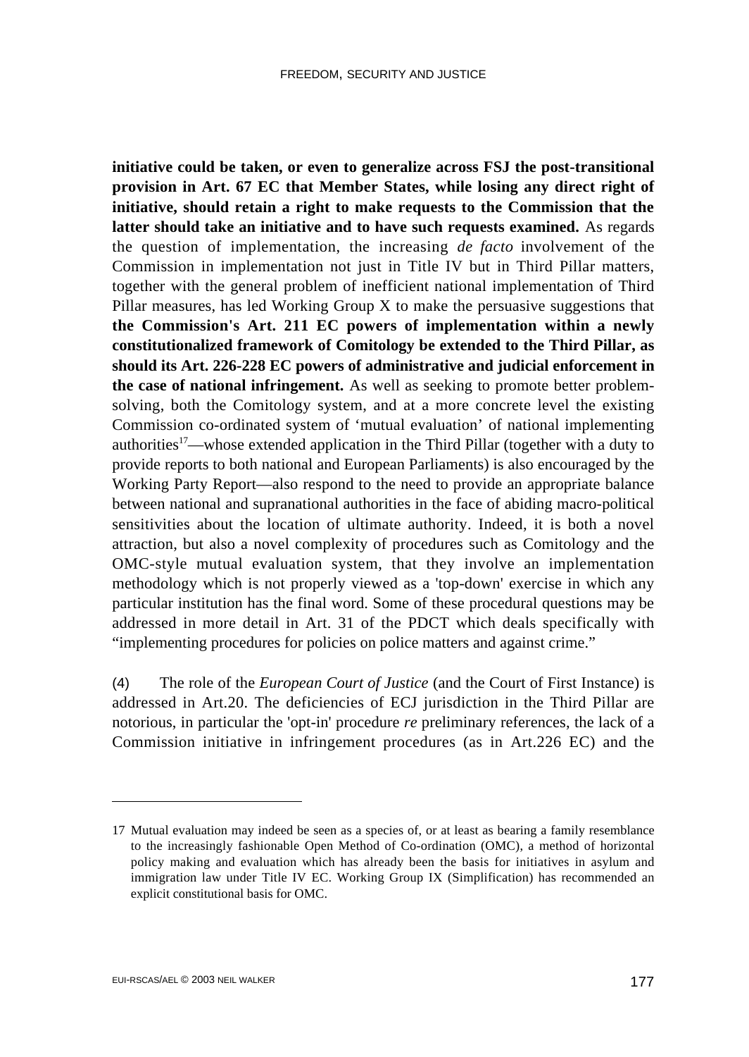**initiative could be taken, or even to generalize across FSJ the post-transitional provision in Art. 67 EC that Member States, while losing any direct right of initiative, should retain a right to make requests to the Commission that the latter should take an initiative and to have such requests examined.** As regards the question of implementation, the increasing *de facto* involvement of the Commission in implementation not just in Title IV but in Third Pillar matters, together with the general problem of inefficient national implementation of Third Pillar measures, has led Working Group X to make the persuasive suggestions that **the Commission's Art. 211 EC powers of implementation within a newly constitutionalized framework of Comitology be extended to the Third Pillar, as should its Art. 226-228 EC powers of administrative and judicial enforcement in the case of national infringement.** As well as seeking to promote better problem-solving, both the Comitology system, and at a more concrete level the existing Commission co-ordinated system of 'mutual evaluation' of national implementing authorities[17]—whose extended application in the Third Pillar (together with a duty to provide reports to both national and European Parliaments) is also encouraged by the Working Party Report—also respond to the need to provide an appropriate balance between national and supranational authorities in the face of abiding macro-political sensitivities about the location of ultimate authority. Indeed, it is both a novel attraction, but also a novel complexity of procedures such as Comitology and the OMC-style mutual evaluation system, that they involve an implementation methodology which is not properly viewed as a 'top-down' exercise in which any particular institution has the final word. Some of these procedural questions may be addressed in more detail in Art. 31 of the PDCT which deals specifically with "implementing procedures for policies on police matters and against crime."

(4) The role of the *European Court of Justice* (and the Court of First Instance) is addressed in Art.20. The deficiencies of ECJ jurisdiction in the Third Pillar are notorious, in particular the 'opt-in' procedure *re* preliminary references, the lack of a Commission initiative in infringement procedures (as in Art.226 EC) and the

---

17 Mutual evaluation may indeed be seen as a species of, or at least as bearing a family resemblance to the increasingly fashionable Open Method of Co-ordination (OMC), a method of horizontal policy making and evaluation which has already been the basis for initiatives in asylum and immigration law under Title IV EC. Working Group IX (Simplification) has recommended an explicit constitutional basis for OMC.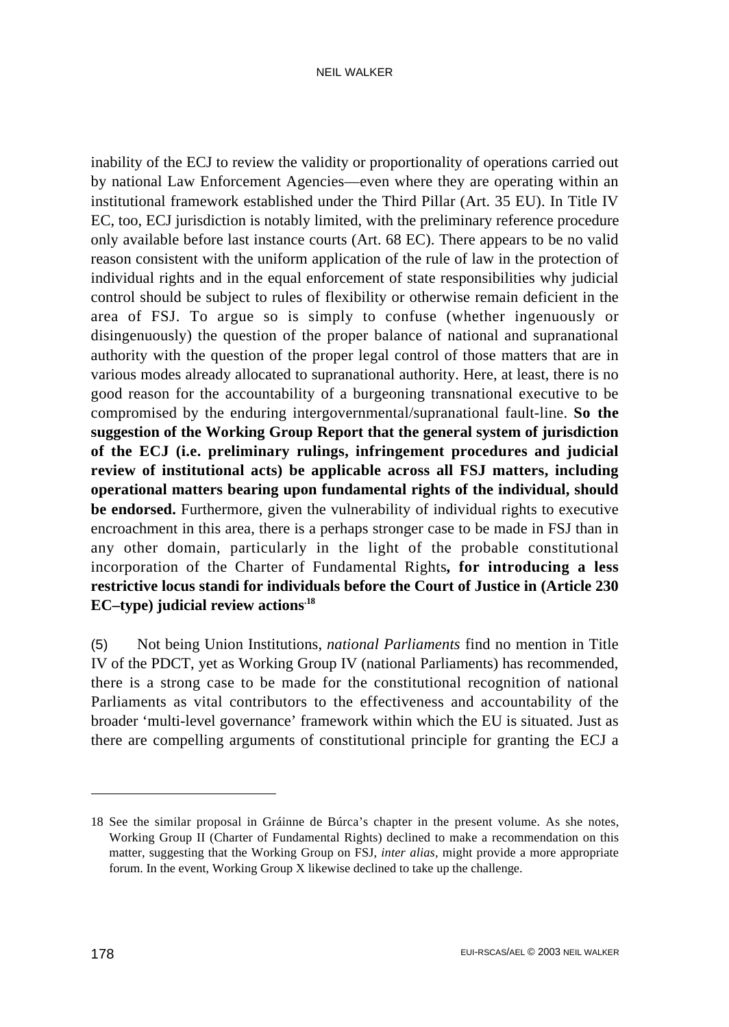inability of the ECJ to review the validity or proportionality of operations carried out by national Law Enforcement Agencies—even where they are operating within an institutional framework established under the Third Pillar (Art. 35 EU). In Title IV EC, too, ECJ jurisdiction is notably limited, with the preliminary reference procedure only available before last instance courts (Art. 68 EC). There appears to be no valid reason consistent with the uniform application of the rule of law in the protection of individual rights and in the equal enforcement of state responsibilities why judicial control should be subject to rules of flexibility or otherwise remain deficient in the area of FSJ. To argue so is simply to confuse (whether ingenuously or disingenuously) the question of the proper balance of national and supranational authority with the question of the proper legal control of those matters that are in various modes already allocated to supranational authority. Here, at least, there is no good reason for the accountability of a burgeoning transnational executive to be compromised by the enduring intergovernmental/supranational fault-line. **So the suggestion of the Working Group Report that the general system of jurisdiction of the ECJ (i.e. preliminary rulings, infringement procedures and judicial review of institutional acts) be applicable across all FSJ matters, including operational matters bearing upon fundamental rights of the individual, should be endorsed.** Furthermore, given the vulnerability of individual rights to executive encroachment in this area, there is a perhaps stronger case to be made in FSJ than in any other domain, particularly in the light of the probable constitutional incorporation of the Charter of Fundamental Rights**, for introducing a less restrictive locus standi for individuals before the Court of Justice in (Article 230 EC–type) judicial review actions**.[18]

(5) Not being Union Institutions, *national Parliaments* find no mention in Title IV of the PDCT, yet as Working Group IV (national Parliaments) has recommended, there is a strong case to be made for the constitutional recognition of national Parliaments as vital contributors to the effectiveness and accountability of the broader 'multi-level governance' framework within which the EU is situated. Just as there are compelling arguments of constitutional principle for granting the ECJ a

---

18 See the similar proposal in Gráinne de Búrca's chapter in the present volume. As she notes, Working Group II (Charter of Fundamental Rights) declined to make a recommendation on this matter, suggesting that the Working Group on FSJ, *inter alias,* might provide a more appropriate forum. In the event, Working Group X likewise declined to take up the challenge.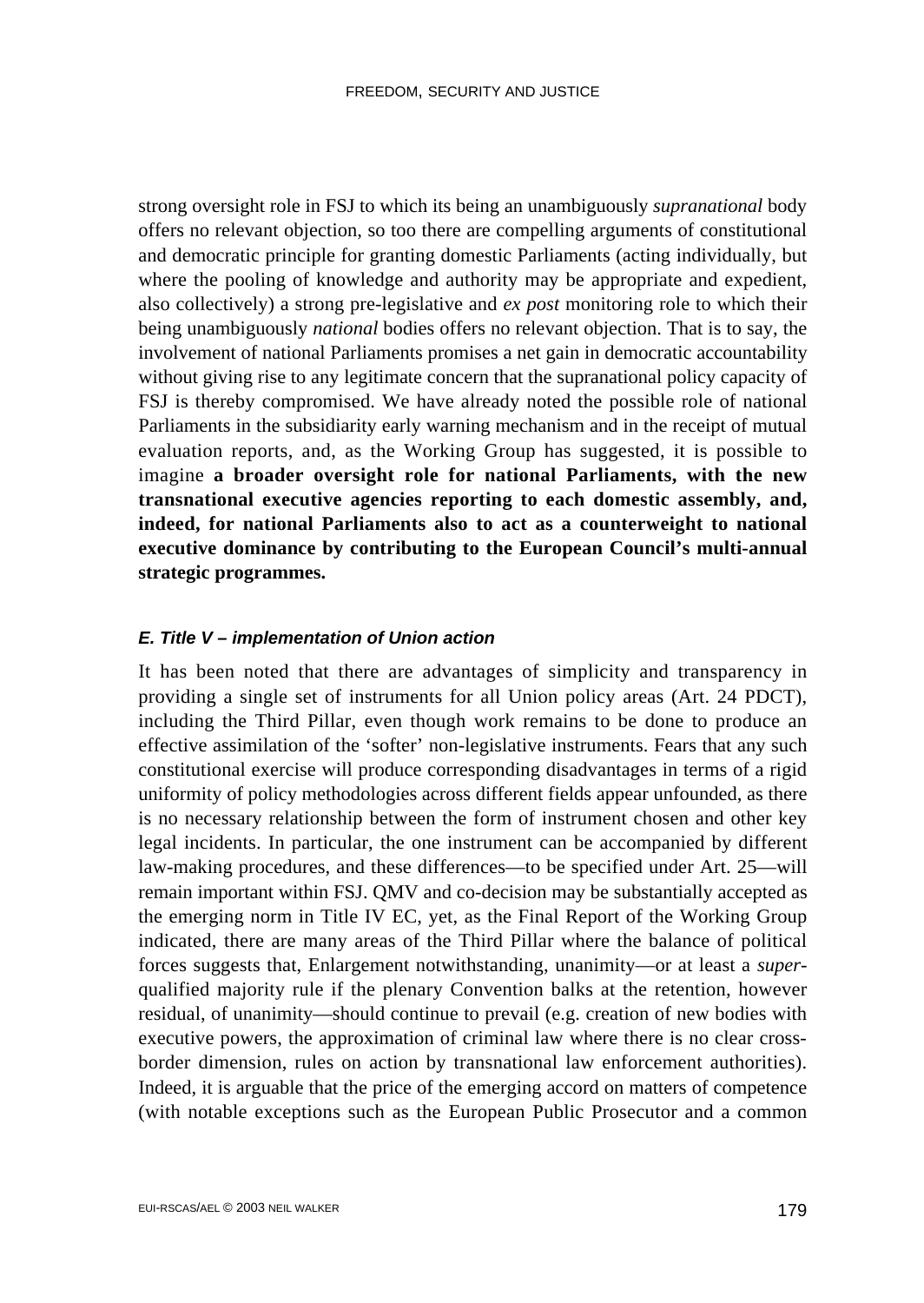strong oversight role in FSJ to which its being an unambiguously *supranational* body offers no relevant objection, so too there are compelling arguments of constitutional and democratic principle for granting domestic Parliaments (acting individually, but where the pooling of knowledge and authority may be appropriate and expedient, also collectively) a strong pre-legislative and *ex post* monitoring role to which their being unambiguously *national* bodies offers no relevant objection. That is to say, the involvement of national Parliaments promises a net gain in democratic accountability without giving rise to any legitimate concern that the supranational policy capacity of FSJ is thereby compromised. We have already noted the possible role of national Parliaments in the subsidiarity early warning mechanism and in the receipt of mutual evaluation reports, and, as the Working Group has suggested, it is possible to imagine **a broader oversight role for national Parliaments, with the new transnational executive agencies reporting to each domestic assembly, and, indeed, for national Parliaments also to act as a counterweight to national executive dominance by contributing to the European Council's multi-annual strategic programmes.**

### *E. Title V – implementation of Union action*

It has been noted that there are advantages of simplicity and transparency in providing a single set of instruments for all Union policy areas (Art. 24 PDCT), including the Third Pillar, even though work remains to be done to produce an effective assimilation of the 'softer' non-legislative instruments. Fears that any such constitutional exercise will produce corresponding disadvantages in terms of a rigid uniformity of policy methodologies across different fields appear unfounded, as there is no necessary relationship between the form of instrument chosen and other key legal incidents. In particular, the one instrument can be accompanied by different law-making procedures, and these differences—to be specified under Art. 25—will remain important within FSJ. QMV and co-decision may be substantially accepted as the emerging norm in Title IV EC, yet, as the Final Report of the Working Group indicated, there are many areas of the Third Pillar where the balance of political forces suggests that, Enlargement notwithstanding, unanimity—or at least a *super*-qualified majority rule if the plenary Convention balks at the retention, however residual, of unanimity—should continue to prevail (e.g. creation of new bodies with executive powers, the approximation of criminal law where there is no clear cross-border dimension, rules on action by transnational law enforcement authorities). Indeed, it is arguable that the price of the emerging accord on matters of competence (with notable exceptions such as the European Public Prosecutor and a common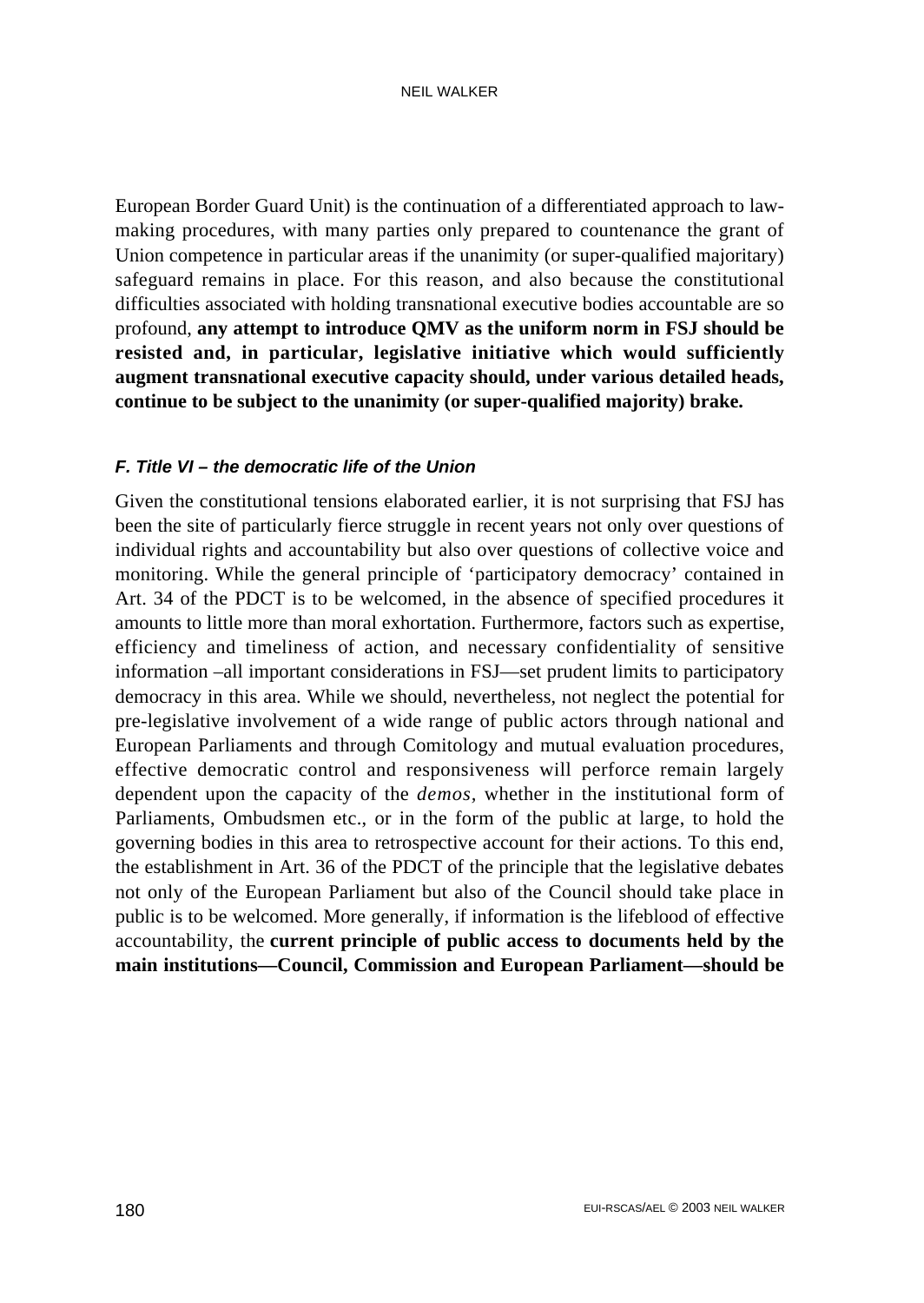European Border Guard Unit) is the continuation of a differentiated approach to law-making procedures, with many parties only prepared to countenance the grant of Union competence in particular areas if the unanimity (or super-qualified majoritary) safeguard remains in place. For this reason, and also because the constitutional difficulties associated with holding transnational executive bodies accountable are so profound, **any attempt to introduce QMV as the uniform norm in FSJ should be resisted and, in particular, legislative initiative which would sufficiently augment transnational executive capacity should, under various detailed heads, continue to be subject to the unanimity (or super-qualified majority) brake.**

#### *F. Title VI – the democratic life of the Union*

Given the constitutional tensions elaborated earlier, it is not surprising that FSJ has been the site of particularly fierce struggle in recent years not only over questions of individual rights and accountability but also over questions of collective voice and monitoring. While the general principle of 'participatory democracy' contained in Art. 34 of the PDCT is to be welcomed, in the absence of specified procedures it amounts to little more than moral exhortation. Furthermore, factors such as expertise, efficiency and timeliness of action, and necessary confidentiality of sensitive information –all important considerations in FSJ—set prudent limits to participatory democracy in this area. While we should, nevertheless, not neglect the potential for pre-legislative involvement of a wide range of public actors through national and European Parliaments and through Comitology and mutual evaluation procedures, effective democratic control and responsiveness will perforce remain largely dependent upon the capacity of the *demos*, whether in the institutional form of Parliaments, Ombudsmen etc., or in the form of the public at large, to hold the governing bodies in this area to retrospective account for their actions. To this end, the establishment in Art. 36 of the PDCT of the principle that the legislative debates not only of the European Parliament but also of the Council should take place in public is to be welcomed. More generally, if information is the lifeblood of effective accountability, the **current principle of public access to documents held by the main institutions—Council, Commission and European Parliament—should be**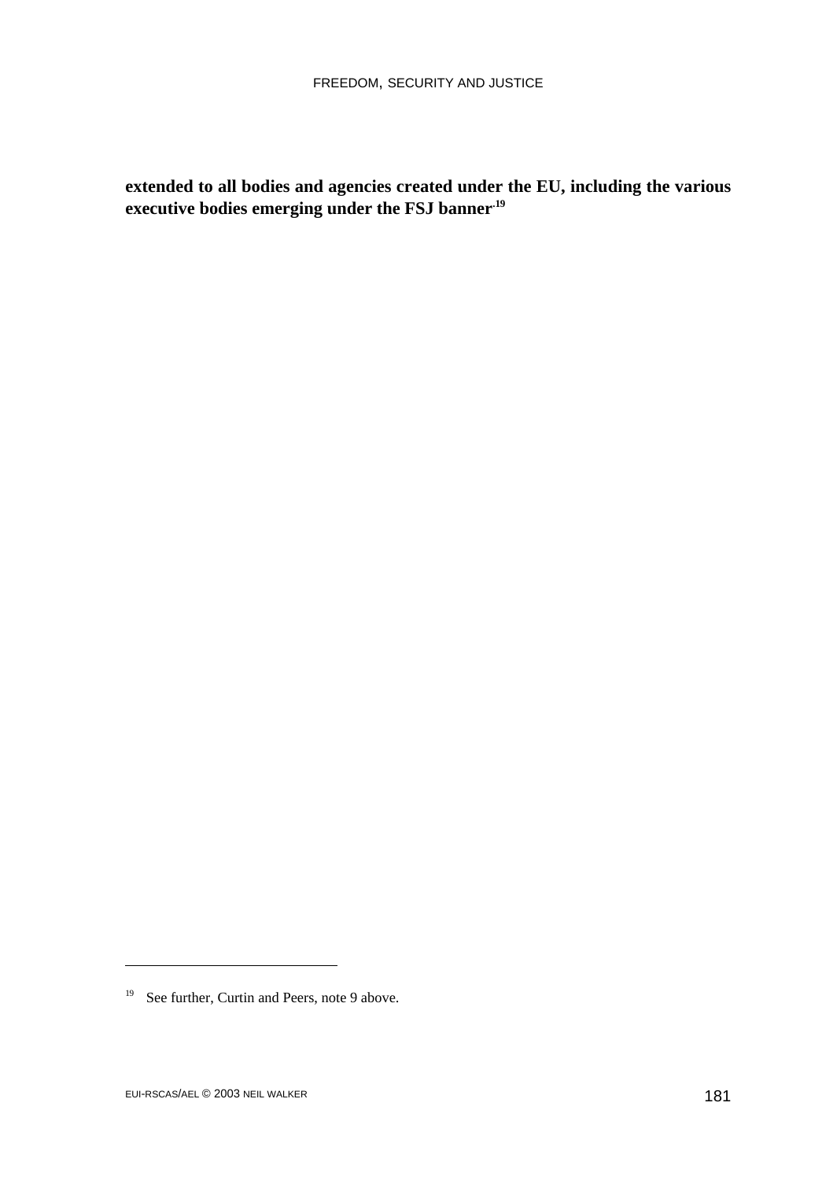**extended to all bodies and agencies created under the EU, including the various executive bodies emerging under the FSJ banner.**[19]

---

[19] See further, Curtin and Peers, note 9 above.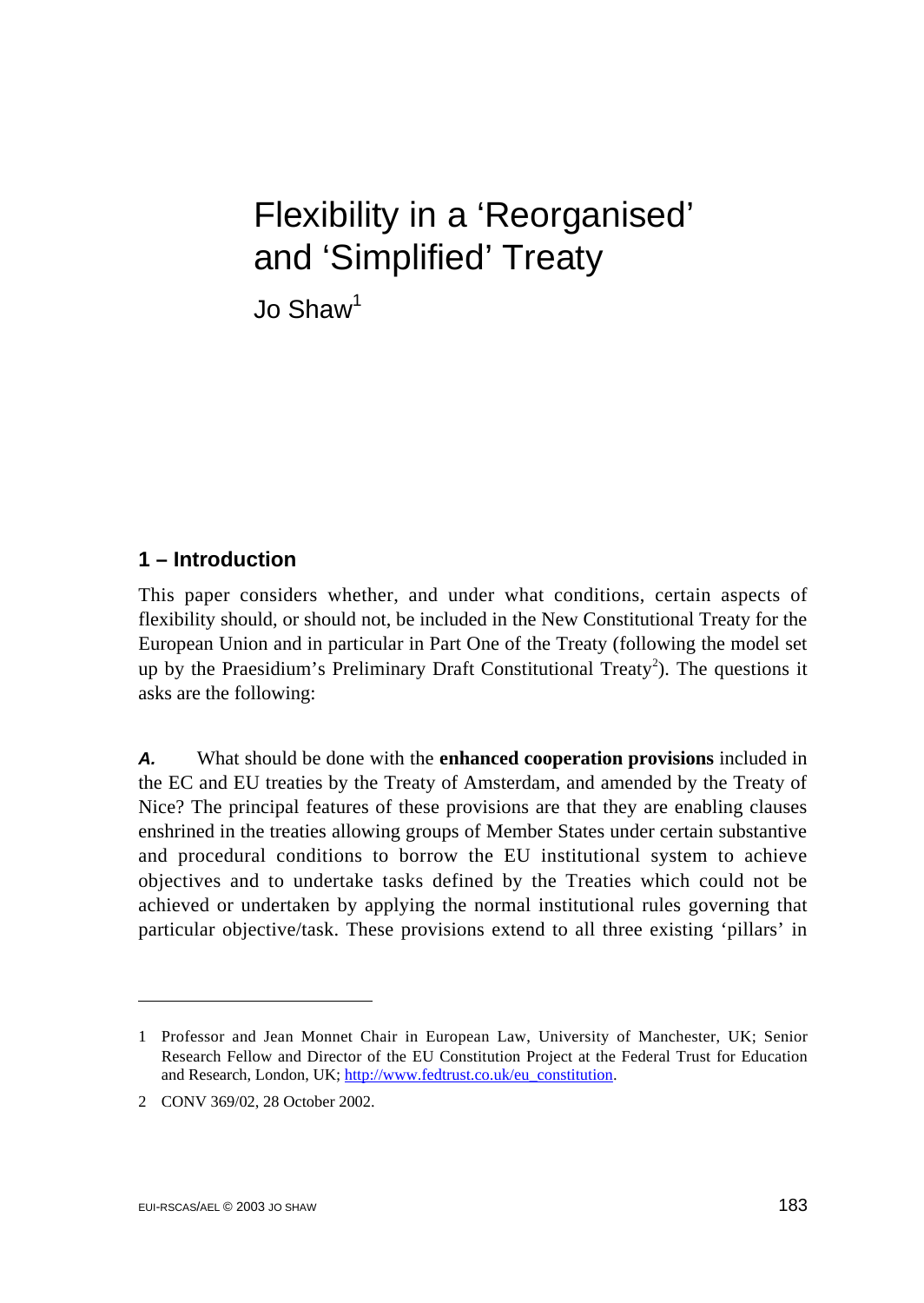# Flexibility in a 'Reorganised' and 'Simplified' Treaty

Jo Shaw[1]

## 1 – Introduction

This paper considers whether, and under what conditions, certain aspects of flexibility should, or should not, be included in the New Constitutional Treaty for the European Union and in particular in Part One of the Treaty (following the model set up by the Praesidium's Preliminary Draft Constitutional Treaty[2]). The questions it asks are the following:

***A.*** What should be done with the **enhanced cooperation provisions** included in the EC and EU treaties by the Treaty of Amsterdam, and amended by the Treaty of Nice? The principal features of these provisions are that they are enabling clauses enshrined in the treaties allowing groups of Member States under certain substantive and procedural conditions to borrow the EU institutional system to achieve objectives and to undertake tasks defined by the Treaties which could not be achieved or undertaken by applying the normal institutional rules governing that particular objective/task. These provisions extend to all three existing 'pillars' in

---

1 Professor and Jean Monnet Chair in European Law, University of Manchester, UK; Senior Research Fellow and Director of the EU Constitution Project at the Federal Trust for Education and Research, London, UK; http://www.fedtrust.co.uk/eu_constitution.

2 CONV 369/02, 28 October 2002.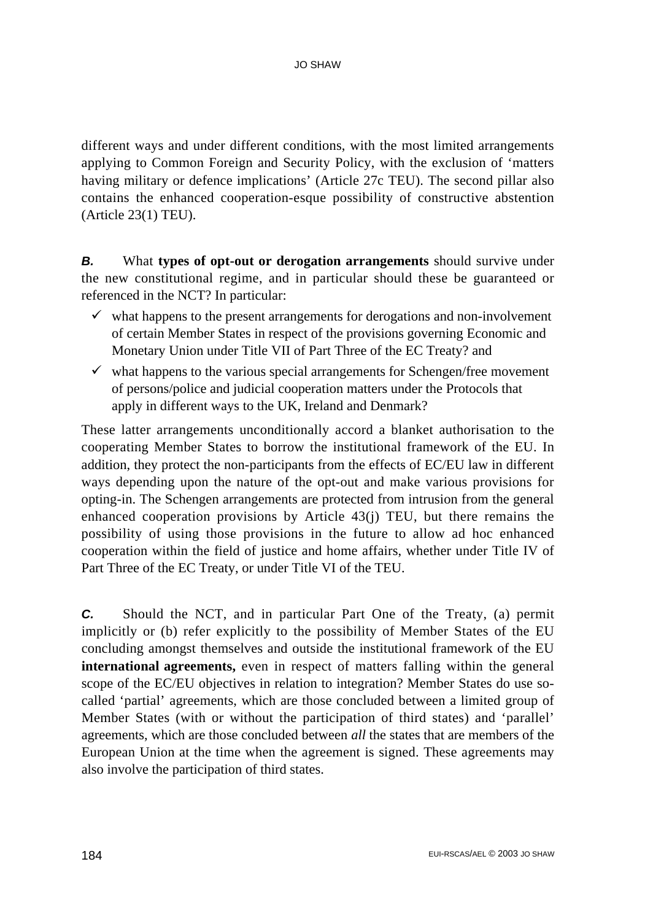different ways and under different conditions, with the most limited arrangements applying to Common Foreign and Security Policy, with the exclusion of 'matters having military or defence implications' (Article 27c TEU). The second pillar also contains the enhanced cooperation-esque possibility of constructive abstention (Article 23(1) TEU).

***B.*** What **types of opt-out or derogation arrangements** should survive under the new constitutional regime, and in particular should these be guaranteed or referenced in the NCT? In particular:

- ✓ what happens to the present arrangements for derogations and non-involvement of certain Member States in respect of the provisions governing Economic and Monetary Union under Title VII of Part Three of the EC Treaty? and
- ✓ what happens to the various special arrangements for Schengen/free movement of persons/police and judicial cooperation matters under the Protocols that apply in different ways to the UK, Ireland and Denmark?

These latter arrangements unconditionally accord a blanket authorisation to the cooperating Member States to borrow the institutional framework of the EU. In addition, they protect the non-participants from the effects of EC/EU law in different ways depending upon the nature of the opt-out and make various provisions for opting-in. The Schengen arrangements are protected from intrusion from the general enhanced cooperation provisions by Article 43(j) TEU, but there remains the possibility of using those provisions in the future to allow ad hoc enhanced cooperation within the field of justice and home affairs, whether under Title IV of Part Three of the EC Treaty, or under Title VI of the TEU.

***C.*** Should the NCT, and in particular Part One of the Treaty, (a) permit implicitly or (b) refer explicitly to the possibility of Member States of the EU concluding amongst themselves and outside the institutional framework of the EU **international agreements,** even in respect of matters falling within the general scope of the EC/EU objectives in relation to integration? Member States do use so-called 'partial' agreements, which are those concluded between a limited group of Member States (with or without the participation of third states) and 'parallel' agreements, which are those concluded between *all* the states that are members of the European Union at the time when the agreement is signed. These agreements may also involve the participation of third states.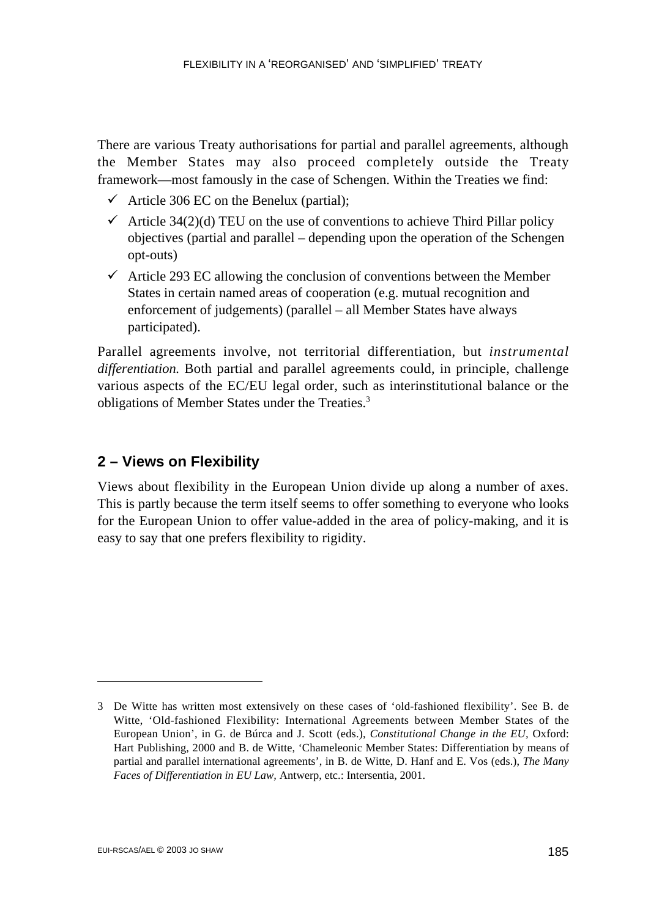There are various Treaty authorisations for partial and parallel agreements, although the Member States may also proceed completely outside the Treaty framework—most famously in the case of Schengen. Within the Treaties we find:

- ✓ Article 306 EC on the Benelux (partial);
- ✓ Article 34(2)(d) TEU on the use of conventions to achieve Third Pillar policy objectives (partial and parallel – depending upon the operation of the Schengen opt-outs)
- ✓ Article 293 EC allowing the conclusion of conventions between the Member States in certain named areas of cooperation (e.g. mutual recognition and enforcement of judgements) (parallel – all Member States have always participated).

Parallel agreements involve, not territorial differentiation, but *instrumental differentiation.* Both partial and parallel agreements could, in principle, challenge various aspects of the EC/EU legal order, such as interinstitutional balance or the obligations of Member States under the Treaties.[3]

## 2 – Views on Flexibility

Views about flexibility in the European Union divide up along a number of axes. This is partly because the term itself seems to offer something to everyone who looks for the European Union to offer value-added in the area of policy-making, and it is easy to say that one prefers flexibility to rigidity.

---

3 De Witte has written most extensively on these cases of 'old-fashioned flexibility'. See B. de Witte, 'Old-fashioned Flexibility: International Agreements between Member States of the European Union', in G. de Búrca and J. Scott (eds.), *Constitutional Change in the EU,* Oxford: Hart Publishing, 2000 and B. de Witte, 'Chameleonic Member States: Differentiation by means of partial and parallel international agreements', in B. de Witte, D. Hanf and E. Vos (eds.), *The Many Faces of Differentiation in EU Law*, Antwerp, etc.: Intersentia, 2001.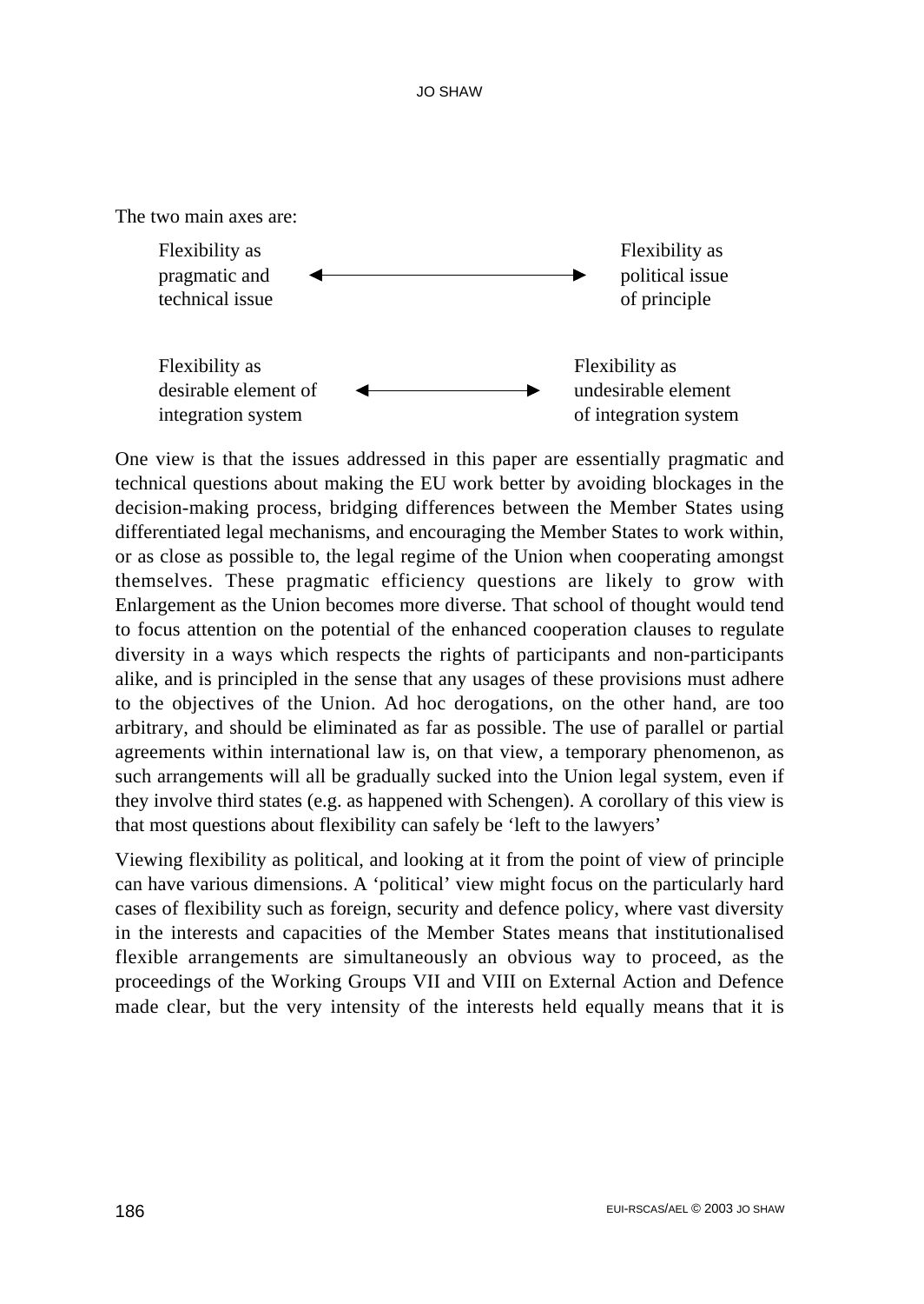The two main axes are:

| | | |
|---|---|---|
| Flexibility as pragmatic and technical issue | ←——→ | Flexibility as political issue of principle |
| Flexibility as desirable element of integration system | ←——→ | Flexibility as undesirable element of integration system |

One view is that the issues addressed in this paper are essentially pragmatic and technical questions about making the EU work better by avoiding blockages in the decision-making process, bridging differences between the Member States using differentiated legal mechanisms, and encouraging the Member States to work within, or as close as possible to, the legal regime of the Union when cooperating amongst themselves. These pragmatic efficiency questions are likely to grow with Enlargement as the Union becomes more diverse. That school of thought would tend to focus attention on the potential of the enhanced cooperation clauses to regulate diversity in a ways which respects the rights of participants and non-participants alike, and is principled in the sense that any usages of these provisions must adhere to the objectives of the Union. Ad hoc derogations, on the other hand, are too arbitrary, and should be eliminated as far as possible. The use of parallel or partial agreements within international law is, on that view, a temporary phenomenon, as such arrangements will all be gradually sucked into the Union legal system, even if they involve third states (e.g. as happened with Schengen). A corollary of this view is that most questions about flexibility can safely be 'left to the lawyers'

Viewing flexibility as political, and looking at it from the point of view of principle can have various dimensions. A 'political' view might focus on the particularly hard cases of flexibility such as foreign, security and defence policy, where vast diversity in the interests and capacities of the Member States means that institutionalised flexible arrangements are simultaneously an obvious way to proceed, as the proceedings of the Working Groups VII and VIII on External Action and Defence made clear, but the very intensity of the interests held equally means that it is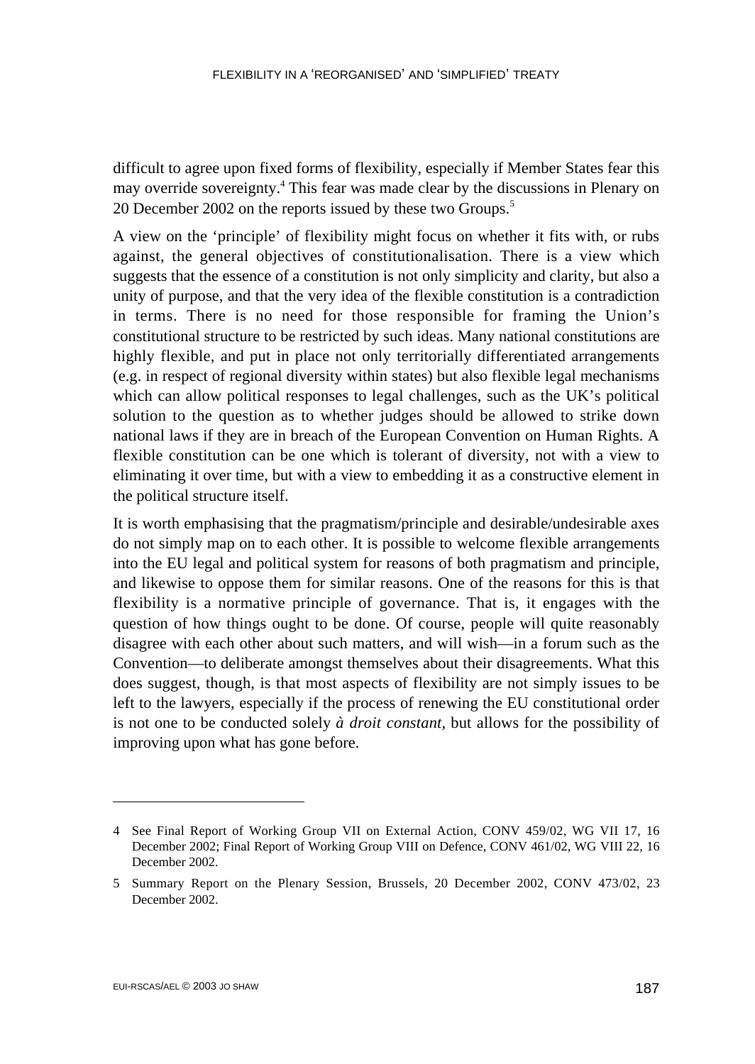difficult to agree upon fixed forms of flexibility, especially if Member States fear this may override sovereignty.[4] This fear was made clear by the discussions in Plenary on 20 December 2002 on the reports issued by these two Groups.[5]

A view on the 'principle' of flexibility might focus on whether it fits with, or rubs against, the general objectives of constitutionalisation. There is a view which suggests that the essence of a constitution is not only simplicity and clarity, but also a unity of purpose, and that the very idea of the flexible constitution is a contradiction in terms. There is no need for those responsible for framing the Union's constitutional structure to be restricted by such ideas. Many national constitutions are highly flexible, and put in place not only territorially differentiated arrangements (e.g. in respect of regional diversity within states) but also flexible legal mechanisms which can allow political responses to legal challenges, such as the UK's political solution to the question as to whether judges should be allowed to strike down national laws if they are in breach of the European Convention on Human Rights. A flexible constitution can be one which is tolerant of diversity, not with a view to eliminating it over time, but with a view to embedding it as a constructive element in the political structure itself.

It is worth emphasising that the pragmatism/principle and desirable/undesirable axes do not simply map on to each other. It is possible to welcome flexible arrangements into the EU legal and political system for reasons of both pragmatism and principle, and likewise to oppose them for similar reasons. One of the reasons for this is that flexibility is a normative principle of governance. That is, it engages with the question of how things ought to be done. Of course, people will quite reasonably disagree with each other about such matters, and will wish—in a forum such as the Convention—to deliberate amongst themselves about their disagreements. What this does suggest, though, is that most aspects of flexibility are not simply issues to be left to the lawyers, especially if the process of renewing the EU constitutional order is not one to be conducted solely *à droit constant,* but allows for the possibility of improving upon what has gone before.

---

4 See Final Report of Working Group VII on External Action, CONV 459/02, WG VII 17, 16 December 2002; Final Report of Working Group VIII on Defence, CONV 461/02, WG VIII 22, 16 December 2002.

5 Summary Report on the Plenary Session, Brussels, 20 December 2002, CONV 473/02, 23 December 2002.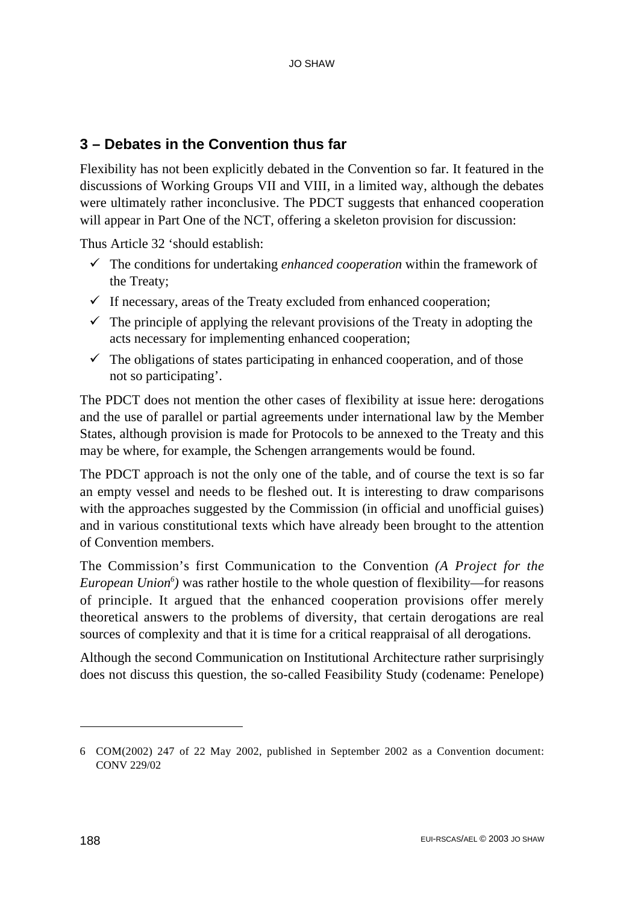## 3 – Debates in the Convention thus far

Flexibility has not been explicitly debated in the Convention so far. It featured in the discussions of Working Groups VII and VIII, in a limited way, although the debates were ultimately rather inconclusive. The PDCT suggests that enhanced cooperation will appear in Part One of the NCT, offering a skeleton provision for discussion:

Thus Article 32 'should establish:

- ✓ The conditions for undertaking *enhanced cooperation* within the framework of the Treaty;
- ✓ If necessary, areas of the Treaty excluded from enhanced cooperation;
- ✓ The principle of applying the relevant provisions of the Treaty in adopting the acts necessary for implementing enhanced cooperation;
- ✓ The obligations of states participating in enhanced cooperation, and of those not so participating'.

The PDCT does not mention the other cases of flexibility at issue here: derogations and the use of parallel or partial agreements under international law by the Member States, although provision is made for Protocols to be annexed to the Treaty and this may be where, for example, the Schengen arrangements would be found.

The PDCT approach is not the only one of the table, and of course the text is so far an empty vessel and needs to be fleshed out. It is interesting to draw comparisons with the approaches suggested by the Commission (in official and unofficial guises) and in various constitutional texts which have already been brought to the attention of Convention members.

The Commission's first Communication to the Convention *(A Project for the European Union*[6]*)* was rather hostile to the whole question of flexibility—for reasons of principle. It argued that the enhanced cooperation provisions offer merely theoretical answers to the problems of diversity, that certain derogations are real sources of complexity and that it is time for a critical reappraisal of all derogations.

Although the second Communication on Institutional Architecture rather surprisingly does not discuss this question, the so-called Feasibility Study (codename: Penelope)

---

6 COM(2002) 247 of 22 May 2002, published in September 2002 as a Convention document: CONV 229/02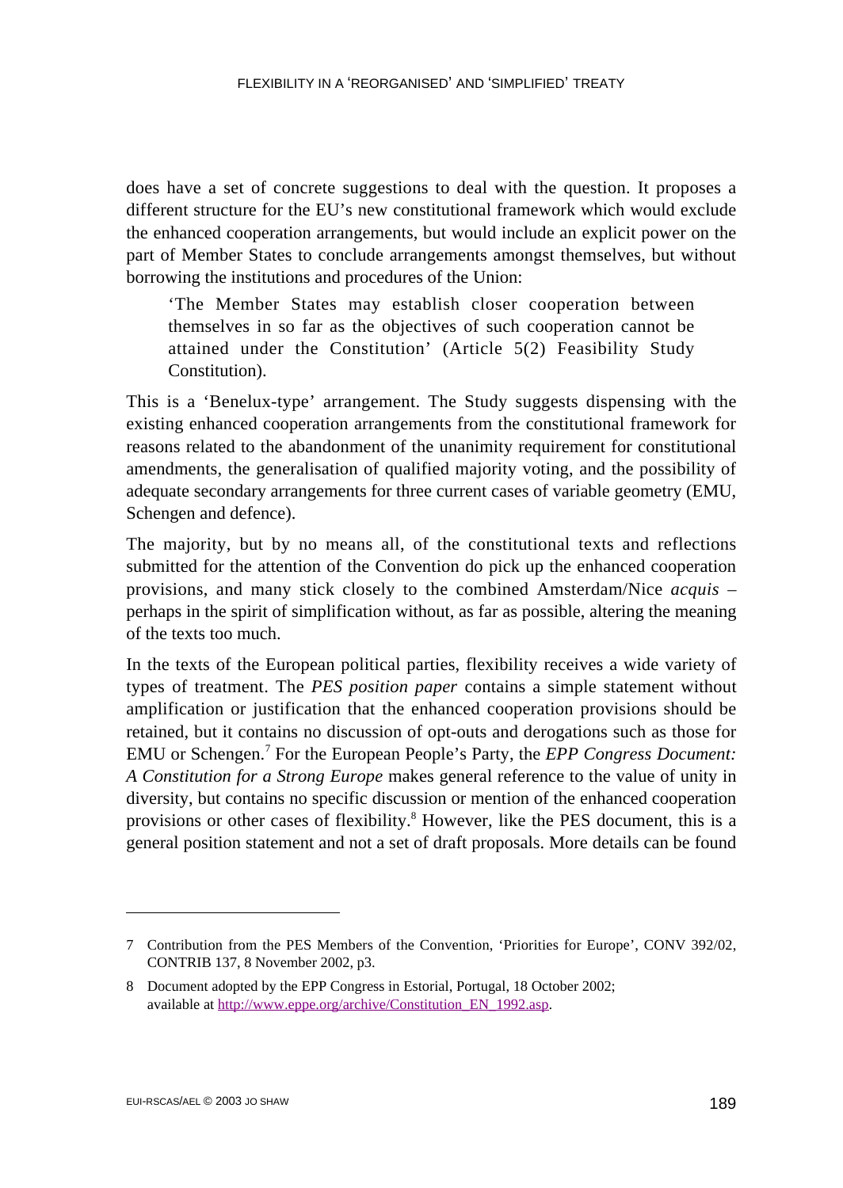does have a set of concrete suggestions to deal with the question. It proposes a different structure for the EU's new constitutional framework which would exclude the enhanced cooperation arrangements, but would include an explicit power on the part of Member States to conclude arrangements amongst themselves, but without borrowing the institutions and procedures of the Union:

> 'The Member States may establish closer cooperation between themselves in so far as the objectives of such cooperation cannot be attained under the Constitution' (Article 5(2) Feasibility Study Constitution).

This is a 'Benelux-type' arrangement. The Study suggests dispensing with the existing enhanced cooperation arrangements from the constitutional framework for reasons related to the abandonment of the unanimity requirement for constitutional amendments, the generalisation of qualified majority voting, and the possibility of adequate secondary arrangements for three current cases of variable geometry (EMU, Schengen and defence).

The majority, but by no means all, of the constitutional texts and reflections submitted for the attention of the Convention do pick up the enhanced cooperation provisions, and many stick closely to the combined Amsterdam/Nice *acquis* – perhaps in the spirit of simplification without, as far as possible, altering the meaning of the texts too much.

In the texts of the European political parties, flexibility receives a wide variety of types of treatment. The *PES position paper* contains a simple statement without amplification or justification that the enhanced cooperation provisions should be retained, but it contains no discussion of opt-outs and derogations such as those for EMU or Schengen.[7] For the European People's Party, the *EPP Congress Document: A Constitution for a Strong Europe* makes general reference to the value of unity in diversity, but contains no specific discussion or mention of the enhanced cooperation provisions or other cases of flexibility.[8] However, like the PES document, this is a general position statement and not a set of draft proposals. More details can be found

---

7 Contribution from the PES Members of the Convention, 'Priorities for Europe', CONV 392/02, CONTRIB 137, 8 November 2002, p3.

8 Document adopted by the EPP Congress in Estorial, Portugal, 18 October 2002; available at http://www.eppe.org/archive/Constitution_EN_1992.asp.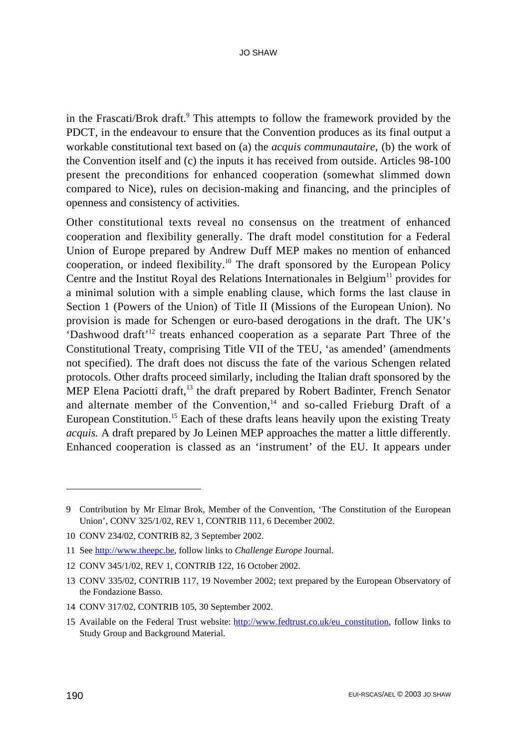in the Frascati/Brok draft.[9] This attempts to follow the framework provided by the PDCT, in the endeavour to ensure that the Convention produces as its final output a workable constitutional text based on (a) the *acquis communautaire*, (b) the work of the Convention itself and (c) the inputs it has received from outside. Articles 98-100 present the preconditions for enhanced cooperation (somewhat slimmed down compared to Nice), rules on decision-making and financing, and the principles of openness and consistency of activities.

Other constitutional texts reveal no consensus on the treatment of enhanced cooperation and flexibility generally. The draft model constitution for a Federal Union of Europe prepared by Andrew Duff MEP makes no mention of enhanced cooperation, or indeed flexibility.[10] The draft sponsored by the European Policy Centre and the Institut Royal des Relations Internationales in Belgium[11] provides for a minimal solution with a simple enabling clause, which forms the last clause in Section 1 (Powers of the Union) of Title II (Missions of the European Union). No provision is made for Schengen or euro-based derogations in the draft. The UK's 'Dashwood draft'[12] treats enhanced cooperation as a separate Part Three of the Constitutional Treaty, comprising Title VII of the TEU, 'as amended' (amendments not specified). The draft does not discuss the fate of the various Schengen related protocols. Other drafts proceed similarly, including the Italian draft sponsored by the MEP Elena Paciotti draft,[13] the draft prepared by Robert Badinter, French Senator and alternate member of the Convention,[14] and so-called Frieburg Draft of a European Constitution.[15] Each of these drafts leans heavily upon the existing Treaty *acquis.* A draft prepared by Jo Leinen MEP approaches the matter a little differently. Enhanced cooperation is classed as an 'instrument' of the EU. It appears under

---

9 Contribution by Mr Elmar Brok, Member of the Convention, 'The Constitution of the European Union', CONV 325/1/02, REV 1, CONTRIB 111, 6 December 2002.

10 CONV 234/02, CONTRIB 82, 3 September 2002.

11 See http://www.theepc.be, follow links to *Challenge Europe* Journal.

12 CONV 345/1/02, REV 1, CONTRIB 122, 16 October 2002.

13 CONV 335/02, CONTRIB 117, 19 November 2002; text prepared by the European Observatory of the Fondazione Basso.

14 CONV 317/02, CONTRIB 105, 30 September 2002.

15 Available on the Federal Trust website: http://www.fedtrust.co.uk/eu_constitution, follow links to Study Group and Background Material.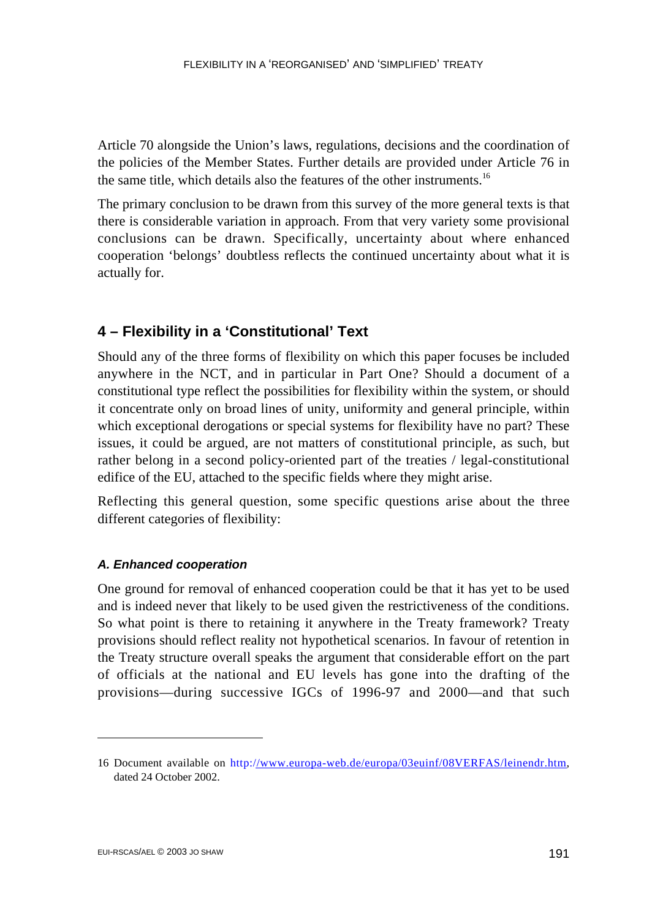Article 70 alongside the Union's laws, regulations, decisions and the coordination of the policies of the Member States. Further details are provided under Article 76 in the same title, which details also the features of the other instruments.[16]

The primary conclusion to be drawn from this survey of the more general texts is that there is considerable variation in approach. From that very variety some provisional conclusions can be drawn. Specifically, uncertainty about where enhanced cooperation 'belongs' doubtless reflects the continued uncertainty about what it is actually for.

## 4 – Flexibility in a 'Constitutional' Text

Should any of the three forms of flexibility on which this paper focuses be included anywhere in the NCT, and in particular in Part One? Should a document of a constitutional type reflect the possibilities for flexibility within the system, or should it concentrate only on broad lines of unity, uniformity and general principle, within which exceptional derogations or special systems for flexibility have no part? These issues, it could be argued, are not matters of constitutional principle, as such, but rather belong in a second policy-oriented part of the treaties / legal-constitutional edifice of the EU, attached to the specific fields where they might arise.

Reflecting this general question, some specific questions arise about the three different categories of flexibility:

### *A. Enhanced cooperation*

One ground for removal of enhanced cooperation could be that it has yet to be used and is indeed never that likely to be used given the restrictiveness of the conditions. So what point is there to retaining it anywhere in the Treaty framework? Treaty provisions should reflect reality not hypothetical scenarios. In favour of retention in the Treaty structure overall speaks the argument that considerable effort on the part of officials at the national and EU levels has gone into the drafting of the provisions—during successive IGCs of 1996-97 and 2000—and that such

---

16 Document available on http://www.europa-web.de/europa/03euinf/08VERFAS/leinendr.htm, dated 24 October 2002.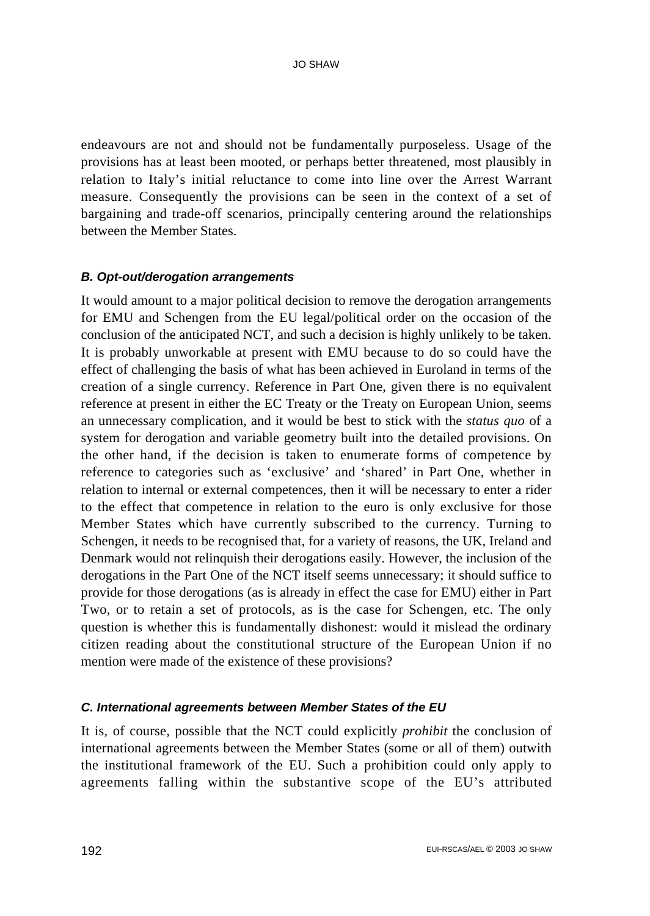endeavours are not and should not be fundamentally purposeless. Usage of the provisions has at least been mooted, or perhaps better threatened, most plausibly in relation to Italy's initial reluctance to come into line over the Arrest Warrant measure. Consequently the provisions can be seen in the context of a set of bargaining and trade-off scenarios, principally centering around the relationships between the Member States.

### *B. Opt-out/derogation arrangements*

It would amount to a major political decision to remove the derogation arrangements for EMU and Schengen from the EU legal/political order on the occasion of the conclusion of the anticipated NCT, and such a decision is highly unlikely to be taken. It is probably unworkable at present with EMU because to do so could have the effect of challenging the basis of what has been achieved in Euroland in terms of the creation of a single currency. Reference in Part One, given there is no equivalent reference at present in either the EC Treaty or the Treaty on European Union, seems an unnecessary complication, and it would be best to stick with the *status quo* of a system for derogation and variable geometry built into the detailed provisions. On the other hand, if the decision is taken to enumerate forms of competence by reference to categories such as 'exclusive' and 'shared' in Part One, whether in relation to internal or external competences, then it will be necessary to enter a rider to the effect that competence in relation to the euro is only exclusive for those Member States which have currently subscribed to the currency. Turning to Schengen, it needs to be recognised that, for a variety of reasons, the UK, Ireland and Denmark would not relinquish their derogations easily. However, the inclusion of the derogations in the Part One of the NCT itself seems unnecessary; it should suffice to provide for those derogations (as is already in effect the case for EMU) either in Part Two, or to retain a set of protocols, as is the case for Schengen, etc. The only question is whether this is fundamentally dishonest: would it mislead the ordinary citizen reading about the constitutional structure of the European Union if no mention were made of the existence of these provisions?

### *C. International agreements between Member States of the EU*

It is, of course, possible that the NCT could explicitly *prohibit* the conclusion of international agreements between the Member States (some or all of them) outwith the institutional framework of the EU. Such a prohibition could only apply to agreements falling within the substantive scope of the EU's attributed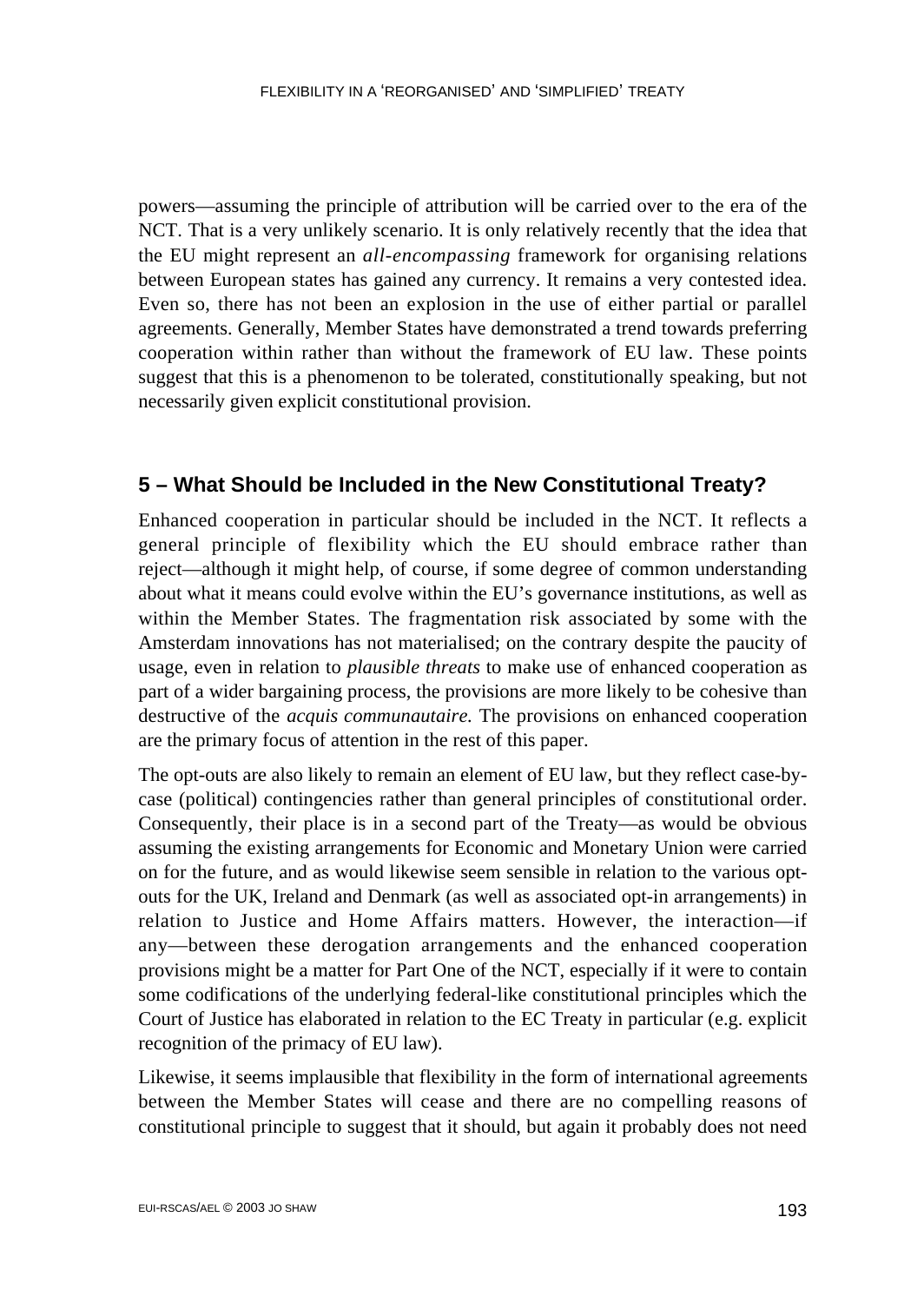powers—assuming the principle of attribution will be carried over to the era of the NCT. That is a very unlikely scenario. It is only relatively recently that the idea that the EU might represent an *all-encompassing* framework for organising relations between European states has gained any currency. It remains a very contested idea. Even so, there has not been an explosion in the use of either partial or parallel agreements. Generally, Member States have demonstrated a trend towards preferring cooperation within rather than without the framework of EU law. These points suggest that this is a phenomenon to be tolerated, constitutionally speaking, but not necessarily given explicit constitutional provision.

## 5 – What Should be Included in the New Constitutional Treaty?

Enhanced cooperation in particular should be included in the NCT. It reflects a general principle of flexibility which the EU should embrace rather than reject—although it might help, of course, if some degree of common understanding about what it means could evolve within the EU's governance institutions, as well as within the Member States. The fragmentation risk associated by some with the Amsterdam innovations has not materialised; on the contrary despite the paucity of usage, even in relation to *plausible threats* to make use of enhanced cooperation as part of a wider bargaining process, the provisions are more likely to be cohesive than destructive of the *acquis communautaire.* The provisions on enhanced cooperation are the primary focus of attention in the rest of this paper.

The opt-outs are also likely to remain an element of EU law, but they reflect case-by-case (political) contingencies rather than general principles of constitutional order. Consequently, their place is in a second part of the Treaty—as would be obvious assuming the existing arrangements for Economic and Monetary Union were carried on for the future, and as would likewise seem sensible in relation to the various opt-outs for the UK, Ireland and Denmark (as well as associated opt-in arrangements) in relation to Justice and Home Affairs matters. However, the interaction—if any—between these derogation arrangements and the enhanced cooperation provisions might be a matter for Part One of the NCT, especially if it were to contain some codifications of the underlying federal-like constitutional principles which the Court of Justice has elaborated in relation to the EC Treaty in particular (e.g. explicit recognition of the primacy of EU law).

Likewise, it seems implausible that flexibility in the form of international agreements between the Member States will cease and there are no compelling reasons of constitutional principle to suggest that it should, but again it probably does not need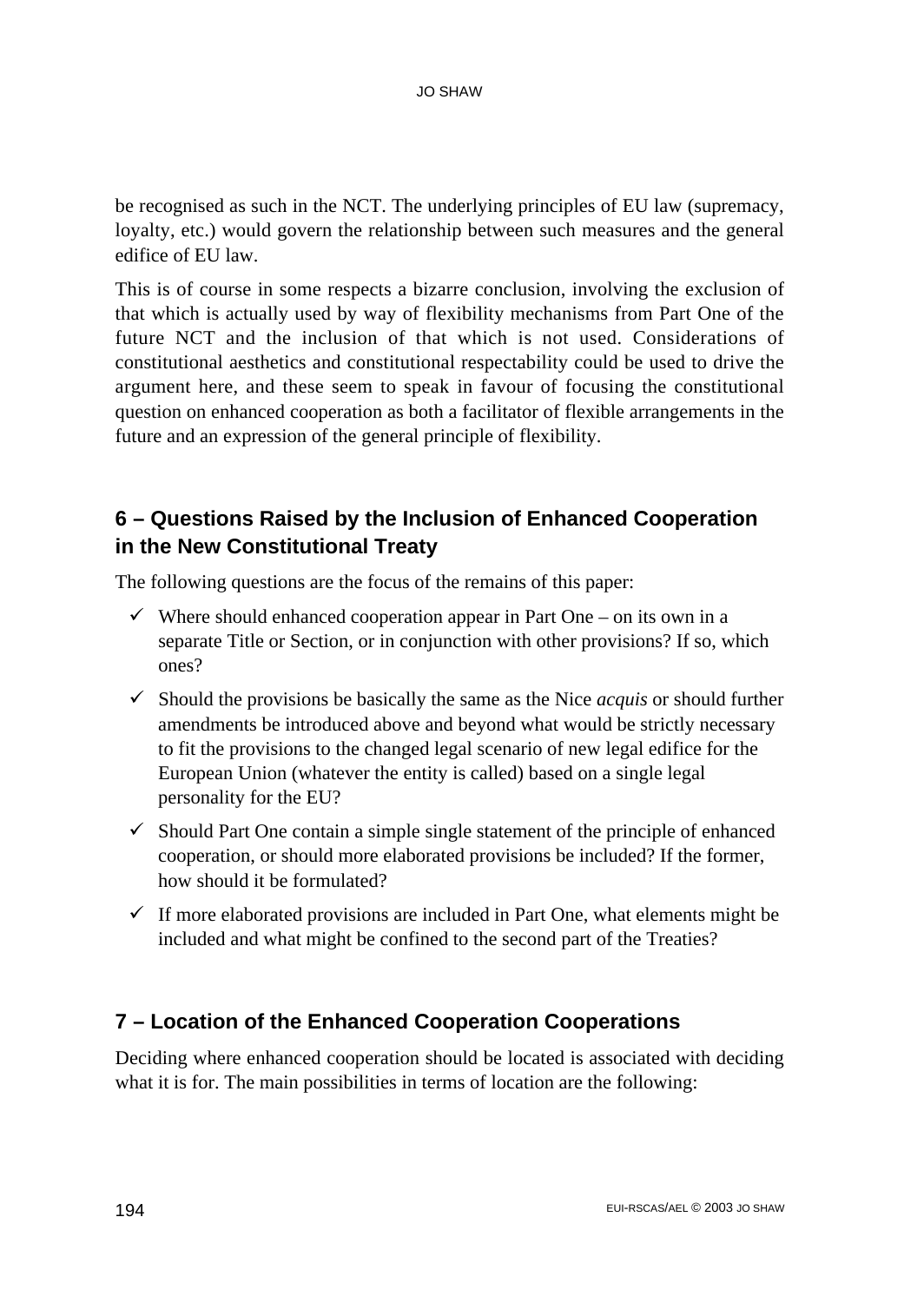be recognised as such in the NCT. The underlying principles of EU law (supremacy, loyalty, etc.) would govern the relationship between such measures and the general edifice of EU law.

This is of course in some respects a bizarre conclusion, involving the exclusion of that which is actually used by way of flexibility mechanisms from Part One of the future NCT and the inclusion of that which is not used. Considerations of constitutional aesthetics and constitutional respectability could be used to drive the argument here, and these seem to speak in favour of focusing the constitutional question on enhanced cooperation as both a facilitator of flexible arrangements in the future and an expression of the general principle of flexibility.

## 6 – Questions Raised by the Inclusion of Enhanced Cooperation in the New Constitutional Treaty

The following questions are the focus of the remains of this paper:

- ✓ Where should enhanced cooperation appear in Part One – on its own in a separate Title or Section, or in conjunction with other provisions? If so, which ones?
- ✓ Should the provisions be basically the same as the Nice *acquis* or should further amendments be introduced above and beyond what would be strictly necessary to fit the provisions to the changed legal scenario of new legal edifice for the European Union (whatever the entity is called) based on a single legal personality for the EU?
- ✓ Should Part One contain a simple single statement of the principle of enhanced cooperation, or should more elaborated provisions be included? If the former, how should it be formulated?
- ✓ If more elaborated provisions are included in Part One, what elements might be included and what might be confined to the second part of the Treaties?

## 7 – Location of the Enhanced Cooperation Cooperations

Deciding where enhanced cooperation should be located is associated with deciding what it is for. The main possibilities in terms of location are the following: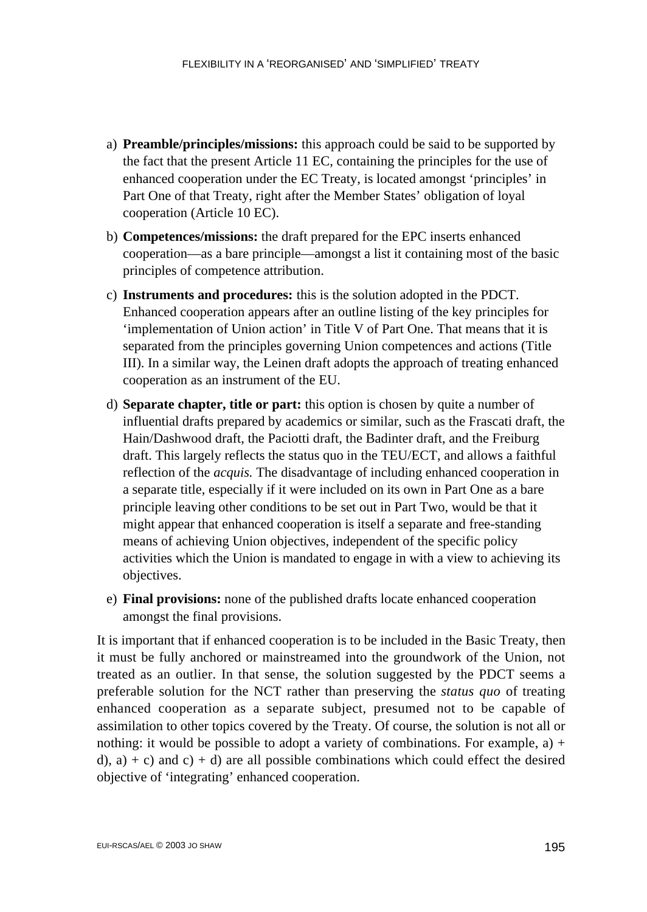a) **Preamble/principles/missions:** this approach could be said to be supported by the fact that the present Article 11 EC, containing the principles for the use of enhanced cooperation under the EC Treaty, is located amongst 'principles' in Part One of that Treaty, right after the Member States' obligation of loyal cooperation (Article 10 EC).

b) **Competences/missions:** the draft prepared for the EPC inserts enhanced cooperation—as a bare principle—amongst a list it containing most of the basic principles of competence attribution.

c) **Instruments and procedures:** this is the solution adopted in the PDCT. Enhanced cooperation appears after an outline listing of the key principles for 'implementation of Union action' in Title V of Part One. That means that it is separated from the principles governing Union competences and actions (Title III). In a similar way, the Leinen draft adopts the approach of treating enhanced cooperation as an instrument of the EU.

d) **Separate chapter, title or part:** this option is chosen by quite a number of influential drafts prepared by academics or similar, such as the Frascati draft, the Hain/Dashwood draft, the Paciotti draft, the Badinter draft, and the Freiburg draft. This largely reflects the status quo in the TEU/ECT, and allows a faithful reflection of the *acquis.* The disadvantage of including enhanced cooperation in a separate title, especially if it were included on its own in Part One as a bare principle leaving other conditions to be set out in Part Two, would be that it might appear that enhanced cooperation is itself a separate and free-standing means of achieving Union objectives, independent of the specific policy activities which the Union is mandated to engage in with a view to achieving its objectives.

e) **Final provisions:** none of the published drafts locate enhanced cooperation amongst the final provisions.

It is important that if enhanced cooperation is to be included in the Basic Treaty, then it must be fully anchored or mainstreamed into the groundwork of the Union, not treated as an outlier. In that sense, the solution suggested by the PDCT seems a preferable solution for the NCT rather than preserving the *status quo* of treating enhanced cooperation as a separate subject, presumed not to be capable of assimilation to other topics covered by the Treaty. Of course, the solution is not all or nothing: it would be possible to adopt a variety of combinations. For example, a) + d), a) + c) and c) + d) are all possible combinations which could effect the desired objective of 'integrating' enhanced cooperation.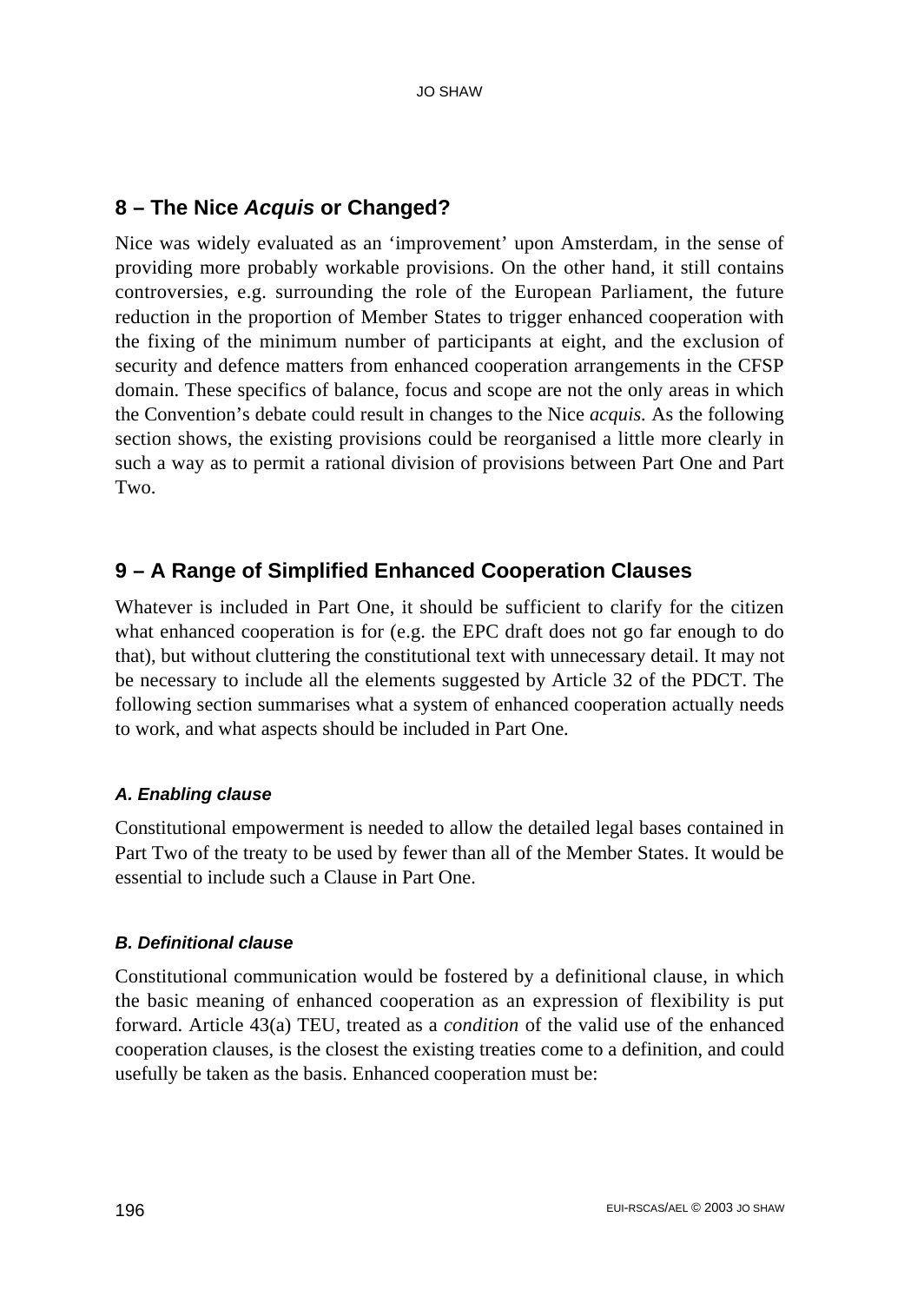## 8 – The Nice *Acquis* or Changed?

Nice was widely evaluated as an 'improvement' upon Amsterdam, in the sense of providing more probably workable provisions. On the other hand, it still contains controversies, e.g. surrounding the role of the European Parliament, the future reduction in the proportion of Member States to trigger enhanced cooperation with the fixing of the minimum number of participants at eight, and the exclusion of security and defence matters from enhanced cooperation arrangements in the CFSP domain. These specifics of balance, focus and scope are not the only areas in which the Convention's debate could result in changes to the Nice *acquis.* As the following section shows, the existing provisions could be reorganised a little more clearly in such a way as to permit a rational division of provisions between Part One and Part Two.

## 9 – A Range of Simplified Enhanced Cooperation Clauses

Whatever is included in Part One, it should be sufficient to clarify for the citizen what enhanced cooperation is for (e.g. the EPC draft does not go far enough to do that), but without cluttering the constitutional text with unnecessary detail. It may not be necessary to include all the elements suggested by Article 32 of the PDCT. The following section summarises what a system of enhanced cooperation actually needs to work, and what aspects should be included in Part One.

### *A. Enabling clause*

Constitutional empowerment is needed to allow the detailed legal bases contained in Part Two of the treaty to be used by fewer than all of the Member States. It would be essential to include such a Clause in Part One.

### *B. Definitional clause*

Constitutional communication would be fostered by a definitional clause, in which the basic meaning of enhanced cooperation as an expression of flexibility is put forward. Article 43(a) TEU, treated as a *condition* of the valid use of the enhanced cooperation clauses, is the closest the existing treaties come to a definition, and could usefully be taken as the basis. Enhanced cooperation must be: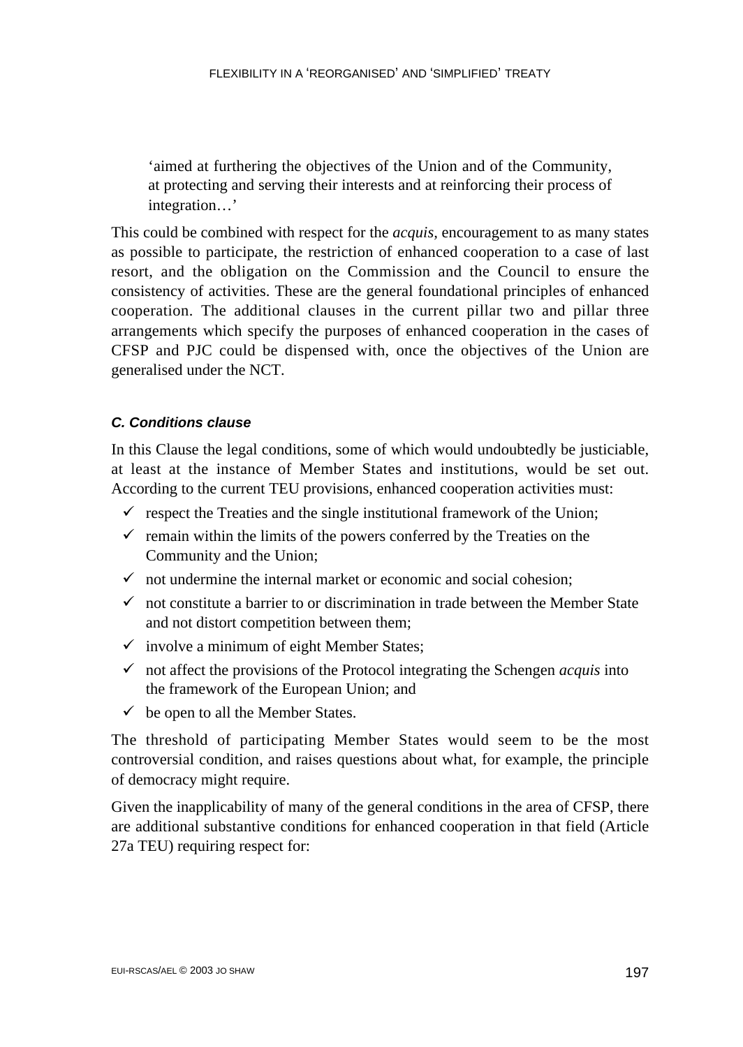> 'aimed at furthering the objectives of the Union and of the Community, at protecting and serving their interests and at reinforcing their process of integration…'

This could be combined with respect for the *acquis,* encouragement to as many states as possible to participate, the restriction of enhanced cooperation to a case of last resort, and the obligation on the Commission and the Council to ensure the consistency of activities. These are the general foundational principles of enhanced cooperation. The additional clauses in the current pillar two and pillar three arrangements which specify the purposes of enhanced cooperation in the cases of CFSP and PJC could be dispensed with, once the objectives of the Union are generalised under the NCT.

#### *C. Conditions clause*

In this Clause the legal conditions, some of which would undoubtedly be justiciable, at least at the instance of Member States and institutions, would be set out. According to the current TEU provisions, enhanced cooperation activities must:

- ✓ respect the Treaties and the single institutional framework of the Union;
- ✓ remain within the limits of the powers conferred by the Treaties on the Community and the Union;
- ✓ not undermine the internal market or economic and social cohesion;
- ✓ not constitute a barrier to or discrimination in trade between the Member State and not distort competition between them;
- ✓ involve a minimum of eight Member States;
- ✓ not affect the provisions of the Protocol integrating the Schengen *acquis* into the framework of the European Union; and
- ✓ be open to all the Member States.

The threshold of participating Member States would seem to be the most controversial condition, and raises questions about what, for example, the principle of democracy might require.

Given the inapplicability of many of the general conditions in the area of CFSP, there are additional substantive conditions for enhanced cooperation in that field (Article 27a TEU) requiring respect for: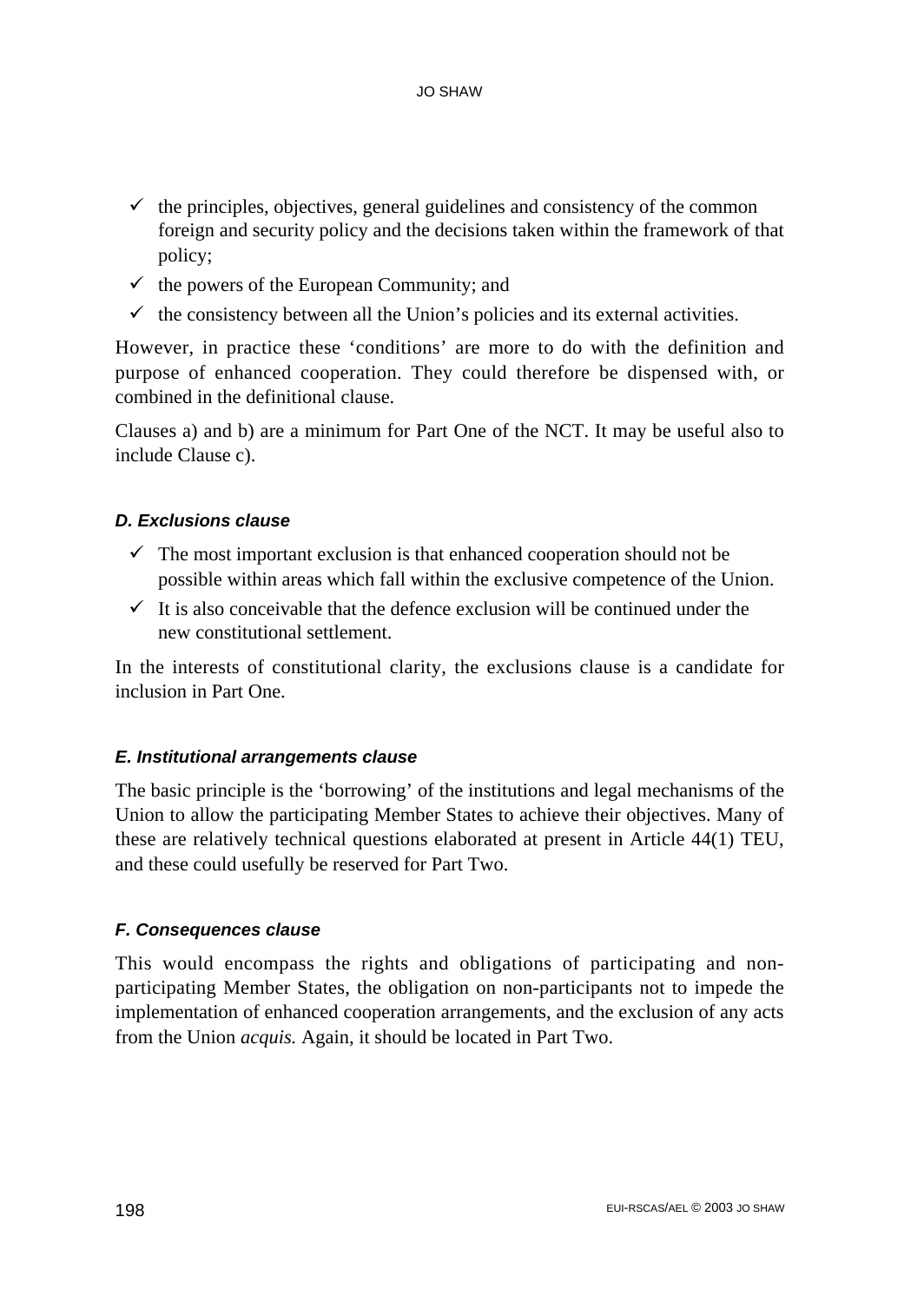- ✓ the principles, objectives, general guidelines and consistency of the common foreign and security policy and the decisions taken within the framework of that policy;
- ✓ the powers of the European Community; and
- ✓ the consistency between all the Union's policies and its external activities.

However, in practice these 'conditions' are more to do with the definition and purpose of enhanced cooperation. They could therefore be dispensed with, or combined in the definitional clause.

Clauses a) and b) are a minimum for Part One of the NCT. It may be useful also to include Clause c).

#### *D. Exclusions clause*

- ✓ The most important exclusion is that enhanced cooperation should not be possible within areas which fall within the exclusive competence of the Union.
- ✓ It is also conceivable that the defence exclusion will be continued under the new constitutional settlement.

In the interests of constitutional clarity, the exclusions clause is a candidate for inclusion in Part One.

#### *E. Institutional arrangements clause*

The basic principle is the 'borrowing' of the institutions and legal mechanisms of the Union to allow the participating Member States to achieve their objectives. Many of these are relatively technical questions elaborated at present in Article 44(1) TEU, and these could usefully be reserved for Part Two.

#### *F. Consequences clause*

This would encompass the rights and obligations of participating and non-participating Member States, the obligation on non-participants not to impede the implementation of enhanced cooperation arrangements, and the exclusion of any acts from the Union *acquis.* Again, it should be located in Part Two.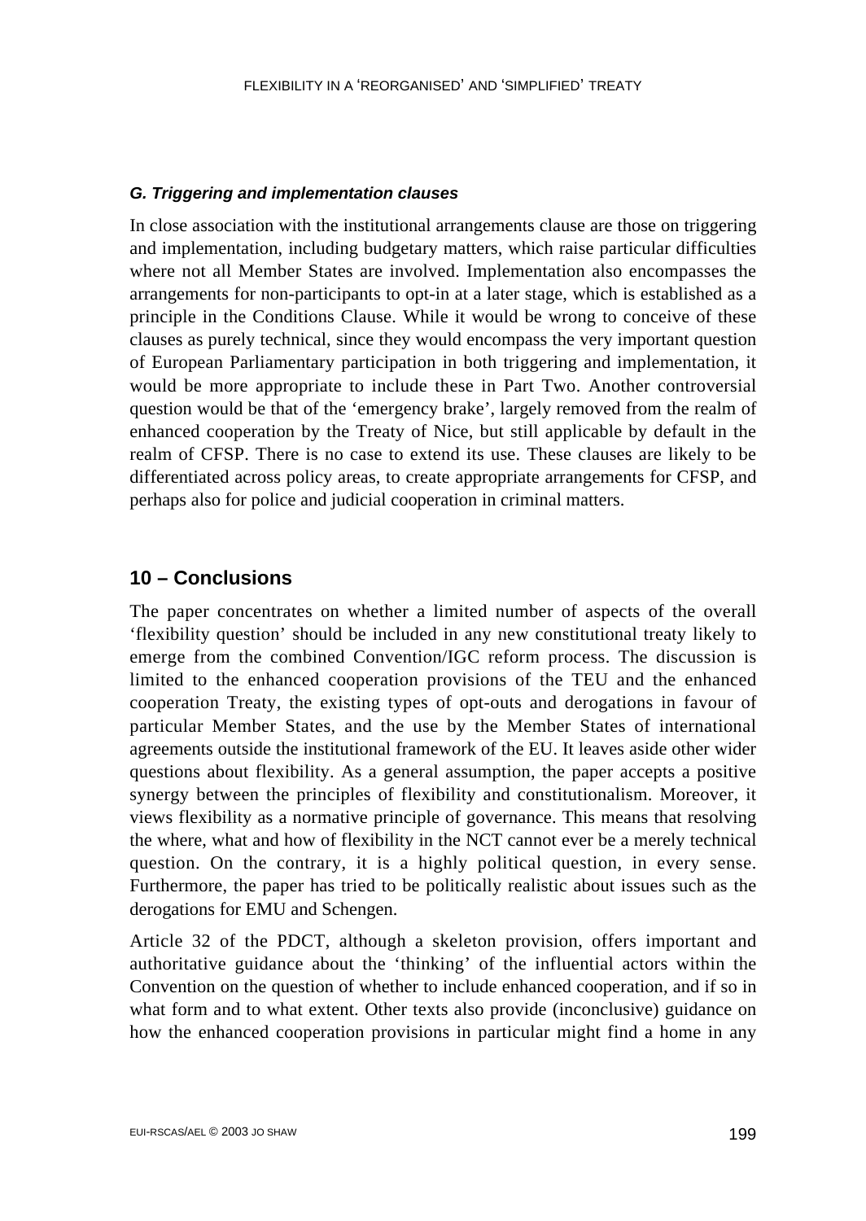### *G. Triggering and implementation clauses*

In close association with the institutional arrangements clause are those on triggering and implementation, including budgetary matters, which raise particular difficulties where not all Member States are involved. Implementation also encompasses the arrangements for non-participants to opt-in at a later stage, which is established as a principle in the Conditions Clause. While it would be wrong to conceive of these clauses as purely technical, since they would encompass the very important question of European Parliamentary participation in both triggering and implementation, it would be more appropriate to include these in Part Two. Another controversial question would be that of the 'emergency brake', largely removed from the realm of enhanced cooperation by the Treaty of Nice, but still applicable by default in the realm of CFSP. There is no case to extend its use. These clauses are likely to be differentiated across policy areas, to create appropriate arrangements for CFSP, and perhaps also for police and judicial cooperation in criminal matters.

## 10 – Conclusions

The paper concentrates on whether a limited number of aspects of the overall 'flexibility question' should be included in any new constitutional treaty likely to emerge from the combined Convention/IGC reform process. The discussion is limited to the enhanced cooperation provisions of the TEU and the enhanced cooperation Treaty, the existing types of opt-outs and derogations in favour of particular Member States, and the use by the Member States of international agreements outside the institutional framework of the EU. It leaves aside other wider questions about flexibility. As a general assumption, the paper accepts a positive synergy between the principles of flexibility and constitutionalism. Moreover, it views flexibility as a normative principle of governance. This means that resolving the where, what and how of flexibility in the NCT cannot ever be a merely technical question. On the contrary, it is a highly political question, in every sense. Furthermore, the paper has tried to be politically realistic about issues such as the derogations for EMU and Schengen.

Article 32 of the PDCT, although a skeleton provision, offers important and authoritative guidance about the 'thinking' of the influential actors within the Convention on the question of whether to include enhanced cooperation, and if so in what form and to what extent. Other texts also provide (inconclusive) guidance on how the enhanced cooperation provisions in particular might find a home in any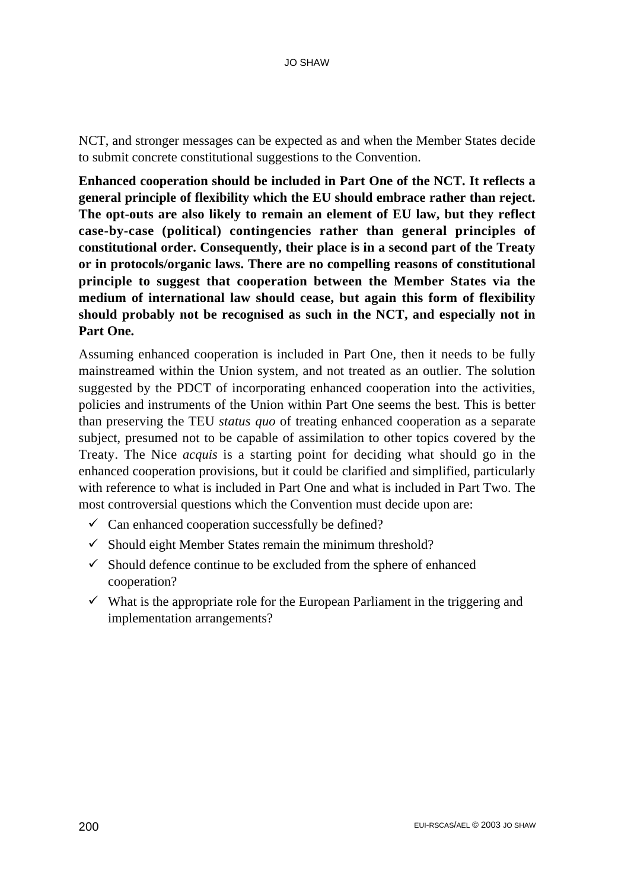NCT, and stronger messages can be expected as and when the Member States decide to submit concrete constitutional suggestions to the Convention.

**Enhanced cooperation should be included in Part One of the NCT. It reflects a general principle of flexibility which the EU should embrace rather than reject. The opt-outs are also likely to remain an element of EU law, but they reflect case-by-case (political) contingencies rather than general principles of constitutional order. Consequently, their place is in a second part of the Treaty or in protocols/organic laws. There are no compelling reasons of constitutional principle to suggest that cooperation between the Member States via the medium of international law should cease, but again this form of flexibility should probably not be recognised as such in the NCT, and especially not in Part One.**

Assuming enhanced cooperation is included in Part One, then it needs to be fully mainstreamed within the Union system, and not treated as an outlier. The solution suggested by the PDCT of incorporating enhanced cooperation into the activities, policies and instruments of the Union within Part One seems the best. This is better than preserving the TEU *status quo* of treating enhanced cooperation as a separate subject, presumed not to be capable of assimilation to other topics covered by the Treaty. The Nice *acquis* is a starting point for deciding what should go in the enhanced cooperation provisions, but it could be clarified and simplified, particularly with reference to what is included in Part One and what is included in Part Two. The most controversial questions which the Convention must decide upon are:

- ✓ Can enhanced cooperation successfully be defined?
- ✓ Should eight Member States remain the minimum threshold?
- ✓ Should defence continue to be excluded from the sphere of enhanced cooperation?
- ✓ What is the appropriate role for the European Parliament in the triggering and implementation arrangements?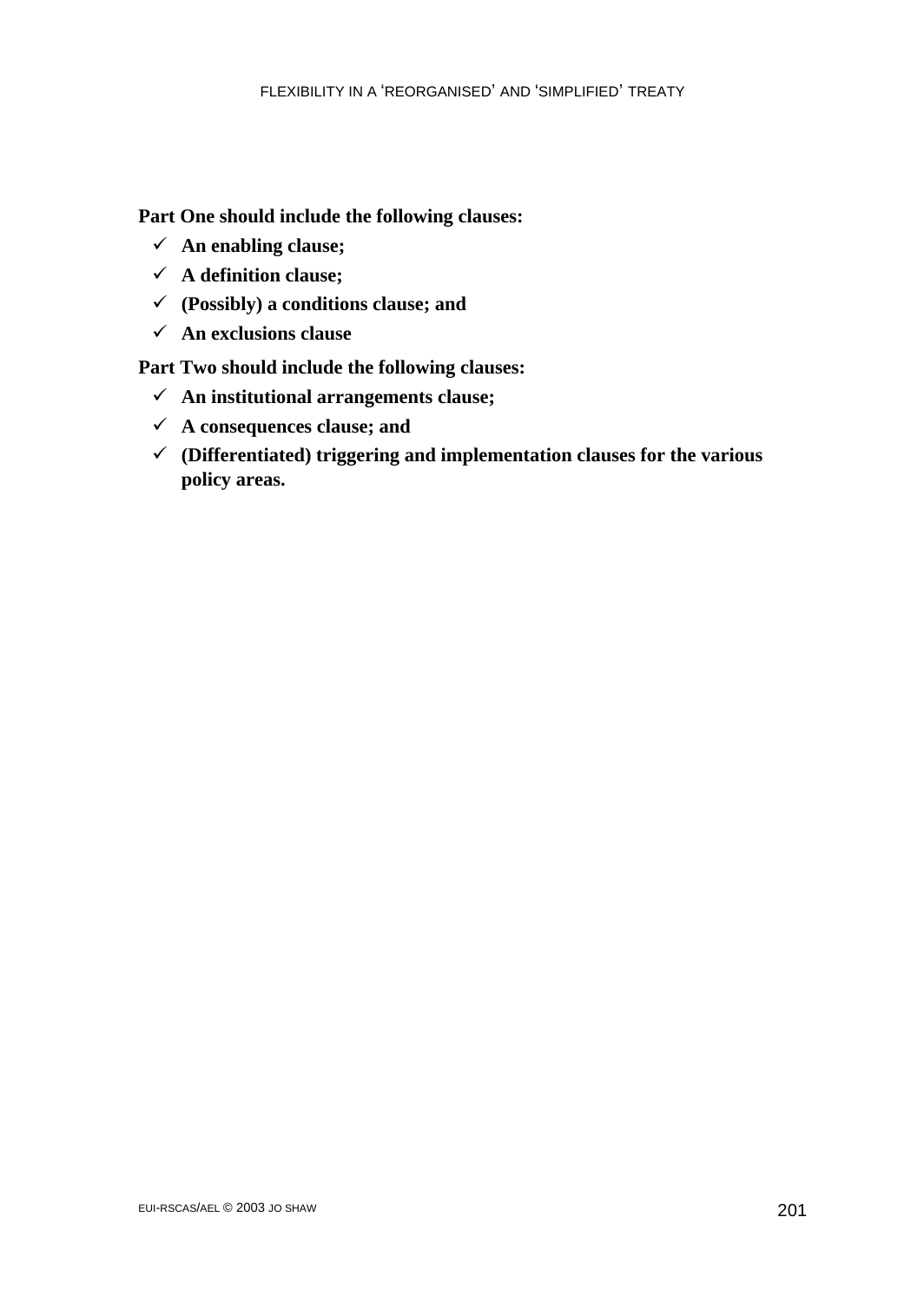**Part One should include the following clauses:**

- ✓ **An enabling clause;**
- ✓ **A definition clause;**
- ✓ **(Possibly) a conditions clause; and**
- ✓ **An exclusions clause**

**Part Two should include the following clauses:**

- ✓ **An institutional arrangements clause;**
- ✓ **A consequences clause; and**
- ✓ **(Differentiated) triggering and implementation clauses for the various policy areas.**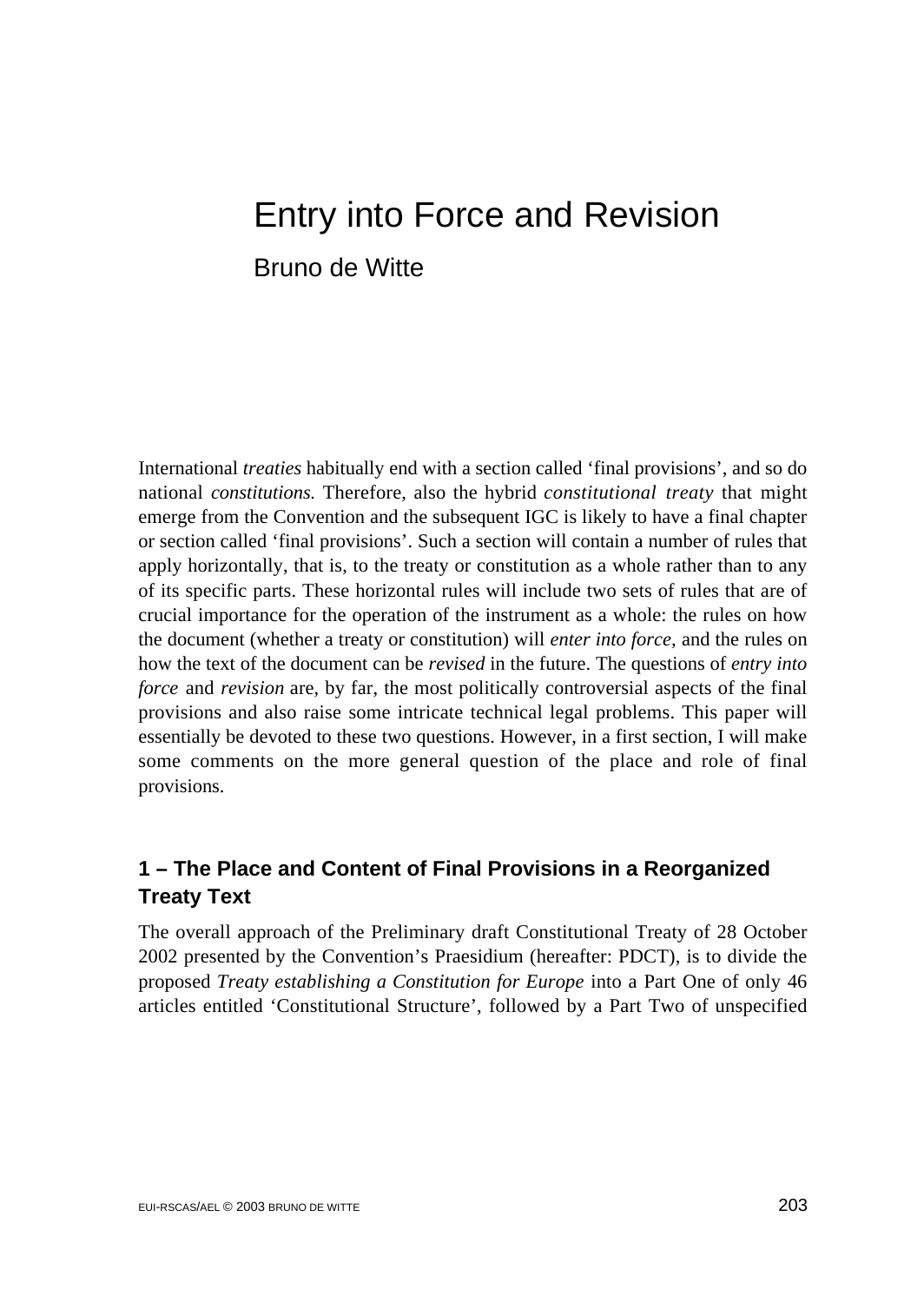# Entry into Force and Revision

## Bruno de Witte

International *treaties* habitually end with a section called 'final provisions', and so do national *constitutions.* Therefore, also the hybrid *constitutional treaty* that might emerge from the Convention and the subsequent IGC is likely to have a final chapter or section called 'final provisions'. Such a section will contain a number of rules that apply horizontally, that is, to the treaty or constitution as a whole rather than to any of its specific parts. These horizontal rules will include two sets of rules that are of crucial importance for the operation of the instrument as a whole: the rules on how the document (whether a treaty or constitution) will *enter into force,* and the rules on how the text of the document can be *revised* in the future. The questions of *entry into force* and *revision* are, by far, the most politically controversial aspects of the final provisions and also raise some intricate technical legal problems. This paper will essentially be devoted to these two questions. However, in a first section, I will make some comments on the more general question of the place and role of final provisions.

### 1 – The Place and Content of Final Provisions in a Reorganized Treaty Text

The overall approach of the Preliminary draft Constitutional Treaty of 28 October 2002 presented by the Convention's Praesidium (hereafter: PDCT), is to divide the proposed *Treaty establishing a Constitution for Europe* into a Part One of only 46 articles entitled 'Constitutional Structure', followed by a Part Two of unspecified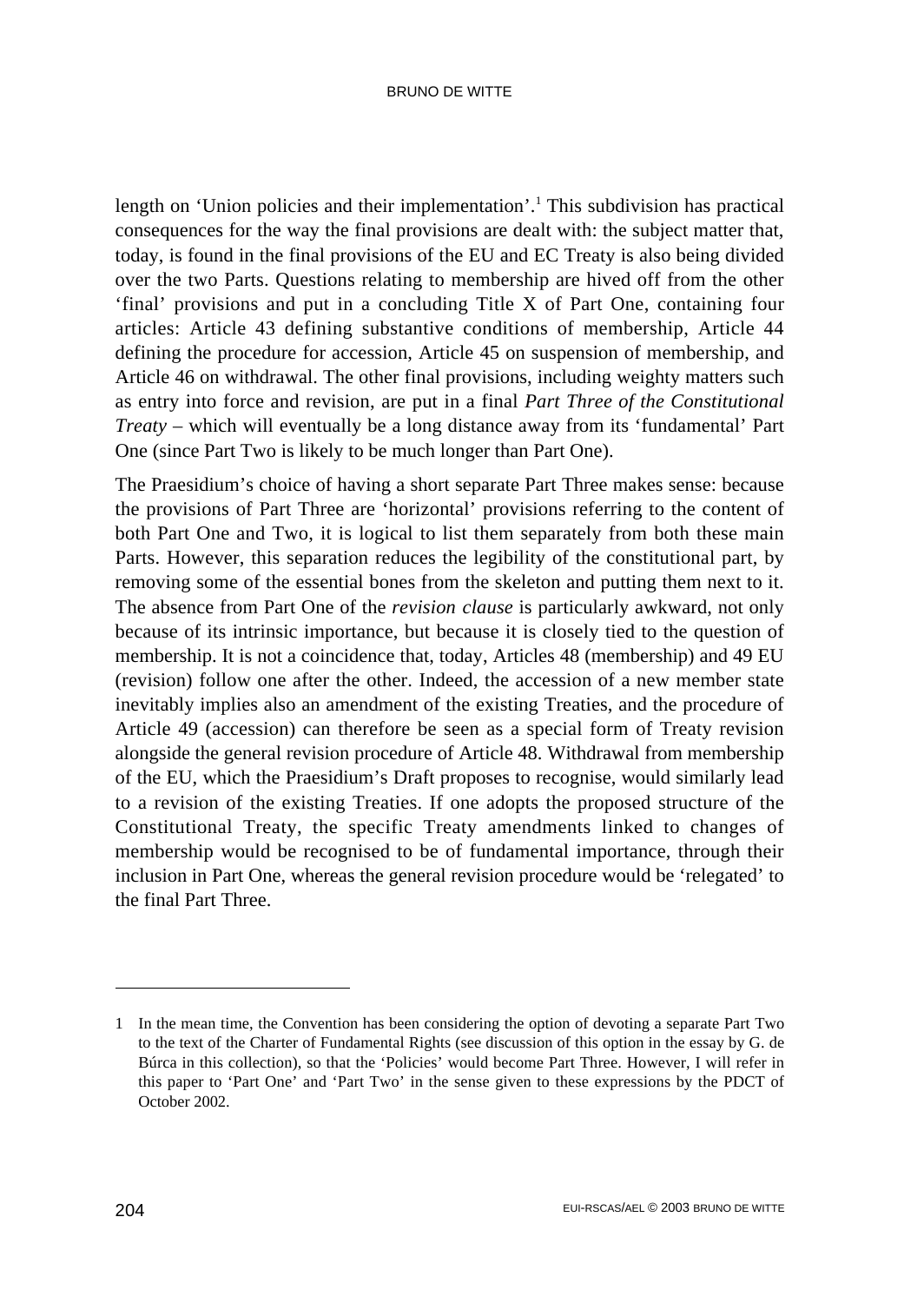length on 'Union policies and their implementation'.[1] This subdivision has practical consequences for the way the final provisions are dealt with: the subject matter that, today, is found in the final provisions of the EU and EC Treaty is also being divided over the two Parts. Questions relating to membership are hived off from the other 'final' provisions and put in a concluding Title X of Part One, containing four articles: Article 43 defining substantive conditions of membership, Article 44 defining the procedure for accession, Article 45 on suspension of membership, and Article 46 on withdrawal. The other final provisions, including weighty matters such as entry into force and revision, are put in a final *Part Three of the Constitutional Treaty* – which will eventually be a long distance away from its 'fundamental' Part One (since Part Two is likely to be much longer than Part One).

The Praesidium's choice of having a short separate Part Three makes sense: because the provisions of Part Three are 'horizontal' provisions referring to the content of both Part One and Two, it is logical to list them separately from both these main Parts. However, this separation reduces the legibility of the constitutional part, by removing some of the essential bones from the skeleton and putting them next to it. The absence from Part One of the *revision clause* is particularly awkward, not only because of its intrinsic importance, but because it is closely tied to the question of membership. It is not a coincidence that, today, Articles 48 (membership) and 49 EU (revision) follow one after the other. Indeed, the accession of a new member state inevitably implies also an amendment of the existing Treaties, and the procedure of Article 49 (accession) can therefore be seen as a special form of Treaty revision alongside the general revision procedure of Article 48. Withdrawal from membership of the EU, which the Praesidium's Draft proposes to recognise, would similarly lead to a revision of the existing Treaties. If one adopts the proposed structure of the Constitutional Treaty, the specific Treaty amendments linked to changes of membership would be recognised to be of fundamental importance, through their inclusion in Part One, whereas the general revision procedure would be 'relegated' to the final Part Three.

---

1 In the mean time, the Convention has been considering the option of devoting a separate Part Two to the text of the Charter of Fundamental Rights (see discussion of this option in the essay by G. de Búrca in this collection), so that the 'Policies' would become Part Three. However, I will refer in this paper to 'Part One' and 'Part Two' in the sense given to these expressions by the PDCT of October 2002.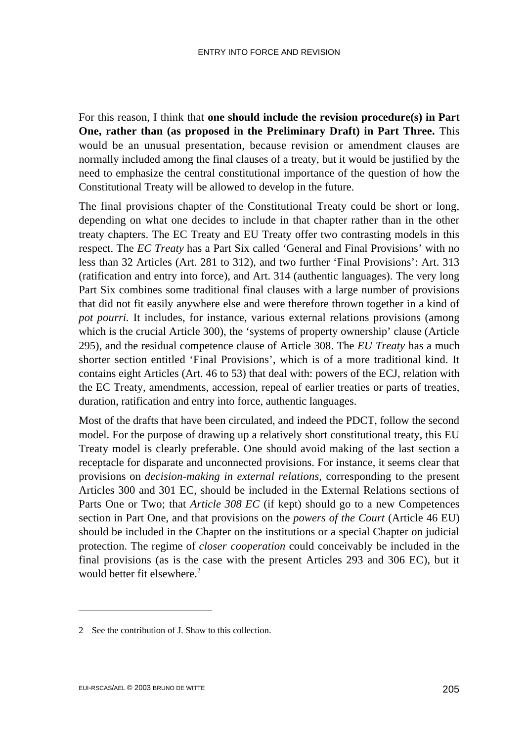For this reason, I think that **one should include the revision procedure(s) in Part One, rather than (as proposed in the Preliminary Draft) in Part Three.** This would be an unusual presentation, because revision or amendment clauses are normally included among the final clauses of a treaty, but it would be justified by the need to emphasize the central constitutional importance of the question of how the Constitutional Treaty will be allowed to develop in the future.

The final provisions chapter of the Constitutional Treaty could be short or long, depending on what one decides to include in that chapter rather than in the other treaty chapters. The EC Treaty and EU Treaty offer two contrasting models in this respect. The *EC Treaty* has a Part Six called 'General and Final Provisions' with no less than 32 Articles (Art. 281 to 312), and two further 'Final Provisions': Art. 313 (ratification and entry into force), and Art. 314 (authentic languages). The very long Part Six combines some traditional final clauses with a large number of provisions that did not fit easily anywhere else and were therefore thrown together in a kind of *pot pourri.* It includes, for instance, various external relations provisions (among which is the crucial Article 300), the 'systems of property ownership' clause (Article 295), and the residual competence clause of Article 308. The *EU Treaty* has a much shorter section entitled 'Final Provisions', which is of a more traditional kind. It contains eight Articles (Art. 46 to 53) that deal with: powers of the ECJ, relation with the EC Treaty, amendments, accession, repeal of earlier treaties or parts of treaties, duration, ratification and entry into force, authentic languages.

Most of the drafts that have been circulated, and indeed the PDCT, follow the second model. For the purpose of drawing up a relatively short constitutional treaty, this EU Treaty model is clearly preferable. One should avoid making of the last section a receptacle for disparate and unconnected provisions. For instance, it seems clear that provisions on *decision-making in external relations,* corresponding to the present Articles 300 and 301 EC, should be included in the External Relations sections of Parts One or Two; that *Article 308 EC* (if kept) should go to a new Competences section in Part One, and that provisions on the *powers of the Court* (Article 46 EU) should be included in the Chapter on the institutions or a special Chapter on judicial protection. The regime of *closer cooperation* could conceivably be included in the final provisions (as is the case with the present Articles 293 and 306 EC), but it would better fit elsewhere.[2]

---

2 See the contribution of J. Shaw to this collection.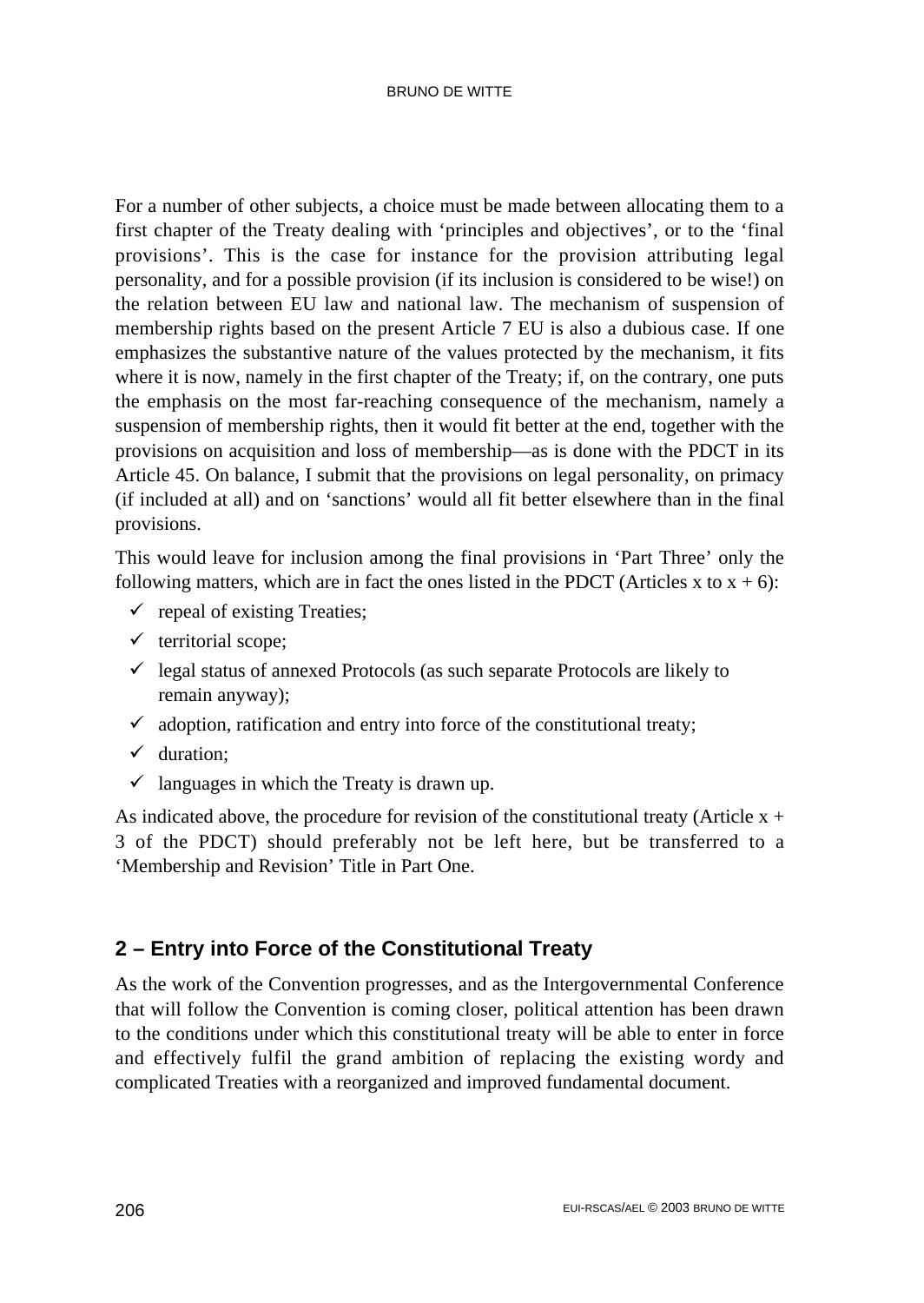For a number of other subjects, a choice must be made between allocating them to a first chapter of the Treaty dealing with 'principles and objectives', or to the 'final provisions'. This is the case for instance for the provision attributing legal personality, and for a possible provision (if its inclusion is considered to be wise!) on the relation between EU law and national law. The mechanism of suspension of membership rights based on the present Article 7 EU is also a dubious case. If one emphasizes the substantive nature of the values protected by the mechanism, it fits where it is now, namely in the first chapter of the Treaty; if, on the contrary, one puts the emphasis on the most far-reaching consequence of the mechanism, namely a suspension of membership rights, then it would fit better at the end, together with the provisions on acquisition and loss of membership—as is done with the PDCT in its Article 45. On balance, I submit that the provisions on legal personality, on primacy (if included at all) and on 'sanctions' would all fit better elsewhere than in the final provisions.

This would leave for inclusion among the final provisions in 'Part Three' only the following matters, which are in fact the ones listed in the PDCT (Articles x to x + 6):

- ✓ repeal of existing Treaties;
- ✓ territorial scope;
- ✓ legal status of annexed Protocols (as such separate Protocols are likely to remain anyway);
- ✓ adoption, ratification and entry into force of the constitutional treaty;
- ✓ duration;
- ✓ languages in which the Treaty is drawn up.

As indicated above, the procedure for revision of the constitutional treaty (Article x + 3 of the PDCT) should preferably not be left here, but be transferred to a 'Membership and Revision' Title in Part One.

## 2 – Entry into Force of the Constitutional Treaty

As the work of the Convention progresses, and as the Intergovernmental Conference that will follow the Convention is coming closer, political attention has been drawn to the conditions under which this constitutional treaty will be able to enter in force and effectively fulfil the grand ambition of replacing the existing wordy and complicated Treaties with a reorganized and improved fundamental document.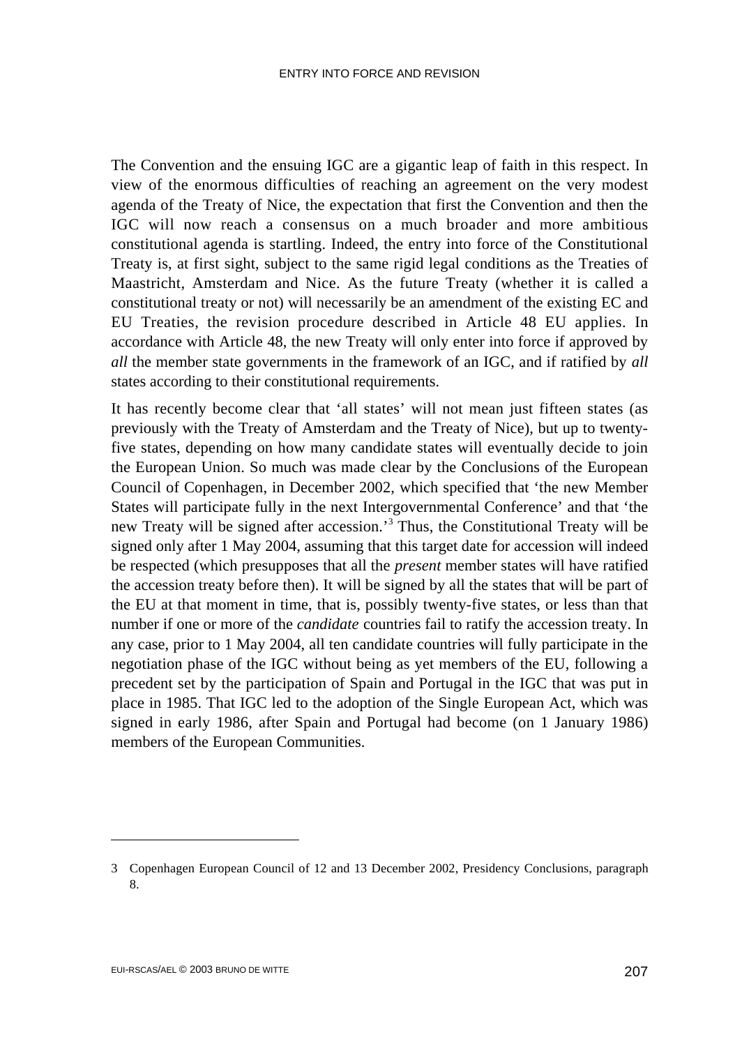The Convention and the ensuing IGC are a gigantic leap of faith in this respect. In view of the enormous difficulties of reaching an agreement on the very modest agenda of the Treaty of Nice, the expectation that first the Convention and then the IGC will now reach a consensus on a much broader and more ambitious constitutional agenda is startling. Indeed, the entry into force of the Constitutional Treaty is, at first sight, subject to the same rigid legal conditions as the Treaties of Maastricht, Amsterdam and Nice. As the future Treaty (whether it is called a constitutional treaty or not) will necessarily be an amendment of the existing EC and EU Treaties, the revision procedure described in Article 48 EU applies. In accordance with Article 48, the new Treaty will only enter into force if approved by *all* the member state governments in the framework of an IGC, and if ratified by *all* states according to their constitutional requirements.

It has recently become clear that 'all states' will not mean just fifteen states (as previously with the Treaty of Amsterdam and the Treaty of Nice), but up to twenty-five states, depending on how many candidate states will eventually decide to join the European Union. So much was made clear by the Conclusions of the European Council of Copenhagen, in December 2002, which specified that 'the new Member States will participate fully in the next Intergovernmental Conference' and that 'the new Treaty will be signed after accession.'[3] Thus, the Constitutional Treaty will be signed only after 1 May 2004, assuming that this target date for accession will indeed be respected (which presupposes that all the *present* member states will have ratified the accession treaty before then). It will be signed by all the states that will be part of the EU at that moment in time, that is, possibly twenty-five states, or less than that number if one or more of the *candidate* countries fail to ratify the accession treaty. In any case, prior to 1 May 2004, all ten candidate countries will fully participate in the negotiation phase of the IGC without being as yet members of the EU, following a precedent set by the participation of Spain and Portugal in the IGC that was put in place in 1985. That IGC led to the adoption of the Single European Act, which was signed in early 1986, after Spain and Portugal had become (on 1 January 1986) members of the European Communities.

---

3 Copenhagen European Council of 12 and 13 December 2002, Presidency Conclusions, paragraph 8.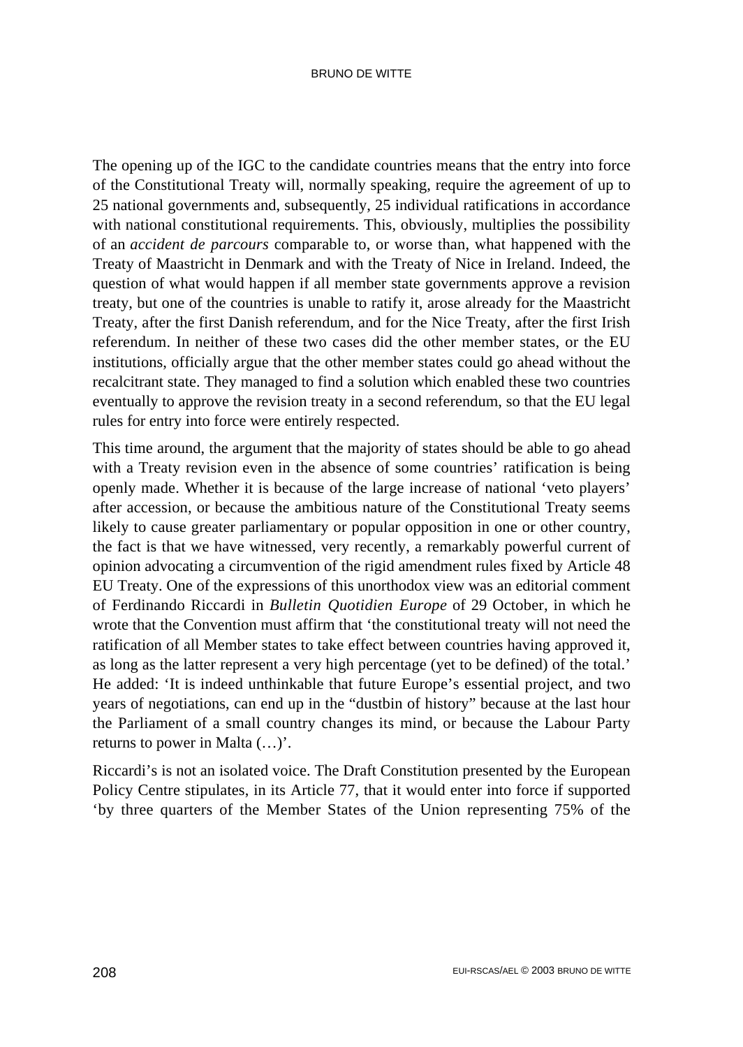The opening up of the IGC to the candidate countries means that the entry into force of the Constitutional Treaty will, normally speaking, require the agreement of up to 25 national governments and, subsequently, 25 individual ratifications in accordance with national constitutional requirements. This, obviously, multiplies the possibility of an *accident de parcours* comparable to, or worse than, what happened with the Treaty of Maastricht in Denmark and with the Treaty of Nice in Ireland. Indeed, the question of what would happen if all member state governments approve a revision treaty, but one of the countries is unable to ratify it, arose already for the Maastricht Treaty, after the first Danish referendum, and for the Nice Treaty, after the first Irish referendum. In neither of these two cases did the other member states, or the EU institutions, officially argue that the other member states could go ahead without the recalcitrant state. They managed to find a solution which enabled these two countries eventually to approve the revision treaty in a second referendum, so that the EU legal rules for entry into force were entirely respected.

This time around, the argument that the majority of states should be able to go ahead with a Treaty revision even in the absence of some countries' ratification is being openly made. Whether it is because of the large increase of national 'veto players' after accession, or because the ambitious nature of the Constitutional Treaty seems likely to cause greater parliamentary or popular opposition in one or other country, the fact is that we have witnessed, very recently, a remarkably powerful current of opinion advocating a circumvention of the rigid amendment rules fixed by Article 48 EU Treaty. One of the expressions of this unorthodox view was an editorial comment of Ferdinando Riccardi in *Bulletin Quotidien Europe* of 29 October, in which he wrote that the Convention must affirm that 'the constitutional treaty will not need the ratification of all Member states to take effect between countries having approved it, as long as the latter represent a very high percentage (yet to be defined) of the total.' He added: 'It is indeed unthinkable that future Europe's essential project, and two years of negotiations, can end up in the "dustbin of history" because at the last hour the Parliament of a small country changes its mind, or because the Labour Party returns to power in Malta (…)'.

Riccardi's is not an isolated voice. The Draft Constitution presented by the European Policy Centre stipulates, in its Article 77, that it would enter into force if supported 'by three quarters of the Member States of the Union representing 75% of the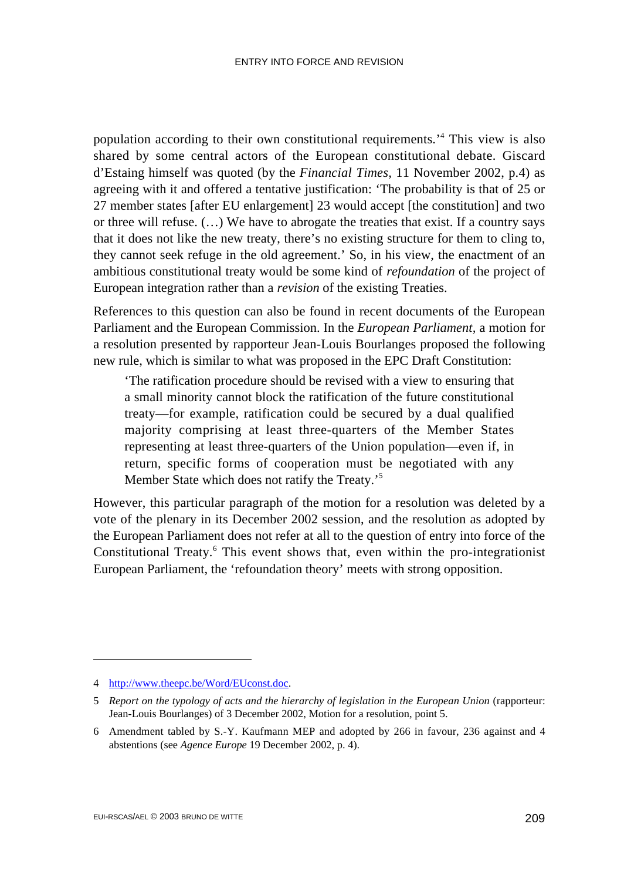population according to their own constitutional requirements.'[4] This view is also shared by some central actors of the European constitutional debate. Giscard d'Estaing himself was quoted (by the *Financial Times*, 11 November 2002, p.4) as agreeing with it and offered a tentative justification: 'The probability is that of 25 or 27 member states [after EU enlargement] 23 would accept [the constitution] and two or three will refuse. (…) We have to abrogate the treaties that exist. If a country says that it does not like the new treaty, there's no existing structure for them to cling to, they cannot seek refuge in the old agreement.' So, in his view, the enactment of an ambitious constitutional treaty would be some kind of *refoundation* of the project of European integration rather than a *revision* of the existing Treaties.

References to this question can also be found in recent documents of the European Parliament and the European Commission. In the *European Parliament*, a motion for a resolution presented by rapporteur Jean-Louis Bourlanges proposed the following new rule, which is similar to what was proposed in the EPC Draft Constitution:

> 'The ratification procedure should be revised with a view to ensuring that a small minority cannot block the ratification of the future constitutional treaty—for example, ratification could be secured by a dual qualified majority comprising at least three-quarters of the Member States representing at least three-quarters of the Union population—even if, in return, specific forms of cooperation must be negotiated with any Member State which does not ratify the Treaty.'[5]

However, this particular paragraph of the motion for a resolution was deleted by a vote of the plenary in its December 2002 session, and the resolution as adopted by the European Parliament does not refer at all to the question of entry into force of the Constitutional Treaty.[6] This event shows that, even within the pro-integrationist European Parliament, the 'refoundation theory' meets with strong opposition.

---

4 http://www.theepc.be/Word/EUconst.doc.

5 *Report on the typology of acts and the hierarchy of legislation in the European Union* (rapporteur: Jean-Louis Bourlanges) of 3 December 2002, Motion for a resolution, point 5.

6 Amendment tabled by S.-Y. Kaufmann MEP and adopted by 266 in favour, 236 against and 4 abstentions (see *Agence Europe* 19 December 2002, p. 4).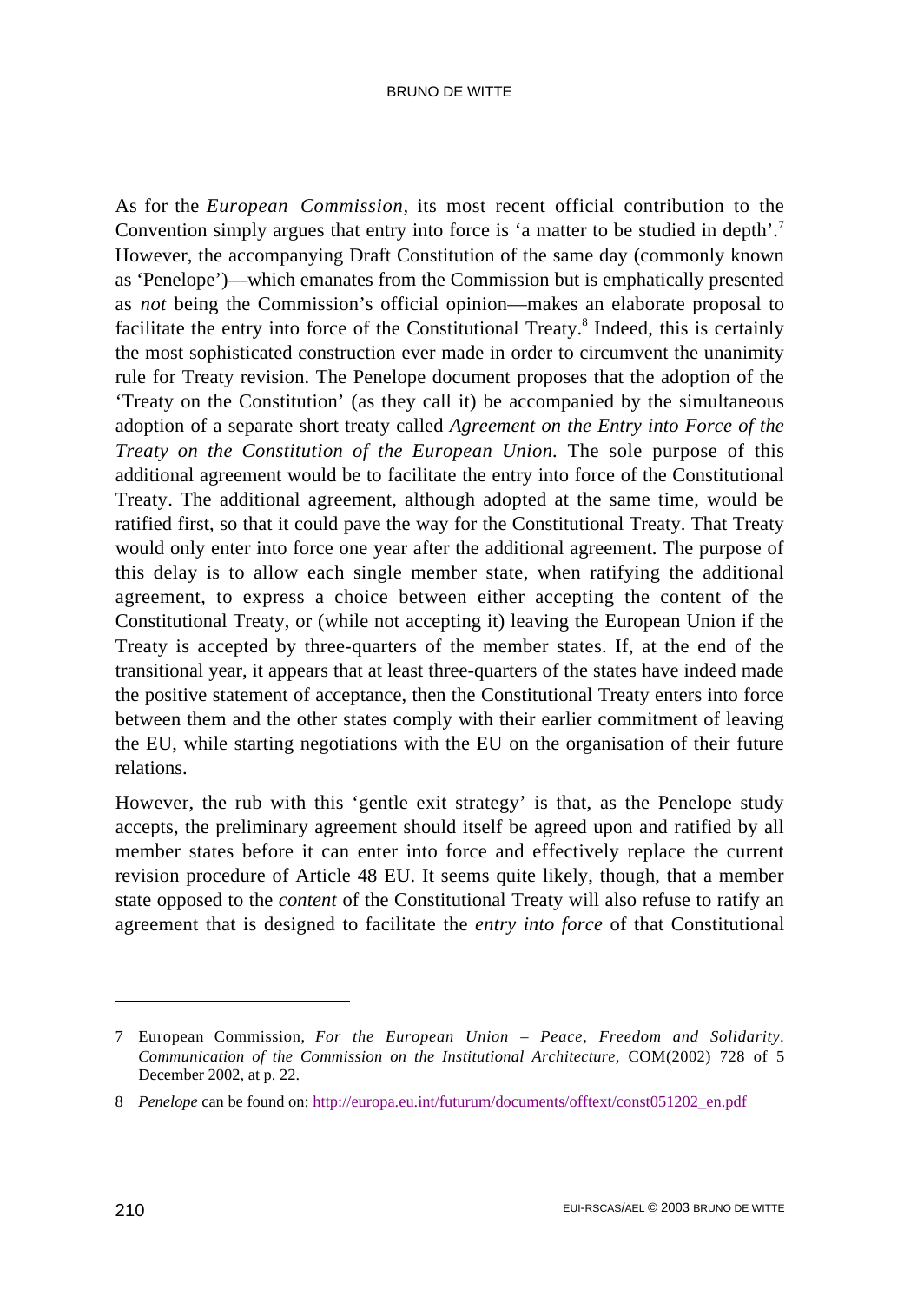As for the *European Commission*, its most recent official contribution to the Convention simply argues that entry into force is 'a matter to be studied in depth'.[7] However, the accompanying Draft Constitution of the same day (commonly known as 'Penelope')—which emanates from the Commission but is emphatically presented as *not* being the Commission's official opinion—makes an elaborate proposal to facilitate the entry into force of the Constitutional Treaty.[8] Indeed, this is certainly the most sophisticated construction ever made in order to circumvent the unanimity rule for Treaty revision. The Penelope document proposes that the adoption of the 'Treaty on the Constitution' (as they call it) be accompanied by the simultaneous adoption of a separate short treaty called *Agreement on the Entry into Force of the Treaty on the Constitution of the European Union*. The sole purpose of this additional agreement would be to facilitate the entry into force of the Constitutional Treaty. The additional agreement, although adopted at the same time, would be ratified first, so that it could pave the way for the Constitutional Treaty. That Treaty would only enter into force one year after the additional agreement. The purpose of this delay is to allow each single member state, when ratifying the additional agreement, to express a choice between either accepting the content of the Constitutional Treaty, or (while not accepting it) leaving the European Union if the Treaty is accepted by three-quarters of the member states. If, at the end of the transitional year, it appears that at least three-quarters of the states have indeed made the positive statement of acceptance, then the Constitutional Treaty enters into force between them and the other states comply with their earlier commitment of leaving the EU, while starting negotiations with the EU on the organisation of their future relations.

However, the rub with this 'gentle exit strategy' is that, as the Penelope study accepts, the preliminary agreement should itself be agreed upon and ratified by all member states before it can enter into force and effectively replace the current revision procedure of Article 48 EU. It seems quite likely, though, that a member state opposed to the *content* of the Constitutional Treaty will also refuse to ratify an agreement that is designed to facilitate the *entry into force* of that Constitutional

---

7 European Commission, *For the European Union – Peace, Freedom and Solidarity. Communication of the Commission on the Institutional Architecture*, COM(2002) 728 of 5 December 2002, at p. 22.

8 *Penelope* can be found on: http://europa.eu.int/futurum/documents/offtext/const051202_en.pdf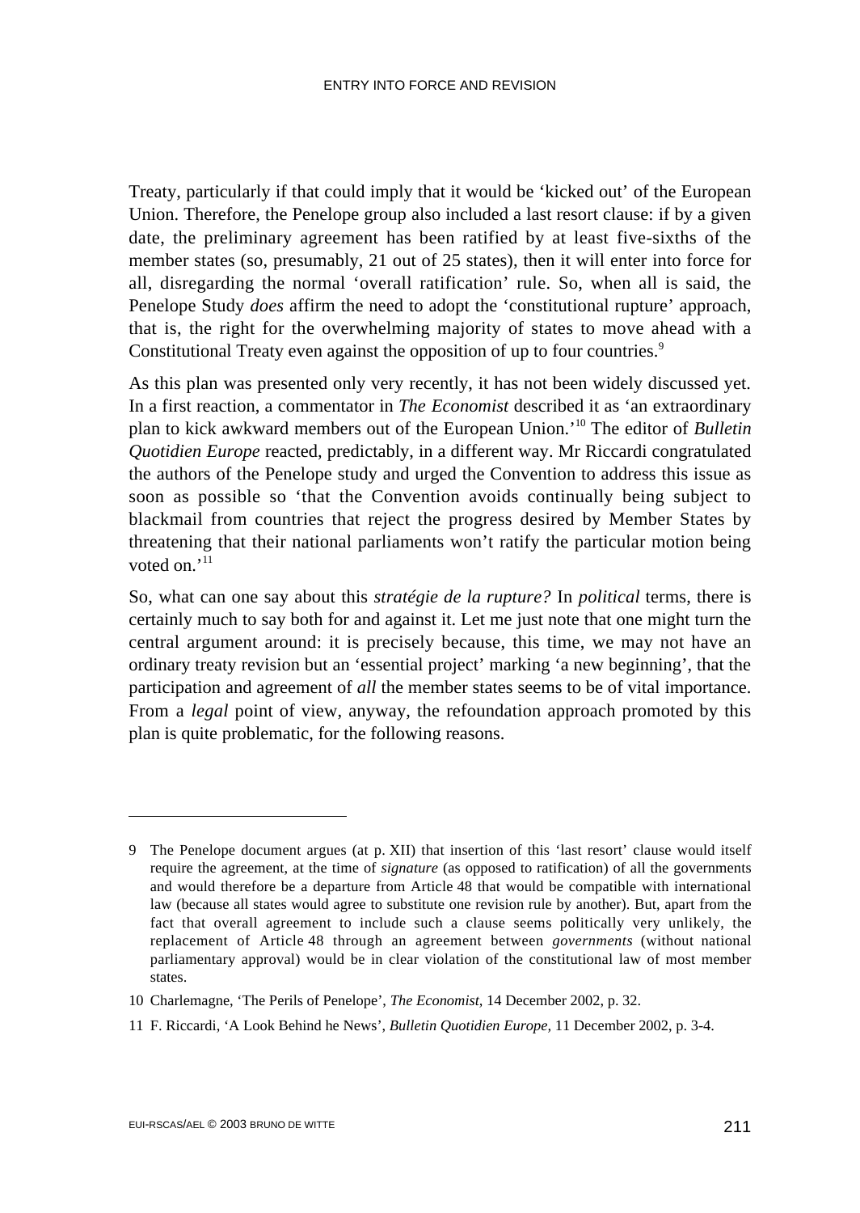Treaty, particularly if that could imply that it would be 'kicked out' of the European Union. Therefore, the Penelope group also included a last resort clause: if by a given date, the preliminary agreement has been ratified by at least five-sixths of the member states (so, presumably, 21 out of 25 states), then it will enter into force for all, disregarding the normal 'overall ratification' rule. So, when all is said, the Penelope Study *does* affirm the need to adopt the 'constitutional rupture' approach, that is, the right for the overwhelming majority of states to move ahead with a Constitutional Treaty even against the opposition of up to four countries.[9]

As this plan was presented only very recently, it has not been widely discussed yet. In a first reaction, a commentator in *The Economist* described it as 'an extraordinary plan to kick awkward members out of the European Union.'[10] The editor of *Bulletin Quotidien Europe* reacted, predictably, in a different way. Mr Riccardi congratulated the authors of the Penelope study and urged the Convention to address this issue as soon as possible so 'that the Convention avoids continually being subject to blackmail from countries that reject the progress desired by Member States by threatening that their national parliaments won't ratify the particular motion being voted on.'[11]

So, what can one say about this *stratégie de la rupture?* In *political* terms, there is certainly much to say both for and against it. Let me just note that one might turn the central argument around: it is precisely because, this time, we may not have an ordinary treaty revision but an 'essential project' marking 'a new beginning', that the participation and agreement of *all* the member states seems to be of vital importance. From a *legal* point of view, anyway, the refoundation approach promoted by this plan is quite problematic, for the following reasons.

---

9 The Penelope document argues (at p. XII) that insertion of this 'last resort' clause would itself require the agreement, at the time of *signature* (as opposed to ratification) of all the governments and would therefore be a departure from Article 48 that would be compatible with international law (because all states would agree to substitute one revision rule by another). But, apart from the fact that overall agreement to include such a clause seems politically very unlikely, the replacement of Article 48 through an agreement between *governments* (without national parliamentary approval) would be in clear violation of the constitutional law of most member states.

10 Charlemagne, 'The Perils of Penelope', *The Economist,* 14 December 2002, p. 32.

11 F. Riccardi, 'A Look Behind he News', *Bulletin Quotidien Europe,* 11 December 2002, p. 3-4.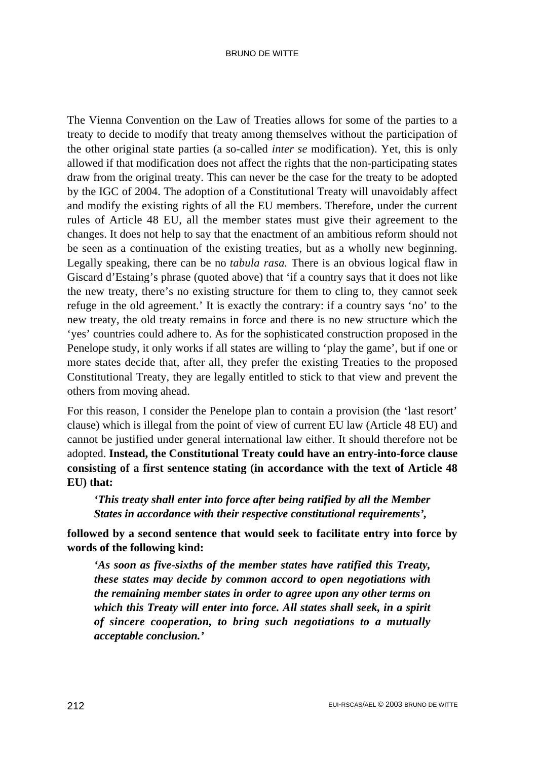The Vienna Convention on the Law of Treaties allows for some of the parties to a treaty to decide to modify that treaty among themselves without the participation of the other original state parties (a so-called *inter se* modification). Yet, this is only allowed if that modification does not affect the rights that the non-participating states draw from the original treaty. This can never be the case for the treaty to be adopted by the IGC of 2004. The adoption of a Constitutional Treaty will unavoidably affect and modify the existing rights of all the EU members. Therefore, under the current rules of Article 48 EU, all the member states must give their agreement to the changes. It does not help to say that the enactment of an ambitious reform should not be seen as a continuation of the existing treaties, but as a wholly new beginning. Legally speaking, there can be no *tabula rasa.* There is an obvious logical flaw in Giscard d'Estaing's phrase (quoted above) that 'if a country says that it does not like the new treaty, there's no existing structure for them to cling to, they cannot seek refuge in the old agreement.' It is exactly the contrary: if a country says 'no' to the new treaty, the old treaty remains in force and there is no new structure which the 'yes' countries could adhere to. As for the sophisticated construction proposed in the Penelope study, it only works if all states are willing to 'play the game', but if one or more states decide that, after all, they prefer the existing Treaties to the proposed Constitutional Treaty, they are legally entitled to stick to that view and prevent the others from moving ahead.

For this reason, I consider the Penelope plan to contain a provision (the 'last resort' clause) which is illegal from the point of view of current EU law (Article 48 EU) and cannot be justified under general international law either. It should therefore not be adopted. **Instead, the Constitutional Treaty could have an entry-into-force clause consisting of a first sentence stating (in accordance with the text of Article 48 EU) that:**

> ***'This treaty shall enter into force after being ratified by all the Member States in accordance with their respective constitutional requirements',***

**followed by a second sentence that would seek to facilitate entry into force by words of the following kind:**

> ***'As soon as five-sixths of the member states have ratified this Treaty, these states may decide by common accord to open negotiations with the remaining member states in order to agree upon any other terms on which this Treaty will enter into force. All states shall seek, in a spirit of sincere cooperation, to bring such negotiations to a mutually acceptable conclusion.'***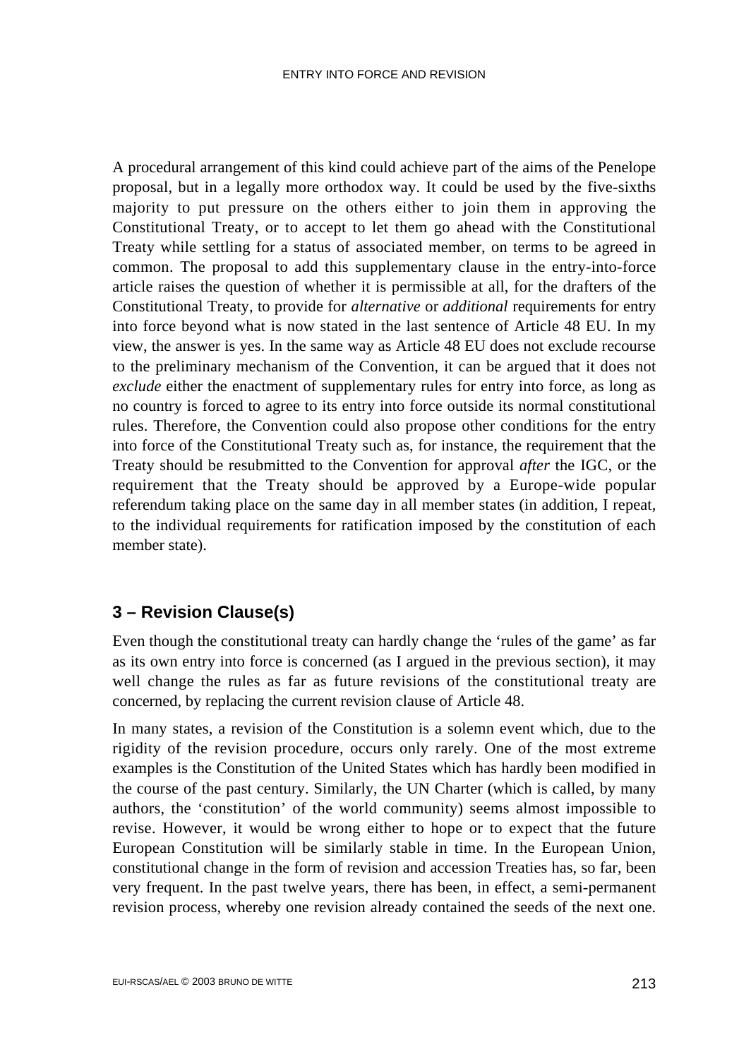A procedural arrangement of this kind could achieve part of the aims of the Penelope proposal, but in a legally more orthodox way. It could be used by the five-sixths majority to put pressure on the others either to join them in approving the Constitutional Treaty, or to accept to let them go ahead with the Constitutional Treaty while settling for a status of associated member, on terms to be agreed in common. The proposal to add this supplementary clause in the entry-into-force article raises the question of whether it is permissible at all, for the drafters of the Constitutional Treaty, to provide for *alternative* or *additional* requirements for entry into force beyond what is now stated in the last sentence of Article 48 EU. In my view, the answer is yes. In the same way as Article 48 EU does not exclude recourse to the preliminary mechanism of the Convention, it can be argued that it does not *exclude* either the enactment of supplementary rules for entry into force, as long as no country is forced to agree to its entry into force outside its normal constitutional rules. Therefore, the Convention could also propose other conditions for the entry into force of the Constitutional Treaty such as, for instance, the requirement that the Treaty should be resubmitted to the Convention for approval *after* the IGC, or the requirement that the Treaty should be approved by a Europe-wide popular referendum taking place on the same day in all member states (in addition, I repeat, to the individual requirements for ratification imposed by the constitution of each member state).

## 3 – Revision Clause(s)

Even though the constitutional treaty can hardly change the 'rules of the game' as far as its own entry into force is concerned (as I argued in the previous section), it may well change the rules as far as future revisions of the constitutional treaty are concerned, by replacing the current revision clause of Article 48.

In many states, a revision of the Constitution is a solemn event which, due to the rigidity of the revision procedure, occurs only rarely. One of the most extreme examples is the Constitution of the United States which has hardly been modified in the course of the past century. Similarly, the UN Charter (which is called, by many authors, the 'constitution' of the world community) seems almost impossible to revise. However, it would be wrong either to hope or to expect that the future European Constitution will be similarly stable in time. In the European Union, constitutional change in the form of revision and accession Treaties has, so far, been very frequent. In the past twelve years, there has been, in effect, a semi-permanent revision process, whereby one revision already contained the seeds of the next one.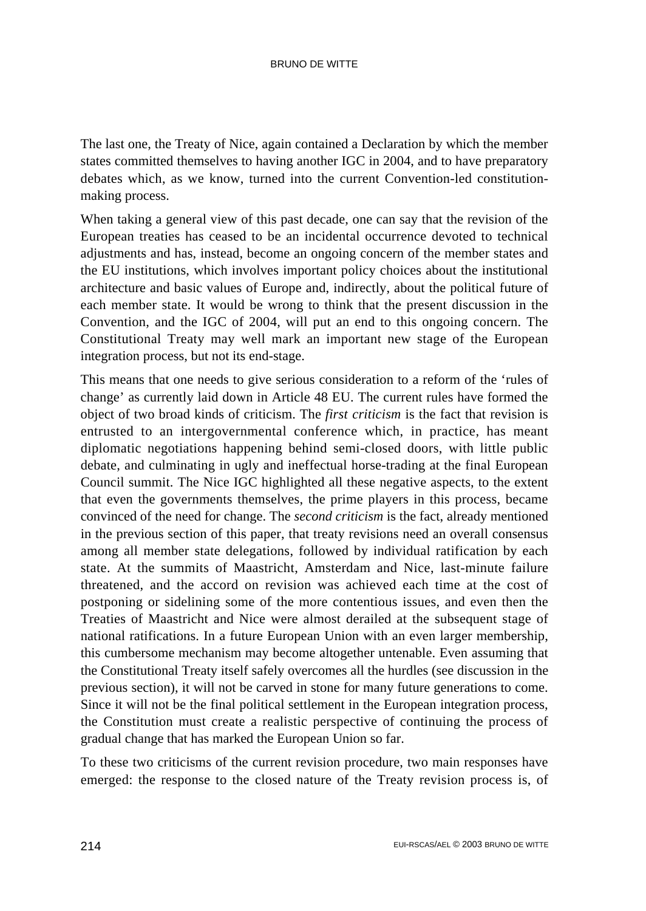The last one, the Treaty of Nice, again contained a Declaration by which the member states committed themselves to having another IGC in 2004, and to have preparatory debates which, as we know, turned into the current Convention-led constitution-making process.

When taking a general view of this past decade, one can say that the revision of the European treaties has ceased to be an incidental occurrence devoted to technical adjustments and has, instead, become an ongoing concern of the member states and the EU institutions, which involves important policy choices about the institutional architecture and basic values of Europe and, indirectly, about the political future of each member state. It would be wrong to think that the present discussion in the Convention, and the IGC of 2004, will put an end to this ongoing concern. The Constitutional Treaty may well mark an important new stage of the European integration process, but not its end-stage.

This means that one needs to give serious consideration to a reform of the 'rules of change' as currently laid down in Article 48 EU. The current rules have formed the object of two broad kinds of criticism. The *first criticism* is the fact that revision is entrusted to an intergovernmental conference which, in practice, has meant diplomatic negotiations happening behind semi-closed doors, with little public debate, and culminating in ugly and ineffectual horse-trading at the final European Council summit. The Nice IGC highlighted all these negative aspects, to the extent that even the governments themselves, the prime players in this process, became convinced of the need for change. The *second criticism* is the fact, already mentioned in the previous section of this paper, that treaty revisions need an overall consensus among all member state delegations, followed by individual ratification by each state. At the summits of Maastricht, Amsterdam and Nice, last-minute failure threatened, and the accord on revision was achieved each time at the cost of postponing or sidelining some of the more contentious issues, and even then the Treaties of Maastricht and Nice were almost derailed at the subsequent stage of national ratifications. In a future European Union with an even larger membership, this cumbersome mechanism may become altogether untenable. Even assuming that the Constitutional Treaty itself safely overcomes all the hurdles (see discussion in the previous section), it will not be carved in stone for many future generations to come. Since it will not be the final political settlement in the European integration process, the Constitution must create a realistic perspective of continuing the process of gradual change that has marked the European Union so far.

To these two criticisms of the current revision procedure, two main responses have emerged: the response to the closed nature of the Treaty revision process is, of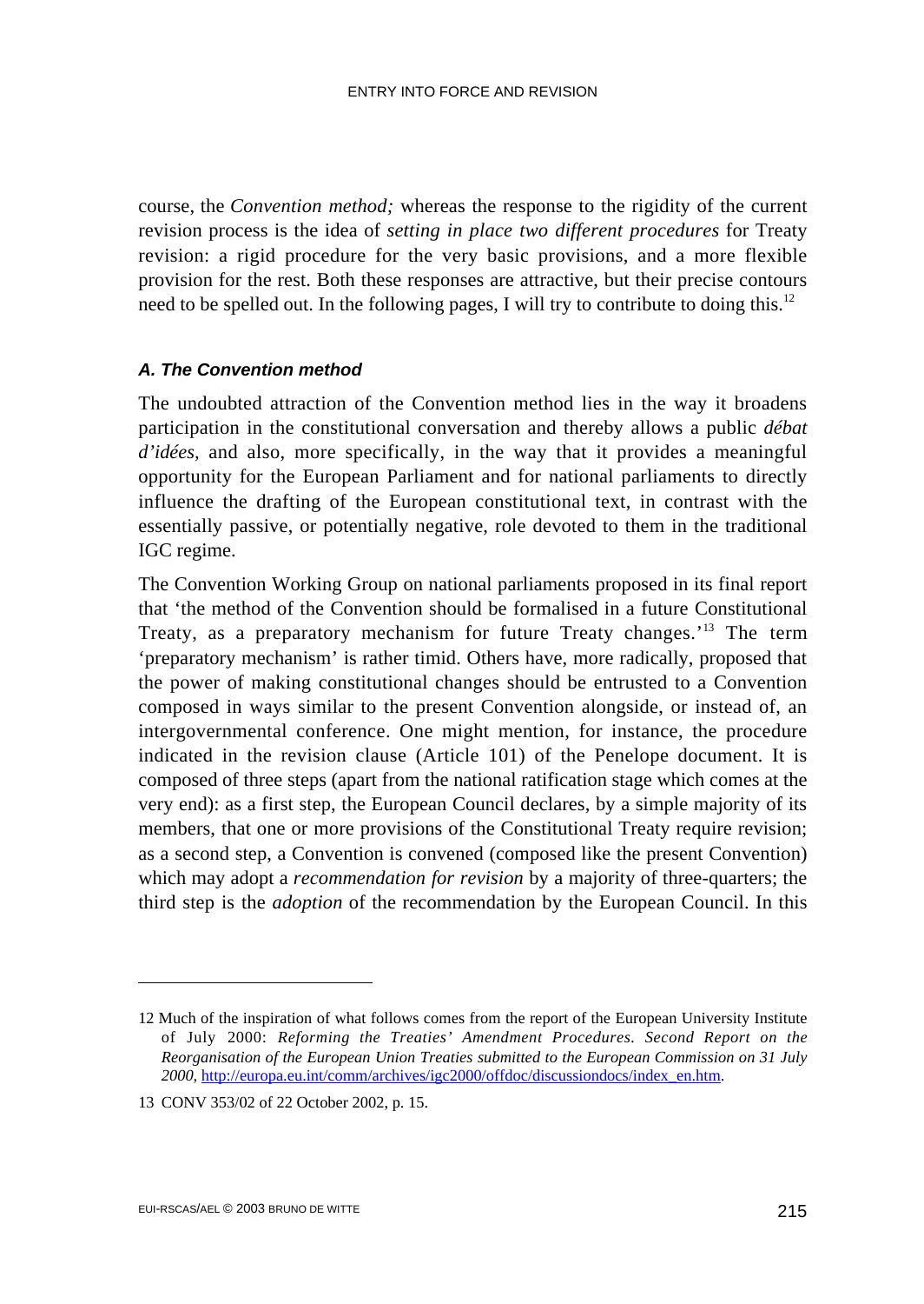course, the *Convention method;* whereas the response to the rigidity of the current revision process is the idea of *setting in place two different procedures* for Treaty revision: a rigid procedure for the very basic provisions, and a more flexible provision for the rest. Both these responses are attractive, but their precise contours need to be spelled out. In the following pages, I will try to contribute to doing this.[12]

### *A. The Convention method*

The undoubted attraction of the Convention method lies in the way it broadens participation in the constitutional conversation and thereby allows a public *débat d'idées,* and also, more specifically, in the way that it provides a meaningful opportunity for the European Parliament and for national parliaments to directly influence the drafting of the European constitutional text, in contrast with the essentially passive, or potentially negative, role devoted to them in the traditional IGC regime.

The Convention Working Group on national parliaments proposed in its final report that 'the method of the Convention should be formalised in a future Constitutional Treaty, as a preparatory mechanism for future Treaty changes.'[13] The term 'preparatory mechanism' is rather timid. Others have, more radically, proposed that the power of making constitutional changes should be entrusted to a Convention composed in ways similar to the present Convention alongside, or instead of, an intergovernmental conference. One might mention, for instance, the procedure indicated in the revision clause (Article 101) of the Penelope document. It is composed of three steps (apart from the national ratification stage which comes at the very end): as a first step, the European Council declares, by a simple majority of its members, that one or more provisions of the Constitutional Treaty require revision; as a second step, a Convention is convened (composed like the present Convention) which may adopt a *recommendation for revision* by a majority of three-quarters; the third step is the *adoption* of the recommendation by the European Council. In this

---

12 Much of the inspiration of what follows comes from the report of the European University Institute of July 2000: *Reforming the Treaties' Amendment Procedures. Second Report on the Reorganisation of the European Union Treaties submitted to the European Commission on 31 July 2000*, http://europa.eu.int/comm/archives/igc2000/offdoc/discussiondocs/index_en.htm.

13 CONV 353/02 of 22 October 2002, p. 15.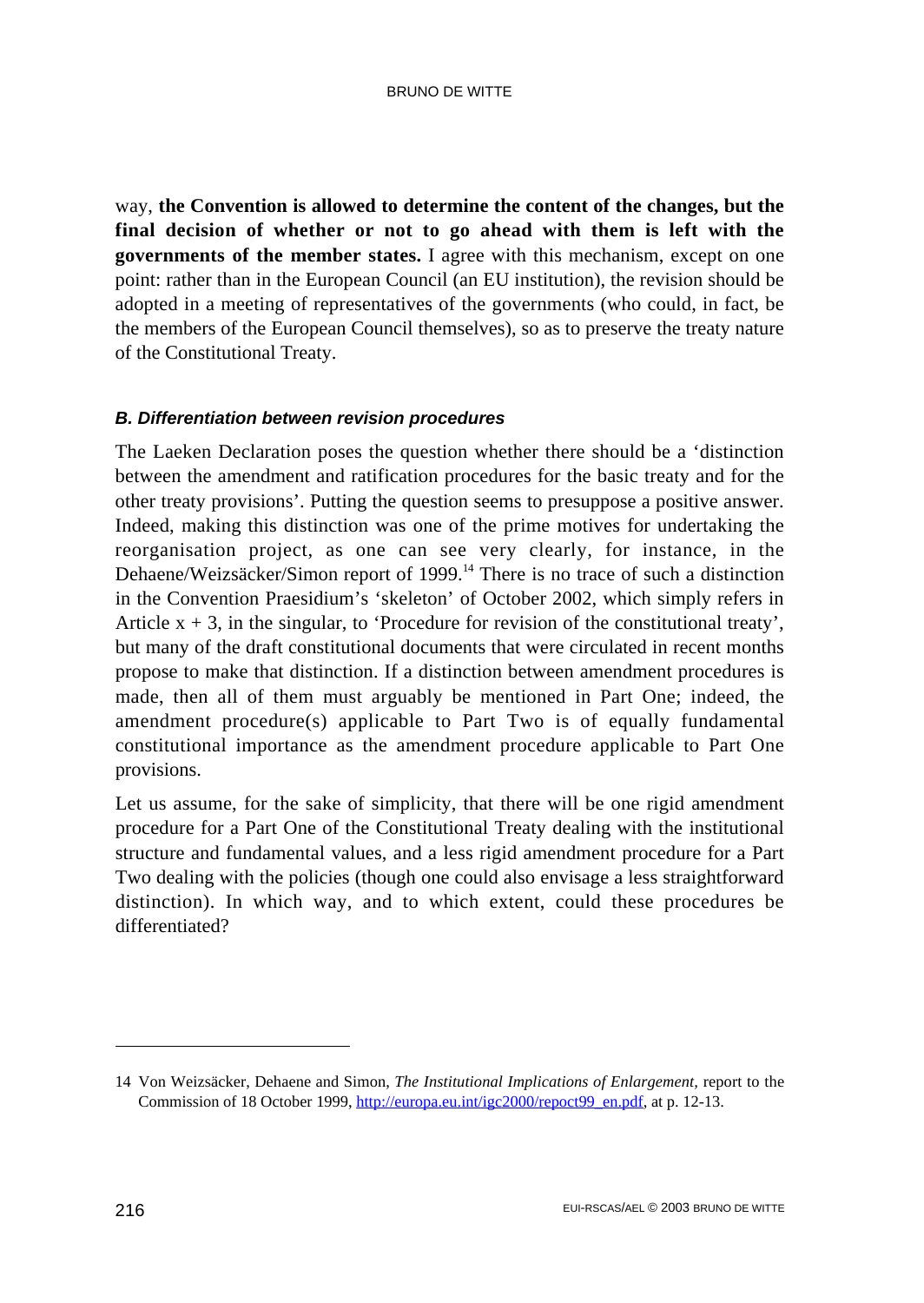way, **the Convention is allowed to determine the content of the changes, but the final decision of whether or not to go ahead with them is left with the governments of the member states.** I agree with this mechanism, except on one point: rather than in the European Council (an EU institution), the revision should be adopted in a meeting of representatives of the governments (who could, in fact, be the members of the European Council themselves), so as to preserve the treaty nature of the Constitutional Treaty.

### *B. Differentiation between revision procedures*

The Laeken Declaration poses the question whether there should be a 'distinction between the amendment and ratification procedures for the basic treaty and for the other treaty provisions'. Putting the question seems to presuppose a positive answer. Indeed, making this distinction was one of the prime motives for undertaking the reorganisation project, as one can see very clearly, for instance, in the Dehaene/Weizsäcker/Simon report of 1999.[14] There is no trace of such a distinction in the Convention Praesidium's 'skeleton' of October 2002, which simply refers in Article x + 3, in the singular, to 'Procedure for revision of the constitutional treaty', but many of the draft constitutional documents that were circulated in recent months propose to make that distinction. If a distinction between amendment procedures is made, then all of them must arguably be mentioned in Part One; indeed, the amendment procedure(s) applicable to Part Two is of equally fundamental constitutional importance as the amendment procedure applicable to Part One provisions.

Let us assume, for the sake of simplicity, that there will be one rigid amendment procedure for a Part One of the Constitutional Treaty dealing with the institutional structure and fundamental values, and a less rigid amendment procedure for a Part Two dealing with the policies (though one could also envisage a less straightforward distinction). In which way, and to which extent, could these procedures be differentiated?

---

14 Von Weizsäcker, Dehaene and Simon, *The Institutional Implications of Enlargement,* report to the Commission of 18 October 1999, http://europa.eu.int/igc2000/repoct99_en.pdf, at p. 12-13.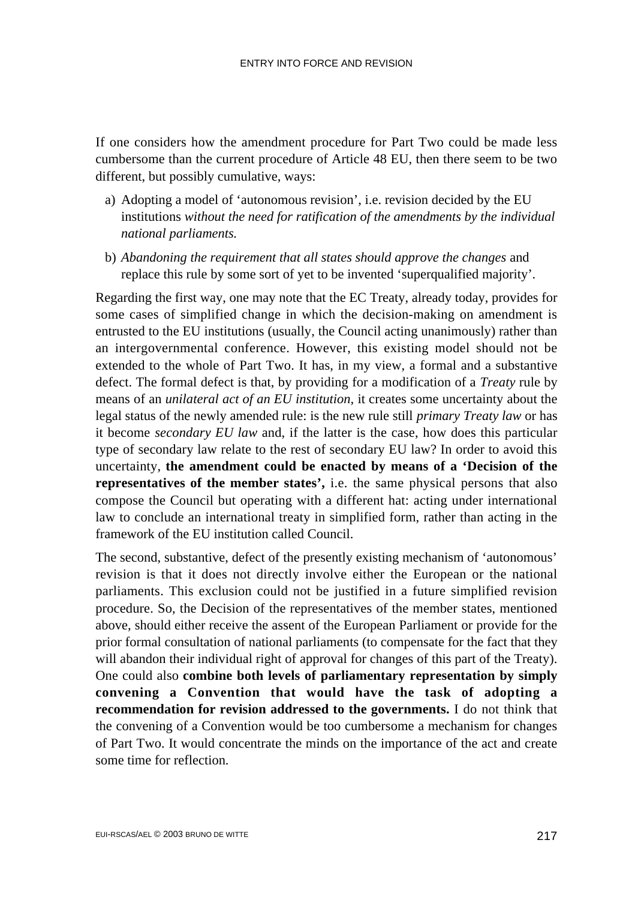If one considers how the amendment procedure for Part Two could be made less cumbersome than the current procedure of Article 48 EU, then there seem to be two different, but possibly cumulative, ways:

a) Adopting a model of 'autonomous revision', i.e. revision decided by the EU institutions *without the need for ratification of the amendments by the individual national parliaments.*

b) *Abandoning the requirement that all states should approve the changes* and replace this rule by some sort of yet to be invented 'superqualified majority'.

Regarding the first way, one may note that the EC Treaty, already today, provides for some cases of simplified change in which the decision-making on amendment is entrusted to the EU institutions (usually, the Council acting unanimously) rather than an intergovernmental conference. However, this existing model should not be extended to the whole of Part Two. It has, in my view, a formal and a substantive defect. The formal defect is that, by providing for a modification of a *Treaty* rule by means of an *unilateral act of an EU institution*, it creates some uncertainty about the legal status of the newly amended rule: is the new rule still *primary Treaty law* or has it become *secondary EU law* and, if the latter is the case, how does this particular type of secondary law relate to the rest of secondary EU law? In order to avoid this uncertainty, **the amendment could be enacted by means of a 'Decision of the representatives of the member states',** i.e. the same physical persons that also compose the Council but operating with a different hat: acting under international law to conclude an international treaty in simplified form, rather than acting in the framework of the EU institution called Council.

The second, substantive, defect of the presently existing mechanism of 'autonomous' revision is that it does not directly involve either the European or the national parliaments. This exclusion could not be justified in a future simplified revision procedure. So, the Decision of the representatives of the member states, mentioned above, should either receive the assent of the European Parliament or provide for the prior formal consultation of national parliaments (to compensate for the fact that they will abandon their individual right of approval for changes of this part of the Treaty). One could also **combine both levels of parliamentary representation by simply convening a Convention that would have the task of adopting a recommendation for revision addressed to the governments.** I do not think that the convening of a Convention would be too cumbersome a mechanism for changes of Part Two. It would concentrate the minds on the importance of the act and create some time for reflection.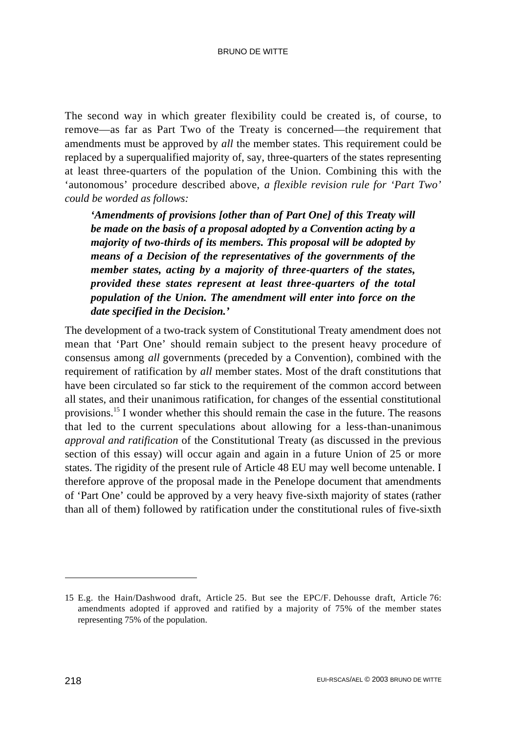The second way in which greater flexibility could be created is, of course, to remove—as far as Part Two of the Treaty is concerned—the requirement that amendments must be approved by *all* the member states. This requirement could be replaced by a superqualified majority of, say, three-quarters of the states representing at least three-quarters of the population of the Union. Combining this with the 'autonomous' procedure described above, *a flexible revision rule for 'Part Two' could be worded as follows:*

> ***'Amendments of provisions [other than of Part One] of this Treaty will be made on the basis of a proposal adopted by a Convention acting by a majority of two-thirds of its members. This proposal will be adopted by means of a Decision of the representatives of the governments of the member states, acting by a majority of three-quarters of the states, provided these states represent at least three-quarters of the total population of the Union. The amendment will enter into force on the date specified in the Decision.'***

The development of a two-track system of Constitutional Treaty amendment does not mean that 'Part One' should remain subject to the present heavy procedure of consensus among *all* governments (preceded by a Convention), combined with the requirement of ratification by *all* member states. Most of the draft constitutions that have been circulated so far stick to the requirement of the common accord between all states, and their unanimous ratification, for changes of the essential constitutional provisions.[15] I wonder whether this should remain the case in the future. The reasons that led to the current speculations about allowing for a less-than-unanimous *approval and ratification* of the Constitutional Treaty (as discussed in the previous section of this essay) will occur again and again in a future Union of 25 or more states. The rigidity of the present rule of Article 48 EU may well become untenable. I therefore approve of the proposal made in the Penelope document that amendments of 'Part One' could be approved by a very heavy five-sixth majority of states (rather than all of them) followed by ratification under the constitutional rules of five-sixth

---

15 E.g. the Hain/Dashwood draft, Article 25. But see the EPC/F. Dehousse draft, Article 76: amendments adopted if approved and ratified by a majority of 75% of the member states representing 75% of the population.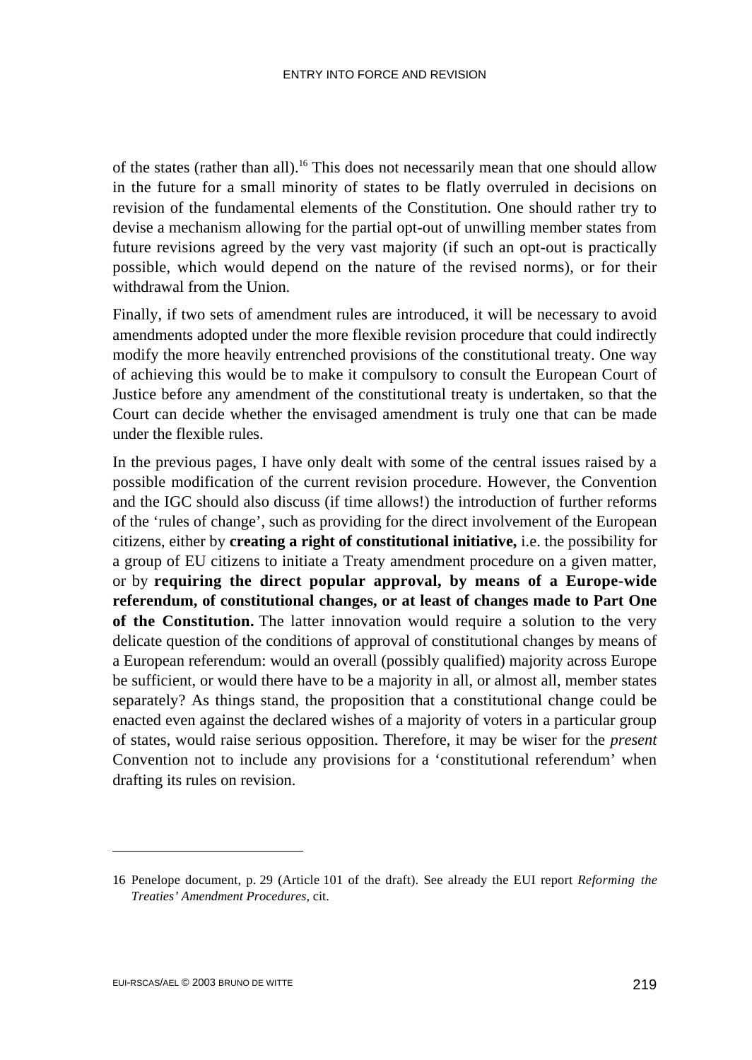of the states (rather than all).[16] This does not necessarily mean that one should allow in the future for a small minority of states to be flatly overruled in decisions on revision of the fundamental elements of the Constitution. One should rather try to devise a mechanism allowing for the partial opt-out of unwilling member states from future revisions agreed by the very vast majority (if such an opt-out is practically possible, which would depend on the nature of the revised norms), or for their withdrawal from the Union.

Finally, if two sets of amendment rules are introduced, it will be necessary to avoid amendments adopted under the more flexible revision procedure that could indirectly modify the more heavily entrenched provisions of the constitutional treaty. One way of achieving this would be to make it compulsory to consult the European Court of Justice before any amendment of the constitutional treaty is undertaken, so that the Court can decide whether the envisaged amendment is truly one that can be made under the flexible rules.

In the previous pages, I have only dealt with some of the central issues raised by a possible modification of the current revision procedure. However, the Convention and the IGC should also discuss (if time allows!) the introduction of further reforms of the 'rules of change', such as providing for the direct involvement of the European citizens, either by **creating a right of constitutional initiative,** i.e. the possibility for a group of EU citizens to initiate a Treaty amendment procedure on a given matter, or by **requiring the direct popular approval, by means of a Europe-wide referendum, of constitutional changes, or at least of changes made to Part One of the Constitution.** The latter innovation would require a solution to the very delicate question of the conditions of approval of constitutional changes by means of a European referendum: would an overall (possibly qualified) majority across Europe be sufficient, or would there have to be a majority in all, or almost all, member states separately? As things stand, the proposition that a constitutional change could be enacted even against the declared wishes of a majority of voters in a particular group of states, would raise serious opposition. Therefore, it may be wiser for the *present* Convention not to include any provisions for a 'constitutional referendum' when drafting its rules on revision.

---

16 Penelope document, p. 29 (Article 101 of the draft). See already the EUI report *Reforming the Treaties' Amendment Procedures*, cit.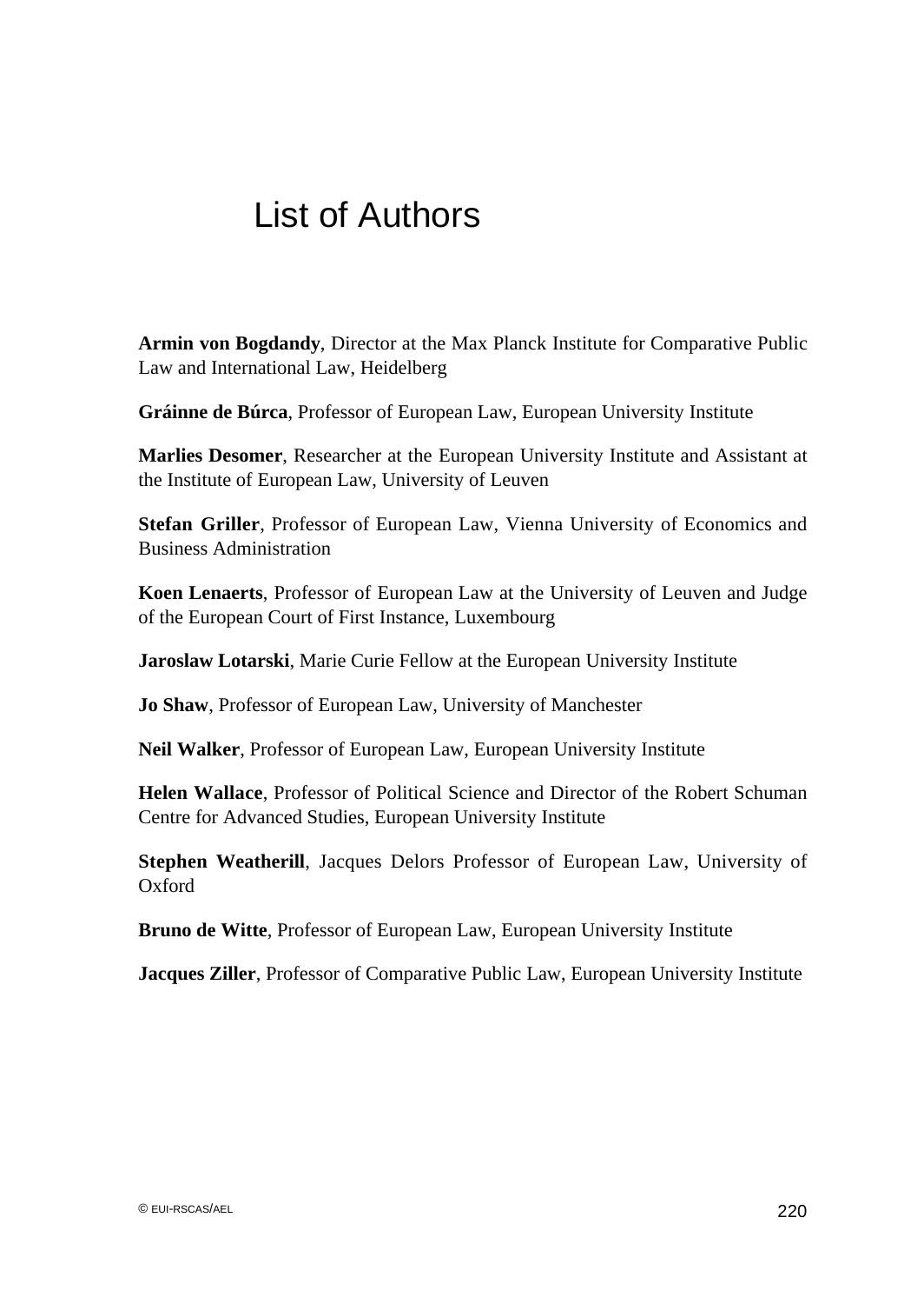# List of Authors

**Armin von Bogdandy**, Director at the Max Planck Institute for Comparative Public Law and International Law, Heidelberg

**Gráinne de Búrca**, Professor of European Law, European University Institute

**Marlies Desomer**, Researcher at the European University Institute and Assistant at the Institute of European Law, University of Leuven

**Stefan Griller**, Professor of European Law, Vienna University of Economics and Business Administration

**Koen Lenaerts**, Professor of European Law at the University of Leuven and Judge of the European Court of First Instance, Luxembourg

**Jaroslaw Lotarski**, Marie Curie Fellow at the European University Institute

**Jo Shaw**, Professor of European Law, University of Manchester

**Neil Walker**, Professor of European Law, European University Institute

**Helen Wallace**, Professor of Political Science and Director of the Robert Schuman Centre for Advanced Studies, European University Institute

**Stephen Weatherill**, Jacques Delors Professor of European Law, University of Oxford

**Bruno de Witte**, Professor of European Law, European University Institute

**Jacques Ziller**, Professor of Comparative Public Law, European University Institute